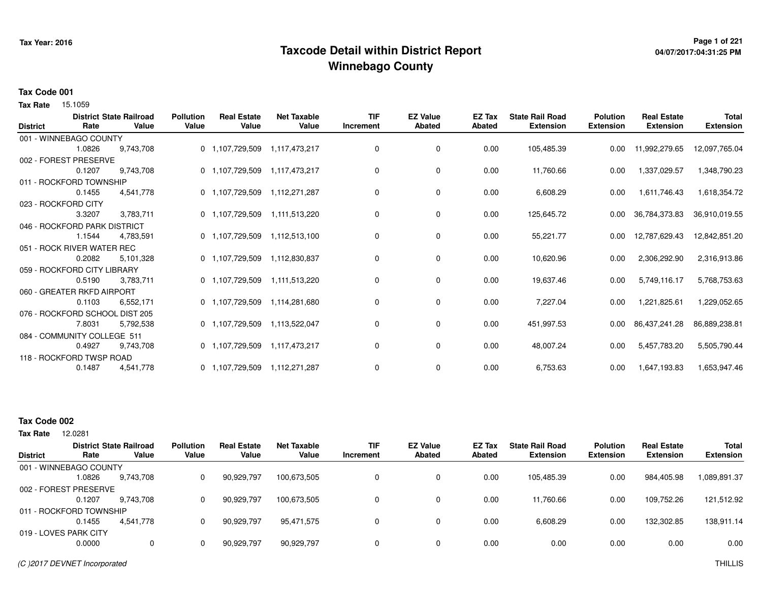# Taxcode Detail within District Report
## Winnebago County

Tax Year: 2016

04/07/2017:04:31:25 PM

### Tax Code 001

**Tax Rate** 15.1059

| District | District Rate | State Railroad Value | Pollution Value | Real Estate Value | Net Taxable Value | TIF Increment | EZ Value Abated | EZ Tax Abated | State Rail Road Extension | Polution Extension | Real Estate Extension | Total Extension |
|---|---|---|---|---|---|---|---|---|---|---|---|---|
| 001 - WINNEBAGO COUNTY | 1.0826 | 9,743,708 | 0 | 1,107,729,509 | 1,117,473,217 | 0 | 0 | 0.00 | 105,485.39 | 0.00 | 11,992,279.65 | 12,097,765.04 |
| 002 - FOREST PRESERVE | 0.1207 | 9,743,708 | 0 | 1,107,729,509 | 1,117,473,217 | 0 | 0 | 0.00 | 11,760.66 | 0.00 | 1,337,029.57 | 1,348,790.23 |
| 011 - ROCKFORD TOWNSHIP | 0.1455 | 4,541,778 | 0 | 1,107,729,509 | 1,112,271,287 | 0 | 0 | 0.00 | 6,608.29 | 0.00 | 1,611,746.43 | 1,618,354.72 |
| 023 - ROCKFORD CITY | 3.3207 | 3,783,711 | 0 | 1,107,729,509 | 1,111,513,220 | 0 | 0 | 0.00 | 125,645.72 | 0.00 | 36,784,373.83 | 36,910,019.55 |
| 046 - ROCKFORD PARK DISTRICT | 1.1544 | 4,783,591 | 0 | 1,107,729,509 | 1,112,513,100 | 0 | 0 | 0.00 | 55,221.77 | 0.00 | 12,787,629.43 | 12,842,851.20 |
| 051 - ROCK RIVER WATER REC | 0.2082 | 5,101,328 | 0 | 1,107,729,509 | 1,112,830,837 | 0 | 0 | 0.00 | 10,620.96 | 0.00 | 2,306,292.90 | 2,316,913.86 |
| 059 - ROCKFORD CITY LIBRARY | 0.5190 | 3,783,711 | 0 | 1,107,729,509 | 1,111,513,220 | 0 | 0 | 0.00 | 19,637.46 | 0.00 | 5,749,116.17 | 5,768,753.63 |
| 060 - GREATER RKFD AIRPORT | 0.1103 | 6,552,171 | 0 | 1,107,729,509 | 1,114,281,680 | 0 | 0 | 0.00 | 7,227.04 | 0.00 | 1,221,825.61 | 1,229,052.65 |
| 076 - ROCKFORD SCHOOL DIST 205 | 7.8031 | 5,792,538 | 0 | 1,107,729,509 | 1,113,522,047 | 0 | 0 | 0.00 | 451,997.53 | 0.00 | 86,437,241.28 | 86,889,238.81 |
| 084 - COMMUNITY COLLEGE 511 | 0.4927 | 9,743,708 | 0 | 1,107,729,509 | 1,117,473,217 | 0 | 0 | 0.00 | 48,007.24 | 0.00 | 5,457,783.20 | 5,505,790.44 |
| 118 - ROCKFORD TWSP ROAD | 0.1487 | 4,541,778 | 0 | 1,107,729,509 | 1,112,271,287 | 0 | 0 | 0.00 | 6,753.63 | 0.00 | 1,647,193.83 | 1,653,947.46 |

### Tax Code 002

**Tax Rate** 12.0281

| District | District Rate | State Railroad Value | Pollution Value | Real Estate Value | Net Taxable Value | TIF Increment | EZ Value Abated | EZ Tax Abated | State Rail Road Extension | Polution Extension | Real Estate Extension | Total Extension |
|---|---|---|---|---|---|---|---|---|---|---|---|---|
| 001 - WINNEBAGO COUNTY | 1.0826 | 9,743,708 | 0 | 90,929,797 | 100,673,505 | 0 | 0 | 0.00 | 105,485.39 | 0.00 | 984,405.98 | 1,089,891.37 |
| 002 - FOREST PRESERVE | 0.1207 | 9,743,708 | 0 | 90,929,797 | 100,673,505 | 0 | 0 | 0.00 | 11,760.66 | 0.00 | 109,752.26 | 121,512.92 |
| 011 - ROCKFORD TOWNSHIP | 0.1455 | 4,541,778 | 0 | 90,929,797 | 95,471,575 | 0 | 0 | 0.00 | 6,608.29 | 0.00 | 132,302.85 | 138,911.14 |
| 019 - LOVES PARK CITY | 0.0000 | 0 | 0 | 90,929,797 | 90,929,797 | 0 | 0 | 0.00 | 0.00 | 0.00 | 0.00 | 0.00 |

*(C )2017 DEVNET Incorporated*

THILLIS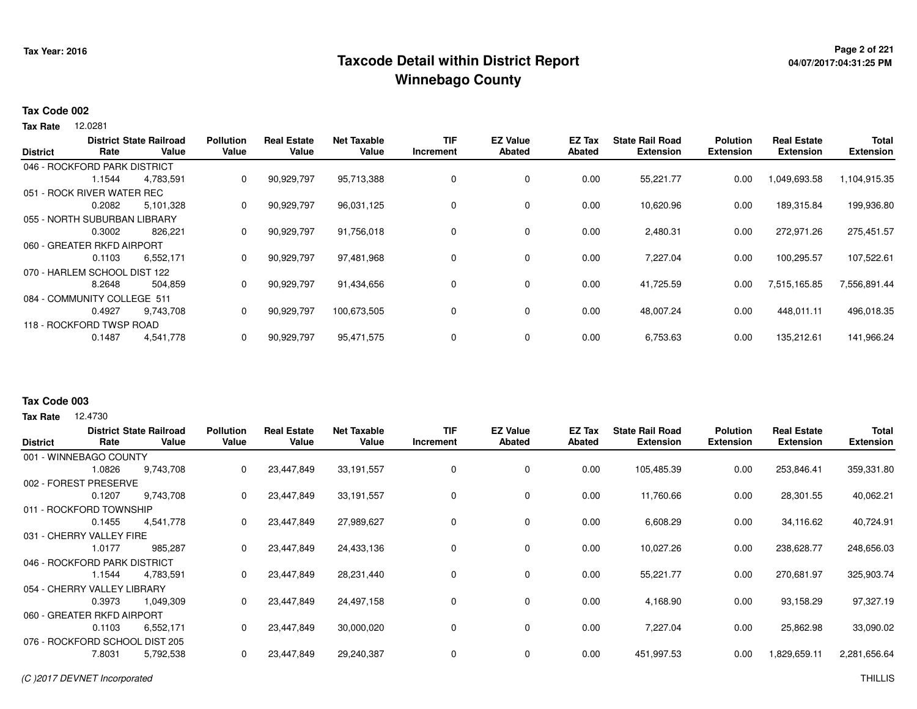# Taxcode Detail within District Report
# Winnebago County

Tax Year: 2016

## Tax Code 002

**Tax Rate** 12.0281

| District | District Rate | State Railroad Value | Pollution Value | Real Estate Value | Net Taxable Value | TIF Increment | EZ Value Abated | EZ Tax Abated | State Rail Road Extension | Polution Extension | Real Estate Extension | Total Extension |
|---|---|---|---|---|---|---|---|---|---|---|---|---|
| 046 - ROCKFORD PARK DISTRICT | 1.1544 | 4,783,591 | 0 | 90,929,797 | 95,713,388 | 0 | 0 | 0.00 | 55,221.77 | 0.00 | 1,049,693.58 | 1,104,915.35 |
| 051 - ROCK RIVER WATER REC | 0.2082 | 5,101,328 | 0 | 90,929,797 | 96,031,125 | 0 | 0 | 0.00 | 10,620.96 | 0.00 | 189,315.84 | 199,936.80 |
| 055 - NORTH SUBURBAN LIBRARY | 0.3002 | 826,221 | 0 | 90,929,797 | 91,756,018 | 0 | 0 | 0.00 | 2,480.31 | 0.00 | 272,971.26 | 275,451.57 |
| 060 - GREATER RKFD AIRPORT | 0.1103 | 6,552,171 | 0 | 90,929,797 | 97,481,968 | 0 | 0 | 0.00 | 7,227.04 | 0.00 | 100,295.57 | 107,522.61 |
| 070 - HARLEM SCHOOL DIST 122 | 8.2648 | 504,859 | 0 | 90,929,797 | 91,434,656 | 0 | 0 | 0.00 | 41,725.59 | 0.00 | 7,515,165.85 | 7,556,891.44 |
| 084 - COMMUNITY COLLEGE 511 | 0.4927 | 9,743,708 | 0 | 90,929,797 | 100,673,505 | 0 | 0 | 0.00 | 48,007.24 | 0.00 | 448,011.11 | 496,018.35 |
| 118 - ROCKFORD TWSP ROAD | 0.1487 | 4,541,778 | 0 | 90,929,797 | 95,471,575 | 0 | 0 | 0.00 | 6,753.63 | 0.00 | 135,212.61 | 141,966.24 |

## Tax Code 003

**Tax Rate** 12.4730

| District | District Rate | State Railroad Value | Pollution Value | Real Estate Value | Net Taxable Value | TIF Increment | EZ Value Abated | EZ Tax Abated | State Rail Road Extension | Polution Extension | Real Estate Extension | Total Extension |
|---|---|---|---|---|---|---|---|---|---|---|---|---|
| 001 - WINNEBAGO COUNTY | 1.0826 | 9,743,708 | 0 | 23,447,849 | 33,191,557 | 0 | 0 | 0.00 | 105,485.39 | 0.00 | 253,846.41 | 359,331.80 |
| 002 - FOREST PRESERVE | 0.1207 | 9,743,708 | 0 | 23,447,849 | 33,191,557 | 0 | 0 | 0.00 | 11,760.66 | 0.00 | 28,301.55 | 40,062.21 |
| 011 - ROCKFORD TOWNSHIP | 0.1455 | 4,541,778 | 0 | 23,447,849 | 27,989,627 | 0 | 0 | 0.00 | 6,608.29 | 0.00 | 34,116.62 | 40,724.91 |
| 031 - CHERRY VALLEY FIRE | 1.0177 | 985,287 | 0 | 23,447,849 | 24,433,136 | 0 | 0 | 0.00 | 10,027.26 | 0.00 | 238,628.77 | 248,656.03 |
| 046 - ROCKFORD PARK DISTRICT | 1.1544 | 4,783,591 | 0 | 23,447,849 | 28,231,440 | 0 | 0 | 0.00 | 55,221.77 | 0.00 | 270,681.97 | 325,903.74 |
| 054 - CHERRY VALLEY LIBRARY | 0.3973 | 1,049,309 | 0 | 23,447,849 | 24,497,158 | 0 | 0 | 0.00 | 4,168.90 | 0.00 | 93,158.29 | 97,327.19 |
| 060 - GREATER RKFD AIRPORT | 0.1103 | 6,552,171 | 0 | 23,447,849 | 30,000,020 | 0 | 0 | 0.00 | 7,227.04 | 0.00 | 25,862.98 | 33,090.02 |
| 076 - ROCKFORD SCHOOL DIST 205 | 7.8031 | 5,792,538 | 0 | 23,447,849 | 29,240,387 | 0 | 0 | 0.00 | 451,997.53 | 0.00 | 1,829,659.11 | 2,281,656.64 |

(C )2017 DEVNET Incorporated — THILLIS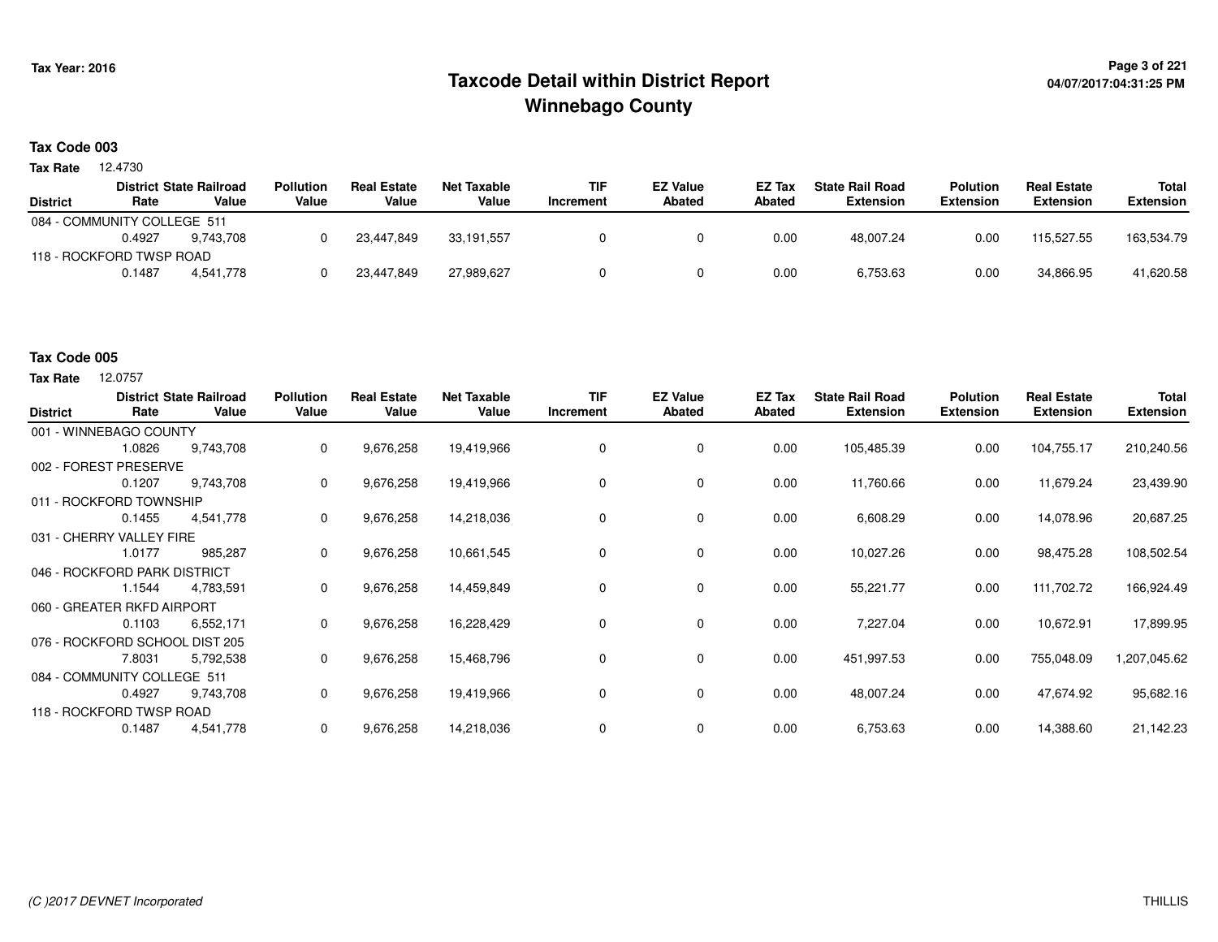# Taxcode Detail within District Report
# Winnebago County

Tax Year: 2016

## Tax Code 003

**Tax Rate** 12.4730

| District | District Rate | State Railroad Value | Pollution Value | Real Estate Value | Net Taxable Value | TIF Increment | EZ Value Abated | EZ Tax Abated | State Rail Road Extension | Polution Extension | Real Estate Extension | Total Extension |
|---|---|---|---|---|---|---|---|---|---|---|---|---|
| 084 - COMMUNITY COLLEGE 511 | 0.4927 | 9,743,708 | 0 | 23,447,849 | 33,191,557 | 0 | 0 | 0.00 | 48,007.24 | 0.00 | 115,527.55 | 163,534.79 |
| 118 - ROCKFORD TWSP ROAD | 0.1487 | 4,541,778 | 0 | 23,447,849 | 27,989,627 | 0 | 0 | 0.00 | 6,753.63 | 0.00 | 34,866.95 | 41,620.58 |

## Tax Code 005

**Tax Rate** 12.0757

| District | District Rate | State Railroad Value | Pollution Value | Real Estate Value | Net Taxable Value | TIF Increment | EZ Value Abated | EZ Tax Abated | State Rail Road Extension | Polution Extension | Real Estate Extension | Total Extension |
|---|---|---|---|---|---|---|---|---|---|---|---|---|
| 001 - WINNEBAGO COUNTY | 1.0826 | 9,743,708 | 0 | 9,676,258 | 19,419,966 | 0 | 0 | 0.00 | 105,485.39 | 0.00 | 104,755.17 | 210,240.56 |
| 002 - FOREST PRESERVE | 0.1207 | 9,743,708 | 0 | 9,676,258 | 19,419,966 | 0 | 0 | 0.00 | 11,760.66 | 0.00 | 11,679.24 | 23,439.90 |
| 011 - ROCKFORD TOWNSHIP | 0.1455 | 4,541,778 | 0 | 9,676,258 | 14,218,036 | 0 | 0 | 0.00 | 6,608.29 | 0.00 | 14,078.96 | 20,687.25 |
| 031 - CHERRY VALLEY FIRE | 1.0177 | 985,287 | 0 | 9,676,258 | 10,661,545 | 0 | 0 | 0.00 | 10,027.26 | 0.00 | 98,475.28 | 108,502.54 |
| 046 - ROCKFORD PARK DISTRICT | 1.1544 | 4,783,591 | 0 | 9,676,258 | 14,459,849 | 0 | 0 | 0.00 | 55,221.77 | 0.00 | 111,702.72 | 166,924.49 |
| 060 - GREATER RKFD AIRPORT | 0.1103 | 6,552,171 | 0 | 9,676,258 | 16,228,429 | 0 | 0 | 0.00 | 7,227.04 | 0.00 | 10,672.91 | 17,899.95 |
| 076 - ROCKFORD SCHOOL DIST 205 | 7.8031 | 5,792,538 | 0 | 9,676,258 | 15,468,796 | 0 | 0 | 0.00 | 451,997.53 | 0.00 | 755,048.09 | 1,207,045.62 |
| 084 - COMMUNITY COLLEGE 511 | 0.4927 | 9,743,708 | 0 | 9,676,258 | 19,419,966 | 0 | 0 | 0.00 | 48,007.24 | 0.00 | 47,674.92 | 95,682.16 |
| 118 - ROCKFORD TWSP ROAD | 0.1487 | 4,541,778 | 0 | 9,676,258 | 14,218,036 | 0 | 0 | 0.00 | 6,753.63 | 0.00 | 14,388.60 | 21,142.23 |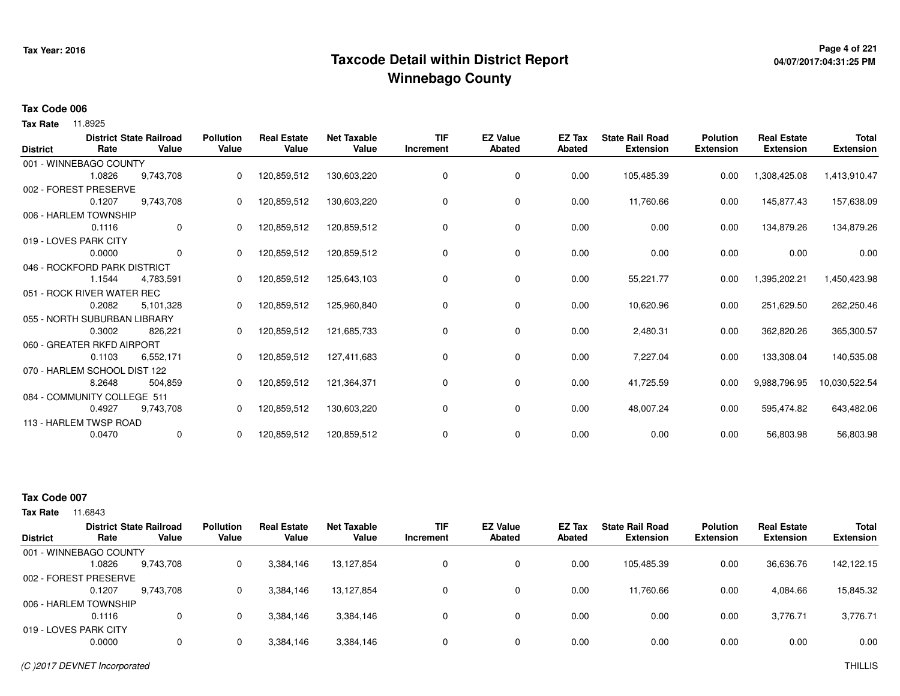# Taxcode Detail within District Report
## Winnebago County

Tax Year: 2016

### Tax Code 006

**Tax Rate** 11.8925

| District | District Rate | State Railroad Value | Pollution Value | Real Estate Value | Net Taxable Value | TIF Increment | EZ Value Abated | EZ Tax Abated | State Rail Road Extension | Polution Extension | Real Estate Extension | Total Extension |
|---|---|---|---|---|---|---|---|---|---|---|---|---|
| 001 - WINNEBAGO COUNTY | 1.0826 | 9,743,708 | 0 | 120,859,512 | 130,603,220 | 0 | 0 | 0.00 | 105,485.39 | 0.00 | 1,308,425.08 | 1,413,910.47 |
| 002 - FOREST PRESERVE | 0.1207 | 9,743,708 | 0 | 120,859,512 | 130,603,220 | 0 | 0 | 0.00 | 11,760.66 | 0.00 | 145,877.43 | 157,638.09 |
| 006 - HARLEM TOWNSHIP | 0.1116 | 0 | 0 | 120,859,512 | 120,859,512 | 0 | 0 | 0.00 | 0.00 | 0.00 | 134,879.26 | 134,879.26 |
| 019 - LOVES PARK CITY | 0.0000 | 0 | 0 | 120,859,512 | 120,859,512 | 0 | 0 | 0.00 | 0.00 | 0.00 | 0.00 | 0.00 |
| 046 - ROCKFORD PARK DISTRICT | 1.1544 | 4,783,591 | 0 | 120,859,512 | 125,643,103 | 0 | 0 | 0.00 | 55,221.77 | 0.00 | 1,395,202.21 | 1,450,423.98 |
| 051 - ROCK RIVER WATER REC | 0.2082 | 5,101,328 | 0 | 120,859,512 | 125,960,840 | 0 | 0 | 0.00 | 10,620.96 | 0.00 | 251,629.50 | 262,250.46 |
| 055 - NORTH SUBURBAN LIBRARY | 0.3002 | 826,221 | 0 | 120,859,512 | 121,685,733 | 0 | 0 | 0.00 | 2,480.31 | 0.00 | 362,820.26 | 365,300.57 |
| 060 - GREATER RKFD AIRPORT | 0.1103 | 6,552,171 | 0 | 120,859,512 | 127,411,683 | 0 | 0 | 0.00 | 7,227.04 | 0.00 | 133,308.04 | 140,535.08 |
| 070 - HARLEM SCHOOL DIST 122 | 8.2648 | 504,859 | 0 | 120,859,512 | 121,364,371 | 0 | 0 | 0.00 | 41,725.59 | 0.00 | 9,988,796.95 | 10,030,522.54 |
| 084 - COMMUNITY COLLEGE 511 | 0.4927 | 9,743,708 | 0 | 120,859,512 | 130,603,220 | 0 | 0 | 0.00 | 48,007.24 | 0.00 | 595,474.82 | 643,482.06 |
| 113 - HARLEM TWSP ROAD | 0.0470 | 0 | 0 | 120,859,512 | 120,859,512 | 0 | 0 | 0.00 | 0.00 | 0.00 | 56,803.98 | 56,803.98 |

### Tax Code 007

**Tax Rate** 11.6843

| District | District Rate | State Railroad Value | Pollution Value | Real Estate Value | Net Taxable Value | TIF Increment | EZ Value Abated | EZ Tax Abated | State Rail Road Extension | Polution Extension | Real Estate Extension | Total Extension |
|---|---|---|---|---|---|---|---|---|---|---|---|---|
| 001 - WINNEBAGO COUNTY | 1.0826 | 9,743,708 | 0 | 3,384,146 | 13,127,854 | 0 | 0 | 0.00 | 105,485.39 | 0.00 | 36,636.76 | 142,122.15 |
| 002 - FOREST PRESERVE | 0.1207 | 9,743,708 | 0 | 3,384,146 | 13,127,854 | 0 | 0 | 0.00 | 11,760.66 | 0.00 | 4,084.66 | 15,845.32 |
| 006 - HARLEM TOWNSHIP | 0.1116 | 0 | 0 | 3,384,146 | 3,384,146 | 0 | 0 | 0.00 | 0.00 | 0.00 | 3,776.71 | 3,776.71 |
| 019 - LOVES PARK CITY | 0.0000 | 0 | 0 | 3,384,146 | 3,384,146 | 0 | 0 | 0.00 | 0.00 | 0.00 | 0.00 | 0.00 |

*(C )2017 DEVNET Incorporated* THILLIS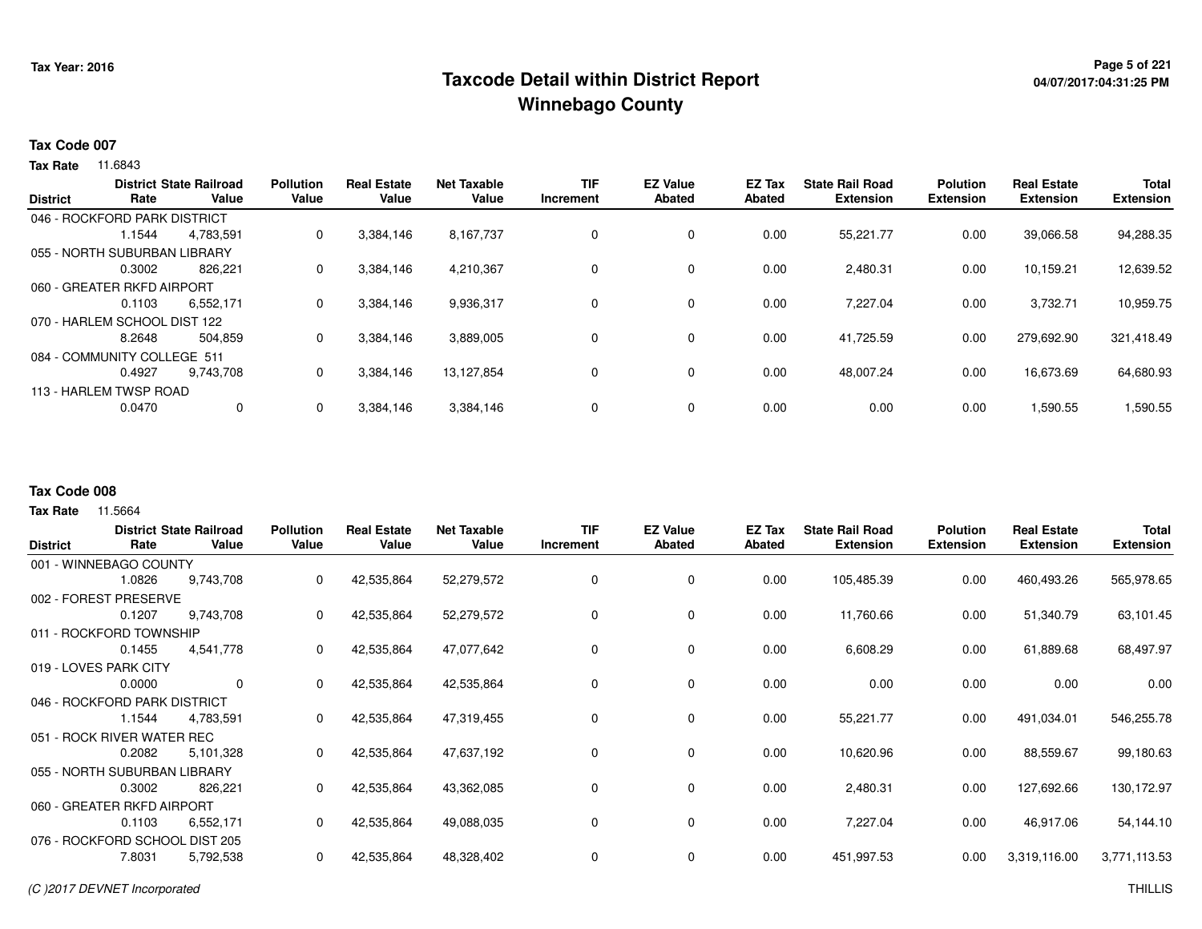# Taxcode Detail within District Report
## Winnebago County

Tax Year: 2016

04/07/2017:04:31:25 PM

**Tax Code 007**

**Tax Rate** 11.6843

| District | District Rate | State Railroad Value | Pollution Value | Real Estate Value | Net Taxable Value | TIF Increment | EZ Value Abated | EZ Tax Abated | State Rail Road Extension | Polution Extension | Real Estate Extension | Total Extension |
|---|---|---|---|---|---|---|---|---|---|---|---|---|
| 046 - ROCKFORD PARK DISTRICT | 1.1544 | 4,783,591 | 0 | 3,384,146 | 8,167,737 | 0 | 0 | 0.00 | 55,221.77 | 0.00 | 39,066.58 | 94,288.35 |
| 055 - NORTH SUBURBAN LIBRARY | 0.3002 | 826,221 | 0 | 3,384,146 | 4,210,367 | 0 | 0 | 0.00 | 2,480.31 | 0.00 | 10,159.21 | 12,639.52 |
| 060 - GREATER RKFD AIRPORT | 0.1103 | 6,552,171 | 0 | 3,384,146 | 9,936,317 | 0 | 0 | 0.00 | 7,227.04 | 0.00 | 3,732.71 | 10,959.75 |
| 070 - HARLEM SCHOOL DIST 122 | 8.2648 | 504,859 | 0 | 3,384,146 | 3,889,005 | 0 | 0 | 0.00 | 41,725.59 | 0.00 | 279,692.90 | 321,418.49 |
| 084 - COMMUNITY COLLEGE 511 | 0.4927 | 9,743,708 | 0 | 3,384,146 | 13,127,854 | 0 | 0 | 0.00 | 48,007.24 | 0.00 | 16,673.69 | 64,680.93 |
| 113 - HARLEM TWSP ROAD | 0.0470 | 0 | 0 | 3,384,146 | 3,384,146 | 0 | 0 | 0.00 | 0.00 | 0.00 | 1,590.55 | 1,590.55 |

**Tax Code 008**

**Tax Rate** 11.5664

| District | District Rate | State Railroad Value | Pollution Value | Real Estate Value | Net Taxable Value | TIF Increment | EZ Value Abated | EZ Tax Abated | State Rail Road Extension | Polution Extension | Real Estate Extension | Total Extension |
|---|---|---|---|---|---|---|---|---|---|---|---|---|
| 001 - WINNEBAGO COUNTY | 1.0826 | 9,743,708 | 0 | 42,535,864 | 52,279,572 | 0 | 0 | 0.00 | 105,485.39 | 0.00 | 460,493.26 | 565,978.65 |
| 002 - FOREST PRESERVE | 0.1207 | 9,743,708 | 0 | 42,535,864 | 52,279,572 | 0 | 0 | 0.00 | 11,760.66 | 0.00 | 51,340.79 | 63,101.45 |
| 011 - ROCKFORD TOWNSHIP | 0.1455 | 4,541,778 | 0 | 42,535,864 | 47,077,642 | 0 | 0 | 0.00 | 6,608.29 | 0.00 | 61,889.68 | 68,497.97 |
| 019 - LOVES PARK CITY | 0.0000 | 0 | 0 | 42,535,864 | 42,535,864 | 0 | 0 | 0.00 | 0.00 | 0.00 | 0.00 | 0.00 |
| 046 - ROCKFORD PARK DISTRICT | 1.1544 | 4,783,591 | 0 | 42,535,864 | 47,319,455 | 0 | 0 | 0.00 | 55,221.77 | 0.00 | 491,034.01 | 546,255.78 |
| 051 - ROCK RIVER WATER REC | 0.2082 | 5,101,328 | 0 | 42,535,864 | 47,637,192 | 0 | 0 | 0.00 | 10,620.96 | 0.00 | 88,559.67 | 99,180.63 |
| 055 - NORTH SUBURBAN LIBRARY | 0.3002 | 826,221 | 0 | 42,535,864 | 43,362,085 | 0 | 0 | 0.00 | 2,480.31 | 0.00 | 127,692.66 | 130,172.97 |
| 060 - GREATER RKFD AIRPORT | 0.1103 | 6,552,171 | 0 | 42,535,864 | 49,088,035 | 0 | 0 | 0.00 | 7,227.04 | 0.00 | 46,917.06 | 54,144.10 |
| 076 - ROCKFORD SCHOOL DIST 205 | 7.8031 | 5,792,538 | 0 | 42,535,864 | 48,328,402 | 0 | 0 | 0.00 | 451,997.53 | 0.00 | 3,319,116.00 | 3,771,113.53 |

*(C )2017 DEVNET Incorporated* THILLIS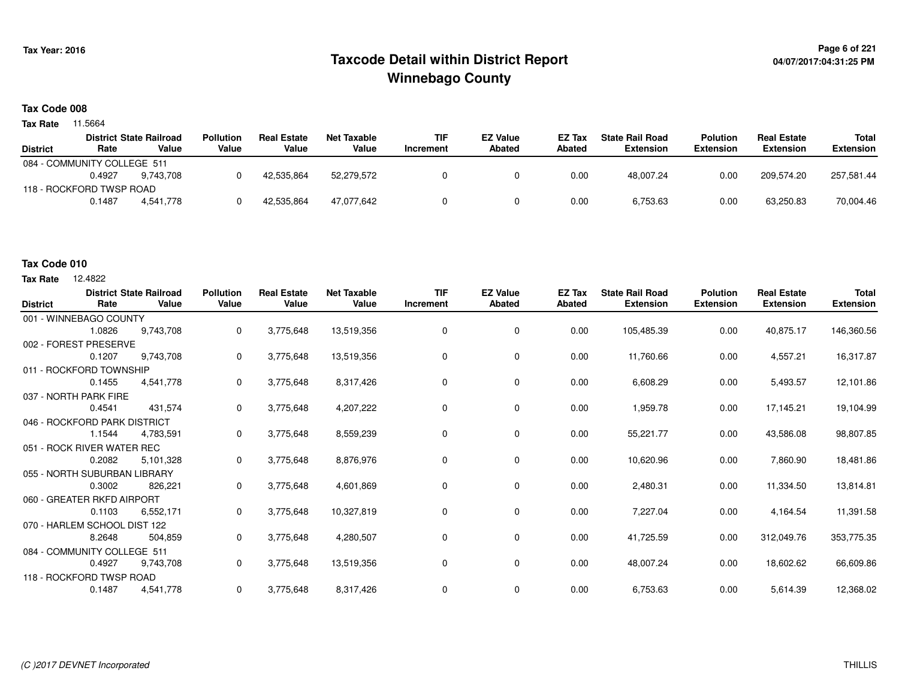# Taxcode Detail within District Report
## Winnebago County

Tax Year: 2016

04/07/2017:04:31:25 PM

### Tax Code 008

**Tax Rate** 11.5664

| District | District Rate | State Railroad Value | Pollution Value | Real Estate Value | Net Taxable Value | TIF Increment | EZ Value Abated | EZ Tax Abated | State Rail Road Extension | Polution Extension | Real Estate Extension | Total Extension |
|---|---|---|---|---|---|---|---|---|---|---|---|---|
| 084 - COMMUNITY COLLEGE 511 | 0.4927 | 9,743,708 | 0 | 42,535,864 | 52,279,572 | 0 | 0 | 0.00 | 48,007.24 | 0.00 | 209,574.20 | 257,581.44 |
| 118 - ROCKFORD TWSP ROAD | 0.1487 | 4,541,778 | 0 | 42,535,864 | 47,077,642 | 0 | 0 | 0.00 | 6,753.63 | 0.00 | 63,250.83 | 70,004.46 |

### Tax Code 010

**Tax Rate** 12.4822

| District | District Rate | State Railroad Value | Pollution Value | Real Estate Value | Net Taxable Value | TIF Increment | EZ Value Abated | EZ Tax Abated | State Rail Road Extension | Polution Extension | Real Estate Extension | Total Extension |
|---|---|---|---|---|---|---|---|---|---|---|---|---|
| 001 - WINNEBAGO COUNTY | 1.0826 | 9,743,708 | 0 | 3,775,648 | 13,519,356 | 0 | 0 | 0.00 | 105,485.39 | 0.00 | 40,875.17 | 146,360.56 |
| 002 - FOREST PRESERVE | 0.1207 | 9,743,708 | 0 | 3,775,648 | 13,519,356 | 0 | 0 | 0.00 | 11,760.66 | 0.00 | 4,557.21 | 16,317.87 |
| 011 - ROCKFORD TOWNSHIP | 0.1455 | 4,541,778 | 0 | 3,775,648 | 8,317,426 | 0 | 0 | 0.00 | 6,608.29 | 0.00 | 5,493.57 | 12,101.86 |
| 037 - NORTH PARK FIRE | 0.4541 | 431,574 | 0 | 3,775,648 | 4,207,222 | 0 | 0 | 0.00 | 1,959.78 | 0.00 | 17,145.21 | 19,104.99 |
| 046 - ROCKFORD PARK DISTRICT | 1.1544 | 4,783,591 | 0 | 3,775,648 | 8,559,239 | 0 | 0 | 0.00 | 55,221.77 | 0.00 | 43,586.08 | 98,807.85 |
| 051 - ROCK RIVER WATER REC | 0.2082 | 5,101,328 | 0 | 3,775,648 | 8,876,976 | 0 | 0 | 0.00 | 10,620.96 | 0.00 | 7,860.90 | 18,481.86 |
| 055 - NORTH SUBURBAN LIBRARY | 0.3002 | 826,221 | 0 | 3,775,648 | 4,601,869 | 0 | 0 | 0.00 | 2,480.31 | 0.00 | 11,334.50 | 13,814.81 |
| 060 - GREATER RKFD AIRPORT | 0.1103 | 6,552,171 | 0 | 3,775,648 | 10,327,819 | 0 | 0 | 0.00 | 7,227.04 | 0.00 | 4,164.54 | 11,391.58 |
| 070 - HARLEM SCHOOL DIST 122 | 8.2648 | 504,859 | 0 | 3,775,648 | 4,280,507 | 0 | 0 | 0.00 | 41,725.59 | 0.00 | 312,049.76 | 353,775.35 |
| 084 - COMMUNITY COLLEGE 511 | 0.4927 | 9,743,708 | 0 | 3,775,648 | 13,519,356 | 0 | 0 | 0.00 | 48,007.24 | 0.00 | 18,602.62 | 66,609.86 |
| 118 - ROCKFORD TWSP ROAD | 0.1487 | 4,541,778 | 0 | 3,775,648 | 8,317,426 | 0 | 0 | 0.00 | 6,753.63 | 0.00 | 5,614.39 | 12,368.02 |

(C )2017 DEVNET Incorporated

THILLIS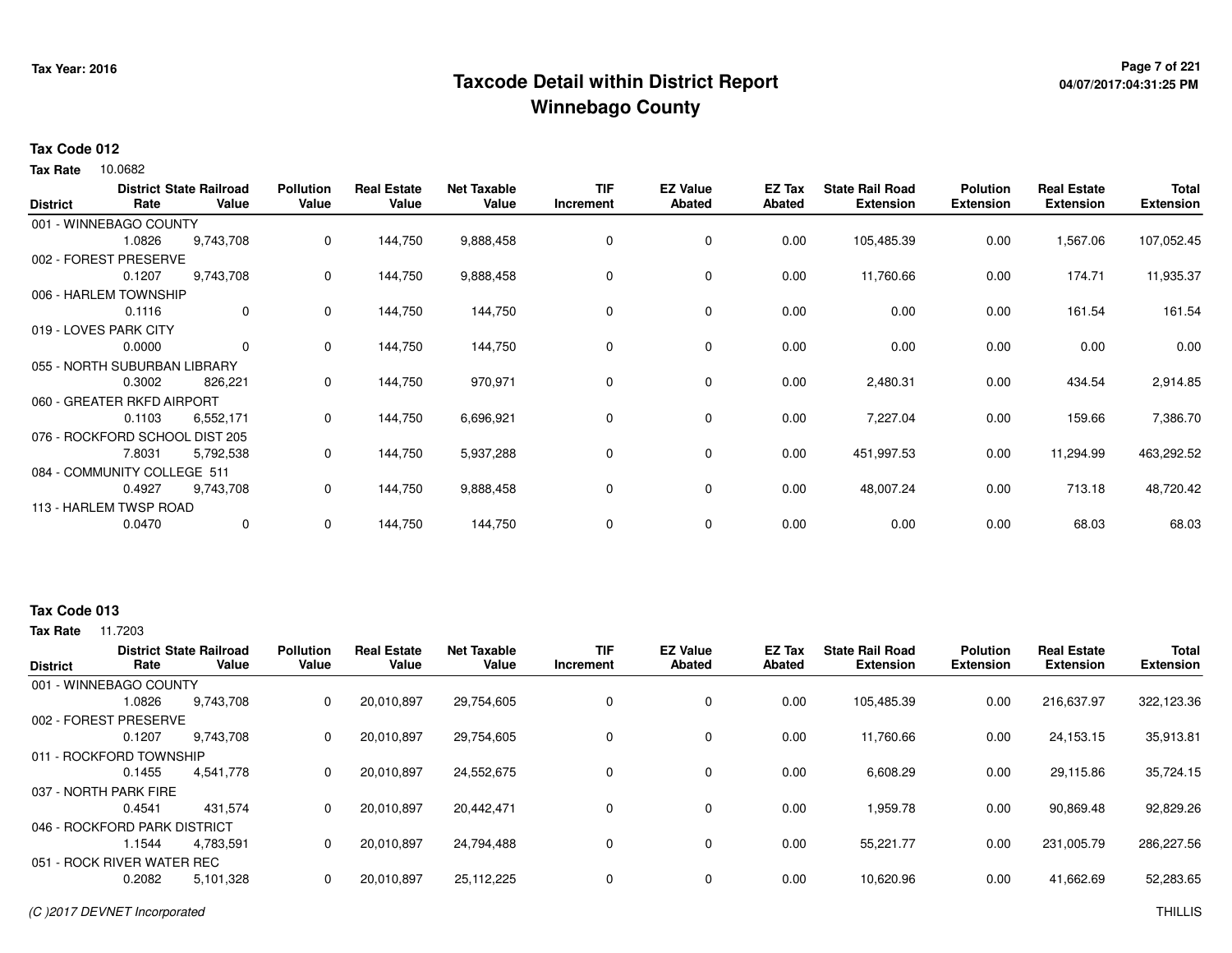# Taxcode Detail within District Report
## Winnebago County

Tax Year: 2016

**Tax Code 012**

**Tax Rate** 10.0682

| District | District Rate | State Railroad Value | Pollution Value | Real Estate Value | Net Taxable Value | TIF Increment | EZ Value Abated | EZ Tax Abated | State Rail Road Extension | Polution Extension | Real Estate Extension | Total Extension |
|---|---|---|---|---|---|---|---|---|---|---|---|---|
| 001 - WINNEBAGO COUNTY | 1.0826 | 9,743,708 | 0 | 144,750 | 9,888,458 | 0 | 0 | 0.00 | 105,485.39 | 0.00 | 1,567.06 | 107,052.45 |
| 002 - FOREST PRESERVE | 0.1207 | 9,743,708 | 0 | 144,750 | 9,888,458 | 0 | 0 | 0.00 | 11,760.66 | 0.00 | 174.71 | 11,935.37 |
| 006 - HARLEM TOWNSHIP | 0.1116 | 0 | 0 | 144,750 | 144,750 | 0 | 0 | 0.00 | 0.00 | 0.00 | 161.54 | 161.54 |
| 019 - LOVES PARK CITY | 0.0000 | 0 | 0 | 144,750 | 144,750 | 0 | 0 | 0.00 | 0.00 | 0.00 | 0.00 | 0.00 |
| 055 - NORTH SUBURBAN LIBRARY | 0.3002 | 826,221 | 0 | 144,750 | 970,971 | 0 | 0 | 0.00 | 2,480.31 | 0.00 | 434.54 | 2,914.85 |
| 060 - GREATER RKFD AIRPORT | 0.1103 | 6,552,171 | 0 | 144,750 | 6,696,921 | 0 | 0 | 0.00 | 7,227.04 | 0.00 | 159.66 | 7,386.70 |
| 076 - ROCKFORD SCHOOL DIST 205 | 7.8031 | 5,792,538 | 0 | 144,750 | 5,937,288 | 0 | 0 | 0.00 | 451,997.53 | 0.00 | 11,294.99 | 463,292.52 |
| 084 - COMMUNITY COLLEGE 511 | 0.4927 | 9,743,708 | 0 | 144,750 | 9,888,458 | 0 | 0 | 0.00 | 48,007.24 | 0.00 | 713.18 | 48,720.42 |
| 113 - HARLEM TWSP ROAD | 0.0470 | 0 | 0 | 144,750 | 144,750 | 0 | 0 | 0.00 | 0.00 | 0.00 | 68.03 | 68.03 |

**Tax Code 013**

**Tax Rate** 11.7203

| District | District Rate | State Railroad Value | Pollution Value | Real Estate Value | Net Taxable Value | TIF Increment | EZ Value Abated | EZ Tax Abated | State Rail Road Extension | Polution Extension | Real Estate Extension | Total Extension |
|---|---|---|---|---|---|---|---|---|---|---|---|---|
| 001 - WINNEBAGO COUNTY | 1.0826 | 9,743,708 | 0 | 20,010,897 | 29,754,605 | 0 | 0 | 0.00 | 105,485.39 | 0.00 | 216,637.97 | 322,123.36 |
| 002 - FOREST PRESERVE | 0.1207 | 9,743,708 | 0 | 20,010,897 | 29,754,605 | 0 | 0 | 0.00 | 11,760.66 | 0.00 | 24,153.15 | 35,913.81 |
| 011 - ROCKFORD TOWNSHIP | 0.1455 | 4,541,778 | 0 | 20,010,897 | 24,552,675 | 0 | 0 | 0.00 | 6,608.29 | 0.00 | 29,115.86 | 35,724.15 |
| 037 - NORTH PARK FIRE | 0.4541 | 431,574 | 0 | 20,010,897 | 20,442,471 | 0 | 0 | 0.00 | 1,959.78 | 0.00 | 90,869.48 | 92,829.26 |
| 046 - ROCKFORD PARK DISTRICT | 1.1544 | 4,783,591 | 0 | 20,010,897 | 24,794,488 | 0 | 0 | 0.00 | 55,221.77 | 0.00 | 231,005.79 | 286,227.56 |
| 051 - ROCK RIVER WATER REC | 0.2082 | 5,101,328 | 0 | 20,010,897 | 25,112,225 | 0 | 0 | 0.00 | 10,620.96 | 0.00 | 41,662.69 | 52,283.65 |

(C )2017 DEVNET Incorporated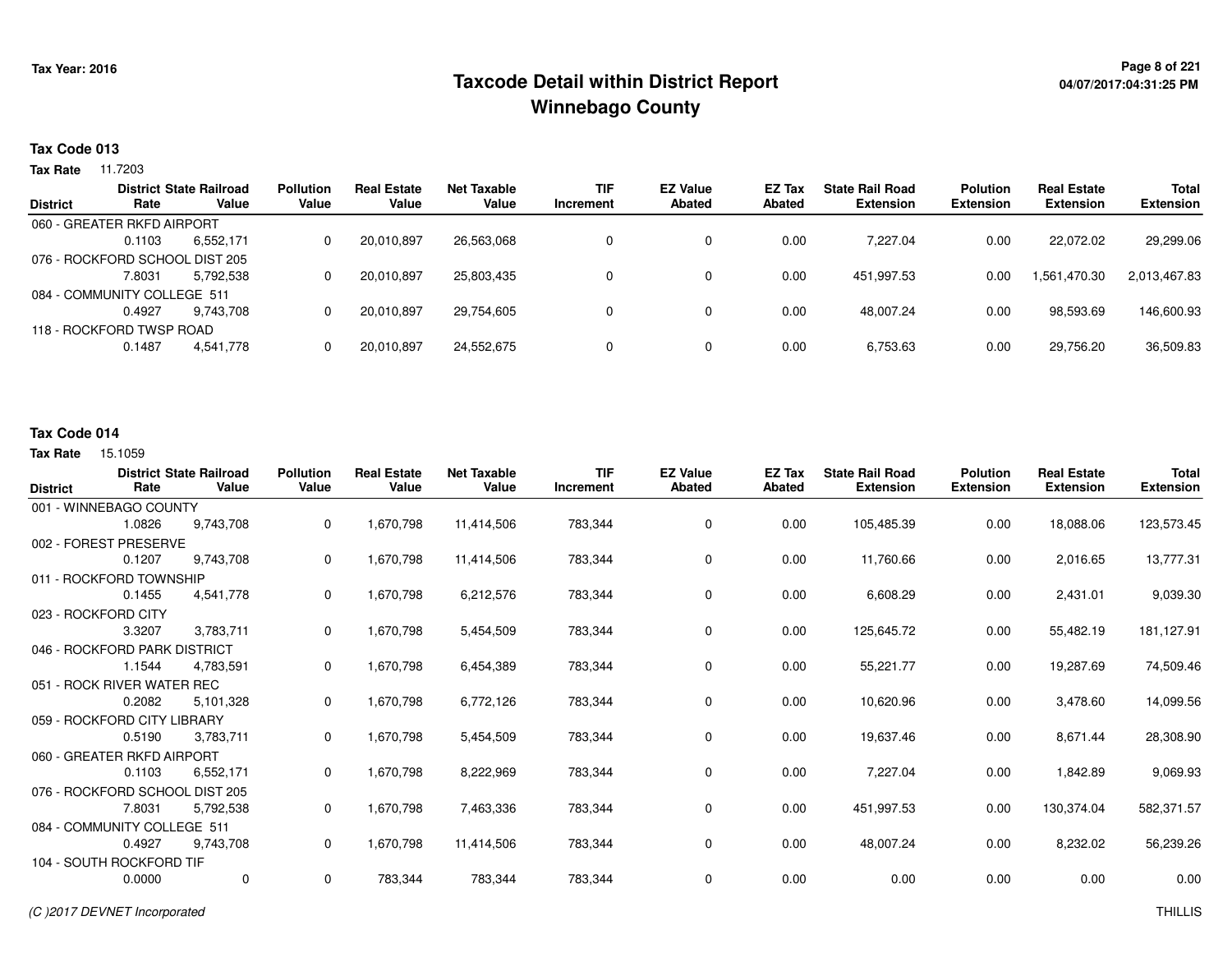# Taxcode Detail within District Report
# Winnebago County

Tax Year: 2016

**Tax Code 013**

**Tax Rate** 11.7203

| District | District Rate | State Railroad Value | Pollution Value | Real Estate Value | Net Taxable Value | TIF Increment | EZ Value Abated | EZ Tax Abated | State Rail Road Extension | Polution Extension | Real Estate Extension | Total Extension |
|---|---|---|---|---|---|---|---|---|---|---|---|---|
| 060 - GREATER RKFD AIRPORT | | | | | | | | | | | | |
| | 0.1103 | 6,552,171 | 0 | 20,010,897 | 26,563,068 | 0 | 0 | 0.00 | 7,227.04 | 0.00 | 22,072.02 | 29,299.06 |
| 076 - ROCKFORD SCHOOL DIST 205 | | | | | | | | | | | | |
| | 7.8031 | 5,792,538 | 0 | 20,010,897 | 25,803,435 | 0 | 0 | 0.00 | 451,997.53 | 0.00 | 1,561,470.30 | 2,013,467.83 |
| 084 - COMMUNITY COLLEGE 511 | | | | | | | | | | | | |
| | 0.4927 | 9,743,708 | 0 | 20,010,897 | 29,754,605 | 0 | 0 | 0.00 | 48,007.24 | 0.00 | 98,593.69 | 146,600.93 |
| 118 - ROCKFORD TWSP ROAD | | | | | | | | | | | | |
| | 0.1487 | 4,541,778 | 0 | 20,010,897 | 24,552,675 | 0 | 0 | 0.00 | 6,753.63 | 0.00 | 29,756.20 | 36,509.83 |

**Tax Code 014**

**Tax Rate** 15.1059

| District | District Rate | State Railroad Value | Pollution Value | Real Estate Value | Net Taxable Value | TIF Increment | EZ Value Abated | EZ Tax Abated | State Rail Road Extension | Polution Extension | Real Estate Extension | Total Extension |
|---|---|---|---|---|---|---|---|---|---|---|---|---|
| 001 - WINNEBAGO COUNTY | | | | | | | | | | | | |
| | 1.0826 | 9,743,708 | 0 | 1,670,798 | 11,414,506 | 783,344 | 0 | 0.00 | 105,485.39 | 0.00 | 18,088.06 | 123,573.45 |
| 002 - FOREST PRESERVE | | | | | | | | | | | | |
| | 0.1207 | 9,743,708 | 0 | 1,670,798 | 11,414,506 | 783,344 | 0 | 0.00 | 11,760.66 | 0.00 | 2,016.65 | 13,777.31 |
| 011 - ROCKFORD TOWNSHIP | | | | | | | | | | | | |
| | 0.1455 | 4,541,778 | 0 | 1,670,798 | 6,212,576 | 783,344 | 0 | 0.00 | 6,608.29 | 0.00 | 2,431.01 | 9,039.30 |
| 023 - ROCKFORD CITY | | | | | | | | | | | | |
| | 3.3207 | 3,783,711 | 0 | 1,670,798 | 5,454,509 | 783,344 | 0 | 0.00 | 125,645.72 | 0.00 | 55,482.19 | 181,127.91 |
| 046 - ROCKFORD PARK DISTRICT | | | | | | | | | | | | |
| | 1.1544 | 4,783,591 | 0 | 1,670,798 | 6,454,389 | 783,344 | 0 | 0.00 | 55,221.77 | 0.00 | 19,287.69 | 74,509.46 |
| 051 - ROCK RIVER WATER REC | | | | | | | | | | | | |
| | 0.2082 | 5,101,328 | 0 | 1,670,798 | 6,772,126 | 783,344 | 0 | 0.00 | 10,620.96 | 0.00 | 3,478.60 | 14,099.56 |
| 059 - ROCKFORD CITY LIBRARY | | | | | | | | | | | | |
| | 0.5190 | 3,783,711 | 0 | 1,670,798 | 5,454,509 | 783,344 | 0 | 0.00 | 19,637.46 | 0.00 | 8,671.44 | 28,308.90 |
| 060 - GREATER RKFD AIRPORT | | | | | | | | | | | | |
| | 0.1103 | 6,552,171 | 0 | 1,670,798 | 8,222,969 | 783,344 | 0 | 0.00 | 7,227.04 | 0.00 | 1,842.89 | 9,069.93 |
| 076 - ROCKFORD SCHOOL DIST 205 | | | | | | | | | | | | |
| | 7.8031 | 5,792,538 | 0 | 1,670,798 | 7,463,336 | 783,344 | 0 | 0.00 | 451,997.53 | 0.00 | 130,374.04 | 582,371.57 |
| 084 - COMMUNITY COLLEGE 511 | | | | | | | | | | | | |
| | 0.4927 | 9,743,708 | 0 | 1,670,798 | 11,414,506 | 783,344 | 0 | 0.00 | 48,007.24 | 0.00 | 8,232.02 | 56,239.26 |
| 104 - SOUTH ROCKFORD TIF | | | | | | | | | | | | |
| | 0.0000 | 0 | 0 | 783,344 | 783,344 | 783,344 | 0 | 0.00 | 0.00 | 0.00 | 0.00 | 0.00 |

(C )2017 DEVNET Incorporated — THILLIS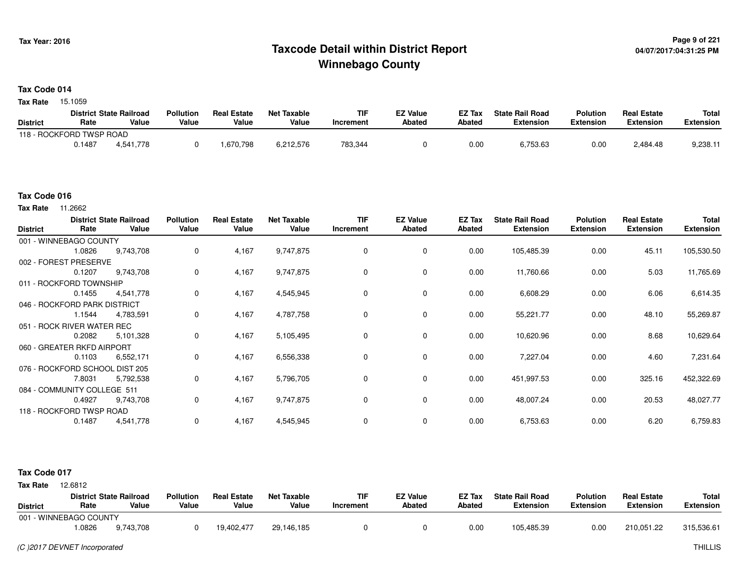# Taxcode Detail within District Report
## Winnebago County

Tax Year: 2016

04/07/2017:04:31:25 PM

### Tax Code 014

**Tax Rate** 15.1059

| District | District Rate | State Railroad Value | Pollution Value | Real Estate Value | Net Taxable Value | TIF Increment | EZ Value Abated | EZ Tax Abated | State Rail Road Extension | Polution Extension | Real Estate Extension | Total Extension |
|---|---|---|---|---|---|---|---|---|---|---|---|---|
| 118 - ROCKFORD TWSP ROAD | 0.1487 | 4,541,778 | 0 | 1,670,798 | 6,212,576 | 783,344 | 0 | 0.00 | 6,753.63 | 0.00 | 2,484.48 | 9,238.11 |

### Tax Code 016

**Tax Rate** 11.2662

| District | District Rate | State Railroad Value | Pollution Value | Real Estate Value | Net Taxable Value | TIF Increment | EZ Value Abated | EZ Tax Abated | State Rail Road Extension | Polution Extension | Real Estate Extension | Total Extension |
|---|---|---|---|---|---|---|---|---|---|---|---|---|
| 001 - WINNEBAGO COUNTY | 1.0826 | 9,743,708 | 0 | 4,167 | 9,747,875 | 0 | 0 | 0.00 | 105,485.39 | 0.00 | 45.11 | 105,530.50 |
| 002 - FOREST PRESERVE | 0.1207 | 9,743,708 | 0 | 4,167 | 9,747,875 | 0 | 0 | 0.00 | 11,760.66 | 0.00 | 5.03 | 11,765.69 |
| 011 - ROCKFORD TOWNSHIP | 0.1455 | 4,541,778 | 0 | 4,167 | 4,545,945 | 0 | 0 | 0.00 | 6,608.29 | 0.00 | 6.06 | 6,614.35 |
| 046 - ROCKFORD PARK DISTRICT | 1.1544 | 4,783,591 | 0 | 4,167 | 4,787,758 | 0 | 0 | 0.00 | 55,221.77 | 0.00 | 48.10 | 55,269.87 |
| 051 - ROCK RIVER WATER REC | 0.2082 | 5,101,328 | 0 | 4,167 | 5,105,495 | 0 | 0 | 0.00 | 10,620.96 | 0.00 | 8.68 | 10,629.64 |
| 060 - GREATER RKFD AIRPORT | 0.1103 | 6,552,171 | 0 | 4,167 | 6,556,338 | 0 | 0 | 0.00 | 7,227.04 | 0.00 | 4.60 | 7,231.64 |
| 076 - ROCKFORD SCHOOL DIST 205 | 7.8031 | 5,792,538 | 0 | 4,167 | 5,796,705 | 0 | 0 | 0.00 | 451,997.53 | 0.00 | 325.16 | 452,322.69 |
| 084 - COMMUNITY COLLEGE 511 | 0.4927 | 9,743,708 | 0 | 4,167 | 9,747,875 | 0 | 0 | 0.00 | 48,007.24 | 0.00 | 20.53 | 48,027.77 |
| 118 - ROCKFORD TWSP ROAD | 0.1487 | 4,541,778 | 0 | 4,167 | 4,545,945 | 0 | 0 | 0.00 | 6,753.63 | 0.00 | 6.20 | 6,759.83 |

### Tax Code 017

**Tax Rate** 12.6812

| District | District Rate | State Railroad Value | Pollution Value | Real Estate Value | Net Taxable Value | TIF Increment | EZ Value Abated | EZ Tax Abated | State Rail Road Extension | Polution Extension | Real Estate Extension | Total Extension |
|---|---|---|---|---|---|---|---|---|---|---|---|---|
| 001 - WINNEBAGO COUNTY | 1.0826 | 9,743,708 | 0 | 19,402,477 | 29,146,185 | 0 | 0 | 0.00 | 105,485.39 | 0.00 | 210,051.22 | 315,536.61 |

(C )2017 DEVNET Incorporated

THILLIS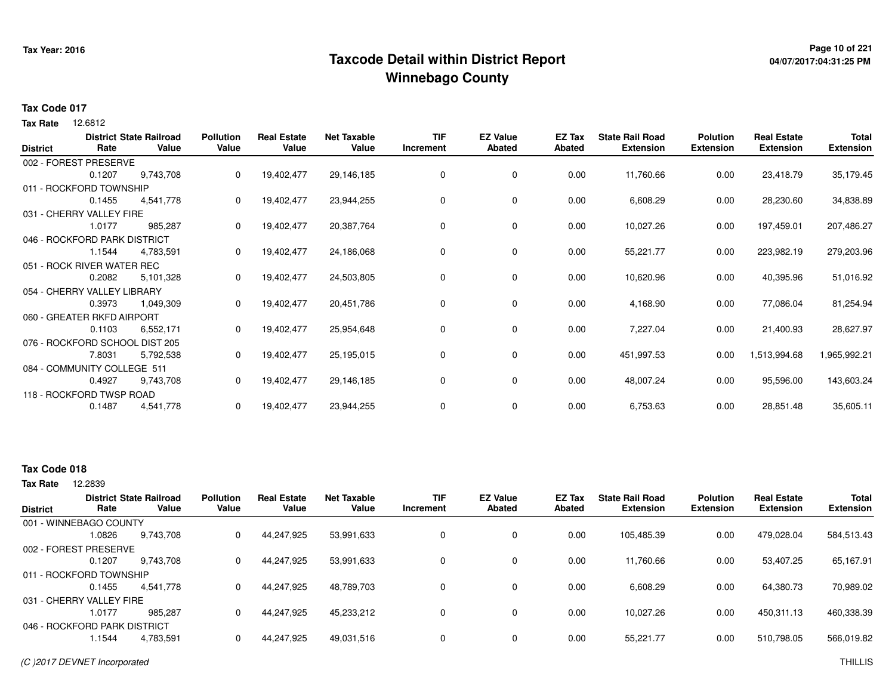## Taxcode Detail within District Report
## Winnebago County

Tax Year: 2016

### Tax Code 017

**Tax Rate** 12.6812

| District | District Rate | State Railroad Value | Pollution Value | Real Estate Value | Net Taxable Value | TIF Increment | EZ Value Abated | EZ Tax Abated | State Rail Road Extension | Polution Extension | Real Estate Extension | Total Extension |
|---|---|---|---|---|---|---|---|---|---|---|---|---|
| 002 - FOREST PRESERVE | 0.1207 | 9,743,708 | 0 | 19,402,477 | 29,146,185 | 0 | 0 | 0.00 | 11,760.66 | 0.00 | 23,418.79 | 35,179.45 |
| 011 - ROCKFORD TOWNSHIP | 0.1455 | 4,541,778 | 0 | 19,402,477 | 23,944,255 | 0 | 0 | 0.00 | 6,608.29 | 0.00 | 28,230.60 | 34,838.89 |
| 031 - CHERRY VALLEY FIRE | 1.0177 | 985,287 | 0 | 19,402,477 | 20,387,764 | 0 | 0 | 0.00 | 10,027.26 | 0.00 | 197,459.01 | 207,486.27 |
| 046 - ROCKFORD PARK DISTRICT | 1.1544 | 4,783,591 | 0 | 19,402,477 | 24,186,068 | 0 | 0 | 0.00 | 55,221.77 | 0.00 | 223,982.19 | 279,203.96 |
| 051 - ROCK RIVER WATER REC | 0.2082 | 5,101,328 | 0 | 19,402,477 | 24,503,805 | 0 | 0 | 0.00 | 10,620.96 | 0.00 | 40,395.96 | 51,016.92 |
| 054 - CHERRY VALLEY LIBRARY | 0.3973 | 1,049,309 | 0 | 19,402,477 | 20,451,786 | 0 | 0 | 0.00 | 4,168.90 | 0.00 | 77,086.04 | 81,254.94 |
| 060 - GREATER RKFD AIRPORT | 0.1103 | 6,552,171 | 0 | 19,402,477 | 25,954,648 | 0 | 0 | 0.00 | 7,227.04 | 0.00 | 21,400.93 | 28,627.97 |
| 076 - ROCKFORD SCHOOL DIST 205 | 7.8031 | 5,792,538 | 0 | 19,402,477 | 25,195,015 | 0 | 0 | 0.00 | 451,997.53 | 0.00 | 1,513,994.68 | 1,965,992.21 |
| 084 - COMMUNITY COLLEGE 511 | 0.4927 | 9,743,708 | 0 | 19,402,477 | 29,146,185 | 0 | 0 | 0.00 | 48,007.24 | 0.00 | 95,596.00 | 143,603.24 |
| 118 - ROCKFORD TWSP ROAD | 0.1487 | 4,541,778 | 0 | 19,402,477 | 23,944,255 | 0 | 0 | 0.00 | 6,753.63 | 0.00 | 28,851.48 | 35,605.11 |

### Tax Code 018

**Tax Rate** 12.2839

| District | District Rate | State Railroad Value | Pollution Value | Real Estate Value | Net Taxable Value | TIF Increment | EZ Value Abated | EZ Tax Abated | State Rail Road Extension | Polution Extension | Real Estate Extension | Total Extension |
|---|---|---|---|---|---|---|---|---|---|---|---|---|
| 001 - WINNEBAGO COUNTY | 1.0826 | 9,743,708 | 0 | 44,247,925 | 53,991,633 | 0 | 0 | 0.00 | 105,485.39 | 0.00 | 479,028.04 | 584,513.43 |
| 002 - FOREST PRESERVE | 0.1207 | 9,743,708 | 0 | 44,247,925 | 53,991,633 | 0 | 0 | 0.00 | 11,760.66 | 0.00 | 53,407.25 | 65,167.91 |
| 011 - ROCKFORD TOWNSHIP | 0.1455 | 4,541,778 | 0 | 44,247,925 | 48,789,703 | 0 | 0 | 0.00 | 6,608.29 | 0.00 | 64,380.73 | 70,989.02 |
| 031 - CHERRY VALLEY FIRE | 1.0177 | 985,287 | 0 | 44,247,925 | 45,233,212 | 0 | 0 | 0.00 | 10,027.26 | 0.00 | 450,311.13 | 460,338.39 |
| 046 - ROCKFORD PARK DISTRICT | 1.1544 | 4,783,591 | 0 | 44,247,925 | 49,031,516 | 0 | 0 | 0.00 | 55,221.77 | 0.00 | 510,798.05 | 566,019.82 |

*(C )2017 DEVNET Incorporated* THILLIS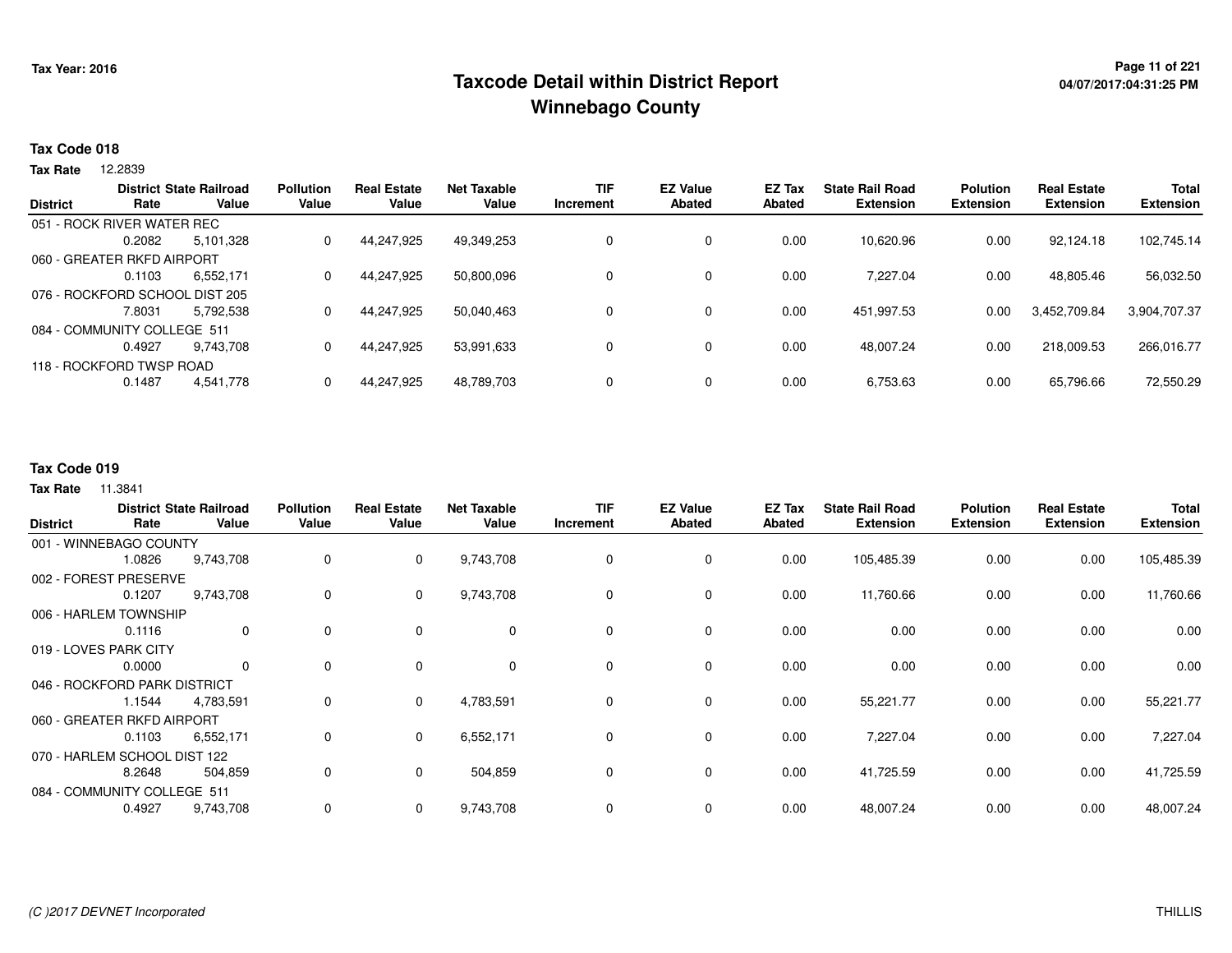# Taxcode Detail within District Report
## Winnebago County

Tax Year: 2016

04/07/2017:04:31:25 PM

### Tax Code 018

**Tax Rate** 12.2839

| District | District Rate | State Railroad Value | Pollution Value | Real Estate Value | Net Taxable Value | TIF Increment | EZ Value Abated | EZ Tax Abated | State Rail Road Extension | Polution Extension | Real Estate Extension | Total Extension |
|---|---|---|---|---|---|---|---|---|---|---|---|---|
| 051 - ROCK RIVER WATER REC | 0.2082 | 5,101,328 | 0 | 44,247,925 | 49,349,253 | 0 | 0 | 0.00 | 10,620.96 | 0.00 | 92,124.18 | 102,745.14 |
| 060 - GREATER RKFD AIRPORT | 0.1103 | 6,552,171 | 0 | 44,247,925 | 50,800,096 | 0 | 0 | 0.00 | 7,227.04 | 0.00 | 48,805.46 | 56,032.50 |
| 076 - ROCKFORD SCHOOL DIST 205 | 7.8031 | 5,792,538 | 0 | 44,247,925 | 50,040,463 | 0 | 0 | 0.00 | 451,997.53 | 0.00 | 3,452,709.84 | 3,904,707.37 |
| 084 - COMMUNITY COLLEGE 511 | 0.4927 | 9,743,708 | 0 | 44,247,925 | 53,991,633 | 0 | 0 | 0.00 | 48,007.24 | 0.00 | 218,009.53 | 266,016.77 |
| 118 - ROCKFORD TWSP ROAD | 0.1487 | 4,541,778 | 0 | 44,247,925 | 48,789,703 | 0 | 0 | 0.00 | 6,753.63 | 0.00 | 65,796.66 | 72,550.29 |

### Tax Code 019

**Tax Rate** 11.3841

| District | District Rate | State Railroad Value | Pollution Value | Real Estate Value | Net Taxable Value | TIF Increment | EZ Value Abated | EZ Tax Abated | State Rail Road Extension | Polution Extension | Real Estate Extension | Total Extension |
|---|---|---|---|---|---|---|---|---|---|---|---|---|
| 001 - WINNEBAGO COUNTY | 1.0826 | 9,743,708 | 0 | 0 | 9,743,708 | 0 | 0 | 0.00 | 105,485.39 | 0.00 | 0.00 | 105,485.39 |
| 002 - FOREST PRESERVE | 0.1207 | 9,743,708 | 0 | 0 | 9,743,708 | 0 | 0 | 0.00 | 11,760.66 | 0.00 | 0.00 | 11,760.66 |
| 006 - HARLEM TOWNSHIP | 0.1116 | 0 | 0 | 0 | 0 | 0 | 0 | 0.00 | 0.00 | 0.00 | 0.00 | 0.00 |
| 019 - LOVES PARK CITY | 0.0000 | 0 | 0 | 0 | 0 | 0 | 0 | 0.00 | 0.00 | 0.00 | 0.00 | 0.00 |
| 046 - ROCKFORD PARK DISTRICT | 1.1544 | 4,783,591 | 0 | 0 | 4,783,591 | 0 | 0 | 0.00 | 55,221.77 | 0.00 | 0.00 | 55,221.77 |
| 060 - GREATER RKFD AIRPORT | 0.1103 | 6,552,171 | 0 | 0 | 6,552,171 | 0 | 0 | 0.00 | 7,227.04 | 0.00 | 0.00 | 7,227.04 |
| 070 - HARLEM SCHOOL DIST 122 | 8.2648 | 504,859 | 0 | 0 | 504,859 | 0 | 0 | 0.00 | 41,725.59 | 0.00 | 0.00 | 41,725.59 |
| 084 - COMMUNITY COLLEGE 511 | 0.4927 | 9,743,708 | 0 | 0 | 9,743,708 | 0 | 0 | 0.00 | 48,007.24 | 0.00 | 0.00 | 48,007.24 |

*(C )2017 DEVNET Incorporated* THILLIS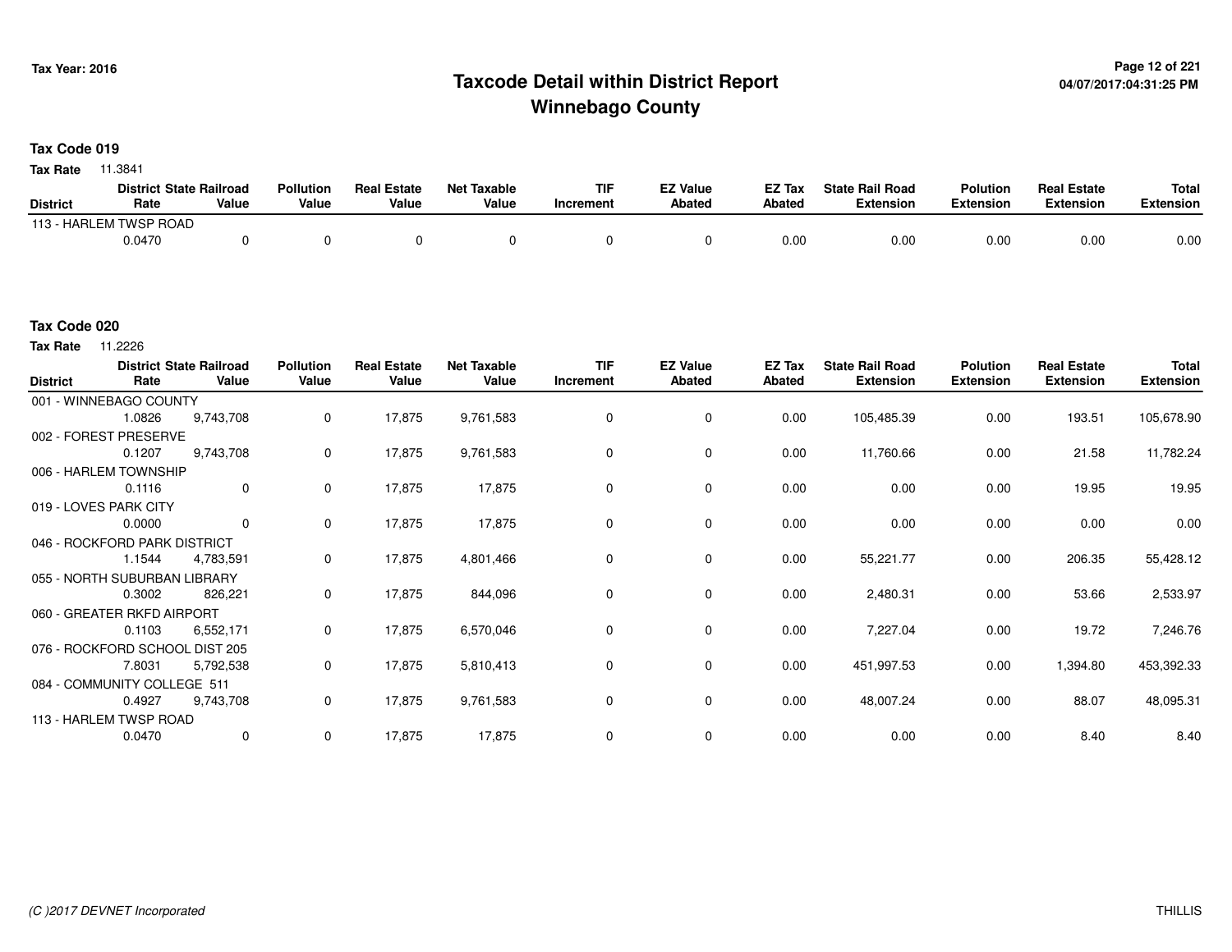# Taxcode Detail within District Report
# Winnebago County

Tax Year: 2016

04/07/2017:04:31:25 PM

**Tax Code 019**

**Tax Rate** 11.3841

| District | District Rate | State Railroad Value | Pollution Value | Real Estate Value | Net Taxable Value | TIF Increment | EZ Value Abated | EZ Tax Abated | State Rail Road Extension | Polution Extension | Real Estate Extension | Total Extension |
|---|---|---|---|---|---|---|---|---|---|---|---|---|
| 113 - HARLEM TWSP ROAD | 0.0470 | 0 | 0 | 0 | 0 | 0 | 0 | 0.00 | 0.00 | 0.00 | 0.00 | 0.00 |

**Tax Code 020**

**Tax Rate** 11.2226

| District | District Rate | State Railroad Value | Pollution Value | Real Estate Value | Net Taxable Value | TIF Increment | EZ Value Abated | EZ Tax Abated | State Rail Road Extension | Polution Extension | Real Estate Extension | Total Extension |
|---|---|---|---|---|---|---|---|---|---|---|---|---|
| 001 - WINNEBAGO COUNTY | 1.0826 | 9,743,708 | 0 | 17,875 | 9,761,583 | 0 | 0 | 0.00 | 105,485.39 | 0.00 | 193.51 | 105,678.90 |
| 002 - FOREST PRESERVE | 0.1207 | 9,743,708 | 0 | 17,875 | 9,761,583 | 0 | 0 | 0.00 | 11,760.66 | 0.00 | 21.58 | 11,782.24 |
| 006 - HARLEM TOWNSHIP | 0.1116 | 0 | 0 | 17,875 | 17,875 | 0 | 0 | 0.00 | 0.00 | 0.00 | 19.95 | 19.95 |
| 019 - LOVES PARK CITY | 0.0000 | 0 | 0 | 17,875 | 17,875 | 0 | 0 | 0.00 | 0.00 | 0.00 | 0.00 | 0.00 |
| 046 - ROCKFORD PARK DISTRICT | 1.1544 | 4,783,591 | 0 | 17,875 | 4,801,466 | 0 | 0 | 0.00 | 55,221.77 | 0.00 | 206.35 | 55,428.12 |
| 055 - NORTH SUBURBAN LIBRARY | 0.3002 | 826,221 | 0 | 17,875 | 844,096 | 0 | 0 | 0.00 | 2,480.31 | 0.00 | 53.66 | 2,533.97 |
| 060 - GREATER RKFD AIRPORT | 0.1103 | 6,552,171 | 0 | 17,875 | 6,570,046 | 0 | 0 | 0.00 | 7,227.04 | 0.00 | 19.72 | 7,246.76 |
| 076 - ROCKFORD SCHOOL DIST 205 | 7.8031 | 5,792,538 | 0 | 17,875 | 5,810,413 | 0 | 0 | 0.00 | 451,997.53 | 0.00 | 1,394.80 | 453,392.33 |
| 084 - COMMUNITY COLLEGE 511 | 0.4927 | 9,743,708 | 0 | 17,875 | 9,761,583 | 0 | 0 | 0.00 | 48,007.24 | 0.00 | 88.07 | 48,095.31 |
| 113 - HARLEM TWSP ROAD | 0.0470 | 0 | 0 | 17,875 | 17,875 | 0 | 0 | 0.00 | 0.00 | 0.00 | 8.40 | 8.40 |

(C )2017 DEVNET Incorporated

THILLIS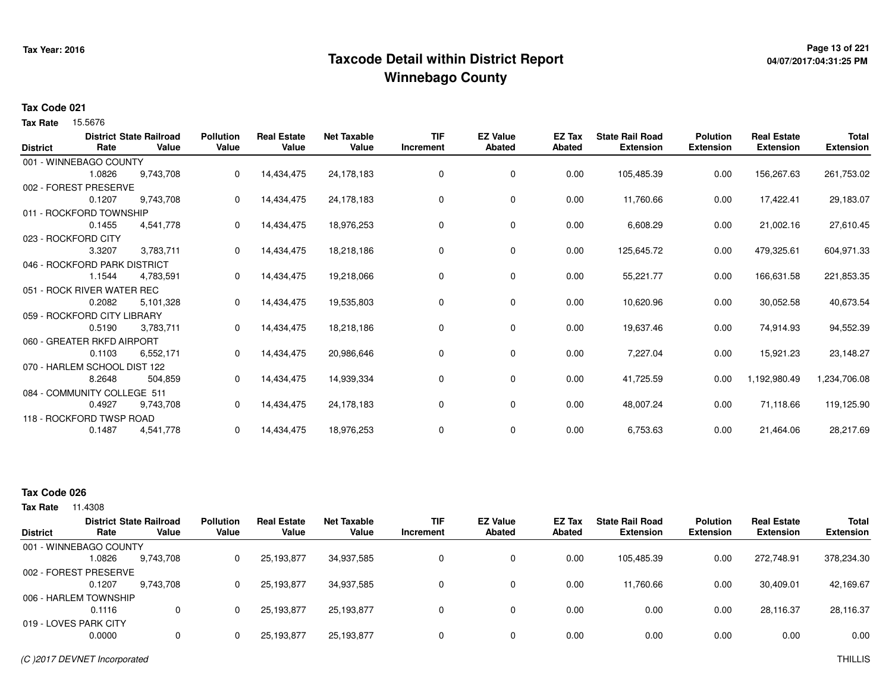# Taxcode Detail within District Report
## Winnebago County

Tax Year: 2016

### Tax Code 021

**Tax Rate** 15.5676

| District | District Rate | State Railroad Value | Pollution Value | Real Estate Value | Net Taxable Value | TIF Increment | EZ Value Abated | EZ Tax Abated | State Rail Road Extension | Polution Extension | Real Estate Extension | Total Extension |
|---|---|---|---|---|---|---|---|---|---|---|---|---|
| 001 - WINNEBAGO COUNTY | 1.0826 | 9,743,708 | 0 | 14,434,475 | 24,178,183 | 0 | 0 | 0.00 | 105,485.39 | 0.00 | 156,267.63 | 261,753.02 |
| 002 - FOREST PRESERVE | 0.1207 | 9,743,708 | 0 | 14,434,475 | 24,178,183 | 0 | 0 | 0.00 | 11,760.66 | 0.00 | 17,422.41 | 29,183.07 |
| 011 - ROCKFORD TOWNSHIP | 0.1455 | 4,541,778 | 0 | 14,434,475 | 18,976,253 | 0 | 0 | 0.00 | 6,608.29 | 0.00 | 21,002.16 | 27,610.45 |
| 023 - ROCKFORD CITY | 3.3207 | 3,783,711 | 0 | 14,434,475 | 18,218,186 | 0 | 0 | 0.00 | 125,645.72 | 0.00 | 479,325.61 | 604,971.33 |
| 046 - ROCKFORD PARK DISTRICT | 1.1544 | 4,783,591 | 0 | 14,434,475 | 19,218,066 | 0 | 0 | 0.00 | 55,221.77 | 0.00 | 166,631.58 | 221,853.35 |
| 051 - ROCK RIVER WATER REC | 0.2082 | 5,101,328 | 0 | 14,434,475 | 19,535,803 | 0 | 0 | 0.00 | 10,620.96 | 0.00 | 30,052.58 | 40,673.54 |
| 059 - ROCKFORD CITY LIBRARY | 0.5190 | 3,783,711 | 0 | 14,434,475 | 18,218,186 | 0 | 0 | 0.00 | 19,637.46 | 0.00 | 74,914.93 | 94,552.39 |
| 060 - GREATER RKFD AIRPORT | 0.1103 | 6,552,171 | 0 | 14,434,475 | 20,986,646 | 0 | 0 | 0.00 | 7,227.04 | 0.00 | 15,921.23 | 23,148.27 |
| 070 - HARLEM SCHOOL DIST 122 | 8.2648 | 504,859 | 0 | 14,434,475 | 14,939,334 | 0 | 0 | 0.00 | 41,725.59 | 0.00 | 1,192,980.49 | 1,234,706.08 |
| 084 - COMMUNITY COLLEGE 511 | 0.4927 | 9,743,708 | 0 | 14,434,475 | 24,178,183 | 0 | 0 | 0.00 | 48,007.24 | 0.00 | 71,118.66 | 119,125.90 |
| 118 - ROCKFORD TWSP ROAD | 0.1487 | 4,541,778 | 0 | 14,434,475 | 18,976,253 | 0 | 0 | 0.00 | 6,753.63 | 0.00 | 21,464.06 | 28,217.69 |

### Tax Code 026

**Tax Rate** 11.4308

| District | District Rate | State Railroad Value | Pollution Value | Real Estate Value | Net Taxable Value | TIF Increment | EZ Value Abated | EZ Tax Abated | State Rail Road Extension | Polution Extension | Real Estate Extension | Total Extension |
|---|---|---|---|---|---|---|---|---|---|---|---|---|
| 001 - WINNEBAGO COUNTY | 1.0826 | 9,743,708 | 0 | 25,193,877 | 34,937,585 | 0 | 0 | 0.00 | 105,485.39 | 0.00 | 272,748.91 | 378,234.30 |
| 002 - FOREST PRESERVE | 0.1207 | 9,743,708 | 0 | 25,193,877 | 34,937,585 | 0 | 0 | 0.00 | 11,760.66 | 0.00 | 30,409.01 | 42,169.67 |
| 006 - HARLEM TOWNSHIP | 0.1116 | 0 | 0 | 25,193,877 | 25,193,877 | 0 | 0 | 0.00 | 0.00 | 0.00 | 28,116.37 | 28,116.37 |
| 019 - LOVES PARK CITY | 0.0000 | 0 | 0 | 25,193,877 | 25,193,877 | 0 | 0 | 0.00 | 0.00 | 0.00 | 0.00 | 0.00 |

*(C )2017 DEVNET Incorporated*

THILLIS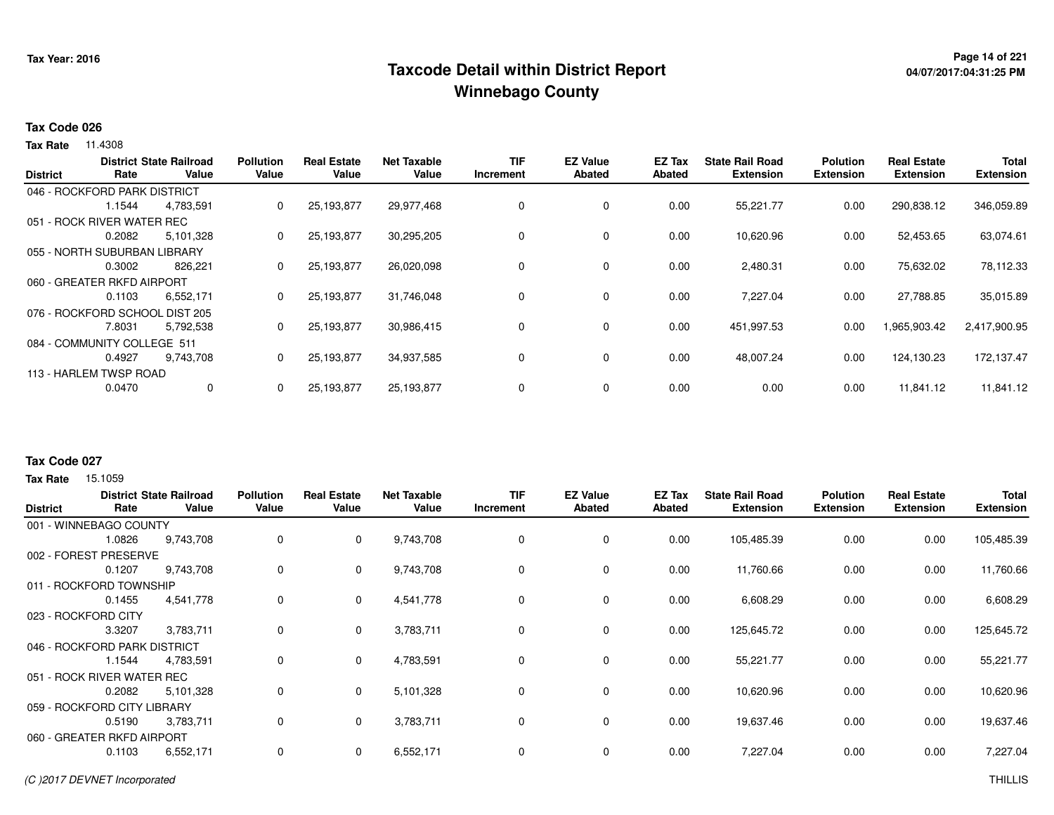Tax Year: 2016

# Taxcode Detail within District Report
## Winnebago County

04/07/2017:04:31:25 PM

### Tax Code 026

**Tax Rate** 11.4308

| District | District Rate | State Railroad Value | Pollution Value | Real Estate Value | Net Taxable Value | TIF Increment | EZ Value Abated | EZ Tax Abated | State Rail Road Extension | Polution Extension | Real Estate Extension | Total Extension |
|---|---|---|---|---|---|---|---|---|---|---|---|---|
| 046 - ROCKFORD PARK DISTRICT | 1.1544 | 4,783,591 | 0 | 25,193,877 | 29,977,468 | 0 | 0 | 0.00 | 55,221.77 | 0.00 | 290,838.12 | 346,059.89 |
| 051 - ROCK RIVER WATER REC | 0.2082 | 5,101,328 | 0 | 25,193,877 | 30,295,205 | 0 | 0 | 0.00 | 10,620.96 | 0.00 | 52,453.65 | 63,074.61 |
| 055 - NORTH SUBURBAN LIBRARY | 0.3002 | 826,221 | 0 | 25,193,877 | 26,020,098 | 0 | 0 | 0.00 | 2,480.31 | 0.00 | 75,632.02 | 78,112.33 |
| 060 - GREATER RKFD AIRPORT | 0.1103 | 6,552,171 | 0 | 25,193,877 | 31,746,048 | 0 | 0 | 0.00 | 7,227.04 | 0.00 | 27,788.85 | 35,015.89 |
| 076 - ROCKFORD SCHOOL DIST 205 | 7.8031 | 5,792,538 | 0 | 25,193,877 | 30,986,415 | 0 | 0 | 0.00 | 451,997.53 | 0.00 | 1,965,903.42 | 2,417,900.95 |
| 084 - COMMUNITY COLLEGE 511 | 0.4927 | 9,743,708 | 0 | 25,193,877 | 34,937,585 | 0 | 0 | 0.00 | 48,007.24 | 0.00 | 124,130.23 | 172,137.47 |
| 113 - HARLEM TWSP ROAD | 0.0470 | 0 | 0 | 25,193,877 | 25,193,877 | 0 | 0 | 0.00 | 0.00 | 0.00 | 11,841.12 | 11,841.12 |

### Tax Code 027

**Tax Rate** 15.1059

| District | District Rate | State Railroad Value | Pollution Value | Real Estate Value | Net Taxable Value | TIF Increment | EZ Value Abated | EZ Tax Abated | State Rail Road Extension | Polution Extension | Real Estate Extension | Total Extension |
|---|---|---|---|---|---|---|---|---|---|---|---|---|
| 001 - WINNEBAGO COUNTY | 1.0826 | 9,743,708 | 0 | 0 | 9,743,708 | 0 | 0 | 0.00 | 105,485.39 | 0.00 | 0.00 | 105,485.39 |
| 002 - FOREST PRESERVE | 0.1207 | 9,743,708 | 0 | 0 | 9,743,708 | 0 | 0 | 0.00 | 11,760.66 | 0.00 | 0.00 | 11,760.66 |
| 011 - ROCKFORD TOWNSHIP | 0.1455 | 4,541,778 | 0 | 0 | 4,541,778 | 0 | 0 | 0.00 | 6,608.29 | 0.00 | 0.00 | 6,608.29 |
| 023 - ROCKFORD CITY | 3.3207 | 3,783,711 | 0 | 0 | 3,783,711 | 0 | 0 | 0.00 | 125,645.72 | 0.00 | 0.00 | 125,645.72 |
| 046 - ROCKFORD PARK DISTRICT | 1.1544 | 4,783,591 | 0 | 0 | 4,783,591 | 0 | 0 | 0.00 | 55,221.77 | 0.00 | 0.00 | 55,221.77 |
| 051 - ROCK RIVER WATER REC | 0.2082 | 5,101,328 | 0 | 0 | 5,101,328 | 0 | 0 | 0.00 | 10,620.96 | 0.00 | 0.00 | 10,620.96 |
| 059 - ROCKFORD CITY LIBRARY | 0.5190 | 3,783,711 | 0 | 0 | 3,783,711 | 0 | 0 | 0.00 | 19,637.46 | 0.00 | 0.00 | 19,637.46 |
| 060 - GREATER RKFD AIRPORT | 0.1103 | 6,552,171 | 0 | 0 | 6,552,171 | 0 | 0 | 0.00 | 7,227.04 | 0.00 | 0.00 | 7,227.04 |

(C )2017 DEVNET Incorporated THILLIS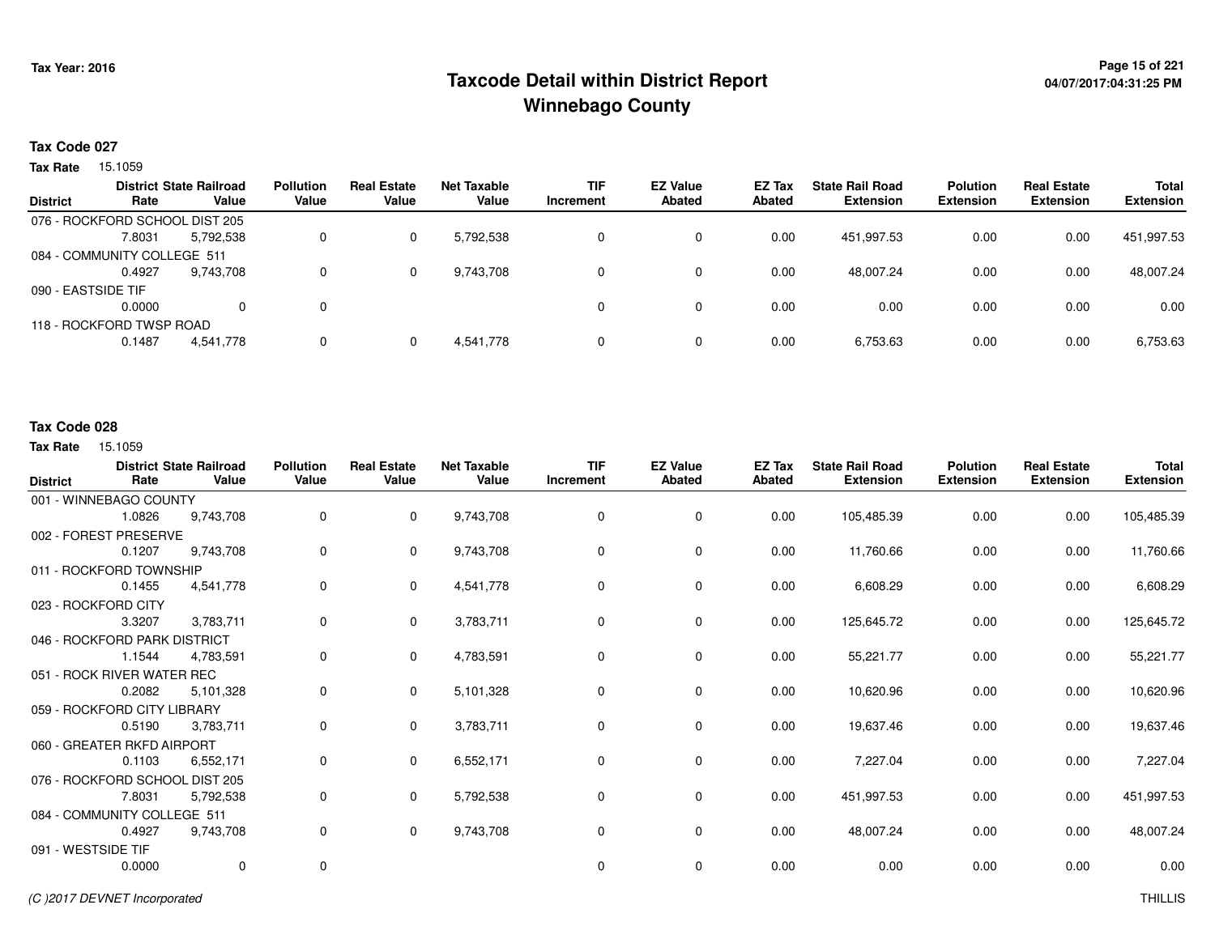# Taxcode Detail within District Report
# Winnebago County

Tax Year: 2016

04/07/2017:04:31:25 PM

**Tax Code 027**

**Tax Rate** 15.1059

| District | District Rate | State Railroad Value | Pollution Value | Real Estate Value | Net Taxable Value | TIF Increment | EZ Value Abated | EZ Tax Abated | State Rail Road Extension | Polution Extension | Real Estate Extension | Total Extension |
|---|---|---|---|---|---|---|---|---|---|---|---|---|
| 076 - ROCKFORD SCHOOL DIST 205 | 7.8031 | 5,792,538 | 0 | 0 | 5,792,538 | 0 | 0 | 0.00 | 451,997.53 | 0.00 | 0.00 | 451,997.53 |
| 084 - COMMUNITY COLLEGE 511 | 0.4927 | 9,743,708 | 0 | 0 | 9,743,708 | 0 | 0 | 0.00 | 48,007.24 | 0.00 | 0.00 | 48,007.24 |
| 090 - EASTSIDE TIF | 0.0000 | 0 | 0 | | | 0 | 0 | 0.00 | 0.00 | 0.00 | 0.00 | 0.00 |
| 118 - ROCKFORD TWSP ROAD | 0.1487 | 4,541,778 | 0 | 0 | 4,541,778 | 0 | 0 | 0.00 | 6,753.63 | 0.00 | 0.00 | 6,753.63 |

**Tax Code 028**

**Tax Rate** 15.1059

| District | District Rate | State Railroad Value | Pollution Value | Real Estate Value | Net Taxable Value | TIF Increment | EZ Value Abated | EZ Tax Abated | State Rail Road Extension | Polution Extension | Real Estate Extension | Total Extension |
|---|---|---|---|---|---|---|---|---|---|---|---|---|
| 001 - WINNEBAGO COUNTY | 1.0826 | 9,743,708 | 0 | 0 | 9,743,708 | 0 | 0 | 0.00 | 105,485.39 | 0.00 | 0.00 | 105,485.39 |
| 002 - FOREST PRESERVE | 0.1207 | 9,743,708 | 0 | 0 | 9,743,708 | 0 | 0 | 0.00 | 11,760.66 | 0.00 | 0.00 | 11,760.66 |
| 011 - ROCKFORD TOWNSHIP | 0.1455 | 4,541,778 | 0 | 0 | 4,541,778 | 0 | 0 | 0.00 | 6,608.29 | 0.00 | 0.00 | 6,608.29 |
| 023 - ROCKFORD CITY | 3.3207 | 3,783,711 | 0 | 0 | 3,783,711 | 0 | 0 | 0.00 | 125,645.72 | 0.00 | 0.00 | 125,645.72 |
| 046 - ROCKFORD PARK DISTRICT | 1.1544 | 4,783,591 | 0 | 0 | 4,783,591 | 0 | 0 | 0.00 | 55,221.77 | 0.00 | 0.00 | 55,221.77 |
| 051 - ROCK RIVER WATER REC | 0.2082 | 5,101,328 | 0 | 0 | 5,101,328 | 0 | 0 | 0.00 | 10,620.96 | 0.00 | 0.00 | 10,620.96 |
| 059 - ROCKFORD CITY LIBRARY | 0.5190 | 3,783,711 | 0 | 0 | 3,783,711 | 0 | 0 | 0.00 | 19,637.46 | 0.00 | 0.00 | 19,637.46 |
| 060 - GREATER RKFD AIRPORT | 0.1103 | 6,552,171 | 0 | 0 | 6,552,171 | 0 | 0 | 0.00 | 7,227.04 | 0.00 | 0.00 | 7,227.04 |
| 076 - ROCKFORD SCHOOL DIST 205 | 7.8031 | 5,792,538 | 0 | 0 | 5,792,538 | 0 | 0 | 0.00 | 451,997.53 | 0.00 | 0.00 | 451,997.53 |
| 084 - COMMUNITY COLLEGE 511 | 0.4927 | 9,743,708 | 0 | 0 | 9,743,708 | 0 | 0 | 0.00 | 48,007.24 | 0.00 | 0.00 | 48,007.24 |
| 091 - WESTSIDE TIF | 0.0000 | 0 | 0 | | | 0 | 0 | 0.00 | 0.00 | 0.00 | 0.00 | 0.00 |

(C )2017 DEVNET Incorporated

THILLIS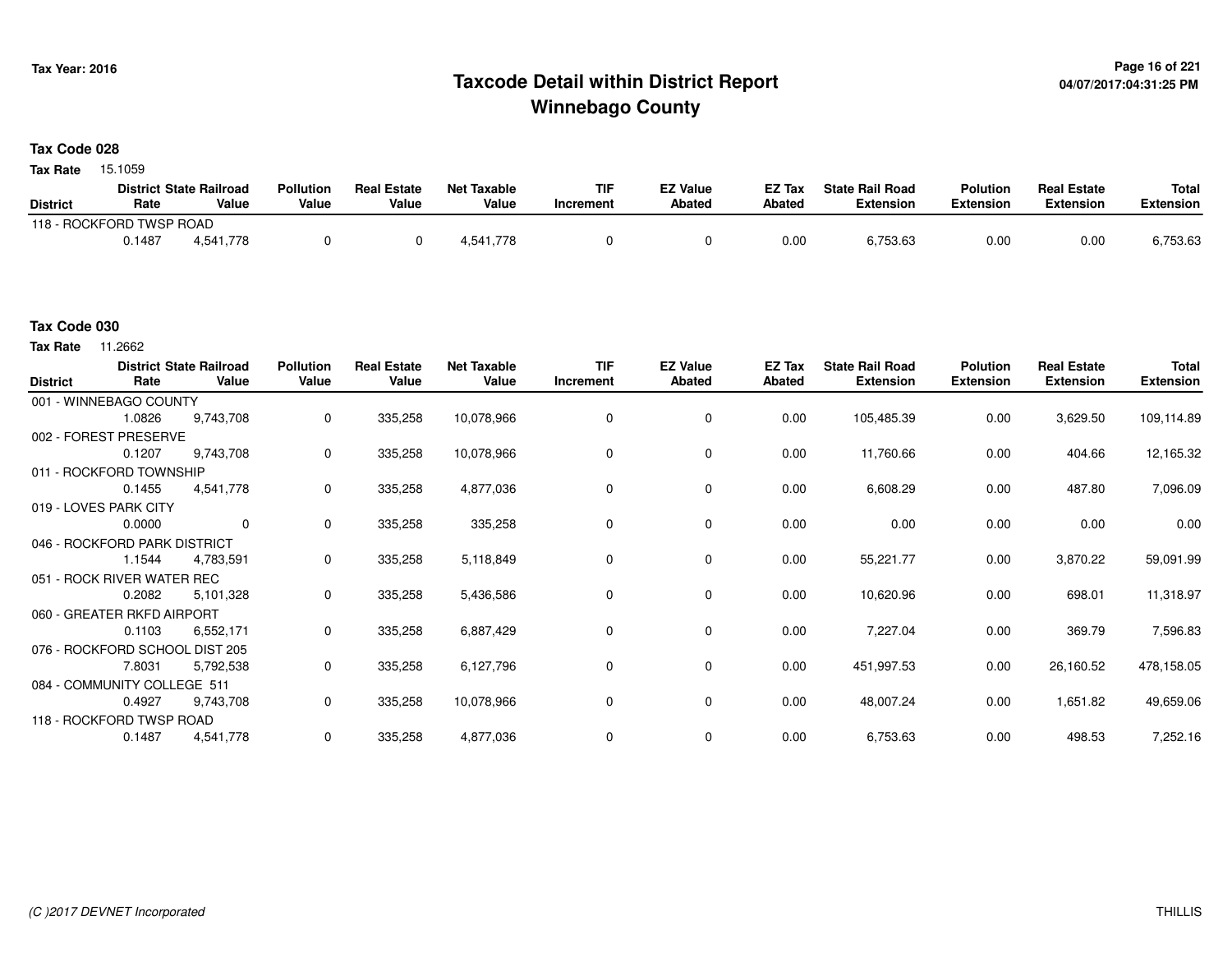# Taxcode Detail within District Report
# Winnebago County

Tax Year: 2016

04/07/2017:04:31:25 PM

## Tax Code 028

**Tax Rate** 15.1059

| District | District Rate | State Railroad Value | Pollution Value | Real Estate Value | Net Taxable Value | TIF Increment | EZ Value Abated | EZ Tax Abated | State Rail Road Extension | Polution Extension | Real Estate Extension | Total Extension |
|---|---|---|---|---|---|---|---|---|---|---|---|---|
| 118 - ROCKFORD TWSP ROAD | 0.1487 | 4,541,778 | 0 | 0 | 4,541,778 | 0 | 0 | 0.00 | 6,753.63 | 0.00 | 0.00 | 6,753.63 |

## Tax Code 030

**Tax Rate** 11.2662

| District | District Rate | State Railroad Value | Pollution Value | Real Estate Value | Net Taxable Value | TIF Increment | EZ Value Abated | EZ Tax Abated | State Rail Road Extension | Polution Extension | Real Estate Extension | Total Extension |
|---|---|---|---|---|---|---|---|---|---|---|---|---|
| 001 - WINNEBAGO COUNTY | 1.0826 | 9,743,708 | 0 | 335,258 | 10,078,966 | 0 | 0 | 0.00 | 105,485.39 | 0.00 | 3,629.50 | 109,114.89 |
| 002 - FOREST PRESERVE | 0.1207 | 9,743,708 | 0 | 335,258 | 10,078,966 | 0 | 0 | 0.00 | 11,760.66 | 0.00 | 404.66 | 12,165.32 |
| 011 - ROCKFORD TOWNSHIP | 0.1455 | 4,541,778 | 0 | 335,258 | 4,877,036 | 0 | 0 | 0.00 | 6,608.29 | 0.00 | 487.80 | 7,096.09 |
| 019 - LOVES PARK CITY | 0.0000 | 0 | 0 | 335,258 | 335,258 | 0 | 0 | 0.00 | 0.00 | 0.00 | 0.00 | 0.00 |
| 046 - ROCKFORD PARK DISTRICT | 1.1544 | 4,783,591 | 0 | 335,258 | 5,118,849 | 0 | 0 | 0.00 | 55,221.77 | 0.00 | 3,870.22 | 59,091.99 |
| 051 - ROCK RIVER WATER REC | 0.2082 | 5,101,328 | 0 | 335,258 | 5,436,586 | 0 | 0 | 0.00 | 10,620.96 | 0.00 | 698.01 | 11,318.97 |
| 060 - GREATER RKFD AIRPORT | 0.1103 | 6,552,171 | 0 | 335,258 | 6,887,429 | 0 | 0 | 0.00 | 7,227.04 | 0.00 | 369.79 | 7,596.83 |
| 076 - ROCKFORD SCHOOL DIST 205 | 7.8031 | 5,792,538 | 0 | 335,258 | 6,127,796 | 0 | 0 | 0.00 | 451,997.53 | 0.00 | 26,160.52 | 478,158.05 |
| 084 - COMMUNITY COLLEGE 511 | 0.4927 | 9,743,708 | 0 | 335,258 | 10,078,966 | 0 | 0 | 0.00 | 48,007.24 | 0.00 | 1,651.82 | 49,659.06 |
| 118 - ROCKFORD TWSP ROAD | 0.1487 | 4,541,778 | 0 | 335,258 | 4,877,036 | 0 | 0 | 0.00 | 6,753.63 | 0.00 | 498.53 | 7,252.16 |

(C )2017 DEVNET Incorporated

THILLIS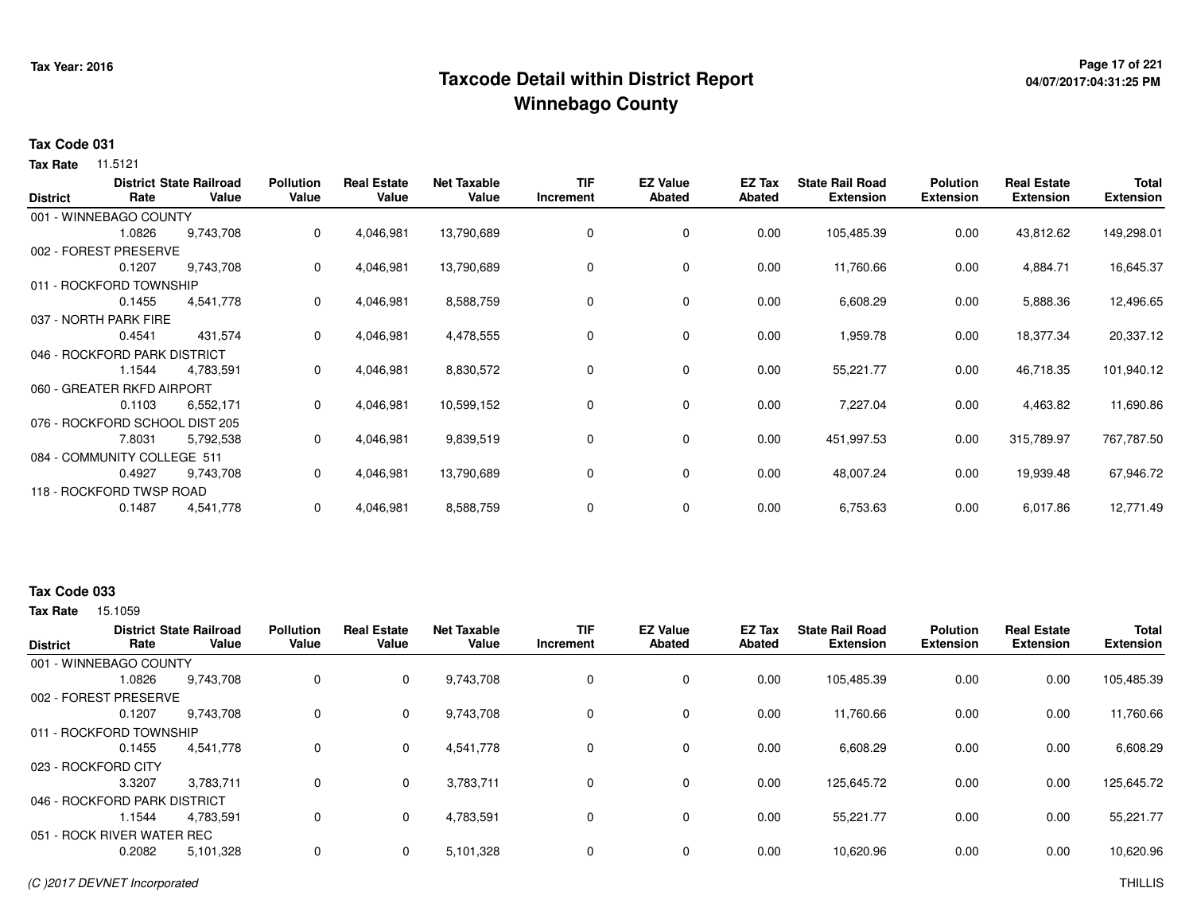## Taxcode Detail within District Report
## Winnebago County

Tax Year: 2016

### Tax Code 031

**Tax Rate** 11.5121

| District | District Rate | State Railroad Value | Pollution Value | Real Estate Value | Net Taxable Value | TIF Increment | EZ Value Abated | EZ Tax Abated | State Rail Road Extension | Polution Extension | Real Estate Extension | Total Extension |
|---|---|---|---|---|---|---|---|---|---|---|---|---|
| 001 - WINNEBAGO COUNTY | 1.0826 | 9,743,708 | 0 | 4,046,981 | 13,790,689 | 0 | 0 | 0.00 | 105,485.39 | 0.00 | 43,812.62 | 149,298.01 |
| 002 - FOREST PRESERVE | 0.1207 | 9,743,708 | 0 | 4,046,981 | 13,790,689 | 0 | 0 | 0.00 | 11,760.66 | 0.00 | 4,884.71 | 16,645.37 |
| 011 - ROCKFORD TOWNSHIP | 0.1455 | 4,541,778 | 0 | 4,046,981 | 8,588,759 | 0 | 0 | 0.00 | 6,608.29 | 0.00 | 5,888.36 | 12,496.65 |
| 037 - NORTH PARK FIRE | 0.4541 | 431,574 | 0 | 4,046,981 | 4,478,555 | 0 | 0 | 0.00 | 1,959.78 | 0.00 | 18,377.34 | 20,337.12 |
| 046 - ROCKFORD PARK DISTRICT | 1.1544 | 4,783,591 | 0 | 4,046,981 | 8,830,572 | 0 | 0 | 0.00 | 55,221.77 | 0.00 | 46,718.35 | 101,940.12 |
| 060 - GREATER RKFD AIRPORT | 0.1103 | 6,552,171 | 0 | 4,046,981 | 10,599,152 | 0 | 0 | 0.00 | 7,227.04 | 0.00 | 4,463.82 | 11,690.86 |
| 076 - ROCKFORD SCHOOL DIST 205 | 7.8031 | 5,792,538 | 0 | 4,046,981 | 9,839,519 | 0 | 0 | 0.00 | 451,997.53 | 0.00 | 315,789.97 | 767,787.50 |
| 084 - COMMUNITY COLLEGE 511 | 0.4927 | 9,743,708 | 0 | 4,046,981 | 13,790,689 | 0 | 0 | 0.00 | 48,007.24 | 0.00 | 19,939.48 | 67,946.72 |
| 118 - ROCKFORD TWSP ROAD | 0.1487 | 4,541,778 | 0 | 4,046,981 | 8,588,759 | 0 | 0 | 0.00 | 6,753.63 | 0.00 | 6,017.86 | 12,771.49 |

### Tax Code 033

**Tax Rate** 15.1059

| District | District Rate | State Railroad Value | Pollution Value | Real Estate Value | Net Taxable Value | TIF Increment | EZ Value Abated | EZ Tax Abated | State Rail Road Extension | Polution Extension | Real Estate Extension | Total Extension |
|---|---|---|---|---|---|---|---|---|---|---|---|---|
| 001 - WINNEBAGO COUNTY | 1.0826 | 9,743,708 | 0 | 0 | 9,743,708 | 0 | 0 | 0.00 | 105,485.39 | 0.00 | 0.00 | 105,485.39 |
| 002 - FOREST PRESERVE | 0.1207 | 9,743,708 | 0 | 0 | 9,743,708 | 0 | 0 | 0.00 | 11,760.66 | 0.00 | 0.00 | 11,760.66 |
| 011 - ROCKFORD TOWNSHIP | 0.1455 | 4,541,778 | 0 | 0 | 4,541,778 | 0 | 0 | 0.00 | 6,608.29 | 0.00 | 0.00 | 6,608.29 |
| 023 - ROCKFORD CITY | 3.3207 | 3,783,711 | 0 | 0 | 3,783,711 | 0 | 0 | 0.00 | 125,645.72 | 0.00 | 0.00 | 125,645.72 |
| 046 - ROCKFORD PARK DISTRICT | 1.1544 | 4,783,591 | 0 | 0 | 4,783,591 | 0 | 0 | 0.00 | 55,221.77 | 0.00 | 0.00 | 55,221.77 |
| 051 - ROCK RIVER WATER REC | 0.2082 | 5,101,328 | 0 | 0 | 5,101,328 | 0 | 0 | 0.00 | 10,620.96 | 0.00 | 0.00 | 10,620.96 |

(C )2017 DEVNET Incorporated — THILLIS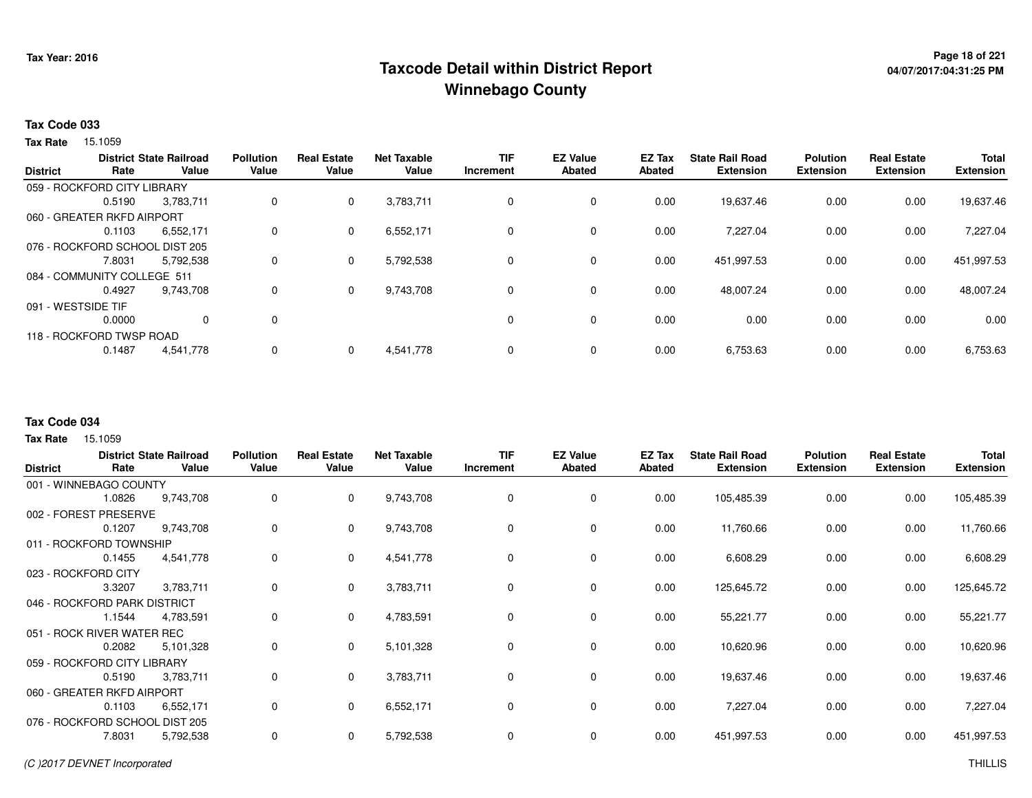# Taxcode Detail within District Report
# Winnebago County

Tax Year: 2016

## Tax Code 033

**Tax Rate** 15.1059

| District | District Rate | State Railroad Value | Pollution Value | Real Estate Value | Net Taxable Value | TIF Increment | EZ Value Abated | EZ Tax Abated | State Rail Road Extension | Polution Extension | Real Estate Extension | Total Extension |
|---|---|---|---|---|---|---|---|---|---|---|---|---|
| 059 - ROCKFORD CITY LIBRARY | 0.5190 | 3,783,711 | 0 | 0 | 3,783,711 | 0 | 0 | 0.00 | 19,637.46 | 0.00 | 0.00 | 19,637.46 |
| 060 - GREATER RKFD AIRPORT | 0.1103 | 6,552,171 | 0 | 0 | 6,552,171 | 0 | 0 | 0.00 | 7,227.04 | 0.00 | 0.00 | 7,227.04 |
| 076 - ROCKFORD SCHOOL DIST 205 | 7.8031 | 5,792,538 | 0 | 0 | 5,792,538 | 0 | 0 | 0.00 | 451,997.53 | 0.00 | 0.00 | 451,997.53 |
| 084 - COMMUNITY COLLEGE 511 | 0.4927 | 9,743,708 | 0 | 0 | 9,743,708 | 0 | 0 | 0.00 | 48,007.24 | 0.00 | 0.00 | 48,007.24 |
| 091 - WESTSIDE TIF | 0.0000 | 0 | 0 | | | 0 | 0 | 0.00 | 0.00 | 0.00 | 0.00 | 0.00 |
| 118 - ROCKFORD TWSP ROAD | 0.1487 | 4,541,778 | 0 | 0 | 4,541,778 | 0 | 0 | 0.00 | 6,753.63 | 0.00 | 0.00 | 6,753.63 |

## Tax Code 034

**Tax Rate** 15.1059

| District | District Rate | State Railroad Value | Pollution Value | Real Estate Value | Net Taxable Value | TIF Increment | EZ Value Abated | EZ Tax Abated | State Rail Road Extension | Polution Extension | Real Estate Extension | Total Extension |
|---|---|---|---|---|---|---|---|---|---|---|---|---|
| 001 - WINNEBAGO COUNTY | 1.0826 | 9,743,708 | 0 | 0 | 9,743,708 | 0 | 0 | 0.00 | 105,485.39 | 0.00 | 0.00 | 105,485.39 |
| 002 - FOREST PRESERVE | 0.1207 | 9,743,708 | 0 | 0 | 9,743,708 | 0 | 0 | 0.00 | 11,760.66 | 0.00 | 0.00 | 11,760.66 |
| 011 - ROCKFORD TOWNSHIP | 0.1455 | 4,541,778 | 0 | 0 | 4,541,778 | 0 | 0 | 0.00 | 6,608.29 | 0.00 | 0.00 | 6,608.29 |
| 023 - ROCKFORD CITY | 3.3207 | 3,783,711 | 0 | 0 | 3,783,711 | 0 | 0 | 0.00 | 125,645.72 | 0.00 | 0.00 | 125,645.72 |
| 046 - ROCKFORD PARK DISTRICT | 1.1544 | 4,783,591 | 0 | 0 | 4,783,591 | 0 | 0 | 0.00 | 55,221.77 | 0.00 | 0.00 | 55,221.77 |
| 051 - ROCK RIVER WATER REC | 0.2082 | 5,101,328 | 0 | 0 | 5,101,328 | 0 | 0 | 0.00 | 10,620.96 | 0.00 | 0.00 | 10,620.96 |
| 059 - ROCKFORD CITY LIBRARY | 0.5190 | 3,783,711 | 0 | 0 | 3,783,711 | 0 | 0 | 0.00 | 19,637.46 | 0.00 | 0.00 | 19,637.46 |
| 060 - GREATER RKFD AIRPORT | 0.1103 | 6,552,171 | 0 | 0 | 6,552,171 | 0 | 0 | 0.00 | 7,227.04 | 0.00 | 0.00 | 7,227.04 |
| 076 - ROCKFORD SCHOOL DIST 205 | 7.8031 | 5,792,538 | 0 | 0 | 5,792,538 | 0 | 0 | 0.00 | 451,997.53 | 0.00 | 0.00 | 451,997.53 |

(C )2017 DEVNET Incorporated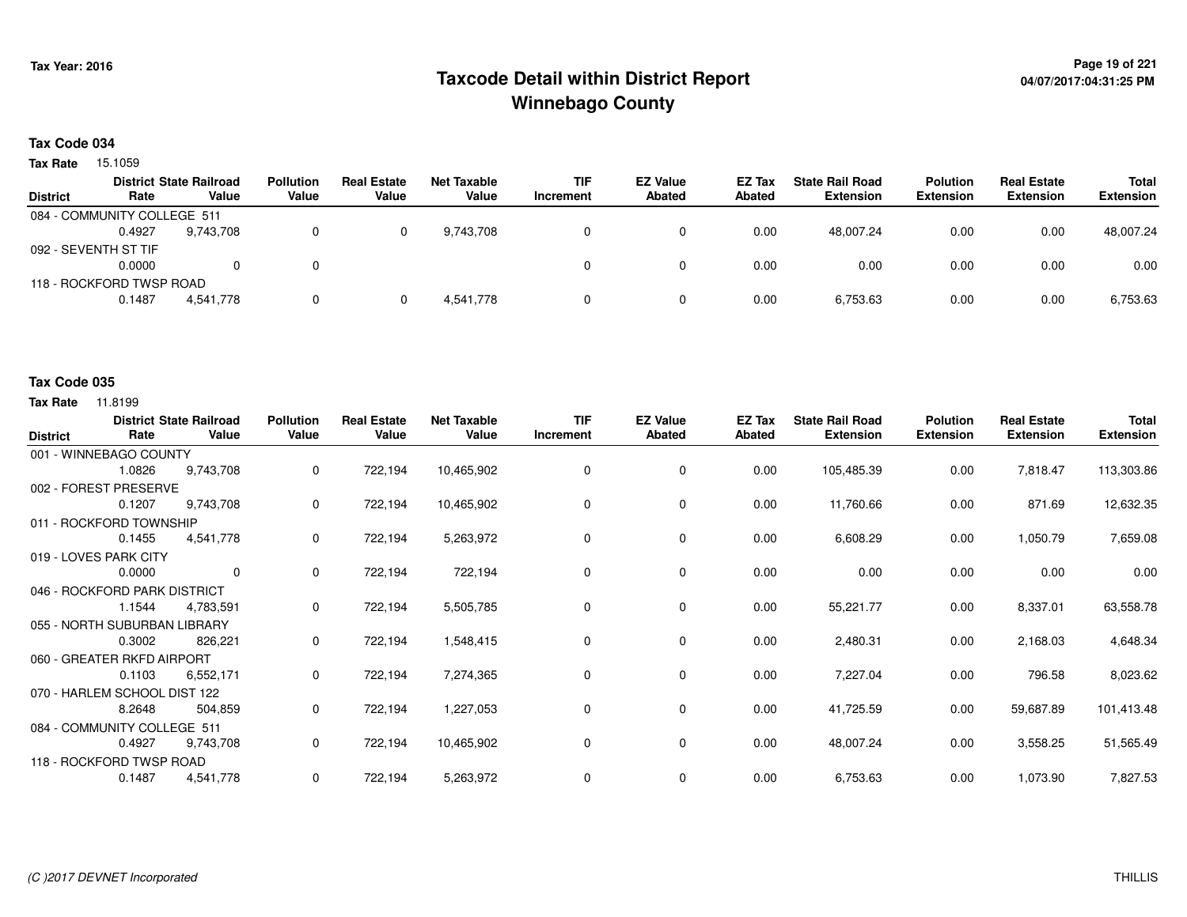# Taxcode Detail within District Report
# Winnebago County

Tax Year: 2016

**Tax Code 034**

**Tax Rate** 15.1059

| District | District Rate | State Railroad Value | Pollution Value | Real Estate Value | Net Taxable Value | TIF Increment | EZ Value Abated | EZ Tax Abated | State Rail Road Extension | Polution Extension | Real Estate Extension | Total Extension |
|---|---|---|---|---|---|---|---|---|---|---|---|---|
| 084 - COMMUNITY COLLEGE 511 | 0.4927 | 9,743,708 | 0 | 0 | 9,743,708 | 0 | 0 | 0.00 | 48,007.24 | 0.00 | 0.00 | 48,007.24 |
| 092 - SEVENTH ST TIF | 0.0000 | 0 | 0 | | | 0 | 0 | 0.00 | 0.00 | 0.00 | 0.00 | 0.00 |
| 118 - ROCKFORD TWSP ROAD | 0.1487 | 4,541,778 | 0 | 0 | 4,541,778 | 0 | 0 | 0.00 | 6,753.63 | 0.00 | 0.00 | 6,753.63 |

**Tax Code 035**

**Tax Rate** 11.8199

| District | District Rate | State Railroad Value | Pollution Value | Real Estate Value | Net Taxable Value | TIF Increment | EZ Value Abated | EZ Tax Abated | State Rail Road Extension | Polution Extension | Real Estate Extension | Total Extension |
|---|---|---|---|---|---|---|---|---|---|---|---|---|
| 001 - WINNEBAGO COUNTY | 1.0826 | 9,743,708 | 0 | 722,194 | 10,465,902 | 0 | 0 | 0.00 | 105,485.39 | 0.00 | 7,818.47 | 113,303.86 |
| 002 - FOREST PRESERVE | 0.1207 | 9,743,708 | 0 | 722,194 | 10,465,902 | 0 | 0 | 0.00 | 11,760.66 | 0.00 | 871.69 | 12,632.35 |
| 011 - ROCKFORD TOWNSHIP | 0.1455 | 4,541,778 | 0 | 722,194 | 5,263,972 | 0 | 0 | 0.00 | 6,608.29 | 0.00 | 1,050.79 | 7,659.08 |
| 019 - LOVES PARK CITY | 0.0000 | 0 | 0 | 722,194 | 722,194 | 0 | 0 | 0.00 | 0.00 | 0.00 | 0.00 | 0.00 |
| 046 - ROCKFORD PARK DISTRICT | 1.1544 | 4,783,591 | 0 | 722,194 | 5,505,785 | 0 | 0 | 0.00 | 55,221.77 | 0.00 | 8,337.01 | 63,558.78 |
| 055 - NORTH SUBURBAN LIBRARY | 0.3002 | 826,221 | 0 | 722,194 | 1,548,415 | 0 | 0 | 0.00 | 2,480.31 | 0.00 | 2,168.03 | 4,648.34 |
| 060 - GREATER RKFD AIRPORT | 0.1103 | 6,552,171 | 0 | 722,194 | 7,274,365 | 0 | 0 | 0.00 | 7,227.04 | 0.00 | 796.58 | 8,023.62 |
| 070 - HARLEM SCHOOL DIST 122 | 8.2648 | 504,859 | 0 | 722,194 | 1,227,053 | 0 | 0 | 0.00 | 41,725.59 | 0.00 | 59,687.89 | 101,413.48 |
| 084 - COMMUNITY COLLEGE 511 | 0.4927 | 9,743,708 | 0 | 722,194 | 10,465,902 | 0 | 0 | 0.00 | 48,007.24 | 0.00 | 3,558.25 | 51,565.49 |
| 118 - ROCKFORD TWSP ROAD | 0.1487 | 4,541,778 | 0 | 722,194 | 5,263,972 | 0 | 0 | 0.00 | 6,753.63 | 0.00 | 1,073.90 | 7,827.53 |

*(C )2017 DEVNET Incorporated* THILLIS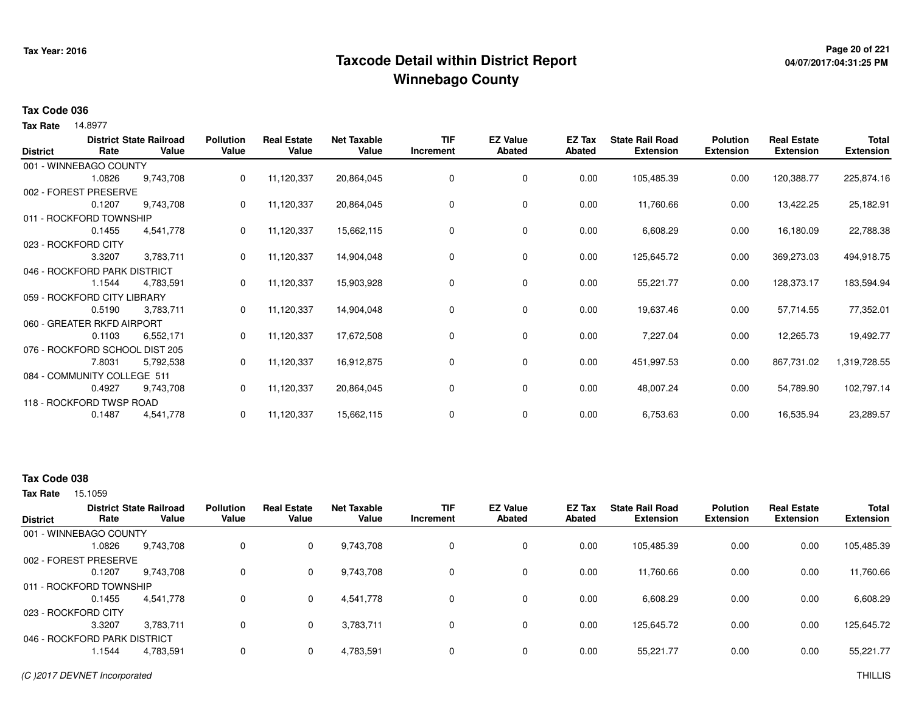# Taxcode Detail within District Report
# Winnebago County

Tax Year: 2016

## Tax Code 036

**Tax Rate** 14.8977

| District | District Rate | State Railroad Value | Pollution Value | Real Estate Value | Net Taxable Value | TIF Increment | EZ Value Abated | EZ Tax Abated | State Rail Road Extension | Polution Extension | Real Estate Extension | Total Extension |
|---|---|---|---|---|---|---|---|---|---|---|---|---|
| 001 - WINNEBAGO COUNTY | 1.0826 | 9,743,708 | 0 | 11,120,337 | 20,864,045 | 0 | 0 | 0.00 | 105,485.39 | 0.00 | 120,388.77 | 225,874.16 |
| 002 - FOREST PRESERVE | 0.1207 | 9,743,708 | 0 | 11,120,337 | 20,864,045 | 0 | 0 | 0.00 | 11,760.66 | 0.00 | 13,422.25 | 25,182.91 |
| 011 - ROCKFORD TOWNSHIP | 0.1455 | 4,541,778 | 0 | 11,120,337 | 15,662,115 | 0 | 0 | 0.00 | 6,608.29 | 0.00 | 16,180.09 | 22,788.38 |
| 023 - ROCKFORD CITY | 3.3207 | 3,783,711 | 0 | 11,120,337 | 14,904,048 | 0 | 0 | 0.00 | 125,645.72 | 0.00 | 369,273.03 | 494,918.75 |
| 046 - ROCKFORD PARK DISTRICT | 1.1544 | 4,783,591 | 0 | 11,120,337 | 15,903,928 | 0 | 0 | 0.00 | 55,221.77 | 0.00 | 128,373.17 | 183,594.94 |
| 059 - ROCKFORD CITY LIBRARY | 0.5190 | 3,783,711 | 0 | 11,120,337 | 14,904,048 | 0 | 0 | 0.00 | 19,637.46 | 0.00 | 57,714.55 | 77,352.01 |
| 060 - GREATER RKFD AIRPORT | 0.1103 | 6,552,171 | 0 | 11,120,337 | 17,672,508 | 0 | 0 | 0.00 | 7,227.04 | 0.00 | 12,265.73 | 19,492.77 |
| 076 - ROCKFORD SCHOOL DIST 205 | 7.8031 | 5,792,538 | 0 | 11,120,337 | 16,912,875 | 0 | 0 | 0.00 | 451,997.53 | 0.00 | 867,731.02 | 1,319,728.55 |
| 084 - COMMUNITY COLLEGE 511 | 0.4927 | 9,743,708 | 0 | 11,120,337 | 20,864,045 | 0 | 0 | 0.00 | 48,007.24 | 0.00 | 54,789.90 | 102,797.14 |
| 118 - ROCKFORD TWSP ROAD | 0.1487 | 4,541,778 | 0 | 11,120,337 | 15,662,115 | 0 | 0 | 0.00 | 6,753.63 | 0.00 | 16,535.94 | 23,289.57 |

## Tax Code 038

**Tax Rate** 15.1059

| District | District Rate | State Railroad Value | Pollution Value | Real Estate Value | Net Taxable Value | TIF Increment | EZ Value Abated | EZ Tax Abated | State Rail Road Extension | Polution Extension | Real Estate Extension | Total Extension |
|---|---|---|---|---|---|---|---|---|---|---|---|---|
| 001 - WINNEBAGO COUNTY | 1.0826 | 9,743,708 | 0 | 0 | 9,743,708 | 0 | 0 | 0.00 | 105,485.39 | 0.00 | 0.00 | 105,485.39 |
| 002 - FOREST PRESERVE | 0.1207 | 9,743,708 | 0 | 0 | 9,743,708 | 0 | 0 | 0.00 | 11,760.66 | 0.00 | 0.00 | 11,760.66 |
| 011 - ROCKFORD TOWNSHIP | 0.1455 | 4,541,778 | 0 | 0 | 4,541,778 | 0 | 0 | 0.00 | 6,608.29 | 0.00 | 0.00 | 6,608.29 |
| 023 - ROCKFORD CITY | 3.3207 | 3,783,711 | 0 | 0 | 3,783,711 | 0 | 0 | 0.00 | 125,645.72 | 0.00 | 0.00 | 125,645.72 |
| 046 - ROCKFORD PARK DISTRICT | 1.1544 | 4,783,591 | 0 | 0 | 4,783,591 | 0 | 0 | 0.00 | 55,221.77 | 0.00 | 0.00 | 55,221.77 |

(C )2017 DEVNET Incorporated THILLIS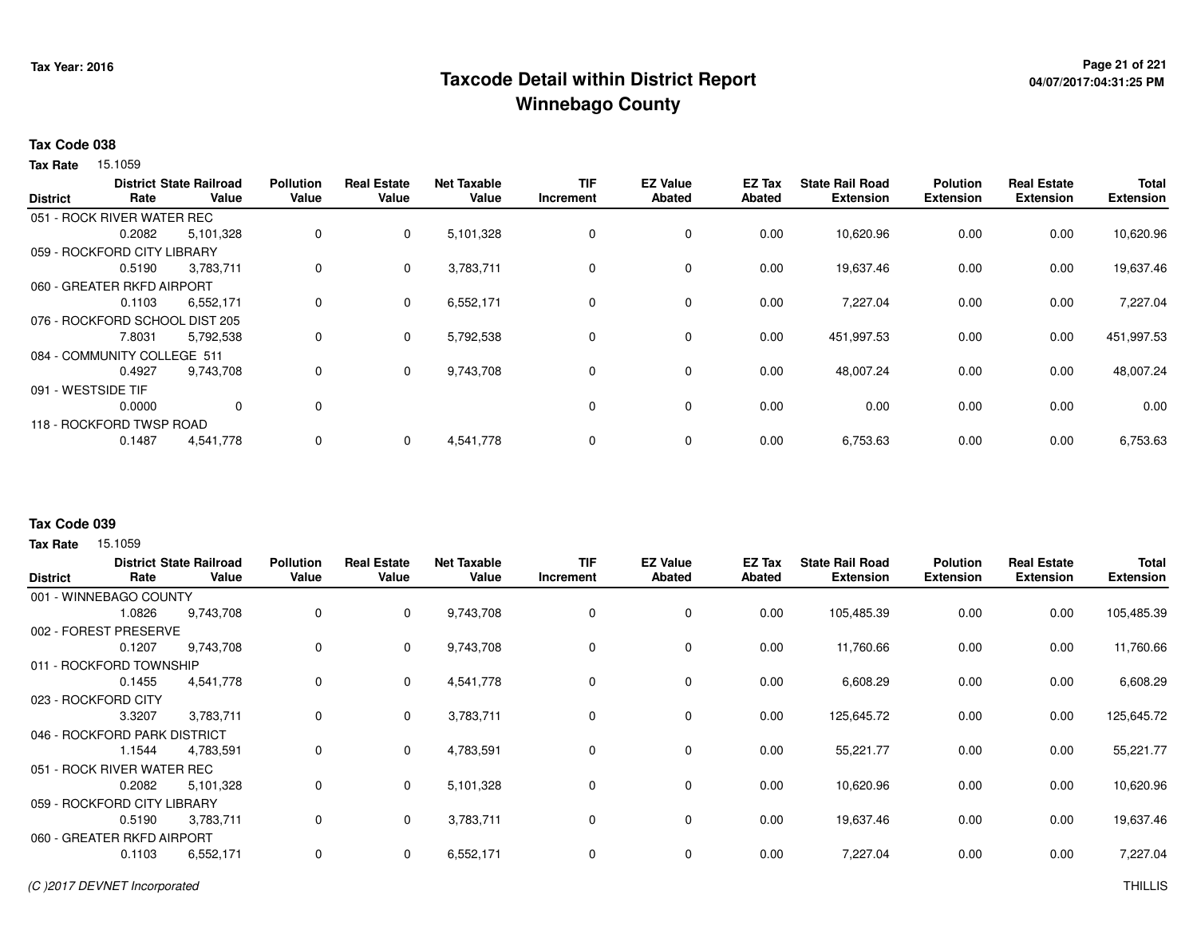## Taxcode Detail within District Report
## Winnebago County

Tax Year: 2016

### Tax Code 038

**Tax Rate** 15.1059

| District | District Rate | State Railroad Value | Pollution Value | Real Estate Value | Net Taxable Value | TIF Increment | EZ Value Abated | EZ Tax Abated | State Rail Road Extension | Polution Extension | Real Estate Extension | Total Extension |
|---|---|---|---|---|---|---|---|---|---|---|---|---|
| 051 - ROCK RIVER WATER REC | 0.2082 | 5,101,328 | 0 | 0 | 5,101,328 | 0 | 0 | 0.00 | 10,620.96 | 0.00 | 0.00 | 10,620.96 |
| 059 - ROCKFORD CITY LIBRARY | 0.5190 | 3,783,711 | 0 | 0 | 3,783,711 | 0 | 0 | 0.00 | 19,637.46 | 0.00 | 0.00 | 19,637.46 |
| 060 - GREATER RKFD AIRPORT | 0.1103 | 6,552,171 | 0 | 0 | 6,552,171 | 0 | 0 | 0.00 | 7,227.04 | 0.00 | 0.00 | 7,227.04 |
| 076 - ROCKFORD SCHOOL DIST 205 | 7.8031 | 5,792,538 | 0 | 0 | 5,792,538 | 0 | 0 | 0.00 | 451,997.53 | 0.00 | 0.00 | 451,997.53 |
| 084 - COMMUNITY COLLEGE 511 | 0.4927 | 9,743,708 | 0 | 0 | 9,743,708 | 0 | 0 | 0.00 | 48,007.24 | 0.00 | 0.00 | 48,007.24 |
| 091 - WESTSIDE TIF | 0.0000 | 0 | 0 | | | 0 | 0 | 0.00 | 0.00 | 0.00 | 0.00 | 0.00 |
| 118 - ROCKFORD TWSP ROAD | 0.1487 | 4,541,778 | 0 | 0 | 4,541,778 | 0 | 0 | 0.00 | 6,753.63 | 0.00 | 0.00 | 6,753.63 |

### Tax Code 039

**Tax Rate** 15.1059

| District | District Rate | State Railroad Value | Pollution Value | Real Estate Value | Net Taxable Value | TIF Increment | EZ Value Abated | EZ Tax Abated | State Rail Road Extension | Polution Extension | Real Estate Extension | Total Extension |
|---|---|---|---|---|---|---|---|---|---|---|---|---|
| 001 - WINNEBAGO COUNTY | 1.0826 | 9,743,708 | 0 | 0 | 9,743,708 | 0 | 0 | 0.00 | 105,485.39 | 0.00 | 0.00 | 105,485.39 |
| 002 - FOREST PRESERVE | 0.1207 | 9,743,708 | 0 | 0 | 9,743,708 | 0 | 0 | 0.00 | 11,760.66 | 0.00 | 0.00 | 11,760.66 |
| 011 - ROCKFORD TOWNSHIP | 0.1455 | 4,541,778 | 0 | 0 | 4,541,778 | 0 | 0 | 0.00 | 6,608.29 | 0.00 | 0.00 | 6,608.29 |
| 023 - ROCKFORD CITY | 3.3207 | 3,783,711 | 0 | 0 | 3,783,711 | 0 | 0 | 0.00 | 125,645.72 | 0.00 | 0.00 | 125,645.72 |
| 046 - ROCKFORD PARK DISTRICT | 1.1544 | 4,783,591 | 0 | 0 | 4,783,591 | 0 | 0 | 0.00 | 55,221.77 | 0.00 | 0.00 | 55,221.77 |
| 051 - ROCK RIVER WATER REC | 0.2082 | 5,101,328 | 0 | 0 | 5,101,328 | 0 | 0 | 0.00 | 10,620.96 | 0.00 | 0.00 | 10,620.96 |
| 059 - ROCKFORD CITY LIBRARY | 0.5190 | 3,783,711 | 0 | 0 | 3,783,711 | 0 | 0 | 0.00 | 19,637.46 | 0.00 | 0.00 | 19,637.46 |
| 060 - GREATER RKFD AIRPORT | 0.1103 | 6,552,171 | 0 | 0 | 6,552,171 | 0 | 0 | 0.00 | 7,227.04 | 0.00 | 0.00 | 7,227.04 |

(C )2017 DEVNET Incorporated THILLIS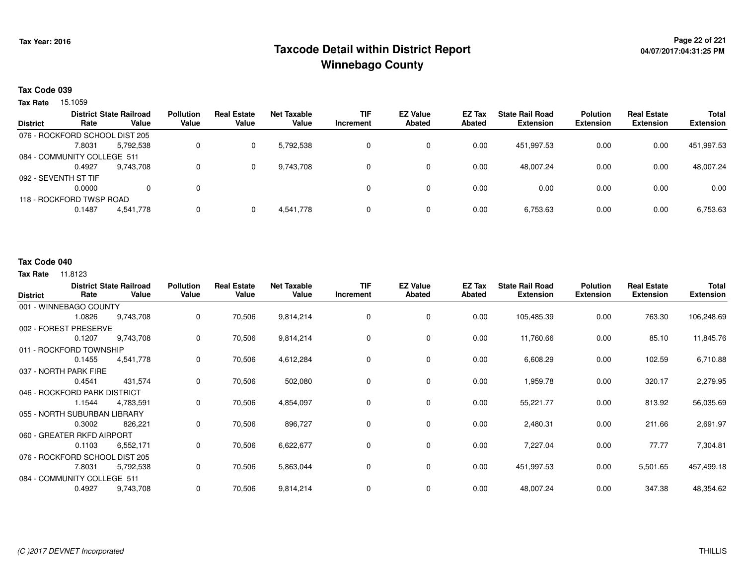# Taxcode Detail within District Report
## Winnebago County

Tax Year: 2016

04/07/2017:04:31:25 PM

### Tax Code 039

**Tax Rate** 15.1059

| District | District Rate | State Railroad Value | Pollution Value | Real Estate Value | Net Taxable Value | TIF Increment | EZ Value Abated | EZ Tax Abated | State Rail Road Extension | Polution Extension | Real Estate Extension | Total Extension |
|---|---|---|---|---|---|---|---|---|---|---|---|---|
| 076 - ROCKFORD SCHOOL DIST 205 | 7.8031 | 5,792,538 | 0 | 0 | 5,792,538 | 0 | 0 | 0.00 | 451,997.53 | 0.00 | 0.00 | 451,997.53 |
| 084 - COMMUNITY COLLEGE 511 | 0.4927 | 9,743,708 | 0 | 0 | 9,743,708 | 0 | 0 | 0.00 | 48,007.24 | 0.00 | 0.00 | 48,007.24 |
| 092 - SEVENTH ST TIF | 0.0000 | 0 | 0 | | | 0 | 0 | 0.00 | 0.00 | 0.00 | 0.00 | 0.00 |
| 118 - ROCKFORD TWSP ROAD | 0.1487 | 4,541,778 | 0 | 0 | 4,541,778 | 0 | 0 | 0.00 | 6,753.63 | 0.00 | 0.00 | 6,753.63 |

### Tax Code 040

**Tax Rate** 11.8123

| District | District Rate | State Railroad Value | Pollution Value | Real Estate Value | Net Taxable Value | TIF Increment | EZ Value Abated | EZ Tax Abated | State Rail Road Extension | Polution Extension | Real Estate Extension | Total Extension |
|---|---|---|---|---|---|---|---|---|---|---|---|---|
| 001 - WINNEBAGO COUNTY | 1.0826 | 9,743,708 | 0 | 70,506 | 9,814,214 | 0 | 0 | 0.00 | 105,485.39 | 0.00 | 763.30 | 106,248.69 |
| 002 - FOREST PRESERVE | 0.1207 | 9,743,708 | 0 | 70,506 | 9,814,214 | 0 | 0 | 0.00 | 11,760.66 | 0.00 | 85.10 | 11,845.76 |
| 011 - ROCKFORD TOWNSHIP | 0.1455 | 4,541,778 | 0 | 70,506 | 4,612,284 | 0 | 0 | 0.00 | 6,608.29 | 0.00 | 102.59 | 6,710.88 |
| 037 - NORTH PARK FIRE | 0.4541 | 431,574 | 0 | 70,506 | 502,080 | 0 | 0 | 0.00 | 1,959.78 | 0.00 | 320.17 | 2,279.95 |
| 046 - ROCKFORD PARK DISTRICT | 1.1544 | 4,783,591 | 0 | 70,506 | 4,854,097 | 0 | 0 | 0.00 | 55,221.77 | 0.00 | 813.92 | 56,035.69 |
| 055 - NORTH SUBURBAN LIBRARY | 0.3002 | 826,221 | 0 | 70,506 | 896,727 | 0 | 0 | 0.00 | 2,480.31 | 0.00 | 211.66 | 2,691.97 |
| 060 - GREATER RKFD AIRPORT | 0.1103 | 6,552,171 | 0 | 70,506 | 6,622,677 | 0 | 0 | 0.00 | 7,227.04 | 0.00 | 77.77 | 7,304.81 |
| 076 - ROCKFORD SCHOOL DIST 205 | 7.8031 | 5,792,538 | 0 | 70,506 | 5,863,044 | 0 | 0 | 0.00 | 451,997.53 | 0.00 | 5,501.65 | 457,499.18 |
| 084 - COMMUNITY COLLEGE 511 | 0.4927 | 9,743,708 | 0 | 70,506 | 9,814,214 | 0 | 0 | 0.00 | 48,007.24 | 0.00 | 347.38 | 48,354.62 |

(C )2017 DEVNET Incorporated

THILLIS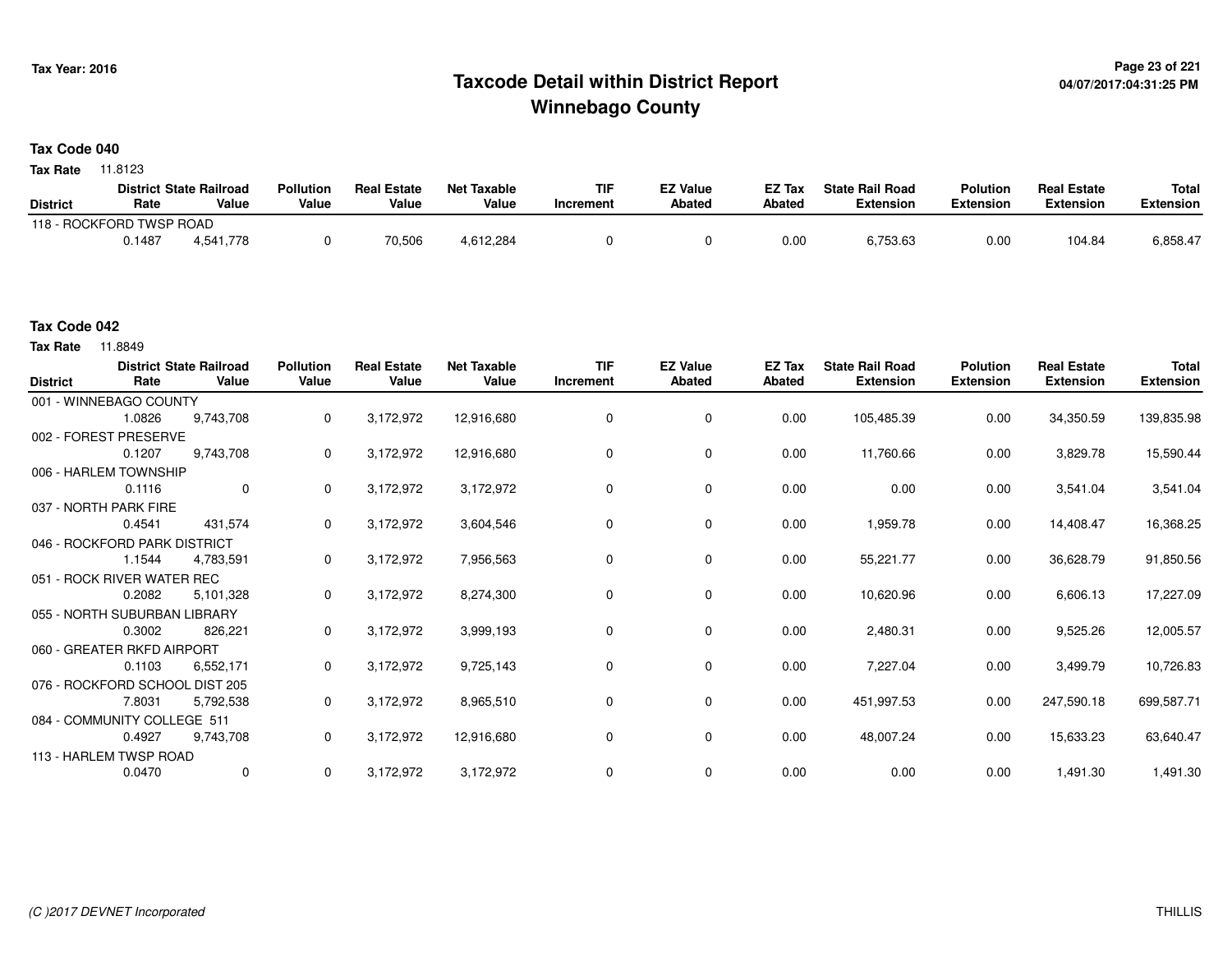# Taxcode Detail within District Report
## Winnebago County

Tax Year: 2016

04/07/2017:04:31:25 PM

### Tax Code 040

**Tax Rate** 11.8123

| District | District Rate | State Railroad Value | Pollution Value | Real Estate Value | Net Taxable Value | TIF Increment | EZ Value Abated | EZ Tax Abated | State Rail Road Extension | Polution Extension | Real Estate Extension | Total Extension |
|---|---|---|---|---|---|---|---|---|---|---|---|---|
| 118 - ROCKFORD TWSP ROAD | 0.1487 | 4,541,778 | 0 | 70,506 | 4,612,284 | 0 | 0 | 0.00 | 6,753.63 | 0.00 | 104.84 | 6,858.47 |

### Tax Code 042

**Tax Rate** 11.8849

| District | District Rate | State Railroad Value | Pollution Value | Real Estate Value | Net Taxable Value | TIF Increment | EZ Value Abated | EZ Tax Abated | State Rail Road Extension | Polution Extension | Real Estate Extension | Total Extension |
|---|---|---|---|---|---|---|---|---|---|---|---|---|
| 001 - WINNEBAGO COUNTY | 1.0826 | 9,743,708 | 0 | 3,172,972 | 12,916,680 | 0 | 0 | 0.00 | 105,485.39 | 0.00 | 34,350.59 | 139,835.98 |
| 002 - FOREST PRESERVE | 0.1207 | 9,743,708 | 0 | 3,172,972 | 12,916,680 | 0 | 0 | 0.00 | 11,760.66 | 0.00 | 3,829.78 | 15,590.44 |
| 006 - HARLEM TOWNSHIP | 0.1116 | 0 | 0 | 3,172,972 | 3,172,972 | 0 | 0 | 0.00 | 0.00 | 0.00 | 3,541.04 | 3,541.04 |
| 037 - NORTH PARK FIRE | 0.4541 | 431,574 | 0 | 3,172,972 | 3,604,546 | 0 | 0 | 0.00 | 1,959.78 | 0.00 | 14,408.47 | 16,368.25 |
| 046 - ROCKFORD PARK DISTRICT | 1.1544 | 4,783,591 | 0 | 3,172,972 | 7,956,563 | 0 | 0 | 0.00 | 55,221.77 | 0.00 | 36,628.79 | 91,850.56 |
| 051 - ROCK RIVER WATER REC | 0.2082 | 5,101,328 | 0 | 3,172,972 | 8,274,300 | 0 | 0 | 0.00 | 10,620.96 | 0.00 | 6,606.13 | 17,227.09 |
| 055 - NORTH SUBURBAN LIBRARY | 0.3002 | 826,221 | 0 | 3,172,972 | 3,999,193 | 0 | 0 | 0.00 | 2,480.31 | 0.00 | 9,525.26 | 12,005.57 |
| 060 - GREATER RKFD AIRPORT | 0.1103 | 6,552,171 | 0 | 3,172,972 | 9,725,143 | 0 | 0 | 0.00 | 7,227.04 | 0.00 | 3,499.79 | 10,726.83 |
| 076 - ROCKFORD SCHOOL DIST 205 | 7.8031 | 5,792,538 | 0 | 3,172,972 | 8,965,510 | 0 | 0 | 0.00 | 451,997.53 | 0.00 | 247,590.18 | 699,587.71 |
| 084 - COMMUNITY COLLEGE 511 | 0.4927 | 9,743,708 | 0 | 3,172,972 | 12,916,680 | 0 | 0 | 0.00 | 48,007.24 | 0.00 | 15,633.23 | 63,640.47 |
| 113 - HARLEM TWSP ROAD | 0.0470 | 0 | 0 | 3,172,972 | 3,172,972 | 0 | 0 | 0.00 | 0.00 | 0.00 | 1,491.30 | 1,491.30 |

*(C )2017 DEVNET Incorporated* THILLIS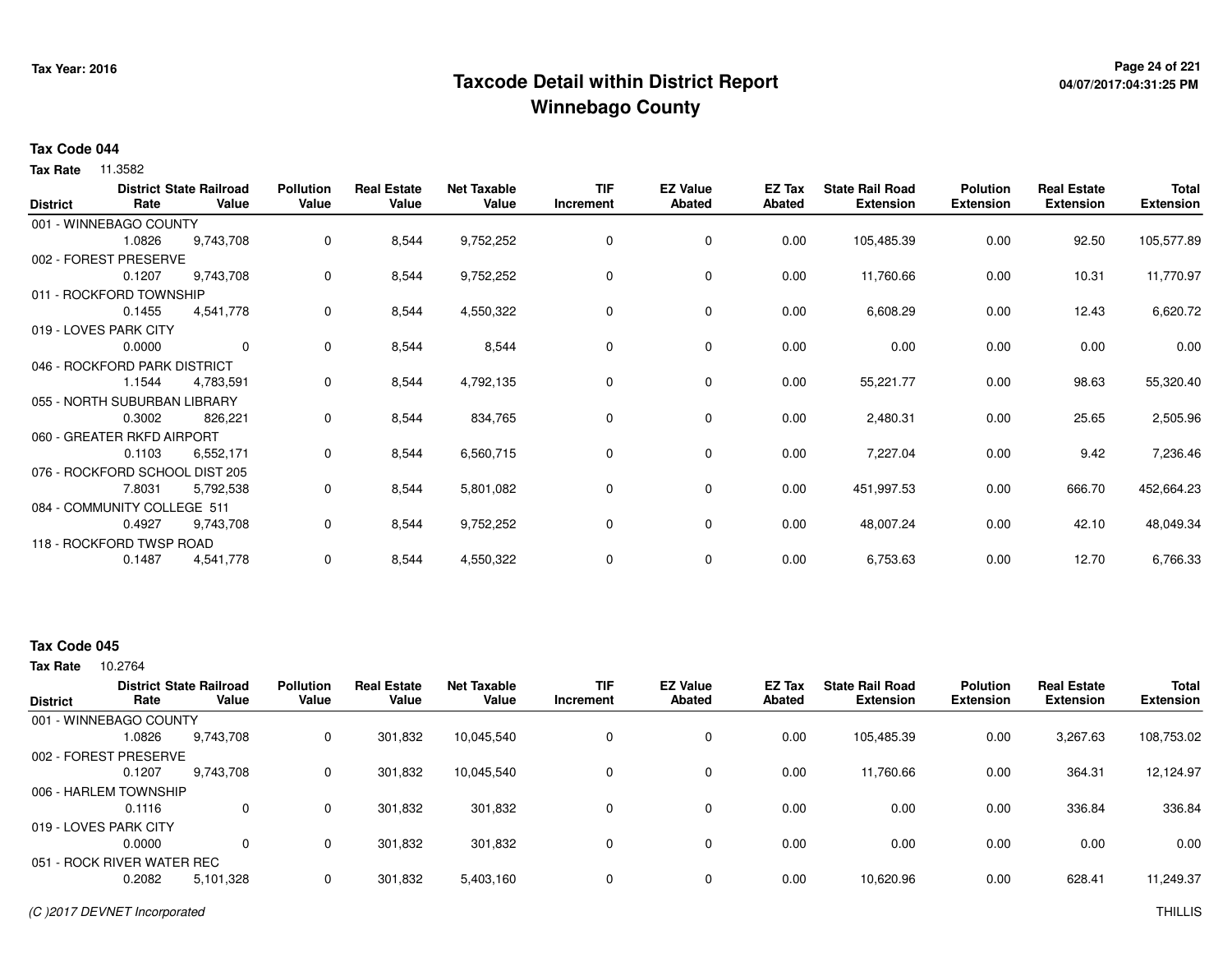# Taxcode Detail within District Report
## Winnebago County

Tax Year: 2016

04/07/2017:04:31:25 PM

**Tax Code 044**

**Tax Rate** 11.3582

| District | District Rate | State Railroad Value | Pollution Value | Real Estate Value | Net Taxable Value | TIF Increment | EZ Value Abated | EZ Tax Abated | State Rail Road Extension | Polution Extension | Real Estate Extension | Total Extension |
|---|---|---|---|---|---|---|---|---|---|---|---|---|
| 001 - WINNEBAGO COUNTY | 1.0826 | 9,743,708 | 0 | 8,544 | 9,752,252 | 0 | 0 | 0.00 | 105,485.39 | 0.00 | 92.50 | 105,577.89 |
| 002 - FOREST PRESERVE | 0.1207 | 9,743,708 | 0 | 8,544 | 9,752,252 | 0 | 0 | 0.00 | 11,760.66 | 0.00 | 10.31 | 11,770.97 |
| 011 - ROCKFORD TOWNSHIP | 0.1455 | 4,541,778 | 0 | 8,544 | 4,550,322 | 0 | 0 | 0.00 | 6,608.29 | 0.00 | 12.43 | 6,620.72 |
| 019 - LOVES PARK CITY | 0.0000 | 0 | 0 | 8,544 | 8,544 | 0 | 0 | 0.00 | 0.00 | 0.00 | 0.00 | 0.00 |
| 046 - ROCKFORD PARK DISTRICT | 1.1544 | 4,783,591 | 0 | 8,544 | 4,792,135 | 0 | 0 | 0.00 | 55,221.77 | 0.00 | 98.63 | 55,320.40 |
| 055 - NORTH SUBURBAN LIBRARY | 0.3002 | 826,221 | 0 | 8,544 | 834,765 | 0 | 0 | 0.00 | 2,480.31 | 0.00 | 25.65 | 2,505.96 |
| 060 - GREATER RKFD AIRPORT | 0.1103 | 6,552,171 | 0 | 8,544 | 6,560,715 | 0 | 0 | 0.00 | 7,227.04 | 0.00 | 9.42 | 7,236.46 |
| 076 - ROCKFORD SCHOOL DIST 205 | 7.8031 | 5,792,538 | 0 | 8,544 | 5,801,082 | 0 | 0 | 0.00 | 451,997.53 | 0.00 | 666.70 | 452,664.23 |
| 084 - COMMUNITY COLLEGE 511 | 0.4927 | 9,743,708 | 0 | 8,544 | 9,752,252 | 0 | 0 | 0.00 | 48,007.24 | 0.00 | 42.10 | 48,049.34 |
| 118 - ROCKFORD TWSP ROAD | 0.1487 | 4,541,778 | 0 | 8,544 | 4,550,322 | 0 | 0 | 0.00 | 6,753.63 | 0.00 | 12.70 | 6,766.33 |

**Tax Code 045**

**Tax Rate** 10.2764

| District | District Rate | State Railroad Value | Pollution Value | Real Estate Value | Net Taxable Value | TIF Increment | EZ Value Abated | EZ Tax Abated | State Rail Road Extension | Polution Extension | Real Estate Extension | Total Extension |
|---|---|---|---|---|---|---|---|---|---|---|---|---|
| 001 - WINNEBAGO COUNTY | 1.0826 | 9,743,708 | 0 | 301,832 | 10,045,540 | 0 | 0 | 0.00 | 105,485.39 | 0.00 | 3,267.63 | 108,753.02 |
| 002 - FOREST PRESERVE | 0.1207 | 9,743,708 | 0 | 301,832 | 10,045,540 | 0 | 0 | 0.00 | 11,760.66 | 0.00 | 364.31 | 12,124.97 |
| 006 - HARLEM TOWNSHIP | 0.1116 | 0 | 0 | 301,832 | 301,832 | 0 | 0 | 0.00 | 0.00 | 0.00 | 336.84 | 336.84 |
| 019 - LOVES PARK CITY | 0.0000 | 0 | 0 | 301,832 | 301,832 | 0 | 0 | 0.00 | 0.00 | 0.00 | 0.00 | 0.00 |
| 051 - ROCK RIVER WATER REC | 0.2082 | 5,101,328 | 0 | 301,832 | 5,403,160 | 0 | 0 | 0.00 | 10,620.96 | 0.00 | 628.41 | 11,249.37 |

(C )2017 DEVNET Incorporated

THILLIS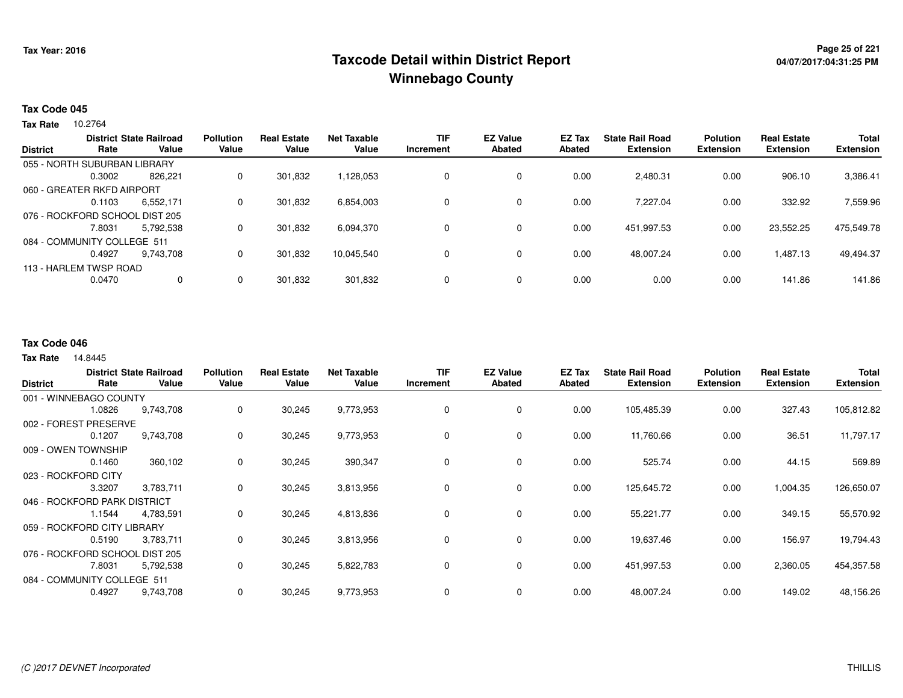# Taxcode Detail within District Report
# Winnebago County

Tax Year: 2016

04/07/2017:04:31:25 PM

## Tax Code 045

**Tax Rate** 10.2764

| District | District Rate | State Railroad Value | Pollution Value | Real Estate Value | Net Taxable Value | TIF Increment | EZ Value Abated | EZ Tax Abated | State Rail Road Extension | Polution Extension | Real Estate Extension | Total Extension |
|---|---|---|---|---|---|---|---|---|---|---|---|---|
| 055 - NORTH SUBURBAN LIBRARY | 0.3002 | 826,221 | 0 | 301,832 | 1,128,053 | 0 | 0 | 0.00 | 2,480.31 | 0.00 | 906.10 | 3,386.41 |
| 060 - GREATER RKFD AIRPORT | 0.1103 | 6,552,171 | 0 | 301,832 | 6,854,003 | 0 | 0 | 0.00 | 7,227.04 | 0.00 | 332.92 | 7,559.96 |
| 076 - ROCKFORD SCHOOL DIST 205 | 7.8031 | 5,792,538 | 0 | 301,832 | 6,094,370 | 0 | 0 | 0.00 | 451,997.53 | 0.00 | 23,552.25 | 475,549.78 |
| 084 - COMMUNITY COLLEGE 511 | 0.4927 | 9,743,708 | 0 | 301,832 | 10,045,540 | 0 | 0 | 0.00 | 48,007.24 | 0.00 | 1,487.13 | 49,494.37 |
| 113 - HARLEM TWSP ROAD | 0.0470 | 0 | 0 | 301,832 | 301,832 | 0 | 0 | 0.00 | 0.00 | 0.00 | 141.86 | 141.86 |

## Tax Code 046

**Tax Rate** 14.8445

| District | District Rate | State Railroad Value | Pollution Value | Real Estate Value | Net Taxable Value | TIF Increment | EZ Value Abated | EZ Tax Abated | State Rail Road Extension | Polution Extension | Real Estate Extension | Total Extension |
|---|---|---|---|---|---|---|---|---|---|---|---|---|
| 001 - WINNEBAGO COUNTY | 1.0826 | 9,743,708 | 0 | 30,245 | 9,773,953 | 0 | 0 | 0.00 | 105,485.39 | 0.00 | 327.43 | 105,812.82 |
| 002 - FOREST PRESERVE | 0.1207 | 9,743,708 | 0 | 30,245 | 9,773,953 | 0 | 0 | 0.00 | 11,760.66 | 0.00 | 36.51 | 11,797.17 |
| 009 - OWEN TOWNSHIP | 0.1460 | 360,102 | 0 | 30,245 | 390,347 | 0 | 0 | 0.00 | 525.74 | 0.00 | 44.15 | 569.89 |
| 023 - ROCKFORD CITY | 3.3207 | 3,783,711 | 0 | 30,245 | 3,813,956 | 0 | 0 | 0.00 | 125,645.72 | 0.00 | 1,004.35 | 126,650.07 |
| 046 - ROCKFORD PARK DISTRICT | 1.1544 | 4,783,591 | 0 | 30,245 | 4,813,836 | 0 | 0 | 0.00 | 55,221.77 | 0.00 | 349.15 | 55,570.92 |
| 059 - ROCKFORD CITY LIBRARY | 0.5190 | 3,783,711 | 0 | 30,245 | 3,813,956 | 0 | 0 | 0.00 | 19,637.46 | 0.00 | 156.97 | 19,794.43 |
| 076 - ROCKFORD SCHOOL DIST 205 | 7.8031 | 5,792,538 | 0 | 30,245 | 5,822,783 | 0 | 0 | 0.00 | 451,997.53 | 0.00 | 2,360.05 | 454,357.58 |
| 084 - COMMUNITY COLLEGE 511 | 0.4927 | 9,743,708 | 0 | 30,245 | 9,773,953 | 0 | 0 | 0.00 | 48,007.24 | 0.00 | 149.02 | 48,156.26 |

*(C )2017 DEVNET Incorporated* THILLIS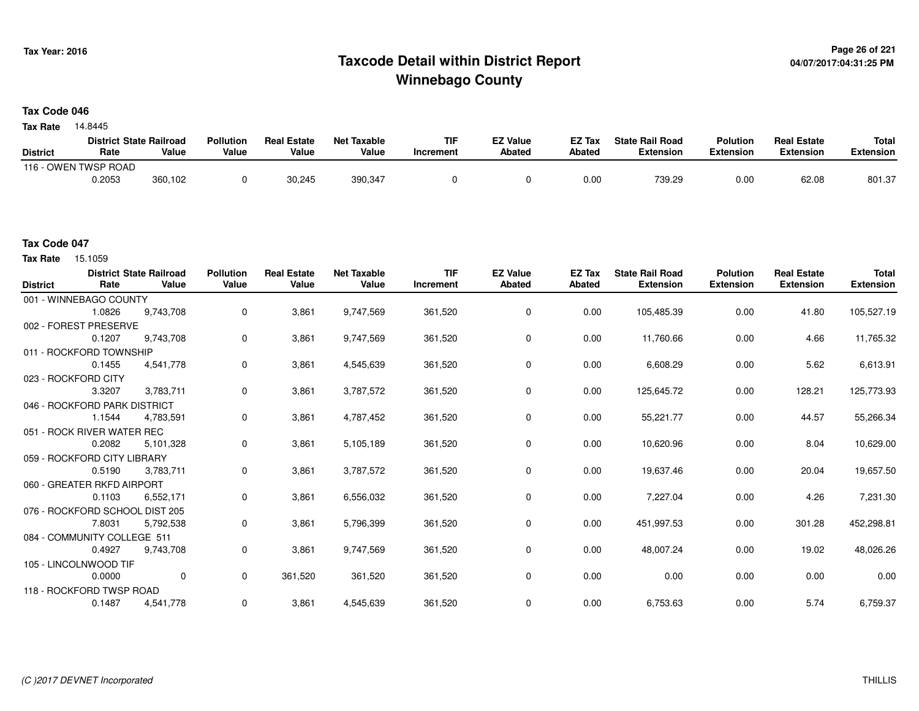# Taxcode Detail within District Report
## Winnebago County

Tax Year: 2016

04/07/2017:04:31:25 PM

### Tax Code 046

**Tax Rate** 14.8445

| District | District Rate | State Railroad Value | Pollution Value | Real Estate Value | Net Taxable Value | TIF Increment | EZ Value Abated | EZ Tax Abated | State Rail Road Extension | Polution Extension | Real Estate Extension | Total Extension |
|---|---|---|---|---|---|---|---|---|---|---|---|---|
| 116 - OWEN TWSP ROAD | 0.2053 | 360,102 | 0 | 30,245 | 390,347 | 0 | 0 | 0.00 | 739.29 | 0.00 | 62.08 | 801.37 |

### Tax Code 047

**Tax Rate** 15.1059

| District | District Rate | State Railroad Value | Pollution Value | Real Estate Value | Net Taxable Value | TIF Increment | EZ Value Abated | EZ Tax Abated | State Rail Road Extension | Polution Extension | Real Estate Extension | Total Extension |
|---|---|---|---|---|---|---|---|---|---|---|---|---|
| 001 - WINNEBAGO COUNTY | 1.0826 | 9,743,708 | 0 | 3,861 | 9,747,569 | 361,520 | 0 | 0.00 | 105,485.39 | 0.00 | 41.80 | 105,527.19 |
| 002 - FOREST PRESERVE | 0.1207 | 9,743,708 | 0 | 3,861 | 9,747,569 | 361,520 | 0 | 0.00 | 11,760.66 | 0.00 | 4.66 | 11,765.32 |
| 011 - ROCKFORD TOWNSHIP | 0.1455 | 4,541,778 | 0 | 3,861 | 4,545,639 | 361,520 | 0 | 0.00 | 6,608.29 | 0.00 | 5.62 | 6,613.91 |
| 023 - ROCKFORD CITY | 3.3207 | 3,783,711 | 0 | 3,861 | 3,787,572 | 361,520 | 0 | 0.00 | 125,645.72 | 0.00 | 128.21 | 125,773.93 |
| 046 - ROCKFORD PARK DISTRICT | 1.1544 | 4,783,591 | 0 | 3,861 | 4,787,452 | 361,520 | 0 | 0.00 | 55,221.77 | 0.00 | 44.57 | 55,266.34 |
| 051 - ROCK RIVER WATER REC | 0.2082 | 5,101,328 | 0 | 3,861 | 5,105,189 | 361,520 | 0 | 0.00 | 10,620.96 | 0.00 | 8.04 | 10,629.00 |
| 059 - ROCKFORD CITY LIBRARY | 0.5190 | 3,783,711 | 0 | 3,861 | 3,787,572 | 361,520 | 0 | 0.00 | 19,637.46 | 0.00 | 20.04 | 19,657.50 |
| 060 - GREATER RKFD AIRPORT | 0.1103 | 6,552,171 | 0 | 3,861 | 6,556,032 | 361,520 | 0 | 0.00 | 7,227.04 | 0.00 | 4.26 | 7,231.30 |
| 076 - ROCKFORD SCHOOL DIST 205 | 7.8031 | 5,792,538 | 0 | 3,861 | 5,796,399 | 361,520 | 0 | 0.00 | 451,997.53 | 0.00 | 301.28 | 452,298.81 |
| 084 - COMMUNITY COLLEGE 511 | 0.4927 | 9,743,708 | 0 | 3,861 | 9,747,569 | 361,520 | 0 | 0.00 | 48,007.24 | 0.00 | 19.02 | 48,026.26 |
| 105 - LINCOLNWOOD TIF | 0.0000 | 0 | 0 | 361,520 | 361,520 | 361,520 | 0 | 0.00 | 0.00 | 0.00 | 0.00 | 0.00 |
| 118 - ROCKFORD TWSP ROAD | 0.1487 | 4,541,778 | 0 | 3,861 | 4,545,639 | 361,520 | 0 | 0.00 | 6,753.63 | 0.00 | 5.74 | 6,759.37 |

(C )2017 DEVNET Incorporated

THILLIS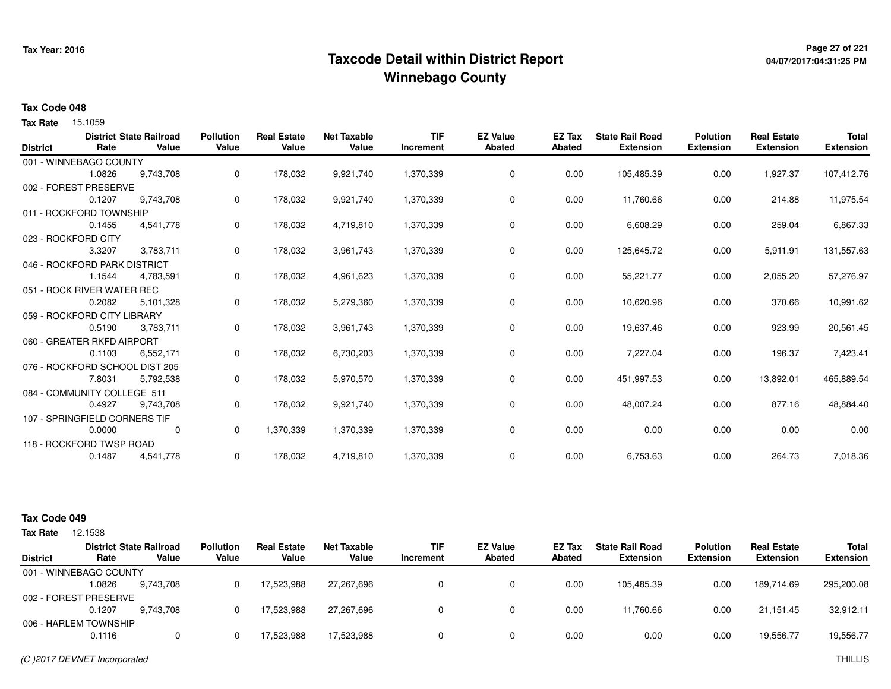# Taxcode Detail within District Report
# Winnebago County

Tax Year: 2016

**Tax Code 048**

**Tax Rate** 15.1059

| District | District Rate | State Railroad Value | Pollution Value | Real Estate Value | Net Taxable Value | TIF Increment | EZ Value Abated | EZ Tax Abated | State Rail Road Extension | Polution Extension | Real Estate Extension | Total Extension |
|---|---|---|---|---|---|---|---|---|---|---|---|---|
| 001 - WINNEBAGO COUNTY | | | | | | | | | | | | |
| | 1.0826 | 9,743,708 | 0 | 178,032 | 9,921,740 | 1,370,339 | 0 | 0.00 | 105,485.39 | 0.00 | 1,927.37 | 107,412.76 |
| 002 - FOREST PRESERVE | | | | | | | | | | | | |
| | 0.1207 | 9,743,708 | 0 | 178,032 | 9,921,740 | 1,370,339 | 0 | 0.00 | 11,760.66 | 0.00 | 214.88 | 11,975.54 |
| 011 - ROCKFORD TOWNSHIP | | | | | | | | | | | | |
| | 0.1455 | 4,541,778 | 0 | 178,032 | 4,719,810 | 1,370,339 | 0 | 0.00 | 6,608.29 | 0.00 | 259.04 | 6,867.33 |
| 023 - ROCKFORD CITY | | | | | | | | | | | | |
| | 3.3207 | 3,783,711 | 0 | 178,032 | 3,961,743 | 1,370,339 | 0 | 0.00 | 125,645.72 | 0.00 | 5,911.91 | 131,557.63 |
| 046 - ROCKFORD PARK DISTRICT | | | | | | | | | | | | |
| | 1.1544 | 4,783,591 | 0 | 178,032 | 4,961,623 | 1,370,339 | 0 | 0.00 | 55,221.77 | 0.00 | 2,055.20 | 57,276.97 |
| 051 - ROCK RIVER WATER REC | | | | | | | | | | | | |
| | 0.2082 | 5,101,328 | 0 | 178,032 | 5,279,360 | 1,370,339 | 0 | 0.00 | 10,620.96 | 0.00 | 370.66 | 10,991.62 |
| 059 - ROCKFORD CITY LIBRARY | | | | | | | | | | | | |
| | 0.5190 | 3,783,711 | 0 | 178,032 | 3,961,743 | 1,370,339 | 0 | 0.00 | 19,637.46 | 0.00 | 923.99 | 20,561.45 |
| 060 - GREATER RKFD AIRPORT | | | | | | | | | | | | |
| | 0.1103 | 6,552,171 | 0 | 178,032 | 6,730,203 | 1,370,339 | 0 | 0.00 | 7,227.04 | 0.00 | 196.37 | 7,423.41 |
| 076 - ROCKFORD SCHOOL DIST 205 | | | | | | | | | | | | |
| | 7.8031 | 5,792,538 | 0 | 178,032 | 5,970,570 | 1,370,339 | 0 | 0.00 | 451,997.53 | 0.00 | 13,892.01 | 465,889.54 |
| 084 - COMMUNITY COLLEGE 511 | | | | | | | | | | | | |
| | 0.4927 | 9,743,708 | 0 | 178,032 | 9,921,740 | 1,370,339 | 0 | 0.00 | 48,007.24 | 0.00 | 877.16 | 48,884.40 |
| 107 - SPRINGFIELD CORNERS TIF | | | | | | | | | | | | |
| | 0.0000 | 0 | 0 | 1,370,339 | 1,370,339 | 1,370,339 | 0 | 0.00 | 0.00 | 0.00 | 0.00 | 0.00 |
| 118 - ROCKFORD TWSP ROAD | | | | | | | | | | | | |
| | 0.1487 | 4,541,778 | 0 | 178,032 | 4,719,810 | 1,370,339 | 0 | 0.00 | 6,753.63 | 0.00 | 264.73 | 7,018.36 |

**Tax Code 049**

**Tax Rate** 12.1538

| District | District Rate | State Railroad Value | Pollution Value | Real Estate Value | Net Taxable Value | TIF Increment | EZ Value Abated | EZ Tax Abated | State Rail Road Extension | Polution Extension | Real Estate Extension | Total Extension |
|---|---|---|---|---|---|---|---|---|---|---|---|---|
| 001 - WINNEBAGO COUNTY | | | | | | | | | | | | |
| | 1.0826 | 9,743,708 | 0 | 17,523,988 | 27,267,696 | 0 | 0 | 0.00 | 105,485.39 | 0.00 | 189,714.69 | 295,200.08 |
| 002 - FOREST PRESERVE | | | | | | | | | | | | |
| | 0.1207 | 9,743,708 | 0 | 17,523,988 | 27,267,696 | 0 | 0 | 0.00 | 11,760.66 | 0.00 | 21,151.45 | 32,912.11 |
| 006 - HARLEM TOWNSHIP | | | | | | | | | | | | |
| | 0.1116 | 0 | 0 | 17,523,988 | 17,523,988 | 0 | 0 | 0.00 | 0.00 | 0.00 | 19,556.77 | 19,556.77 |

(C )2017 DEVNET Incorporated

THILLIS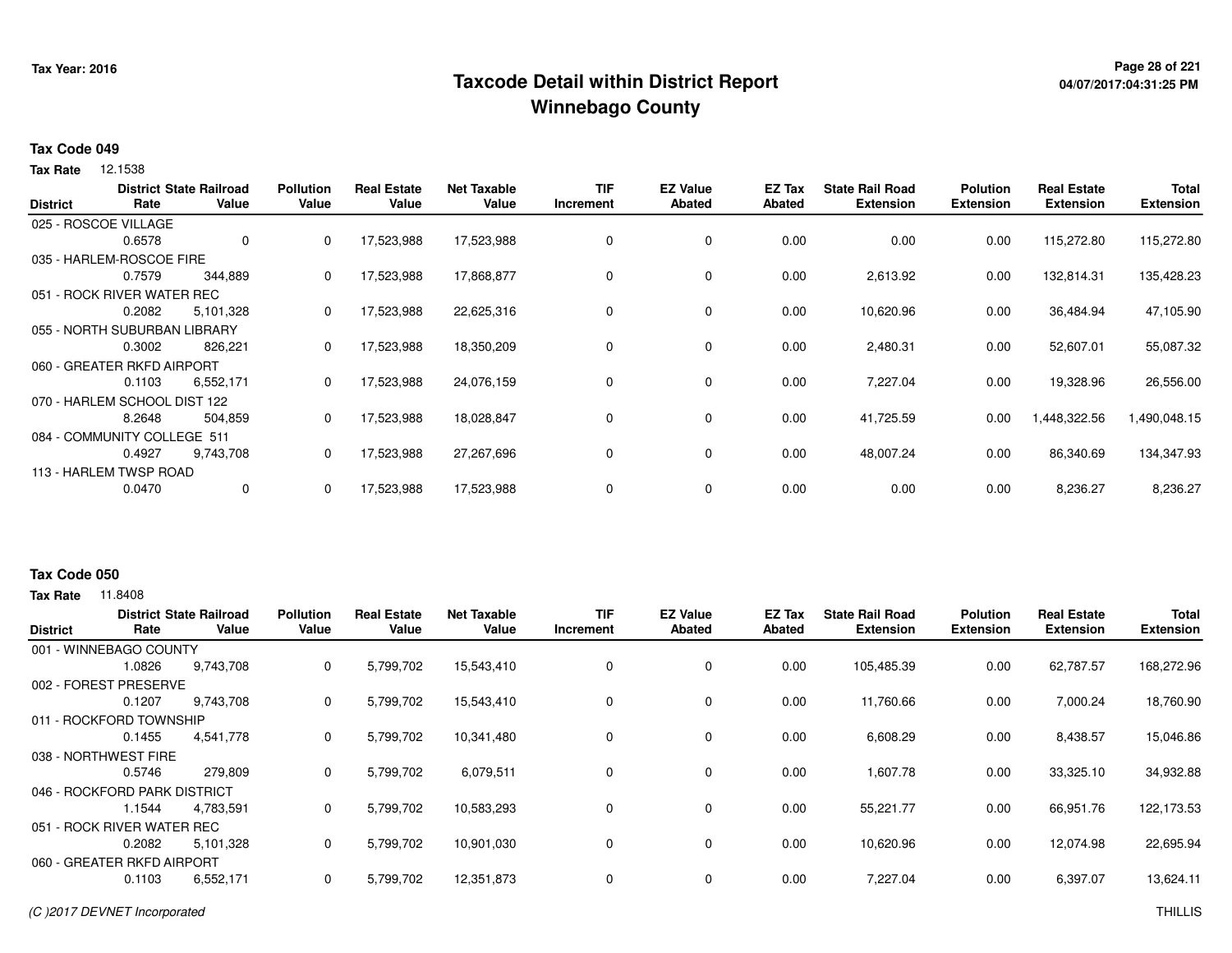# Taxcode Detail within District Report
# Winnebago County

Tax Year: 2016

### Tax Code 049

**Tax Rate** 12.1538

| District | District Rate | State Railroad Value | Pollution Value | Real Estate Value | Net Taxable Value | TIF Increment | EZ Value Abated | EZ Tax Abated | State Rail Road Extension | Polution Extension | Real Estate Extension | Total Extension |
|---|---|---|---|---|---|---|---|---|---|---|---|---|
| 025 - ROSCOE VILLAGE | | | | | | | | | | | | |
| | 0.6578 | 0 | 0 | 17,523,988 | 17,523,988 | 0 | 0 | 0.00 | 0.00 | 0.00 | 115,272.80 | 115,272.80 |
| 035 - HARLEM-ROSCOE FIRE | | | | | | | | | | | | |
| | 0.7579 | 344,889 | 0 | 17,523,988 | 17,868,877 | 0 | 0 | 0.00 | 2,613.92 | 0.00 | 132,814.31 | 135,428.23 |
| 051 - ROCK RIVER WATER REC | | | | | | | | | | | | |
| | 0.2082 | 5,101,328 | 0 | 17,523,988 | 22,625,316 | 0 | 0 | 0.00 | 10,620.96 | 0.00 | 36,484.94 | 47,105.90 |
| 055 - NORTH SUBURBAN LIBRARY | | | | | | | | | | | | |
| | 0.3002 | 826,221 | 0 | 17,523,988 | 18,350,209 | 0 | 0 | 0.00 | 2,480.31 | 0.00 | 52,607.01 | 55,087.32 |
| 060 - GREATER RKFD AIRPORT | | | | | | | | | | | | |
| | 0.1103 | 6,552,171 | 0 | 17,523,988 | 24,076,159 | 0 | 0 | 0.00 | 7,227.04 | 0.00 | 19,328.96 | 26,556.00 |
| 070 - HARLEM SCHOOL DIST 122 | | | | | | | | | | | | |
| | 8.2648 | 504,859 | 0 | 17,523,988 | 18,028,847 | 0 | 0 | 0.00 | 41,725.59 | 0.00 | 1,448,322.56 | 1,490,048.15 |
| 084 - COMMUNITY COLLEGE 511 | | | | | | | | | | | | |
| | 0.4927 | 9,743,708 | 0 | 17,523,988 | 27,267,696 | 0 | 0 | 0.00 | 48,007.24 | 0.00 | 86,340.69 | 134,347.93 |
| 113 - HARLEM TWSP ROAD | | | | | | | | | | | | |
| | 0.0470 | 0 | 0 | 17,523,988 | 17,523,988 | 0 | 0 | 0.00 | 0.00 | 0.00 | 8,236.27 | 8,236.27 |

### Tax Code 050

**Tax Rate** 11.8408

| District | District Rate | State Railroad Value | Pollution Value | Real Estate Value | Net Taxable Value | TIF Increment | EZ Value Abated | EZ Tax Abated | State Rail Road Extension | Polution Extension | Real Estate Extension | Total Extension |
|---|---|---|---|---|---|---|---|---|---|---|---|---|
| 001 - WINNEBAGO COUNTY | | | | | | | | | | | | |
| | 1.0826 | 9,743,708 | 0 | 5,799,702 | 15,543,410 | 0 | 0 | 0.00 | 105,485.39 | 0.00 | 62,787.57 | 168,272.96 |
| 002 - FOREST PRESERVE | | | | | | | | | | | | |
| | 0.1207 | 9,743,708 | 0 | 5,799,702 | 15,543,410 | 0 | 0 | 0.00 | 11,760.66 | 0.00 | 7,000.24 | 18,760.90 |
| 011 - ROCKFORD TOWNSHIP | | | | | | | | | | | | |
| | 0.1455 | 4,541,778 | 0 | 5,799,702 | 10,341,480 | 0 | 0 | 0.00 | 6,608.29 | 0.00 | 8,438.57 | 15,046.86 |
| 038 - NORTHWEST FIRE | | | | | | | | | | | | |
| | 0.5746 | 279,809 | 0 | 5,799,702 | 6,079,511 | 0 | 0 | 0.00 | 1,607.78 | 0.00 | 33,325.10 | 34,932.88 |
| 046 - ROCKFORD PARK DISTRICT | | | | | | | | | | | | |
| | 1.1544 | 4,783,591 | 0 | 5,799,702 | 10,583,293 | 0 | 0 | 0.00 | 55,221.77 | 0.00 | 66,951.76 | 122,173.53 |
| 051 - ROCK RIVER WATER REC | | | | | | | | | | | | |
| | 0.2082 | 5,101,328 | 0 | 5,799,702 | 10,901,030 | 0 | 0 | 0.00 | 10,620.96 | 0.00 | 12,074.98 | 22,695.94 |
| 060 - GREATER RKFD AIRPORT | | | | | | | | | | | | |
| | 0.1103 | 6,552,171 | 0 | 5,799,702 | 12,351,873 | 0 | 0 | 0.00 | 7,227.04 | 0.00 | 6,397.07 | 13,624.11 |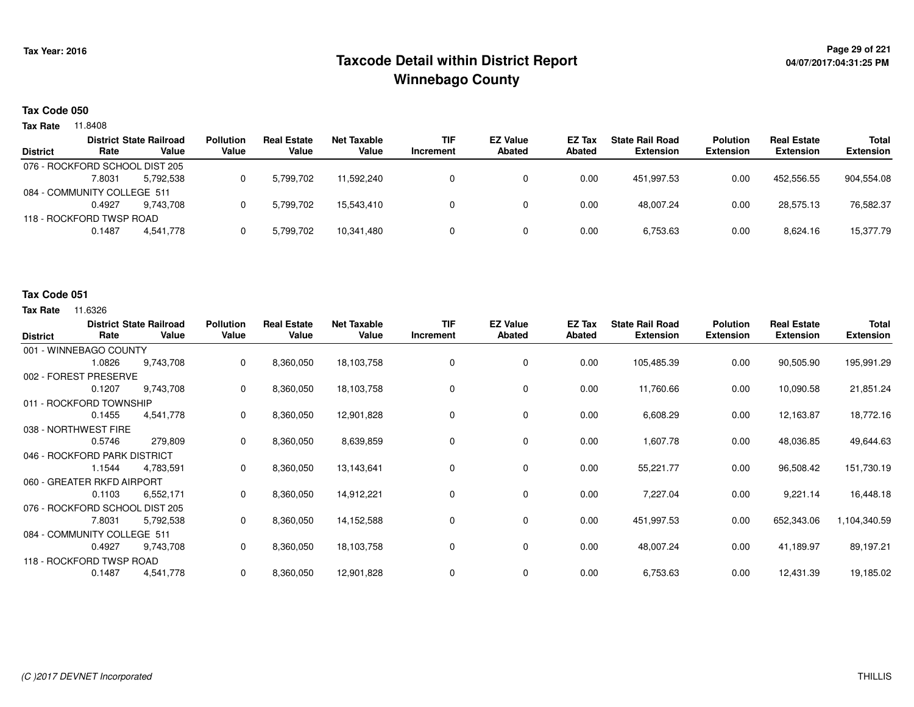# Taxcode Detail within District Report
## Winnebago County

Tax Year: 2016

### Tax Code 050

**Tax Rate** 11.8408

| District | District Rate | State Railroad Value | Pollution Value | Real Estate Value | Net Taxable Value | TIF Increment | EZ Value Abated | EZ Tax Abated | State Rail Road Extension | Polution Extension | Real Estate Extension | Total Extension |
|---|---|---|---|---|---|---|---|---|---|---|---|---|
| 076 - ROCKFORD SCHOOL DIST 205 | 7.8031 | 5,792,538 | 0 | 5,799,702 | 11,592,240 | 0 | 0 | 0.00 | 451,997.53 | 0.00 | 452,556.55 | 904,554.08 |
| 084 - COMMUNITY COLLEGE 511 | 0.4927 | 9,743,708 | 0 | 5,799,702 | 15,543,410 | 0 | 0 | 0.00 | 48,007.24 | 0.00 | 28,575.13 | 76,582.37 |
| 118 - ROCKFORD TWSP ROAD | 0.1487 | 4,541,778 | 0 | 5,799,702 | 10,341,480 | 0 | 0 | 0.00 | 6,753.63 | 0.00 | 8,624.16 | 15,377.79 |

### Tax Code 051

**Tax Rate** 11.6326

| District | District Rate | State Railroad Value | Pollution Value | Real Estate Value | Net Taxable Value | TIF Increment | EZ Value Abated | EZ Tax Abated | State Rail Road Extension | Polution Extension | Real Estate Extension | Total Extension |
|---|---|---|---|---|---|---|---|---|---|---|---|---|
| 001 - WINNEBAGO COUNTY | 1.0826 | 9,743,708 | 0 | 8,360,050 | 18,103,758 | 0 | 0 | 0.00 | 105,485.39 | 0.00 | 90,505.90 | 195,991.29 |
| 002 - FOREST PRESERVE | 0.1207 | 9,743,708 | 0 | 8,360,050 | 18,103,758 | 0 | 0 | 0.00 | 11,760.66 | 0.00 | 10,090.58 | 21,851.24 |
| 011 - ROCKFORD TOWNSHIP | 0.1455 | 4,541,778 | 0 | 8,360,050 | 12,901,828 | 0 | 0 | 0.00 | 6,608.29 | 0.00 | 12,163.87 | 18,772.16 |
| 038 - NORTHWEST FIRE | 0.5746 | 279,809 | 0 | 8,360,050 | 8,639,859 | 0 | 0 | 0.00 | 1,607.78 | 0.00 | 48,036.85 | 49,644.63 |
| 046 - ROCKFORD PARK DISTRICT | 1.1544 | 4,783,591 | 0 | 8,360,050 | 13,143,641 | 0 | 0 | 0.00 | 55,221.77 | 0.00 | 96,508.42 | 151,730.19 |
| 060 - GREATER RKFD AIRPORT | 0.1103 | 6,552,171 | 0 | 8,360,050 | 14,912,221 | 0 | 0 | 0.00 | 7,227.04 | 0.00 | 9,221.14 | 16,448.18 |
| 076 - ROCKFORD SCHOOL DIST 205 | 7.8031 | 5,792,538 | 0 | 8,360,050 | 14,152,588 | 0 | 0 | 0.00 | 451,997.53 | 0.00 | 652,343.06 | 1,104,340.59 |
| 084 - COMMUNITY COLLEGE 511 | 0.4927 | 9,743,708 | 0 | 8,360,050 | 18,103,758 | 0 | 0 | 0.00 | 48,007.24 | 0.00 | 41,189.97 | 89,197.21 |
| 118 - ROCKFORD TWSP ROAD | 0.1487 | 4,541,778 | 0 | 8,360,050 | 12,901,828 | 0 | 0 | 0.00 | 6,753.63 | 0.00 | 12,431.39 | 19,185.02 |

*(C )2017 DEVNET Incorporated*

THILLIS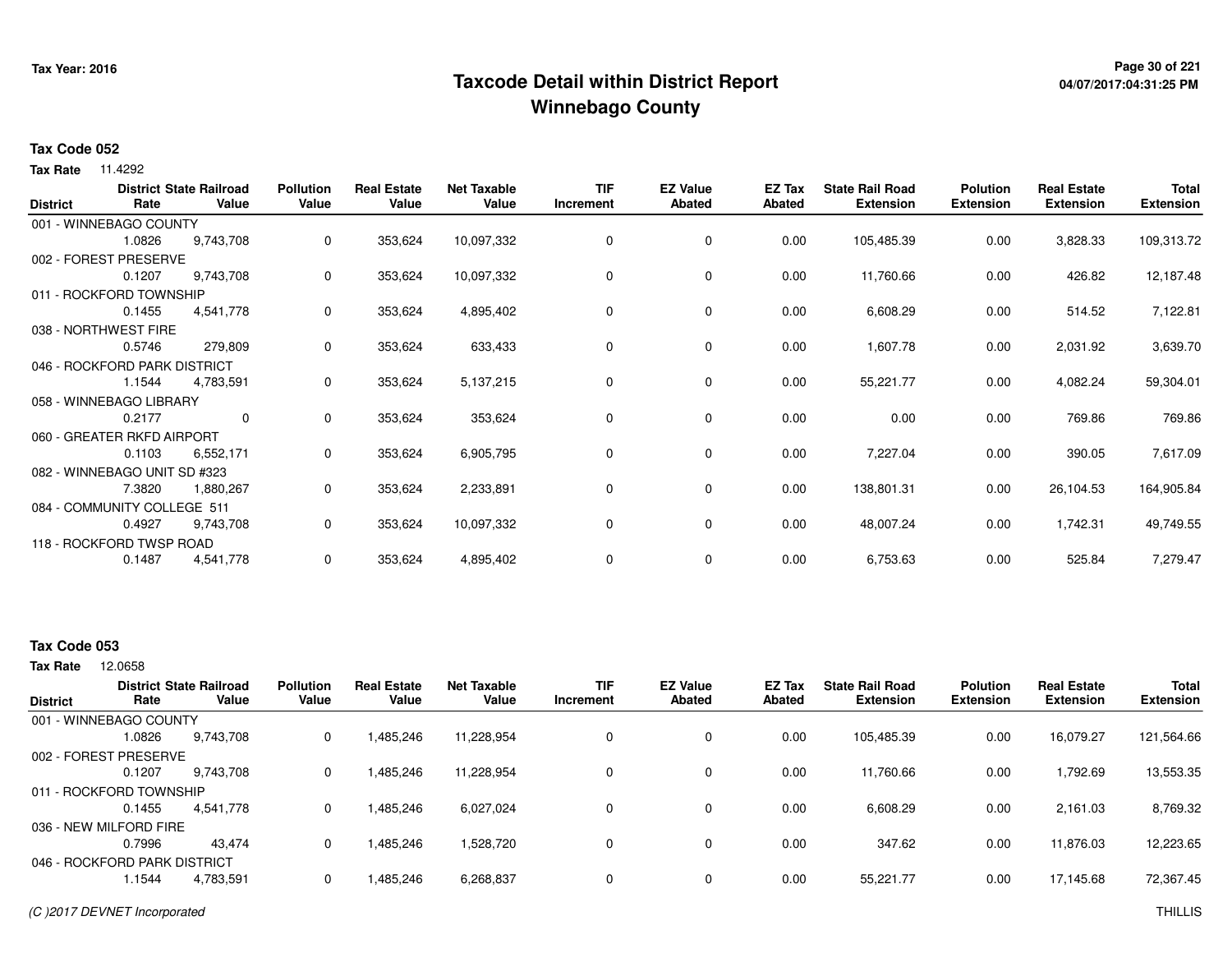# Taxcode Detail within District Report
# Winnebago County

Tax Year: 2016

04/07/2017:04:31:25 PM

**Tax Code 052**

**Tax Rate** 11.4292

| District | District Rate | State Railroad Value | Pollution Value | Real Estate Value | Net Taxable Value | TIF Increment | EZ Value Abated | EZ Tax Abated | State Rail Road Extension | Polution Extension | Real Estate Extension | Total Extension |
|---|---|---|---|---|---|---|---|---|---|---|---|---|
| 001 - WINNEBAGO COUNTY | 1.0826 | 9,743,708 | 0 | 353,624 | 10,097,332 | 0 | 0 | 0.00 | 105,485.39 | 0.00 | 3,828.33 | 109,313.72 |
| 002 - FOREST PRESERVE | 0.1207 | 9,743,708 | 0 | 353,624 | 10,097,332 | 0 | 0 | 0.00 | 11,760.66 | 0.00 | 426.82 | 12,187.48 |
| 011 - ROCKFORD TOWNSHIP | 0.1455 | 4,541,778 | 0 | 353,624 | 4,895,402 | 0 | 0 | 0.00 | 6,608.29 | 0.00 | 514.52 | 7,122.81 |
| 038 - NORTHWEST FIRE | 0.5746 | 279,809 | 0 | 353,624 | 633,433 | 0 | 0 | 0.00 | 1,607.78 | 0.00 | 2,031.92 | 3,639.70 |
| 046 - ROCKFORD PARK DISTRICT | 1.1544 | 4,783,591 | 0 | 353,624 | 5,137,215 | 0 | 0 | 0.00 | 55,221.77 | 0.00 | 4,082.24 | 59,304.01 |
| 058 - WINNEBAGO LIBRARY | 0.2177 | 0 | 0 | 353,624 | 353,624 | 0 | 0 | 0.00 | 0.00 | 0.00 | 769.86 | 769.86 |
| 060 - GREATER RKFD AIRPORT | 0.1103 | 6,552,171 | 0 | 353,624 | 6,905,795 | 0 | 0 | 0.00 | 7,227.04 | 0.00 | 390.05 | 7,617.09 |
| 082 - WINNEBAGO UNIT SD #323 | 7.3820 | 1,880,267 | 0 | 353,624 | 2,233,891 | 0 | 0 | 0.00 | 138,801.31 | 0.00 | 26,104.53 | 164,905.84 |
| 084 - COMMUNITY COLLEGE 511 | 0.4927 | 9,743,708 | 0 | 353,624 | 10,097,332 | 0 | 0 | 0.00 | 48,007.24 | 0.00 | 1,742.31 | 49,749.55 |
| 118 - ROCKFORD TWSP ROAD | 0.1487 | 4,541,778 | 0 | 353,624 | 4,895,402 | 0 | 0 | 0.00 | 6,753.63 | 0.00 | 525.84 | 7,279.47 |

**Tax Code 053**

**Tax Rate** 12.0658

| District | District Rate | State Railroad Value | Pollution Value | Real Estate Value | Net Taxable Value | TIF Increment | EZ Value Abated | EZ Tax Abated | State Rail Road Extension | Polution Extension | Real Estate Extension | Total Extension |
|---|---|---|---|---|---|---|---|---|---|---|---|---|
| 001 - WINNEBAGO COUNTY | 1.0826 | 9,743,708 | 0 | 1,485,246 | 11,228,954 | 0 | 0 | 0.00 | 105,485.39 | 0.00 | 16,079.27 | 121,564.66 |
| 002 - FOREST PRESERVE | 0.1207 | 9,743,708 | 0 | 1,485,246 | 11,228,954 | 0 | 0 | 0.00 | 11,760.66 | 0.00 | 1,792.69 | 13,553.35 |
| 011 - ROCKFORD TOWNSHIP | 0.1455 | 4,541,778 | 0 | 1,485,246 | 6,027,024 | 0 | 0 | 0.00 | 6,608.29 | 0.00 | 2,161.03 | 8,769.32 |
| 036 - NEW MILFORD FIRE | 0.7996 | 43,474 | 0 | 1,485,246 | 1,528,720 | 0 | 0 | 0.00 | 347.62 | 0.00 | 11,876.03 | 12,223.65 |
| 046 - ROCKFORD PARK DISTRICT | 1.1544 | 4,783,591 | 0 | 1,485,246 | 6,268,837 | 0 | 0 | 0.00 | 55,221.77 | 0.00 | 17,145.68 | 72,367.45 |

(C )2017 DEVNET Incorporated THILLIS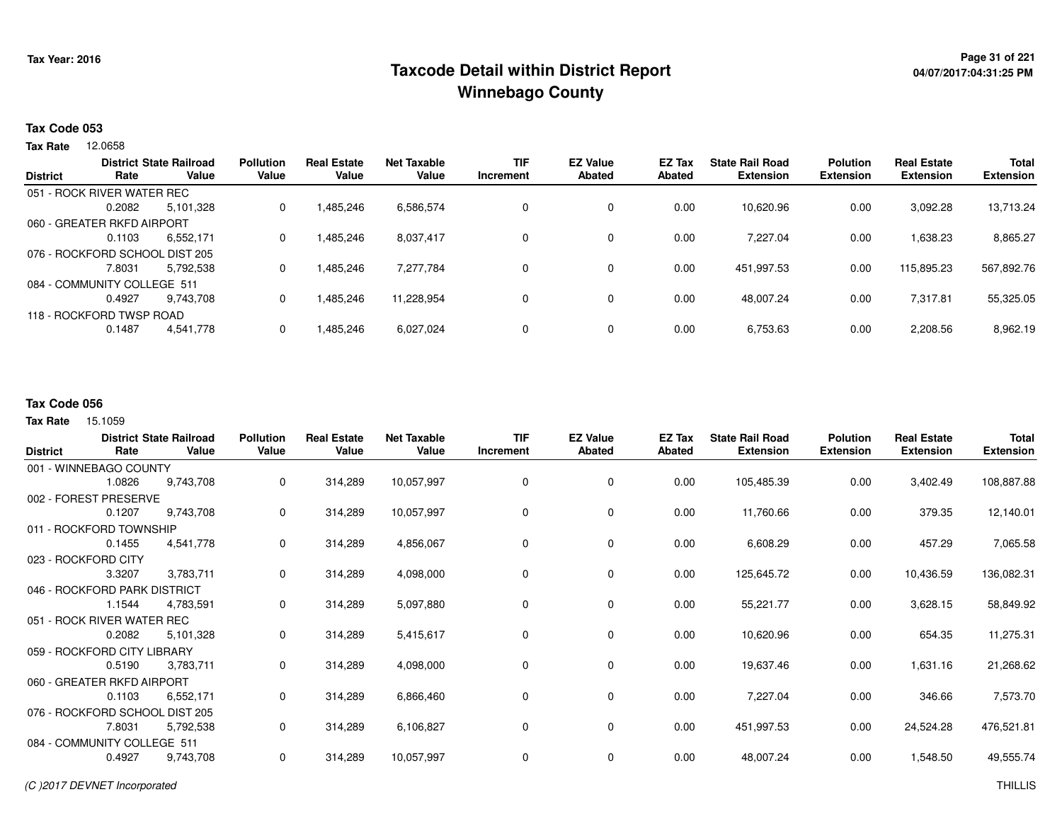# Taxcode Detail within District Report
# Winnebago County

Tax Year: 2016

## Tax Code 053

**Tax Rate** 12.0658

| District | District Rate | State Railroad Value | Pollution Value | Real Estate Value | Net Taxable Value | TIF Increment | EZ Value Abated | EZ Tax Abated | State Rail Road Extension | Polution Extension | Real Estate Extension | Total Extension |
|---|---|---|---|---|---|---|---|---|---|---|---|---|
| 051 - ROCK RIVER WATER REC | 0.2082 | 5,101,328 | 0 | 1,485,246 | 6,586,574 | 0 | 0 | 0.00 | 10,620.96 | 0.00 | 3,092.28 | 13,713.24 |
| 060 - GREATER RKFD AIRPORT | 0.1103 | 6,552,171 | 0 | 1,485,246 | 8,037,417 | 0 | 0 | 0.00 | 7,227.04 | 0.00 | 1,638.23 | 8,865.27 |
| 076 - ROCKFORD SCHOOL DIST 205 | 7.8031 | 5,792,538 | 0 | 1,485,246 | 7,277,784 | 0 | 0 | 0.00 | 451,997.53 | 0.00 | 115,895.23 | 567,892.76 |
| 084 - COMMUNITY COLLEGE 511 | 0.4927 | 9,743,708 | 0 | 1,485,246 | 11,228,954 | 0 | 0 | 0.00 | 48,007.24 | 0.00 | 7,317.81 | 55,325.05 |
| 118 - ROCKFORD TWSP ROAD | 0.1487 | 4,541,778 | 0 | 1,485,246 | 6,027,024 | 0 | 0 | 0.00 | 6,753.63 | 0.00 | 2,208.56 | 8,962.19 |

## Tax Code 056

**Tax Rate** 15.1059

| District | District Rate | State Railroad Value | Pollution Value | Real Estate Value | Net Taxable Value | TIF Increment | EZ Value Abated | EZ Tax Abated | State Rail Road Extension | Polution Extension | Real Estate Extension | Total Extension |
|---|---|---|---|---|---|---|---|---|---|---|---|---|
| 001 - WINNEBAGO COUNTY | 1.0826 | 9,743,708 | 0 | 314,289 | 10,057,997 | 0 | 0 | 0.00 | 105,485.39 | 0.00 | 3,402.49 | 108,887.88 |
| 002 - FOREST PRESERVE | 0.1207 | 9,743,708 | 0 | 314,289 | 10,057,997 | 0 | 0 | 0.00 | 11,760.66 | 0.00 | 379.35 | 12,140.01 |
| 011 - ROCKFORD TOWNSHIP | 0.1455 | 4,541,778 | 0 | 314,289 | 4,856,067 | 0 | 0 | 0.00 | 6,608.29 | 0.00 | 457.29 | 7,065.58 |
| 023 - ROCKFORD CITY | 3.3207 | 3,783,711 | 0 | 314,289 | 4,098,000 | 0 | 0 | 0.00 | 125,645.72 | 0.00 | 10,436.59 | 136,082.31 |
| 046 - ROCKFORD PARK DISTRICT | 1.1544 | 4,783,591 | 0 | 314,289 | 5,097,880 | 0 | 0 | 0.00 | 55,221.77 | 0.00 | 3,628.15 | 58,849.92 |
| 051 - ROCK RIVER WATER REC | 0.2082 | 5,101,328 | 0 | 314,289 | 5,415,617 | 0 | 0 | 0.00 | 10,620.96 | 0.00 | 654.35 | 11,275.31 |
| 059 - ROCKFORD CITY LIBRARY | 0.5190 | 3,783,711 | 0 | 314,289 | 4,098,000 | 0 | 0 | 0.00 | 19,637.46 | 0.00 | 1,631.16 | 21,268.62 |
| 060 - GREATER RKFD AIRPORT | 0.1103 | 6,552,171 | 0 | 314,289 | 6,866,460 | 0 | 0 | 0.00 | 7,227.04 | 0.00 | 346.66 | 7,573.70 |
| 076 - ROCKFORD SCHOOL DIST 205 | 7.8031 | 5,792,538 | 0 | 314,289 | 6,106,827 | 0 | 0 | 0.00 | 451,997.53 | 0.00 | 24,524.28 | 476,521.81 |
| 084 - COMMUNITY COLLEGE 511 | 0.4927 | 9,743,708 | 0 | 314,289 | 10,057,997 | 0 | 0 | 0.00 | 48,007.24 | 0.00 | 1,548.50 | 49,555.74 |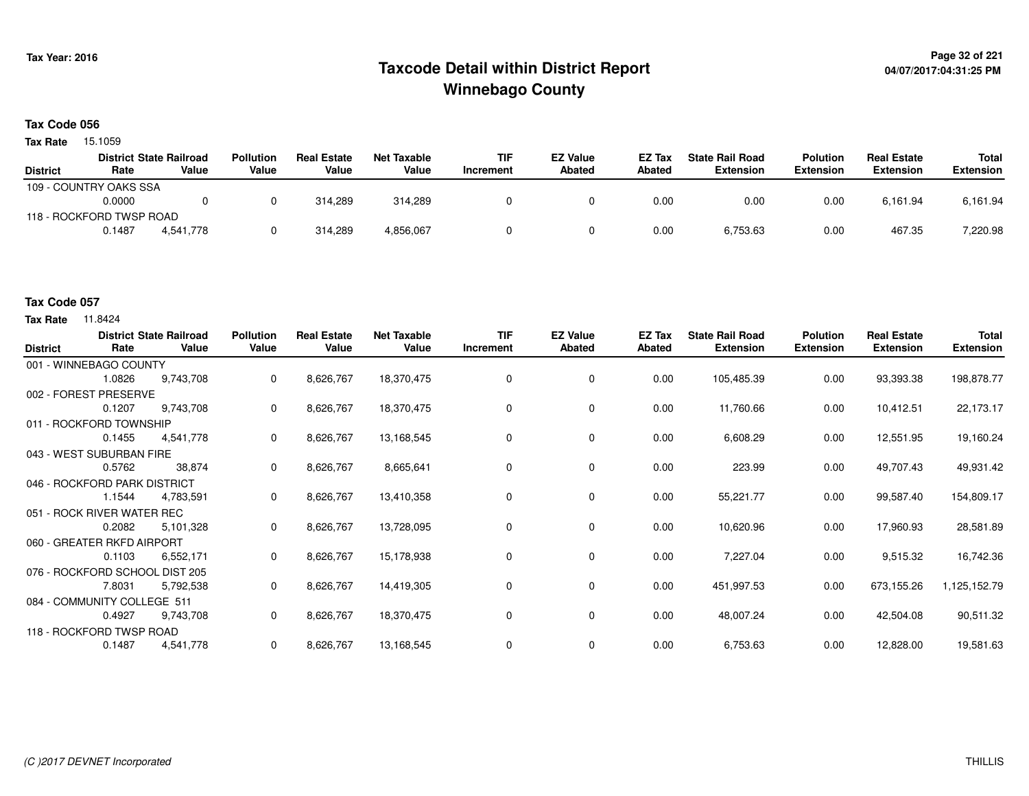# Taxcode Detail within District Report
## Winnebago County

Tax Year: 2016

04/07/2017:04:31:25 PM

### Tax Code 056

**Tax Rate** 15.1059

| District | District Rate | State Railroad Value | Pollution Value | Real Estate Value | Net Taxable Value | TIF Increment | EZ Value Abated | EZ Tax Abated | State Rail Road Extension | Polution Extension | Real Estate Extension | Total Extension |
|---|---|---|---|---|---|---|---|---|---|---|---|---|
| 109 - COUNTRY OAKS SSA | | | | | | | | | | | | |
| | 0.0000 | 0 | 0 | 314,289 | 314,289 | 0 | 0 | 0.00 | 0.00 | 0.00 | 6,161.94 | 6,161.94 |
| 118 - ROCKFORD TWSP ROAD | | | | | | | | | | | | |
| | 0.1487 | 4,541,778 | 0 | 314,289 | 4,856,067 | 0 | 0 | 0.00 | 6,753.63 | 0.00 | 467.35 | 7,220.98 |

### Tax Code 057

**Tax Rate** 11.8424

| District | District Rate | State Railroad Value | Pollution Value | Real Estate Value | Net Taxable Value | TIF Increment | EZ Value Abated | EZ Tax Abated | State Rail Road Extension | Polution Extension | Real Estate Extension | Total Extension |
|---|---|---|---|---|---|---|---|---|---|---|---|---|
| 001 - WINNEBAGO COUNTY | | | | | | | | | | | | |
| | 1.0826 | 9,743,708 | 0 | 8,626,767 | 18,370,475 | 0 | 0 | 0.00 | 105,485.39 | 0.00 | 93,393.38 | 198,878.77 |
| 002 - FOREST PRESERVE | | | | | | | | | | | | |
| | 0.1207 | 9,743,708 | 0 | 8,626,767 | 18,370,475 | 0 | 0 | 0.00 | 11,760.66 | 0.00 | 10,412.51 | 22,173.17 |
| 011 - ROCKFORD TOWNSHIP | | | | | | | | | | | | |
| | 0.1455 | 4,541,778 | 0 | 8,626,767 | 13,168,545 | 0 | 0 | 0.00 | 6,608.29 | 0.00 | 12,551.95 | 19,160.24 |
| 043 - WEST SUBURBAN FIRE | | | | | | | | | | | | |
| | 0.5762 | 38,874 | 0 | 8,626,767 | 8,665,641 | 0 | 0 | 0.00 | 223.99 | 0.00 | 49,707.43 | 49,931.42 |
| 046 - ROCKFORD PARK DISTRICT | | | | | | | | | | | | |
| | 1.1544 | 4,783,591 | 0 | 8,626,767 | 13,410,358 | 0 | 0 | 0.00 | 55,221.77 | 0.00 | 99,587.40 | 154,809.17 |
| 051 - ROCK RIVER WATER REC | | | | | | | | | | | | |
| | 0.2082 | 5,101,328 | 0 | 8,626,767 | 13,728,095 | 0 | 0 | 0.00 | 10,620.96 | 0.00 | 17,960.93 | 28,581.89 |
| 060 - GREATER RKFD AIRPORT | | | | | | | | | | | | |
| | 0.1103 | 6,552,171 | 0 | 8,626,767 | 15,178,938 | 0 | 0 | 0.00 | 7,227.04 | 0.00 | 9,515.32 | 16,742.36 |
| 076 - ROCKFORD SCHOOL DIST 205 | | | | | | | | | | | | |
| | 7.8031 | 5,792,538 | 0 | 8,626,767 | 14,419,305 | 0 | 0 | 0.00 | 451,997.53 | 0.00 | 673,155.26 | 1,125,152.79 |
| 084 - COMMUNITY COLLEGE 511 | | | | | | | | | | | | |
| | 0.4927 | 9,743,708 | 0 | 8,626,767 | 18,370,475 | 0 | 0 | 0.00 | 48,007.24 | 0.00 | 42,504.08 | 90,511.32 |
| 118 - ROCKFORD TWSP ROAD | | | | | | | | | | | | |
| | 0.1487 | 4,541,778 | 0 | 8,626,767 | 13,168,545 | 0 | 0 | 0.00 | 6,753.63 | 0.00 | 12,828.00 | 19,581.63 |

(C )2017 DEVNET Incorporated

THILLIS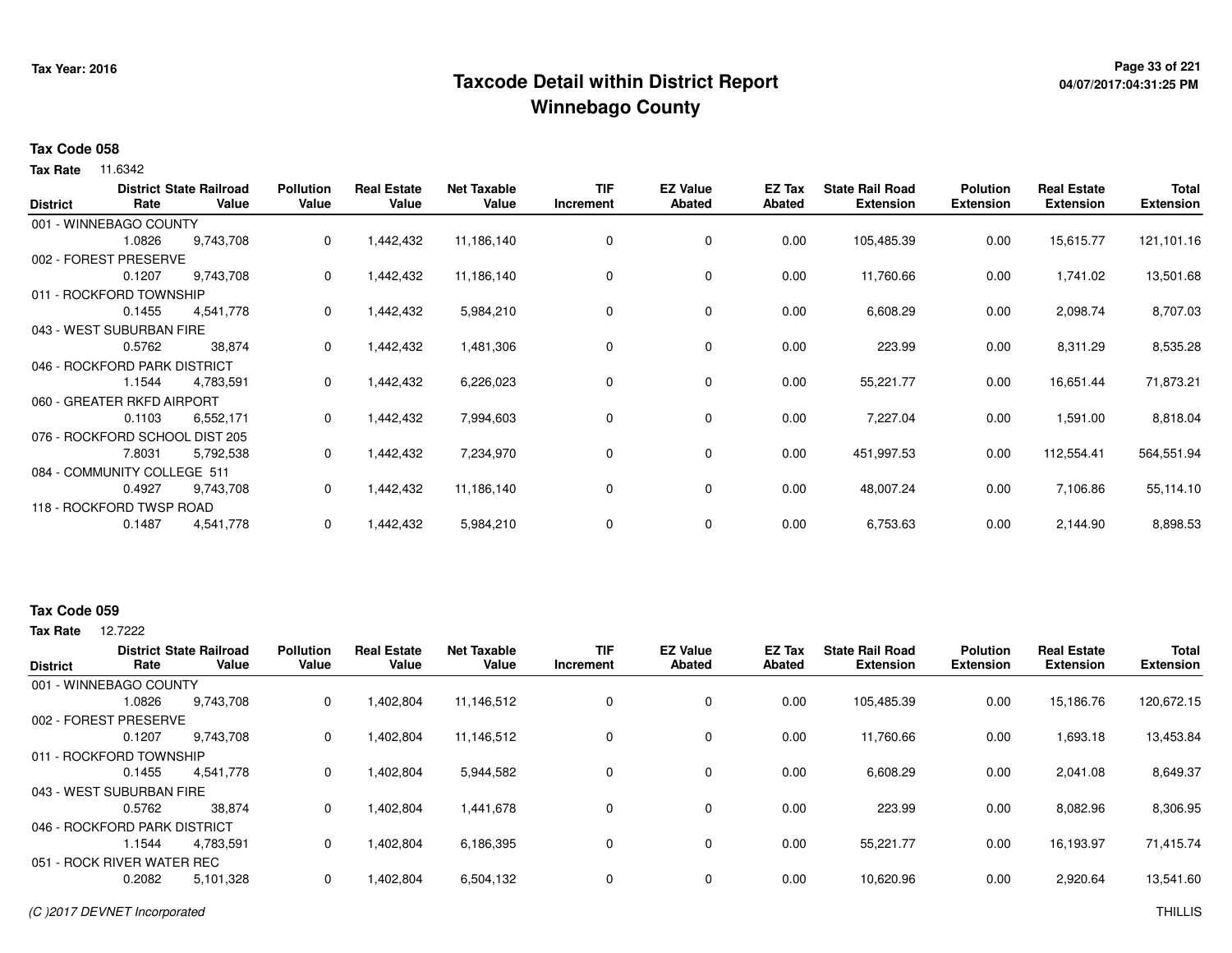Tax Year: 2016

# Taxcode Detail within District Report
## Winnebago County

04/07/2017:04:31:25 PM

**Tax Code 058**

**Tax Rate** 11.6342

| District | District Rate | State Railroad Value | Pollution Value | Real Estate Value | Net Taxable Value | TIF Increment | EZ Value Abated | EZ Tax Abated | State Rail Road Extension | Polution Extension | Real Estate Extension | Total Extension |
|---|---|---|---|---|---|---|---|---|---|---|---|---|
| 001 - WINNEBAGO COUNTY | | | | | | | | | | | | |
| | 1.0826 | 9,743,708 | 0 | 1,442,432 | 11,186,140 | 0 | 0 | 0.00 | 105,485.39 | 0.00 | 15,615.77 | 121,101.16 |
| 002 - FOREST PRESERVE | | | | | | | | | | | | |
| | 0.1207 | 9,743,708 | 0 | 1,442,432 | 11,186,140 | 0 | 0 | 0.00 | 11,760.66 | 0.00 | 1,741.02 | 13,501.68 |
| 011 - ROCKFORD TOWNSHIP | | | | | | | | | | | | |
| | 0.1455 | 4,541,778 | 0 | 1,442,432 | 5,984,210 | 0 | 0 | 0.00 | 6,608.29 | 0.00 | 2,098.74 | 8,707.03 |
| 043 - WEST SUBURBAN FIRE | | | | | | | | | | | | |
| | 0.5762 | 38,874 | 0 | 1,442,432 | 1,481,306 | 0 | 0 | 0.00 | 223.99 | 0.00 | 8,311.29 | 8,535.28 |
| 046 - ROCKFORD PARK DISTRICT | | | | | | | | | | | | |
| | 1.1544 | 4,783,591 | 0 | 1,442,432 | 6,226,023 | 0 | 0 | 0.00 | 55,221.77 | 0.00 | 16,651.44 | 71,873.21 |
| 060 - GREATER RKFD AIRPORT | | | | | | | | | | | | |
| | 0.1103 | 6,552,171 | 0 | 1,442,432 | 7,994,603 | 0 | 0 | 0.00 | 7,227.04 | 0.00 | 1,591.00 | 8,818.04 |
| 076 - ROCKFORD SCHOOL DIST 205 | | | | | | | | | | | | |
| | 7.8031 | 5,792,538 | 0 | 1,442,432 | 7,234,970 | 0 | 0 | 0.00 | 451,997.53 | 0.00 | 112,554.41 | 564,551.94 |
| 084 - COMMUNITY COLLEGE 511 | | | | | | | | | | | | |
| | 0.4927 | 9,743,708 | 0 | 1,442,432 | 11,186,140 | 0 | 0 | 0.00 | 48,007.24 | 0.00 | 7,106.86 | 55,114.10 |
| 118 - ROCKFORD TWSP ROAD | | | | | | | | | | | | |
| | 0.1487 | 4,541,778 | 0 | 1,442,432 | 5,984,210 | 0 | 0 | 0.00 | 6,753.63 | 0.00 | 2,144.90 | 8,898.53 |

**Tax Code 059**

**Tax Rate** 12.7222

| District | District Rate | State Railroad Value | Pollution Value | Real Estate Value | Net Taxable Value | TIF Increment | EZ Value Abated | EZ Tax Abated | State Rail Road Extension | Polution Extension | Real Estate Extension | Total Extension |
|---|---|---|---|---|---|---|---|---|---|---|---|---|
| 001 - WINNEBAGO COUNTY | | | | | | | | | | | | |
| | 1.0826 | 9,743,708 | 0 | 1,402,804 | 11,146,512 | 0 | 0 | 0.00 | 105,485.39 | 0.00 | 15,186.76 | 120,672.15 |
| 002 - FOREST PRESERVE | | | | | | | | | | | | |
| | 0.1207 | 9,743,708 | 0 | 1,402,804 | 11,146,512 | 0 | 0 | 0.00 | 11,760.66 | 0.00 | 1,693.18 | 13,453.84 |
| 011 - ROCKFORD TOWNSHIP | | | | | | | | | | | | |
| | 0.1455 | 4,541,778 | 0 | 1,402,804 | 5,944,582 | 0 | 0 | 0.00 | 6,608.29 | 0.00 | 2,041.08 | 8,649.37 |
| 043 - WEST SUBURBAN FIRE | | | | | | | | | | | | |
| | 0.5762 | 38,874 | 0 | 1,402,804 | 1,441,678 | 0 | 0 | 0.00 | 223.99 | 0.00 | 8,082.96 | 8,306.95 |
| 046 - ROCKFORD PARK DISTRICT | | | | | | | | | | | | |
| | 1.1544 | 4,783,591 | 0 | 1,402,804 | 6,186,395 | 0 | 0 | 0.00 | 55,221.77 | 0.00 | 16,193.97 | 71,415.74 |
| 051 - ROCK RIVER WATER REC | | | | | | | | | | | | |
| | 0.2082 | 5,101,328 | 0 | 1,402,804 | 6,504,132 | 0 | 0 | 0.00 | 10,620.96 | 0.00 | 2,920.64 | 13,541.60 |

(C )2017 DEVNET Incorporated

THILLIS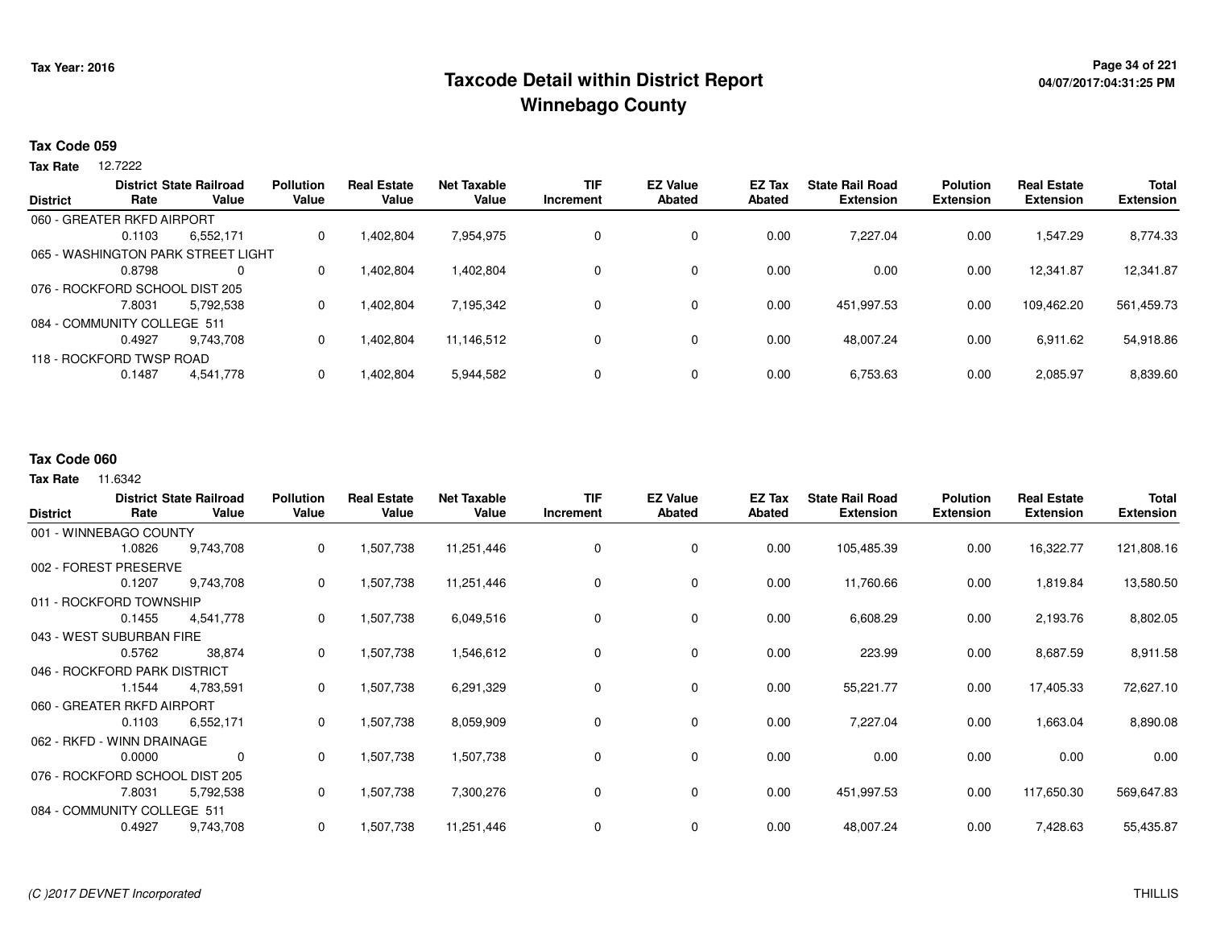# Taxcode Detail within District Report
# Winnebago County

Tax Year: 2016

## Tax Code 059

**Tax Rate** 12.7222

| District | District Rate | State Railroad Value | Pollution Value | Real Estate Value | Net Taxable Value | TIF Increment | EZ Value Abated | EZ Tax Abated | State Rail Road Extension | Polution Extension | Real Estate Extension | Total Extension |
|---|---|---|---|---|---|---|---|---|---|---|---|---|
| 060 - GREATER RKFD AIRPORT | | | | | | | | | | | | |
| | 0.1103 | 6,552,171 | 0 | 1,402,804 | 7,954,975 | 0 | 0 | 0.00 | 7,227.04 | 0.00 | 1,547.29 | 8,774.33 |
| 065 - WASHINGTON PARK STREET LIGHT | | | | | | | | | | | | |
| | 0.8798 | 0 | 0 | 1,402,804 | 1,402,804 | 0 | 0 | 0.00 | 0.00 | 0.00 | 12,341.87 | 12,341.87 |
| 076 - ROCKFORD SCHOOL DIST 205 | | | | | | | | | | | | |
| | 7.8031 | 5,792,538 | 0 | 1,402,804 | 7,195,342 | 0 | 0 | 0.00 | 451,997.53 | 0.00 | 109,462.20 | 561,459.73 |
| 084 - COMMUNITY COLLEGE 511 | | | | | | | | | | | | |
| | 0.4927 | 9,743,708 | 0 | 1,402,804 | 11,146,512 | 0 | 0 | 0.00 | 48,007.24 | 0.00 | 6,911.62 | 54,918.86 |
| 118 - ROCKFORD TWSP ROAD | | | | | | | | | | | | |
| | 0.1487 | 4,541,778 | 0 | 1,402,804 | 5,944,582 | 0 | 0 | 0.00 | 6,753.63 | 0.00 | 2,085.97 | 8,839.60 |

## Tax Code 060

**Tax Rate** 11.6342

| District | District Rate | State Railroad Value | Pollution Value | Real Estate Value | Net Taxable Value | TIF Increment | EZ Value Abated | EZ Tax Abated | State Rail Road Extension | Polution Extension | Real Estate Extension | Total Extension |
|---|---|---|---|---|---|---|---|---|---|---|---|---|
| 001 - WINNEBAGO COUNTY | | | | | | | | | | | | |
| | 1.0826 | 9,743,708 | 0 | 1,507,738 | 11,251,446 | 0 | 0 | 0.00 | 105,485.39 | 0.00 | 16,322.77 | 121,808.16 |
| 002 - FOREST PRESERVE | | | | | | | | | | | | |
| | 0.1207 | 9,743,708 | 0 | 1,507,738 | 11,251,446 | 0 | 0 | 0.00 | 11,760.66 | 0.00 | 1,819.84 | 13,580.50 |
| 011 - ROCKFORD TOWNSHIP | | | | | | | | | | | | |
| | 0.1455 | 4,541,778 | 0 | 1,507,738 | 6,049,516 | 0 | 0 | 0.00 | 6,608.29 | 0.00 | 2,193.76 | 8,802.05 |
| 043 - WEST SUBURBAN FIRE | | | | | | | | | | | | |
| | 0.5762 | 38,874 | 0 | 1,507,738 | 1,546,612 | 0 | 0 | 0.00 | 223.99 | 0.00 | 8,687.59 | 8,911.58 |
| 046 - ROCKFORD PARK DISTRICT | | | | | | | | | | | | |
| | 1.1544 | 4,783,591 | 0 | 1,507,738 | 6,291,329 | 0 | 0 | 0.00 | 55,221.77 | 0.00 | 17,405.33 | 72,627.10 |
| 060 - GREATER RKFD AIRPORT | | | | | | | | | | | | |
| | 0.1103 | 6,552,171 | 0 | 1,507,738 | 8,059,909 | 0 | 0 | 0.00 | 7,227.04 | 0.00 | 1,663.04 | 8,890.08 |
| 062 - RKFD - WINN DRAINAGE | | | | | | | | | | | | |
| | 0.0000 | 0 | 0 | 1,507,738 | 1,507,738 | 0 | 0 | 0.00 | 0.00 | 0.00 | 0.00 | 0.00 |
| 076 - ROCKFORD SCHOOL DIST 205 | | | | | | | | | | | | |
| | 7.8031 | 5,792,538 | 0 | 1,507,738 | 7,300,276 | 0 | 0 | 0.00 | 451,997.53 | 0.00 | 117,650.30 | 569,647.83 |
| 084 - COMMUNITY COLLEGE 511 | | | | | | | | | | | | |
| | 0.4927 | 9,743,708 | 0 | 1,507,738 | 11,251,446 | 0 | 0 | 0.00 | 48,007.24 | 0.00 | 7,428.63 | 55,435.87 |

*(C )2017 DEVNET Incorporated* THILLIS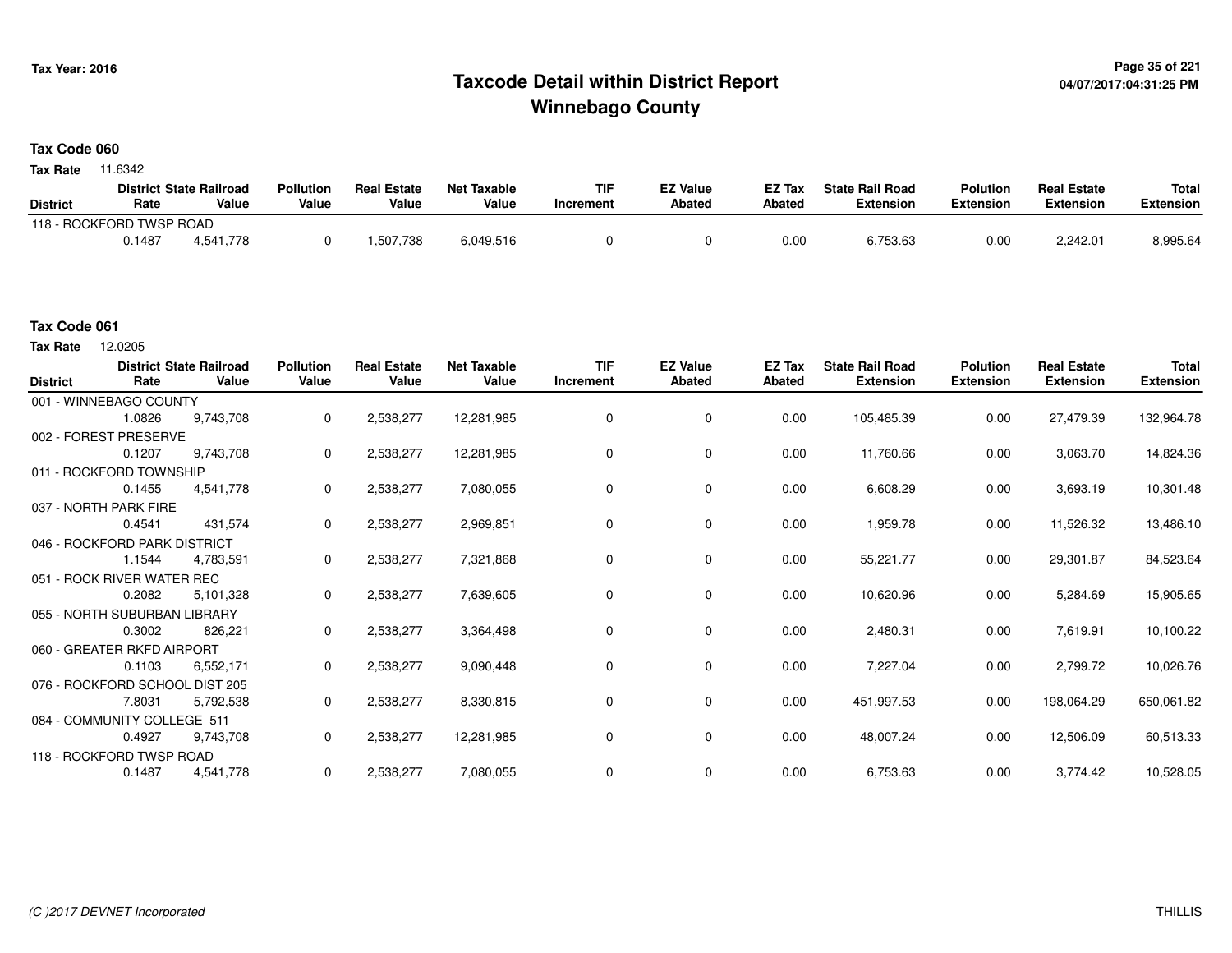# Taxcode Detail within District Report
# Winnebago County

Tax Year: 2016

04/07/2017:04:31:25 PM

## Tax Code 060

**Tax Rate** 11.6342

| District | District Rate | State Railroad Value | Pollution Value | Real Estate Value | Net Taxable Value | TIF Increment | EZ Value Abated | EZ Tax Abated | State Rail Road Extension | Polution Extension | Real Estate Extension | Total Extension |
|---|---|---|---|---|---|---|---|---|---|---|---|---|
| 118 - ROCKFORD TWSP ROAD | | | | | | | | | | | | |
| | 0.1487 | 4,541,778 | 0 | 1,507,738 | 6,049,516 | 0 | 0 | 0.00 | 6,753.63 | 0.00 | 2,242.01 | 8,995.64 |

## Tax Code 061

**Tax Rate** 12.0205

| District | District Rate | State Railroad Value | Pollution Value | Real Estate Value | Net Taxable Value | TIF Increment | EZ Value Abated | EZ Tax Abated | State Rail Road Extension | Polution Extension | Real Estate Extension | Total Extension |
|---|---|---|---|---|---|---|---|---|---|---|---|---|
| 001 - WINNEBAGO COUNTY | | | | | | | | | | | | |
| | 1.0826 | 9,743,708 | 0 | 2,538,277 | 12,281,985 | 0 | 0 | 0.00 | 105,485.39 | 0.00 | 27,479.39 | 132,964.78 |
| 002 - FOREST PRESERVE | | | | | | | | | | | | |
| | 0.1207 | 9,743,708 | 0 | 2,538,277 | 12,281,985 | 0 | 0 | 0.00 | 11,760.66 | 0.00 | 3,063.70 | 14,824.36 |
| 011 - ROCKFORD TOWNSHIP | | | | | | | | | | | | |
| | 0.1455 | 4,541,778 | 0 | 2,538,277 | 7,080,055 | 0 | 0 | 0.00 | 6,608.29 | 0.00 | 3,693.19 | 10,301.48 |
| 037 - NORTH PARK FIRE | | | | | | | | | | | | |
| | 0.4541 | 431,574 | 0 | 2,538,277 | 2,969,851 | 0 | 0 | 0.00 | 1,959.78 | 0.00 | 11,526.32 | 13,486.10 |
| 046 - ROCKFORD PARK DISTRICT | | | | | | | | | | | | |
| | 1.1544 | 4,783,591 | 0 | 2,538,277 | 7,321,868 | 0 | 0 | 0.00 | 55,221.77 | 0.00 | 29,301.87 | 84,523.64 |
| 051 - ROCK RIVER WATER REC | | | | | | | | | | | | |
| | 0.2082 | 5,101,328 | 0 | 2,538,277 | 7,639,605 | 0 | 0 | 0.00 | 10,620.96 | 0.00 | 5,284.69 | 15,905.65 |
| 055 - NORTH SUBURBAN LIBRARY | | | | | | | | | | | | |
| | 0.3002 | 826,221 | 0 | 2,538,277 | 3,364,498 | 0 | 0 | 0.00 | 2,480.31 | 0.00 | 7,619.91 | 10,100.22 |
| 060 - GREATER RKFD AIRPORT | | | | | | | | | | | | |
| | 0.1103 | 6,552,171 | 0 | 2,538,277 | 9,090,448 | 0 | 0 | 0.00 | 7,227.04 | 0.00 | 2,799.72 | 10,026.76 |
| 076 - ROCKFORD SCHOOL DIST 205 | | | | | | | | | | | | |
| | 7.8031 | 5,792,538 | 0 | 2,538,277 | 8,330,815 | 0 | 0 | 0.00 | 451,997.53 | 0.00 | 198,064.29 | 650,061.82 |
| 084 - COMMUNITY COLLEGE 511 | | | | | | | | | | | | |
| | 0.4927 | 9,743,708 | 0 | 2,538,277 | 12,281,985 | 0 | 0 | 0.00 | 48,007.24 | 0.00 | 12,506.09 | 60,513.33 |
| 118 - ROCKFORD TWSP ROAD | | | | | | | | | | | | |
| | 0.1487 | 4,541,778 | 0 | 2,538,277 | 7,080,055 | 0 | 0 | 0.00 | 6,753.63 | 0.00 | 3,774.42 | 10,528.05 |

(C )2017 DEVNET Incorporated

THILLIS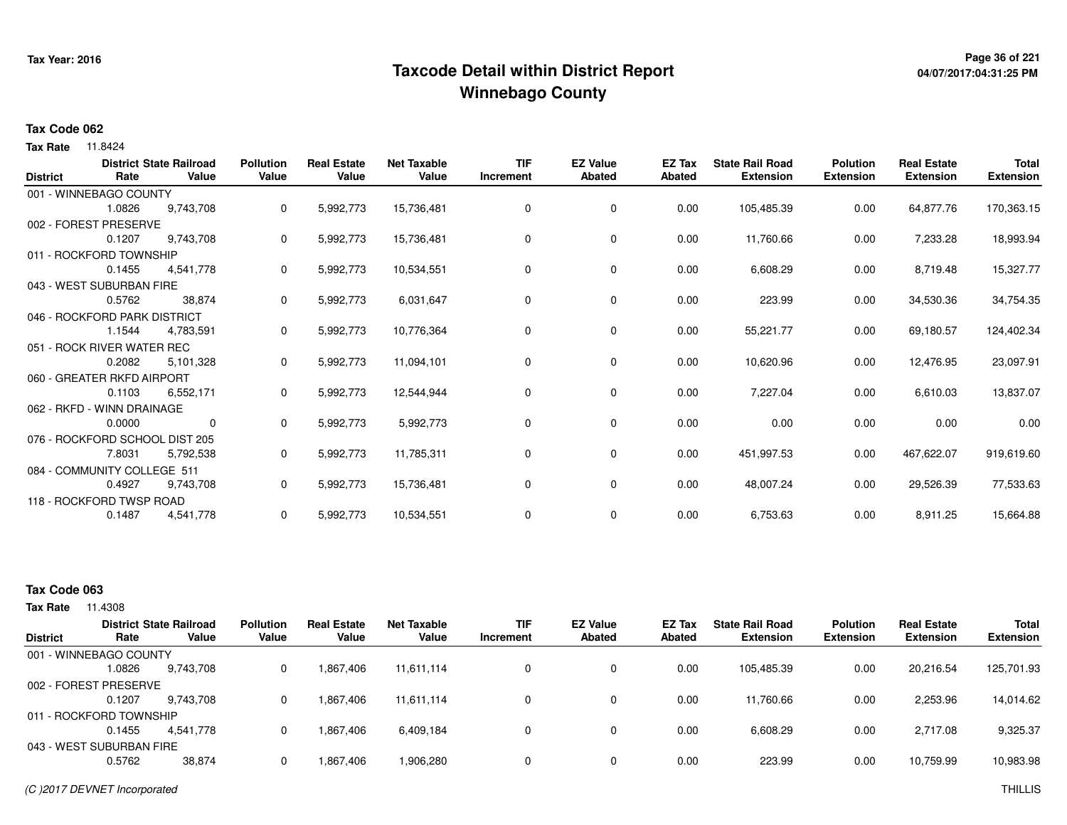# Taxcode Detail within District Report
## Winnebago County

Tax Year: 2016

**Tax Code 062**

**Tax Rate** 11.8424

| District | District Rate | State Railroad Value | Pollution Value | Real Estate Value | Net Taxable Value | TIF Increment | EZ Value Abated | EZ Tax Abated | State Rail Road Extension | Polution Extension | Real Estate Extension | Total Extension |
|---|---|---|---|---|---|---|---|---|---|---|---|---|
| 001 - WINNEBAGO COUNTY | 1.0826 | 9,743,708 | 0 | 5,992,773 | 15,736,481 | 0 | 0 | 0.00 | 105,485.39 | 0.00 | 64,877.76 | 170,363.15 |
| 002 - FOREST PRESERVE | 0.1207 | 9,743,708 | 0 | 5,992,773 | 15,736,481 | 0 | 0 | 0.00 | 11,760.66 | 0.00 | 7,233.28 | 18,993.94 |
| 011 - ROCKFORD TOWNSHIP | 0.1455 | 4,541,778 | 0 | 5,992,773 | 10,534,551 | 0 | 0 | 0.00 | 6,608.29 | 0.00 | 8,719.48 | 15,327.77 |
| 043 - WEST SUBURBAN FIRE | 0.5762 | 38,874 | 0 | 5,992,773 | 6,031,647 | 0 | 0 | 0.00 | 223.99 | 0.00 | 34,530.36 | 34,754.35 |
| 046 - ROCKFORD PARK DISTRICT | 1.1544 | 4,783,591 | 0 | 5,992,773 | 10,776,364 | 0 | 0 | 0.00 | 55,221.77 | 0.00 | 69,180.57 | 124,402.34 |
| 051 - ROCK RIVER WATER REC | 0.2082 | 5,101,328 | 0 | 5,992,773 | 11,094,101 | 0 | 0 | 0.00 | 10,620.96 | 0.00 | 12,476.95 | 23,097.91 |
| 060 - GREATER RKFD AIRPORT | 0.1103 | 6,552,171 | 0 | 5,992,773 | 12,544,944 | 0 | 0 | 0.00 | 7,227.04 | 0.00 | 6,610.03 | 13,837.07 |
| 062 - RKFD - WINN DRAINAGE | 0.0000 | 0 | 0 | 5,992,773 | 5,992,773 | 0 | 0 | 0.00 | 0.00 | 0.00 | 0.00 | 0.00 |
| 076 - ROCKFORD SCHOOL DIST 205 | 7.8031 | 5,792,538 | 0 | 5,992,773 | 11,785,311 | 0 | 0 | 0.00 | 451,997.53 | 0.00 | 467,622.07 | 919,619.60 |
| 084 - COMMUNITY COLLEGE 511 | 0.4927 | 9,743,708 | 0 | 5,992,773 | 15,736,481 | 0 | 0 | 0.00 | 48,007.24 | 0.00 | 29,526.39 | 77,533.63 |
| 118 - ROCKFORD TWSP ROAD | 0.1487 | 4,541,778 | 0 | 5,992,773 | 10,534,551 | 0 | 0 | 0.00 | 6,753.63 | 0.00 | 8,911.25 | 15,664.88 |

**Tax Code 063**

**Tax Rate** 11.4308

| District | District Rate | State Railroad Value | Pollution Value | Real Estate Value | Net Taxable Value | TIF Increment | EZ Value Abated | EZ Tax Abated | State Rail Road Extension | Polution Extension | Real Estate Extension | Total Extension |
|---|---|---|---|---|---|---|---|---|---|---|---|---|
| 001 - WINNEBAGO COUNTY | 1.0826 | 9,743,708 | 0 | 1,867,406 | 11,611,114 | 0 | 0 | 0.00 | 105,485.39 | 0.00 | 20,216.54 | 125,701.93 |
| 002 - FOREST PRESERVE | 0.1207 | 9,743,708 | 0 | 1,867,406 | 11,611,114 | 0 | 0 | 0.00 | 11,760.66 | 0.00 | 2,253.96 | 14,014.62 |
| 011 - ROCKFORD TOWNSHIP | 0.1455 | 4,541,778 | 0 | 1,867,406 | 6,409,184 | 0 | 0 | 0.00 | 6,608.29 | 0.00 | 2,717.08 | 9,325.37 |
| 043 - WEST SUBURBAN FIRE | 0.5762 | 38,874 | 0 | 1,867,406 | 1,906,280 | 0 | 0 | 0.00 | 223.99 | 0.00 | 10,759.99 | 10,983.98 |

(C )2017 DEVNET Incorporated THILLIS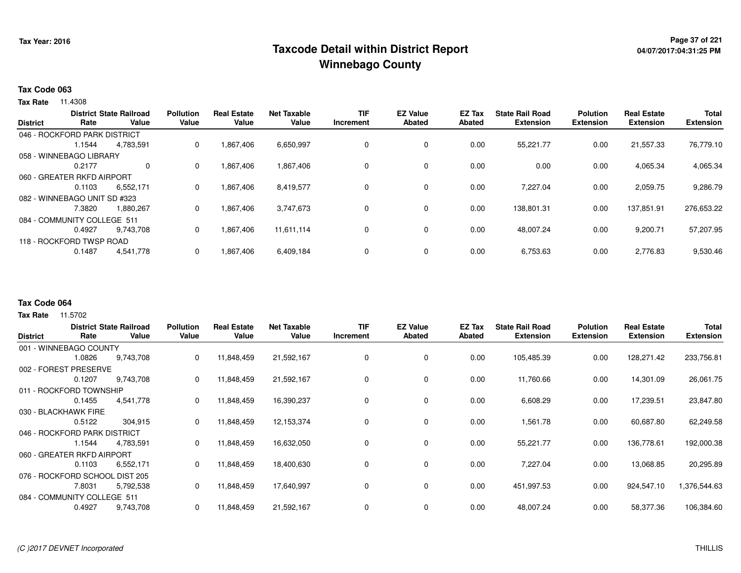# Taxcode Detail within District Report
# Winnebago County

Tax Year: 2016

04/07/2017:04:31:25 PM

**Tax Code 063**

**Tax Rate** 11.4308

| District | District Rate | State Railroad Value | Pollution Value | Real Estate Value | Net Taxable Value | TIF Increment | EZ Value Abated | EZ Tax Abated | State Rail Road Extension | Polution Extension | Real Estate Extension | Total Extension |
|---|---|---|---|---|---|---|---|---|---|---|---|---|
| 046 - ROCKFORD PARK DISTRICT | | | | | | | | | | | | |
| | 1.1544 | 4,783,591 | 0 | 1,867,406 | 6,650,997 | 0 | 0 | 0.00 | 55,221.77 | 0.00 | 21,557.33 | 76,779.10 |
| 058 - WINNEBAGO LIBRARY | | | | | | | | | | | | |
| | 0.2177 | 0 | 0 | 1,867,406 | 1,867,406 | 0 | 0 | 0.00 | 0.00 | 0.00 | 4,065.34 | 4,065.34 |
| 060 - GREATER RKFD AIRPORT | | | | | | | | | | | | |
| | 0.1103 | 6,552,171 | 0 | 1,867,406 | 8,419,577 | 0 | 0 | 0.00 | 7,227.04 | 0.00 | 2,059.75 | 9,286.79 |
| 082 - WINNEBAGO UNIT SD #323 | | | | | | | | | | | | |
| | 7.3820 | 1,880,267 | 0 | 1,867,406 | 3,747,673 | 0 | 0 | 0.00 | 138,801.31 | 0.00 | 137,851.91 | 276,653.22 |
| 084 - COMMUNITY COLLEGE 511 | | | | | | | | | | | | |
| | 0.4927 | 9,743,708 | 0 | 1,867,406 | 11,611,114 | 0 | 0 | 0.00 | 48,007.24 | 0.00 | 9,200.71 | 57,207.95 |
| 118 - ROCKFORD TWSP ROAD | | | | | | | | | | | | |
| | 0.1487 | 4,541,778 | 0 | 1,867,406 | 6,409,184 | 0 | 0 | 0.00 | 6,753.63 | 0.00 | 2,776.83 | 9,530.46 |

**Tax Code 064**

**Tax Rate** 11.5702

| District | District Rate | State Railroad Value | Pollution Value | Real Estate Value | Net Taxable Value | TIF Increment | EZ Value Abated | EZ Tax Abated | State Rail Road Extension | Polution Extension | Real Estate Extension | Total Extension |
|---|---|---|---|---|---|---|---|---|---|---|---|---|
| 001 - WINNEBAGO COUNTY | | | | | | | | | | | | |
| | 1.0826 | 9,743,708 | 0 | 11,848,459 | 21,592,167 | 0 | 0 | 0.00 | 105,485.39 | 0.00 | 128,271.42 | 233,756.81 |
| 002 - FOREST PRESERVE | | | | | | | | | | | | |
| | 0.1207 | 9,743,708 | 0 | 11,848,459 | 21,592,167 | 0 | 0 | 0.00 | 11,760.66 | 0.00 | 14,301.09 | 26,061.75 |
| 011 - ROCKFORD TOWNSHIP | | | | | | | | | | | | |
| | 0.1455 | 4,541,778 | 0 | 11,848,459 | 16,390,237 | 0 | 0 | 0.00 | 6,608.29 | 0.00 | 17,239.51 | 23,847.80 |
| 030 - BLACKHAWK FIRE | | | | | | | | | | | | |
| | 0.5122 | 304,915 | 0 | 11,848,459 | 12,153,374 | 0 | 0 | 0.00 | 1,561.78 | 0.00 | 60,687.80 | 62,249.58 |
| 046 - ROCKFORD PARK DISTRICT | | | | | | | | | | | | |
| | 1.1544 | 4,783,591 | 0 | 11,848,459 | 16,632,050 | 0 | 0 | 0.00 | 55,221.77 | 0.00 | 136,778.61 | 192,000.38 |
| 060 - GREATER RKFD AIRPORT | | | | | | | | | | | | |
| | 0.1103 | 6,552,171 | 0 | 11,848,459 | 18,400,630 | 0 | 0 | 0.00 | 7,227.04 | 0.00 | 13,068.85 | 20,295.89 |
| 076 - ROCKFORD SCHOOL DIST 205 | | | | | | | | | | | | |
| | 7.8031 | 5,792,538 | 0 | 11,848,459 | 17,640,997 | 0 | 0 | 0.00 | 451,997.53 | 0.00 | 924,547.10 | 1,376,544.63 |
| 084 - COMMUNITY COLLEGE 511 | | | | | | | | | | | | |
| | 0.4927 | 9,743,708 | 0 | 11,848,459 | 21,592,167 | 0 | 0 | 0.00 | 48,007.24 | 0.00 | 58,377.36 | 106,384.60 |

(C )2017 DEVNET Incorporated

THILLIS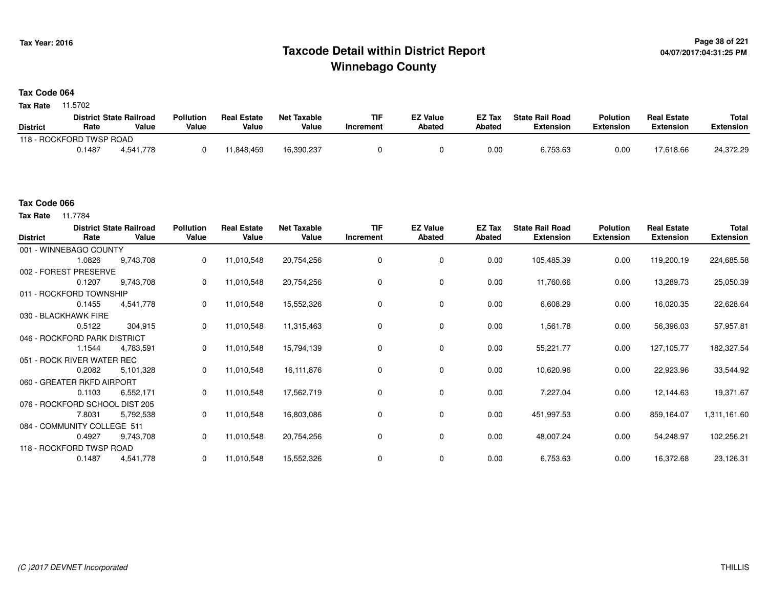# Taxcode Detail within District Report
# Winnebago County

Tax Year: 2016

04/07/2017:04:31:25 PM

## Tax Code 064

**Tax Rate** 11.5702

| District | District Rate | State Railroad Value | Pollution Value | Real Estate Value | Net Taxable Value | TIF Increment | EZ Value Abated | EZ Tax Abated | State Rail Road Extension | Polution Extension | Real Estate Extension | Total Extension |
|---|---|---|---|---|---|---|---|---|---|---|---|---|
| 118 - ROCKFORD TWSP ROAD | | | | | | | | | | | | |
| | 0.1487 | 4,541,778 | 0 | 11,848,459 | 16,390,237 | 0 | 0 | 0.00 | 6,753.63 | 0.00 | 17,618.66 | 24,372.29 |

## Tax Code 066

**Tax Rate** 11.7784

| District | District Rate | State Railroad Value | Pollution Value | Real Estate Value | Net Taxable Value | TIF Increment | EZ Value Abated | EZ Tax Abated | State Rail Road Extension | Polution Extension | Real Estate Extension | Total Extension |
|---|---|---|---|---|---|---|---|---|---|---|---|---|
| 001 - WINNEBAGO COUNTY | | | | | | | | | | | | |
| | 1.0826 | 9,743,708 | 0 | 11,010,548 | 20,754,256 | 0 | 0 | 0.00 | 105,485.39 | 0.00 | 119,200.19 | 224,685.58 |
| 002 - FOREST PRESERVE | | | | | | | | | | | | |
| | 0.1207 | 9,743,708 | 0 | 11,010,548 | 20,754,256 | 0 | 0 | 0.00 | 11,760.66 | 0.00 | 13,289.73 | 25,050.39 |
| 011 - ROCKFORD TOWNSHIP | | | | | | | | | | | | |
| | 0.1455 | 4,541,778 | 0 | 11,010,548 | 15,552,326 | 0 | 0 | 0.00 | 6,608.29 | 0.00 | 16,020.35 | 22,628.64 |
| 030 - BLACKHAWK FIRE | | | | | | | | | | | | |
| | 0.5122 | 304,915 | 0 | 11,010,548 | 11,315,463 | 0 | 0 | 0.00 | 1,561.78 | 0.00 | 56,396.03 | 57,957.81 |
| 046 - ROCKFORD PARK DISTRICT | | | | | | | | | | | | |
| | 1.1544 | 4,783,591 | 0 | 11,010,548 | 15,794,139 | 0 | 0 | 0.00 | 55,221.77 | 0.00 | 127,105.77 | 182,327.54 |
| 051 - ROCK RIVER WATER REC | | | | | | | | | | | | |
| | 0.2082 | 5,101,328 | 0 | 11,010,548 | 16,111,876 | 0 | 0 | 0.00 | 10,620.96 | 0.00 | 22,923.96 | 33,544.92 |
| 060 - GREATER RKFD AIRPORT | | | | | | | | | | | | |
| | 0.1103 | 6,552,171 | 0 | 11,010,548 | 17,562,719 | 0 | 0 | 0.00 | 7,227.04 | 0.00 | 12,144.63 | 19,371.67 |
| 076 - ROCKFORD SCHOOL DIST 205 | | | | | | | | | | | | |
| | 7.8031 | 5,792,538 | 0 | 11,010,548 | 16,803,086 | 0 | 0 | 0.00 | 451,997.53 | 0.00 | 859,164.07 | 1,311,161.60 |
| 084 - COMMUNITY COLLEGE 511 | | | | | | | | | | | | |
| | 0.4927 | 9,743,708 | 0 | 11,010,548 | 20,754,256 | 0 | 0 | 0.00 | 48,007.24 | 0.00 | 54,248.97 | 102,256.21 |
| 118 - ROCKFORD TWSP ROAD | | | | | | | | | | | | |
| | 0.1487 | 4,541,778 | 0 | 11,010,548 | 15,552,326 | 0 | 0 | 0.00 | 6,753.63 | 0.00 | 16,372.68 | 23,126.31 |

(C )2017 DEVNET Incorporated

THILLIS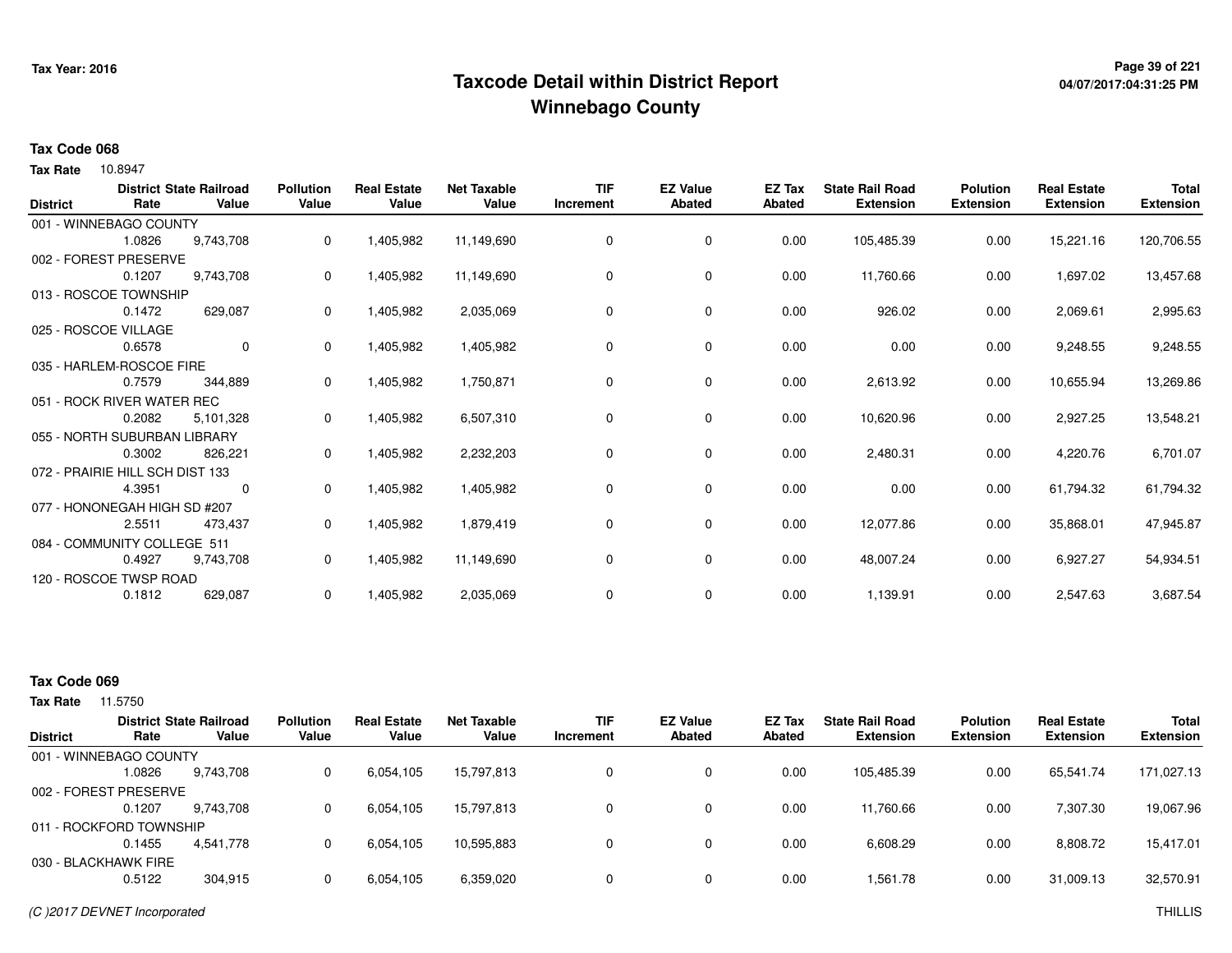**Tax Year: 2016**

# Taxcode Detail within District Report
## Winnebago County

### Tax Code 068

**Tax Rate** 10.8947

| District | District Rate | State Railroad Value | Pollution Value | Real Estate Value | Net Taxable Value | TIF Increment | EZ Value Abated | EZ Tax Abated | State Rail Road Extension | Polution Extension | Real Estate Extension | Total Extension |
|---|---|---|---|---|---|---|---|---|---|---|---|---|
| 001 - WINNEBAGO COUNTY | 1.0826 | 9,743,708 | 0 | 1,405,982 | 11,149,690 | 0 | 0 | 0.00 | 105,485.39 | 0.00 | 15,221.16 | 120,706.55 |
| 002 - FOREST PRESERVE | 0.1207 | 9,743,708 | 0 | 1,405,982 | 11,149,690 | 0 | 0 | 0.00 | 11,760.66 | 0.00 | 1,697.02 | 13,457.68 |
| 013 - ROSCOE TOWNSHIP | 0.1472 | 629,087 | 0 | 1,405,982 | 2,035,069 | 0 | 0 | 0.00 | 926.02 | 0.00 | 2,069.61 | 2,995.63 |
| 025 - ROSCOE VILLAGE | 0.6578 | 0 | 0 | 1,405,982 | 1,405,982 | 0 | 0 | 0.00 | 0.00 | 0.00 | 9,248.55 | 9,248.55 |
| 035 - HARLEM-ROSCOE FIRE | 0.7579 | 344,889 | 0 | 1,405,982 | 1,750,871 | 0 | 0 | 0.00 | 2,613.92 | 0.00 | 10,655.94 | 13,269.86 |
| 051 - ROCK RIVER WATER REC | 0.2082 | 5,101,328 | 0 | 1,405,982 | 6,507,310 | 0 | 0 | 0.00 | 10,620.96 | 0.00 | 2,927.25 | 13,548.21 |
| 055 - NORTH SUBURBAN LIBRARY | 0.3002 | 826,221 | 0 | 1,405,982 | 2,232,203 | 0 | 0 | 0.00 | 2,480.31 | 0.00 | 4,220.76 | 6,701.07 |
| 072 - PRAIRIE HILL SCH DIST 133 | 4.3951 | 0 | 0 | 1,405,982 | 1,405,982 | 0 | 0 | 0.00 | 0.00 | 0.00 | 61,794.32 | 61,794.32 |
| 077 - HONONEGAH HIGH SD #207 | 2.5511 | 473,437 | 0 | 1,405,982 | 1,879,419 | 0 | 0 | 0.00 | 12,077.86 | 0.00 | 35,868.01 | 47,945.87 |
| 084 - COMMUNITY COLLEGE 511 | 0.4927 | 9,743,708 | 0 | 1,405,982 | 11,149,690 | 0 | 0 | 0.00 | 48,007.24 | 0.00 | 6,927.27 | 54,934.51 |
| 120 - ROSCOE TWSP ROAD | 0.1812 | 629,087 | 0 | 1,405,982 | 2,035,069 | 0 | 0 | 0.00 | 1,139.91 | 0.00 | 2,547.63 | 3,687.54 |

### Tax Code 069

**Tax Rate** 11.5750

| District | District Rate | State Railroad Value | Pollution Value | Real Estate Value | Net Taxable Value | TIF Increment | EZ Value Abated | EZ Tax Abated | State Rail Road Extension | Polution Extension | Real Estate Extension | Total Extension |
|---|---|---|---|---|---|---|---|---|---|---|---|---|
| 001 - WINNEBAGO COUNTY | 1.0826 | 9,743,708 | 0 | 6,054,105 | 15,797,813 | 0 | 0 | 0.00 | 105,485.39 | 0.00 | 65,541.74 | 171,027.13 |
| 002 - FOREST PRESERVE | 0.1207 | 9,743,708 | 0 | 6,054,105 | 15,797,813 | 0 | 0 | 0.00 | 11,760.66 | 0.00 | 7,307.30 | 19,067.96 |
| 011 - ROCKFORD TOWNSHIP | 0.1455 | 4,541,778 | 0 | 6,054,105 | 10,595,883 | 0 | 0 | 0.00 | 6,608.29 | 0.00 | 8,808.72 | 15,417.01 |
| 030 - BLACKHAWK FIRE | 0.5122 | 304,915 | 0 | 6,054,105 | 6,359,020 | 0 | 0 | 0.00 | 1,561.78 | 0.00 | 31,009.13 | 32,570.91 |

(C )2017 DEVNET Incorporated THILLIS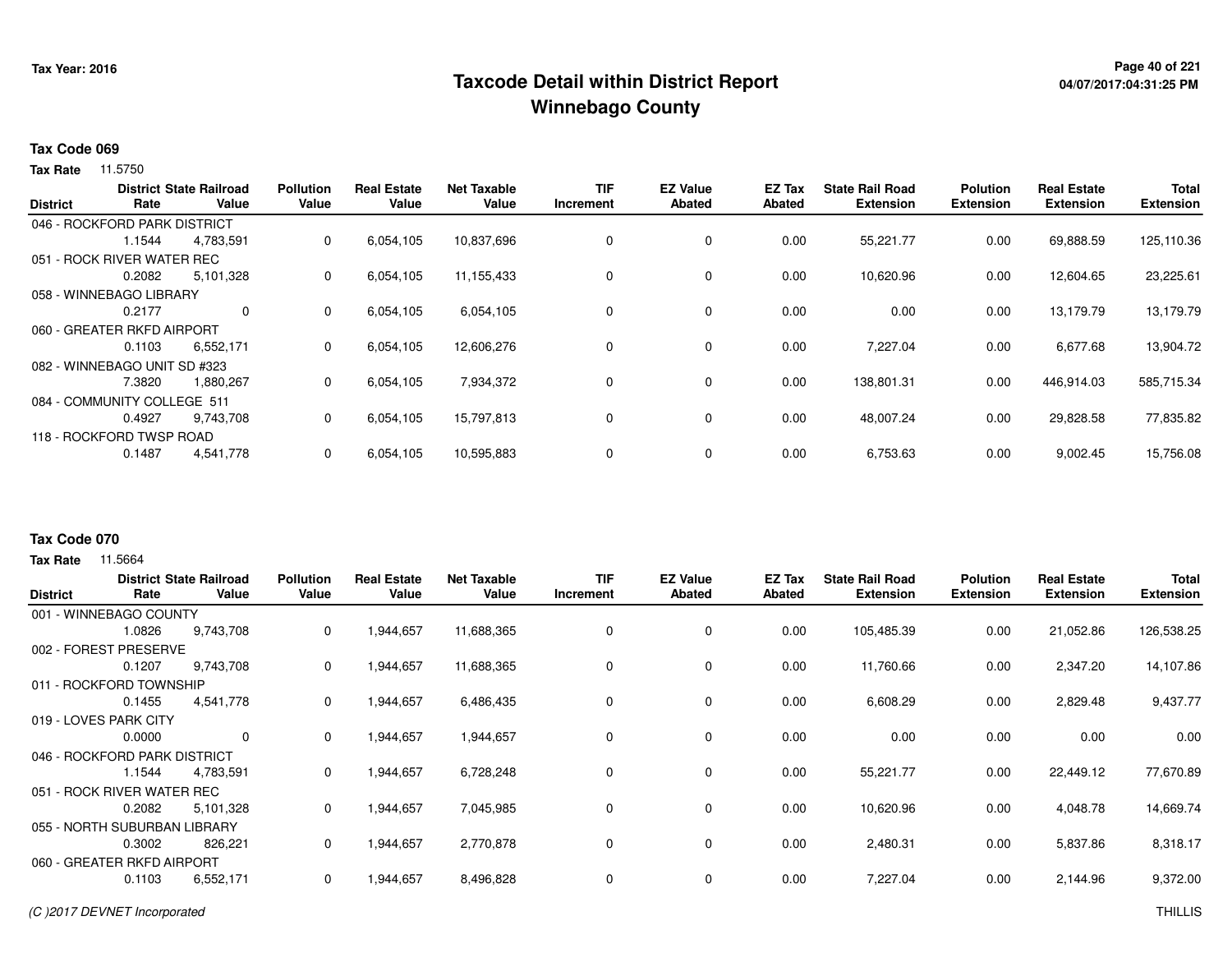# Taxcode Detail within District Report
## Winnebago County

Tax Year: 2016

### Tax Code 069

**Tax Rate** 11.5750

| District | District Rate | State Railroad Value | Pollution Value | Real Estate Value | Net Taxable Value | TIF Increment | EZ Value Abated | EZ Tax Abated | State Rail Road Extension | Polution Extension | Real Estate Extension | Total Extension |
|---|---|---|---|---|---|---|---|---|---|---|---|---|
| 046 - ROCKFORD PARK DISTRICT | 1.1544 | 4,783,591 | 0 | 6,054,105 | 10,837,696 | 0 | 0 | 0.00 | 55,221.77 | 0.00 | 69,888.59 | 125,110.36 |
| 051 - ROCK RIVER WATER REC | 0.2082 | 5,101,328 | 0 | 6,054,105 | 11,155,433 | 0 | 0 | 0.00 | 10,620.96 | 0.00 | 12,604.65 | 23,225.61 |
| 058 - WINNEBAGO LIBRARY | 0.2177 | 0 | 0 | 6,054,105 | 6,054,105 | 0 | 0 | 0.00 | 0.00 | 0.00 | 13,179.79 | 13,179.79 |
| 060 - GREATER RKFD AIRPORT | 0.1103 | 6,552,171 | 0 | 6,054,105 | 12,606,276 | 0 | 0 | 0.00 | 7,227.04 | 0.00 | 6,677.68 | 13,904.72 |
| 082 - WINNEBAGO UNIT SD #323 | 7.3820 | 1,880,267 | 0 | 6,054,105 | 7,934,372 | 0 | 0 | 0.00 | 138,801.31 | 0.00 | 446,914.03 | 585,715.34 |
| 084 - COMMUNITY COLLEGE 511 | 0.4927 | 9,743,708 | 0 | 6,054,105 | 15,797,813 | 0 | 0 | 0.00 | 48,007.24 | 0.00 | 29,828.58 | 77,835.82 |
| 118 - ROCKFORD TWSP ROAD | 0.1487 | 4,541,778 | 0 | 6,054,105 | 10,595,883 | 0 | 0 | 0.00 | 6,753.63 | 0.00 | 9,002.45 | 15,756.08 |

### Tax Code 070

**Tax Rate** 11.5664

| District | District Rate | State Railroad Value | Pollution Value | Real Estate Value | Net Taxable Value | TIF Increment | EZ Value Abated | EZ Tax Abated | State Rail Road Extension | Polution Extension | Real Estate Extension | Total Extension |
|---|---|---|---|---|---|---|---|---|---|---|---|---|
| 001 - WINNEBAGO COUNTY | 1.0826 | 9,743,708 | 0 | 1,944,657 | 11,688,365 | 0 | 0 | 0.00 | 105,485.39 | 0.00 | 21,052.86 | 126,538.25 |
| 002 - FOREST PRESERVE | 0.1207 | 9,743,708 | 0 | 1,944,657 | 11,688,365 | 0 | 0 | 0.00 | 11,760.66 | 0.00 | 2,347.20 | 14,107.86 |
| 011 - ROCKFORD TOWNSHIP | 0.1455 | 4,541,778 | 0 | 1,944,657 | 6,486,435 | 0 | 0 | 0.00 | 6,608.29 | 0.00 | 2,829.48 | 9,437.77 |
| 019 - LOVES PARK CITY | 0.0000 | 0 | 0 | 1,944,657 | 1,944,657 | 0 | 0 | 0.00 | 0.00 | 0.00 | 0.00 | 0.00 |
| 046 - ROCKFORD PARK DISTRICT | 1.1544 | 4,783,591 | 0 | 1,944,657 | 6,728,248 | 0 | 0 | 0.00 | 55,221.77 | 0.00 | 22,449.12 | 77,670.89 |
| 051 - ROCK RIVER WATER REC | 0.2082 | 5,101,328 | 0 | 1,944,657 | 7,045,985 | 0 | 0 | 0.00 | 10,620.96 | 0.00 | 4,048.78 | 14,669.74 |
| 055 - NORTH SUBURBAN LIBRARY | 0.3002 | 826,221 | 0 | 1,944,657 | 2,770,878 | 0 | 0 | 0.00 | 2,480.31 | 0.00 | 5,837.86 | 8,318.17 |
| 060 - GREATER RKFD AIRPORT | 0.1103 | 6,552,171 | 0 | 1,944,657 | 8,496,828 | 0 | 0 | 0.00 | 7,227.04 | 0.00 | 2,144.96 | 9,372.00 |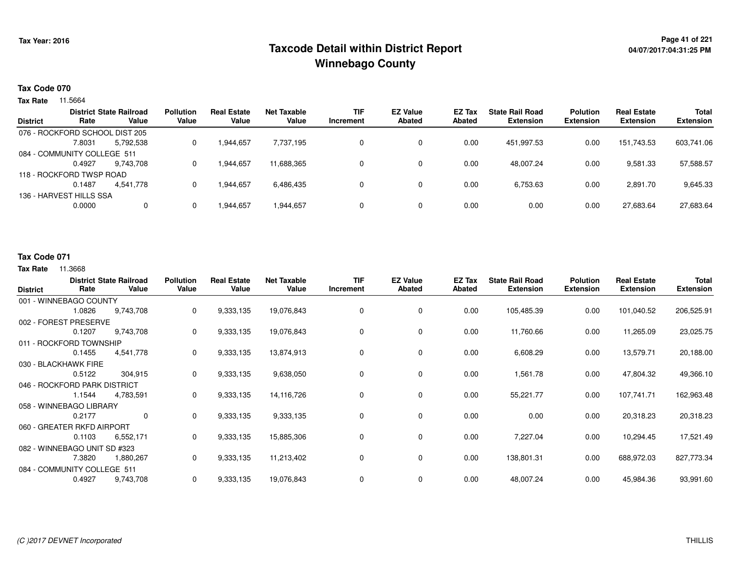# Taxcode Detail within District Report
# Winnebago County

Tax Year: 2016

## Tax Code 070

**Tax Rate** 11.5664

| District | District Rate | State Railroad Value | Pollution Value | Real Estate Value | Net Taxable Value | TIF Increment | EZ Value Abated | EZ Tax Abated | State Rail Road Extension | Polution Extension | Real Estate Extension | Total Extension |
|---|---|---|---|---|---|---|---|---|---|---|---|---|
| 076 - ROCKFORD SCHOOL DIST 205 | 7.8031 | 5,792,538 | 0 | 1,944,657 | 7,737,195 | 0 | 0 | 0.00 | 451,997.53 | 0.00 | 151,743.53 | 603,741.06 |
| 084 - COMMUNITY COLLEGE 511 | 0.4927 | 9,743,708 | 0 | 1,944,657 | 11,688,365 | 0 | 0 | 0.00 | 48,007.24 | 0.00 | 9,581.33 | 57,588.57 |
| 118 - ROCKFORD TWSP ROAD | 0.1487 | 4,541,778 | 0 | 1,944,657 | 6,486,435 | 0 | 0 | 0.00 | 6,753.63 | 0.00 | 2,891.70 | 9,645.33 |
| 136 - HARVEST HILLS SSA | 0.0000 | 0 | 0 | 1,944,657 | 1,944,657 | 0 | 0 | 0.00 | 0.00 | 0.00 | 27,683.64 | 27,683.64 |

## Tax Code 071

**Tax Rate** 11.3668

| District | District Rate | State Railroad Value | Pollution Value | Real Estate Value | Net Taxable Value | TIF Increment | EZ Value Abated | EZ Tax Abated | State Rail Road Extension | Polution Extension | Real Estate Extension | Total Extension |
|---|---|---|---|---|---|---|---|---|---|---|---|---|
| 001 - WINNEBAGO COUNTY | 1.0826 | 9,743,708 | 0 | 9,333,135 | 19,076,843 | 0 | 0 | 0.00 | 105,485.39 | 0.00 | 101,040.52 | 206,525.91 |
| 002 - FOREST PRESERVE | 0.1207 | 9,743,708 | 0 | 9,333,135 | 19,076,843 | 0 | 0 | 0.00 | 11,760.66 | 0.00 | 11,265.09 | 23,025.75 |
| 011 - ROCKFORD TOWNSHIP | 0.1455 | 4,541,778 | 0 | 9,333,135 | 13,874,913 | 0 | 0 | 0.00 | 6,608.29 | 0.00 | 13,579.71 | 20,188.00 |
| 030 - BLACKHAWK FIRE | 0.5122 | 304,915 | 0 | 9,333,135 | 9,638,050 | 0 | 0 | 0.00 | 1,561.78 | 0.00 | 47,804.32 | 49,366.10 |
| 046 - ROCKFORD PARK DISTRICT | 1.1544 | 4,783,591 | 0 | 9,333,135 | 14,116,726 | 0 | 0 | 0.00 | 55,221.77 | 0.00 | 107,741.71 | 162,963.48 |
| 058 - WINNEBAGO LIBRARY | 0.2177 | 0 | 0 | 9,333,135 | 9,333,135 | 0 | 0 | 0.00 | 0.00 | 0.00 | 20,318.23 | 20,318.23 |
| 060 - GREATER RKFD AIRPORT | 0.1103 | 6,552,171 | 0 | 9,333,135 | 15,885,306 | 0 | 0 | 0.00 | 7,227.04 | 0.00 | 10,294.45 | 17,521.49 |
| 082 - WINNEBAGO UNIT SD #323 | 7.3820 | 1,880,267 | 0 | 9,333,135 | 11,213,402 | 0 | 0 | 0.00 | 138,801.31 | 0.00 | 688,972.03 | 827,773.34 |
| 084 - COMMUNITY COLLEGE 511 | 0.4927 | 9,743,708 | 0 | 9,333,135 | 19,076,843 | 0 | 0 | 0.00 | 48,007.24 | 0.00 | 45,984.36 | 93,991.60 |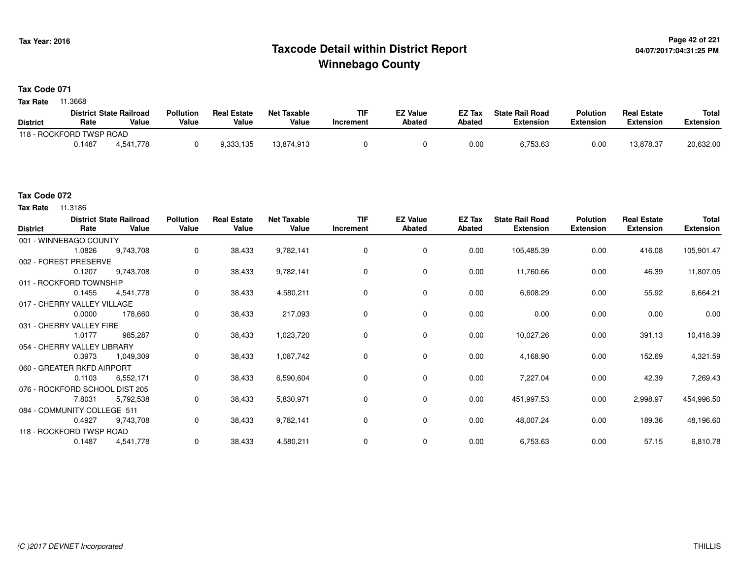# Taxcode Detail within District Report
## Winnebago County

Tax Year: 2016

04/07/2017:04:31:25 PM

**Tax Code 071**

**Tax Rate** 11.3668

| District | District Rate | State Railroad Value | Pollution Value | Real Estate Value | Net Taxable Value | TIF Increment | EZ Value Abated | EZ Tax Abated | State Rail Road Extension | Polution Extension | Real Estate Extension | Total Extension |
|---|---|---|---|---|---|---|---|---|---|---|---|---|
| 118 - ROCKFORD TWSP ROAD | | | | | | | | | | | | |
| | 0.1487 | 4,541,778 | 0 | 9,333,135 | 13,874,913 | 0 | 0 | 0.00 | 6,753.63 | 0.00 | 13,878.37 | 20,632.00 |

**Tax Code 072**

**Tax Rate** 11.3186

| District | District Rate | State Railroad Value | Pollution Value | Real Estate Value | Net Taxable Value | TIF Increment | EZ Value Abated | EZ Tax Abated | State Rail Road Extension | Polution Extension | Real Estate Extension | Total Extension |
|---|---|---|---|---|---|---|---|---|---|---|---|---|
| 001 - WINNEBAGO COUNTY | | | | | | | | | | | | |
| | 1.0826 | 9,743,708 | 0 | 38,433 | 9,782,141 | 0 | 0 | 0.00 | 105,485.39 | 0.00 | 416.08 | 105,901.47 |
| 002 - FOREST PRESERVE | | | | | | | | | | | | |
| | 0.1207 | 9,743,708 | 0 | 38,433 | 9,782,141 | 0 | 0 | 0.00 | 11,760.66 | 0.00 | 46.39 | 11,807.05 |
| 011 - ROCKFORD TOWNSHIP | | | | | | | | | | | | |
| | 0.1455 | 4,541,778 | 0 | 38,433 | 4,580,211 | 0 | 0 | 0.00 | 6,608.29 | 0.00 | 55.92 | 6,664.21 |
| 017 - CHERRY VALLEY VILLAGE | | | | | | | | | | | | |
| | 0.0000 | 178,660 | 0 | 38,433 | 217,093 | 0 | 0 | 0.00 | 0.00 | 0.00 | 0.00 | 0.00 |
| 031 - CHERRY VALLEY FIRE | | | | | | | | | | | | |
| | 1.0177 | 985,287 | 0 | 38,433 | 1,023,720 | 0 | 0 | 0.00 | 10,027.26 | 0.00 | 391.13 | 10,418.39 |
| 054 - CHERRY VALLEY LIBRARY | | | | | | | | | | | | |
| | 0.3973 | 1,049,309 | 0 | 38,433 | 1,087,742 | 0 | 0 | 0.00 | 4,168.90 | 0.00 | 152.69 | 4,321.59 |
| 060 - GREATER RKFD AIRPORT | | | | | | | | | | | | |
| | 0.1103 | 6,552,171 | 0 | 38,433 | 6,590,604 | 0 | 0 | 0.00 | 7,227.04 | 0.00 | 42.39 | 7,269.43 |
| 076 - ROCKFORD SCHOOL DIST 205 | | | | | | | | | | | | |
| | 7.8031 | 5,792,538 | 0 | 38,433 | 5,830,971 | 0 | 0 | 0.00 | 451,997.53 | 0.00 | 2,998.97 | 454,996.50 |
| 084 - COMMUNITY COLLEGE 511 | | | | | | | | | | | | |
| | 0.4927 | 9,743,708 | 0 | 38,433 | 9,782,141 | 0 | 0 | 0.00 | 48,007.24 | 0.00 | 189.36 | 48,196.60 |
| 118 - ROCKFORD TWSP ROAD | | | | | | | | | | | | |
| | 0.1487 | 4,541,778 | 0 | 38,433 | 4,580,211 | 0 | 0 | 0.00 | 6,753.63 | 0.00 | 57.15 | 6,810.78 |

(C )2017 DEVNET Incorporated THILLIS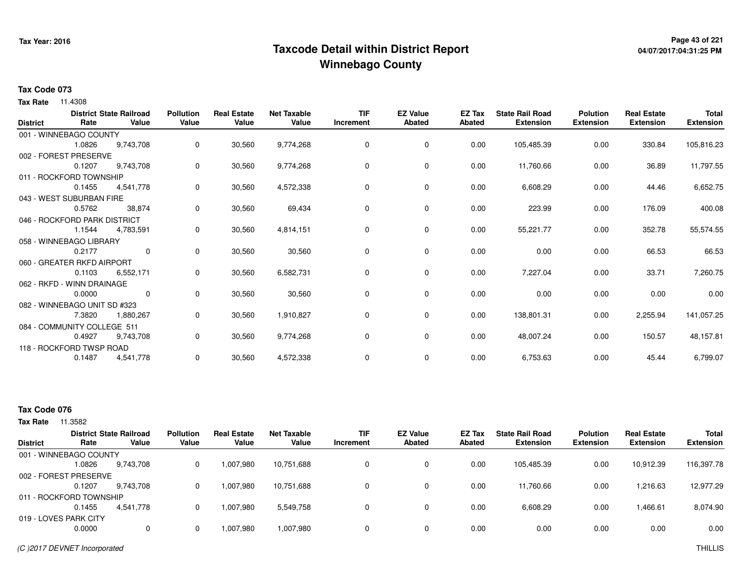# Taxcode Detail within District Report
## Winnebago County

**Tax Year: 2016**

### Tax Code 073

**Tax Rate** 11.4308

| District | District State Railroad Rate | District State Railroad Value | Pollution Value | Real Estate Value | Net Taxable Value | TIF Increment | EZ Value Abated | EZ Tax Abated | State Rail Road Extension | Polution Extension | Real Estate Extension | Total Extension |
|---|---|---|---|---|---|---|---|---|---|---|---|---|
| 001 - WINNEBAGO COUNTY | 1.0826 | 9,743,708 | 0 | 30,560 | 9,774,268 | 0 | 0 | 0.00 | 105,485.39 | 0.00 | 330.84 | 105,816.23 |
| 002 - FOREST PRESERVE | 0.1207 | 9,743,708 | 0 | 30,560 | 9,774,268 | 0 | 0 | 0.00 | 11,760.66 | 0.00 | 36.89 | 11,797.55 |
| 011 - ROCKFORD TOWNSHIP | 0.1455 | 4,541,778 | 0 | 30,560 | 4,572,338 | 0 | 0 | 0.00 | 6,608.29 | 0.00 | 44.46 | 6,652.75 |
| 043 - WEST SUBURBAN FIRE | 0.5762 | 38,874 | 0 | 30,560 | 69,434 | 0 | 0 | 0.00 | 223.99 | 0.00 | 176.09 | 400.08 |
| 046 - ROCKFORD PARK DISTRICT | 1.1544 | 4,783,591 | 0 | 30,560 | 4,814,151 | 0 | 0 | 0.00 | 55,221.77 | 0.00 | 352.78 | 55,574.55 |
| 058 - WINNEBAGO LIBRARY | 0.2177 | 0 | 0 | 30,560 | 30,560 | 0 | 0 | 0.00 | 0.00 | 0.00 | 66.53 | 66.53 |
| 060 - GREATER RKFD AIRPORT | 0.1103 | 6,552,171 | 0 | 30,560 | 6,582,731 | 0 | 0 | 0.00 | 7,227.04 | 0.00 | 33.71 | 7,260.75 |
| 062 - RKFD - WINN DRAINAGE | 0.0000 | 0 | 0 | 30,560 | 30,560 | 0 | 0 | 0.00 | 0.00 | 0.00 | 0.00 | 0.00 |
| 082 - WINNEBAGO UNIT SD #323 | 7.3820 | 1,880,267 | 0 | 30,560 | 1,910,827 | 0 | 0 | 0.00 | 138,801.31 | 0.00 | 2,255.94 | 141,057.25 |
| 084 - COMMUNITY COLLEGE 511 | 0.4927 | 9,743,708 | 0 | 30,560 | 9,774,268 | 0 | 0 | 0.00 | 48,007.24 | 0.00 | 150.57 | 48,157.81 |
| 118 - ROCKFORD TWSP ROAD | 0.1487 | 4,541,778 | 0 | 30,560 | 4,572,338 | 0 | 0 | 0.00 | 6,753.63 | 0.00 | 45.44 | 6,799.07 |

### Tax Code 076

**Tax Rate** 11.3582

| District | District State Railroad Rate | District State Railroad Value | Pollution Value | Real Estate Value | Net Taxable Value | TIF Increment | EZ Value Abated | EZ Tax Abated | State Rail Road Extension | Polution Extension | Real Estate Extension | Total Extension |
|---|---|---|---|---|---|---|---|---|---|---|---|---|
| 001 - WINNEBAGO COUNTY | 1.0826 | 9,743,708 | 0 | 1,007,980 | 10,751,688 | 0 | 0 | 0.00 | 105,485.39 | 0.00 | 10,912.39 | 116,397.78 |
| 002 - FOREST PRESERVE | 0.1207 | 9,743,708 | 0 | 1,007,980 | 10,751,688 | 0 | 0 | 0.00 | 11,760.66 | 0.00 | 1,216.63 | 12,977.29 |
| 011 - ROCKFORD TOWNSHIP | 0.1455 | 4,541,778 | 0 | 1,007,980 | 5,549,758 | 0 | 0 | 0.00 | 6,608.29 | 0.00 | 1,466.61 | 8,074.90 |
| 019 - LOVES PARK CITY | 0.0000 | 0 | 0 | 1,007,980 | 1,007,980 | 0 | 0 | 0.00 | 0.00 | 0.00 | 0.00 | 0.00 |

(C )2017 DEVNET Incorporated

THILLIS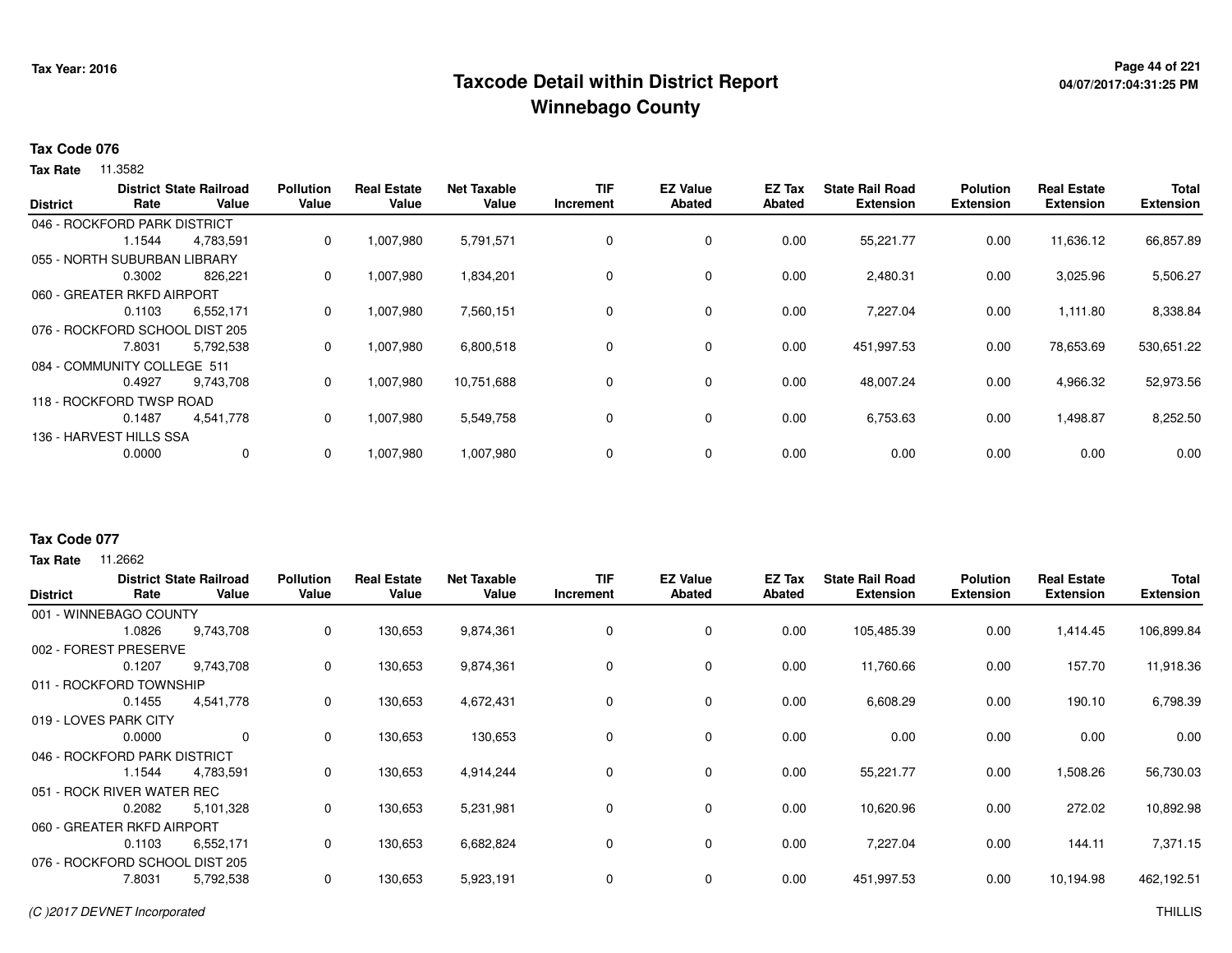# Taxcode Detail within District Report
## Winnebago County

**Tax Year: 2016**

**Tax Code 076**

**Tax Rate** 11.3582

| District | District Rate | State Railroad Value | Pollution Value | Real Estate Value | Net Taxable Value | TIF Increment | EZ Value Abated | EZ Tax Abated | State Rail Road Extension | Polution Extension | Real Estate Extension | Total Extension |
|---|---|---|---|---|---|---|---|---|---|---|---|---|
| 046 - ROCKFORD PARK DISTRICT | 1.1544 | 4,783,591 | 0 | 1,007,980 | 5,791,571 | 0 | 0 | 0.00 | 55,221.77 | 0.00 | 11,636.12 | 66,857.89 |
| 055 - NORTH SUBURBAN LIBRARY | 0.3002 | 826,221 | 0 | 1,007,980 | 1,834,201 | 0 | 0 | 0.00 | 2,480.31 | 0.00 | 3,025.96 | 5,506.27 |
| 060 - GREATER RKFD AIRPORT | 0.1103 | 6,552,171 | 0 | 1,007,980 | 7,560,151 | 0 | 0 | 0.00 | 7,227.04 | 0.00 | 1,111.80 | 8,338.84 |
| 076 - ROCKFORD SCHOOL DIST 205 | 7.8031 | 5,792,538 | 0 | 1,007,980 | 6,800,518 | 0 | 0 | 0.00 | 451,997.53 | 0.00 | 78,653.69 | 530,651.22 |
| 084 - COMMUNITY COLLEGE 511 | 0.4927 | 9,743,708 | 0 | 1,007,980 | 10,751,688 | 0 | 0 | 0.00 | 48,007.24 | 0.00 | 4,966.32 | 52,973.56 |
| 118 - ROCKFORD TWSP ROAD | 0.1487 | 4,541,778 | 0 | 1,007,980 | 5,549,758 | 0 | 0 | 0.00 | 6,753.63 | 0.00 | 1,498.87 | 8,252.50 |
| 136 - HARVEST HILLS SSA | 0.0000 | 0 | 0 | 1,007,980 | 1,007,980 | 0 | 0 | 0.00 | 0.00 | 0.00 | 0.00 | 0.00 |

**Tax Code 077**

**Tax Rate** 11.2662

| District | District Rate | State Railroad Value | Pollution Value | Real Estate Value | Net Taxable Value | TIF Increment | EZ Value Abated | EZ Tax Abated | State Rail Road Extension | Polution Extension | Real Estate Extension | Total Extension |
|---|---|---|---|---|---|---|---|---|---|---|---|---|
| 001 - WINNEBAGO COUNTY | 1.0826 | 9,743,708 | 0 | 130,653 | 9,874,361 | 0 | 0 | 0.00 | 105,485.39 | 0.00 | 1,414.45 | 106,899.84 |
| 002 - FOREST PRESERVE | 0.1207 | 9,743,708 | 0 | 130,653 | 9,874,361 | 0 | 0 | 0.00 | 11,760.66 | 0.00 | 157.70 | 11,918.36 |
| 011 - ROCKFORD TOWNSHIP | 0.1455 | 4,541,778 | 0 | 130,653 | 4,672,431 | 0 | 0 | 0.00 | 6,608.29 | 0.00 | 190.10 | 6,798.39 |
| 019 - LOVES PARK CITY | 0.0000 | 0 | 0 | 130,653 | 130,653 | 0 | 0 | 0.00 | 0.00 | 0.00 | 0.00 | 0.00 |
| 046 - ROCKFORD PARK DISTRICT | 1.1544 | 4,783,591 | 0 | 130,653 | 4,914,244 | 0 | 0 | 0.00 | 55,221.77 | 0.00 | 1,508.26 | 56,730.03 |
| 051 - ROCK RIVER WATER REC | 0.2082 | 5,101,328 | 0 | 130,653 | 5,231,981 | 0 | 0 | 0.00 | 10,620.96 | 0.00 | 272.02 | 10,892.98 |
| 060 - GREATER RKFD AIRPORT | 0.1103 | 6,552,171 | 0 | 130,653 | 6,682,824 | 0 | 0 | 0.00 | 7,227.04 | 0.00 | 144.11 | 7,371.15 |
| 076 - ROCKFORD SCHOOL DIST 205 | 7.8031 | 5,792,538 | 0 | 130,653 | 5,923,191 | 0 | 0 | 0.00 | 451,997.53 | 0.00 | 10,194.98 | 462,192.51 |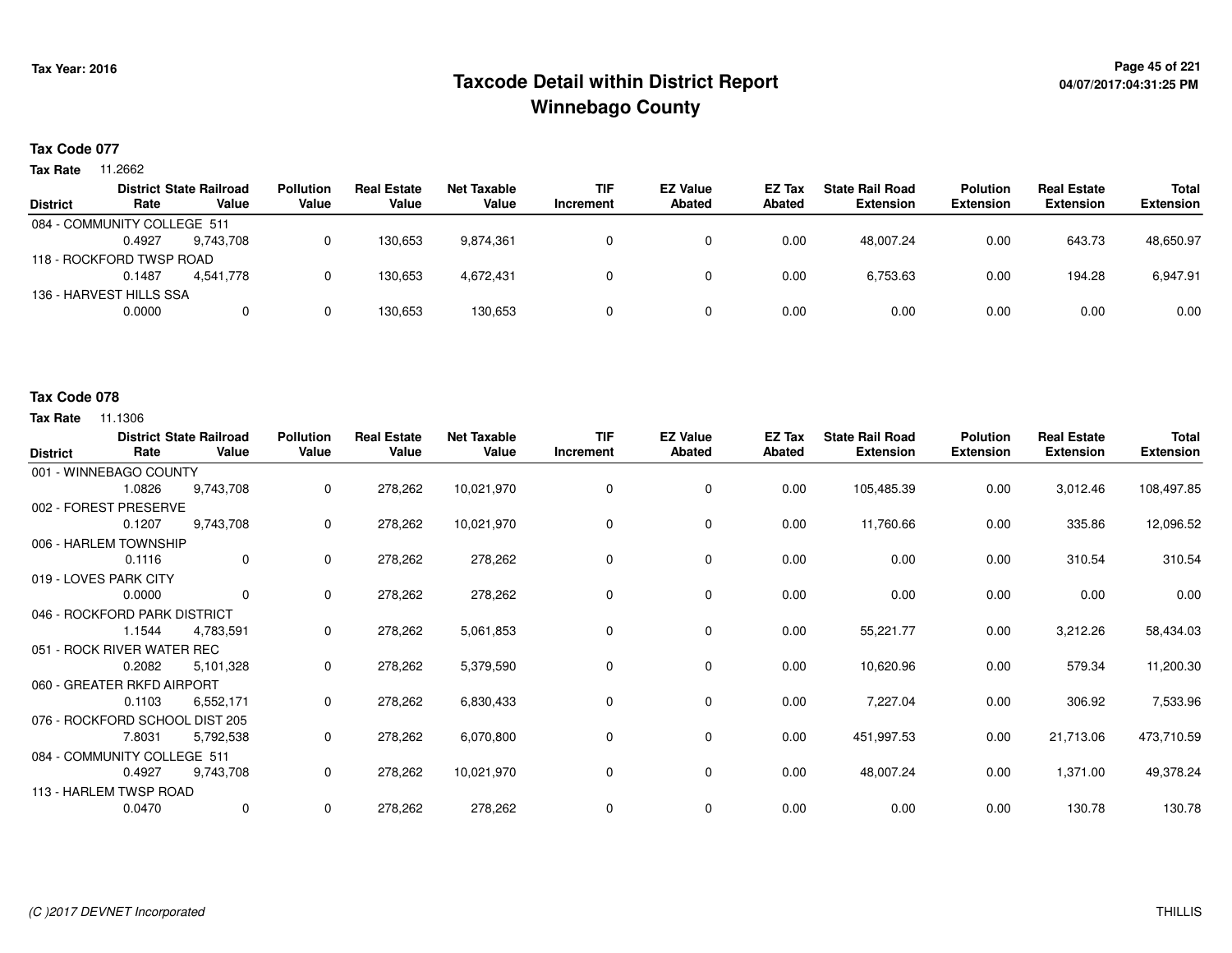# Taxcode Detail within District Report
## Winnebago County

Tax Year: 2016

**Tax Code 077**

**Tax Rate** 11.2662

| District | District Rate | State Railroad Value | Pollution Value | Real Estate Value | Net Taxable Value | TIF Increment | EZ Value Abated | EZ Tax Abated | State Rail Road Extension | Polution Extension | Real Estate Extension | Total Extension |
|---|---|---|---|---|---|---|---|---|---|---|---|---|
| 084 - COMMUNITY COLLEGE 511 | 0.4927 | 9,743,708 | 0 | 130,653 | 9,874,361 | 0 | 0 | 0.00 | 48,007.24 | 0.00 | 643.73 | 48,650.97 |
| 118 - ROCKFORD TWSP ROAD | 0.1487 | 4,541,778 | 0 | 130,653 | 4,672,431 | 0 | 0 | 0.00 | 6,753.63 | 0.00 | 194.28 | 6,947.91 |
| 136 - HARVEST HILLS SSA | 0.0000 | 0 | 0 | 130,653 | 130,653 | 0 | 0 | 0.00 | 0.00 | 0.00 | 0.00 | 0.00 |

**Tax Code 078**

**Tax Rate** 11.1306

| District | District Rate | State Railroad Value | Pollution Value | Real Estate Value | Net Taxable Value | TIF Increment | EZ Value Abated | EZ Tax Abated | State Rail Road Extension | Polution Extension | Real Estate Extension | Total Extension |
|---|---|---|---|---|---|---|---|---|---|---|---|---|
| 001 - WINNEBAGO COUNTY | 1.0826 | 9,743,708 | 0 | 278,262 | 10,021,970 | 0 | 0 | 0.00 | 105,485.39 | 0.00 | 3,012.46 | 108,497.85 |
| 002 - FOREST PRESERVE | 0.1207 | 9,743,708 | 0 | 278,262 | 10,021,970 | 0 | 0 | 0.00 | 11,760.66 | 0.00 | 335.86 | 12,096.52 |
| 006 - HARLEM TOWNSHIP | 0.1116 | 0 | 0 | 278,262 | 278,262 | 0 | 0 | 0.00 | 0.00 | 0.00 | 310.54 | 310.54 |
| 019 - LOVES PARK CITY | 0.0000 | 0 | 0 | 278,262 | 278,262 | 0 | 0 | 0.00 | 0.00 | 0.00 | 0.00 | 0.00 |
| 046 - ROCKFORD PARK DISTRICT | 1.1544 | 4,783,591 | 0 | 278,262 | 5,061,853 | 0 | 0 | 0.00 | 55,221.77 | 0.00 | 3,212.26 | 58,434.03 |
| 051 - ROCK RIVER WATER REC | 0.2082 | 5,101,328 | 0 | 278,262 | 5,379,590 | 0 | 0 | 0.00 | 10,620.96 | 0.00 | 579.34 | 11,200.30 |
| 060 - GREATER RKFD AIRPORT | 0.1103 | 6,552,171 | 0 | 278,262 | 6,830,433 | 0 | 0 | 0.00 | 7,227.04 | 0.00 | 306.92 | 7,533.96 |
| 076 - ROCKFORD SCHOOL DIST 205 | 7.8031 | 5,792,538 | 0 | 278,262 | 6,070,800 | 0 | 0 | 0.00 | 451,997.53 | 0.00 | 21,713.06 | 473,710.59 |
| 084 - COMMUNITY COLLEGE 511 | 0.4927 | 9,743,708 | 0 | 278,262 | 10,021,970 | 0 | 0 | 0.00 | 48,007.24 | 0.00 | 1,371.00 | 49,378.24 |
| 113 - HARLEM TWSP ROAD | 0.0470 | 0 | 0 | 278,262 | 278,262 | 0 | 0 | 0.00 | 0.00 | 0.00 | 130.78 | 130.78 |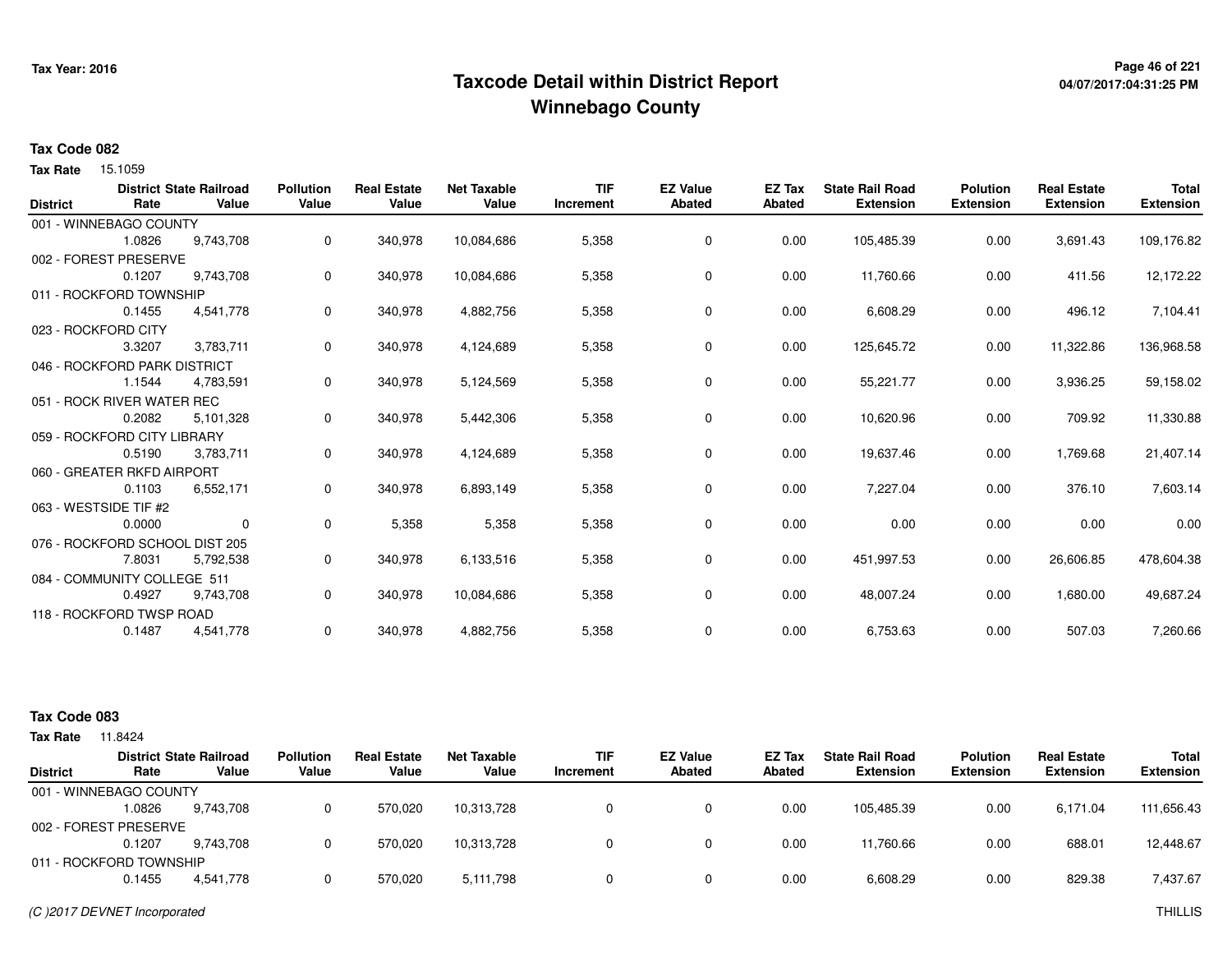# Taxcode Detail within District Report
## Winnebago County

Tax Year: 2016

**Tax Code 082**

**Tax Rate** 15.1059

| District | District Rate | State Railroad Value | Pollution Value | Real Estate Value | Net Taxable Value | TIF Increment | EZ Value Abated | EZ Tax Abated | State Rail Road Extension | Polution Extension | Real Estate Extension | Total Extension |
|---|---|---|---|---|---|---|---|---|---|---|---|---|
| 001 - WINNEBAGO COUNTY | 1.0826 | 9,743,708 | 0 | 340,978 | 10,084,686 | 5,358 | 0 | 0.00 | 105,485.39 | 0.00 | 3,691.43 | 109,176.82 |
| 002 - FOREST PRESERVE | 0.1207 | 9,743,708 | 0 | 340,978 | 10,084,686 | 5,358 | 0 | 0.00 | 11,760.66 | 0.00 | 411.56 | 12,172.22 |
| 011 - ROCKFORD TOWNSHIP | 0.1455 | 4,541,778 | 0 | 340,978 | 4,882,756 | 5,358 | 0 | 0.00 | 6,608.29 | 0.00 | 496.12 | 7,104.41 |
| 023 - ROCKFORD CITY | 3.3207 | 3,783,711 | 0 | 340,978 | 4,124,689 | 5,358 | 0 | 0.00 | 125,645.72 | 0.00 | 11,322.86 | 136,968.58 |
| 046 - ROCKFORD PARK DISTRICT | 1.1544 | 4,783,591 | 0 | 340,978 | 5,124,569 | 5,358 | 0 | 0.00 | 55,221.77 | 0.00 | 3,936.25 | 59,158.02 |
| 051 - ROCK RIVER WATER REC | 0.2082 | 5,101,328 | 0 | 340,978 | 5,442,306 | 5,358 | 0 | 0.00 | 10,620.96 | 0.00 | 709.92 | 11,330.88 |
| 059 - ROCKFORD CITY LIBRARY | 0.5190 | 3,783,711 | 0 | 340,978 | 4,124,689 | 5,358 | 0 | 0.00 | 19,637.46 | 0.00 | 1,769.68 | 21,407.14 |
| 060 - GREATER RKFD AIRPORT | 0.1103 | 6,552,171 | 0 | 340,978 | 6,893,149 | 5,358 | 0 | 0.00 | 7,227.04 | 0.00 | 376.10 | 7,603.14 |
| 063 - WESTSIDE TIF #2 | 0.0000 | 0 | 0 | 5,358 | 5,358 | 5,358 | 0 | 0.00 | 0.00 | 0.00 | 0.00 | 0.00 |
| 076 - ROCKFORD SCHOOL DIST 205 | 7.8031 | 5,792,538 | 0 | 340,978 | 6,133,516 | 5,358 | 0 | 0.00 | 451,997.53 | 0.00 | 26,606.85 | 478,604.38 |
| 084 - COMMUNITY COLLEGE 511 | 0.4927 | 9,743,708 | 0 | 340,978 | 10,084,686 | 5,358 | 0 | 0.00 | 48,007.24 | 0.00 | 1,680.00 | 49,687.24 |
| 118 - ROCKFORD TWSP ROAD | 0.1487 | 4,541,778 | 0 | 340,978 | 4,882,756 | 5,358 | 0 | 0.00 | 6,753.63 | 0.00 | 507.03 | 7,260.66 |

**Tax Code 083**

**Tax Rate** 11.8424

| District | District Rate | State Railroad Value | Pollution Value | Real Estate Value | Net Taxable Value | TIF Increment | EZ Value Abated | EZ Tax Abated | State Rail Road Extension | Polution Extension | Real Estate Extension | Total Extension |
|---|---|---|---|---|---|---|---|---|---|---|---|---|
| 001 - WINNEBAGO COUNTY | 1.0826 | 9,743,708 | 0 | 570,020 | 10,313,728 | 0 | 0 | 0.00 | 105,485.39 | 0.00 | 6,171.04 | 111,656.43 |
| 002 - FOREST PRESERVE | 0.1207 | 9,743,708 | 0 | 570,020 | 10,313,728 | 0 | 0 | 0.00 | 11,760.66 | 0.00 | 688.01 | 12,448.67 |
| 011 - ROCKFORD TOWNSHIP | 0.1455 | 4,541,778 | 0 | 570,020 | 5,111,798 | 0 | 0 | 0.00 | 6,608.29 | 0.00 | 829.38 | 7,437.67 |

(C )2017 DEVNET Incorporated — THILLIS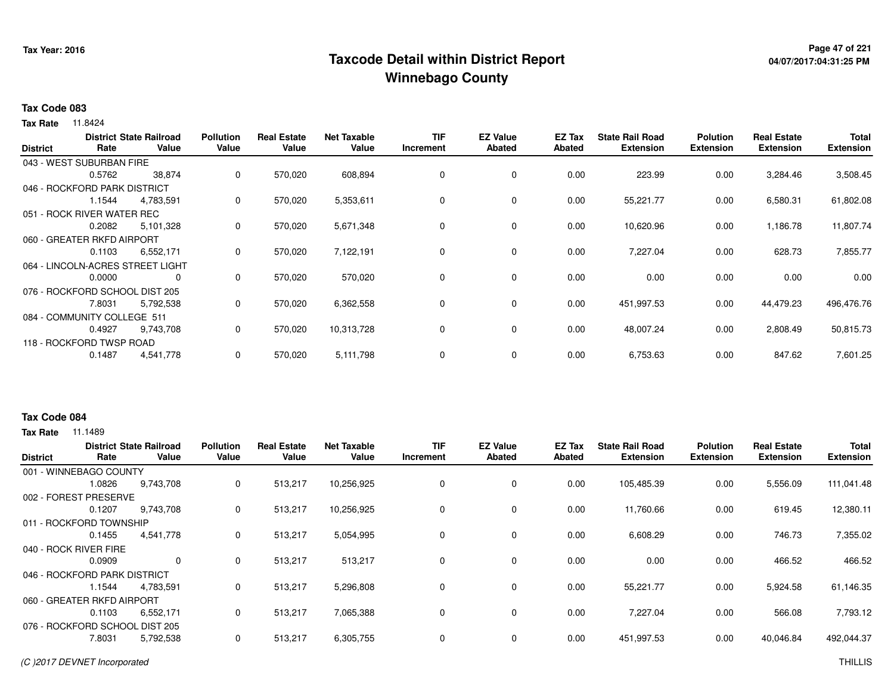# Taxcode Detail within District Report
## Winnebago County

Tax Year: 2016

### Tax Code 083

**Tax Rate** 11.8424

| District | District Rate | State Railroad Value | Pollution Value | Real Estate Value | Net Taxable Value | TIF Increment | EZ Value Abated | EZ Tax Abated | State Rail Road Extension | Polution Extension | Real Estate Extension | Total Extension |
|---|---|---|---|---|---|---|---|---|---|---|---|---|
| 043 - WEST SUBURBAN FIRE | 0.5762 | 38,874 | 0 | 570,020 | 608,894 | 0 | 0 | 0.00 | 223.99 | 0.00 | 3,284.46 | 3,508.45 |
| 046 - ROCKFORD PARK DISTRICT | 1.1544 | 4,783,591 | 0 | 570,020 | 5,353,611 | 0 | 0 | 0.00 | 55,221.77 | 0.00 | 6,580.31 | 61,802.08 |
| 051 - ROCK RIVER WATER REC | 0.2082 | 5,101,328 | 0 | 570,020 | 5,671,348 | 0 | 0 | 0.00 | 10,620.96 | 0.00 | 1,186.78 | 11,807.74 |
| 060 - GREATER RKFD AIRPORT | 0.1103 | 6,552,171 | 0 | 570,020 | 7,122,191 | 0 | 0 | 0.00 | 7,227.04 | 0.00 | 628.73 | 7,855.77 |
| 064 - LINCOLN-ACRES STREET LIGHT | 0.0000 | 0 | 0 | 570,020 | 570,020 | 0 | 0 | 0.00 | 0.00 | 0.00 | 0.00 | 0.00 |
| 076 - ROCKFORD SCHOOL DIST 205 | 7.8031 | 5,792,538 | 0 | 570,020 | 6,362,558 | 0 | 0 | 0.00 | 451,997.53 | 0.00 | 44,479.23 | 496,476.76 |
| 084 - COMMUNITY COLLEGE 511 | 0.4927 | 9,743,708 | 0 | 570,020 | 10,313,728 | 0 | 0 | 0.00 | 48,007.24 | 0.00 | 2,808.49 | 50,815.73 |
| 118 - ROCKFORD TWSP ROAD | 0.1487 | 4,541,778 | 0 | 570,020 | 5,111,798 | 0 | 0 | 0.00 | 6,753.63 | 0.00 | 847.62 | 7,601.25 |

### Tax Code 084

**Tax Rate** 11.1489

| District | District Rate | State Railroad Value | Pollution Value | Real Estate Value | Net Taxable Value | TIF Increment | EZ Value Abated | EZ Tax Abated | State Rail Road Extension | Polution Extension | Real Estate Extension | Total Extension |
|---|---|---|---|---|---|---|---|---|---|---|---|---|
| 001 - WINNEBAGO COUNTY | 1.0826 | 9,743,708 | 0 | 513,217 | 10,256,925 | 0 | 0 | 0.00 | 105,485.39 | 0.00 | 5,556.09 | 111,041.48 |
| 002 - FOREST PRESERVE | 0.1207 | 9,743,708 | 0 | 513,217 | 10,256,925 | 0 | 0 | 0.00 | 11,760.66 | 0.00 | 619.45 | 12,380.11 |
| 011 - ROCKFORD TOWNSHIP | 0.1455 | 4,541,778 | 0 | 513,217 | 5,054,995 | 0 | 0 | 0.00 | 6,608.29 | 0.00 | 746.73 | 7,355.02 |
| 040 - ROCK RIVER FIRE | 0.0909 | 0 | 0 | 513,217 | 513,217 | 0 | 0 | 0.00 | 0.00 | 0.00 | 466.52 | 466.52 |
| 046 - ROCKFORD PARK DISTRICT | 1.1544 | 4,783,591 | 0 | 513,217 | 5,296,808 | 0 | 0 | 0.00 | 55,221.77 | 0.00 | 5,924.58 | 61,146.35 |
| 060 - GREATER RKFD AIRPORT | 0.1103 | 6,552,171 | 0 | 513,217 | 7,065,388 | 0 | 0 | 0.00 | 7,227.04 | 0.00 | 566.08 | 7,793.12 |
| 076 - ROCKFORD SCHOOL DIST 205 | 7.8031 | 5,792,538 | 0 | 513,217 | 6,305,755 | 0 | 0 | 0.00 | 451,997.53 | 0.00 | 40,046.84 | 492,044.37 |

*(C )2017 DEVNET Incorporated* THILLIS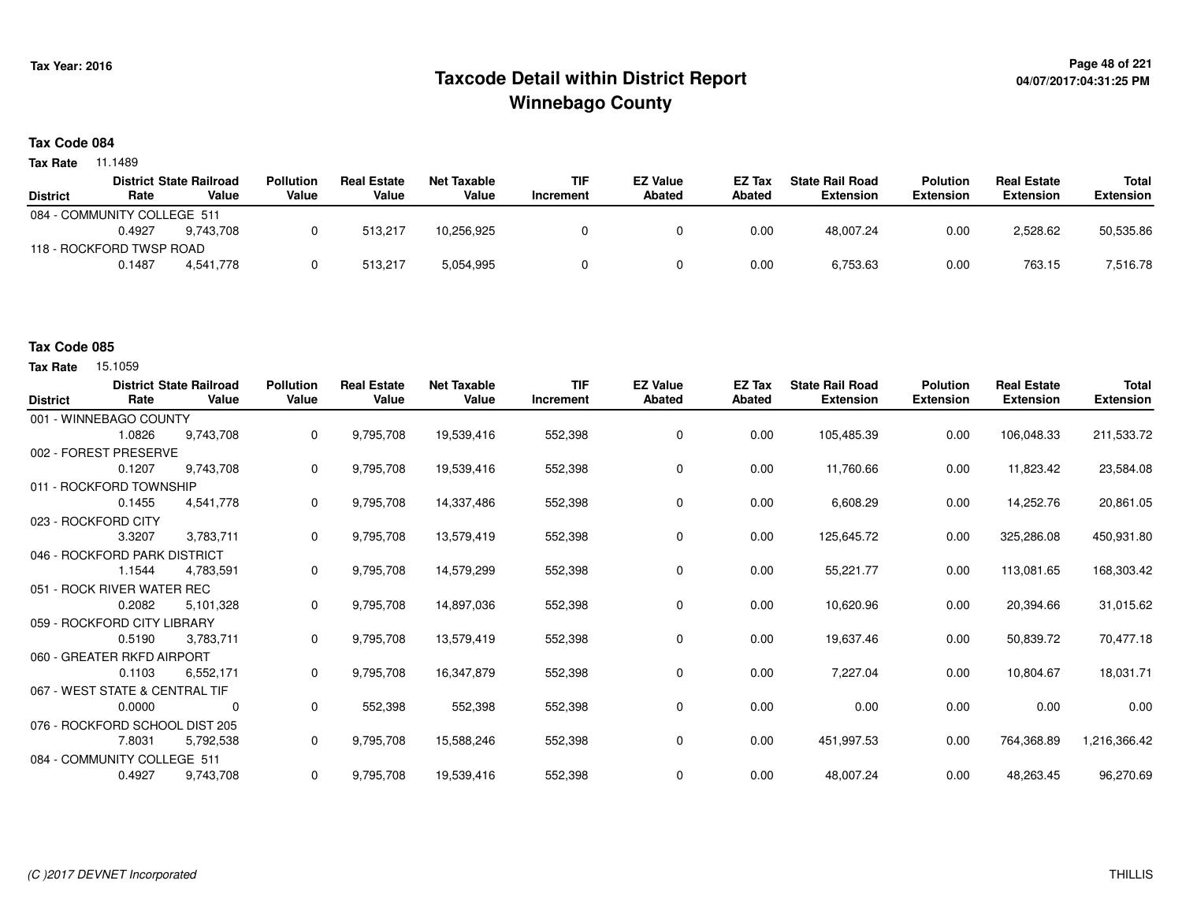# Taxcode Detail within District Report
# Winnebago County

Tax Year: 2016

**Tax Code 084**

**Tax Rate** 11.1489

| District | District Rate | State Railroad Value | Pollution Value | Real Estate Value | Net Taxable Value | TIF Increment | EZ Value Abated | EZ Tax Abated | State Rail Road Extension | Polution Extension | Real Estate Extension | Total Extension |
|---|---|---|---|---|---|---|---|---|---|---|---|---|
| 084 - COMMUNITY COLLEGE 511 | | | | | | | | | | | | |
| | 0.4927 | 9,743,708 | 0 | 513,217 | 10,256,925 | 0 | 0 | 0.00 | 48,007.24 | 0.00 | 2,528.62 | 50,535.86 |
| 118 - ROCKFORD TWSP ROAD | | | | | | | | | | | | |
| | 0.1487 | 4,541,778 | 0 | 513,217 | 5,054,995 | 0 | 0 | 0.00 | 6,753.63 | 0.00 | 763.15 | 7,516.78 |

**Tax Code 085**

**Tax Rate** 15.1059

| District | District Rate | State Railroad Value | Pollution Value | Real Estate Value | Net Taxable Value | TIF Increment | EZ Value Abated | EZ Tax Abated | State Rail Road Extension | Polution Extension | Real Estate Extension | Total Extension |
|---|---|---|---|---|---|---|---|---|---|---|---|---|
| 001 - WINNEBAGO COUNTY | | | | | | | | | | | | |
| | 1.0826 | 9,743,708 | 0 | 9,795,708 | 19,539,416 | 552,398 | 0 | 0.00 | 105,485.39 | 0.00 | 106,048.33 | 211,533.72 |
| 002 - FOREST PRESERVE | | | | | | | | | | | | |
| | 0.1207 | 9,743,708 | 0 | 9,795,708 | 19,539,416 | 552,398 | 0 | 0.00 | 11,760.66 | 0.00 | 11,823.42 | 23,584.08 |
| 011 - ROCKFORD TOWNSHIP | | | | | | | | | | | | |
| | 0.1455 | 4,541,778 | 0 | 9,795,708 | 14,337,486 | 552,398 | 0 | 0.00 | 6,608.29 | 0.00 | 14,252.76 | 20,861.05 |
| 023 - ROCKFORD CITY | | | | | | | | | | | | |
| | 3.3207 | 3,783,711 | 0 | 9,795,708 | 13,579,419 | 552,398 | 0 | 0.00 | 125,645.72 | 0.00 | 325,286.08 | 450,931.80 |
| 046 - ROCKFORD PARK DISTRICT | | | | | | | | | | | | |
| | 1.1544 | 4,783,591 | 0 | 9,795,708 | 14,579,299 | 552,398 | 0 | 0.00 | 55,221.77 | 0.00 | 113,081.65 | 168,303.42 |
| 051 - ROCK RIVER WATER REC | | | | | | | | | | | | |
| | 0.2082 | 5,101,328 | 0 | 9,795,708 | 14,897,036 | 552,398 | 0 | 0.00 | 10,620.96 | 0.00 | 20,394.66 | 31,015.62 |
| 059 - ROCKFORD CITY LIBRARY | | | | | | | | | | | | |
| | 0.5190 | 3,783,711 | 0 | 9,795,708 | 13,579,419 | 552,398 | 0 | 0.00 | 19,637.46 | 0.00 | 50,839.72 | 70,477.18 |
| 060 - GREATER RKFD AIRPORT | | | | | | | | | | | | |
| | 0.1103 | 6,552,171 | 0 | 9,795,708 | 16,347,879 | 552,398 | 0 | 0.00 | 7,227.04 | 0.00 | 10,804.67 | 18,031.71 |
| 067 - WEST STATE & CENTRAL TIF | | | | | | | | | | | | |
| | 0.0000 | 0 | 0 | 552,398 | 552,398 | 552,398 | 0 | 0.00 | 0.00 | 0.00 | 0.00 | 0.00 |
| 076 - ROCKFORD SCHOOL DIST 205 | | | | | | | | | | | | |
| | 7.8031 | 5,792,538 | 0 | 9,795,708 | 15,588,246 | 552,398 | 0 | 0.00 | 451,997.53 | 0.00 | 764,368.89 | 1,216,366.42 |
| 084 - COMMUNITY COLLEGE 511 | | | | | | | | | | | | |
| | 0.4927 | 9,743,708 | 0 | 9,795,708 | 19,539,416 | 552,398 | 0 | 0.00 | 48,007.24 | 0.00 | 48,263.45 | 96,270.69 |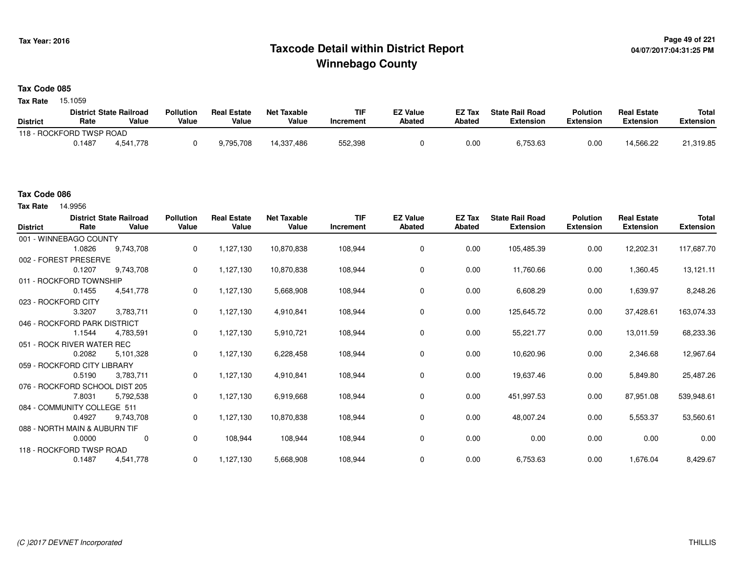# Taxcode Detail within District Report
# Winnebago County

Tax Year: 2016

04/07/2017:04:31:25 PM

**Tax Code 085**

**Tax Rate** 15.1059

| District | District Rate | State Railroad Value | Pollution Value | Real Estate Value | Net Taxable Value | TIF Increment | EZ Value Abated | EZ Tax Abated | State Rail Road Extension | Polution Extension | Real Estate Extension | Total Extension |
|---|---|---|---|---|---|---|---|---|---|---|---|---|
| 118 - ROCKFORD TWSP ROAD | 0.1487 | 4,541,778 | 0 | 9,795,708 | 14,337,486 | 552,398 | 0 | 0.00 | 6,753.63 | 0.00 | 14,566.22 | 21,319.85 |

**Tax Code 086**

**Tax Rate** 14.9956

| District | District Rate | State Railroad Value | Pollution Value | Real Estate Value | Net Taxable Value | TIF Increment | EZ Value Abated | EZ Tax Abated | State Rail Road Extension | Polution Extension | Real Estate Extension | Total Extension |
|---|---|---|---|---|---|---|---|---|---|---|---|---|
| 001 - WINNEBAGO COUNTY | 1.0826 | 9,743,708 | 0 | 1,127,130 | 10,870,838 | 108,944 | 0 | 0.00 | 105,485.39 | 0.00 | 12,202.31 | 117,687.70 |
| 002 - FOREST PRESERVE | 0.1207 | 9,743,708 | 0 | 1,127,130 | 10,870,838 | 108,944 | 0 | 0.00 | 11,760.66 | 0.00 | 1,360.45 | 13,121.11 |
| 011 - ROCKFORD TOWNSHIP | 0.1455 | 4,541,778 | 0 | 1,127,130 | 5,668,908 | 108,944 | 0 | 0.00 | 6,608.29 | 0.00 | 1,639.97 | 8,248.26 |
| 023 - ROCKFORD CITY | 3.3207 | 3,783,711 | 0 | 1,127,130 | 4,910,841 | 108,944 | 0 | 0.00 | 125,645.72 | 0.00 | 37,428.61 | 163,074.33 |
| 046 - ROCKFORD PARK DISTRICT | 1.1544 | 4,783,591 | 0 | 1,127,130 | 5,910,721 | 108,944 | 0 | 0.00 | 55,221.77 | 0.00 | 13,011.59 | 68,233.36 |
| 051 - ROCK RIVER WATER REC | 0.2082 | 5,101,328 | 0 | 1,127,130 | 6,228,458 | 108,944 | 0 | 0.00 | 10,620.96 | 0.00 | 2,346.68 | 12,967.64 |
| 059 - ROCKFORD CITY LIBRARY | 0.5190 | 3,783,711 | 0 | 1,127,130 | 4,910,841 | 108,944 | 0 | 0.00 | 19,637.46 | 0.00 | 5,849.80 | 25,487.26 |
| 076 - ROCKFORD SCHOOL DIST 205 | 7.8031 | 5,792,538 | 0 | 1,127,130 | 6,919,668 | 108,944 | 0 | 0.00 | 451,997.53 | 0.00 | 87,951.08 | 539,948.61 |
| 084 - COMMUNITY COLLEGE 511 | 0.4927 | 9,743,708 | 0 | 1,127,130 | 10,870,838 | 108,944 | 0 | 0.00 | 48,007.24 | 0.00 | 5,553.37 | 53,560.61 |
| 088 - NORTH MAIN & AUBURN TIF | 0.0000 | 0 | 0 | 108,944 | 108,944 | 108,944 | 0 | 0.00 | 0.00 | 0.00 | 0.00 | 0.00 |
| 118 - ROCKFORD TWSP ROAD | 0.1487 | 4,541,778 | 0 | 1,127,130 | 5,668,908 | 108,944 | 0 | 0.00 | 6,753.63 | 0.00 | 1,676.04 | 8,429.67 |

(C )2017 DEVNET Incorporated THILLIS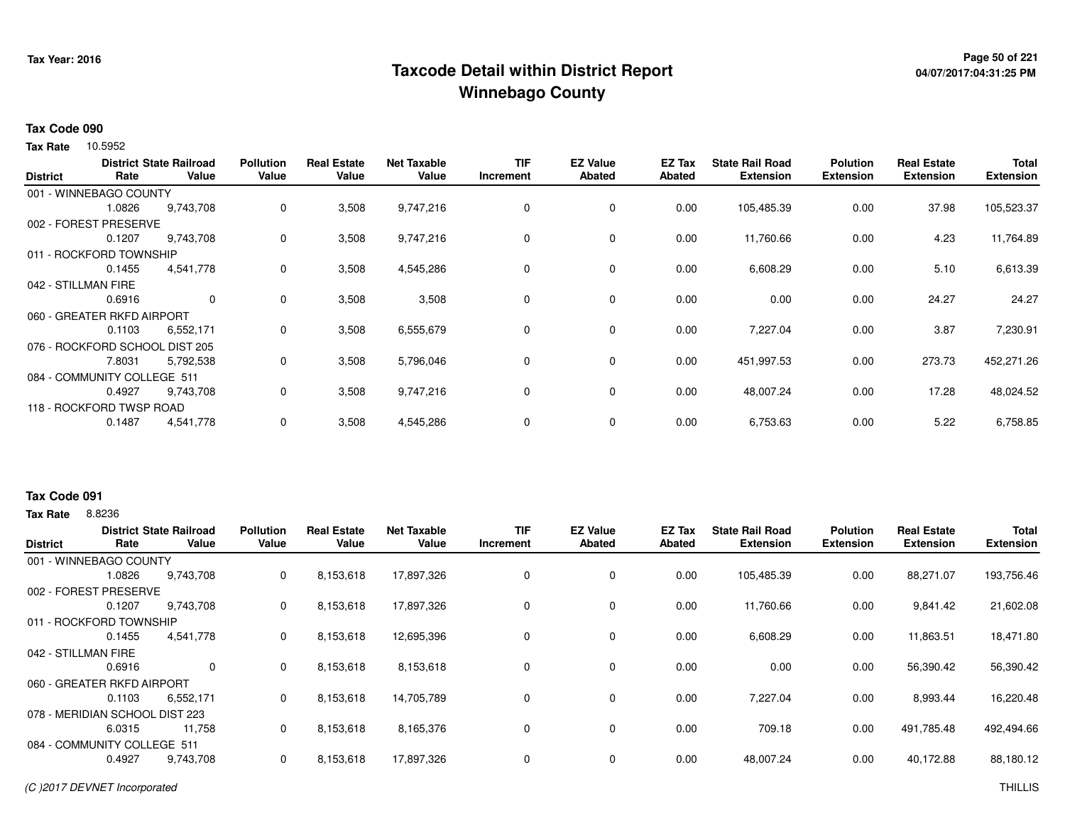# Taxcode Detail within District Report
# Winnebago County

Tax Year: 2016

**Tax Code 090**

**Tax Rate** 10.5952

| District | District Rate | State Railroad Value | Pollution Value | Real Estate Value | Net Taxable Value | TIF Increment | EZ Value Abated | EZ Tax Abated | State Rail Road Extension | Polution Extension | Real Estate Extension | Total Extension |
|---|---|---|---|---|---|---|---|---|---|---|---|---|
| 001 - WINNEBAGO COUNTY | | | | | | | | | | | | |
| | 1.0826 | 9,743,708 | 0 | 3,508 | 9,747,216 | 0 | 0 | 0.00 | 105,485.39 | 0.00 | 37.98 | 105,523.37 |
| 002 - FOREST PRESERVE | | | | | | | | | | | | |
| | 0.1207 | 9,743,708 | 0 | 3,508 | 9,747,216 | 0 | 0 | 0.00 | 11,760.66 | 0.00 | 4.23 | 11,764.89 |
| 011 - ROCKFORD TOWNSHIP | | | | | | | | | | | | |
| | 0.1455 | 4,541,778 | 0 | 3,508 | 4,545,286 | 0 | 0 | 0.00 | 6,608.29 | 0.00 | 5.10 | 6,613.39 |
| 042 - STILLMAN FIRE | | | | | | | | | | | | |
| | 0.6916 | 0 | 0 | 3,508 | 3,508 | 0 | 0 | 0.00 | 0.00 | 0.00 | 24.27 | 24.27 |
| 060 - GREATER RKFD AIRPORT | | | | | | | | | | | | |
| | 0.1103 | 6,552,171 | 0 | 3,508 | 6,555,679 | 0 | 0 | 0.00 | 7,227.04 | 0.00 | 3.87 | 7,230.91 |
| 076 - ROCKFORD SCHOOL DIST 205 | | | | | | | | | | | | |
| | 7.8031 | 5,792,538 | 0 | 3,508 | 5,796,046 | 0 | 0 | 0.00 | 451,997.53 | 0.00 | 273.73 | 452,271.26 |
| 084 - COMMUNITY COLLEGE 511 | | | | | | | | | | | | |
| | 0.4927 | 9,743,708 | 0 | 3,508 | 9,747,216 | 0 | 0 | 0.00 | 48,007.24 | 0.00 | 17.28 | 48,024.52 |
| 118 - ROCKFORD TWSP ROAD | | | | | | | | | | | | |
| | 0.1487 | 4,541,778 | 0 | 3,508 | 4,545,286 | 0 | 0 | 0.00 | 6,753.63 | 0.00 | 5.22 | 6,758.85 |

**Tax Code 091**

**Tax Rate** 8.8236

| District | District Rate | State Railroad Value | Pollution Value | Real Estate Value | Net Taxable Value | TIF Increment | EZ Value Abated | EZ Tax Abated | State Rail Road Extension | Polution Extension | Real Estate Extension | Total Extension |
|---|---|---|---|---|---|---|---|---|---|---|---|---|
| 001 - WINNEBAGO COUNTY | | | | | | | | | | | | |
| | 1.0826 | 9,743,708 | 0 | 8,153,618 | 17,897,326 | 0 | 0 | 0.00 | 105,485.39 | 0.00 | 88,271.07 | 193,756.46 |
| 002 - FOREST PRESERVE | | | | | | | | | | | | |
| | 0.1207 | 9,743,708 | 0 | 8,153,618 | 17,897,326 | 0 | 0 | 0.00 | 11,760.66 | 0.00 | 9,841.42 | 21,602.08 |
| 011 - ROCKFORD TOWNSHIP | | | | | | | | | | | | |
| | 0.1455 | 4,541,778 | 0 | 8,153,618 | 12,695,396 | 0 | 0 | 0.00 | 6,608.29 | 0.00 | 11,863.51 | 18,471.80 |
| 042 - STILLMAN FIRE | | | | | | | | | | | | |
| | 0.6916 | 0 | 0 | 8,153,618 | 8,153,618 | 0 | 0 | 0.00 | 0.00 | 0.00 | 56,390.42 | 56,390.42 |
| 060 - GREATER RKFD AIRPORT | | | | | | | | | | | | |
| | 0.1103 | 6,552,171 | 0 | 8,153,618 | 14,705,789 | 0 | 0 | 0.00 | 7,227.04 | 0.00 | 8,993.44 | 16,220.48 |
| 078 - MERIDIAN SCHOOL DIST 223 | | | | | | | | | | | | |
| | 6.0315 | 11,758 | 0 | 8,153,618 | 8,165,376 | 0 | 0 | 0.00 | 709.18 | 0.00 | 491,785.48 | 492,494.66 |
| 084 - COMMUNITY COLLEGE 511 | | | | | | | | | | | | |
| | 0.4927 | 9,743,708 | 0 | 8,153,618 | 17,897,326 | 0 | 0 | 0.00 | 48,007.24 | 0.00 | 40,172.88 | 88,180.12 |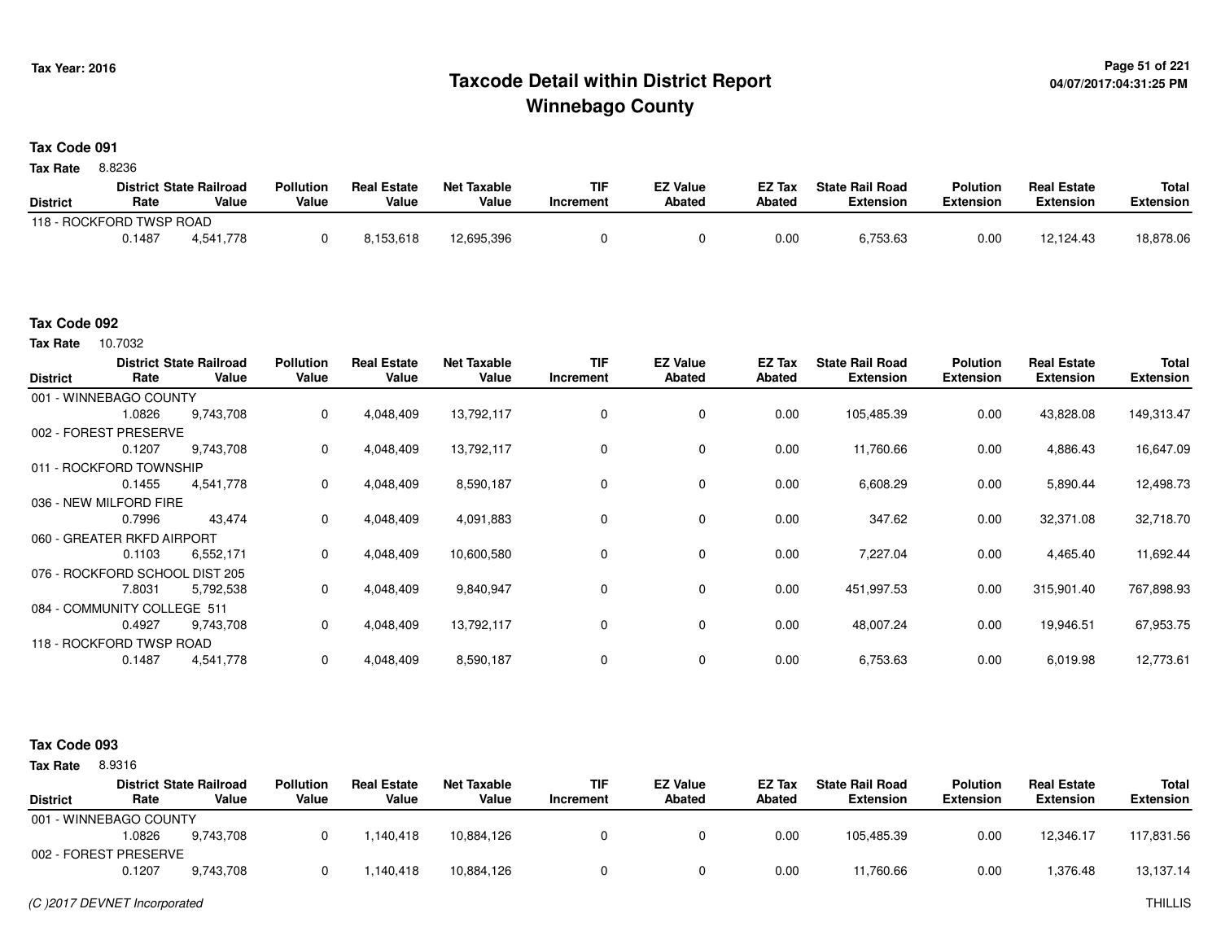# Taxcode Detail within District Report
# Winnebago County

**Tax Year: 2016**

**Tax Code 091**

**Tax Rate** 8.8236

| District | District Rate | State Railroad Value | Pollution Value | Real Estate Value | Net Taxable Value | TIF Increment | EZ Value Abated | EZ Tax Abated | State Rail Road Extension | Polution Extension | Real Estate Extension | Total Extension |
|---|---|---|---|---|---|---|---|---|---|---|---|---|
| 118 - ROCKFORD TWSP ROAD | | | | | | | | | | | | |
| | 0.1487 | 4,541,778 | 0 | 8,153,618 | 12,695,396 | 0 | 0 | 0.00 | 6,753.63 | 0.00 | 12,124.43 | 18,878.06 |

**Tax Code 092**

**Tax Rate** 10.7032

| District | District Rate | State Railroad Value | Pollution Value | Real Estate Value | Net Taxable Value | TIF Increment | EZ Value Abated | EZ Tax Abated | State Rail Road Extension | Polution Extension | Real Estate Extension | Total Extension |
|---|---|---|---|---|---|---|---|---|---|---|---|---|
| 001 - WINNEBAGO COUNTY | | | | | | | | | | | | |
| | 1.0826 | 9,743,708 | 0 | 4,048,409 | 13,792,117 | 0 | 0 | 0.00 | 105,485.39 | 0.00 | 43,828.08 | 149,313.47 |
| 002 - FOREST PRESERVE | | | | | | | | | | | | |
| | 0.1207 | 9,743,708 | 0 | 4,048,409 | 13,792,117 | 0 | 0 | 0.00 | 11,760.66 | 0.00 | 4,886.43 | 16,647.09 |
| 011 - ROCKFORD TOWNSHIP | | | | | | | | | | | | |
| | 0.1455 | 4,541,778 | 0 | 4,048,409 | 8,590,187 | 0 | 0 | 0.00 | 6,608.29 | 0.00 | 5,890.44 | 12,498.73 |
| 036 - NEW MILFORD FIRE | | | | | | | | | | | | |
| | 0.7996 | 43,474 | 0 | 4,048,409 | 4,091,883 | 0 | 0 | 0.00 | 347.62 | 0.00 | 32,371.08 | 32,718.70 |
| 060 - GREATER RKFD AIRPORT | | | | | | | | | | | | |
| | 0.1103 | 6,552,171 | 0 | 4,048,409 | 10,600,580 | 0 | 0 | 0.00 | 7,227.04 | 0.00 | 4,465.40 | 11,692.44 |
| 076 - ROCKFORD SCHOOL DIST 205 | | | | | | | | | | | | |
| | 7.8031 | 5,792,538 | 0 | 4,048,409 | 9,840,947 | 0 | 0 | 0.00 | 451,997.53 | 0.00 | 315,901.40 | 767,898.93 |
| 084 - COMMUNITY COLLEGE 511 | | | | | | | | | | | | |
| | 0.4927 | 9,743,708 | 0 | 4,048,409 | 13,792,117 | 0 | 0 | 0.00 | 48,007.24 | 0.00 | 19,946.51 | 67,953.75 |
| 118 - ROCKFORD TWSP ROAD | | | | | | | | | | | | |
| | 0.1487 | 4,541,778 | 0 | 4,048,409 | 8,590,187 | 0 | 0 | 0.00 | 6,753.63 | 0.00 | 6,019.98 | 12,773.61 |

**Tax Code 093**

**Tax Rate** 8.9316

| District | District Rate | State Railroad Value | Pollution Value | Real Estate Value | Net Taxable Value | TIF Increment | EZ Value Abated | EZ Tax Abated | State Rail Road Extension | Polution Extension | Real Estate Extension | Total Extension |
|---|---|---|---|---|---|---|---|---|---|---|---|---|
| 001 - WINNEBAGO COUNTY | | | | | | | | | | | | |
| | 1.0826 | 9,743,708 | 0 | 1,140,418 | 10,884,126 | 0 | 0 | 0.00 | 105,485.39 | 0.00 | 12,346.17 | 117,831.56 |
| 002 - FOREST PRESERVE | | | | | | | | | | | | |
| | 0.1207 | 9,743,708 | 0 | 1,140,418 | 10,884,126 | 0 | 0 | 0.00 | 11,760.66 | 0.00 | 1,376.48 | 13,137.14 |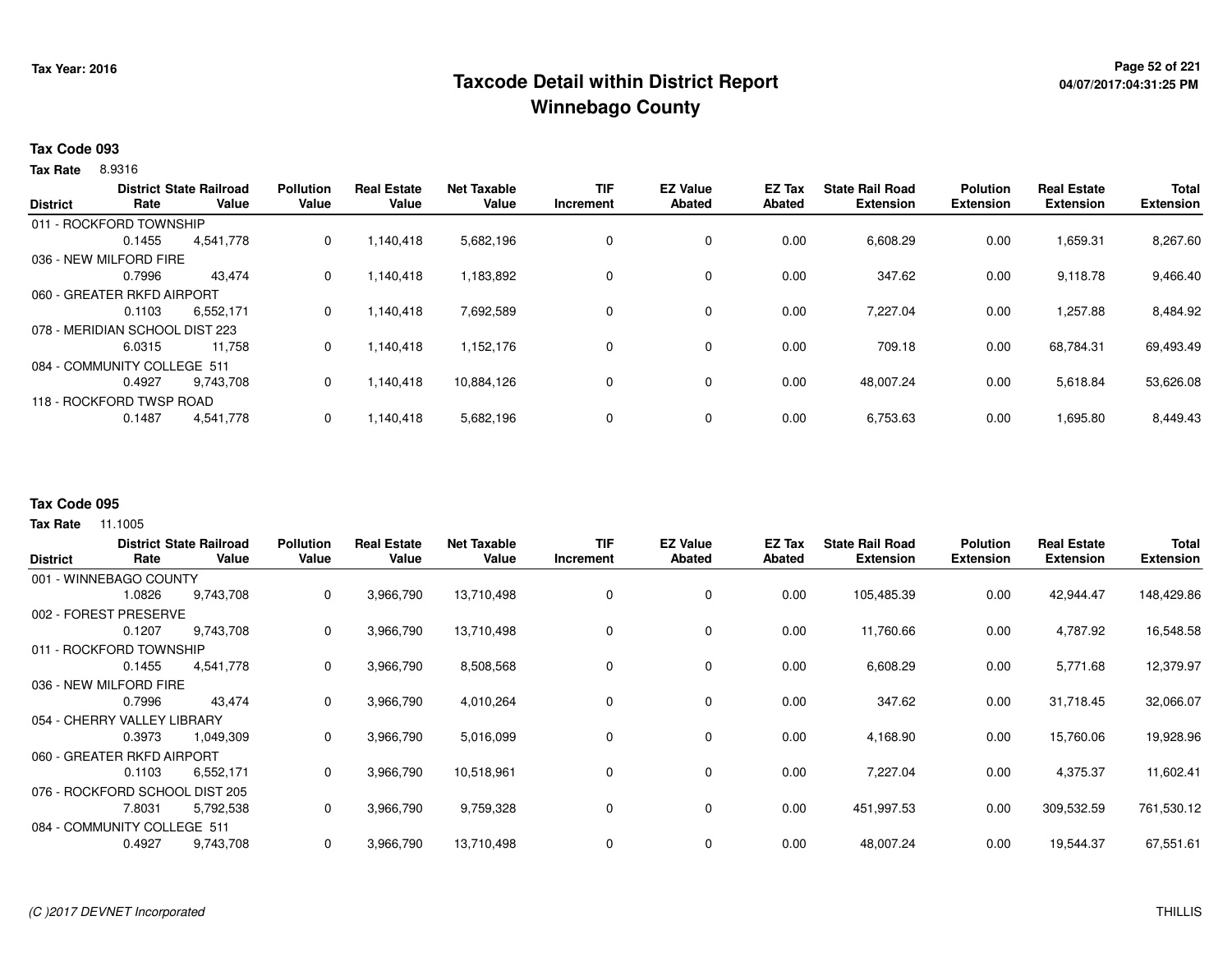# Taxcode Detail within District Report
## Winnebago County

Tax Year: 2016

### Tax Code 093

**Tax Rate** 8.9316

| District | District Rate | State Railroad Value | Pollution Value | Real Estate Value | Net Taxable Value | TIF Increment | EZ Value Abated | EZ Tax Abated | State Rail Road Extension | Polution Extension | Real Estate Extension | Total Extension |
|---|---|---|---|---|---|---|---|---|---|---|---|---|
| 011 - ROCKFORD TOWNSHIP | 0.1455 | 4,541,778 | 0 | 1,140,418 | 5,682,196 | 0 | 0 | 0.00 | 6,608.29 | 0.00 | 1,659.31 | 8,267.60 |
| 036 - NEW MILFORD FIRE | 0.7996 | 43,474 | 0 | 1,140,418 | 1,183,892 | 0 | 0 | 0.00 | 347.62 | 0.00 | 9,118.78 | 9,466.40 |
| 060 - GREATER RKFD AIRPORT | 0.1103 | 6,552,171 | 0 | 1,140,418 | 7,692,589 | 0 | 0 | 0.00 | 7,227.04 | 0.00 | 1,257.88 | 8,484.92 |
| 078 - MERIDIAN SCHOOL DIST 223 | 6.0315 | 11,758 | 0 | 1,140,418 | 1,152,176 | 0 | 0 | 0.00 | 709.18 | 0.00 | 68,784.31 | 69,493.49 |
| 084 - COMMUNITY COLLEGE 511 | 0.4927 | 9,743,708 | 0 | 1,140,418 | 10,884,126 | 0 | 0 | 0.00 | 48,007.24 | 0.00 | 5,618.84 | 53,626.08 |
| 118 - ROCKFORD TWSP ROAD | 0.1487 | 4,541,778 | 0 | 1,140,418 | 5,682,196 | 0 | 0 | 0.00 | 6,753.63 | 0.00 | 1,695.80 | 8,449.43 |

### Tax Code 095

**Tax Rate** 11.1005

| District | District Rate | State Railroad Value | Pollution Value | Real Estate Value | Net Taxable Value | TIF Increment | EZ Value Abated | EZ Tax Abated | State Rail Road Extension | Polution Extension | Real Estate Extension | Total Extension |
|---|---|---|---|---|---|---|---|---|---|---|---|---|
| 001 - WINNEBAGO COUNTY | 1.0826 | 9,743,708 | 0 | 3,966,790 | 13,710,498 | 0 | 0 | 0.00 | 105,485.39 | 0.00 | 42,944.47 | 148,429.86 |
| 002 - FOREST PRESERVE | 0.1207 | 9,743,708 | 0 | 3,966,790 | 13,710,498 | 0 | 0 | 0.00 | 11,760.66 | 0.00 | 4,787.92 | 16,548.58 |
| 011 - ROCKFORD TOWNSHIP | 0.1455 | 4,541,778 | 0 | 3,966,790 | 8,508,568 | 0 | 0 | 0.00 | 6,608.29 | 0.00 | 5,771.68 | 12,379.97 |
| 036 - NEW MILFORD FIRE | 0.7996 | 43,474 | 0 | 3,966,790 | 4,010,264 | 0 | 0 | 0.00 | 347.62 | 0.00 | 31,718.45 | 32,066.07 |
| 054 - CHERRY VALLEY LIBRARY | 0.3973 | 1,049,309 | 0 | 3,966,790 | 5,016,099 | 0 | 0 | 0.00 | 4,168.90 | 0.00 | 15,760.06 | 19,928.96 |
| 060 - GREATER RKFD AIRPORT | 0.1103 | 6,552,171 | 0 | 3,966,790 | 10,518,961 | 0 | 0 | 0.00 | 7,227.04 | 0.00 | 4,375.37 | 11,602.41 |
| 076 - ROCKFORD SCHOOL DIST 205 | 7.8031 | 5,792,538 | 0 | 3,966,790 | 9,759,328 | 0 | 0 | 0.00 | 451,997.53 | 0.00 | 309,532.59 | 761,530.12 |
| 084 - COMMUNITY COLLEGE 511 | 0.4927 | 9,743,708 | 0 | 3,966,790 | 13,710,498 | 0 | 0 | 0.00 | 48,007.24 | 0.00 | 19,544.37 | 67,551.61 |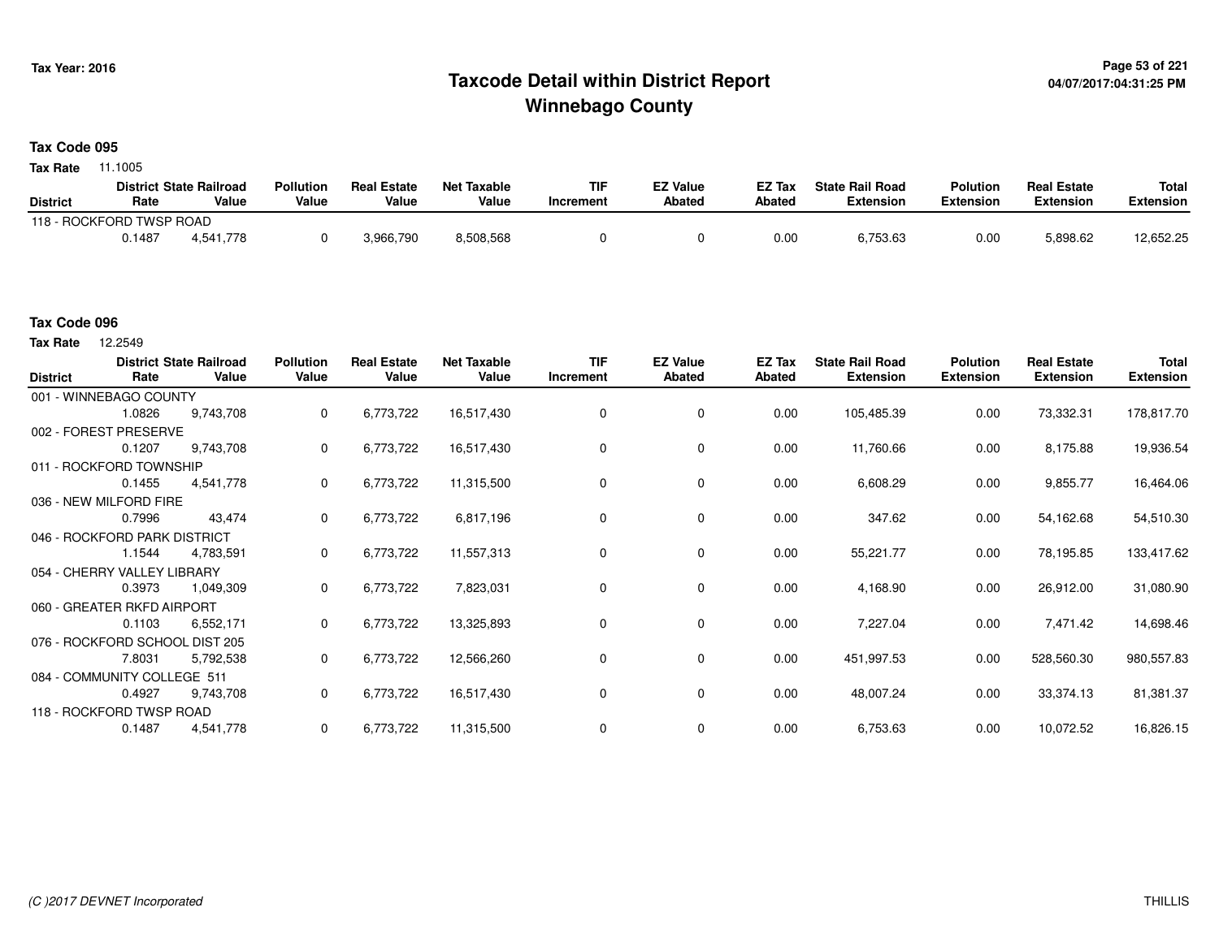# Taxcode Detail within District Report
# Winnebago County

Tax Year: 2016

04/07/2017:04:31:25 PM

## Tax Code 095

**Tax Rate** 11.1005

| District | District Rate | State Railroad Value | Pollution Value | Real Estate Value | Net Taxable Value | TIF Increment | EZ Value Abated | EZ Tax Abated | State Rail Road Extension | Polution Extension | Real Estate Extension | Total Extension |
|---|---|---|---|---|---|---|---|---|---|---|---|---|
| 118 - ROCKFORD TWSP ROAD | | | | | | | | | | | | |
| | 0.1487 | 4,541,778 | 0 | 3,966,790 | 8,508,568 | 0 | 0 | 0.00 | 6,753.63 | 0.00 | 5,898.62 | 12,652.25 |

## Tax Code 096

**Tax Rate** 12.2549

| District | District Rate | State Railroad Value | Pollution Value | Real Estate Value | Net Taxable Value | TIF Increment | EZ Value Abated | EZ Tax Abated | State Rail Road Extension | Polution Extension | Real Estate Extension | Total Extension |
|---|---|---|---|---|---|---|---|---|---|---|---|---|
| 001 - WINNEBAGO COUNTY | | | | | | | | | | | | |
| | 1.0826 | 9,743,708 | 0 | 6,773,722 | 16,517,430 | 0 | 0 | 0.00 | 105,485.39 | 0.00 | 73,332.31 | 178,817.70 |
| 002 - FOREST PRESERVE | | | | | | | | | | | | |
| | 0.1207 | 9,743,708 | 0 | 6,773,722 | 16,517,430 | 0 | 0 | 0.00 | 11,760.66 | 0.00 | 8,175.88 | 19,936.54 |
| 011 - ROCKFORD TOWNSHIP | | | | | | | | | | | | |
| | 0.1455 | 4,541,778 | 0 | 6,773,722 | 11,315,500 | 0 | 0 | 0.00 | 6,608.29 | 0.00 | 9,855.77 | 16,464.06 |
| 036 - NEW MILFORD FIRE | | | | | | | | | | | | |
| | 0.7996 | 43,474 | 0 | 6,773,722 | 6,817,196 | 0 | 0 | 0.00 | 347.62 | 0.00 | 54,162.68 | 54,510.30 |
| 046 - ROCKFORD PARK DISTRICT | | | | | | | | | | | | |
| | 1.1544 | 4,783,591 | 0 | 6,773,722 | 11,557,313 | 0 | 0 | 0.00 | 55,221.77 | 0.00 | 78,195.85 | 133,417.62 |
| 054 - CHERRY VALLEY LIBRARY | | | | | | | | | | | | |
| | 0.3973 | 1,049,309 | 0 | 6,773,722 | 7,823,031 | 0 | 0 | 0.00 | 4,168.90 | 0.00 | 26,912.00 | 31,080.90 |
| 060 - GREATER RKFD AIRPORT | | | | | | | | | | | | |
| | 0.1103 | 6,552,171 | 0 | 6,773,722 | 13,325,893 | 0 | 0 | 0.00 | 7,227.04 | 0.00 | 7,471.42 | 14,698.46 |
| 076 - ROCKFORD SCHOOL DIST 205 | | | | | | | | | | | | |
| | 7.8031 | 5,792,538 | 0 | 6,773,722 | 12,566,260 | 0 | 0 | 0.00 | 451,997.53 | 0.00 | 528,560.30 | 980,557.83 |
| 084 - COMMUNITY COLLEGE 511 | | | | | | | | | | | | |
| | 0.4927 | 9,743,708 | 0 | 6,773,722 | 16,517,430 | 0 | 0 | 0.00 | 48,007.24 | 0.00 | 33,374.13 | 81,381.37 |
| 118 - ROCKFORD TWSP ROAD | | | | | | | | | | | | |
| | 0.1487 | 4,541,778 | 0 | 6,773,722 | 11,315,500 | 0 | 0 | 0.00 | 6,753.63 | 0.00 | 10,072.52 | 16,826.15 |

(C )2017 DEVNET Incorporated THILLIS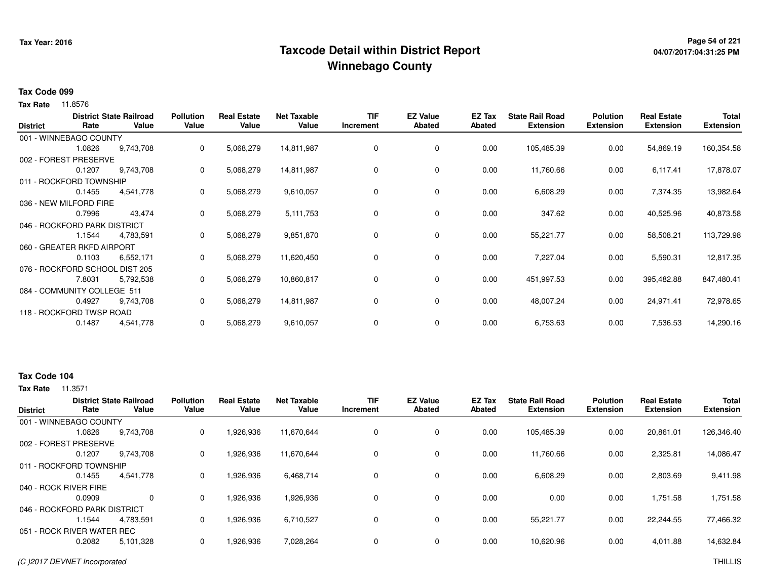# Taxcode Detail within District Report
## Winnebago County

Tax Year: 2016

### Tax Code 099

**Tax Rate** 11.8576

| District | District Rate | State Railroad Value | Pollution Value | Real Estate Value | Net Taxable Value | TIF Increment | EZ Value Abated | EZ Tax Abated | State Rail Road Extension | Polution Extension | Real Estate Extension | Total Extension |
|---|---|---|---|---|---|---|---|---|---|---|---|---|
| 001 - WINNEBAGO COUNTY | 1.0826 | 9,743,708 | 0 | 5,068,279 | 14,811,987 | 0 | 0 | 0.00 | 105,485.39 | 0.00 | 54,869.19 | 160,354.58 |
| 002 - FOREST PRESERVE | 0.1207 | 9,743,708 | 0 | 5,068,279 | 14,811,987 | 0 | 0 | 0.00 | 11,760.66 | 0.00 | 6,117.41 | 17,878.07 |
| 011 - ROCKFORD TOWNSHIP | 0.1455 | 4,541,778 | 0 | 5,068,279 | 9,610,057 | 0 | 0 | 0.00 | 6,608.29 | 0.00 | 7,374.35 | 13,982.64 |
| 036 - NEW MILFORD FIRE | 0.7996 | 43,474 | 0 | 5,068,279 | 5,111,753 | 0 | 0 | 0.00 | 347.62 | 0.00 | 40,525.96 | 40,873.58 |
| 046 - ROCKFORD PARK DISTRICT | 1.1544 | 4,783,591 | 0 | 5,068,279 | 9,851,870 | 0 | 0 | 0.00 | 55,221.77 | 0.00 | 58,508.21 | 113,729.98 |
| 060 - GREATER RKFD AIRPORT | 0.1103 | 6,552,171 | 0 | 5,068,279 | 11,620,450 | 0 | 0 | 0.00 | 7,227.04 | 0.00 | 5,590.31 | 12,817.35 |
| 076 - ROCKFORD SCHOOL DIST 205 | 7.8031 | 5,792,538 | 0 | 5,068,279 | 10,860,817 | 0 | 0 | 0.00 | 451,997.53 | 0.00 | 395,482.88 | 847,480.41 |
| 084 - COMMUNITY COLLEGE 511 | 0.4927 | 9,743,708 | 0 | 5,068,279 | 14,811,987 | 0 | 0 | 0.00 | 48,007.24 | 0.00 | 24,971.41 | 72,978.65 |
| 118 - ROCKFORD TWSP ROAD | 0.1487 | 4,541,778 | 0 | 5,068,279 | 9,610,057 | 0 | 0 | 0.00 | 6,753.63 | 0.00 | 7,536.53 | 14,290.16 |

### Tax Code 104

**Tax Rate** 11.3571

| District | District Rate | State Railroad Value | Pollution Value | Real Estate Value | Net Taxable Value | TIF Increment | EZ Value Abated | EZ Tax Abated | State Rail Road Extension | Polution Extension | Real Estate Extension | Total Extension |
|---|---|---|---|---|---|---|---|---|---|---|---|---|
| 001 - WINNEBAGO COUNTY | 1.0826 | 9,743,708 | 0 | 1,926,936 | 11,670,644 | 0 | 0 | 0.00 | 105,485.39 | 0.00 | 20,861.01 | 126,346.40 |
| 002 - FOREST PRESERVE | 0.1207 | 9,743,708 | 0 | 1,926,936 | 11,670,644 | 0 | 0 | 0.00 | 11,760.66 | 0.00 | 2,325.81 | 14,086.47 |
| 011 - ROCKFORD TOWNSHIP | 0.1455 | 4,541,778 | 0 | 1,926,936 | 6,468,714 | 0 | 0 | 0.00 | 6,608.29 | 0.00 | 2,803.69 | 9,411.98 |
| 040 - ROCK RIVER FIRE | 0.0909 | 0 | 0 | 1,926,936 | 1,926,936 | 0 | 0 | 0.00 | 0.00 | 0.00 | 1,751.58 | 1,751.58 |
| 046 - ROCKFORD PARK DISTRICT | 1.1544 | 4,783,591 | 0 | 1,926,936 | 6,710,527 | 0 | 0 | 0.00 | 55,221.77 | 0.00 | 22,244.55 | 77,466.32 |
| 051 - ROCK RIVER WATER REC | 0.2082 | 5,101,328 | 0 | 1,926,936 | 7,028,264 | 0 | 0 | 0.00 | 10,620.96 | 0.00 | 4,011.88 | 14,632.84 |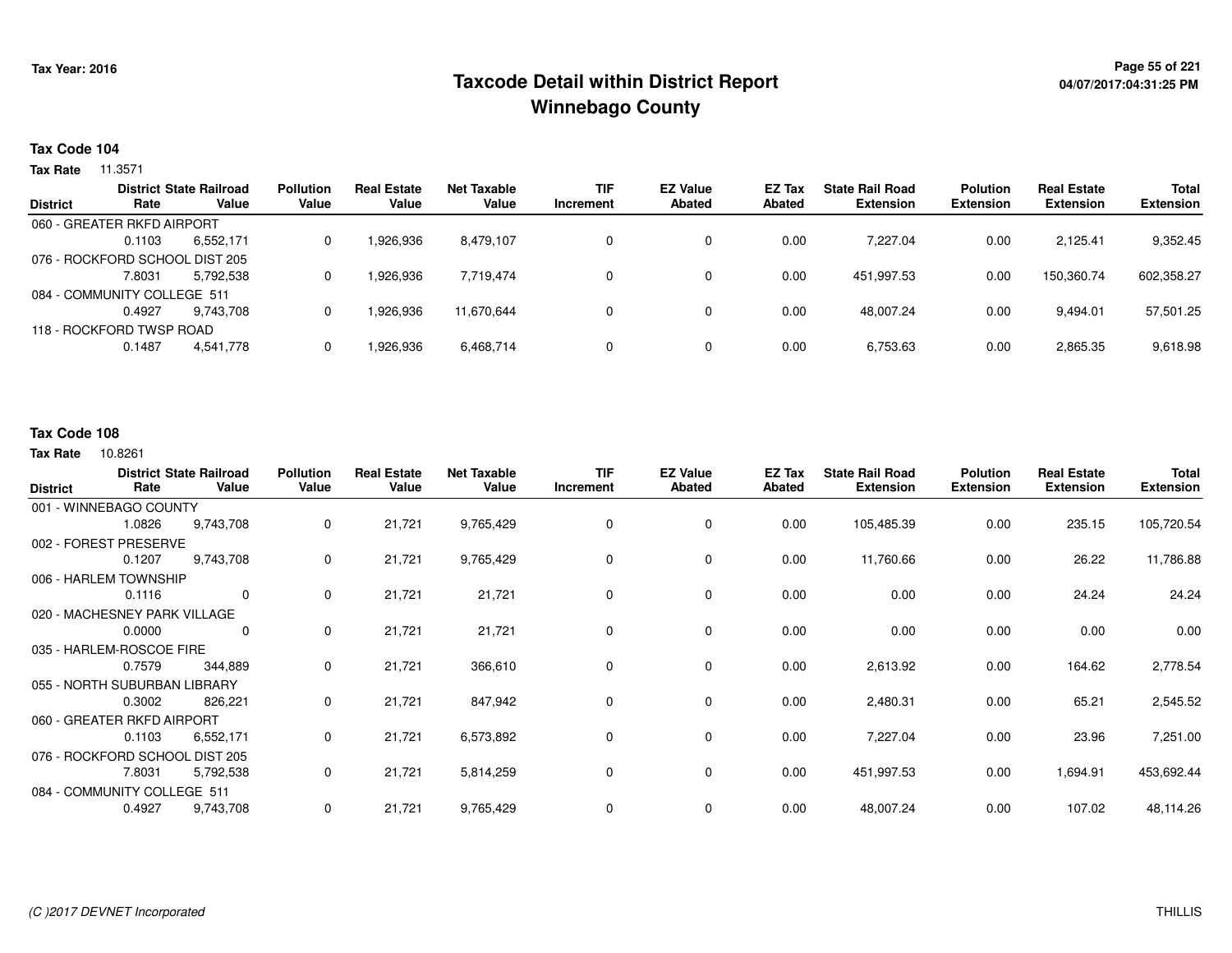# Taxcode Detail within District Report
## Winnebago County

Tax Year: 2016

04/07/2017:04:31:25 PM

**Tax Code 104**

**Tax Rate** 11.3571

| District | District Rate | State Railroad Value | Pollution Value | Real Estate Value | Net Taxable Value | TIF Increment | EZ Value Abated | EZ Tax Abated | State Rail Road Extension | Polution Extension | Real Estate Extension | Total Extension |
|---|---|---|---|---|---|---|---|---|---|---|---|---|
| 060 - GREATER RKFD AIRPORT | 0.1103 | 6,552,171 | 0 | 1,926,936 | 8,479,107 | 0 | 0 | 0.00 | 7,227.04 | 0.00 | 2,125.41 | 9,352.45 |
| 076 - ROCKFORD SCHOOL DIST 205 | 7.8031 | 5,792,538 | 0 | 1,926,936 | 7,719,474 | 0 | 0 | 0.00 | 451,997.53 | 0.00 | 150,360.74 | 602,358.27 |
| 084 - COMMUNITY COLLEGE 511 | 0.4927 | 9,743,708 | 0 | 1,926,936 | 11,670,644 | 0 | 0 | 0.00 | 48,007.24 | 0.00 | 9,494.01 | 57,501.25 |
| 118 - ROCKFORD TWSP ROAD | 0.1487 | 4,541,778 | 0 | 1,926,936 | 6,468,714 | 0 | 0 | 0.00 | 6,753.63 | 0.00 | 2,865.35 | 9,618.98 |

**Tax Code 108**

**Tax Rate** 10.8261

| District | District Rate | State Railroad Value | Pollution Value | Real Estate Value | Net Taxable Value | TIF Increment | EZ Value Abated | EZ Tax Abated | State Rail Road Extension | Polution Extension | Real Estate Extension | Total Extension |
|---|---|---|---|---|---|---|---|---|---|---|---|---|
| 001 - WINNEBAGO COUNTY | 1.0826 | 9,743,708 | 0 | 21,721 | 9,765,429 | 0 | 0 | 0.00 | 105,485.39 | 0.00 | 235.15 | 105,720.54 |
| 002 - FOREST PRESERVE | 0.1207 | 9,743,708 | 0 | 21,721 | 9,765,429 | 0 | 0 | 0.00 | 11,760.66 | 0.00 | 26.22 | 11,786.88 |
| 006 - HARLEM TOWNSHIP | 0.1116 | 0 | 0 | 21,721 | 21,721 | 0 | 0 | 0.00 | 0.00 | 0.00 | 24.24 | 24.24 |
| 020 - MACHESNEY PARK VILLAGE | 0.0000 | 0 | 0 | 21,721 | 21,721 | 0 | 0 | 0.00 | 0.00 | 0.00 | 0.00 | 0.00 |
| 035 - HARLEM-ROSCOE FIRE | 0.7579 | 344,889 | 0 | 21,721 | 366,610 | 0 | 0 | 0.00 | 2,613.92 | 0.00 | 164.62 | 2,778.54 |
| 055 - NORTH SUBURBAN LIBRARY | 0.3002 | 826,221 | 0 | 21,721 | 847,942 | 0 | 0 | 0.00 | 2,480.31 | 0.00 | 65.21 | 2,545.52 |
| 060 - GREATER RKFD AIRPORT | 0.1103 | 6,552,171 | 0 | 21,721 | 6,573,892 | 0 | 0 | 0.00 | 7,227.04 | 0.00 | 23.96 | 7,251.00 |
| 076 - ROCKFORD SCHOOL DIST 205 | 7.8031 | 5,792,538 | 0 | 21,721 | 5,814,259 | 0 | 0 | 0.00 | 451,997.53 | 0.00 | 1,694.91 | 453,692.44 |
| 084 - COMMUNITY COLLEGE 511 | 0.4927 | 9,743,708 | 0 | 21,721 | 9,765,429 | 0 | 0 | 0.00 | 48,007.24 | 0.00 | 107.02 | 48,114.26 |

*(C )2017 DEVNET Incorporated* THILLIS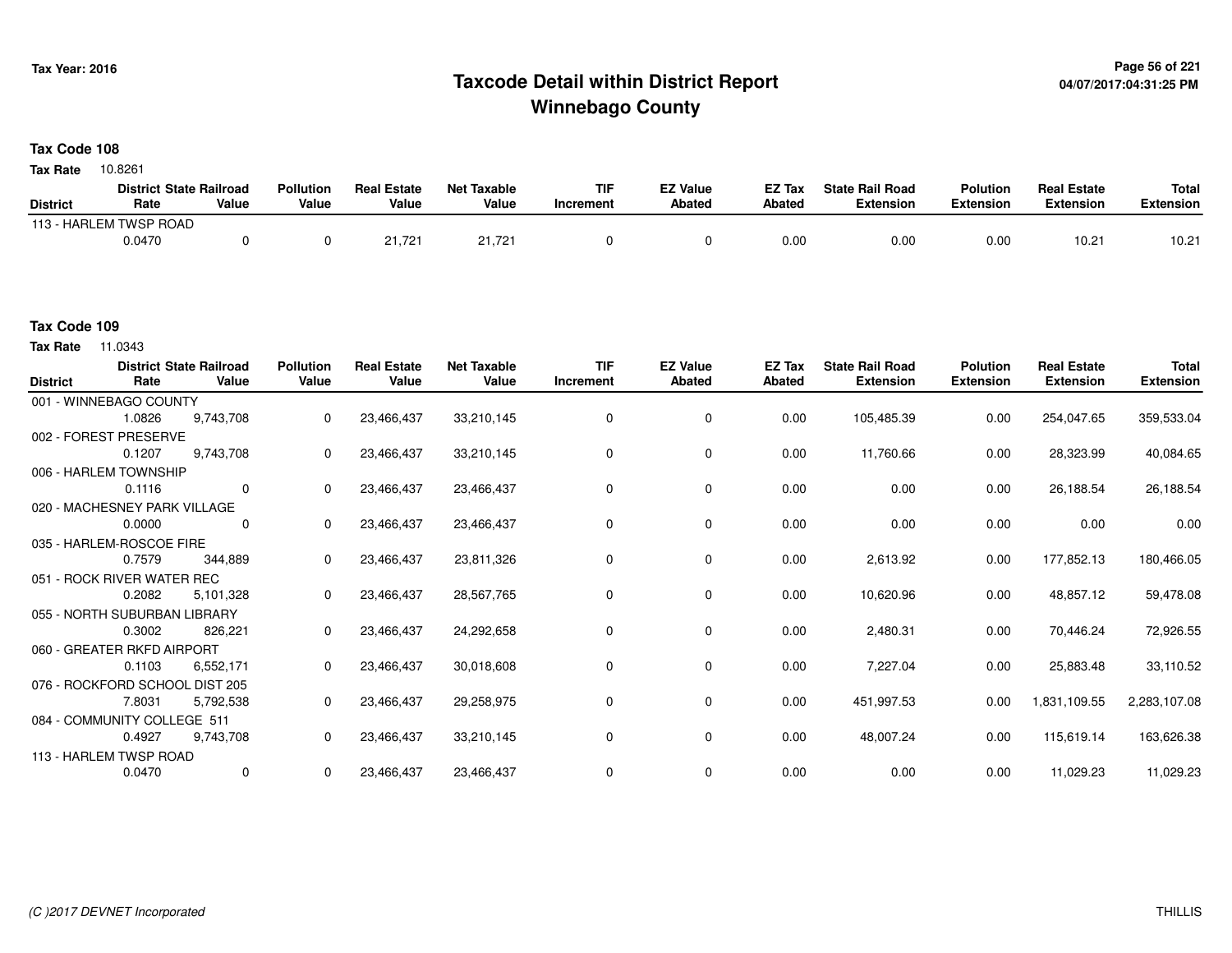# Taxcode Detail within District Report
# Winnebago County

Tax Year: 2016

04/07/2017:04:31:25 PM

**Tax Code 108**

**Tax Rate** 10.8261

| District | District Rate | State Railroad Value | Pollution Value | Real Estate Value | Net Taxable Value | TIF Increment | EZ Value Abated | EZ Tax Abated | State Rail Road Extension | Polution Extension | Real Estate Extension | Total Extension |
|---|---|---|---|---|---|---|---|---|---|---|---|---|
| 113 - HARLEM TWSP ROAD | 0.0470 | 0 | 0 | 21,721 | 21,721 | 0 | 0 | 0.00 | 0.00 | 0.00 | 10.21 | 10.21 |

**Tax Code 109**

**Tax Rate** 11.0343

| District | District Rate | State Railroad Value | Pollution Value | Real Estate Value | Net Taxable Value | TIF Increment | EZ Value Abated | EZ Tax Abated | State Rail Road Extension | Polution Extension | Real Estate Extension | Total Extension |
|---|---|---|---|---|---|---|---|---|---|---|---|---|
| 001 - WINNEBAGO COUNTY | 1.0826 | 9,743,708 | 0 | 23,466,437 | 33,210,145 | 0 | 0 | 0.00 | 105,485.39 | 0.00 | 254,047.65 | 359,533.04 |
| 002 - FOREST PRESERVE | 0.1207 | 9,743,708 | 0 | 23,466,437 | 33,210,145 | 0 | 0 | 0.00 | 11,760.66 | 0.00 | 28,323.99 | 40,084.65 |
| 006 - HARLEM TOWNSHIP | 0.1116 | 0 | 0 | 23,466,437 | 23,466,437 | 0 | 0 | 0.00 | 0.00 | 0.00 | 26,188.54 | 26,188.54 |
| 020 - MACHESNEY PARK VILLAGE | 0.0000 | 0 | 0 | 23,466,437 | 23,466,437 | 0 | 0 | 0.00 | 0.00 | 0.00 | 0.00 | 0.00 |
| 035 - HARLEM-ROSCOE FIRE | 0.7579 | 344,889 | 0 | 23,466,437 | 23,811,326 | 0 | 0 | 0.00 | 2,613.92 | 0.00 | 177,852.13 | 180,466.05 |
| 051 - ROCK RIVER WATER REC | 0.2082 | 5,101,328 | 0 | 23,466,437 | 28,567,765 | 0 | 0 | 0.00 | 10,620.96 | 0.00 | 48,857.12 | 59,478.08 |
| 055 - NORTH SUBURBAN LIBRARY | 0.3002 | 826,221 | 0 | 23,466,437 | 24,292,658 | 0 | 0 | 0.00 | 2,480.31 | 0.00 | 70,446.24 | 72,926.55 |
| 060 - GREATER RKFD AIRPORT | 0.1103 | 6,552,171 | 0 | 23,466,437 | 30,018,608 | 0 | 0 | 0.00 | 7,227.04 | 0.00 | 25,883.48 | 33,110.52 |
| 076 - ROCKFORD SCHOOL DIST 205 | 7.8031 | 5,792,538 | 0 | 23,466,437 | 29,258,975 | 0 | 0 | 0.00 | 451,997.53 | 0.00 | 1,831,109.55 | 2,283,107.08 |
| 084 - COMMUNITY COLLEGE 511 | 0.4927 | 9,743,708 | 0 | 23,466,437 | 33,210,145 | 0 | 0 | 0.00 | 48,007.24 | 0.00 | 115,619.14 | 163,626.38 |
| 113 - HARLEM TWSP ROAD | 0.0470 | 0 | 0 | 23,466,437 | 23,466,437 | 0 | 0 | 0.00 | 0.00 | 0.00 | 11,029.23 | 11,029.23 |

(C )2017 DEVNET Incorporated THILLIS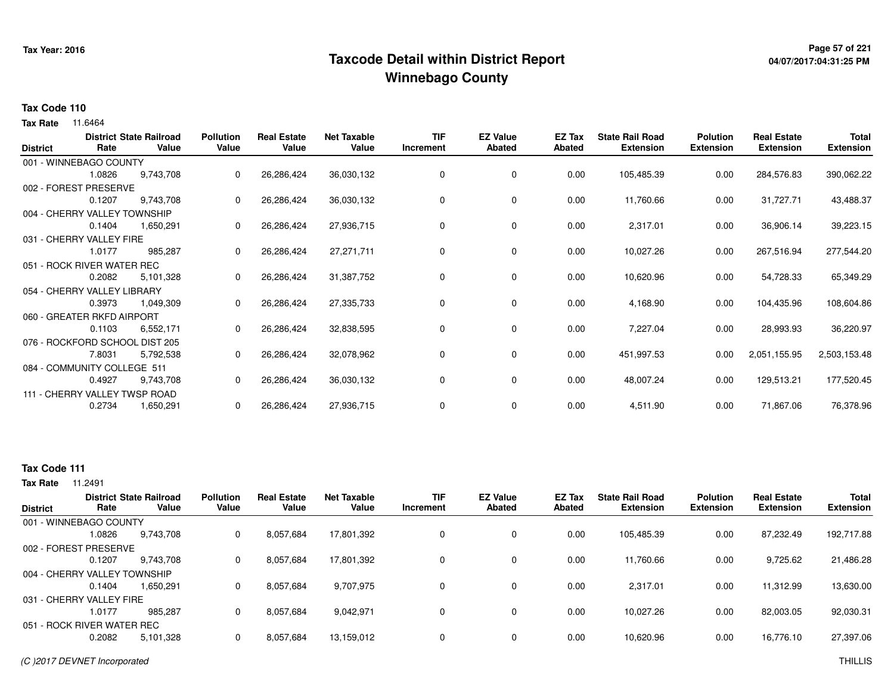# Taxcode Detail within District Report
## Winnebago County

Tax Year: 2016

**Tax Code 110**

**Tax Rate** 11.6464

| District | Rate | District State Railroad Value | Pollution Value | Real Estate Value | Net Taxable Value | TIF Increment | EZ Value Abated | EZ Tax Abated | State Rail Road Extension | Polution Extension | Real Estate Extension | Total Extension |
|---|---|---|---|---|---|---|---|---|---|---|---|---|
| 001 - WINNEBAGO COUNTY | 1.0826 | 9,743,708 | 0 | 26,286,424 | 36,030,132 | 0 | 0 | 0.00 | 105,485.39 | 0.00 | 284,576.83 | 390,062.22 |
| 002 - FOREST PRESERVE | 0.1207 | 9,743,708 | 0 | 26,286,424 | 36,030,132 | 0 | 0 | 0.00 | 11,760.66 | 0.00 | 31,727.71 | 43,488.37 |
| 004 - CHERRY VALLEY TOWNSHIP | 0.1404 | 1,650,291 | 0 | 26,286,424 | 27,936,715 | 0 | 0 | 0.00 | 2,317.01 | 0.00 | 36,906.14 | 39,223.15 |
| 031 - CHERRY VALLEY FIRE | 1.0177 | 985,287 | 0 | 26,286,424 | 27,271,711 | 0 | 0 | 0.00 | 10,027.26 | 0.00 | 267,516.94 | 277,544.20 |
| 051 - ROCK RIVER WATER REC | 0.2082 | 5,101,328 | 0 | 26,286,424 | 31,387,752 | 0 | 0 | 0.00 | 10,620.96 | 0.00 | 54,728.33 | 65,349.29 |
| 054 - CHERRY VALLEY LIBRARY | 0.3973 | 1,049,309 | 0 | 26,286,424 | 27,335,733 | 0 | 0 | 0.00 | 4,168.90 | 0.00 | 104,435.96 | 108,604.86 |
| 060 - GREATER RKFD AIRPORT | 0.1103 | 6,552,171 | 0 | 26,286,424 | 32,838,595 | 0 | 0 | 0.00 | 7,227.04 | 0.00 | 28,993.93 | 36,220.97 |
| 076 - ROCKFORD SCHOOL DIST 205 | 7.8031 | 5,792,538 | 0 | 26,286,424 | 32,078,962 | 0 | 0 | 0.00 | 451,997.53 | 0.00 | 2,051,155.95 | 2,503,153.48 |
| 084 - COMMUNITY COLLEGE 511 | 0.4927 | 9,743,708 | 0 | 26,286,424 | 36,030,132 | 0 | 0 | 0.00 | 48,007.24 | 0.00 | 129,513.21 | 177,520.45 |
| 111 - CHERRY VALLEY TWSP ROAD | 0.2734 | 1,650,291 | 0 | 26,286,424 | 27,936,715 | 0 | 0 | 0.00 | 4,511.90 | 0.00 | 71,867.06 | 76,378.96 |

**Tax Code 111**

**Tax Rate** 11.2491

| District | Rate | District State Railroad Value | Pollution Value | Real Estate Value | Net Taxable Value | TIF Increment | EZ Value Abated | EZ Tax Abated | State Rail Road Extension | Polution Extension | Real Estate Extension | Total Extension |
|---|---|---|---|---|---|---|---|---|---|---|---|---|
| 001 - WINNEBAGO COUNTY | 1.0826 | 9,743,708 | 0 | 8,057,684 | 17,801,392 | 0 | 0 | 0.00 | 105,485.39 | 0.00 | 87,232.49 | 192,717.88 |
| 002 - FOREST PRESERVE | 0.1207 | 9,743,708 | 0 | 8,057,684 | 17,801,392 | 0 | 0 | 0.00 | 11,760.66 | 0.00 | 9,725.62 | 21,486.28 |
| 004 - CHERRY VALLEY TOWNSHIP | 0.1404 | 1,650,291 | 0 | 8,057,684 | 9,707,975 | 0 | 0 | 0.00 | 2,317.01 | 0.00 | 11,312.99 | 13,630.00 |
| 031 - CHERRY VALLEY FIRE | 1.0177 | 985,287 | 0 | 8,057,684 | 9,042,971 | 0 | 0 | 0.00 | 10,027.26 | 0.00 | 82,003.05 | 92,030.31 |
| 051 - ROCK RIVER WATER REC | 0.2082 | 5,101,328 | 0 | 8,057,684 | 13,159,012 | 0 | 0 | 0.00 | 10,620.96 | 0.00 | 16,776.10 | 27,397.06 |

(C )2017 DEVNET Incorporated THILLIS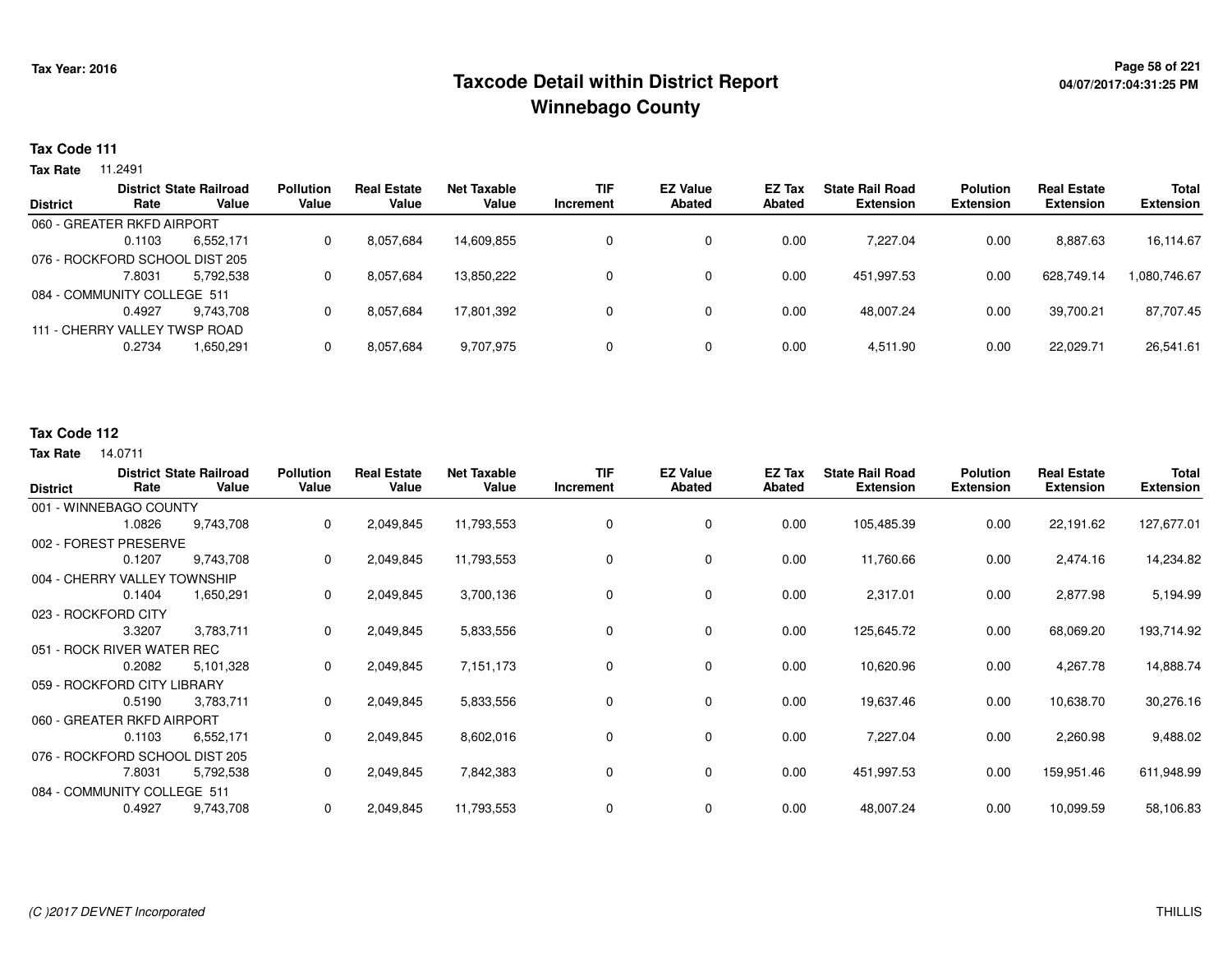# Taxcode Detail within District Report
# Winnebago County

Tax Year: 2016

## Tax Code 111

**Tax Rate** 11.2491

| District | District Rate | State Railroad Value | Pollution Value | Real Estate Value | Net Taxable Value | TIF Increment | EZ Value Abated | EZ Tax Abated | State Rail Road Extension | Polution Extension | Real Estate Extension | Total Extension |
|---|---|---|---|---|---|---|---|---|---|---|---|---|
| 060 - GREATER RKFD AIRPORT | 0.1103 | 6,552,171 | 0 | 8,057,684 | 14,609,855 | 0 | 0 | 0.00 | 7,227.04 | 0.00 | 8,887.63 | 16,114.67 |
| 076 - ROCKFORD SCHOOL DIST 205 | 7.8031 | 5,792,538 | 0 | 8,057,684 | 13,850,222 | 0 | 0 | 0.00 | 451,997.53 | 0.00 | 628,749.14 | 1,080,746.67 |
| 084 - COMMUNITY COLLEGE 511 | 0.4927 | 9,743,708 | 0 | 8,057,684 | 17,801,392 | 0 | 0 | 0.00 | 48,007.24 | 0.00 | 39,700.21 | 87,707.45 |
| 111 - CHERRY VALLEY TWSP ROAD | 0.2734 | 1,650,291 | 0 | 8,057,684 | 9,707,975 | 0 | 0 | 0.00 | 4,511.90 | 0.00 | 22,029.71 | 26,541.61 |

## Tax Code 112

**Tax Rate** 14.0711

| District | District Rate | State Railroad Value | Pollution Value | Real Estate Value | Net Taxable Value | TIF Increment | EZ Value Abated | EZ Tax Abated | State Rail Road Extension | Polution Extension | Real Estate Extension | Total Extension |
|---|---|---|---|---|---|---|---|---|---|---|---|---|
| 001 - WINNEBAGO COUNTY | 1.0826 | 9,743,708 | 0 | 2,049,845 | 11,793,553 | 0 | 0 | 0.00 | 105,485.39 | 0.00 | 22,191.62 | 127,677.01 |
| 002 - FOREST PRESERVE | 0.1207 | 9,743,708 | 0 | 2,049,845 | 11,793,553 | 0 | 0 | 0.00 | 11,760.66 | 0.00 | 2,474.16 | 14,234.82 |
| 004 - CHERRY VALLEY TOWNSHIP | 0.1404 | 1,650,291 | 0 | 2,049,845 | 3,700,136 | 0 | 0 | 0.00 | 2,317.01 | 0.00 | 2,877.98 | 5,194.99 |
| 023 - ROCKFORD CITY | 3.3207 | 3,783,711 | 0 | 2,049,845 | 5,833,556 | 0 | 0 | 0.00 | 125,645.72 | 0.00 | 68,069.20 | 193,714.92 |
| 051 - ROCK RIVER WATER REC | 0.2082 | 5,101,328 | 0 | 2,049,845 | 7,151,173 | 0 | 0 | 0.00 | 10,620.96 | 0.00 | 4,267.78 | 14,888.74 |
| 059 - ROCKFORD CITY LIBRARY | 0.5190 | 3,783,711 | 0 | 2,049,845 | 5,833,556 | 0 | 0 | 0.00 | 19,637.46 | 0.00 | 10,638.70 | 30,276.16 |
| 060 - GREATER RKFD AIRPORT | 0.1103 | 6,552,171 | 0 | 2,049,845 | 8,602,016 | 0 | 0 | 0.00 | 7,227.04 | 0.00 | 2,260.98 | 9,488.02 |
| 076 - ROCKFORD SCHOOL DIST 205 | 7.8031 | 5,792,538 | 0 | 2,049,845 | 7,842,383 | 0 | 0 | 0.00 | 451,997.53 | 0.00 | 159,951.46 | 611,948.99 |
| 084 - COMMUNITY COLLEGE 511 | 0.4927 | 9,743,708 | 0 | 2,049,845 | 11,793,553 | 0 | 0 | 0.00 | 48,007.24 | 0.00 | 10,099.59 | 58,106.83 |

*(C )2017 DEVNET Incorporated*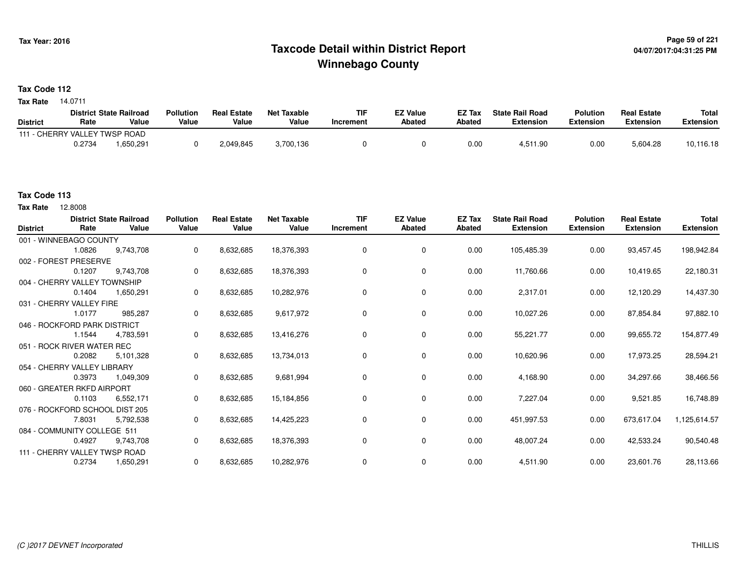# Taxcode Detail within District Report
# Winnebago County

Tax Year: 2016

04/07/2017:04:31:25 PM

**Tax Code 112**

**Tax Rate** 14.0711

| District | District Rate | State Railroad Value | Pollution Value | Real Estate Value | Net Taxable Value | TIF Increment | EZ Value Abated | EZ Tax Abated | State Rail Road Extension | Polution Extension | Real Estate Extension | Total Extension |
|---|---|---|---|---|---|---|---|---|---|---|---|---|
| 111 - CHERRY VALLEY TWSP ROAD | | | | | | | | | | | | |
| | 0.2734 | 1,650,291 | 0 | 2,049,845 | 3,700,136 | 0 | 0 | 0.00 | 4,511.90 | 0.00 | 5,604.28 | 10,116.18 |

**Tax Code 113**

**Tax Rate** 12.8008

| District | District Rate | State Railroad Value | Pollution Value | Real Estate Value | Net Taxable Value | TIF Increment | EZ Value Abated | EZ Tax Abated | State Rail Road Extension | Polution Extension | Real Estate Extension | Total Extension |
|---|---|---|---|---|---|---|---|---|---|---|---|---|
| 001 - WINNEBAGO COUNTY | | | | | | | | | | | | |
| | 1.0826 | 9,743,708 | 0 | 8,632,685 | 18,376,393 | 0 | 0 | 0.00 | 105,485.39 | 0.00 | 93,457.45 | 198,942.84 |
| 002 - FOREST PRESERVE | | | | | | | | | | | | |
| | 0.1207 | 9,743,708 | 0 | 8,632,685 | 18,376,393 | 0 | 0 | 0.00 | 11,760.66 | 0.00 | 10,419.65 | 22,180.31 |
| 004 - CHERRY VALLEY TOWNSHIP | | | | | | | | | | | | |
| | 0.1404 | 1,650,291 | 0 | 8,632,685 | 10,282,976 | 0 | 0 | 0.00 | 2,317.01 | 0.00 | 12,120.29 | 14,437.30 |
| 031 - CHERRY VALLEY FIRE | | | | | | | | | | | | |
| | 1.0177 | 985,287 | 0 | 8,632,685 | 9,617,972 | 0 | 0 | 0.00 | 10,027.26 | 0.00 | 87,854.84 | 97,882.10 |
| 046 - ROCKFORD PARK DISTRICT | | | | | | | | | | | | |
| | 1.1544 | 4,783,591 | 0 | 8,632,685 | 13,416,276 | 0 | 0 | 0.00 | 55,221.77 | 0.00 | 99,655.72 | 154,877.49 |
| 051 - ROCK RIVER WATER REC | | | | | | | | | | | | |
| | 0.2082 | 5,101,328 | 0 | 8,632,685 | 13,734,013 | 0 | 0 | 0.00 | 10,620.96 | 0.00 | 17,973.25 | 28,594.21 |
| 054 - CHERRY VALLEY LIBRARY | | | | | | | | | | | | |
| | 0.3973 | 1,049,309 | 0 | 8,632,685 | 9,681,994 | 0 | 0 | 0.00 | 4,168.90 | 0.00 | 34,297.66 | 38,466.56 |
| 060 - GREATER RKFD AIRPORT | | | | | | | | | | | | |
| | 0.1103 | 6,552,171 | 0 | 8,632,685 | 15,184,856 | 0 | 0 | 0.00 | 7,227.04 | 0.00 | 9,521.85 | 16,748.89 |
| 076 - ROCKFORD SCHOOL DIST 205 | | | | | | | | | | | | |
| | 7.8031 | 5,792,538 | 0 | 8,632,685 | 14,425,223 | 0 | 0 | 0.00 | 451,997.53 | 0.00 | 673,617.04 | 1,125,614.57 |
| 084 - COMMUNITY COLLEGE 511 | | | | | | | | | | | | |
| | 0.4927 | 9,743,708 | 0 | 8,632,685 | 18,376,393 | 0 | 0 | 0.00 | 48,007.24 | 0.00 | 42,533.24 | 90,540.48 |
| 111 - CHERRY VALLEY TWSP ROAD | | | | | | | | | | | | |
| | 0.2734 | 1,650,291 | 0 | 8,632,685 | 10,282,976 | 0 | 0 | 0.00 | 4,511.90 | 0.00 | 23,601.76 | 28,113.66 |

(C )2017 DEVNET Incorporated THILLIS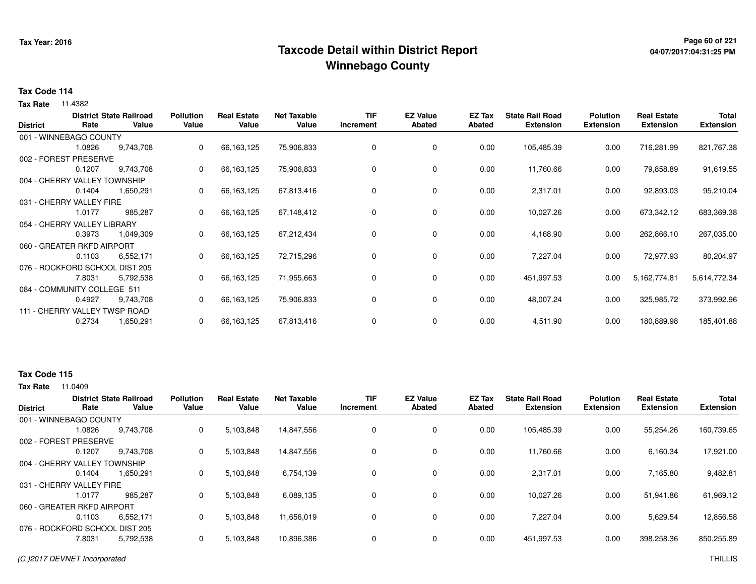# Taxcode Detail within District Report
## Winnebago County

Tax Year: 2016

04/07/2017:04:31:25 PM

**Tax Code 114**

**Tax Rate** 11.4382

| District | District Rate | State Railroad Value | Pollution Value | Real Estate Value | Net Taxable Value | TIF Increment | EZ Value Abated | EZ Tax Abated | State Rail Road Extension | Polution Extension | Real Estate Extension | Total Extension |
|---|---|---|---|---|---|---|---|---|---|---|---|---|
| 001 - WINNEBAGO COUNTY | | | | | | | | | | | | |
| | 1.0826 | 9,743,708 | 0 | 66,163,125 | 75,906,833 | 0 | 0 | 0.00 | 105,485.39 | 0.00 | 716,281.99 | 821,767.38 |
| 002 - FOREST PRESERVE | | | | | | | | | | | | |
| | 0.1207 | 9,743,708 | 0 | 66,163,125 | 75,906,833 | 0 | 0 | 0.00 | 11,760.66 | 0.00 | 79,858.89 | 91,619.55 |
| 004 - CHERRY VALLEY TOWNSHIP | | | | | | | | | | | | |
| | 0.1404 | 1,650,291 | 0 | 66,163,125 | 67,813,416 | 0 | 0 | 0.00 | 2,317.01 | 0.00 | 92,893.03 | 95,210.04 |
| 031 - CHERRY VALLEY FIRE | | | | | | | | | | | | |
| | 1.0177 | 985,287 | 0 | 66,163,125 | 67,148,412 | 0 | 0 | 0.00 | 10,027.26 | 0.00 | 673,342.12 | 683,369.38 |
| 054 - CHERRY VALLEY LIBRARY | | | | | | | | | | | | |
| | 0.3973 | 1,049,309 | 0 | 66,163,125 | 67,212,434 | 0 | 0 | 0.00 | 4,168.90 | 0.00 | 262,866.10 | 267,035.00 |
| 060 - GREATER RKFD AIRPORT | | | | | | | | | | | | |
| | 0.1103 | 6,552,171 | 0 | 66,163,125 | 72,715,296 | 0 | 0 | 0.00 | 7,227.04 | 0.00 | 72,977.93 | 80,204.97 |
| 076 - ROCKFORD SCHOOL DIST 205 | | | | | | | | | | | | |
| | 7.8031 | 5,792,538 | 0 | 66,163,125 | 71,955,663 | 0 | 0 | 0.00 | 451,997.53 | 0.00 | 5,162,774.81 | 5,614,772.34 |
| 084 - COMMUNITY COLLEGE 511 | | | | | | | | | | | | |
| | 0.4927 | 9,743,708 | 0 | 66,163,125 | 75,906,833 | 0 | 0 | 0.00 | 48,007.24 | 0.00 | 325,985.72 | 373,992.96 |
| 111 - CHERRY VALLEY TWSP ROAD | | | | | | | | | | | | |
| | 0.2734 | 1,650,291 | 0 | 66,163,125 | 67,813,416 | 0 | 0 | 0.00 | 4,511.90 | 0.00 | 180,889.98 | 185,401.88 |

**Tax Code 115**

**Tax Rate** 11.0409

| District | District Rate | State Railroad Value | Pollution Value | Real Estate Value | Net Taxable Value | TIF Increment | EZ Value Abated | EZ Tax Abated | State Rail Road Extension | Polution Extension | Real Estate Extension | Total Extension |
|---|---|---|---|---|---|---|---|---|---|---|---|---|
| 001 - WINNEBAGO COUNTY | | | | | | | | | | | | |
| | 1.0826 | 9,743,708 | 0 | 5,103,848 | 14,847,556 | 0 | 0 | 0.00 | 105,485.39 | 0.00 | 55,254.26 | 160,739.65 |
| 002 - FOREST PRESERVE | | | | | | | | | | | | |
| | 0.1207 | 9,743,708 | 0 | 5,103,848 | 14,847,556 | 0 | 0 | 0.00 | 11,760.66 | 0.00 | 6,160.34 | 17,921.00 |
| 004 - CHERRY VALLEY TOWNSHIP | | | | | | | | | | | | |
| | 0.1404 | 1,650,291 | 0 | 5,103,848 | 6,754,139 | 0 | 0 | 0.00 | 2,317.01 | 0.00 | 7,165.80 | 9,482.81 |
| 031 - CHERRY VALLEY FIRE | | | | | | | | | | | | |
| | 1.0177 | 985,287 | 0 | 5,103,848 | 6,089,135 | 0 | 0 | 0.00 | 10,027.26 | 0.00 | 51,941.86 | 61,969.12 |
| 060 - GREATER RKFD AIRPORT | | | | | | | | | | | | |
| | 0.1103 | 6,552,171 | 0 | 5,103,848 | 11,656,019 | 0 | 0 | 0.00 | 7,227.04 | 0.00 | 5,629.54 | 12,856.58 |
| 076 - ROCKFORD SCHOOL DIST 205 | | | | | | | | | | | | |
| | 7.8031 | 5,792,538 | 0 | 5,103,848 | 10,896,386 | 0 | 0 | 0.00 | 451,997.53 | 0.00 | 398,258.36 | 850,255.89 |

*(C )2017 DEVNET Incorporated*

THILLIS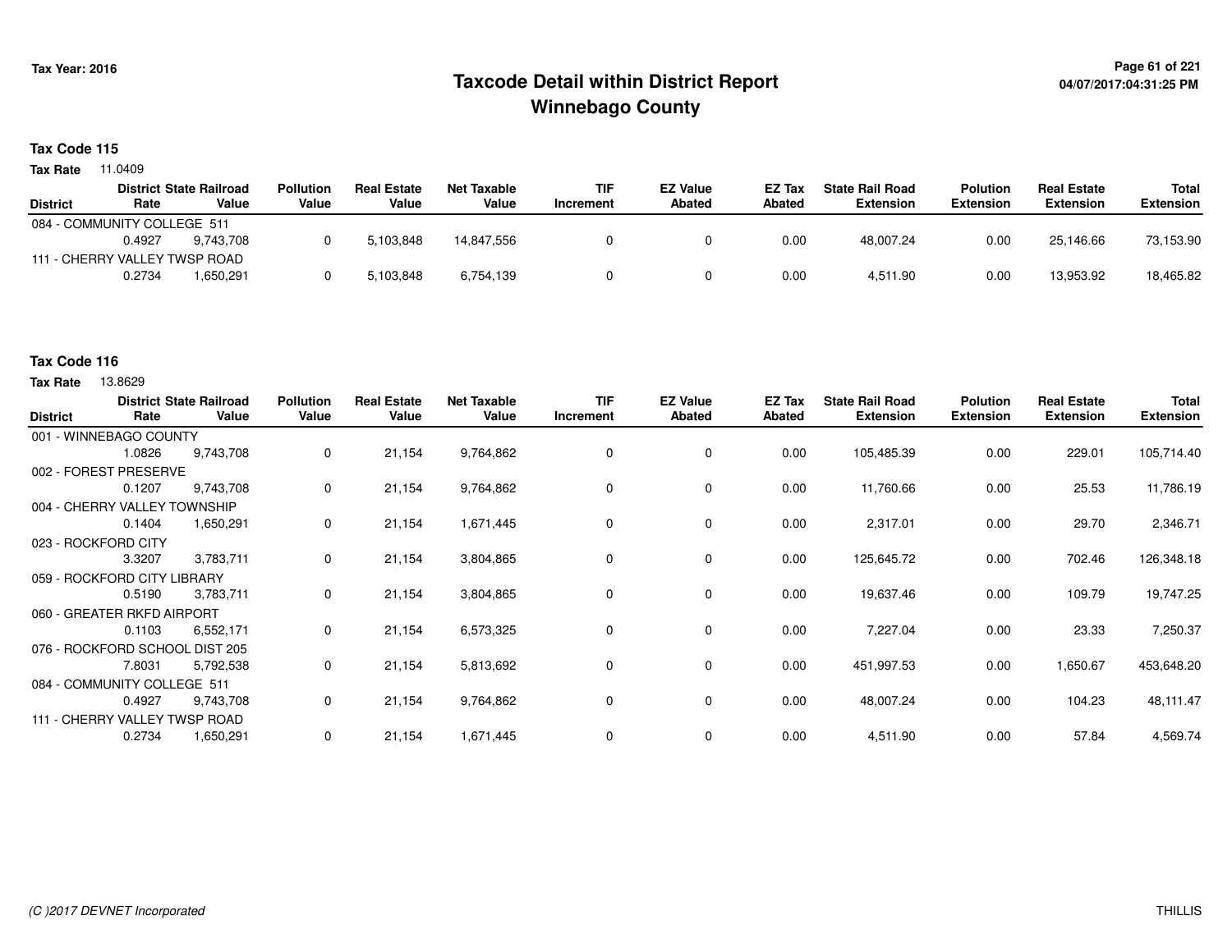# Taxcode Detail within District Report
## Winnebago County

Tax Year: 2016

04/07/2017:04:31:25 PM

**Tax Code 115**

**Tax Rate** 11.0409

| District | District Rate | State Railroad Value | Pollution Value | Real Estate Value | Net Taxable Value | TIF Increment | EZ Value Abated | EZ Tax Abated | State Rail Road Extension | Polution Extension | Real Estate Extension | Total Extension |
|---|---|---|---|---|---|---|---|---|---|---|---|---|
| 084 - COMMUNITY COLLEGE 511 | 0.4927 | 9,743,708 | 0 | 5,103,848 | 14,847,556 | 0 | 0 | 0.00 | 48,007.24 | 0.00 | 25,146.66 | 73,153.90 |
| 111 - CHERRY VALLEY TWSP ROAD | 0.2734 | 1,650,291 | 0 | 5,103,848 | 6,754,139 | 0 | 0 | 0.00 | 4,511.90 | 0.00 | 13,953.92 | 18,465.82 |

**Tax Code 116**

**Tax Rate** 13.8629

| District | District Rate | State Railroad Value | Pollution Value | Real Estate Value | Net Taxable Value | TIF Increment | EZ Value Abated | EZ Tax Abated | State Rail Road Extension | Polution Extension | Real Estate Extension | Total Extension |
|---|---|---|---|---|---|---|---|---|---|---|---|---|
| 001 - WINNEBAGO COUNTY | 1.0826 | 9,743,708 | 0 | 21,154 | 9,764,862 | 0 | 0 | 0.00 | 105,485.39 | 0.00 | 229.01 | 105,714.40 |
| 002 - FOREST PRESERVE | 0.1207 | 9,743,708 | 0 | 21,154 | 9,764,862 | 0 | 0 | 0.00 | 11,760.66 | 0.00 | 25.53 | 11,786.19 |
| 004 - CHERRY VALLEY TOWNSHIP | 0.1404 | 1,650,291 | 0 | 21,154 | 1,671,445 | 0 | 0 | 0.00 | 2,317.01 | 0.00 | 29.70 | 2,346.71 |
| 023 - ROCKFORD CITY | 3.3207 | 3,783,711 | 0 | 21,154 | 3,804,865 | 0 | 0 | 0.00 | 125,645.72 | 0.00 | 702.46 | 126,348.18 |
| 059 - ROCKFORD CITY LIBRARY | 0.5190 | 3,783,711 | 0 | 21,154 | 3,804,865 | 0 | 0 | 0.00 | 19,637.46 | 0.00 | 109.79 | 19,747.25 |
| 060 - GREATER RKFD AIRPORT | 0.1103 | 6,552,171 | 0 | 21,154 | 6,573,325 | 0 | 0 | 0.00 | 7,227.04 | 0.00 | 23.33 | 7,250.37 |
| 076 - ROCKFORD SCHOOL DIST 205 | 7.8031 | 5,792,538 | 0 | 21,154 | 5,813,692 | 0 | 0 | 0.00 | 451,997.53 | 0.00 | 1,650.67 | 453,648.20 |
| 084 - COMMUNITY COLLEGE 511 | 0.4927 | 9,743,708 | 0 | 21,154 | 9,764,862 | 0 | 0 | 0.00 | 48,007.24 | 0.00 | 104.23 | 48,111.47 |
| 111 - CHERRY VALLEY TWSP ROAD | 0.2734 | 1,650,291 | 0 | 21,154 | 1,671,445 | 0 | 0 | 0.00 | 4,511.90 | 0.00 | 57.84 | 4,569.74 |

*(C )2017 DEVNET Incorporated*

THILLIS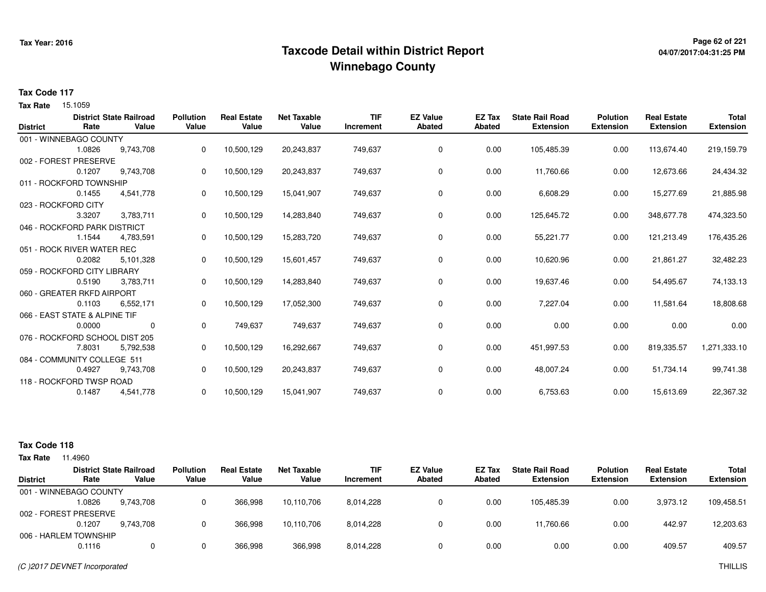Tax Year: 2016

# Taxcode Detail within District Report
## Winnebago County

**Tax Code 117**

**Tax Rate** 15.1059

| District | District Rate | State Railroad Value | Pollution Value | Real Estate Value | Net Taxable Value | TIF Increment | EZ Value Abated | EZ Tax Abated | State Rail Road Extension | Polution Extension | Real Estate Extension | Total Extension |
|---|---|---|---|---|---|---|---|---|---|---|---|---|
| 001 - WINNEBAGO COUNTY | | | | | | | | | | | | |
| | 1.0826 | 9,743,708 | 0 | 10,500,129 | 20,243,837 | 749,637 | 0 | 0.00 | 105,485.39 | 0.00 | 113,674.40 | 219,159.79 |
| 002 - FOREST PRESERVE | | | | | | | | | | | | |
| | 0.1207 | 9,743,708 | 0 | 10,500,129 | 20,243,837 | 749,637 | 0 | 0.00 | 11,760.66 | 0.00 | 12,673.66 | 24,434.32 |
| 011 - ROCKFORD TOWNSHIP | | | | | | | | | | | | |
| | 0.1455 | 4,541,778 | 0 | 10,500,129 | 15,041,907 | 749,637 | 0 | 0.00 | 6,608.29 | 0.00 | 15,277.69 | 21,885.98 |
| 023 - ROCKFORD CITY | | | | | | | | | | | | |
| | 3.3207 | 3,783,711 | 0 | 10,500,129 | 14,283,840 | 749,637 | 0 | 0.00 | 125,645.72 | 0.00 | 348,677.78 | 474,323.50 |
| 046 - ROCKFORD PARK DISTRICT | | | | | | | | | | | | |
| | 1.1544 | 4,783,591 | 0 | 10,500,129 | 15,283,720 | 749,637 | 0 | 0.00 | 55,221.77 | 0.00 | 121,213.49 | 176,435.26 |
| 051 - ROCK RIVER WATER REC | | | | | | | | | | | | |
| | 0.2082 | 5,101,328 | 0 | 10,500,129 | 15,601,457 | 749,637 | 0 | 0.00 | 10,620.96 | 0.00 | 21,861.27 | 32,482.23 |
| 059 - ROCKFORD CITY LIBRARY | | | | | | | | | | | | |
| | 0.5190 | 3,783,711 | 0 | 10,500,129 | 14,283,840 | 749,637 | 0 | 0.00 | 19,637.46 | 0.00 | 54,495.67 | 74,133.13 |
| 060 - GREATER RKFD AIRPORT | | | | | | | | | | | | |
| | 0.1103 | 6,552,171 | 0 | 10,500,129 | 17,052,300 | 749,637 | 0 | 0.00 | 7,227.04 | 0.00 | 11,581.64 | 18,808.68 |
| 066 - EAST STATE & ALPINE TIF | | | | | | | | | | | | |
| | 0.0000 | 0 | 0 | 749,637 | 749,637 | 749,637 | 0 | 0.00 | 0.00 | 0.00 | 0.00 | 0.00 |
| 076 - ROCKFORD SCHOOL DIST 205 | | | | | | | | | | | | |
| | 7.8031 | 5,792,538 | 0 | 10,500,129 | 16,292,667 | 749,637 | 0 | 0.00 | 451,997.53 | 0.00 | 819,335.57 | 1,271,333.10 |
| 084 - COMMUNITY COLLEGE 511 | | | | | | | | | | | | |
| | 0.4927 | 9,743,708 | 0 | 10,500,129 | 20,243,837 | 749,637 | 0 | 0.00 | 48,007.24 | 0.00 | 51,734.14 | 99,741.38 |
| 118 - ROCKFORD TWSP ROAD | | | | | | | | | | | | |
| | 0.1487 | 4,541,778 | 0 | 10,500,129 | 15,041,907 | 749,637 | 0 | 0.00 | 6,753.63 | 0.00 | 15,613.69 | 22,367.32 |

**Tax Code 118**

**Tax Rate** 11.4960

| District | District Rate | State Railroad Value | Pollution Value | Real Estate Value | Net Taxable Value | TIF Increment | EZ Value Abated | EZ Tax Abated | State Rail Road Extension | Polution Extension | Real Estate Extension | Total Extension |
|---|---|---|---|---|---|---|---|---|---|---|---|---|
| 001 - WINNEBAGO COUNTY | | | | | | | | | | | | |
| | 1.0826 | 9,743,708 | 0 | 366,998 | 10,110,706 | 8,014,228 | 0 | 0.00 | 105,485.39 | 0.00 | 3,973.12 | 109,458.51 |
| 002 - FOREST PRESERVE | | | | | | | | | | | | |
| | 0.1207 | 9,743,708 | 0 | 366,998 | 10,110,706 | 8,014,228 | 0 | 0.00 | 11,760.66 | 0.00 | 442.97 | 12,203.63 |
| 006 - HARLEM TOWNSHIP | | | | | | | | | | | | |
| | 0.1116 | 0 | 0 | 366,998 | 366,998 | 8,014,228 | 0 | 0.00 | 0.00 | 0.00 | 409.57 | 409.57 |

*(C )2017 DEVNET Incorporated*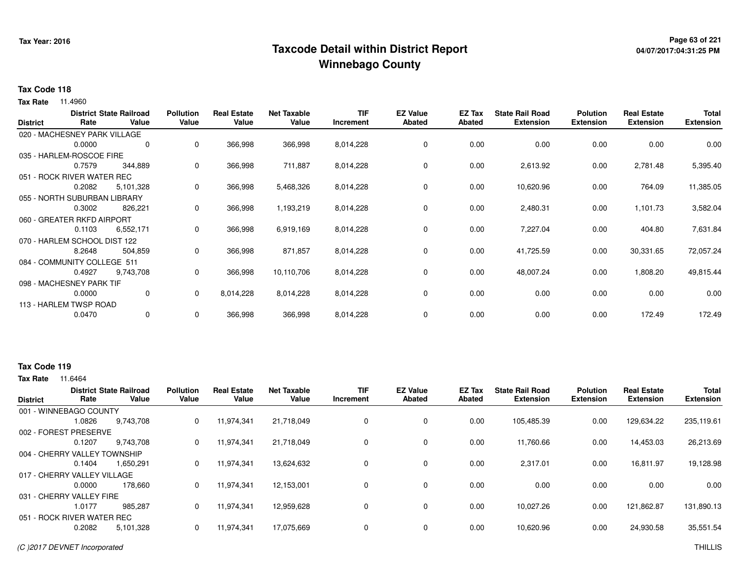# Taxcode Detail within District Report
## Winnebago County

Tax Year: 2016

04/07/2017:04:31:25 PM

**Tax Code 118**

**Tax Rate** 11.4960

| District | District Rate | State Railroad Value | Pollution Value | Real Estate Value | Net Taxable Value | TIF Increment | EZ Value Abated | EZ Tax Abated | State Rail Road Extension | Polution Extension | Real Estate Extension | Total Extension |
|---|---|---|---|---|---|---|---|---|---|---|---|---|
| 020 - MACHESNEY PARK VILLAGE | 0.0000 | 0 | 0 | 366,998 | 366,998 | 8,014,228 | 0 | 0.00 | 0.00 | 0.00 | 0.00 | 0.00 |
| 035 - HARLEM-ROSCOE FIRE | 0.7579 | 344,889 | 0 | 366,998 | 711,887 | 8,014,228 | 0 | 0.00 | 2,613.92 | 0.00 | 2,781.48 | 5,395.40 |
| 051 - ROCK RIVER WATER REC | 0.2082 | 5,101,328 | 0 | 366,998 | 5,468,326 | 8,014,228 | 0 | 0.00 | 10,620.96 | 0.00 | 764.09 | 11,385.05 |
| 055 - NORTH SUBURBAN LIBRARY | 0.3002 | 826,221 | 0 | 366,998 | 1,193,219 | 8,014,228 | 0 | 0.00 | 2,480.31 | 0.00 | 1,101.73 | 3,582.04 |
| 060 - GREATER RKFD AIRPORT | 0.1103 | 6,552,171 | 0 | 366,998 | 6,919,169 | 8,014,228 | 0 | 0.00 | 7,227.04 | 0.00 | 404.80 | 7,631.84 |
| 070 - HARLEM SCHOOL DIST 122 | 8.2648 | 504,859 | 0 | 366,998 | 871,857 | 8,014,228 | 0 | 0.00 | 41,725.59 | 0.00 | 30,331.65 | 72,057.24 |
| 084 - COMMUNITY COLLEGE 511 | 0.4927 | 9,743,708 | 0 | 366,998 | 10,110,706 | 8,014,228 | 0 | 0.00 | 48,007.24 | 0.00 | 1,808.20 | 49,815.44 |
| 098 - MACHESNEY PARK TIF | 0.0000 | 0 | 0 | 8,014,228 | 8,014,228 | 8,014,228 | 0 | 0.00 | 0.00 | 0.00 | 0.00 | 0.00 |
| 113 - HARLEM TWSP ROAD | 0.0470 | 0 | 0 | 366,998 | 366,998 | 8,014,228 | 0 | 0.00 | 0.00 | 0.00 | 172.49 | 172.49 |

**Tax Code 119**

**Tax Rate** 11.6464

| District | District Rate | State Railroad Value | Pollution Value | Real Estate Value | Net Taxable Value | TIF Increment | EZ Value Abated | EZ Tax Abated | State Rail Road Extension | Polution Extension | Real Estate Extension | Total Extension |
|---|---|---|---|---|---|---|---|---|---|---|---|---|
| 001 - WINNEBAGO COUNTY | 1.0826 | 9,743,708 | 0 | 11,974,341 | 21,718,049 | 0 | 0 | 0.00 | 105,485.39 | 0.00 | 129,634.22 | 235,119.61 |
| 002 - FOREST PRESERVE | 0.1207 | 9,743,708 | 0 | 11,974,341 | 21,718,049 | 0 | 0 | 0.00 | 11,760.66 | 0.00 | 14,453.03 | 26,213.69 |
| 004 - CHERRY VALLEY TOWNSHIP | 0.1404 | 1,650,291 | 0 | 11,974,341 | 13,624,632 | 0 | 0 | 0.00 | 2,317.01 | 0.00 | 16,811.97 | 19,128.98 |
| 017 - CHERRY VALLEY VILLAGE | 0.0000 | 178,660 | 0 | 11,974,341 | 12,153,001 | 0 | 0 | 0.00 | 0.00 | 0.00 | 0.00 | 0.00 |
| 031 - CHERRY VALLEY FIRE | 1.0177 | 985,287 | 0 | 11,974,341 | 12,959,628 | 0 | 0 | 0.00 | 10,027.26 | 0.00 | 121,862.87 | 131,890.13 |
| 051 - ROCK RIVER WATER REC | 0.2082 | 5,101,328 | 0 | 11,974,341 | 17,075,669 | 0 | 0 | 0.00 | 10,620.96 | 0.00 | 24,930.58 | 35,551.54 |

(C )2017 DEVNET Incorporated

THILLIS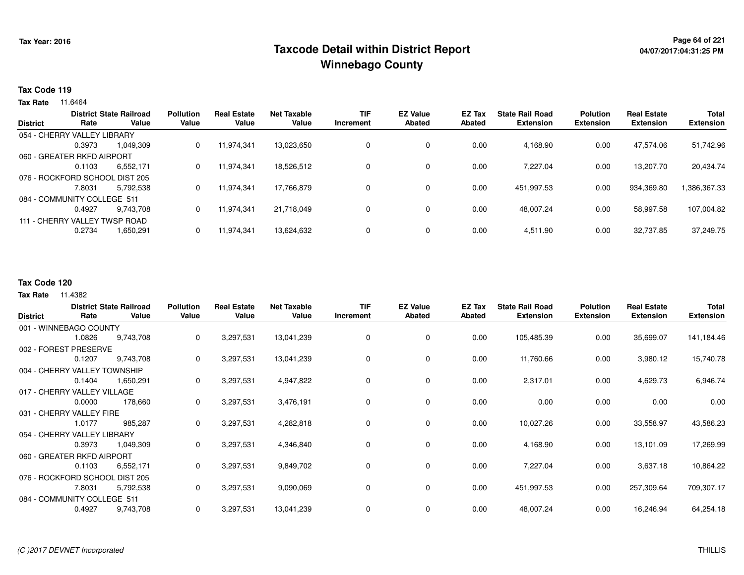# Taxcode Detail within District Report
## Winnebago County

Tax Year: 2016

04/07/2017:04:31:25 PM

### Tax Code 119

**Tax Rate** 11.6464

| District | District Rate | State Railroad Value | Pollution Value | Real Estate Value | Net Taxable Value | TIF Increment | EZ Value Abated | EZ Tax Abated | State Rail Road Extension | Polution Extension | Real Estate Extension | Total Extension |
|---|---|---|---|---|---|---|---|---|---|---|---|---|
| 054 - CHERRY VALLEY LIBRARY | | | | | | | | | | | | |
| | 0.3973 | 1,049,309 | 0 | 11,974,341 | 13,023,650 | 0 | 0 | 0.00 | 4,168.90 | 0.00 | 47,574.06 | 51,742.96 |
| 060 - GREATER RKFD AIRPORT | | | | | | | | | | | | |
| | 0.1103 | 6,552,171 | 0 | 11,974,341 | 18,526,512 | 0 | 0 | 0.00 | 7,227.04 | 0.00 | 13,207.70 | 20,434.74 |
| 076 - ROCKFORD SCHOOL DIST 205 | | | | | | | | | | | | |
| | 7.8031 | 5,792,538 | 0 | 11,974,341 | 17,766,879 | 0 | 0 | 0.00 | 451,997.53 | 0.00 | 934,369.80 | 1,386,367.33 |
| 084 - COMMUNITY COLLEGE 511 | | | | | | | | | | | | |
| | 0.4927 | 9,743,708 | 0 | 11,974,341 | 21,718,049 | 0 | 0 | 0.00 | 48,007.24 | 0.00 | 58,997.58 | 107,004.82 |
| 111 - CHERRY VALLEY TWSP ROAD | | | | | | | | | | | | |
| | 0.2734 | 1,650,291 | 0 | 11,974,341 | 13,624,632 | 0 | 0 | 0.00 | 4,511.90 | 0.00 | 32,737.85 | 37,249.75 |

### Tax Code 120

**Tax Rate** 11.4382

| District | District Rate | State Railroad Value | Pollution Value | Real Estate Value | Net Taxable Value | TIF Increment | EZ Value Abated | EZ Tax Abated | State Rail Road Extension | Polution Extension | Real Estate Extension | Total Extension |
|---|---|---|---|---|---|---|---|---|---|---|---|---|
| 001 - WINNEBAGO COUNTY | | | | | | | | | | | | |
| | 1.0826 | 9,743,708 | 0 | 3,297,531 | 13,041,239 | 0 | 0 | 0.00 | 105,485.39 | 0.00 | 35,699.07 | 141,184.46 |
| 002 - FOREST PRESERVE | | | | | | | | | | | | |
| | 0.1207 | 9,743,708 | 0 | 3,297,531 | 13,041,239 | 0 | 0 | 0.00 | 11,760.66 | 0.00 | 3,980.12 | 15,740.78 |
| 004 - CHERRY VALLEY TOWNSHIP | | | | | | | | | | | | |
| | 0.1404 | 1,650,291 | 0 | 3,297,531 | 4,947,822 | 0 | 0 | 0.00 | 2,317.01 | 0.00 | 4,629.73 | 6,946.74 |
| 017 - CHERRY VALLEY VILLAGE | | | | | | | | | | | | |
| | 0.0000 | 178,660 | 0 | 3,297,531 | 3,476,191 | 0 | 0 | 0.00 | 0.00 | 0.00 | 0.00 | 0.00 |
| 031 - CHERRY VALLEY FIRE | | | | | | | | | | | | |
| | 1.0177 | 985,287 | 0 | 3,297,531 | 4,282,818 | 0 | 0 | 0.00 | 10,027.26 | 0.00 | 33,558.97 | 43,586.23 |
| 054 - CHERRY VALLEY LIBRARY | | | | | | | | | | | | |
| | 0.3973 | 1,049,309 | 0 | 3,297,531 | 4,346,840 | 0 | 0 | 0.00 | 4,168.90 | 0.00 | 13,101.09 | 17,269.99 |
| 060 - GREATER RKFD AIRPORT | | | | | | | | | | | | |
| | 0.1103 | 6,552,171 | 0 | 3,297,531 | 9,849,702 | 0 | 0 | 0.00 | 7,227.04 | 0.00 | 3,637.18 | 10,864.22 |
| 076 - ROCKFORD SCHOOL DIST 205 | | | | | | | | | | | | |
| | 7.8031 | 5,792,538 | 0 | 3,297,531 | 9,090,069 | 0 | 0 | 0.00 | 451,997.53 | 0.00 | 257,309.64 | 709,307.17 |
| 084 - COMMUNITY COLLEGE 511 | | | | | | | | | | | | |
| | 0.4927 | 9,743,708 | 0 | 3,297,531 | 13,041,239 | 0 | 0 | 0.00 | 48,007.24 | 0.00 | 16,246.94 | 64,254.18 |

*(C )2017 DEVNET Incorporated* THILLIS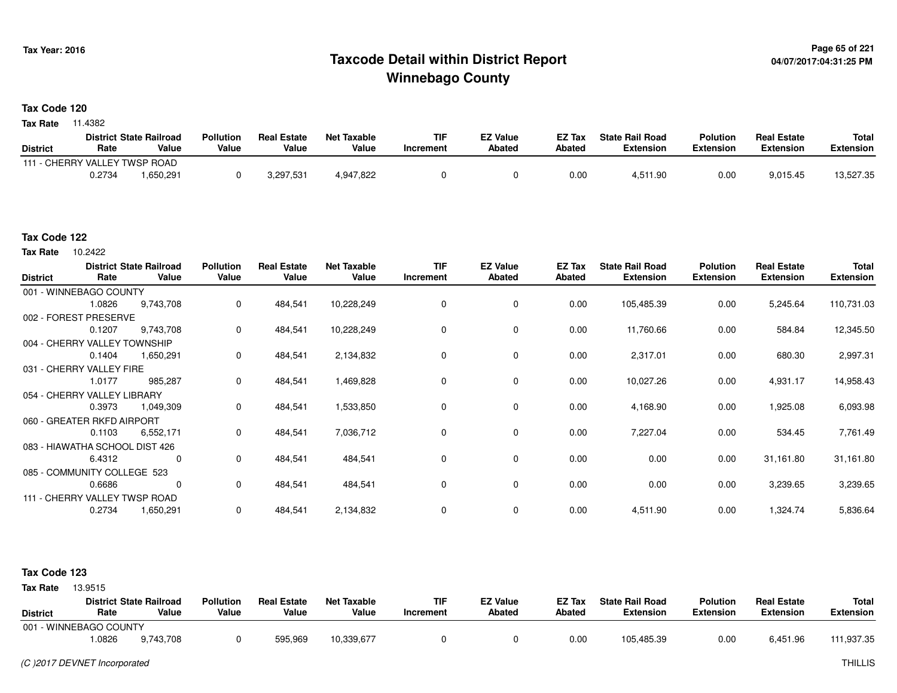**Tax Year: 2016**

# Taxcode Detail within District Report
## Winnebago County

04/07/2017:04:31:25 PM

### Tax Code 120

**Tax Rate** 11.4382

| District | District Rate | State Railroad Value | Pollution Value | Real Estate Value | Net Taxable Value | TIF Increment | EZ Value Abated | EZ Tax Abated | State Rail Road Extension | Polution Extension | Real Estate Extension | Total Extension |
|---|---|---|---|---|---|---|---|---|---|---|---|---|
| 111 - CHERRY VALLEY TWSP ROAD | | | | | | | | | | | | |
| | 0.2734 | 1,650,291 | 0 | 3,297,531 | 4,947,822 | 0 | 0 | 0.00 | 4,511.90 | 0.00 | 9,015.45 | 13,527.35 |

### Tax Code 122

**Tax Rate** 10.2422

| District | District Rate | State Railroad Value | Pollution Value | Real Estate Value | Net Taxable Value | TIF Increment | EZ Value Abated | EZ Tax Abated | State Rail Road Extension | Polution Extension | Real Estate Extension | Total Extension |
|---|---|---|---|---|---|---|---|---|---|---|---|---|
| 001 - WINNEBAGO COUNTY | | | | | | | | | | | | |
| | 1.0826 | 9,743,708 | 0 | 484,541 | 10,228,249 | 0 | 0 | 0.00 | 105,485.39 | 0.00 | 5,245.64 | 110,731.03 |
| 002 - FOREST PRESERVE | | | | | | | | | | | | |
| | 0.1207 | 9,743,708 | 0 | 484,541 | 10,228,249 | 0 | 0 | 0.00 | 11,760.66 | 0.00 | 584.84 | 12,345.50 |
| 004 - CHERRY VALLEY TOWNSHIP | | | | | | | | | | | | |
| | 0.1404 | 1,650,291 | 0 | 484,541 | 2,134,832 | 0 | 0 | 0.00 | 2,317.01 | 0.00 | 680.30 | 2,997.31 |
| 031 - CHERRY VALLEY FIRE | | | | | | | | | | | | |
| | 1.0177 | 985,287 | 0 | 484,541 | 1,469,828 | 0 | 0 | 0.00 | 10,027.26 | 0.00 | 4,931.17 | 14,958.43 |
| 054 - CHERRY VALLEY LIBRARY | | | | | | | | | | | | |
| | 0.3973 | 1,049,309 | 0 | 484,541 | 1,533,850 | 0 | 0 | 0.00 | 4,168.90 | 0.00 | 1,925.08 | 6,093.98 |
| 060 - GREATER RKFD AIRPORT | | | | | | | | | | | | |
| | 0.1103 | 6,552,171 | 0 | 484,541 | 7,036,712 | 0 | 0 | 0.00 | 7,227.04 | 0.00 | 534.45 | 7,761.49 |
| 083 - HIAWATHA SCHOOL DIST 426 | | | | | | | | | | | | |
| | 6.4312 | 0 | 0 | 484,541 | 484,541 | 0 | 0 | 0.00 | 0.00 | 0.00 | 31,161.80 | 31,161.80 |
| 085 - COMMUNITY COLLEGE 523 | | | | | | | | | | | | |
| | 0.6686 | 0 | 0 | 484,541 | 484,541 | 0 | 0 | 0.00 | 0.00 | 0.00 | 3,239.65 | 3,239.65 |
| 111 - CHERRY VALLEY TWSP ROAD | | | | | | | | | | | | |
| | 0.2734 | 1,650,291 | 0 | 484,541 | 2,134,832 | 0 | 0 | 0.00 | 4,511.90 | 0.00 | 1,324.74 | 5,836.64 |

### Tax Code 123

**Tax Rate** 13.9515

| District | District Rate | State Railroad Value | Pollution Value | Real Estate Value | Net Taxable Value | TIF Increment | EZ Value Abated | EZ Tax Abated | State Rail Road Extension | Polution Extension | Real Estate Extension | Total Extension |
|---|---|---|---|---|---|---|---|---|---|---|---|---|
| 001 - WINNEBAGO COUNTY | | | | | | | | | | | | |
| | 1.0826 | 9,743,708 | 0 | 595,969 | 10,339,677 | 0 | 0 | 0.00 | 105,485.39 | 0.00 | 6,451.96 | 111,937.35 |

*(C )2017 DEVNET Incorporated* THILLIS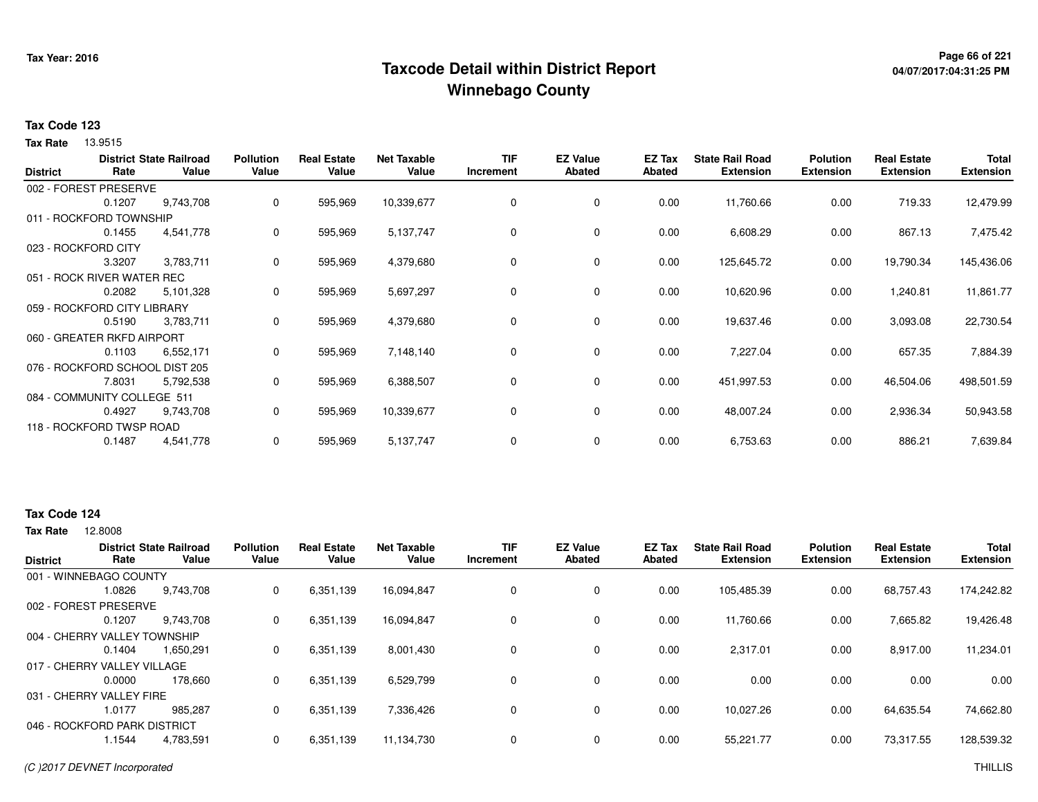Tax Year: 2016

# Taxcode Detail within District Report
## Winnebago County

**Tax Code 123**

**Tax Rate** 13.9515

| District | District Rate | State Railroad Value | Pollution Value | Real Estate Value | Net Taxable Value | TIF Increment | EZ Value Abated | EZ Tax Abated | State Rail Road Extension | Polution Extension | Real Estate Extension | Total Extension |
|---|---|---|---|---|---|---|---|---|---|---|---|---|
| 002 - FOREST PRESERVE | 0.1207 | 9,743,708 | 0 | 595,969 | 10,339,677 | 0 | 0 | 0.00 | 11,760.66 | 0.00 | 719.33 | 12,479.99 |
| 011 - ROCKFORD TOWNSHIP | 0.1455 | 4,541,778 | 0 | 595,969 | 5,137,747 | 0 | 0 | 0.00 | 6,608.29 | 0.00 | 867.13 | 7,475.42 |
| 023 - ROCKFORD CITY | 3.3207 | 3,783,711 | 0 | 595,969 | 4,379,680 | 0 | 0 | 0.00 | 125,645.72 | 0.00 | 19,790.34 | 145,436.06 |
| 051 - ROCK RIVER WATER REC | 0.2082 | 5,101,328 | 0 | 595,969 | 5,697,297 | 0 | 0 | 0.00 | 10,620.96 | 0.00 | 1,240.81 | 11,861.77 |
| 059 - ROCKFORD CITY LIBRARY | 0.5190 | 3,783,711 | 0 | 595,969 | 4,379,680 | 0 | 0 | 0.00 | 19,637.46 | 0.00 | 3,093.08 | 22,730.54 |
| 060 - GREATER RKFD AIRPORT | 0.1103 | 6,552,171 | 0 | 595,969 | 7,148,140 | 0 | 0 | 0.00 | 7,227.04 | 0.00 | 657.35 | 7,884.39 |
| 076 - ROCKFORD SCHOOL DIST 205 | 7.8031 | 5,792,538 | 0 | 595,969 | 6,388,507 | 0 | 0 | 0.00 | 451,997.53 | 0.00 | 46,504.06 | 498,501.59 |
| 084 - COMMUNITY COLLEGE 511 | 0.4927 | 9,743,708 | 0 | 595,969 | 10,339,677 | 0 | 0 | 0.00 | 48,007.24 | 0.00 | 2,936.34 | 50,943.58 |
| 118 - ROCKFORD TWSP ROAD | 0.1487 | 4,541,778 | 0 | 595,969 | 5,137,747 | 0 | 0 | 0.00 | 6,753.63 | 0.00 | 886.21 | 7,639.84 |

**Tax Code 124**

**Tax Rate** 12.8008

| District | District Rate | State Railroad Value | Pollution Value | Real Estate Value | Net Taxable Value | TIF Increment | EZ Value Abated | EZ Tax Abated | State Rail Road Extension | Polution Extension | Real Estate Extension | Total Extension |
|---|---|---|---|---|---|---|---|---|---|---|---|---|
| 001 - WINNEBAGO COUNTY | 1.0826 | 9,743,708 | 0 | 6,351,139 | 16,094,847 | 0 | 0 | 0.00 | 105,485.39 | 0.00 | 68,757.43 | 174,242.82 |
| 002 - FOREST PRESERVE | 0.1207 | 9,743,708 | 0 | 6,351,139 | 16,094,847 | 0 | 0 | 0.00 | 11,760.66 | 0.00 | 7,665.82 | 19,426.48 |
| 004 - CHERRY VALLEY TOWNSHIP | 0.1404 | 1,650,291 | 0 | 6,351,139 | 8,001,430 | 0 | 0 | 0.00 | 2,317.01 | 0.00 | 8,917.00 | 11,234.01 |
| 017 - CHERRY VALLEY VILLAGE | 0.0000 | 178,660 | 0 | 6,351,139 | 6,529,799 | 0 | 0 | 0.00 | 0.00 | 0.00 | 0.00 | 0.00 |
| 031 - CHERRY VALLEY FIRE | 1.0177 | 985,287 | 0 | 6,351,139 | 7,336,426 | 0 | 0 | 0.00 | 10,027.26 | 0.00 | 64,635.54 | 74,662.80 |
| 046 - ROCKFORD PARK DISTRICT | 1.1544 | 4,783,591 | 0 | 6,351,139 | 11,134,730 | 0 | 0 | 0.00 | 55,221.77 | 0.00 | 73,317.55 | 128,539.32 |

(C )2017 DEVNET Incorporated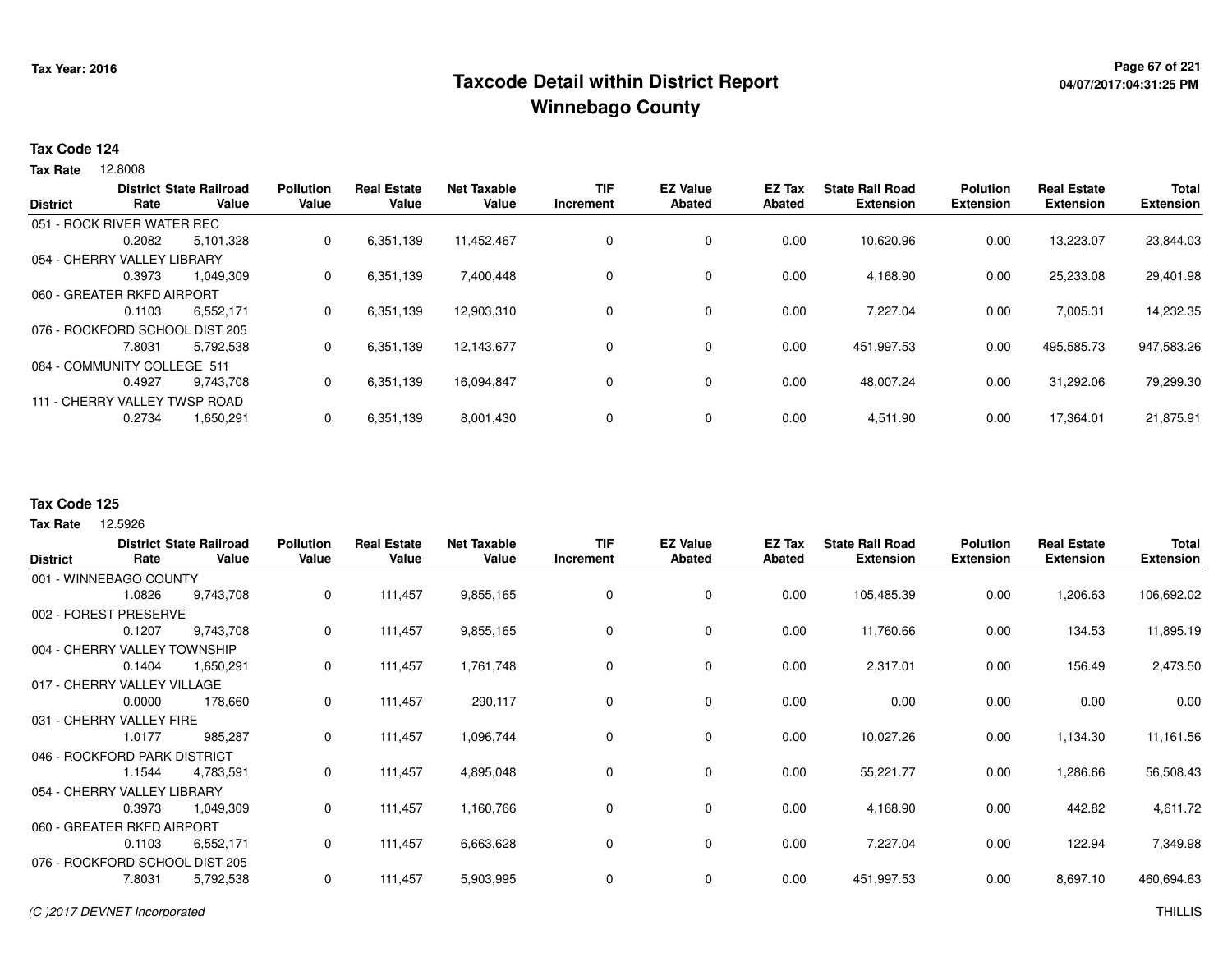# Taxcode Detail within District Report
# Winnebago County

Tax Year: 2016

**Tax Code 124**

**Tax Rate** 12.8008

| District | District Rate | State Railroad Value | Pollution Value | Real Estate Value | Net Taxable Value | TIF Increment | EZ Value Abated | EZ Tax Abated | State Rail Road Extension | Polution Extension | Real Estate Extension | Total Extension |
|---|---|---|---|---|---|---|---|---|---|---|---|---|
| 051 - ROCK RIVER WATER REC | 0.2082 | 5,101,328 | 0 | 6,351,139 | 11,452,467 | 0 | 0 | 0.00 | 10,620.96 | 0.00 | 13,223.07 | 23,844.03 |
| 054 - CHERRY VALLEY LIBRARY | 0.3973 | 1,049,309 | 0 | 6,351,139 | 7,400,448 | 0 | 0 | 0.00 | 4,168.90 | 0.00 | 25,233.08 | 29,401.98 |
| 060 - GREATER RKFD AIRPORT | 0.1103 | 6,552,171 | 0 | 6,351,139 | 12,903,310 | 0 | 0 | 0.00 | 7,227.04 | 0.00 | 7,005.31 | 14,232.35 |
| 076 - ROCKFORD SCHOOL DIST 205 | 7.8031 | 5,792,538 | 0 | 6,351,139 | 12,143,677 | 0 | 0 | 0.00 | 451,997.53 | 0.00 | 495,585.73 | 947,583.26 |
| 084 - COMMUNITY COLLEGE 511 | 0.4927 | 9,743,708 | 0 | 6,351,139 | 16,094,847 | 0 | 0 | 0.00 | 48,007.24 | 0.00 | 31,292.06 | 79,299.30 |
| 111 - CHERRY VALLEY TWSP ROAD | 0.2734 | 1,650,291 | 0 | 6,351,139 | 8,001,430 | 0 | 0 | 0.00 | 4,511.90 | 0.00 | 17,364.01 | 21,875.91 |

**Tax Code 125**

**Tax Rate** 12.5926

| District | District Rate | State Railroad Value | Pollution Value | Real Estate Value | Net Taxable Value | TIF Increment | EZ Value Abated | EZ Tax Abated | State Rail Road Extension | Polution Extension | Real Estate Extension | Total Extension |
|---|---|---|---|---|---|---|---|---|---|---|---|---|
| 001 - WINNEBAGO COUNTY | 1.0826 | 9,743,708 | 0 | 111,457 | 9,855,165 | 0 | 0 | 0.00 | 105,485.39 | 0.00 | 1,206.63 | 106,692.02 |
| 002 - FOREST PRESERVE | 0.1207 | 9,743,708 | 0 | 111,457 | 9,855,165 | 0 | 0 | 0.00 | 11,760.66 | 0.00 | 134.53 | 11,895.19 |
| 004 - CHERRY VALLEY TOWNSHIP | 0.1404 | 1,650,291 | 0 | 111,457 | 1,761,748 | 0 | 0 | 0.00 | 2,317.01 | 0.00 | 156.49 | 2,473.50 |
| 017 - CHERRY VALLEY VILLAGE | 0.0000 | 178,660 | 0 | 111,457 | 290,117 | 0 | 0 | 0.00 | 0.00 | 0.00 | 0.00 | 0.00 |
| 031 - CHERRY VALLEY FIRE | 1.0177 | 985,287 | 0 | 111,457 | 1,096,744 | 0 | 0 | 0.00 | 10,027.26 | 0.00 | 1,134.30 | 11,161.56 |
| 046 - ROCKFORD PARK DISTRICT | 1.1544 | 4,783,591 | 0 | 111,457 | 4,895,048 | 0 | 0 | 0.00 | 55,221.77 | 0.00 | 1,286.66 | 56,508.43 |
| 054 - CHERRY VALLEY LIBRARY | 0.3973 | 1,049,309 | 0 | 111,457 | 1,160,766 | 0 | 0 | 0.00 | 4,168.90 | 0.00 | 442.82 | 4,611.72 |
| 060 - GREATER RKFD AIRPORT | 0.1103 | 6,552,171 | 0 | 111,457 | 6,663,628 | 0 | 0 | 0.00 | 7,227.04 | 0.00 | 122.94 | 7,349.98 |
| 076 - ROCKFORD SCHOOL DIST 205 | 7.8031 | 5,792,538 | 0 | 111,457 | 5,903,995 | 0 | 0 | 0.00 | 451,997.53 | 0.00 | 8,697.10 | 460,694.63 |

(C )2017 DEVNET Incorporated THILLIS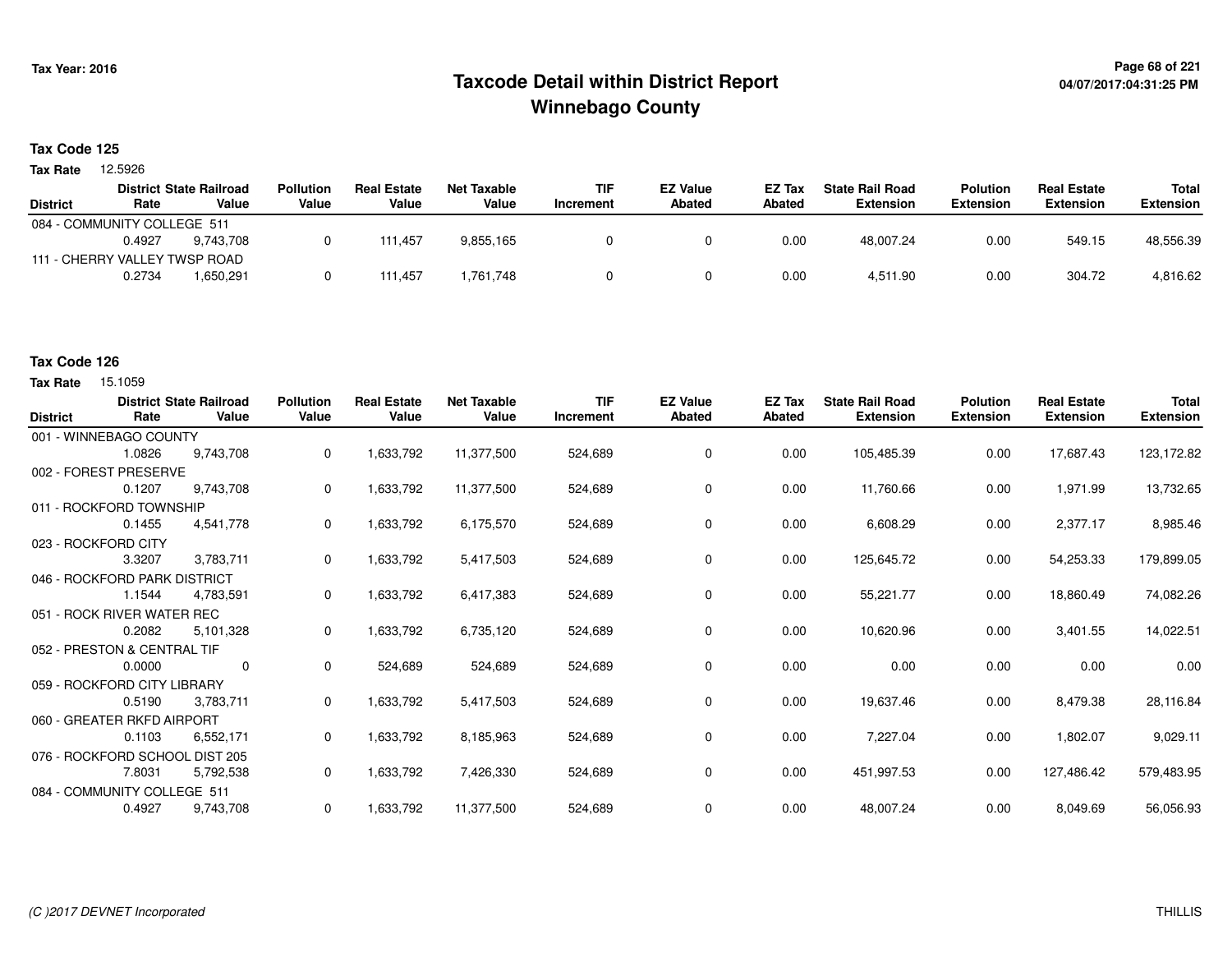# Taxcode Detail within District Report

## Winnebago County

Tax Year: 2016

04/07/2017:04:31:25 PM

### Tax Code 125

**Tax Rate** 12.5926

| District | District Rate | State Railroad Value | Pollution Value | Real Estate Value | Net Taxable Value | TIF Increment | EZ Value Abated | EZ Tax Abated | State Rail Road Extension | Polution Extension | Real Estate Extension | Total Extension |
|---|---|---|---|---|---|---|---|---|---|---|---|---|
| 084 - COMMUNITY COLLEGE 511 | | | | | | | | | | | | |
| | 0.4927 | 9,743,708 | 0 | 111,457 | 9,855,165 | 0 | 0 | 0.00 | 48,007.24 | 0.00 | 549.15 | 48,556.39 |
| 111 - CHERRY VALLEY TWSP ROAD | | | | | | | | | | | | |
| | 0.2734 | 1,650,291 | 0 | 111,457 | 1,761,748 | 0 | 0 | 0.00 | 4,511.90 | 0.00 | 304.72 | 4,816.62 |

### Tax Code 126

**Tax Rate** 15.1059

| District | District Rate | State Railroad Value | Pollution Value | Real Estate Value | Net Taxable Value | TIF Increment | EZ Value Abated | EZ Tax Abated | State Rail Road Extension | Polution Extension | Real Estate Extension | Total Extension |
|---|---|---|---|---|---|---|---|---|---|---|---|---|
| 001 - WINNEBAGO COUNTY | | | | | | | | | | | | |
| | 1.0826 | 9,743,708 | 0 | 1,633,792 | 11,377,500 | 524,689 | 0 | 0.00 | 105,485.39 | 0.00 | 17,687.43 | 123,172.82 |
| 002 - FOREST PRESERVE | | | | | | | | | | | | |
| | 0.1207 | 9,743,708 | 0 | 1,633,792 | 11,377,500 | 524,689 | 0 | 0.00 | 11,760.66 | 0.00 | 1,971.99 | 13,732.65 |
| 011 - ROCKFORD TOWNSHIP | | | | | | | | | | | | |
| | 0.1455 | 4,541,778 | 0 | 1,633,792 | 6,175,570 | 524,689 | 0 | 0.00 | 6,608.29 | 0.00 | 2,377.17 | 8,985.46 |
| 023 - ROCKFORD CITY | | | | | | | | | | | | |
| | 3.3207 | 3,783,711 | 0 | 1,633,792 | 5,417,503 | 524,689 | 0 | 0.00 | 125,645.72 | 0.00 | 54,253.33 | 179,899.05 |
| 046 - ROCKFORD PARK DISTRICT | | | | | | | | | | | | |
| | 1.1544 | 4,783,591 | 0 | 1,633,792 | 6,417,383 | 524,689 | 0 | 0.00 | 55,221.77 | 0.00 | 18,860.49 | 74,082.26 |
| 051 - ROCK RIVER WATER REC | | | | | | | | | | | | |
| | 0.2082 | 5,101,328 | 0 | 1,633,792 | 6,735,120 | 524,689 | 0 | 0.00 | 10,620.96 | 0.00 | 3,401.55 | 14,022.51 |
| 052 - PRESTON & CENTRAL TIF | | | | | | | | | | | | |
| | 0.0000 | 0 | 0 | 524,689 | 524,689 | 524,689 | 0 | 0.00 | 0.00 | 0.00 | 0.00 | 0.00 |
| 059 - ROCKFORD CITY LIBRARY | | | | | | | | | | | | |
| | 0.5190 | 3,783,711 | 0 | 1,633,792 | 5,417,503 | 524,689 | 0 | 0.00 | 19,637.46 | 0.00 | 8,479.38 | 28,116.84 |
| 060 - GREATER RKFD AIRPORT | | | | | | | | | | | | |
| | 0.1103 | 6,552,171 | 0 | 1,633,792 | 8,185,963 | 524,689 | 0 | 0.00 | 7,227.04 | 0.00 | 1,802.07 | 9,029.11 |
| 076 - ROCKFORD SCHOOL DIST 205 | | | | | | | | | | | | |
| | 7.8031 | 5,792,538 | 0 | 1,633,792 | 7,426,330 | 524,689 | 0 | 0.00 | 451,997.53 | 0.00 | 127,486.42 | 579,483.95 |
| 084 - COMMUNITY COLLEGE 511 | | | | | | | | | | | | |
| | 0.4927 | 9,743,708 | 0 | 1,633,792 | 11,377,500 | 524,689 | 0 | 0.00 | 48,007.24 | 0.00 | 8,049.69 | 56,056.93 |

(C )2017 DEVNET Incorporated

THILLIS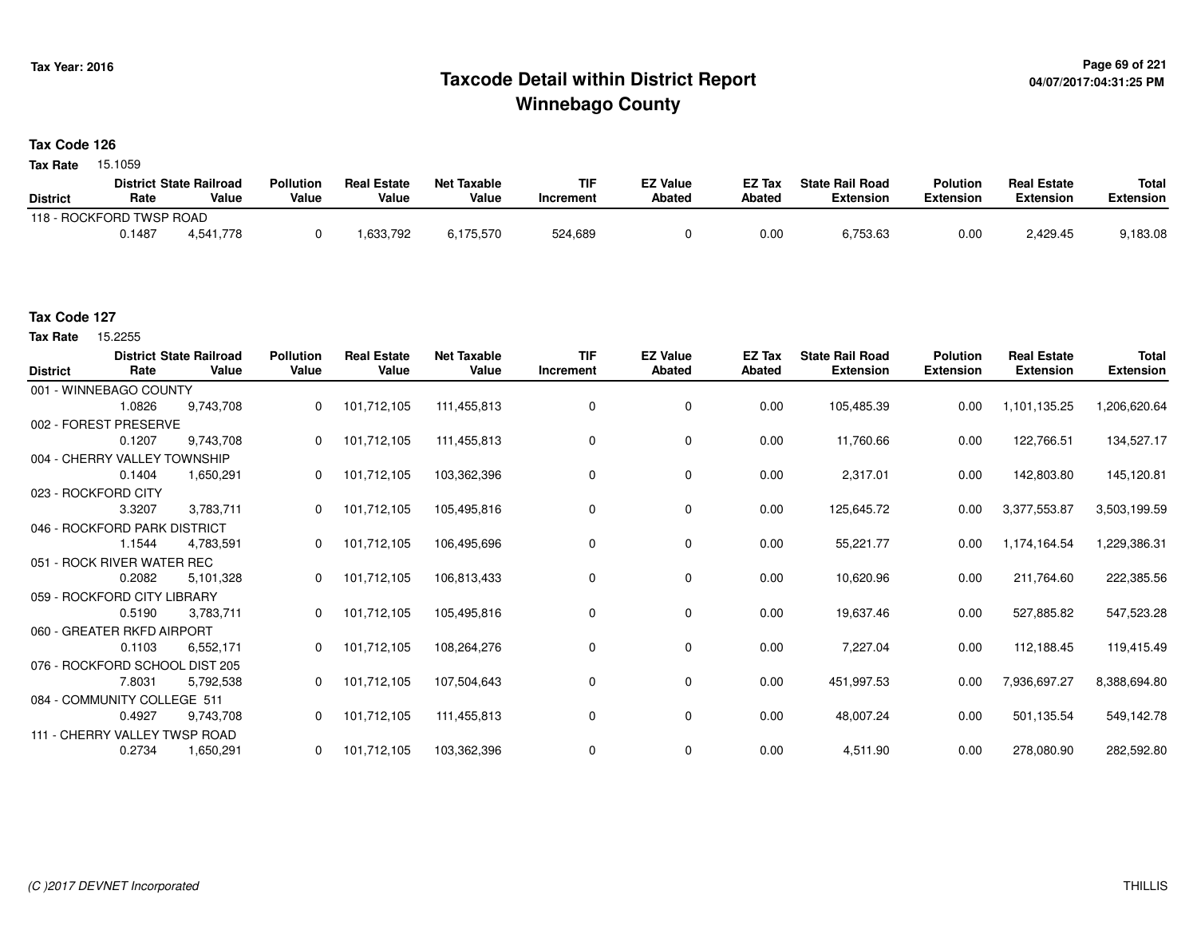# Taxcode Detail within District Report
# Winnebago County

Tax Year: 2016

04/07/2017:04:31:25 PM

**Tax Code 126**

**Tax Rate** 15.1059

| District | District Rate | State Railroad Value | Pollution Value | Real Estate Value | Net Taxable Value | TIF Increment | EZ Value Abated | EZ Tax Abated | State Rail Road Extension | Polution Extension | Real Estate Extension | Total Extension |
|---|---|---|---|---|---|---|---|---|---|---|---|---|
| 118 - ROCKFORD TWSP ROAD | 0.1487 | 4,541,778 | 0 | 1,633,792 | 6,175,570 | 524,689 | 0 | 0.00 | 6,753.63 | 0.00 | 2,429.45 | 9,183.08 |

**Tax Code 127**

**Tax Rate** 15.2255

| District | District Rate | State Railroad Value | Pollution Value | Real Estate Value | Net Taxable Value | TIF Increment | EZ Value Abated | EZ Tax Abated | State Rail Road Extension | Polution Extension | Real Estate Extension | Total Extension |
|---|---|---|---|---|---|---|---|---|---|---|---|---|
| 001 - WINNEBAGO COUNTY | 1.0826 | 9,743,708 | 0 | 101,712,105 | 111,455,813 | 0 | 0 | 0.00 | 105,485.39 | 0.00 | 1,101,135.25 | 1,206,620.64 |
| 002 - FOREST PRESERVE | 0.1207 | 9,743,708 | 0 | 101,712,105 | 111,455,813 | 0 | 0 | 0.00 | 11,760.66 | 0.00 | 122,766.51 | 134,527.17 |
| 004 - CHERRY VALLEY TOWNSHIP | 0.1404 | 1,650,291 | 0 | 101,712,105 | 103,362,396 | 0 | 0 | 0.00 | 2,317.01 | 0.00 | 142,803.80 | 145,120.81 |
| 023 - ROCKFORD CITY | 3.3207 | 3,783,711 | 0 | 101,712,105 | 105,495,816 | 0 | 0 | 0.00 | 125,645.72 | 0.00 | 3,377,553.87 | 3,503,199.59 |
| 046 - ROCKFORD PARK DISTRICT | 1.1544 | 4,783,591 | 0 | 101,712,105 | 106,495,696 | 0 | 0 | 0.00 | 55,221.77 | 0.00 | 1,174,164.54 | 1,229,386.31 |
| 051 - ROCK RIVER WATER REC | 0.2082 | 5,101,328 | 0 | 101,712,105 | 106,813,433 | 0 | 0 | 0.00 | 10,620.96 | 0.00 | 211,764.60 | 222,385.56 |
| 059 - ROCKFORD CITY LIBRARY | 0.5190 | 3,783,711 | 0 | 101,712,105 | 105,495,816 | 0 | 0 | 0.00 | 19,637.46 | 0.00 | 527,885.82 | 547,523.28 |
| 060 - GREATER RKFD AIRPORT | 0.1103 | 6,552,171 | 0 | 101,712,105 | 108,264,276 | 0 | 0 | 0.00 | 7,227.04 | 0.00 | 112,188.45 | 119,415.49 |
| 076 - ROCKFORD SCHOOL DIST 205 | 7.8031 | 5,792,538 | 0 | 101,712,105 | 107,504,643 | 0 | 0 | 0.00 | 451,997.53 | 0.00 | 7,936,697.27 | 8,388,694.80 |
| 084 - COMMUNITY COLLEGE 511 | 0.4927 | 9,743,708 | 0 | 101,712,105 | 111,455,813 | 0 | 0 | 0.00 | 48,007.24 | 0.00 | 501,135.54 | 549,142.78 |
| 111 - CHERRY VALLEY TWSP ROAD | 0.2734 | 1,650,291 | 0 | 101,712,105 | 103,362,396 | 0 | 0 | 0.00 | 4,511.90 | 0.00 | 278,080.90 | 282,592.80 |

(C )2017 DEVNET Incorporated

THILLIS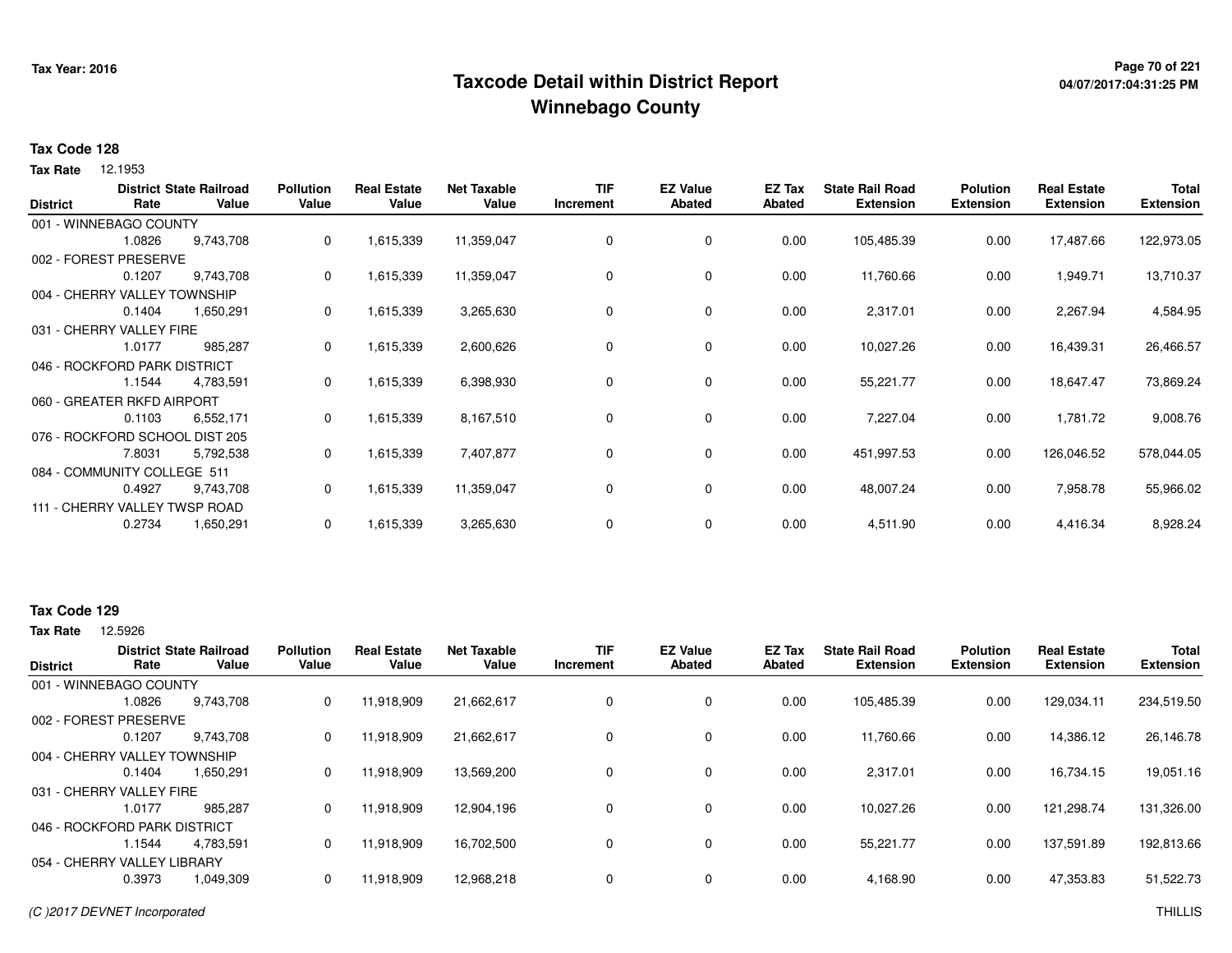# Taxcode Detail within District Report
## Winnebago County

Tax Year: 2016

**Tax Code 128**

**Tax Rate** 12.1953

| District | District Rate | State Railroad Value | Pollution Value | Real Estate Value | Net Taxable Value | TIF Increment | EZ Value Abated | EZ Tax Abated | State Rail Road Extension | Polution Extension | Real Estate Extension | Total Extension |
|---|---|---|---|---|---|---|---|---|---|---|---|---|
| 001 - WINNEBAGO COUNTY | | | | | | | | | | | | |
| | 1.0826 | 9,743,708 | 0 | 1,615,339 | 11,359,047 | 0 | 0 | 0.00 | 105,485.39 | 0.00 | 17,487.66 | 122,973.05 |
| 002 - FOREST PRESERVE | | | | | | | | | | | | |
| | 0.1207 | 9,743,708 | 0 | 1,615,339 | 11,359,047 | 0 | 0 | 0.00 | 11,760.66 | 0.00 | 1,949.71 | 13,710.37 |
| 004 - CHERRY VALLEY TOWNSHIP | | | | | | | | | | | | |
| | 0.1404 | 1,650,291 | 0 | 1,615,339 | 3,265,630 | 0 | 0 | 0.00 | 2,317.01 | 0.00 | 2,267.94 | 4,584.95 |
| 031 - CHERRY VALLEY FIRE | | | | | | | | | | | | |
| | 1.0177 | 985,287 | 0 | 1,615,339 | 2,600,626 | 0 | 0 | 0.00 | 10,027.26 | 0.00 | 16,439.31 | 26,466.57 |
| 046 - ROCKFORD PARK DISTRICT | | | | | | | | | | | | |
| | 1.1544 | 4,783,591 | 0 | 1,615,339 | 6,398,930 | 0 | 0 | 0.00 | 55,221.77 | 0.00 | 18,647.47 | 73,869.24 |
| 060 - GREATER RKFD AIRPORT | | | | | | | | | | | | |
| | 0.1103 | 6,552,171 | 0 | 1,615,339 | 8,167,510 | 0 | 0 | 0.00 | 7,227.04 | 0.00 | 1,781.72 | 9,008.76 |
| 076 - ROCKFORD SCHOOL DIST 205 | | | | | | | | | | | | |
| | 7.8031 | 5,792,538 | 0 | 1,615,339 | 7,407,877 | 0 | 0 | 0.00 | 451,997.53 | 0.00 | 126,046.52 | 578,044.05 |
| 084 - COMMUNITY COLLEGE 511 | | | | | | | | | | | | |
| | 0.4927 | 9,743,708 | 0 | 1,615,339 | 11,359,047 | 0 | 0 | 0.00 | 48,007.24 | 0.00 | 7,958.78 | 55,966.02 |
| 111 - CHERRY VALLEY TWSP ROAD | | | | | | | | | | | | |
| | 0.2734 | 1,650,291 | 0 | 1,615,339 | 3,265,630 | 0 | 0 | 0.00 | 4,511.90 | 0.00 | 4,416.34 | 8,928.24 |

**Tax Code 129**

**Tax Rate** 12.5926

| District | District Rate | State Railroad Value | Pollution Value | Real Estate Value | Net Taxable Value | TIF Increment | EZ Value Abated | EZ Tax Abated | State Rail Road Extension | Polution Extension | Real Estate Extension | Total Extension |
|---|---|---|---|---|---|---|---|---|---|---|---|---|
| 001 - WINNEBAGO COUNTY | | | | | | | | | | | | |
| | 1.0826 | 9,743,708 | 0 | 11,918,909 | 21,662,617 | 0 | 0 | 0.00 | 105,485.39 | 0.00 | 129,034.11 | 234,519.50 |
| 002 - FOREST PRESERVE | | | | | | | | | | | | |
| | 0.1207 | 9,743,708 | 0 | 11,918,909 | 21,662,617 | 0 | 0 | 0.00 | 11,760.66 | 0.00 | 14,386.12 | 26,146.78 |
| 004 - CHERRY VALLEY TOWNSHIP | | | | | | | | | | | | |
| | 0.1404 | 1,650,291 | 0 | 11,918,909 | 13,569,200 | 0 | 0 | 0.00 | 2,317.01 | 0.00 | 16,734.15 | 19,051.16 |
| 031 - CHERRY VALLEY FIRE | | | | | | | | | | | | |
| | 1.0177 | 985,287 | 0 | 11,918,909 | 12,904,196 | 0 | 0 | 0.00 | 10,027.26 | 0.00 | 121,298.74 | 131,326.00 |
| 046 - ROCKFORD PARK DISTRICT | | | | | | | | | | | | |
| | 1.1544 | 4,783,591 | 0 | 11,918,909 | 16,702,500 | 0 | 0 | 0.00 | 55,221.77 | 0.00 | 137,591.89 | 192,813.66 |
| 054 - CHERRY VALLEY LIBRARY | | | | | | | | | | | | |
| | 0.3973 | 1,049,309 | 0 | 11,918,909 | 12,968,218 | 0 | 0 | 0.00 | 4,168.90 | 0.00 | 47,353.83 | 51,522.73 |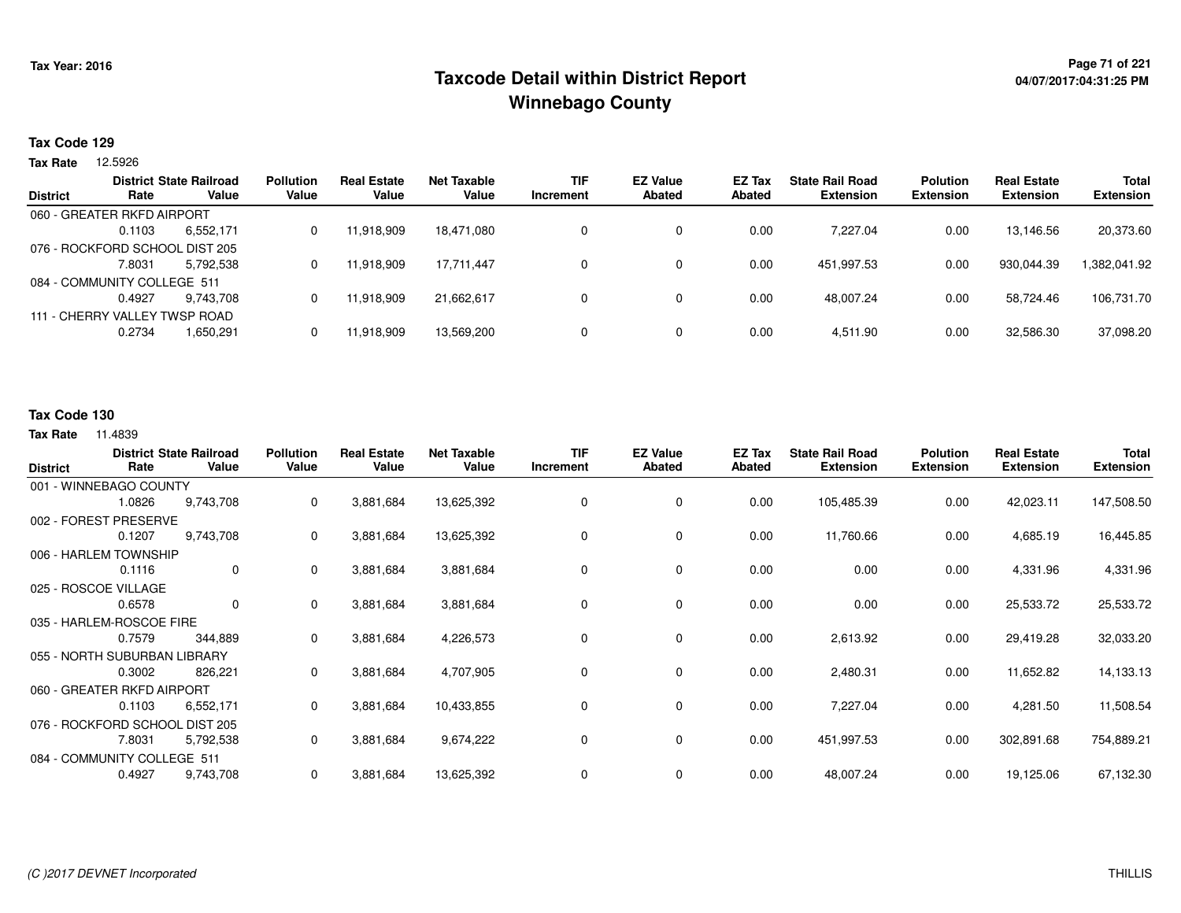# Taxcode Detail within District Report
# Winnebago County

Tax Year: 2016

## Tax Code 129

**Tax Rate** 12.5926

| District | District Rate | State Railroad Value | Pollution Value | Real Estate Value | Net Taxable Value | TIF Increment | EZ Value Abated | EZ Tax Abated | State Rail Road Extension | Polution Extension | Real Estate Extension | Total Extension |
|---|---|---|---|---|---|---|---|---|---|---|---|---|
| 060 - GREATER RKFD AIRPORT | 0.1103 | 6,552,171 | 0 | 11,918,909 | 18,471,080 | 0 | 0 | 0.00 | 7,227.04 | 0.00 | 13,146.56 | 20,373.60 |
| 076 - ROCKFORD SCHOOL DIST 205 | 7.8031 | 5,792,538 | 0 | 11,918,909 | 17,711,447 | 0 | 0 | 0.00 | 451,997.53 | 0.00 | 930,044.39 | 1,382,041.92 |
| 084 - COMMUNITY COLLEGE 511 | 0.4927 | 9,743,708 | 0 | 11,918,909 | 21,662,617 | 0 | 0 | 0.00 | 48,007.24 | 0.00 | 58,724.46 | 106,731.70 |
| 111 - CHERRY VALLEY TWSP ROAD | 0.2734 | 1,650,291 | 0 | 11,918,909 | 13,569,200 | 0 | 0 | 0.00 | 4,511.90 | 0.00 | 32,586.30 | 37,098.20 |

## Tax Code 130

**Tax Rate** 11.4839

| District | District Rate | State Railroad Value | Pollution Value | Real Estate Value | Net Taxable Value | TIF Increment | EZ Value Abated | EZ Tax Abated | State Rail Road Extension | Polution Extension | Real Estate Extension | Total Extension |
|---|---|---|---|---|---|---|---|---|---|---|---|---|
| 001 - WINNEBAGO COUNTY | 1.0826 | 9,743,708 | 0 | 3,881,684 | 13,625,392 | 0 | 0 | 0.00 | 105,485.39 | 0.00 | 42,023.11 | 147,508.50 |
| 002 - FOREST PRESERVE | 0.1207 | 9,743,708 | 0 | 3,881,684 | 13,625,392 | 0 | 0 | 0.00 | 11,760.66 | 0.00 | 4,685.19 | 16,445.85 |
| 006 - HARLEM TOWNSHIP | 0.1116 | 0 | 0 | 3,881,684 | 3,881,684 | 0 | 0 | 0.00 | 0.00 | 0.00 | 4,331.96 | 4,331.96 |
| 025 - ROSCOE VILLAGE | 0.6578 | 0 | 0 | 3,881,684 | 3,881,684 | 0 | 0 | 0.00 | 0.00 | 0.00 | 25,533.72 | 25,533.72 |
| 035 - HARLEM-ROSCOE FIRE | 0.7579 | 344,889 | 0 | 3,881,684 | 4,226,573 | 0 | 0 | 0.00 | 2,613.92 | 0.00 | 29,419.28 | 32,033.20 |
| 055 - NORTH SUBURBAN LIBRARY | 0.3002 | 826,221 | 0 | 3,881,684 | 4,707,905 | 0 | 0 | 0.00 | 2,480.31 | 0.00 | 11,652.82 | 14,133.13 |
| 060 - GREATER RKFD AIRPORT | 0.1103 | 6,552,171 | 0 | 3,881,684 | 10,433,855 | 0 | 0 | 0.00 | 7,227.04 | 0.00 | 4,281.50 | 11,508.54 |
| 076 - ROCKFORD SCHOOL DIST 205 | 7.8031 | 5,792,538 | 0 | 3,881,684 | 9,674,222 | 0 | 0 | 0.00 | 451,997.53 | 0.00 | 302,891.68 | 754,889.21 |
| 084 - COMMUNITY COLLEGE 511 | 0.4927 | 9,743,708 | 0 | 3,881,684 | 13,625,392 | 0 | 0 | 0.00 | 48,007.24 | 0.00 | 19,125.06 | 67,132.30 |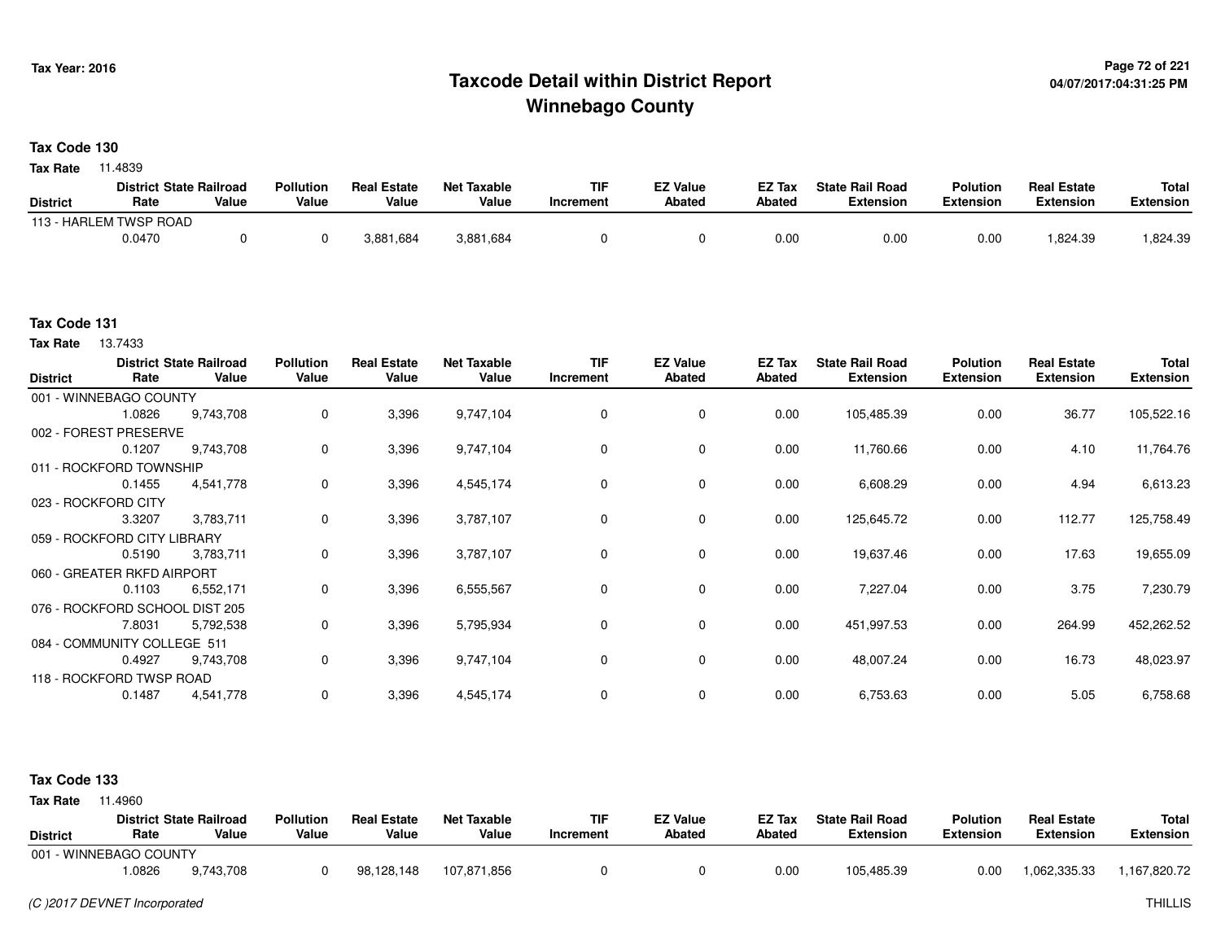# Taxcode Detail within District Report
## Winnebago County

Tax Year: 2016

04/07/2017:04:31:25 PM

**Tax Code 130**

**Tax Rate** 11.4839

| District | District Rate | State Railroad Value | Pollution Value | Real Estate Value | Net Taxable Value | TIF Increment | EZ Value Abated | EZ Tax Abated | State Rail Road Extension | Polution Extension | Real Estate Extension | Total Extension |
|---|---|---|---|---|---|---|---|---|---|---|---|---|
| 113 - HARLEM TWSP ROAD | | | | | | | | | | | | |
| | 0.0470 | 0 | 0 | 3,881,684 | 3,881,684 | 0 | 0 | 0.00 | 0.00 | 0.00 | 1,824.39 | 1,824.39 |

**Tax Code 131**

**Tax Rate** 13.7433

| District | District Rate | State Railroad Value | Pollution Value | Real Estate Value | Net Taxable Value | TIF Increment | EZ Value Abated | EZ Tax Abated | State Rail Road Extension | Polution Extension | Real Estate Extension | Total Extension |
|---|---|---|---|---|---|---|---|---|---|---|---|---|
| 001 - WINNEBAGO COUNTY | | | | | | | | | | | | |
| | 1.0826 | 9,743,708 | 0 | 3,396 | 9,747,104 | 0 | 0 | 0.00 | 105,485.39 | 0.00 | 36.77 | 105,522.16 |
| 002 - FOREST PRESERVE | | | | | | | | | | | | |
| | 0.1207 | 9,743,708 | 0 | 3,396 | 9,747,104 | 0 | 0 | 0.00 | 11,760.66 | 0.00 | 4.10 | 11,764.76 |
| 011 - ROCKFORD TOWNSHIP | | | | | | | | | | | | |
| | 0.1455 | 4,541,778 | 0 | 3,396 | 4,545,174 | 0 | 0 | 0.00 | 6,608.29 | 0.00 | 4.94 | 6,613.23 |
| 023 - ROCKFORD CITY | | | | | | | | | | | | |
| | 3.3207 | 3,783,711 | 0 | 3,396 | 3,787,107 | 0 | 0 | 0.00 | 125,645.72 | 0.00 | 112.77 | 125,758.49 |
| 059 - ROCKFORD CITY LIBRARY | | | | | | | | | | | | |
| | 0.5190 | 3,783,711 | 0 | 3,396 | 3,787,107 | 0 | 0 | 0.00 | 19,637.46 | 0.00 | 17.63 | 19,655.09 |
| 060 - GREATER RKFD AIRPORT | | | | | | | | | | | | |
| | 0.1103 | 6,552,171 | 0 | 3,396 | 6,555,567 | 0 | 0 | 0.00 | 7,227.04 | 0.00 | 3.75 | 7,230.79 |
| 076 - ROCKFORD SCHOOL DIST 205 | | | | | | | | | | | | |
| | 7.8031 | 5,792,538 | 0 | 3,396 | 5,795,934 | 0 | 0 | 0.00 | 451,997.53 | 0.00 | 264.99 | 452,262.52 |
| 084 - COMMUNITY COLLEGE 511 | | | | | | | | | | | | |
| | 0.4927 | 9,743,708 | 0 | 3,396 | 9,747,104 | 0 | 0 | 0.00 | 48,007.24 | 0.00 | 16.73 | 48,023.97 |
| 118 - ROCKFORD TWSP ROAD | | | | | | | | | | | | |
| | 0.1487 | 4,541,778 | 0 | 3,396 | 4,545,174 | 0 | 0 | 0.00 | 6,753.63 | 0.00 | 5.05 | 6,758.68 |

**Tax Code 133**

**Tax Rate** 11.4960

| District | District Rate | State Railroad Value | Pollution Value | Real Estate Value | Net Taxable Value | TIF Increment | EZ Value Abated | EZ Tax Abated | State Rail Road Extension | Polution Extension | Real Estate Extension | Total Extension |
|---|---|---|---|---|---|---|---|---|---|---|---|---|
| 001 - WINNEBAGO COUNTY | | | | | | | | | | | | |
| | 1.0826 | 9,743,708 | 0 | 98,128,148 | 107,871,856 | 0 | 0 | 0.00 | 105,485.39 | 0.00 | 1,062,335.33 | 1,167,820.72 |

(C )2017 DEVNET Incorporated

THILLIS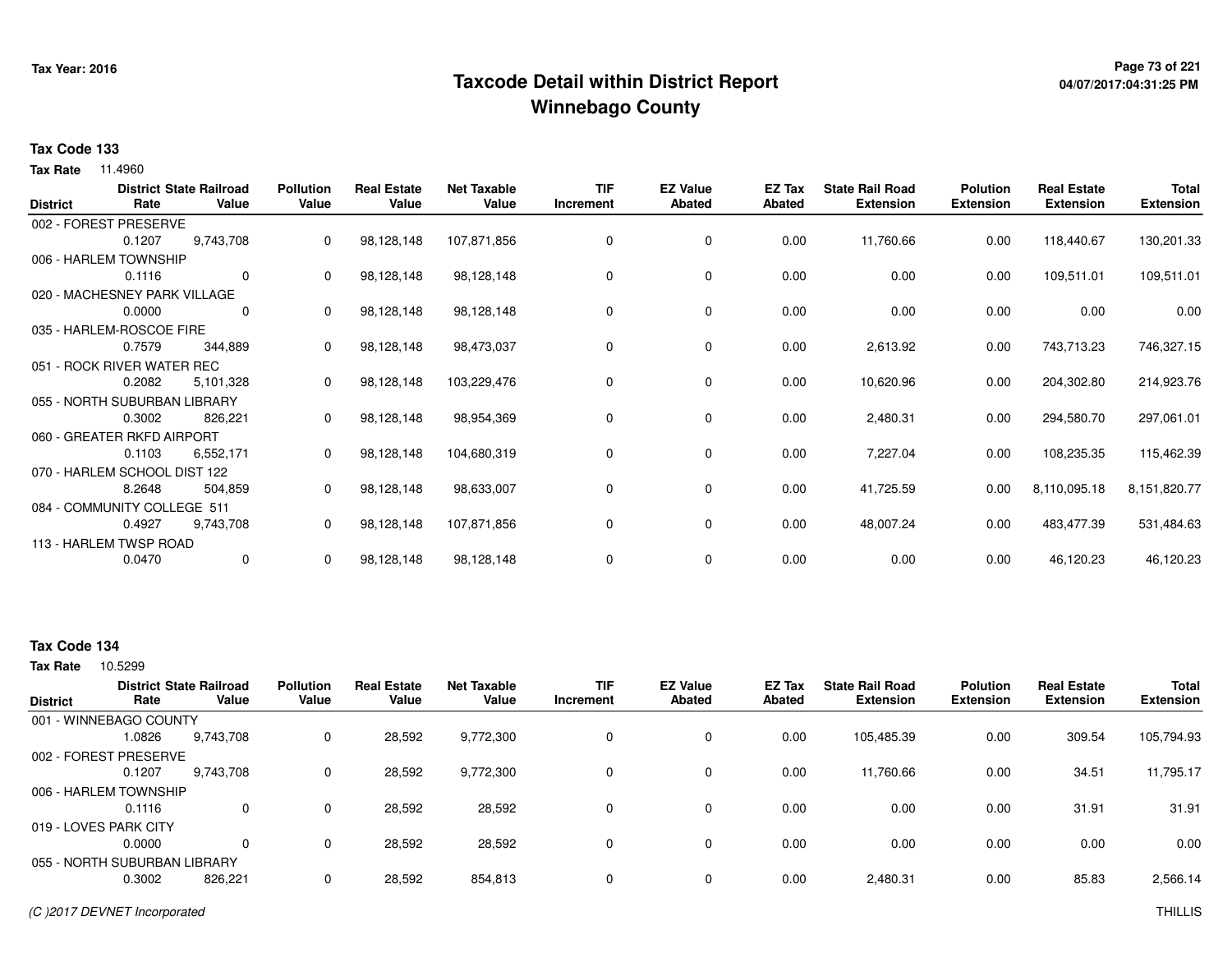**Tax Year: 2016**

# Taxcode Detail within District Report
## Winnebago County

**04/07/2017:04:31:25 PM**

### Tax Code 133

**Tax Rate** 11.4960

| District | District Rate | State Railroad Value | Pollution Value | Real Estate Value | Net Taxable Value | TIF Increment | EZ Value Abated | EZ Tax Abated | State Rail Road Extension | Polution Extension | Real Estate Extension | Total Extension |
|---|---|---|---|---|---|---|---|---|---|---|---|---|
| 002 - FOREST PRESERVE | 0.1207 | 9,743,708 | 0 | 98,128,148 | 107,871,856 | 0 | 0 | 0.00 | 11,760.66 | 0.00 | 118,440.67 | 130,201.33 |
| 006 - HARLEM TOWNSHIP | 0.1116 | 0 | 0 | 98,128,148 | 98,128,148 | 0 | 0 | 0.00 | 0.00 | 0.00 | 109,511.01 | 109,511.01 |
| 020 - MACHESNEY PARK VILLAGE | 0.0000 | 0 | 0 | 98,128,148 | 98,128,148 | 0 | 0 | 0.00 | 0.00 | 0.00 | 0.00 | 0.00 |
| 035 - HARLEM-ROSCOE FIRE | 0.7579 | 344,889 | 0 | 98,128,148 | 98,473,037 | 0 | 0 | 0.00 | 2,613.92 | 0.00 | 743,713.23 | 746,327.15 |
| 051 - ROCK RIVER WATER REC | 0.2082 | 5,101,328 | 0 | 98,128,148 | 103,229,476 | 0 | 0 | 0.00 | 10,620.96 | 0.00 | 204,302.80 | 214,923.76 |
| 055 - NORTH SUBURBAN LIBRARY | 0.3002 | 826,221 | 0 | 98,128,148 | 98,954,369 | 0 | 0 | 0.00 | 2,480.31 | 0.00 | 294,580.70 | 297,061.01 |
| 060 - GREATER RKFD AIRPORT | 0.1103 | 6,552,171 | 0 | 98,128,148 | 104,680,319 | 0 | 0 | 0.00 | 7,227.04 | 0.00 | 108,235.35 | 115,462.39 |
| 070 - HARLEM SCHOOL DIST 122 | 8.2648 | 504,859 | 0 | 98,128,148 | 98,633,007 | 0 | 0 | 0.00 | 41,725.59 | 0.00 | 8,110,095.18 | 8,151,820.77 |
| 084 - COMMUNITY COLLEGE 511 | 0.4927 | 9,743,708 | 0 | 98,128,148 | 107,871,856 | 0 | 0 | 0.00 | 48,007.24 | 0.00 | 483,477.39 | 531,484.63 |
| 113 - HARLEM TWSP ROAD | 0.0470 | 0 | 0 | 98,128,148 | 98,128,148 | 0 | 0 | 0.00 | 0.00 | 0.00 | 46,120.23 | 46,120.23 |

### Tax Code 134

**Tax Rate** 10.5299

| District | District Rate | State Railroad Value | Pollution Value | Real Estate Value | Net Taxable Value | TIF Increment | EZ Value Abated | EZ Tax Abated | State Rail Road Extension | Polution Extension | Real Estate Extension | Total Extension |
|---|---|---|---|---|---|---|---|---|---|---|---|---|
| 001 - WINNEBAGO COUNTY | 1.0826 | 9,743,708 | 0 | 28,592 | 9,772,300 | 0 | 0 | 0.00 | 105,485.39 | 0.00 | 309.54 | 105,794.93 |
| 002 - FOREST PRESERVE | 0.1207 | 9,743,708 | 0 | 28,592 | 9,772,300 | 0 | 0 | 0.00 | 11,760.66 | 0.00 | 34.51 | 11,795.17 |
| 006 - HARLEM TOWNSHIP | 0.1116 | 0 | 0 | 28,592 | 28,592 | 0 | 0 | 0.00 | 0.00 | 0.00 | 31.91 | 31.91 |
| 019 - LOVES PARK CITY | 0.0000 | 0 | 0 | 28,592 | 28,592 | 0 | 0 | 0.00 | 0.00 | 0.00 | 0.00 | 0.00 |
| 055 - NORTH SUBURBAN LIBRARY | 0.3002 | 826,221 | 0 | 28,592 | 854,813 | 0 | 0 | 0.00 | 2,480.31 | 0.00 | 85.83 | 2,566.14 |

*(C )2017 DEVNET Incorporated* THILLIS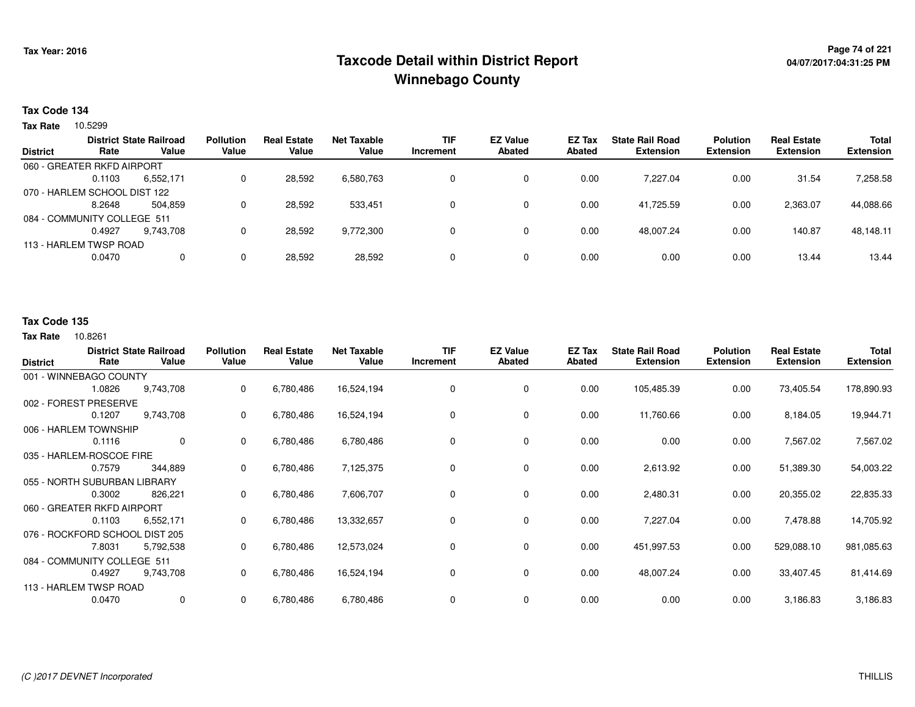# Taxcode Detail within District Report
## Winnebago County

Tax Year: 2016

04/07/2017:04:31:25 PM

**Tax Code 134**

**Tax Rate** 10.5299

| District | District Rate | State Railroad Value | Pollution Value | Real Estate Value | Net Taxable Value | TIF Increment | EZ Value Abated | EZ Tax Abated | State Rail Road Extension | Polution Extension | Real Estate Extension | Total Extension |
|---|---|---|---|---|---|---|---|---|---|---|---|---|
| 060 - GREATER RKFD AIRPORT | | | | | | | | | | | | |
| | 0.1103 | 6,552,171 | 0 | 28,592 | 6,580,763 | 0 | 0 | 0.00 | 7,227.04 | 0.00 | 31.54 | 7,258.58 |
| 070 - HARLEM SCHOOL DIST 122 | | | | | | | | | | | | |
| | 8.2648 | 504,859 | 0 | 28,592 | 533,451 | 0 | 0 | 0.00 | 41,725.59 | 0.00 | 2,363.07 | 44,088.66 |
| 084 - COMMUNITY COLLEGE 511 | | | | | | | | | | | | |
| | 0.4927 | 9,743,708 | 0 | 28,592 | 9,772,300 | 0 | 0 | 0.00 | 48,007.24 | 0.00 | 140.87 | 48,148.11 |
| 113 - HARLEM TWSP ROAD | | | | | | | | | | | | |
| | 0.0470 | 0 | 0 | 28,592 | 28,592 | 0 | 0 | 0.00 | 0.00 | 0.00 | 13.44 | 13.44 |

**Tax Code 135**

**Tax Rate** 10.8261

| District | District Rate | State Railroad Value | Pollution Value | Real Estate Value | Net Taxable Value | TIF Increment | EZ Value Abated | EZ Tax Abated | State Rail Road Extension | Polution Extension | Real Estate Extension | Total Extension |
|---|---|---|---|---|---|---|---|---|---|---|---|---|
| 001 - WINNEBAGO COUNTY | | | | | | | | | | | | |
| | 1.0826 | 9,743,708 | 0 | 6,780,486 | 16,524,194 | 0 | 0 | 0.00 | 105,485.39 | 0.00 | 73,405.54 | 178,890.93 |
| 002 - FOREST PRESERVE | | | | | | | | | | | | |
| | 0.1207 | 9,743,708 | 0 | 6,780,486 | 16,524,194 | 0 | 0 | 0.00 | 11,760.66 | 0.00 | 8,184.05 | 19,944.71 |
| 006 - HARLEM TOWNSHIP | | | | | | | | | | | | |
| | 0.1116 | 0 | 0 | 6,780,486 | 6,780,486 | 0 | 0 | 0.00 | 0.00 | 0.00 | 7,567.02 | 7,567.02 |
| 035 - HARLEM-ROSCOE FIRE | | | | | | | | | | | | |
| | 0.7579 | 344,889 | 0 | 6,780,486 | 7,125,375 | 0 | 0 | 0.00 | 2,613.92 | 0.00 | 51,389.30 | 54,003.22 |
| 055 - NORTH SUBURBAN LIBRARY | | | | | | | | | | | | |
| | 0.3002 | 826,221 | 0 | 6,780,486 | 7,606,707 | 0 | 0 | 0.00 | 2,480.31 | 0.00 | 20,355.02 | 22,835.33 |
| 060 - GREATER RKFD AIRPORT | | | | | | | | | | | | |
| | 0.1103 | 6,552,171 | 0 | 6,780,486 | 13,332,657 | 0 | 0 | 0.00 | 7,227.04 | 0.00 | 7,478.88 | 14,705.92 |
| 076 - ROCKFORD SCHOOL DIST 205 | | | | | | | | | | | | |
| | 7.8031 | 5,792,538 | 0 | 6,780,486 | 12,573,024 | 0 | 0 | 0.00 | 451,997.53 | 0.00 | 529,088.10 | 981,085.63 |
| 084 - COMMUNITY COLLEGE 511 | | | | | | | | | | | | |
| | 0.4927 | 9,743,708 | 0 | 6,780,486 | 16,524,194 | 0 | 0 | 0.00 | 48,007.24 | 0.00 | 33,407.45 | 81,414.69 |
| 113 - HARLEM TWSP ROAD | | | | | | | | | | | | |
| | 0.0470 | 0 | 0 | 6,780,486 | 6,780,486 | 0 | 0 | 0.00 | 0.00 | 0.00 | 3,186.83 | 3,186.83 |

(C )2017 DEVNET Incorporated

THILLIS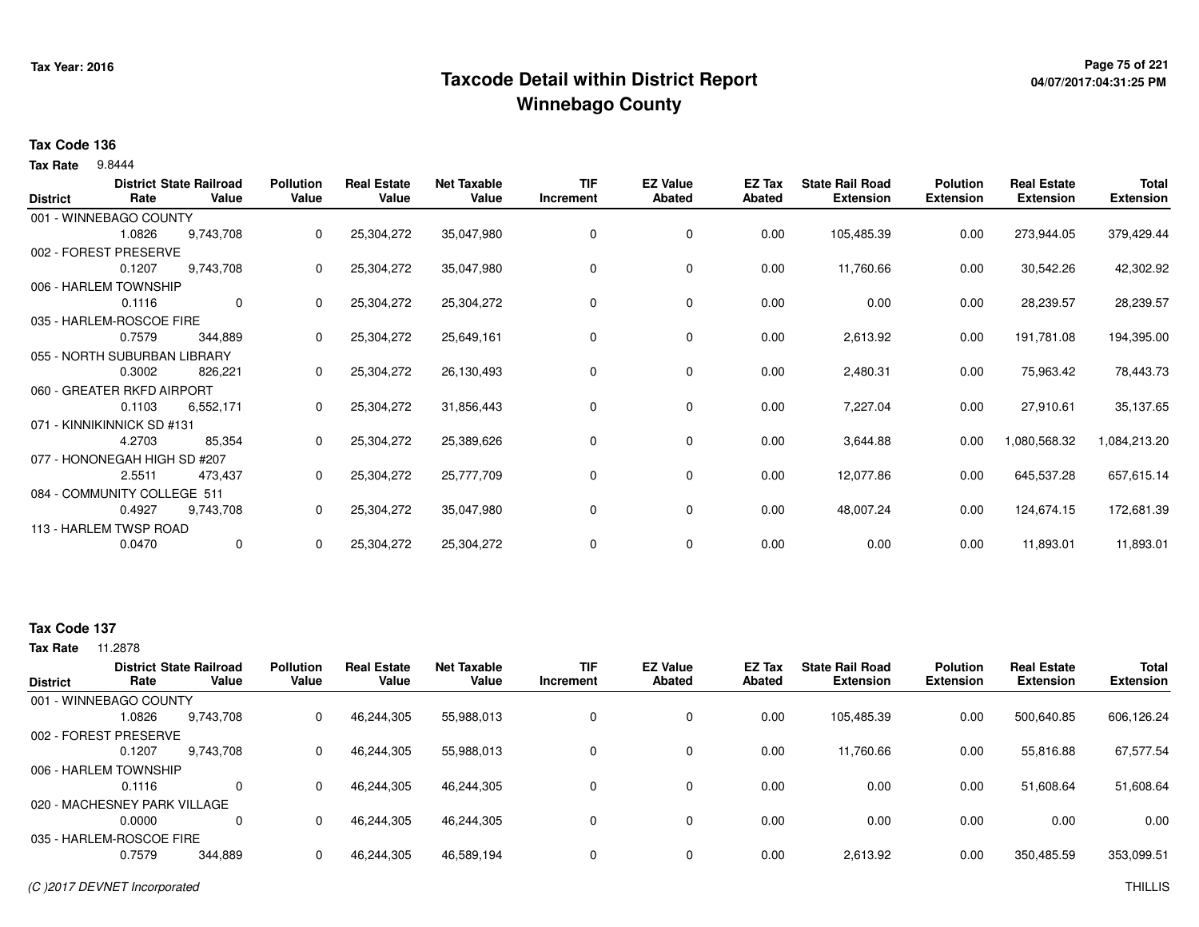# Taxcode Detail within District Report
# Winnebago County

Tax Year: 2016

04/07/2017:04:31:25 PM

**Tax Code 136**

**Tax Rate** 9.8444

| District | District Rate | State Railroad Value | Pollution Value | Real Estate Value | Net Taxable Value | TIF Increment | EZ Value Abated | EZ Tax Abated | State Rail Road Extension | Polution Extension | Real Estate Extension | Total Extension |
|---|---|---|---|---|---|---|---|---|---|---|---|---|
| 001 - WINNEBAGO COUNTY | | | | | | | | | | | | |
| | 1.0826 | 9,743,708 | 0 | 25,304,272 | 35,047,980 | 0 | 0 | 0.00 | 105,485.39 | 0.00 | 273,944.05 | 379,429.44 |
| 002 - FOREST PRESERVE | | | | | | | | | | | | |
| | 0.1207 | 9,743,708 | 0 | 25,304,272 | 35,047,980 | 0 | 0 | 0.00 | 11,760.66 | 0.00 | 30,542.26 | 42,302.92 |
| 006 - HARLEM TOWNSHIP | | | | | | | | | | | | |
| | 0.1116 | 0 | 0 | 25,304,272 | 25,304,272 | 0 | 0 | 0.00 | 0.00 | 0.00 | 28,239.57 | 28,239.57 |
| 035 - HARLEM-ROSCOE FIRE | | | | | | | | | | | | |
| | 0.7579 | 344,889 | 0 | 25,304,272 | 25,649,161 | 0 | 0 | 0.00 | 2,613.92 | 0.00 | 191,781.08 | 194,395.00 |
| 055 - NORTH SUBURBAN LIBRARY | | | | | | | | | | | | |
| | 0.3002 | 826,221 | 0 | 25,304,272 | 26,130,493 | 0 | 0 | 0.00 | 2,480.31 | 0.00 | 75,963.42 | 78,443.73 |
| 060 - GREATER RKFD AIRPORT | | | | | | | | | | | | |
| | 0.1103 | 6,552,171 | 0 | 25,304,272 | 31,856,443 | 0 | 0 | 0.00 | 7,227.04 | 0.00 | 27,910.61 | 35,137.65 |
| 071 - KINNIKINNICK SD #131 | | | | | | | | | | | | |
| | 4.2703 | 85,354 | 0 | 25,304,272 | 25,389,626 | 0 | 0 | 0.00 | 3,644.88 | 0.00 | 1,080,568.32 | 1,084,213.20 |
| 077 - HONONEGAH HIGH SD #207 | | | | | | | | | | | | |
| | 2.5511 | 473,437 | 0 | 25,304,272 | 25,777,709 | 0 | 0 | 0.00 | 12,077.86 | 0.00 | 645,537.28 | 657,615.14 |
| 084 - COMMUNITY COLLEGE 511 | | | | | | | | | | | | |
| | 0.4927 | 9,743,708 | 0 | 25,304,272 | 35,047,980 | 0 | 0 | 0.00 | 48,007.24 | 0.00 | 124,674.15 | 172,681.39 |
| 113 - HARLEM TWSP ROAD | | | | | | | | | | | | |
| | 0.0470 | 0 | 0 | 25,304,272 | 25,304,272 | 0 | 0 | 0.00 | 0.00 | 0.00 | 11,893.01 | 11,893.01 |

**Tax Code 137**

**Tax Rate** 11.2878

| District | District Rate | State Railroad Value | Pollution Value | Real Estate Value | Net Taxable Value | TIF Increment | EZ Value Abated | EZ Tax Abated | State Rail Road Extension | Polution Extension | Real Estate Extension | Total Extension |
|---|---|---|---|---|---|---|---|---|---|---|---|---|
| 001 - WINNEBAGO COUNTY | | | | | | | | | | | | |
| | 1.0826 | 9,743,708 | 0 | 46,244,305 | 55,988,013 | 0 | 0 | 0.00 | 105,485.39 | 0.00 | 500,640.85 | 606,126.24 |
| 002 - FOREST PRESERVE | | | | | | | | | | | | |
| | 0.1207 | 9,743,708 | 0 | 46,244,305 | 55,988,013 | 0 | 0 | 0.00 | 11,760.66 | 0.00 | 55,816.88 | 67,577.54 |
| 006 - HARLEM TOWNSHIP | | | | | | | | | | | | |
| | 0.1116 | 0 | 0 | 46,244,305 | 46,244,305 | 0 | 0 | 0.00 | 0.00 | 0.00 | 51,608.64 | 51,608.64 |
| 020 - MACHESNEY PARK VILLAGE | | | | | | | | | | | | |
| | 0.0000 | 0 | 0 | 46,244,305 | 46,244,305 | 0 | 0 | 0.00 | 0.00 | 0.00 | 0.00 | 0.00 |
| 035 - HARLEM-ROSCOE FIRE | | | | | | | | | | | | |
| | 0.7579 | 344,889 | 0 | 46,244,305 | 46,589,194 | 0 | 0 | 0.00 | 2,613.92 | 0.00 | 350,485.59 | 353,099.51 |

(C )2017 DEVNET Incorporated

THILLIS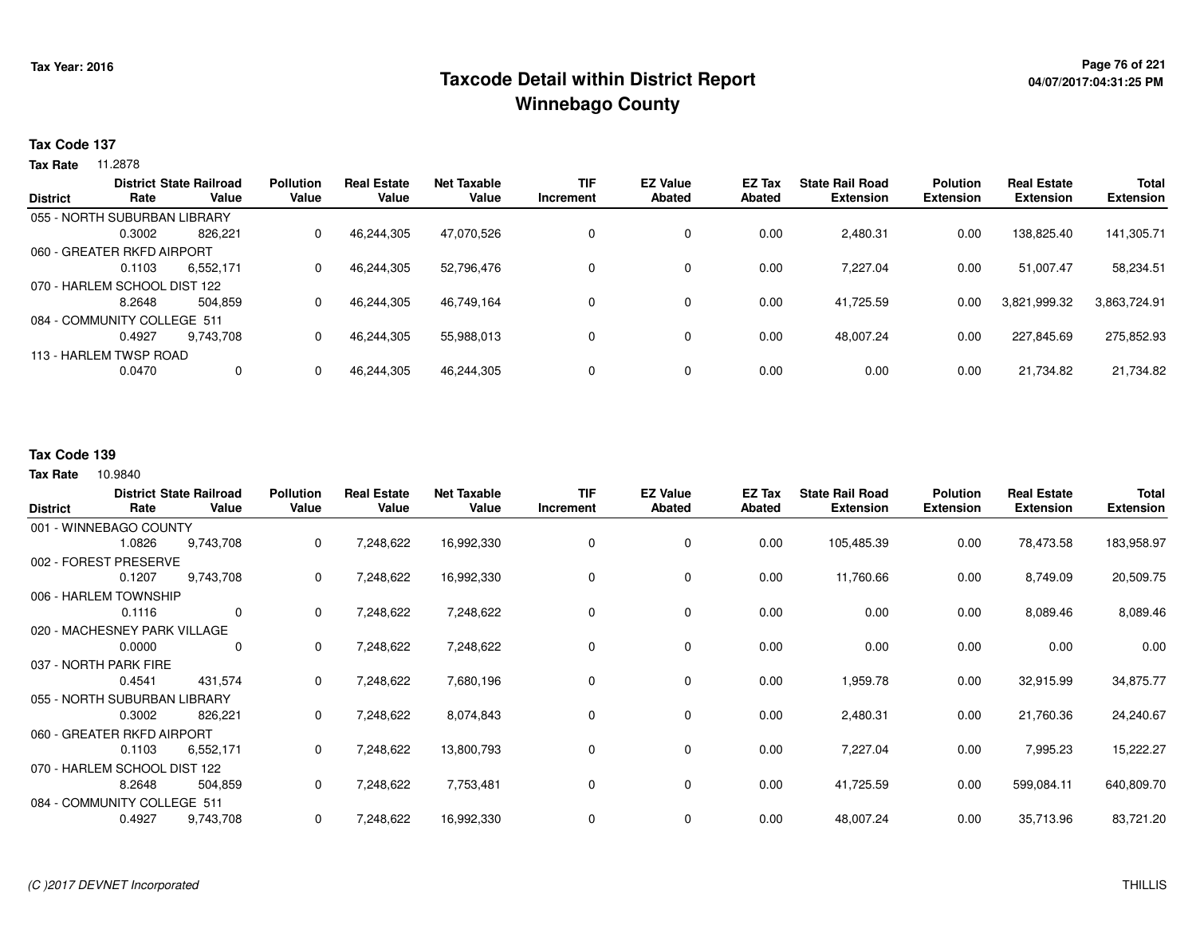Tax Year: 2016

# Taxcode Detail within District Report
## Winnebago County

04/07/2017:04:31:25 PM

**Tax Code 137**

**Tax Rate** 11.2878

| District | District Rate | State Railroad Value | Pollution Value | Real Estate Value | Net Taxable Value | TIF Increment | EZ Value Abated | EZ Tax Abated | State Rail Road Extension | Polution Extension | Real Estate Extension | Total Extension |
|---|---|---|---|---|---|---|---|---|---|---|---|---|
| 055 - NORTH SUBURBAN LIBRARY | | | | | | | | | | | | |
| | 0.3002 | 826,221 | 0 | 46,244,305 | 47,070,526 | 0 | 0 | 0.00 | 2,480.31 | 0.00 | 138,825.40 | 141,305.71 |
| 060 - GREATER RKFD AIRPORT | | | | | | | | | | | | |
| | 0.1103 | 6,552,171 | 0 | 46,244,305 | 52,796,476 | 0 | 0 | 0.00 | 7,227.04 | 0.00 | 51,007.47 | 58,234.51 |
| 070 - HARLEM SCHOOL DIST 122 | | | | | | | | | | | | |
| | 8.2648 | 504,859 | 0 | 46,244,305 | 46,749,164 | 0 | 0 | 0.00 | 41,725.59 | 0.00 | 3,821,999.32 | 3,863,724.91 |
| 084 - COMMUNITY COLLEGE 511 | | | | | | | | | | | | |
| | 0.4927 | 9,743,708 | 0 | 46,244,305 | 55,988,013 | 0 | 0 | 0.00 | 48,007.24 | 0.00 | 227,845.69 | 275,852.93 |
| 113 - HARLEM TWSP ROAD | | | | | | | | | | | | |
| | 0.0470 | 0 | 0 | 46,244,305 | 46,244,305 | 0 | 0 | 0.00 | 0.00 | 0.00 | 21,734.82 | 21,734.82 |

**Tax Code 139**

**Tax Rate** 10.9840

| District | District Rate | State Railroad Value | Pollution Value | Real Estate Value | Net Taxable Value | TIF Increment | EZ Value Abated | EZ Tax Abated | State Rail Road Extension | Polution Extension | Real Estate Extension | Total Extension |
|---|---|---|---|---|---|---|---|---|---|---|---|---|
| 001 - WINNEBAGO COUNTY | | | | | | | | | | | | |
| | 1.0826 | 9,743,708 | 0 | 7,248,622 | 16,992,330 | 0 | 0 | 0.00 | 105,485.39 | 0.00 | 78,473.58 | 183,958.97 |
| 002 - FOREST PRESERVE | | | | | | | | | | | | |
| | 0.1207 | 9,743,708 | 0 | 7,248,622 | 16,992,330 | 0 | 0 | 0.00 | 11,760.66 | 0.00 | 8,749.09 | 20,509.75 |
| 006 - HARLEM TOWNSHIP | | | | | | | | | | | | |
| | 0.1116 | 0 | 0 | 7,248,622 | 7,248,622 | 0 | 0 | 0.00 | 0.00 | 0.00 | 8,089.46 | 8,089.46 |
| 020 - MACHESNEY PARK VILLAGE | | | | | | | | | | | | |
| | 0.0000 | 0 | 0 | 7,248,622 | 7,248,622 | 0 | 0 | 0.00 | 0.00 | 0.00 | 0.00 | 0.00 |
| 037 - NORTH PARK FIRE | | | | | | | | | | | | |
| | 0.4541 | 431,574 | 0 | 7,248,622 | 7,680,196 | 0 | 0 | 0.00 | 1,959.78 | 0.00 | 32,915.99 | 34,875.77 |
| 055 - NORTH SUBURBAN LIBRARY | | | | | | | | | | | | |
| | 0.3002 | 826,221 | 0 | 7,248,622 | 8,074,843 | 0 | 0 | 0.00 | 2,480.31 | 0.00 | 21,760.36 | 24,240.67 |
| 060 - GREATER RKFD AIRPORT | | | | | | | | | | | | |
| | 0.1103 | 6,552,171 | 0 | 7,248,622 | 13,800,793 | 0 | 0 | 0.00 | 7,227.04 | 0.00 | 7,995.23 | 15,222.27 |
| 070 - HARLEM SCHOOL DIST 122 | | | | | | | | | | | | |
| | 8.2648 | 504,859 | 0 | 7,248,622 | 7,753,481 | 0 | 0 | 0.00 | 41,725.59 | 0.00 | 599,084.11 | 640,809.70 |
| 084 - COMMUNITY COLLEGE 511 | | | | | | | | | | | | |
| | 0.4927 | 9,743,708 | 0 | 7,248,622 | 16,992,330 | 0 | 0 | 0.00 | 48,007.24 | 0.00 | 35,713.96 | 83,721.20 |

(C )2017 DEVNET Incorporated

THILLIS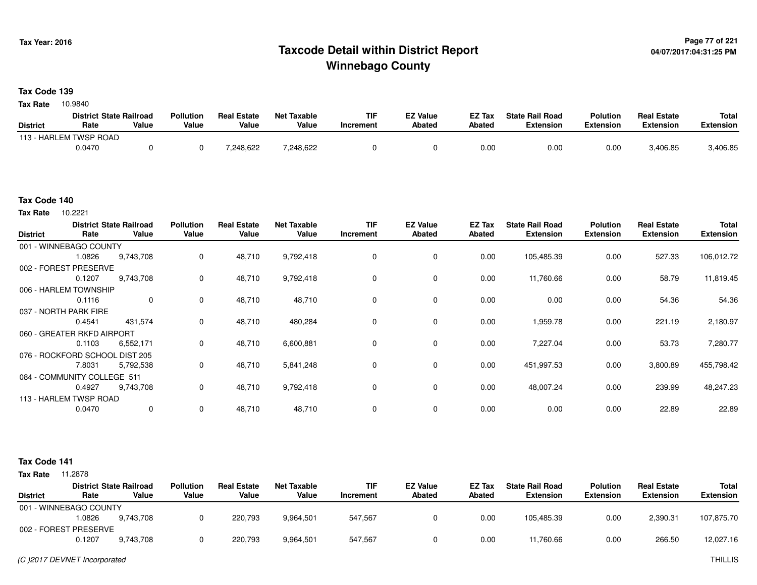# Taxcode Detail within District Report
## Winnebago County

Tax Year: 2016

04/07/2017:04:31:25 PM

**Tax Code 139**

**Tax Rate** 10.9840

| District | District Rate | State Railroad Value | Pollution Value | Real Estate Value | Net Taxable Value | TIF Increment | EZ Value Abated | EZ Tax Abated | State Rail Road Extension | Polution Extension | Real Estate Extension | Total Extension |
|---|---|---|---|---|---|---|---|---|---|---|---|---|
| 113 - HARLEM TWSP ROAD | | | | | | | | | | | | |
| | 0.0470 | 0 | 0 | 7,248,622 | 7,248,622 | 0 | 0 | 0.00 | 0.00 | 0.00 | 3,406.85 | 3,406.85 |

**Tax Code 140**

**Tax Rate** 10.2221

| District | District Rate | State Railroad Value | Pollution Value | Real Estate Value | Net Taxable Value | TIF Increment | EZ Value Abated | EZ Tax Abated | State Rail Road Extension | Polution Extension | Real Estate Extension | Total Extension |
|---|---|---|---|---|---|---|---|---|---|---|---|---|
| 001 - WINNEBAGO COUNTY | | | | | | | | | | | | |
| | 1.0826 | 9,743,708 | 0 | 48,710 | 9,792,418 | 0 | 0 | 0.00 | 105,485.39 | 0.00 | 527.33 | 106,012.72 |
| 002 - FOREST PRESERVE | | | | | | | | | | | | |
| | 0.1207 | 9,743,708 | 0 | 48,710 | 9,792,418 | 0 | 0 | 0.00 | 11,760.66 | 0.00 | 58.79 | 11,819.45 |
| 006 - HARLEM TOWNSHIP | | | | | | | | | | | | |
| | 0.1116 | 0 | 0 | 48,710 | 48,710 | 0 | 0 | 0.00 | 0.00 | 0.00 | 54.36 | 54.36 |
| 037 - NORTH PARK FIRE | | | | | | | | | | | | |
| | 0.4541 | 431,574 | 0 | 48,710 | 480,284 | 0 | 0 | 0.00 | 1,959.78 | 0.00 | 221.19 | 2,180.97 |
| 060 - GREATER RKFD AIRPORT | | | | | | | | | | | | |
| | 0.1103 | 6,552,171 | 0 | 48,710 | 6,600,881 | 0 | 0 | 0.00 | 7,227.04 | 0.00 | 53.73 | 7,280.77 |
| 076 - ROCKFORD SCHOOL DIST 205 | | | | | | | | | | | | |
| | 7.8031 | 5,792,538 | 0 | 48,710 | 5,841,248 | 0 | 0 | 0.00 | 451,997.53 | 0.00 | 3,800.89 | 455,798.42 |
| 084 - COMMUNITY COLLEGE 511 | | | | | | | | | | | | |
| | 0.4927 | 9,743,708 | 0 | 48,710 | 9,792,418 | 0 | 0 | 0.00 | 48,007.24 | 0.00 | 239.99 | 48,247.23 |
| 113 - HARLEM TWSP ROAD | | | | | | | | | | | | |
| | 0.0470 | 0 | 0 | 48,710 | 48,710 | 0 | 0 | 0.00 | 0.00 | 0.00 | 22.89 | 22.89 |

**Tax Code 141**

**Tax Rate** 11.2878

| District | District Rate | State Railroad Value | Pollution Value | Real Estate Value | Net Taxable Value | TIF Increment | EZ Value Abated | EZ Tax Abated | State Rail Road Extension | Polution Extension | Real Estate Extension | Total Extension |
|---|---|---|---|---|---|---|---|---|---|---|---|---|
| 001 - WINNEBAGO COUNTY | | | | | | | | | | | | |
| | 1.0826 | 9,743,708 | 0 | 220,793 | 9,964,501 | 547,567 | 0 | 0.00 | 105,485.39 | 0.00 | 2,390.31 | 107,875.70 |
| 002 - FOREST PRESERVE | | | | | | | | | | | | |
| | 0.1207 | 9,743,708 | 0 | 220,793 | 9,964,501 | 547,567 | 0 | 0.00 | 11,760.66 | 0.00 | 266.50 | 12,027.16 |

(C )2017 DEVNET Incorporated

THILLIS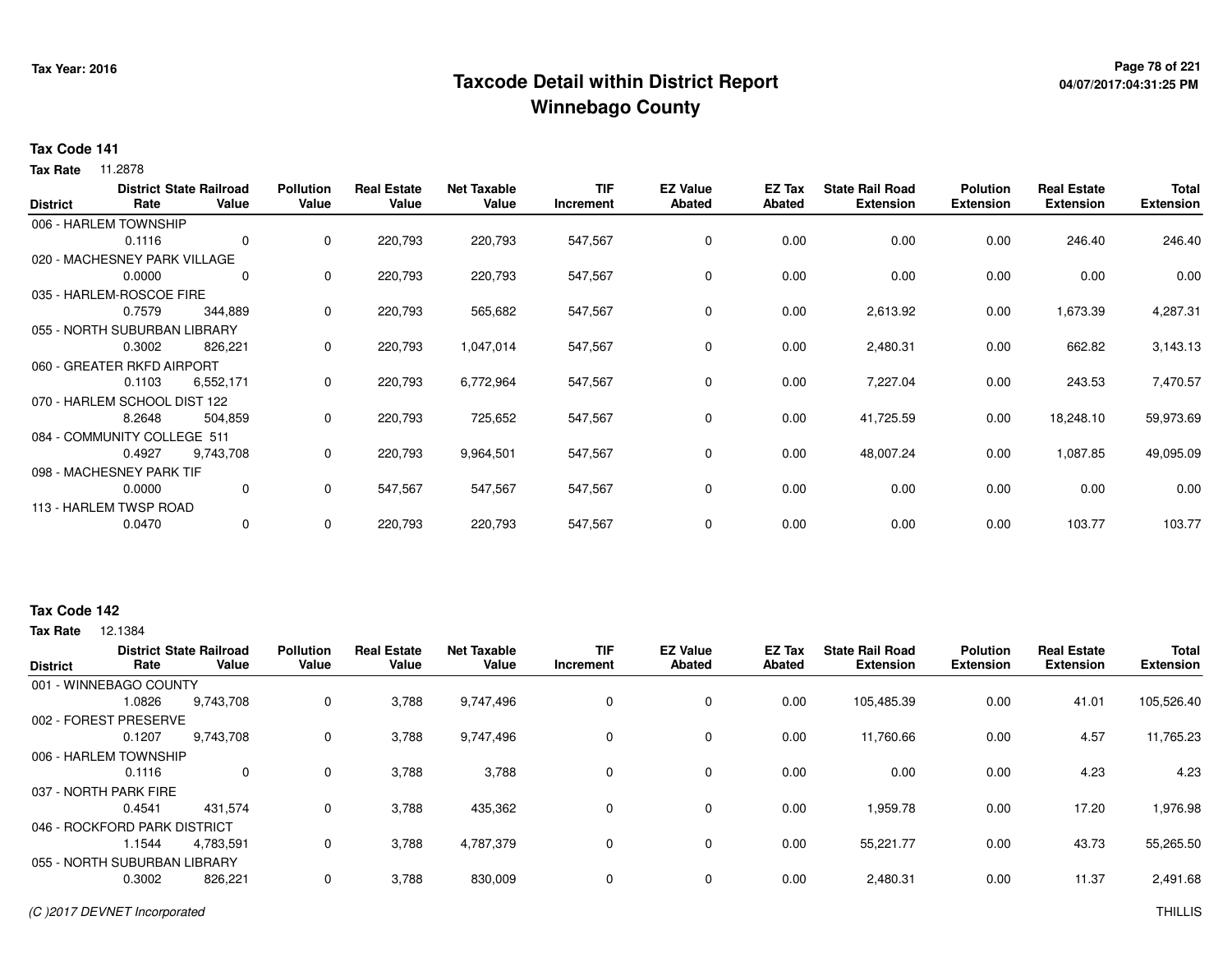# Taxcode Detail within District Report
## Winnebago County

Tax Year: 2016

04/07/2017:04:31:25 PM

**Tax Code 141**

**Tax Rate** 11.2878

| District | District Rate | State Railroad Value | Pollution Value | Real Estate Value | Net Taxable Value | TIF Increment | EZ Value Abated | EZ Tax Abated | State Rail Road Extension | Polution Extension | Real Estate Extension | Total Extension |
|---|---|---|---|---|---|---|---|---|---|---|---|---|
| 006 - HARLEM TOWNSHIP | 0.1116 | 0 | 0 | 220,793 | 220,793 | 547,567 | 0 | 0.00 | 0.00 | 0.00 | 246.40 | 246.40 |
| 020 - MACHESNEY PARK VILLAGE | 0.0000 | 0 | 0 | 220,793 | 220,793 | 547,567 | 0 | 0.00 | 0.00 | 0.00 | 0.00 | 0.00 |
| 035 - HARLEM-ROSCOE FIRE | 0.7579 | 344,889 | 0 | 220,793 | 565,682 | 547,567 | 0 | 0.00 | 2,613.92 | 0.00 | 1,673.39 | 4,287.31 |
| 055 - NORTH SUBURBAN LIBRARY | 0.3002 | 826,221 | 0 | 220,793 | 1,047,014 | 547,567 | 0 | 0.00 | 2,480.31 | 0.00 | 662.82 | 3,143.13 |
| 060 - GREATER RKFD AIRPORT | 0.1103 | 6,552,171 | 0 | 220,793 | 6,772,964 | 547,567 | 0 | 0.00 | 7,227.04 | 0.00 | 243.53 | 7,470.57 |
| 070 - HARLEM SCHOOL DIST 122 | 8.2648 | 504,859 | 0 | 220,793 | 725,652 | 547,567 | 0 | 0.00 | 41,725.59 | 0.00 | 18,248.10 | 59,973.69 |
| 084 - COMMUNITY COLLEGE 511 | 0.4927 | 9,743,708 | 0 | 220,793 | 9,964,501 | 547,567 | 0 | 0.00 | 48,007.24 | 0.00 | 1,087.85 | 49,095.09 |
| 098 - MACHESNEY PARK TIF | 0.0000 | 0 | 0 | 547,567 | 547,567 | 547,567 | 0 | 0.00 | 0.00 | 0.00 | 0.00 | 0.00 |
| 113 - HARLEM TWSP ROAD | 0.0470 | 0 | 0 | 220,793 | 220,793 | 547,567 | 0 | 0.00 | 0.00 | 0.00 | 103.77 | 103.77 |

**Tax Code 142**

**Tax Rate** 12.1384

| District | District Rate | State Railroad Value | Pollution Value | Real Estate Value | Net Taxable Value | TIF Increment | EZ Value Abated | EZ Tax Abated | State Rail Road Extension | Polution Extension | Real Estate Extension | Total Extension |
|---|---|---|---|---|---|---|---|---|---|---|---|---|
| 001 - WINNEBAGO COUNTY | 1.0826 | 9,743,708 | 0 | 3,788 | 9,747,496 | 0 | 0 | 0.00 | 105,485.39 | 0.00 | 41.01 | 105,526.40 |
| 002 - FOREST PRESERVE | 0.1207 | 9,743,708 | 0 | 3,788 | 9,747,496 | 0 | 0 | 0.00 | 11,760.66 | 0.00 | 4.57 | 11,765.23 |
| 006 - HARLEM TOWNSHIP | 0.1116 | 0 | 0 | 3,788 | 3,788 | 0 | 0 | 0.00 | 0.00 | 0.00 | 4.23 | 4.23 |
| 037 - NORTH PARK FIRE | 0.4541 | 431,574 | 0 | 3,788 | 435,362 | 0 | 0 | 0.00 | 1,959.78 | 0.00 | 17.20 | 1,976.98 |
| 046 - ROCKFORD PARK DISTRICT | 1.1544 | 4,783,591 | 0 | 3,788 | 4,787,379 | 0 | 0 | 0.00 | 55,221.77 | 0.00 | 43.73 | 55,265.50 |
| 055 - NORTH SUBURBAN LIBRARY | 0.3002 | 826,221 | 0 | 3,788 | 830,009 | 0 | 0 | 0.00 | 2,480.31 | 0.00 | 11.37 | 2,491.68 |

(C )2017 DEVNET Incorporated

THILLIS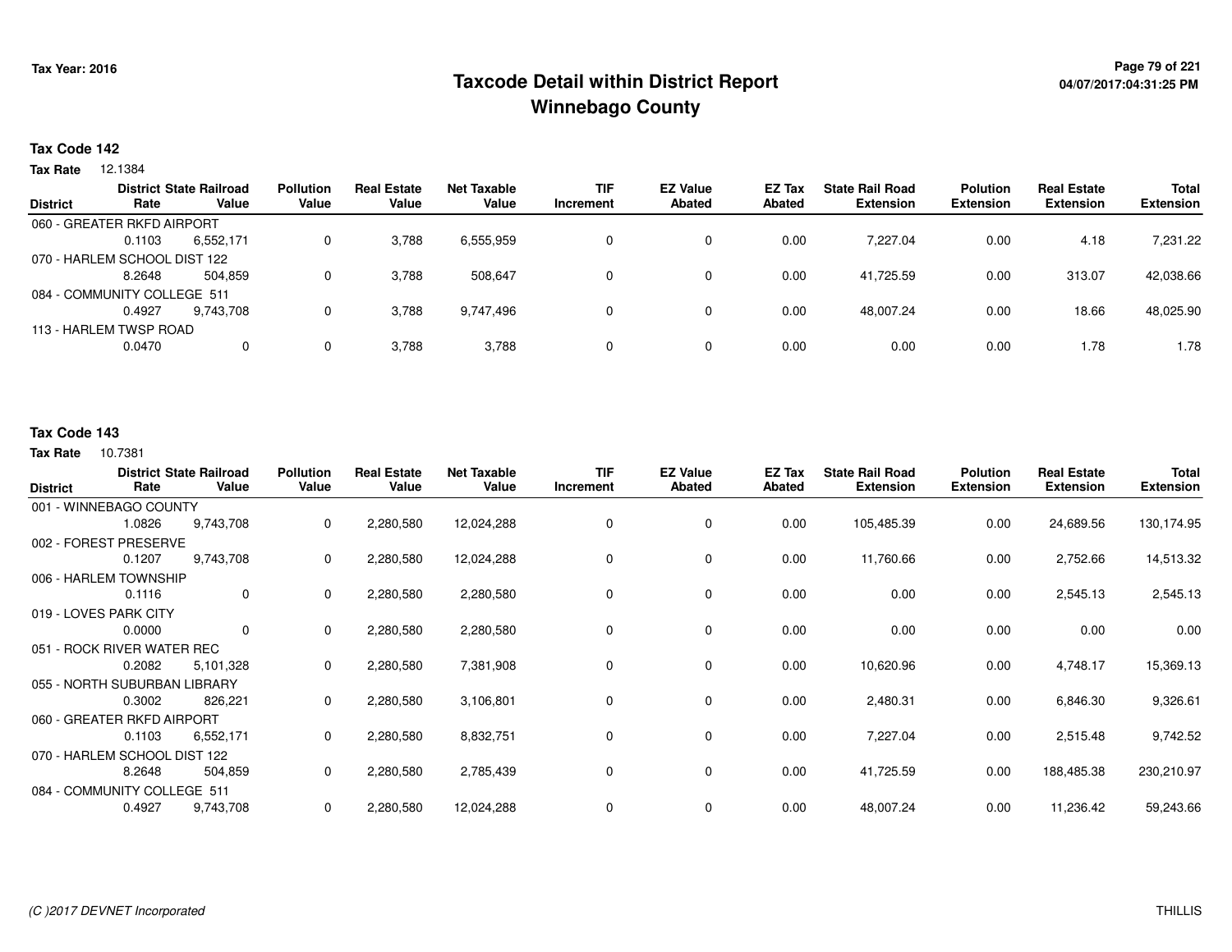Tax Year: 2016

# Taxcode Detail within District Report
## Winnebago County

04/07/2017:04:31:25 PM

**Tax Code 142**

**Tax Rate** 12.1384

| District | District Rate | State Railroad Value | Pollution Value | Real Estate Value | Net Taxable Value | TIF Increment | EZ Value Abated | EZ Tax Abated | State Rail Road Extension | Polution Extension | Real Estate Extension | Total Extension |
|---|---|---|---|---|---|---|---|---|---|---|---|---|
| 060 - GREATER RKFD AIRPORT | | | | | | | | | | | | |
| | 0.1103 | 6,552,171 | 0 | 3,788 | 6,555,959 | 0 | 0 | 0.00 | 7,227.04 | 0.00 | 4.18 | 7,231.22 |
| 070 - HARLEM SCHOOL DIST 122 | | | | | | | | | | | | |
| | 8.2648 | 504,859 | 0 | 3,788 | 508,647 | 0 | 0 | 0.00 | 41,725.59 | 0.00 | 313.07 | 42,038.66 |
| 084 - COMMUNITY COLLEGE 511 | | | | | | | | | | | | |
| | 0.4927 | 9,743,708 | 0 | 3,788 | 9,747,496 | 0 | 0 | 0.00 | 48,007.24 | 0.00 | 18.66 | 48,025.90 |
| 113 - HARLEM TWSP ROAD | | | | | | | | | | | | |
| | 0.0470 | 0 | 0 | 3,788 | 3,788 | 0 | 0 | 0.00 | 0.00 | 0.00 | 1.78 | 1.78 |

**Tax Code 143**

**Tax Rate** 10.7381

| District | District Rate | State Railroad Value | Pollution Value | Real Estate Value | Net Taxable Value | TIF Increment | EZ Value Abated | EZ Tax Abated | State Rail Road Extension | Polution Extension | Real Estate Extension | Total Extension |
|---|---|---|---|---|---|---|---|---|---|---|---|---|
| 001 - WINNEBAGO COUNTY | | | | | | | | | | | | |
| | 1.0826 | 9,743,708 | 0 | 2,280,580 | 12,024,288 | 0 | 0 | 0.00 | 105,485.39 | 0.00 | 24,689.56 | 130,174.95 |
| 002 - FOREST PRESERVE | | | | | | | | | | | | |
| | 0.1207 | 9,743,708 | 0 | 2,280,580 | 12,024,288 | 0 | 0 | 0.00 | 11,760.66 | 0.00 | 2,752.66 | 14,513.32 |
| 006 - HARLEM TOWNSHIP | | | | | | | | | | | | |
| | 0.1116 | 0 | 0 | 2,280,580 | 2,280,580 | 0 | 0 | 0.00 | 0.00 | 0.00 | 2,545.13 | 2,545.13 |
| 019 - LOVES PARK CITY | | | | | | | | | | | | |
| | 0.0000 | 0 | 0 | 2,280,580 | 2,280,580 | 0 | 0 | 0.00 | 0.00 | 0.00 | 0.00 | 0.00 |
| 051 - ROCK RIVER WATER REC | | | | | | | | | | | | |
| | 0.2082 | 5,101,328 | 0 | 2,280,580 | 7,381,908 | 0 | 0 | 0.00 | 10,620.96 | 0.00 | 4,748.17 | 15,369.13 |
| 055 - NORTH SUBURBAN LIBRARY | | | | | | | | | | | | |
| | 0.3002 | 826,221 | 0 | 2,280,580 | 3,106,801 | 0 | 0 | 0.00 | 2,480.31 | 0.00 | 6,846.30 | 9,326.61 |
| 060 - GREATER RKFD AIRPORT | | | | | | | | | | | | |
| | 0.1103 | 6,552,171 | 0 | 2,280,580 | 8,832,751 | 0 | 0 | 0.00 | 7,227.04 | 0.00 | 2,515.48 | 9,742.52 |
| 070 - HARLEM SCHOOL DIST 122 | | | | | | | | | | | | |
| | 8.2648 | 504,859 | 0 | 2,280,580 | 2,785,439 | 0 | 0 | 0.00 | 41,725.59 | 0.00 | 188,485.38 | 230,210.97 |
| 084 - COMMUNITY COLLEGE 511 | | | | | | | | | | | | |
| | 0.4927 | 9,743,708 | 0 | 2,280,580 | 12,024,288 | 0 | 0 | 0.00 | 48,007.24 | 0.00 | 11,236.42 | 59,243.66 |

*(C )2017 DEVNET Incorporated* THILLIS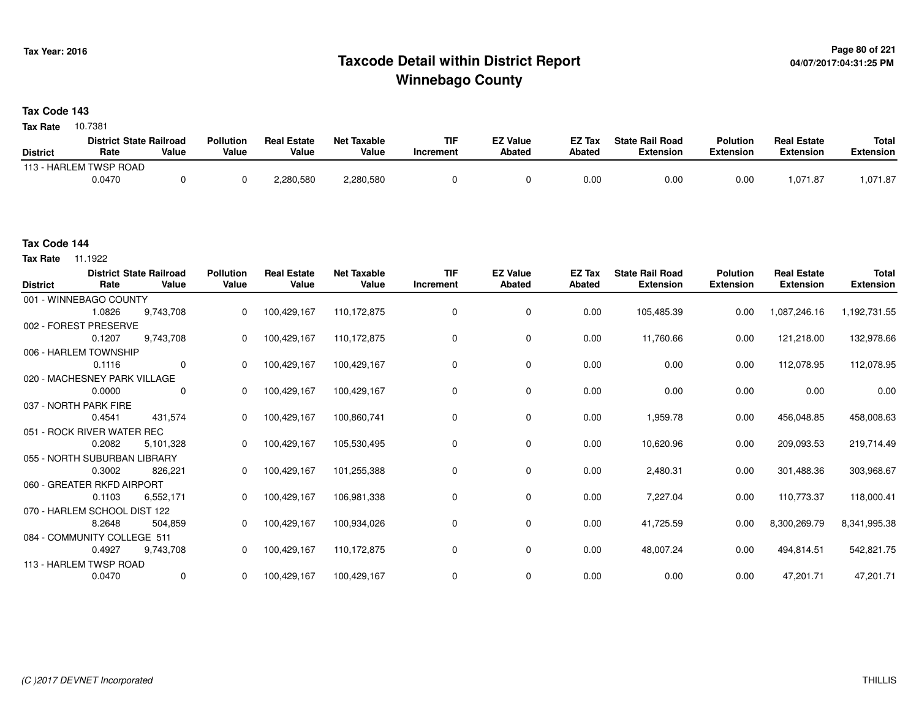# Taxcode Detail within District Report
# Winnebago County

Tax Year: 2016

04/07/2017:04:31:25 PM

**Tax Code 143**

**Tax Rate** 10.7381

| District | District Rate | State Railroad Value | Pollution Value | Real Estate Value | Net Taxable Value | TIF Increment | EZ Value Abated | EZ Tax Abated | State Rail Road Extension | Polution Extension | Real Estate Extension | Total Extension |
|---|---|---|---|---|---|---|---|---|---|---|---|---|
| 113 - HARLEM TWSP ROAD | 0.0470 | 0 | 0 | 2,280,580 | 2,280,580 | 0 | 0 | 0.00 | 0.00 | 0.00 | 1,071.87 | 1,071.87 |

**Tax Code 144**

**Tax Rate** 11.1922

| District | District Rate | State Railroad Value | Pollution Value | Real Estate Value | Net Taxable Value | TIF Increment | EZ Value Abated | EZ Tax Abated | State Rail Road Extension | Polution Extension | Real Estate Extension | Total Extension |
|---|---|---|---|---|---|---|---|---|---|---|---|---|
| 001 - WINNEBAGO COUNTY | 1.0826 | 9,743,708 | 0 | 100,429,167 | 110,172,875 | 0 | 0 | 0.00 | 105,485.39 | 0.00 | 1,087,246.16 | 1,192,731.55 |
| 002 - FOREST PRESERVE | 0.1207 | 9,743,708 | 0 | 100,429,167 | 110,172,875 | 0 | 0 | 0.00 | 11,760.66 | 0.00 | 121,218.00 | 132,978.66 |
| 006 - HARLEM TOWNSHIP | 0.1116 | 0 | 0 | 100,429,167 | 100,429,167 | 0 | 0 | 0.00 | 0.00 | 0.00 | 112,078.95 | 112,078.95 |
| 020 - MACHESNEY PARK VILLAGE | 0.0000 | 0 | 0 | 100,429,167 | 100,429,167 | 0 | 0 | 0.00 | 0.00 | 0.00 | 0.00 | 0.00 |
| 037 - NORTH PARK FIRE | 0.4541 | 431,574 | 0 | 100,429,167 | 100,860,741 | 0 | 0 | 0.00 | 1,959.78 | 0.00 | 456,048.85 | 458,008.63 |
| 051 - ROCK RIVER WATER REC | 0.2082 | 5,101,328 | 0 | 100,429,167 | 105,530,495 | 0 | 0 | 0.00 | 10,620.96 | 0.00 | 209,093.53 | 219,714.49 |
| 055 - NORTH SUBURBAN LIBRARY | 0.3002 | 826,221 | 0 | 100,429,167 | 101,255,388 | 0 | 0 | 0.00 | 2,480.31 | 0.00 | 301,488.36 | 303,968.67 |
| 060 - GREATER RKFD AIRPORT | 0.1103 | 6,552,171 | 0 | 100,429,167 | 106,981,338 | 0 | 0 | 0.00 | 7,227.04 | 0.00 | 110,773.37 | 118,000.41 |
| 070 - HARLEM SCHOOL DIST 122 | 8.2648 | 504,859 | 0 | 100,429,167 | 100,934,026 | 0 | 0 | 0.00 | 41,725.59 | 0.00 | 8,300,269.79 | 8,341,995.38 |
| 084 - COMMUNITY COLLEGE 511 | 0.4927 | 9,743,708 | 0 | 100,429,167 | 110,172,875 | 0 | 0 | 0.00 | 48,007.24 | 0.00 | 494,814.51 | 542,821.75 |
| 113 - HARLEM TWSP ROAD | 0.0470 | 0 | 0 | 100,429,167 | 100,429,167 | 0 | 0 | 0.00 | 0.00 | 0.00 | 47,201.71 | 47,201.71 |

(C )2017 DEVNET Incorporated

THILLIS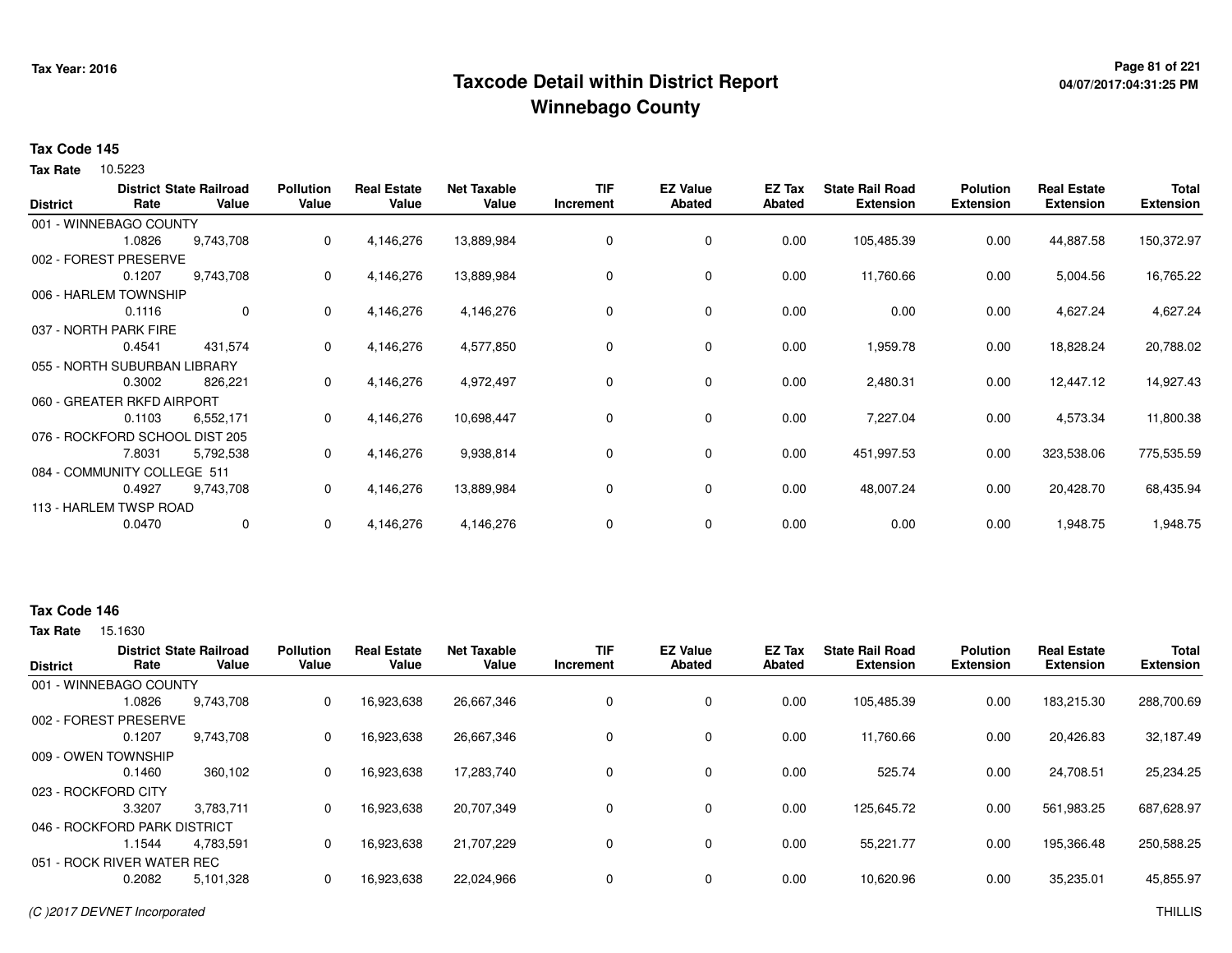# Taxcode Detail within District Report
# Winnebago County

Tax Year: 2016

## Tax Code 145

**Tax Rate** 10.5223

| District | District Rate | State Railroad Value | Pollution Value | Real Estate Value | Net Taxable Value | TIF Increment | EZ Value Abated | EZ Tax Abated | State Rail Road Extension | Polution Extension | Real Estate Extension | Total Extension |
|---|---|---|---|---|---|---|---|---|---|---|---|---|
| 001 - WINNEBAGO COUNTY | 1.0826 | 9,743,708 | 0 | 4,146,276 | 13,889,984 | 0 | 0 | 0.00 | 105,485.39 | 0.00 | 44,887.58 | 150,372.97 |
| 002 - FOREST PRESERVE | 0.1207 | 9,743,708 | 0 | 4,146,276 | 13,889,984 | 0 | 0 | 0.00 | 11,760.66 | 0.00 | 5,004.56 | 16,765.22 |
| 006 - HARLEM TOWNSHIP | 0.1116 | 0 | 0 | 4,146,276 | 4,146,276 | 0 | 0 | 0.00 | 0.00 | 0.00 | 4,627.24 | 4,627.24 |
| 037 - NORTH PARK FIRE | 0.4541 | 431,574 | 0 | 4,146,276 | 4,577,850 | 0 | 0 | 0.00 | 1,959.78 | 0.00 | 18,828.24 | 20,788.02 |
| 055 - NORTH SUBURBAN LIBRARY | 0.3002 | 826,221 | 0 | 4,146,276 | 4,972,497 | 0 | 0 | 0.00 | 2,480.31 | 0.00 | 12,447.12 | 14,927.43 |
| 060 - GREATER RKFD AIRPORT | 0.1103 | 6,552,171 | 0 | 4,146,276 | 10,698,447 | 0 | 0 | 0.00 | 7,227.04 | 0.00 | 4,573.34 | 11,800.38 |
| 076 - ROCKFORD SCHOOL DIST 205 | 7.8031 | 5,792,538 | 0 | 4,146,276 | 9,938,814 | 0 | 0 | 0.00 | 451,997.53 | 0.00 | 323,538.06 | 775,535.59 |
| 084 - COMMUNITY COLLEGE 511 | 0.4927 | 9,743,708 | 0 | 4,146,276 | 13,889,984 | 0 | 0 | 0.00 | 48,007.24 | 0.00 | 20,428.70 | 68,435.94 |
| 113 - HARLEM TWSP ROAD | 0.0470 | 0 | 0 | 4,146,276 | 4,146,276 | 0 | 0 | 0.00 | 0.00 | 0.00 | 1,948.75 | 1,948.75 |

## Tax Code 146

**Tax Rate** 15.1630

| District | District Rate | State Railroad Value | Pollution Value | Real Estate Value | Net Taxable Value | TIF Increment | EZ Value Abated | EZ Tax Abated | State Rail Road Extension | Polution Extension | Real Estate Extension | Total Extension |
|---|---|---|---|---|---|---|---|---|---|---|---|---|
| 001 - WINNEBAGO COUNTY | 1.0826 | 9,743,708 | 0 | 16,923,638 | 26,667,346 | 0 | 0 | 0.00 | 105,485.39 | 0.00 | 183,215.30 | 288,700.69 |
| 002 - FOREST PRESERVE | 0.1207 | 9,743,708 | 0 | 16,923,638 | 26,667,346 | 0 | 0 | 0.00 | 11,760.66 | 0.00 | 20,426.83 | 32,187.49 |
| 009 - OWEN TOWNSHIP | 0.1460 | 360,102 | 0 | 16,923,638 | 17,283,740 | 0 | 0 | 0.00 | 525.74 | 0.00 | 24,708.51 | 25,234.25 |
| 023 - ROCKFORD CITY | 3.3207 | 3,783,711 | 0 | 16,923,638 | 20,707,349 | 0 | 0 | 0.00 | 125,645.72 | 0.00 | 561,983.25 | 687,628.97 |
| 046 - ROCKFORD PARK DISTRICT | 1.1544 | 4,783,591 | 0 | 16,923,638 | 21,707,229 | 0 | 0 | 0.00 | 55,221.77 | 0.00 | 195,366.48 | 250,588.25 |
| 051 - ROCK RIVER WATER REC | 0.2082 | 5,101,328 | 0 | 16,923,638 | 22,024,966 | 0 | 0 | 0.00 | 10,620.96 | 0.00 | 35,235.01 | 45,855.97 |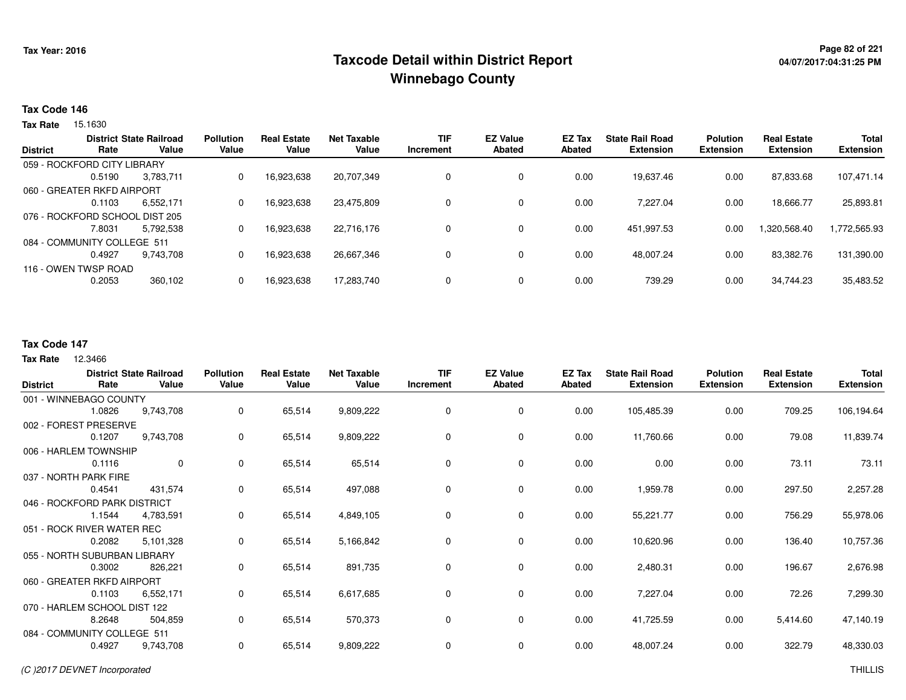# Taxcode Detail within District Report
## Winnebago County

Tax Year: 2016

04/07/2017:04:31:25 PM

**Tax Code 146**

**Tax Rate** 15.1630

| District | District Rate | State Railroad Value | Pollution Value | Real Estate Value | Net Taxable Value | TIF Increment | EZ Value Abated | EZ Tax Abated | State Rail Road Extension | Polution Extension | Real Estate Extension | Total Extension |
|---|---|---|---|---|---|---|---|---|---|---|---|---|
| 059 - ROCKFORD CITY LIBRARY | | | | | | | | | | | | |
| | 0.5190 | 3,783,711 | 0 | 16,923,638 | 20,707,349 | 0 | 0 | 0.00 | 19,637.46 | 0.00 | 87,833.68 | 107,471.14 |
| 060 - GREATER RKFD AIRPORT | | | | | | | | | | | | |
| | 0.1103 | 6,552,171 | 0 | 16,923,638 | 23,475,809 | 0 | 0 | 0.00 | 7,227.04 | 0.00 | 18,666.77 | 25,893.81 |
| 076 - ROCKFORD SCHOOL DIST 205 | | | | | | | | | | | | |
| | 7.8031 | 5,792,538 | 0 | 16,923,638 | 22,716,176 | 0 | 0 | 0.00 | 451,997.53 | 0.00 | 1,320,568.40 | 1,772,565.93 |
| 084 - COMMUNITY COLLEGE 511 | | | | | | | | | | | | |
| | 0.4927 | 9,743,708 | 0 | 16,923,638 | 26,667,346 | 0 | 0 | 0.00 | 48,007.24 | 0.00 | 83,382.76 | 131,390.00 |
| 116 - OWEN TWSP ROAD | | | | | | | | | | | | |
| | 0.2053 | 360,102 | 0 | 16,923,638 | 17,283,740 | 0 | 0 | 0.00 | 739.29 | 0.00 | 34,744.23 | 35,483.52 |

**Tax Code 147**

**Tax Rate** 12.3466

| District | District Rate | State Railroad Value | Pollution Value | Real Estate Value | Net Taxable Value | TIF Increment | EZ Value Abated | EZ Tax Abated | State Rail Road Extension | Polution Extension | Real Estate Extension | Total Extension |
|---|---|---|---|---|---|---|---|---|---|---|---|---|
| 001 - WINNEBAGO COUNTY | | | | | | | | | | | | |
| | 1.0826 | 9,743,708 | 0 | 65,514 | 9,809,222 | 0 | 0 | 0.00 | 105,485.39 | 0.00 | 709.25 | 106,194.64 |
| 002 - FOREST PRESERVE | | | | | | | | | | | | |
| | 0.1207 | 9,743,708 | 0 | 65,514 | 9,809,222 | 0 | 0 | 0.00 | 11,760.66 | 0.00 | 79.08 | 11,839.74 |
| 006 - HARLEM TOWNSHIP | | | | | | | | | | | | |
| | 0.1116 | 0 | 0 | 65,514 | 65,514 | 0 | 0 | 0.00 | 0.00 | 0.00 | 73.11 | 73.11 |
| 037 - NORTH PARK FIRE | | | | | | | | | | | | |
| | 0.4541 | 431,574 | 0 | 65,514 | 497,088 | 0 | 0 | 0.00 | 1,959.78 | 0.00 | 297.50 | 2,257.28 |
| 046 - ROCKFORD PARK DISTRICT | | | | | | | | | | | | |
| | 1.1544 | 4,783,591 | 0 | 65,514 | 4,849,105 | 0 | 0 | 0.00 | 55,221.77 | 0.00 | 756.29 | 55,978.06 |
| 051 - ROCK RIVER WATER REC | | | | | | | | | | | | |
| | 0.2082 | 5,101,328 | 0 | 65,514 | 5,166,842 | 0 | 0 | 0.00 | 10,620.96 | 0.00 | 136.40 | 10,757.36 |
| 055 - NORTH SUBURBAN LIBRARY | | | | | | | | | | | | |
| | 0.3002 | 826,221 | 0 | 65,514 | 891,735 | 0 | 0 | 0.00 | 2,480.31 | 0.00 | 196.67 | 2,676.98 |
| 060 - GREATER RKFD AIRPORT | | | | | | | | | | | | |
| | 0.1103 | 6,552,171 | 0 | 65,514 | 6,617,685 | 0 | 0 | 0.00 | 7,227.04 | 0.00 | 72.26 | 7,299.30 |
| 070 - HARLEM SCHOOL DIST 122 | | | | | | | | | | | | |
| | 8.2648 | 504,859 | 0 | 65,514 | 570,373 | 0 | 0 | 0.00 | 41,725.59 | 0.00 | 5,414.60 | 47,140.19 |
| 084 - COMMUNITY COLLEGE 511 | | | | | | | | | | | | |
| | 0.4927 | 9,743,708 | 0 | 65,514 | 9,809,222 | 0 | 0 | 0.00 | 48,007.24 | 0.00 | 322.79 | 48,330.03 |

(C )2017 DEVNET Incorporated

THILLIS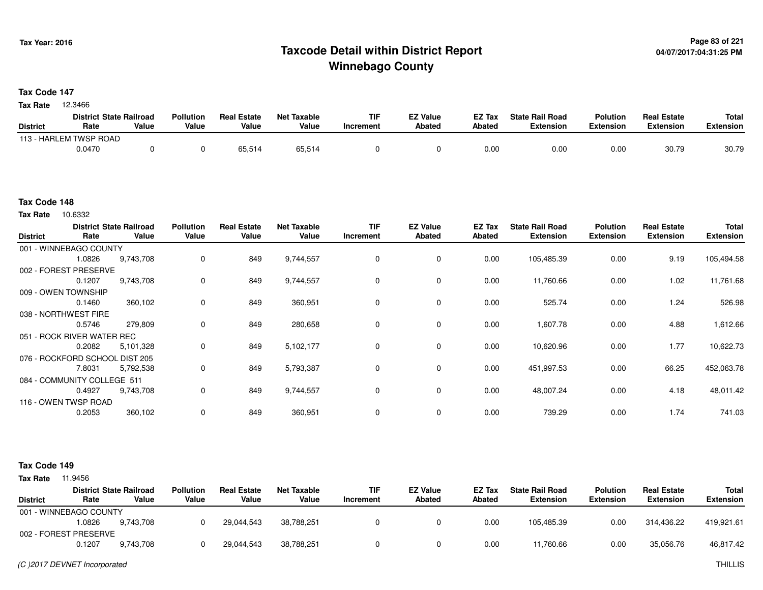# Taxcode Detail within District Report
# Winnebago County

Tax Year: 2016

**Tax Code 147**

**Tax Rate** 12.3466

| District | District Rate | State Railroad Value | Pollution Value | Real Estate Value | Net Taxable Value | TIF Increment | EZ Value Abated | EZ Tax Abated | State Rail Road Extension | Polution Extension | Real Estate Extension | Total Extension |
|---|---|---|---|---|---|---|---|---|---|---|---|---|
| 113 - HARLEM TWSP ROAD | | | | | | | | | | | | |
| | 0.0470 | 0 | 0 | 65,514 | 65,514 | 0 | 0 | 0.00 | 0.00 | 0.00 | 30.79 | 30.79 |

**Tax Code 148**

**Tax Rate** 10.6332

| District | District Rate | State Railroad Value | Pollution Value | Real Estate Value | Net Taxable Value | TIF Increment | EZ Value Abated | EZ Tax Abated | State Rail Road Extension | Polution Extension | Real Estate Extension | Total Extension |
|---|---|---|---|---|---|---|---|---|---|---|---|---|
| 001 - WINNEBAGO COUNTY | | | | | | | | | | | | |
| | 1.0826 | 9,743,708 | 0 | 849 | 9,744,557 | 0 | 0 | 0.00 | 105,485.39 | 0.00 | 9.19 | 105,494.58 |
| 002 - FOREST PRESERVE | | | | | | | | | | | | |
| | 0.1207 | 9,743,708 | 0 | 849 | 9,744,557 | 0 | 0 | 0.00 | 11,760.66 | 0.00 | 1.02 | 11,761.68 |
| 009 - OWEN TOWNSHIP | | | | | | | | | | | | |
| | 0.1460 | 360,102 | 0 | 849 | 360,951 | 0 | 0 | 0.00 | 525.74 | 0.00 | 1.24 | 526.98 |
| 038 - NORTHWEST FIRE | | | | | | | | | | | | |
| | 0.5746 | 279,809 | 0 | 849 | 280,658 | 0 | 0 | 0.00 | 1,607.78 | 0.00 | 4.88 | 1,612.66 |
| 051 - ROCK RIVER WATER REC | | | | | | | | | | | | |
| | 0.2082 | 5,101,328 | 0 | 849 | 5,102,177 | 0 | 0 | 0.00 | 10,620.96 | 0.00 | 1.77 | 10,622.73 |
| 076 - ROCKFORD SCHOOL DIST 205 | | | | | | | | | | | | |
| | 7.8031 | 5,792,538 | 0 | 849 | 5,793,387 | 0 | 0 | 0.00 | 451,997.53 | 0.00 | 66.25 | 452,063.78 |
| 084 - COMMUNITY COLLEGE 511 | | | | | | | | | | | | |
| | 0.4927 | 9,743,708 | 0 | 849 | 9,744,557 | 0 | 0 | 0.00 | 48,007.24 | 0.00 | 4.18 | 48,011.42 |
| 116 - OWEN TWSP ROAD | | | | | | | | | | | | |
| | 0.2053 | 360,102 | 0 | 849 | 360,951 | 0 | 0 | 0.00 | 739.29 | 0.00 | 1.74 | 741.03 |

**Tax Code 149**

**Tax Rate** 11.9456

| District | District Rate | State Railroad Value | Pollution Value | Real Estate Value | Net Taxable Value | TIF Increment | EZ Value Abated | EZ Tax Abated | State Rail Road Extension | Polution Extension | Real Estate Extension | Total Extension |
|---|---|---|---|---|---|---|---|---|---|---|---|---|
| 001 - WINNEBAGO COUNTY | | | | | | | | | | | | |
| | 1.0826 | 9,743,708 | 0 | 29,044,543 | 38,788,251 | 0 | 0 | 0.00 | 105,485.39 | 0.00 | 314,436.22 | 419,921.61 |
| 002 - FOREST PRESERVE | | | | | | | | | | | | |
| | 0.1207 | 9,743,708 | 0 | 29,044,543 | 38,788,251 | 0 | 0 | 0.00 | 11,760.66 | 0.00 | 35,056.76 | 46,817.42 |

*(C )2017 DEVNET Incorporated*

THILLIS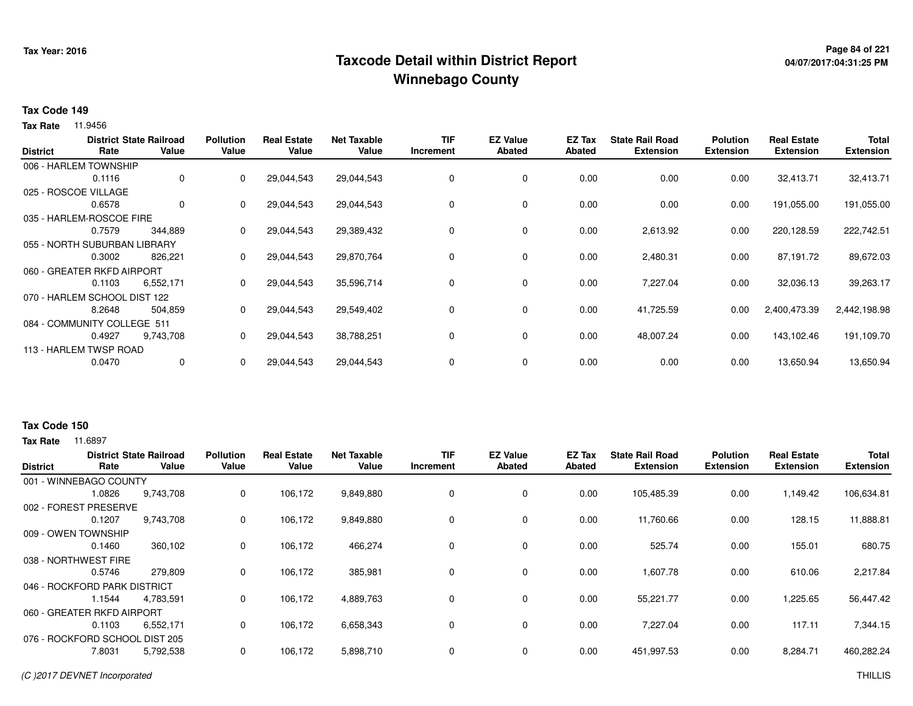# Taxcode Detail within District Report
# Winnebago County

Tax Year: 2016

## Tax Code 149

**Tax Rate** 11.9456

| District | District Rate | State Railroad Value | Pollution Value | Real Estate Value | Net Taxable Value | TIF Increment | EZ Value Abated | EZ Tax Abated | State Rail Road Extension | Polution Extension | Real Estate Extension | Total Extension |
|---|---|---|---|---|---|---|---|---|---|---|---|---|
| 006 - HARLEM TOWNSHIP | 0.1116 | 0 | 0 | 29,044,543 | 29,044,543 | 0 | 0 | 0.00 | 0.00 | 0.00 | 32,413.71 | 32,413.71 |
| 025 - ROSCOE VILLAGE | 0.6578 | 0 | 0 | 29,044,543 | 29,044,543 | 0 | 0 | 0.00 | 0.00 | 0.00 | 191,055.00 | 191,055.00 |
| 035 - HARLEM-ROSCOE FIRE | 0.7579 | 344,889 | 0 | 29,044,543 | 29,389,432 | 0 | 0 | 0.00 | 2,613.92 | 0.00 | 220,128.59 | 222,742.51 |
| 055 - NORTH SUBURBAN LIBRARY | 0.3002 | 826,221 | 0 | 29,044,543 | 29,870,764 | 0 | 0 | 0.00 | 2,480.31 | 0.00 | 87,191.72 | 89,672.03 |
| 060 - GREATER RKFD AIRPORT | 0.1103 | 6,552,171 | 0 | 29,044,543 | 35,596,714 | 0 | 0 | 0.00 | 7,227.04 | 0.00 | 32,036.13 | 39,263.17 |
| 070 - HARLEM SCHOOL DIST 122 | 8.2648 | 504,859 | 0 | 29,044,543 | 29,549,402 | 0 | 0 | 0.00 | 41,725.59 | 0.00 | 2,400,473.39 | 2,442,198.98 |
| 084 - COMMUNITY COLLEGE 511 | 0.4927 | 9,743,708 | 0 | 29,044,543 | 38,788,251 | 0 | 0 | 0.00 | 48,007.24 | 0.00 | 143,102.46 | 191,109.70 |
| 113 - HARLEM TWSP ROAD | 0.0470 | 0 | 0 | 29,044,543 | 29,044,543 | 0 | 0 | 0.00 | 0.00 | 0.00 | 13,650.94 | 13,650.94 |

## Tax Code 150

**Tax Rate** 11.6897

| District | District Rate | State Railroad Value | Pollution Value | Real Estate Value | Net Taxable Value | TIF Increment | EZ Value Abated | EZ Tax Abated | State Rail Road Extension | Polution Extension | Real Estate Extension | Total Extension |
|---|---|---|---|---|---|---|---|---|---|---|---|---|
| 001 - WINNEBAGO COUNTY | 1.0826 | 9,743,708 | 0 | 106,172 | 9,849,880 | 0 | 0 | 0.00 | 105,485.39 | 0.00 | 1,149.42 | 106,634.81 |
| 002 - FOREST PRESERVE | 0.1207 | 9,743,708 | 0 | 106,172 | 9,849,880 | 0 | 0 | 0.00 | 11,760.66 | 0.00 | 128.15 | 11,888.81 |
| 009 - OWEN TOWNSHIP | 0.1460 | 360,102 | 0 | 106,172 | 466,274 | 0 | 0 | 0.00 | 525.74 | 0.00 | 155.01 | 680.75 |
| 038 - NORTHWEST FIRE | 0.5746 | 279,809 | 0 | 106,172 | 385,981 | 0 | 0 | 0.00 | 1,607.78 | 0.00 | 610.06 | 2,217.84 |
| 046 - ROCKFORD PARK DISTRICT | 1.1544 | 4,783,591 | 0 | 106,172 | 4,889,763 | 0 | 0 | 0.00 | 55,221.77 | 0.00 | 1,225.65 | 56,447.42 |
| 060 - GREATER RKFD AIRPORT | 0.1103 | 6,552,171 | 0 | 106,172 | 6,658,343 | 0 | 0 | 0.00 | 7,227.04 | 0.00 | 117.11 | 7,344.15 |
| 076 - ROCKFORD SCHOOL DIST 205 | 7.8031 | 5,792,538 | 0 | 106,172 | 5,898,710 | 0 | 0 | 0.00 | 451,997.53 | 0.00 | 8,284.71 | 460,282.24 |

(C )2017 DEVNET Incorporated THILLIS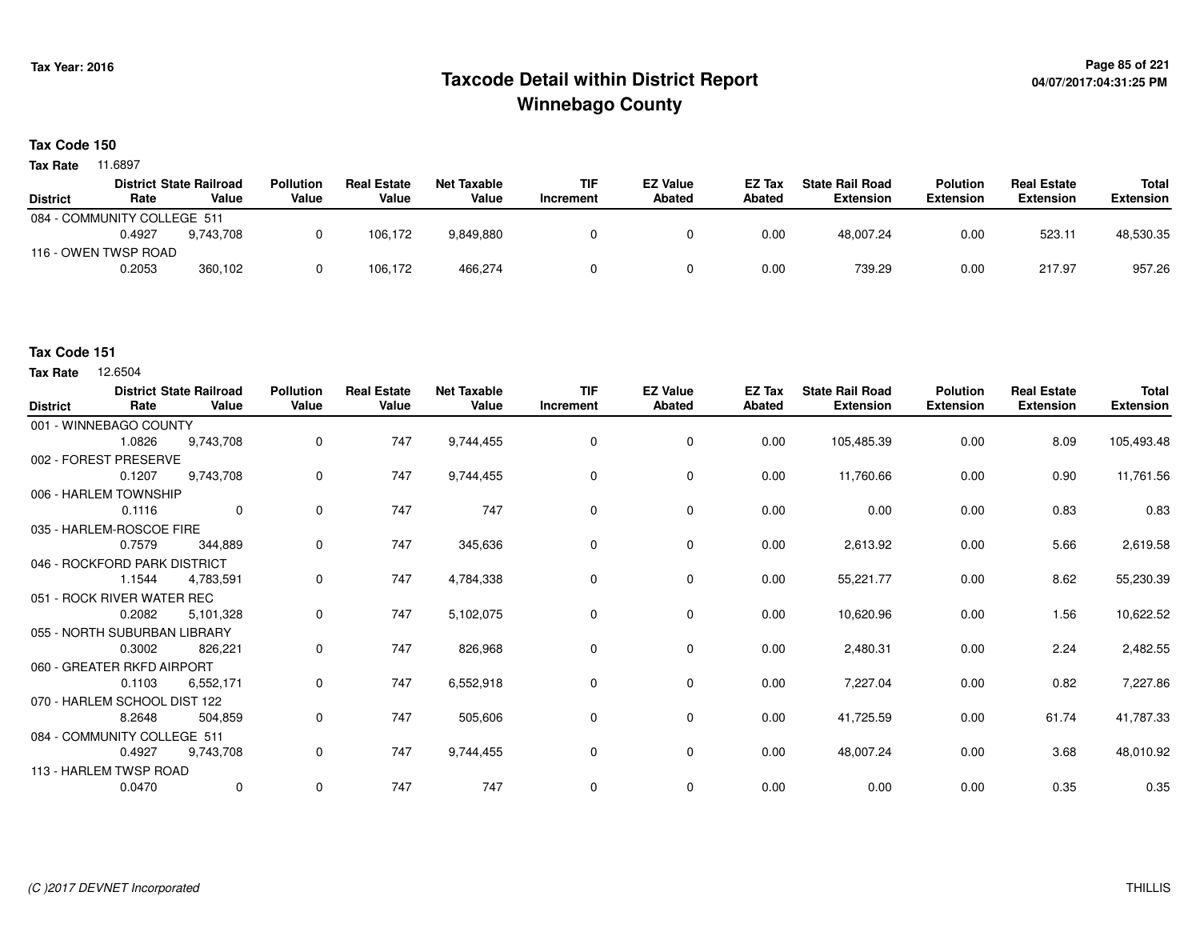# Taxcode Detail within District Report
# Winnebago County

Tax Year: 2016

## Tax Code 150

**Tax Rate** 11.6897

| District | District Rate | State Railroad Value | Pollution Value | Real Estate Value | Net Taxable Value | TIF Increment | EZ Value Abated | EZ Tax Abated | State Rail Road Extension | Polution Extension | Real Estate Extension | Total Extension |
|---|---|---|---|---|---|---|---|---|---|---|---|---|
| 084 - COMMUNITY COLLEGE 511 | 0.4927 | 9,743,708 | 0 | 106,172 | 9,849,880 | 0 | 0 | 0.00 | 48,007.24 | 0.00 | 523.11 | 48,530.35 |
| 116 - OWEN TWSP ROAD | 0.2053 | 360,102 | 0 | 106,172 | 466,274 | 0 | 0 | 0.00 | 739.29 | 0.00 | 217.97 | 957.26 |

## Tax Code 151

**Tax Rate** 12.6504

| District | District Rate | State Railroad Value | Pollution Value | Real Estate Value | Net Taxable Value | TIF Increment | EZ Value Abated | EZ Tax Abated | State Rail Road Extension | Polution Extension | Real Estate Extension | Total Extension |
|---|---|---|---|---|---|---|---|---|---|---|---|---|
| 001 - WINNEBAGO COUNTY | 1.0826 | 9,743,708 | 0 | 747 | 9,744,455 | 0 | 0 | 0.00 | 105,485.39 | 0.00 | 8.09 | 105,493.48 |
| 002 - FOREST PRESERVE | 0.1207 | 9,743,708 | 0 | 747 | 9,744,455 | 0 | 0 | 0.00 | 11,760.66 | 0.00 | 0.90 | 11,761.56 |
| 006 - HARLEM TOWNSHIP | 0.1116 | 0 | 0 | 747 | 747 | 0 | 0 | 0.00 | 0.00 | 0.00 | 0.83 | 0.83 |
| 035 - HARLEM-ROSCOE FIRE | 0.7579 | 344,889 | 0 | 747 | 345,636 | 0 | 0 | 0.00 | 2,613.92 | 0.00 | 5.66 | 2,619.58 |
| 046 - ROCKFORD PARK DISTRICT | 1.1544 | 4,783,591 | 0 | 747 | 4,784,338 | 0 | 0 | 0.00 | 55,221.77 | 0.00 | 8.62 | 55,230.39 |
| 051 - ROCK RIVER WATER REC | 0.2082 | 5,101,328 | 0 | 747 | 5,102,075 | 0 | 0 | 0.00 | 10,620.96 | 0.00 | 1.56 | 10,622.52 |
| 055 - NORTH SUBURBAN LIBRARY | 0.3002 | 826,221 | 0 | 747 | 826,968 | 0 | 0 | 0.00 | 2,480.31 | 0.00 | 2.24 | 2,482.55 |
| 060 - GREATER RKFD AIRPORT | 0.1103 | 6,552,171 | 0 | 747 | 6,552,918 | 0 | 0 | 0.00 | 7,227.04 | 0.00 | 0.82 | 7,227.86 |
| 070 - HARLEM SCHOOL DIST 122 | 8.2648 | 504,859 | 0 | 747 | 505,606 | 0 | 0 | 0.00 | 41,725.59 | 0.00 | 61.74 | 41,787.33 |
| 084 - COMMUNITY COLLEGE 511 | 0.4927 | 9,743,708 | 0 | 747 | 9,744,455 | 0 | 0 | 0.00 | 48,007.24 | 0.00 | 3.68 | 48,010.92 |
| 113 - HARLEM TWSP ROAD | 0.0470 | 0 | 0 | 747 | 747 | 0 | 0 | 0.00 | 0.00 | 0.00 | 0.35 | 0.35 |

*(C )2017 DEVNET Incorporated* THILLIS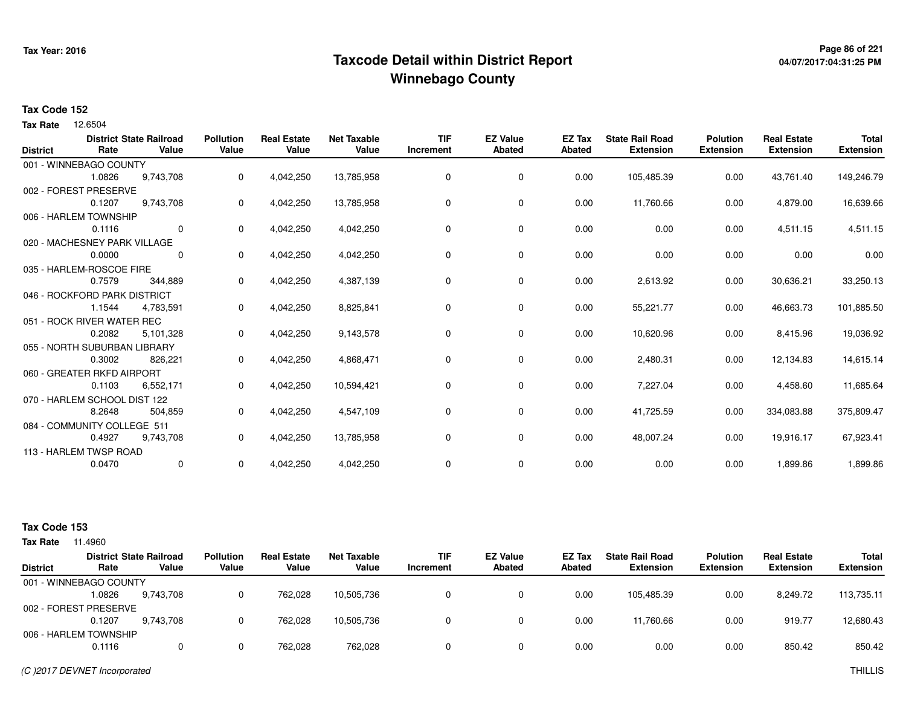# Taxcode Detail within District Report
## Winnebago County

Tax Year: 2016

04/07/2017:04:31:25 PM

### Tax Code 152

**Tax Rate** 12.6504

| District | District Rate | State Railroad Value | Pollution Value | Real Estate Value | Net Taxable Value | TIF Increment | EZ Value Abated | EZ Tax Abated | State Rail Road Extension | Polution Extension | Real Estate Extension | Total Extension |
|---|---|---|---|---|---|---|---|---|---|---|---|---|
| 001 - WINNEBAGO COUNTY | 1.0826 | 9,743,708 | 0 | 4,042,250 | 13,785,958 | 0 | 0 | 0.00 | 105,485.39 | 0.00 | 43,761.40 | 149,246.79 |
| 002 - FOREST PRESERVE | 0.1207 | 9,743,708 | 0 | 4,042,250 | 13,785,958 | 0 | 0 | 0.00 | 11,760.66 | 0.00 | 4,879.00 | 16,639.66 |
| 006 - HARLEM TOWNSHIP | 0.1116 | 0 | 0 | 4,042,250 | 4,042,250 | 0 | 0 | 0.00 | 0.00 | 0.00 | 4,511.15 | 4,511.15 |
| 020 - MACHESNEY PARK VILLAGE | 0.0000 | 0 | 0 | 4,042,250 | 4,042,250 | 0 | 0 | 0.00 | 0.00 | 0.00 | 0.00 | 0.00 |
| 035 - HARLEM-ROSCOE FIRE | 0.7579 | 344,889 | 0 | 4,042,250 | 4,387,139 | 0 | 0 | 0.00 | 2,613.92 | 0.00 | 30,636.21 | 33,250.13 |
| 046 - ROCKFORD PARK DISTRICT | 1.1544 | 4,783,591 | 0 | 4,042,250 | 8,825,841 | 0 | 0 | 0.00 | 55,221.77 | 0.00 | 46,663.73 | 101,885.50 |
| 051 - ROCK RIVER WATER REC | 0.2082 | 5,101,328 | 0 | 4,042,250 | 9,143,578 | 0 | 0 | 0.00 | 10,620.96 | 0.00 | 8,415.96 | 19,036.92 |
| 055 - NORTH SUBURBAN LIBRARY | 0.3002 | 826,221 | 0 | 4,042,250 | 4,868,471 | 0 | 0 | 0.00 | 2,480.31 | 0.00 | 12,134.83 | 14,615.14 |
| 060 - GREATER RKFD AIRPORT | 0.1103 | 6,552,171 | 0 | 4,042,250 | 10,594,421 | 0 | 0 | 0.00 | 7,227.04 | 0.00 | 4,458.60 | 11,685.64 |
| 070 - HARLEM SCHOOL DIST 122 | 8.2648 | 504,859 | 0 | 4,042,250 | 4,547,109 | 0 | 0 | 0.00 | 41,725.59 | 0.00 | 334,083.88 | 375,809.47 |
| 084 - COMMUNITY COLLEGE 511 | 0.4927 | 9,743,708 | 0 | 4,042,250 | 13,785,958 | 0 | 0 | 0.00 | 48,007.24 | 0.00 | 19,916.17 | 67,923.41 |
| 113 - HARLEM TWSP ROAD | 0.0470 | 0 | 0 | 4,042,250 | 4,042,250 | 0 | 0 | 0.00 | 0.00 | 0.00 | 1,899.86 | 1,899.86 |

### Tax Code 153

**Tax Rate** 11.4960

| District | District Rate | State Railroad Value | Pollution Value | Real Estate Value | Net Taxable Value | TIF Increment | EZ Value Abated | EZ Tax Abated | State Rail Road Extension | Polution Extension | Real Estate Extension | Total Extension |
|---|---|---|---|---|---|---|---|---|---|---|---|---|
| 001 - WINNEBAGO COUNTY | 1.0826 | 9,743,708 | 0 | 762,028 | 10,505,736 | 0 | 0 | 0.00 | 105,485.39 | 0.00 | 8,249.72 | 113,735.11 |
| 002 - FOREST PRESERVE | 0.1207 | 9,743,708 | 0 | 762,028 | 10,505,736 | 0 | 0 | 0.00 | 11,760.66 | 0.00 | 919.77 | 12,680.43 |
| 006 - HARLEM TOWNSHIP | 0.1116 | 0 | 0 | 762,028 | 762,028 | 0 | 0 | 0.00 | 0.00 | 0.00 | 850.42 | 850.42 |

(C )2017 DEVNET Incorporated

THILLIS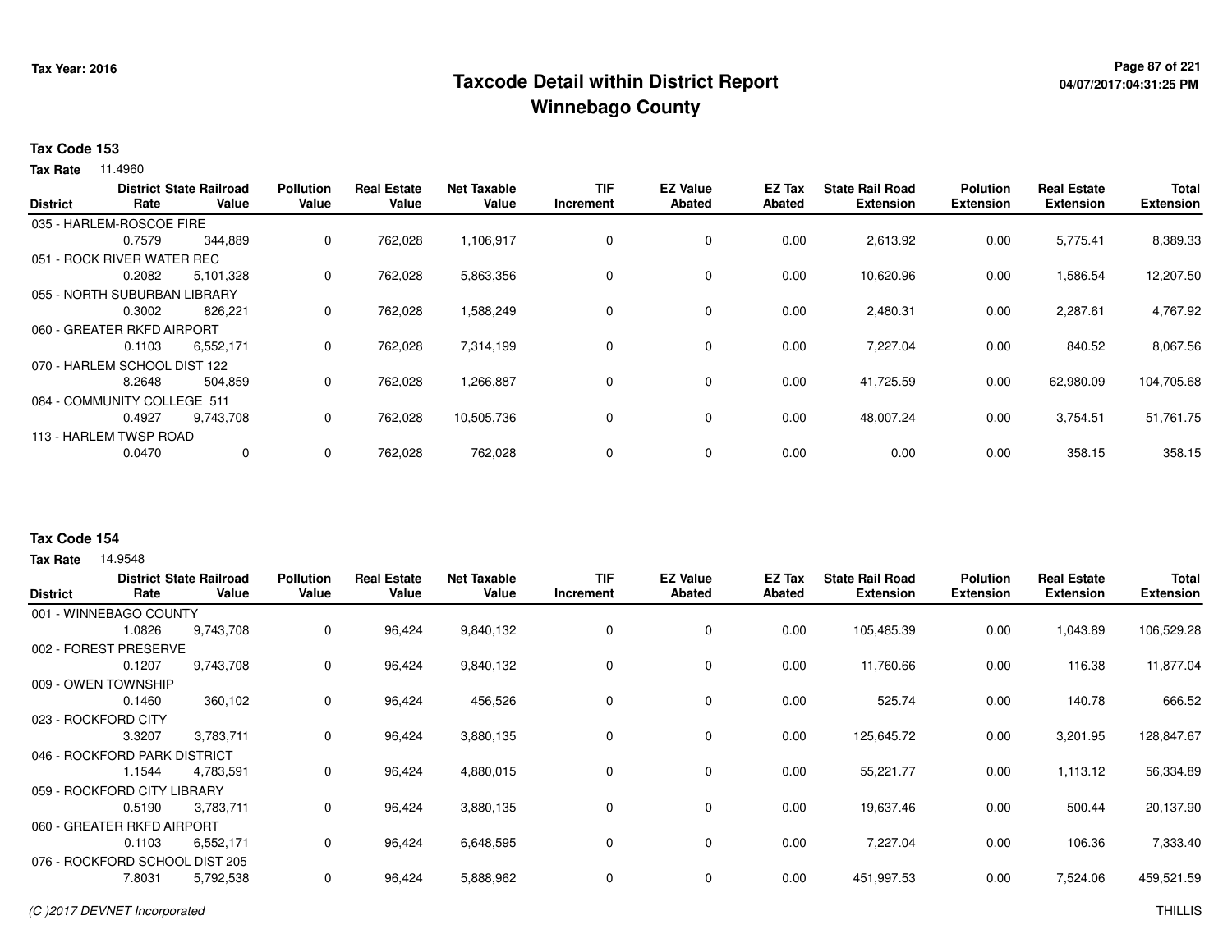# Taxcode Detail within District Report
## Winnebago County

Tax Year: 2016

04/07/2017:04:31:25 PM

**Tax Code 153**

**Tax Rate** 11.4960

| District | District Rate | State Railroad Value | Pollution Value | Real Estate Value | Net Taxable Value | TIF Increment | EZ Value Abated | EZ Tax Abated | State Rail Road Extension | Polution Extension | Real Estate Extension | Total Extension |
|---|---|---|---|---|---|---|---|---|---|---|---|---|
| 035 - HARLEM-ROSCOE FIRE | | | | | | | | | | | | |
| | 0.7579 | 344,889 | 0 | 762,028 | 1,106,917 | 0 | 0 | 0.00 | 2,613.92 | 0.00 | 5,775.41 | 8,389.33 |
| 051 - ROCK RIVER WATER REC | | | | | | | | | | | | |
| | 0.2082 | 5,101,328 | 0 | 762,028 | 5,863,356 | 0 | 0 | 0.00 | 10,620.96 | 0.00 | 1,586.54 | 12,207.50 |
| 055 - NORTH SUBURBAN LIBRARY | | | | | | | | | | | | |
| | 0.3002 | 826,221 | 0 | 762,028 | 1,588,249 | 0 | 0 | 0.00 | 2,480.31 | 0.00 | 2,287.61 | 4,767.92 |
| 060 - GREATER RKFD AIRPORT | | | | | | | | | | | | |
| | 0.1103 | 6,552,171 | 0 | 762,028 | 7,314,199 | 0 | 0 | 0.00 | 7,227.04 | 0.00 | 840.52 | 8,067.56 |
| 070 - HARLEM SCHOOL DIST 122 | | | | | | | | | | | | |
| | 8.2648 | 504,859 | 0 | 762,028 | 1,266,887 | 0 | 0 | 0.00 | 41,725.59 | 0.00 | 62,980.09 | 104,705.68 |
| 084 - COMMUNITY COLLEGE 511 | | | | | | | | | | | | |
| | 0.4927 | 9,743,708 | 0 | 762,028 | 10,505,736 | 0 | 0 | 0.00 | 48,007.24 | 0.00 | 3,754.51 | 51,761.75 |
| 113 - HARLEM TWSP ROAD | | | | | | | | | | | | |
| | 0.0470 | 0 | 0 | 762,028 | 762,028 | 0 | 0 | 0.00 | 0.00 | 0.00 | 358.15 | 358.15 |

**Tax Code 154**

**Tax Rate** 14.9548

| District | District Rate | State Railroad Value | Pollution Value | Real Estate Value | Net Taxable Value | TIF Increment | EZ Value Abated | EZ Tax Abated | State Rail Road Extension | Polution Extension | Real Estate Extension | Total Extension |
|---|---|---|---|---|---|---|---|---|---|---|---|---|
| 001 - WINNEBAGO COUNTY | | | | | | | | | | | | |
| | 1.0826 | 9,743,708 | 0 | 96,424 | 9,840,132 | 0 | 0 | 0.00 | 105,485.39 | 0.00 | 1,043.89 | 106,529.28 |
| 002 - FOREST PRESERVE | | | | | | | | | | | | |
| | 0.1207 | 9,743,708 | 0 | 96,424 | 9,840,132 | 0 | 0 | 0.00 | 11,760.66 | 0.00 | 116.38 | 11,877.04 |
| 009 - OWEN TOWNSHIP | | | | | | | | | | | | |
| | 0.1460 | 360,102 | 0 | 96,424 | 456,526 | 0 | 0 | 0.00 | 525.74 | 0.00 | 140.78 | 666.52 |
| 023 - ROCKFORD CITY | | | | | | | | | | | | |
| | 3.3207 | 3,783,711 | 0 | 96,424 | 3,880,135 | 0 | 0 | 0.00 | 125,645.72 | 0.00 | 3,201.95 | 128,847.67 |
| 046 - ROCKFORD PARK DISTRICT | | | | | | | | | | | | |
| | 1.1544 | 4,783,591 | 0 | 96,424 | 4,880,015 | 0 | 0 | 0.00 | 55,221.77 | 0.00 | 1,113.12 | 56,334.89 |
| 059 - ROCKFORD CITY LIBRARY | | | | | | | | | | | | |
| | 0.5190 | 3,783,711 | 0 | 96,424 | 3,880,135 | 0 | 0 | 0.00 | 19,637.46 | 0.00 | 500.44 | 20,137.90 |
| 060 - GREATER RKFD AIRPORT | | | | | | | | | | | | |
| | 0.1103 | 6,552,171 | 0 | 96,424 | 6,648,595 | 0 | 0 | 0.00 | 7,227.04 | 0.00 | 106.36 | 7,333.40 |
| 076 - ROCKFORD SCHOOL DIST 205 | | | | | | | | | | | | |
| | 7.8031 | 5,792,538 | 0 | 96,424 | 5,888,962 | 0 | 0 | 0.00 | 451,997.53 | 0.00 | 7,524.06 | 459,521.59 |

(C )2017 DEVNET Incorporated

THILLIS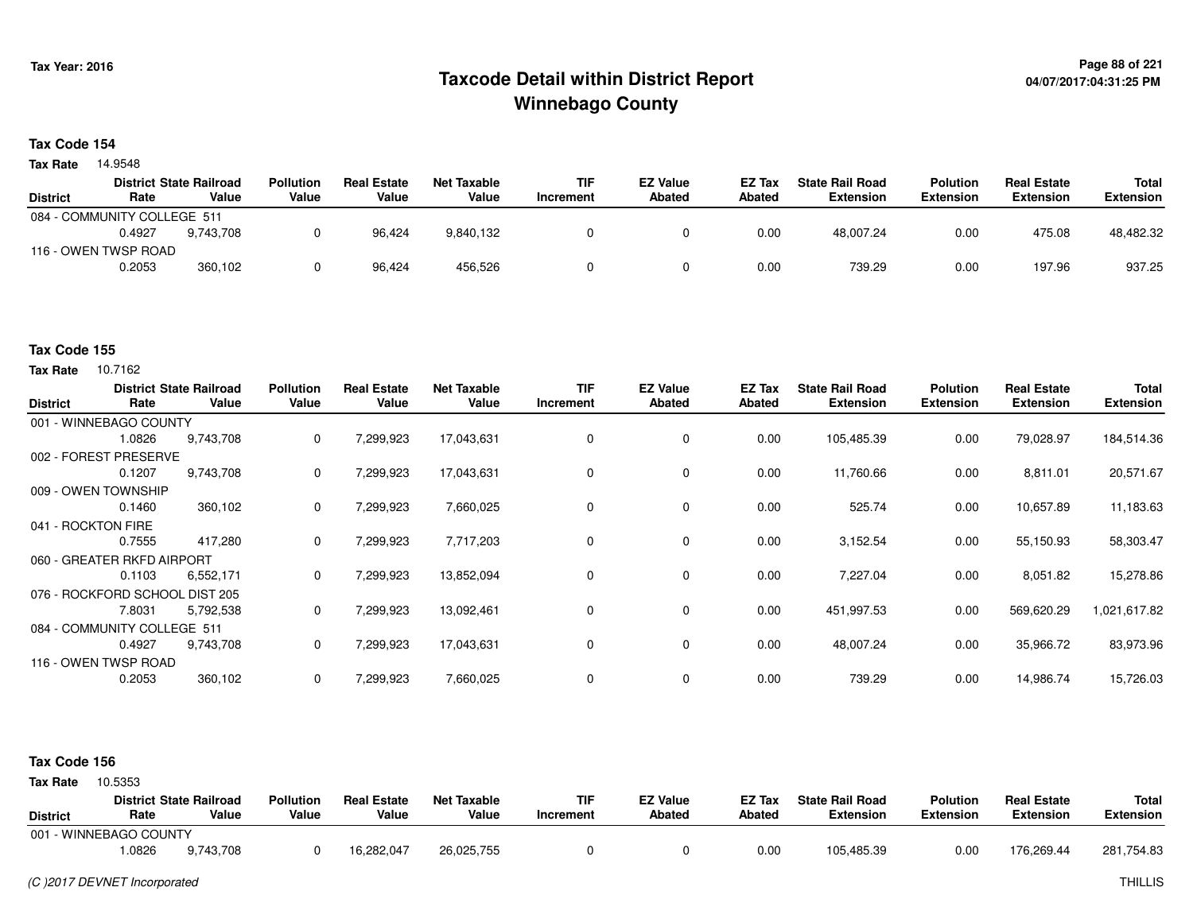# Taxcode Detail within District Report
## Winnebago County

Tax Year: 2016

**Tax Code 154**

**Tax Rate** 14.9548

| District | District Rate | State Railroad Value | Pollution Value | Real Estate Value | Net Taxable Value | TIF Increment | EZ Value Abated | EZ Tax Abated | State Rail Road Extension | Polution Extension | Real Estate Extension | Total Extension |
|---|---|---|---|---|---|---|---|---|---|---|---|---|
| 084 - COMMUNITY COLLEGE 511 | | | | | | | | | | | | |
| | 0.4927 | 9,743,708 | 0 | 96,424 | 9,840,132 | 0 | 0 | 0.00 | 48,007.24 | 0.00 | 475.08 | 48,482.32 |
| 116 - OWEN TWSP ROAD | | | | | | | | | | | | |
| | 0.2053 | 360,102 | 0 | 96,424 | 456,526 | 0 | 0 | 0.00 | 739.29 | 0.00 | 197.96 | 937.25 |

**Tax Code 155**

**Tax Rate** 10.7162

| District | District Rate | State Railroad Value | Pollution Value | Real Estate Value | Net Taxable Value | TIF Increment | EZ Value Abated | EZ Tax Abated | State Rail Road Extension | Polution Extension | Real Estate Extension | Total Extension |
|---|---|---|---|---|---|---|---|---|---|---|---|---|
| 001 - WINNEBAGO COUNTY | | | | | | | | | | | | |
| | 1.0826 | 9,743,708 | 0 | 7,299,923 | 17,043,631 | 0 | 0 | 0.00 | 105,485.39 | 0.00 | 79,028.97 | 184,514.36 |
| 002 - FOREST PRESERVE | | | | | | | | | | | | |
| | 0.1207 | 9,743,708 | 0 | 7,299,923 | 17,043,631 | 0 | 0 | 0.00 | 11,760.66 | 0.00 | 8,811.01 | 20,571.67 |
| 009 - OWEN TOWNSHIP | | | | | | | | | | | | |
| | 0.1460 | 360,102 | 0 | 7,299,923 | 7,660,025 | 0 | 0 | 0.00 | 525.74 | 0.00 | 10,657.89 | 11,183.63 |
| 041 - ROCKTON FIRE | | | | | | | | | | | | |
| | 0.7555 | 417,280 | 0 | 7,299,923 | 7,717,203 | 0 | 0 | 0.00 | 3,152.54 | 0.00 | 55,150.93 | 58,303.47 |
| 060 - GREATER RKFD AIRPORT | | | | | | | | | | | | |
| | 0.1103 | 6,552,171 | 0 | 7,299,923 | 13,852,094 | 0 | 0 | 0.00 | 7,227.04 | 0.00 | 8,051.82 | 15,278.86 |
| 076 - ROCKFORD SCHOOL DIST 205 | | | | | | | | | | | | |
| | 7.8031 | 5,792,538 | 0 | 7,299,923 | 13,092,461 | 0 | 0 | 0.00 | 451,997.53 | 0.00 | 569,620.29 | 1,021,617.82 |
| 084 - COMMUNITY COLLEGE 511 | | | | | | | | | | | | |
| | 0.4927 | 9,743,708 | 0 | 7,299,923 | 17,043,631 | 0 | 0 | 0.00 | 48,007.24 | 0.00 | 35,966.72 | 83,973.96 |
| 116 - OWEN TWSP ROAD | | | | | | | | | | | | |
| | 0.2053 | 360,102 | 0 | 7,299,923 | 7,660,025 | 0 | 0 | 0.00 | 739.29 | 0.00 | 14,986.74 | 15,726.03 |

**Tax Code 156**

**Tax Rate** 10.5353

| District | District Rate | State Railroad Value | Pollution Value | Real Estate Value | Net Taxable Value | TIF Increment | EZ Value Abated | EZ Tax Abated | State Rail Road Extension | Polution Extension | Real Estate Extension | Total Extension |
|---|---|---|---|---|---|---|---|---|---|---|---|---|
| 001 - WINNEBAGO COUNTY | | | | | | | | | | | | |
| | 1.0826 | 9,743,708 | 0 | 16,282,047 | 26,025,755 | 0 | 0 | 0.00 | 105,485.39 | 0.00 | 176,269.44 | 281,754.83 |

*(C )2017 DEVNET Incorporated*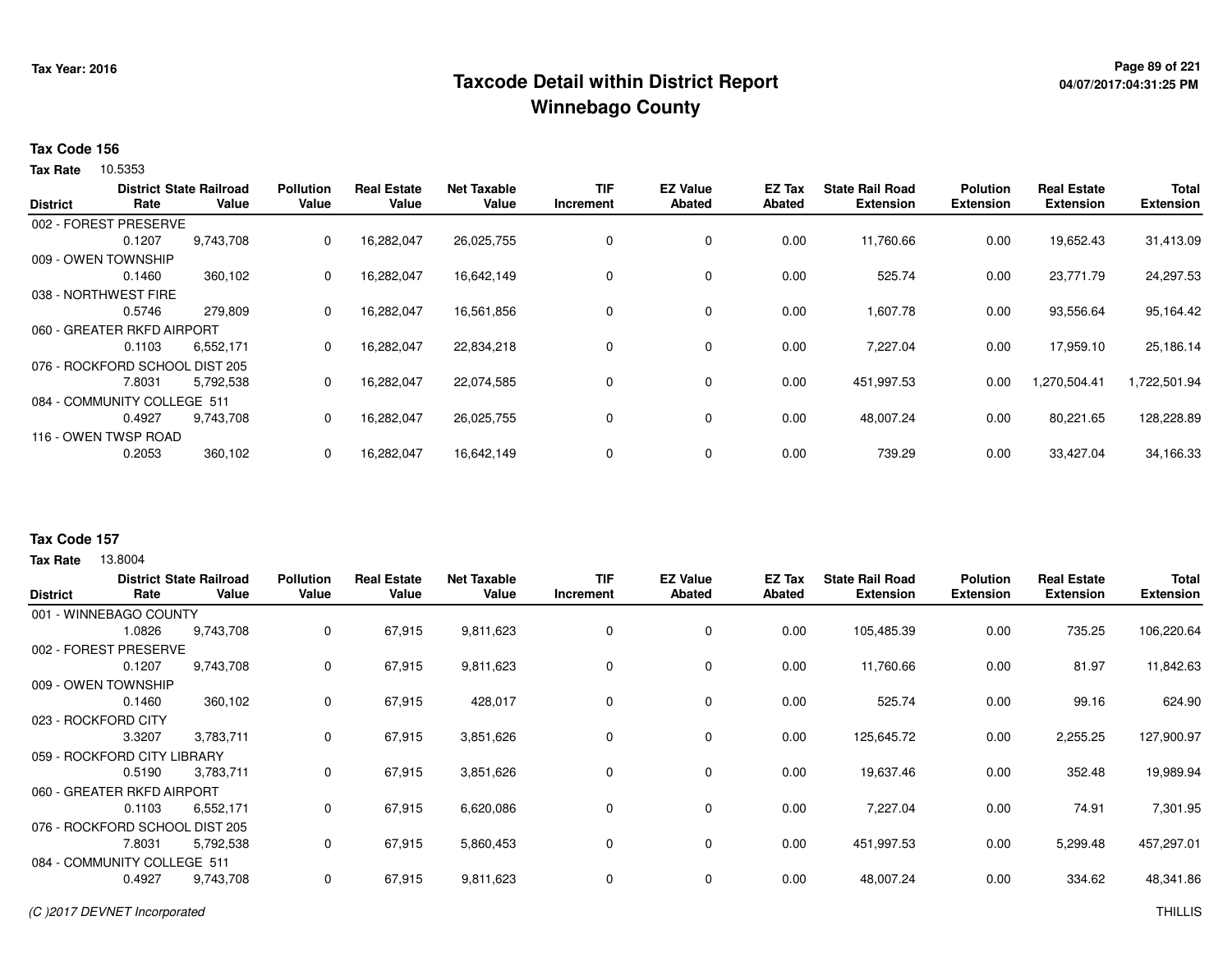# Taxcode Detail within District Report
# Winnebago County

Tax Year: 2016

**Tax Code 156**

**Tax Rate** 10.5353

| District | District Rate | State Railroad Value | Pollution Value | Real Estate Value | Net Taxable Value | TIF Increment | EZ Value Abated | EZ Tax Abated | State Rail Road Extension | Polution Extension | Real Estate Extension | Total Extension |
|---|---|---|---|---|---|---|---|---|---|---|---|---|
| 002 - FOREST PRESERVE | | | | | | | | | | | | |
| | 0.1207 | 9,743,708 | 0 | 16,282,047 | 26,025,755 | 0 | 0 | 0.00 | 11,760.66 | 0.00 | 19,652.43 | 31,413.09 |
| 009 - OWEN TOWNSHIP | | | | | | | | | | | | |
| | 0.1460 | 360,102 | 0 | 16,282,047 | 16,642,149 | 0 | 0 | 0.00 | 525.74 | 0.00 | 23,771.79 | 24,297.53 |
| 038 - NORTHWEST FIRE | | | | | | | | | | | | |
| | 0.5746 | 279,809 | 0 | 16,282,047 | 16,561,856 | 0 | 0 | 0.00 | 1,607.78 | 0.00 | 93,556.64 | 95,164.42 |
| 060 - GREATER RKFD AIRPORT | | | | | | | | | | | | |
| | 0.1103 | 6,552,171 | 0 | 16,282,047 | 22,834,218 | 0 | 0 | 0.00 | 7,227.04 | 0.00 | 17,959.10 | 25,186.14 |
| 076 - ROCKFORD SCHOOL DIST 205 | | | | | | | | | | | | |
| | 7.8031 | 5,792,538 | 0 | 16,282,047 | 22,074,585 | 0 | 0 | 0.00 | 451,997.53 | 0.00 | 1,270,504.41 | 1,722,501.94 |
| 084 - COMMUNITY COLLEGE 511 | | | | | | | | | | | | |
| | 0.4927 | 9,743,708 | 0 | 16,282,047 | 26,025,755 | 0 | 0 | 0.00 | 48,007.24 | 0.00 | 80,221.65 | 128,228.89 |
| 116 - OWEN TWSP ROAD | | | | | | | | | | | | |
| | 0.2053 | 360,102 | 0 | 16,282,047 | 16,642,149 | 0 | 0 | 0.00 | 739.29 | 0.00 | 33,427.04 | 34,166.33 |

**Tax Code 157**

**Tax Rate** 13.8004

| District | District Rate | State Railroad Value | Pollution Value | Real Estate Value | Net Taxable Value | TIF Increment | EZ Value Abated | EZ Tax Abated | State Rail Road Extension | Polution Extension | Real Estate Extension | Total Extension |
|---|---|---|---|---|---|---|---|---|---|---|---|---|
| 001 - WINNEBAGO COUNTY | | | | | | | | | | | | |
| | 1.0826 | 9,743,708 | 0 | 67,915 | 9,811,623 | 0 | 0 | 0.00 | 105,485.39 | 0.00 | 735.25 | 106,220.64 |
| 002 - FOREST PRESERVE | | | | | | | | | | | | |
| | 0.1207 | 9,743,708 | 0 | 67,915 | 9,811,623 | 0 | 0 | 0.00 | 11,760.66 | 0.00 | 81.97 | 11,842.63 |
| 009 - OWEN TOWNSHIP | | | | | | | | | | | | |
| | 0.1460 | 360,102 | 0 | 67,915 | 428,017 | 0 | 0 | 0.00 | 525.74 | 0.00 | 99.16 | 624.90 |
| 023 - ROCKFORD CITY | | | | | | | | | | | | |
| | 3.3207 | 3,783,711 | 0 | 67,915 | 3,851,626 | 0 | 0 | 0.00 | 125,645.72 | 0.00 | 2,255.25 | 127,900.97 |
| 059 - ROCKFORD CITY LIBRARY | | | | | | | | | | | | |
| | 0.5190 | 3,783,711 | 0 | 67,915 | 3,851,626 | 0 | 0 | 0.00 | 19,637.46 | 0.00 | 352.48 | 19,989.94 |
| 060 - GREATER RKFD AIRPORT | | | | | | | | | | | | |
| | 0.1103 | 6,552,171 | 0 | 67,915 | 6,620,086 | 0 | 0 | 0.00 | 7,227.04 | 0.00 | 74.91 | 7,301.95 |
| 076 - ROCKFORD SCHOOL DIST 205 | | | | | | | | | | | | |
| | 7.8031 | 5,792,538 | 0 | 67,915 | 5,860,453 | 0 | 0 | 0.00 | 451,997.53 | 0.00 | 5,299.48 | 457,297.01 |
| 084 - COMMUNITY COLLEGE 511 | | | | | | | | | | | | |
| | 0.4927 | 9,743,708 | 0 | 67,915 | 9,811,623 | 0 | 0 | 0.00 | 48,007.24 | 0.00 | 334.62 | 48,341.86 |

(C )2017 DEVNET Incorporated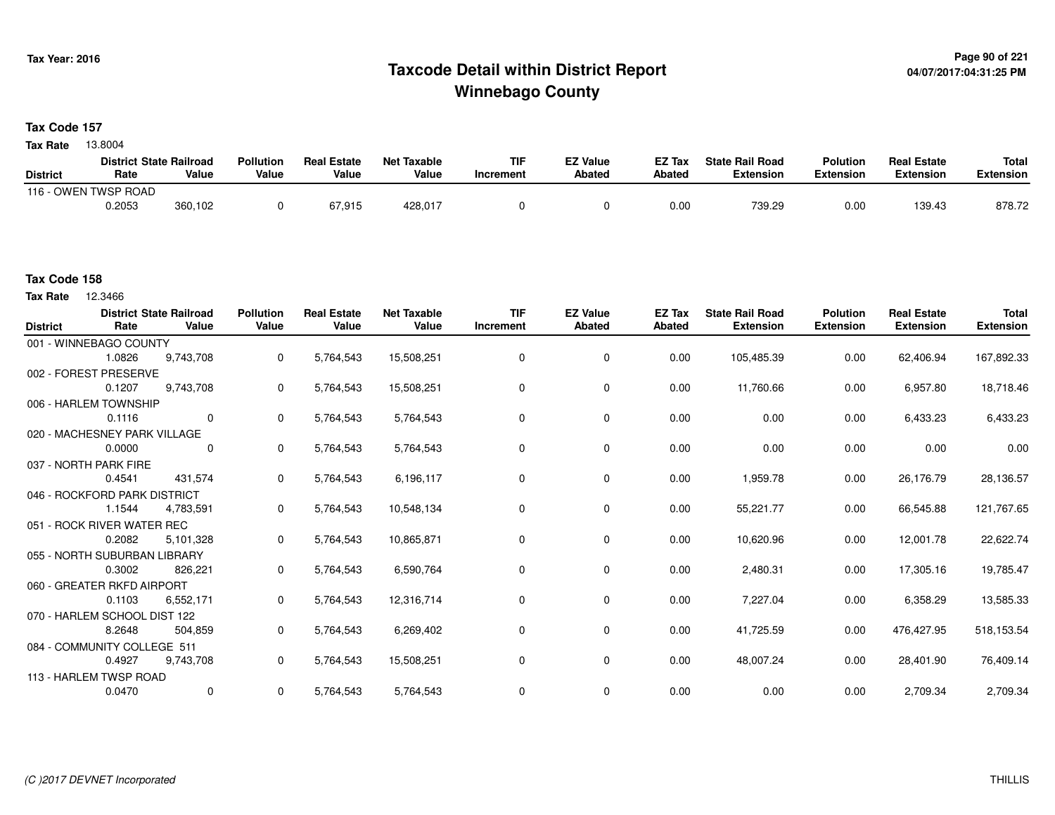Tax Year: 2016

# Taxcode Detail within District Report
## Winnebago County

**Tax Code 157**

**Tax Rate** 13.8004

| District | District Rate | State Railroad Value | Pollution Value | Real Estate Value | Net Taxable Value | TIF Increment | EZ Value Abated | EZ Tax Abated | State Rail Road Extension | Polution Extension | Real Estate Extension | Total Extension |
|---|---|---|---|---|---|---|---|---|---|---|---|---|
| 116 - OWEN TWSP ROAD | | | | | | | | | | | | |
| | 0.2053 | 360,102 | 0 | 67,915 | 428,017 | 0 | 0 | 0.00 | 739.29 | 0.00 | 139.43 | 878.72 |

**Tax Code 158**

**Tax Rate** 12.3466

| District | District Rate | State Railroad Value | Pollution Value | Real Estate Value | Net Taxable Value | TIF Increment | EZ Value Abated | EZ Tax Abated | State Rail Road Extension | Polution Extension | Real Estate Extension | Total Extension |
|---|---|---|---|---|---|---|---|---|---|---|---|---|
| 001 - WINNEBAGO COUNTY | | | | | | | | | | | | |
| | 1.0826 | 9,743,708 | 0 | 5,764,543 | 15,508,251 | 0 | 0 | 0.00 | 105,485.39 | 0.00 | 62,406.94 | 167,892.33 |
| 002 - FOREST PRESERVE | | | | | | | | | | | | |
| | 0.1207 | 9,743,708 | 0 | 5,764,543 | 15,508,251 | 0 | 0 | 0.00 | 11,760.66 | 0.00 | 6,957.80 | 18,718.46 |
| 006 - HARLEM TOWNSHIP | | | | | | | | | | | | |
| | 0.1116 | 0 | 0 | 5,764,543 | 5,764,543 | 0 | 0 | 0.00 | 0.00 | 0.00 | 6,433.23 | 6,433.23 |
| 020 - MACHESNEY PARK VILLAGE | | | | | | | | | | | | |
| | 0.0000 | 0 | 0 | 5,764,543 | 5,764,543 | 0 | 0 | 0.00 | 0.00 | 0.00 | 0.00 | 0.00 |
| 037 - NORTH PARK FIRE | | | | | | | | | | | | |
| | 0.4541 | 431,574 | 0 | 5,764,543 | 6,196,117 | 0 | 0 | 0.00 | 1,959.78 | 0.00 | 26,176.79 | 28,136.57 |
| 046 - ROCKFORD PARK DISTRICT | | | | | | | | | | | | |
| | 1.1544 | 4,783,591 | 0 | 5,764,543 | 10,548,134 | 0 | 0 | 0.00 | 55,221.77 | 0.00 | 66,545.88 | 121,767.65 |
| 051 - ROCK RIVER WATER REC | | | | | | | | | | | | |
| | 0.2082 | 5,101,328 | 0 | 5,764,543 | 10,865,871 | 0 | 0 | 0.00 | 10,620.96 | 0.00 | 12,001.78 | 22,622.74 |
| 055 - NORTH SUBURBAN LIBRARY | | | | | | | | | | | | |
| | 0.3002 | 826,221 | 0 | 5,764,543 | 6,590,764 | 0 | 0 | 0.00 | 2,480.31 | 0.00 | 17,305.16 | 19,785.47 |
| 060 - GREATER RKFD AIRPORT | | | | | | | | | | | | |
| | 0.1103 | 6,552,171 | 0 | 5,764,543 | 12,316,714 | 0 | 0 | 0.00 | 7,227.04 | 0.00 | 6,358.29 | 13,585.33 |
| 070 - HARLEM SCHOOL DIST 122 | | | | | | | | | | | | |
| | 8.2648 | 504,859 | 0 | 5,764,543 | 6,269,402 | 0 | 0 | 0.00 | 41,725.59 | 0.00 | 476,427.95 | 518,153.54 |
| 084 - COMMUNITY COLLEGE 511 | | | | | | | | | | | | |
| | 0.4927 | 9,743,708 | 0 | 5,764,543 | 15,508,251 | 0 | 0 | 0.00 | 48,007.24 | 0.00 | 28,401.90 | 76,409.14 |
| 113 - HARLEM TWSP ROAD | | | | | | | | | | | | |
| | 0.0470 | 0 | 0 | 5,764,543 | 5,764,543 | 0 | 0 | 0.00 | 0.00 | 0.00 | 2,709.34 | 2,709.34 |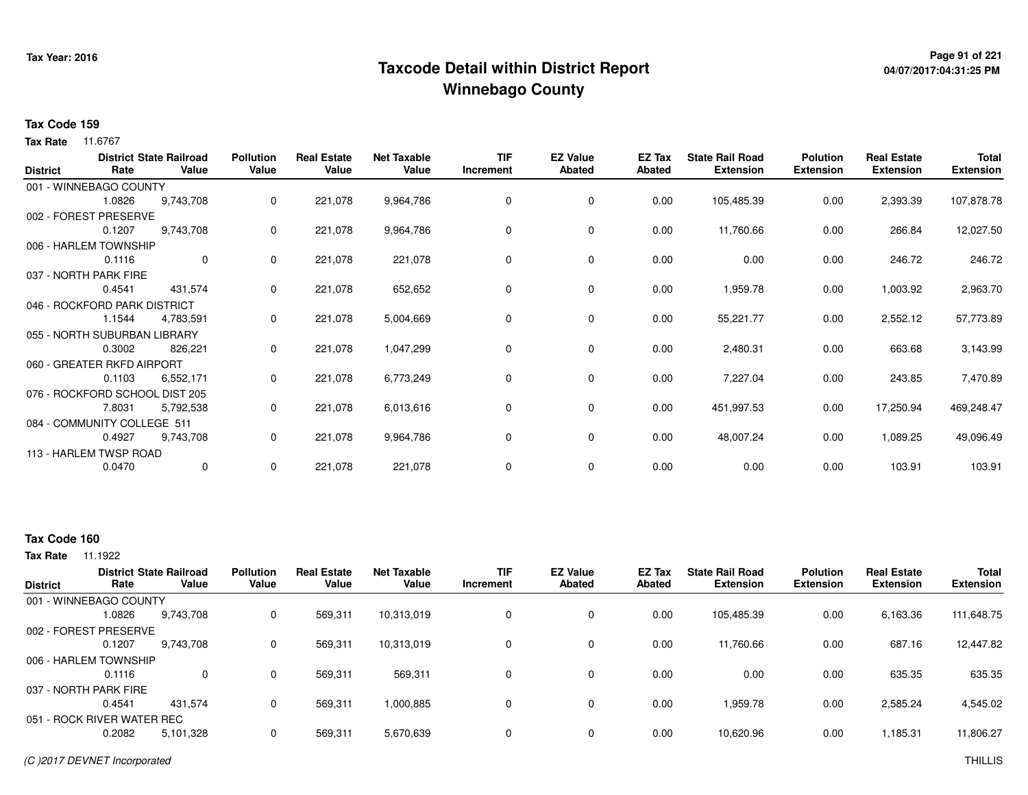# Taxcode Detail within District Report
# Winnebago County

Tax Year: 2016

**Tax Code 159**

**Tax Rate** 11.6767

| District | District Rate | State Railroad Value | Pollution Value | Real Estate Value | Net Taxable Value | TIF Increment | EZ Value Abated | EZ Tax Abated | State Rail Road Extension | Polution Extension | Real Estate Extension | Total Extension |
|---|---|---|---|---|---|---|---|---|---|---|---|---|
| 001 - WINNEBAGO COUNTY | 1.0826 | 9,743,708 | 0 | 221,078 | 9,964,786 | 0 | 0 | 0.00 | 105,485.39 | 0.00 | 2,393.39 | 107,878.78 |
| 002 - FOREST PRESERVE | 0.1207 | 9,743,708 | 0 | 221,078 | 9,964,786 | 0 | 0 | 0.00 | 11,760.66 | 0.00 | 266.84 | 12,027.50 |
| 006 - HARLEM TOWNSHIP | 0.1116 | 0 | 0 | 221,078 | 221,078 | 0 | 0 | 0.00 | 0.00 | 0.00 | 246.72 | 246.72 |
| 037 - NORTH PARK FIRE | 0.4541 | 431,574 | 0 | 221,078 | 652,652 | 0 | 0 | 0.00 | 1,959.78 | 0.00 | 1,003.92 | 2,963.70 |
| 046 - ROCKFORD PARK DISTRICT | 1.1544 | 4,783,591 | 0 | 221,078 | 5,004,669 | 0 | 0 | 0.00 | 55,221.77 | 0.00 | 2,552.12 | 57,773.89 |
| 055 - NORTH SUBURBAN LIBRARY | 0.3002 | 826,221 | 0 | 221,078 | 1,047,299 | 0 | 0 | 0.00 | 2,480.31 | 0.00 | 663.68 | 3,143.99 |
| 060 - GREATER RKFD AIRPORT | 0.1103 | 6,552,171 | 0 | 221,078 | 6,773,249 | 0 | 0 | 0.00 | 7,227.04 | 0.00 | 243.85 | 7,470.89 |
| 076 - ROCKFORD SCHOOL DIST 205 | 7.8031 | 5,792,538 | 0 | 221,078 | 6,013,616 | 0 | 0 | 0.00 | 451,997.53 | 0.00 | 17,250.94 | 469,248.47 |
| 084 - COMMUNITY COLLEGE 511 | 0.4927 | 9,743,708 | 0 | 221,078 | 9,964,786 | 0 | 0 | 0.00 | 48,007.24 | 0.00 | 1,089.25 | 49,096.49 |
| 113 - HARLEM TWSP ROAD | 0.0470 | 0 | 0 | 221,078 | 221,078 | 0 | 0 | 0.00 | 0.00 | 0.00 | 103.91 | 103.91 |

**Tax Code 160**

**Tax Rate** 11.1922

| District | District Rate | State Railroad Value | Pollution Value | Real Estate Value | Net Taxable Value | TIF Increment | EZ Value Abated | EZ Tax Abated | State Rail Road Extension | Polution Extension | Real Estate Extension | Total Extension |
|---|---|---|---|---|---|---|---|---|---|---|---|---|
| 001 - WINNEBAGO COUNTY | 1.0826 | 9,743,708 | 0 | 569,311 | 10,313,019 | 0 | 0 | 0.00 | 105,485.39 | 0.00 | 6,163.36 | 111,648.75 |
| 002 - FOREST PRESERVE | 0.1207 | 9,743,708 | 0 | 569,311 | 10,313,019 | 0 | 0 | 0.00 | 11,760.66 | 0.00 | 687.16 | 12,447.82 |
| 006 - HARLEM TOWNSHIP | 0.1116 | 0 | 0 | 569,311 | 569,311 | 0 | 0 | 0.00 | 0.00 | 0.00 | 635.35 | 635.35 |
| 037 - NORTH PARK FIRE | 0.4541 | 431,574 | 0 | 569,311 | 1,000,885 | 0 | 0 | 0.00 | 1,959.78 | 0.00 | 2,585.24 | 4,545.02 |
| 051 - ROCK RIVER WATER REC | 0.2082 | 5,101,328 | 0 | 569,311 | 5,670,639 | 0 | 0 | 0.00 | 10,620.96 | 0.00 | 1,185.31 | 11,806.27 |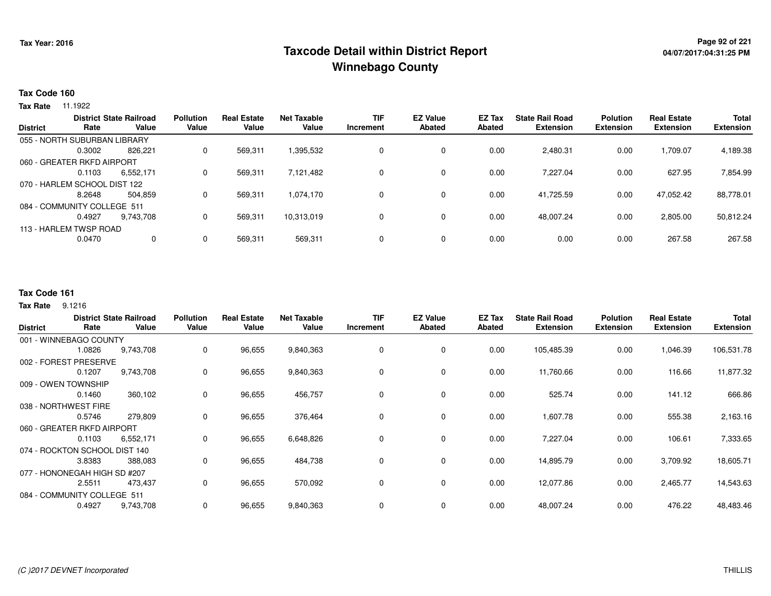# Taxcode Detail within District Report
## Winnebago County

Tax Year: 2016

04/07/2017:04:31:25 PM

**Tax Code 160**

**Tax Rate** 11.1922

| District | District Rate | State Railroad Value | Pollution Value | Real Estate Value | Net Taxable Value | TIF Increment | EZ Value Abated | EZ Tax Abated | State Rail Road Extension | Polution Extension | Real Estate Extension | Total Extension |
|---|---|---|---|---|---|---|---|---|---|---|---|---|
| 055 - NORTH SUBURBAN LIBRARY | | | | | | | | | | | | |
| | 0.3002 | 826,221 | 0 | 569,311 | 1,395,532 | 0 | 0 | 0.00 | 2,480.31 | 0.00 | 1,709.07 | 4,189.38 |
| 060 - GREATER RKFD AIRPORT | | | | | | | | | | | | |
| | 0.1103 | 6,552,171 | 0 | 569,311 | 7,121,482 | 0 | 0 | 0.00 | 7,227.04 | 0.00 | 627.95 | 7,854.99 |
| 070 - HARLEM SCHOOL DIST 122 | | | | | | | | | | | | |
| | 8.2648 | 504,859 | 0 | 569,311 | 1,074,170 | 0 | 0 | 0.00 | 41,725.59 | 0.00 | 47,052.42 | 88,778.01 |
| 084 - COMMUNITY COLLEGE 511 | | | | | | | | | | | | |
| | 0.4927 | 9,743,708 | 0 | 569,311 | 10,313,019 | 0 | 0 | 0.00 | 48,007.24 | 0.00 | 2,805.00 | 50,812.24 |
| 113 - HARLEM TWSP ROAD | | | | | | | | | | | | |
| | 0.0470 | 0 | 0 | 569,311 | 569,311 | 0 | 0 | 0.00 | 0.00 | 0.00 | 267.58 | 267.58 |

**Tax Code 161**

**Tax Rate** 9.1216

| District | District Rate | State Railroad Value | Pollution Value | Real Estate Value | Net Taxable Value | TIF Increment | EZ Value Abated | EZ Tax Abated | State Rail Road Extension | Polution Extension | Real Estate Extension | Total Extension |
|---|---|---|---|---|---|---|---|---|---|---|---|---|
| 001 - WINNEBAGO COUNTY | | | | | | | | | | | | |
| | 1.0826 | 9,743,708 | 0 | 96,655 | 9,840,363 | 0 | 0 | 0.00 | 105,485.39 | 0.00 | 1,046.39 | 106,531.78 |
| 002 - FOREST PRESERVE | | | | | | | | | | | | |
| | 0.1207 | 9,743,708 | 0 | 96,655 | 9,840,363 | 0 | 0 | 0.00 | 11,760.66 | 0.00 | 116.66 | 11,877.32 |
| 009 - OWEN TOWNSHIP | | | | | | | | | | | | |
| | 0.1460 | 360,102 | 0 | 96,655 | 456,757 | 0 | 0 | 0.00 | 525.74 | 0.00 | 141.12 | 666.86 |
| 038 - NORTHWEST FIRE | | | | | | | | | | | | |
| | 0.5746 | 279,809 | 0 | 96,655 | 376,464 | 0 | 0 | 0.00 | 1,607.78 | 0.00 | 555.38 | 2,163.16 |
| 060 - GREATER RKFD AIRPORT | | | | | | | | | | | | |
| | 0.1103 | 6,552,171 | 0 | 96,655 | 6,648,826 | 0 | 0 | 0.00 | 7,227.04 | 0.00 | 106.61 | 7,333.65 |
| 074 - ROCKTON SCHOOL DIST 140 | | | | | | | | | | | | |
| | 3.8383 | 388,083 | 0 | 96,655 | 484,738 | 0 | 0 | 0.00 | 14,895.79 | 0.00 | 3,709.92 | 18,605.71 |
| 077 - HONONEGAH HIGH SD #207 | | | | | | | | | | | | |
| | 2.5511 | 473,437 | 0 | 96,655 | 570,092 | 0 | 0 | 0.00 | 12,077.86 | 0.00 | 2,465.77 | 14,543.63 |
| 084 - COMMUNITY COLLEGE 511 | | | | | | | | | | | | |
| | 0.4927 | 9,743,708 | 0 | 96,655 | 9,840,363 | 0 | 0 | 0.00 | 48,007.24 | 0.00 | 476.22 | 48,483.46 |

(C )2017 DEVNET Incorporated

THILLIS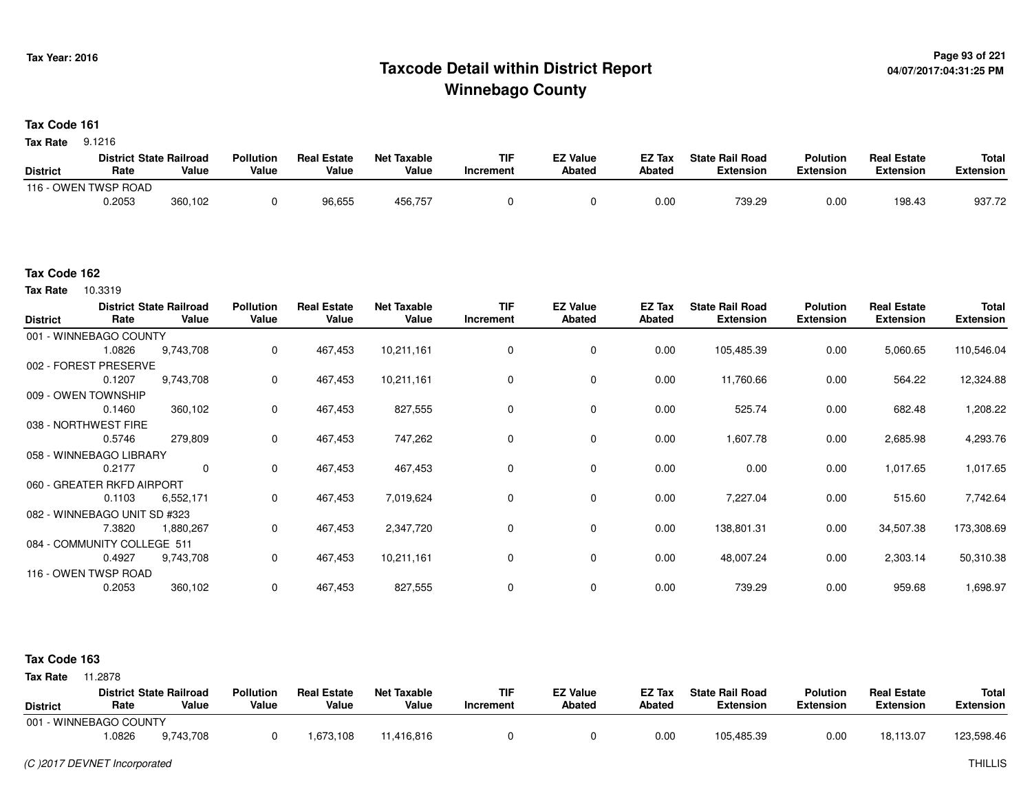# Taxcode Detail within District Report
## Winnebago County

Tax Year: 2016

04/07/2017:04:31:25 PM

**Tax Code 161**

**Tax Rate** 9.1216

| District | District Rate | State Railroad Value | Pollution Value | Real Estate Value | Net Taxable Value | TIF Increment | EZ Value Abated | EZ Tax Abated | State Rail Road Extension | Polution Extension | Real Estate Extension | Total Extension |
|---|---|---|---|---|---|---|---|---|---|---|---|---|
| 116 - OWEN TWSP ROAD | | | | | | | | | | | | |
| | 0.2053 | 360,102 | 0 | 96,655 | 456,757 | 0 | 0 | 0.00 | 739.29 | 0.00 | 198.43 | 937.72 |

**Tax Code 162**

**Tax Rate** 10.3319

| District | District Rate | State Railroad Value | Pollution Value | Real Estate Value | Net Taxable Value | TIF Increment | EZ Value Abated | EZ Tax Abated | State Rail Road Extension | Polution Extension | Real Estate Extension | Total Extension |
|---|---|---|---|---|---|---|---|---|---|---|---|---|
| 001 - WINNEBAGO COUNTY | | | | | | | | | | | | |
| | 1.0826 | 9,743,708 | 0 | 467,453 | 10,211,161 | 0 | 0 | 0.00 | 105,485.39 | 0.00 | 5,060.65 | 110,546.04 |
| 002 - FOREST PRESERVE | | | | | | | | | | | | |
| | 0.1207 | 9,743,708 | 0 | 467,453 | 10,211,161 | 0 | 0 | 0.00 | 11,760.66 | 0.00 | 564.22 | 12,324.88 |
| 009 - OWEN TOWNSHIP | | | | | | | | | | | | |
| | 0.1460 | 360,102 | 0 | 467,453 | 827,555 | 0 | 0 | 0.00 | 525.74 | 0.00 | 682.48 | 1,208.22 |
| 038 - NORTHWEST FIRE | | | | | | | | | | | | |
| | 0.5746 | 279,809 | 0 | 467,453 | 747,262 | 0 | 0 | 0.00 | 1,607.78 | 0.00 | 2,685.98 | 4,293.76 |
| 058 - WINNEBAGO LIBRARY | | | | | | | | | | | | |
| | 0.2177 | 0 | 0 | 467,453 | 467,453 | 0 | 0 | 0.00 | 0.00 | 0.00 | 1,017.65 | 1,017.65 |
| 060 - GREATER RKFD AIRPORT | | | | | | | | | | | | |
| | 0.1103 | 6,552,171 | 0 | 467,453 | 7,019,624 | 0 | 0 | 0.00 | 7,227.04 | 0.00 | 515.60 | 7,742.64 |
| 082 - WINNEBAGO UNIT SD #323 | | | | | | | | | | | | |
| | 7.3820 | 1,880,267 | 0 | 467,453 | 2,347,720 | 0 | 0 | 0.00 | 138,801.31 | 0.00 | 34,507.38 | 173,308.69 |
| 084 - COMMUNITY COLLEGE 511 | | | | | | | | | | | | |
| | 0.4927 | 9,743,708 | 0 | 467,453 | 10,211,161 | 0 | 0 | 0.00 | 48,007.24 | 0.00 | 2,303.14 | 50,310.38 |
| 116 - OWEN TWSP ROAD | | | | | | | | | | | | |
| | 0.2053 | 360,102 | 0 | 467,453 | 827,555 | 0 | 0 | 0.00 | 739.29 | 0.00 | 959.68 | 1,698.97 |

**Tax Code 163**

**Tax Rate** 11.2878

| District | District Rate | State Railroad Value | Pollution Value | Real Estate Value | Net Taxable Value | TIF Increment | EZ Value Abated | EZ Tax Abated | State Rail Road Extension | Polution Extension | Real Estate Extension | Total Extension |
|---|---|---|---|---|---|---|---|---|---|---|---|---|
| 001 - WINNEBAGO COUNTY | | | | | | | | | | | | |
| | 1.0826 | 9,743,708 | 0 | 1,673,108 | 11,416,816 | 0 | 0 | 0.00 | 105,485.39 | 0.00 | 18,113.07 | 123,598.46 |

(C )2017 DEVNET Incorporated THILLIS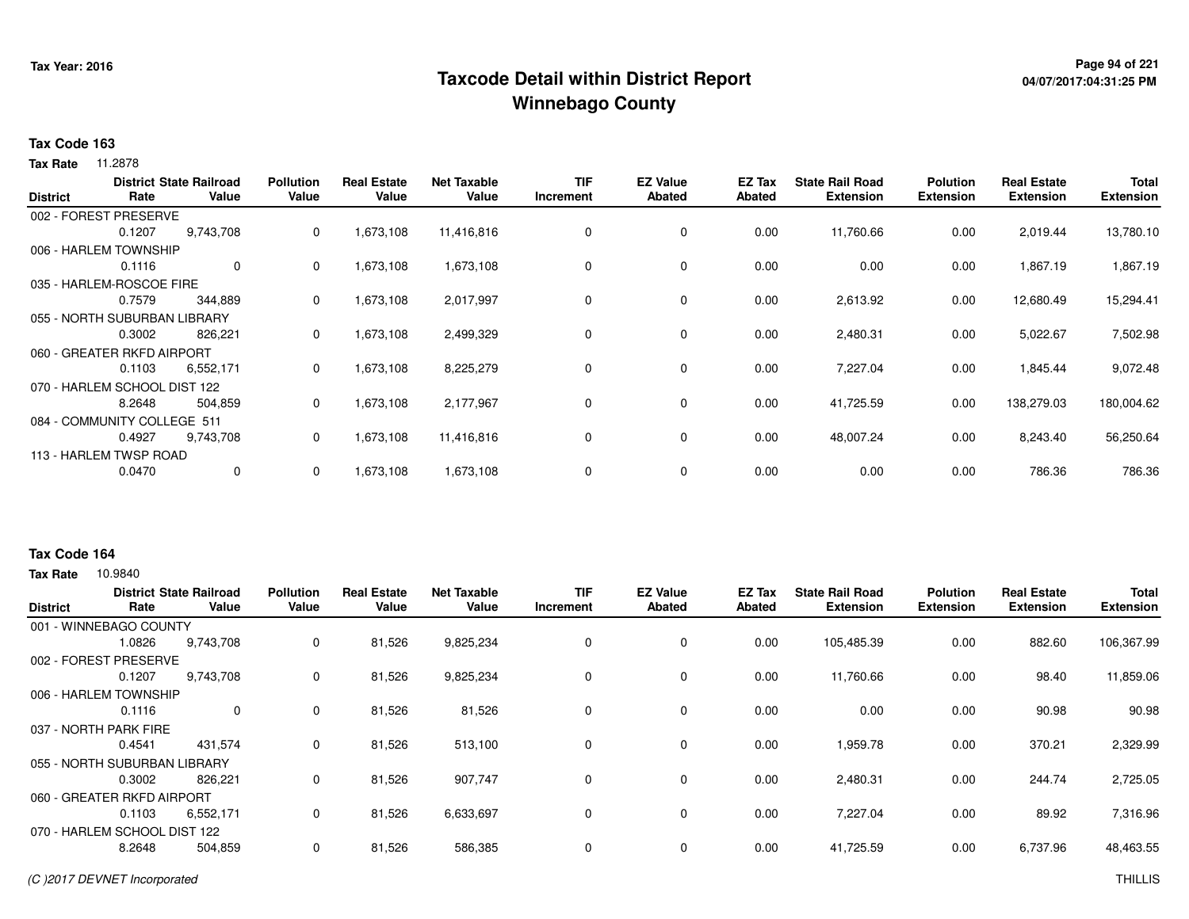Tax Year: 2016

# Taxcode Detail within District Report
## Winnebago County

**Tax Code 163**

**Tax Rate** 11.2878

| District | District Rate | State Railroad Value | Pollution Value | Real Estate Value | Net Taxable Value | TIF Increment | EZ Value Abated | EZ Tax Abated | State Rail Road Extension | Polution Extension | Real Estate Extension | Total Extension |
|---|---|---|---|---|---|---|---|---|---|---|---|---|
| 002 - FOREST PRESERVE | 0.1207 | 9,743,708 | 0 | 1,673,108 | 11,416,816 | 0 | 0 | 0.00 | 11,760.66 | 0.00 | 2,019.44 | 13,780.10 |
| 006 - HARLEM TOWNSHIP | 0.1116 | 0 | 0 | 1,673,108 | 1,673,108 | 0 | 0 | 0.00 | 0.00 | 0.00 | 1,867.19 | 1,867.19 |
| 035 - HARLEM-ROSCOE FIRE | 0.7579 | 344,889 | 0 | 1,673,108 | 2,017,997 | 0 | 0 | 0.00 | 2,613.92 | 0.00 | 12,680.49 | 15,294.41 |
| 055 - NORTH SUBURBAN LIBRARY | 0.3002 | 826,221 | 0 | 1,673,108 | 2,499,329 | 0 | 0 | 0.00 | 2,480.31 | 0.00 | 5,022.67 | 7,502.98 |
| 060 - GREATER RKFD AIRPORT | 0.1103 | 6,552,171 | 0 | 1,673,108 | 8,225,279 | 0 | 0 | 0.00 | 7,227.04 | 0.00 | 1,845.44 | 9,072.48 |
| 070 - HARLEM SCHOOL DIST 122 | 8.2648 | 504,859 | 0 | 1,673,108 | 2,177,967 | 0 | 0 | 0.00 | 41,725.59 | 0.00 | 138,279.03 | 180,004.62 |
| 084 - COMMUNITY COLLEGE 511 | 0.4927 | 9,743,708 | 0 | 1,673,108 | 11,416,816 | 0 | 0 | 0.00 | 48,007.24 | 0.00 | 8,243.40 | 56,250.64 |
| 113 - HARLEM TWSP ROAD | 0.0470 | 0 | 0 | 1,673,108 | 1,673,108 | 0 | 0 | 0.00 | 0.00 | 0.00 | 786.36 | 786.36 |

**Tax Code 164**

**Tax Rate** 10.9840

| District | District Rate | State Railroad Value | Pollution Value | Real Estate Value | Net Taxable Value | TIF Increment | EZ Value Abated | EZ Tax Abated | State Rail Road Extension | Polution Extension | Real Estate Extension | Total Extension |
|---|---|---|---|---|---|---|---|---|---|---|---|---|
| 001 - WINNEBAGO COUNTY | 1.0826 | 9,743,708 | 0 | 81,526 | 9,825,234 | 0 | 0 | 0.00 | 105,485.39 | 0.00 | 882.60 | 106,367.99 |
| 002 - FOREST PRESERVE | 0.1207 | 9,743,708 | 0 | 81,526 | 9,825,234 | 0 | 0 | 0.00 | 11,760.66 | 0.00 | 98.40 | 11,859.06 |
| 006 - HARLEM TOWNSHIP | 0.1116 | 0 | 0 | 81,526 | 81,526 | 0 | 0 | 0.00 | 0.00 | 0.00 | 90.98 | 90.98 |
| 037 - NORTH PARK FIRE | 0.4541 | 431,574 | 0 | 81,526 | 513,100 | 0 | 0 | 0.00 | 1,959.78 | 0.00 | 370.21 | 2,329.99 |
| 055 - NORTH SUBURBAN LIBRARY | 0.3002 | 826,221 | 0 | 81,526 | 907,747 | 0 | 0 | 0.00 | 2,480.31 | 0.00 | 244.74 | 2,725.05 |
| 060 - GREATER RKFD AIRPORT | 0.1103 | 6,552,171 | 0 | 81,526 | 6,633,697 | 0 | 0 | 0.00 | 7,227.04 | 0.00 | 89.92 | 7,316.96 |
| 070 - HARLEM SCHOOL DIST 122 | 8.2648 | 504,859 | 0 | 81,526 | 586,385 | 0 | 0 | 0.00 | 41,725.59 | 0.00 | 6,737.96 | 48,463.55 |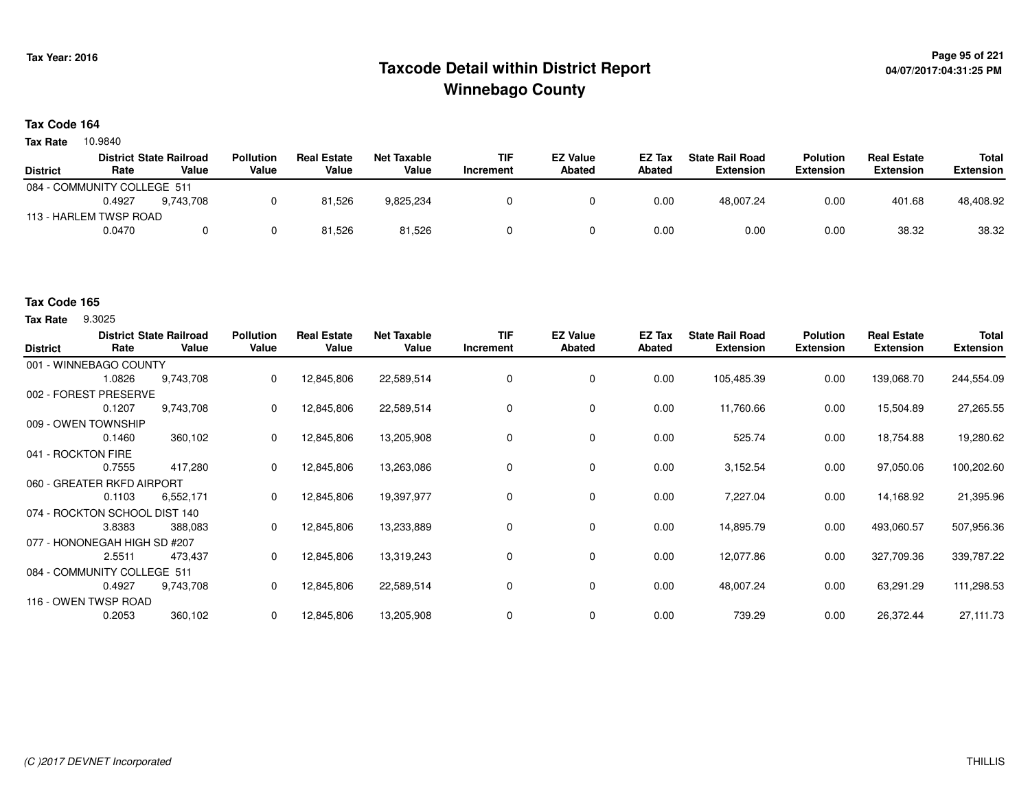# Taxcode Detail within District Report
## Winnebago County

Tax Year: 2016

04/07/2017:04:31:25 PM

### Tax Code 164

**Tax Rate** 10.9840

| District | District Rate | State Railroad Value | Pollution Value | Real Estate Value | Net Taxable Value | TIF Increment | EZ Value Abated | EZ Tax Abated | State Rail Road Extension | Polution Extension | Real Estate Extension | Total Extension |
|---|---|---|---|---|---|---|---|---|---|---|---|---|
| 084 - COMMUNITY COLLEGE 511 | 0.4927 | 9,743,708 | 0 | 81,526 | 9,825,234 | 0 | 0 | 0.00 | 48,007.24 | 0.00 | 401.68 | 48,408.92 |
| 113 - HARLEM TWSP ROAD | 0.0470 | 0 | 0 | 81,526 | 81,526 | 0 | 0 | 0.00 | 0.00 | 0.00 | 38.32 | 38.32 |

### Tax Code 165

**Tax Rate** 9.3025

| District | District Rate | State Railroad Value | Pollution Value | Real Estate Value | Net Taxable Value | TIF Increment | EZ Value Abated | EZ Tax Abated | State Rail Road Extension | Polution Extension | Real Estate Extension | Total Extension |
|---|---|---|---|---|---|---|---|---|---|---|---|---|
| 001 - WINNEBAGO COUNTY | 1.0826 | 9,743,708 | 0 | 12,845,806 | 22,589,514 | 0 | 0 | 0.00 | 105,485.39 | 0.00 | 139,068.70 | 244,554.09 |
| 002 - FOREST PRESERVE | 0.1207 | 9,743,708 | 0 | 12,845,806 | 22,589,514 | 0 | 0 | 0.00 | 11,760.66 | 0.00 | 15,504.89 | 27,265.55 |
| 009 - OWEN TOWNSHIP | 0.1460 | 360,102 | 0 | 12,845,806 | 13,205,908 | 0 | 0 | 0.00 | 525.74 | 0.00 | 18,754.88 | 19,280.62 |
| 041 - ROCKTON FIRE | 0.7555 | 417,280 | 0 | 12,845,806 | 13,263,086 | 0 | 0 | 0.00 | 3,152.54 | 0.00 | 97,050.06 | 100,202.60 |
| 060 - GREATER RKFD AIRPORT | 0.1103 | 6,552,171 | 0 | 12,845,806 | 19,397,977 | 0 | 0 | 0.00 | 7,227.04 | 0.00 | 14,168.92 | 21,395.96 |
| 074 - ROCKTON SCHOOL DIST 140 | 3.8383 | 388,083 | 0 | 12,845,806 | 13,233,889 | 0 | 0 | 0.00 | 14,895.79 | 0.00 | 493,060.57 | 507,956.36 |
| 077 - HONONEGAH HIGH SD #207 | 2.5511 | 473,437 | 0 | 12,845,806 | 13,319,243 | 0 | 0 | 0.00 | 12,077.86 | 0.00 | 327,709.36 | 339,787.22 |
| 084 - COMMUNITY COLLEGE 511 | 0.4927 | 9,743,708 | 0 | 12,845,806 | 22,589,514 | 0 | 0 | 0.00 | 48,007.24 | 0.00 | 63,291.29 | 111,298.53 |
| 116 - OWEN TWSP ROAD | 0.2053 | 360,102 | 0 | 12,845,806 | 13,205,908 | 0 | 0 | 0.00 | 739.29 | 0.00 | 26,372.44 | 27,111.73 |

(C )2017 DEVNET Incorporated

THILLIS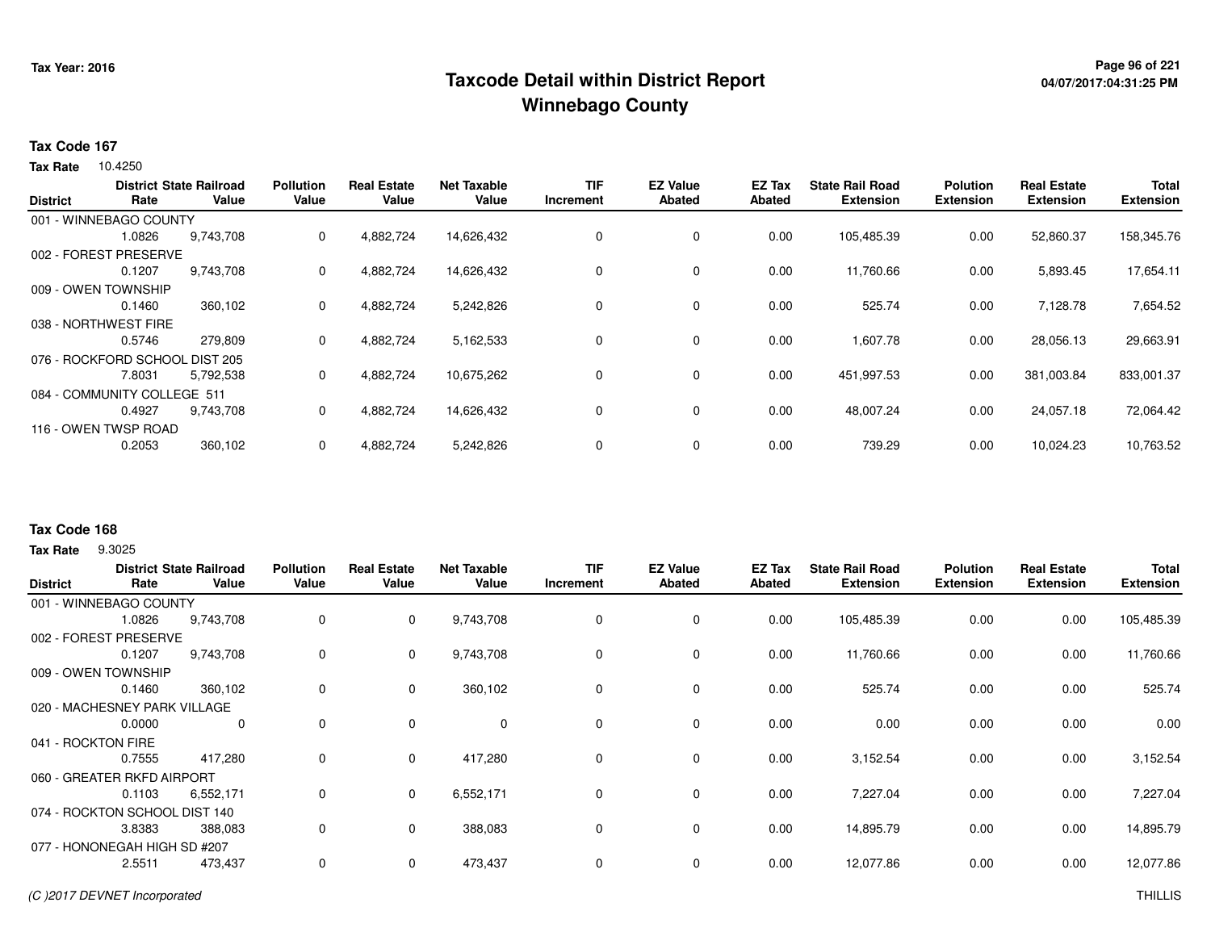# Taxcode Detail within District Report
## Winnebago County

Tax Year: 2016

**Tax Code 167**

**Tax Rate** 10.4250

| District | District Rate | State Railroad Value | Pollution Value | Real Estate Value | Net Taxable Value | TIF Increment | EZ Value Abated | EZ Tax Abated | State Rail Road Extension | Polution Extension | Real Estate Extension | Total Extension |
|---|---|---|---|---|---|---|---|---|---|---|---|---|
| 001 - WINNEBAGO COUNTY | 1.0826 | 9,743,708 | 0 | 4,882,724 | 14,626,432 | 0 | 0 | 0.00 | 105,485.39 | 0.00 | 52,860.37 | 158,345.76 |
| 002 - FOREST PRESERVE | 0.1207 | 9,743,708 | 0 | 4,882,724 | 14,626,432 | 0 | 0 | 0.00 | 11,760.66 | 0.00 | 5,893.45 | 17,654.11 |
| 009 - OWEN TOWNSHIP | 0.1460 | 360,102 | 0 | 4,882,724 | 5,242,826 | 0 | 0 | 0.00 | 525.74 | 0.00 | 7,128.78 | 7,654.52 |
| 038 - NORTHWEST FIRE | 0.5746 | 279,809 | 0 | 4,882,724 | 5,162,533 | 0 | 0 | 0.00 | 1,607.78 | 0.00 | 28,056.13 | 29,663.91 |
| 076 - ROCKFORD SCHOOL DIST 205 | 7.8031 | 5,792,538 | 0 | 4,882,724 | 10,675,262 | 0 | 0 | 0.00 | 451,997.53 | 0.00 | 381,003.84 | 833,001.37 |
| 084 - COMMUNITY COLLEGE 511 | 0.4927 | 9,743,708 | 0 | 4,882,724 | 14,626,432 | 0 | 0 | 0.00 | 48,007.24 | 0.00 | 24,057.18 | 72,064.42 |
| 116 - OWEN TWSP ROAD | 0.2053 | 360,102 | 0 | 4,882,724 | 5,242,826 | 0 | 0 | 0.00 | 739.29 | 0.00 | 10,024.23 | 10,763.52 |

**Tax Code 168**

**Tax Rate** 9.3025

| District | District Rate | State Railroad Value | Pollution Value | Real Estate Value | Net Taxable Value | TIF Increment | EZ Value Abated | EZ Tax Abated | State Rail Road Extension | Polution Extension | Real Estate Extension | Total Extension |
|---|---|---|---|---|---|---|---|---|---|---|---|---|
| 001 - WINNEBAGO COUNTY | 1.0826 | 9,743,708 | 0 | 0 | 9,743,708 | 0 | 0 | 0.00 | 105,485.39 | 0.00 | 0.00 | 105,485.39 |
| 002 - FOREST PRESERVE | 0.1207 | 9,743,708 | 0 | 0 | 9,743,708 | 0 | 0 | 0.00 | 11,760.66 | 0.00 | 0.00 | 11,760.66 |
| 009 - OWEN TOWNSHIP | 0.1460 | 360,102 | 0 | 0 | 360,102 | 0 | 0 | 0.00 | 525.74 | 0.00 | 0.00 | 525.74 |
| 020 - MACHESNEY PARK VILLAGE | 0.0000 | 0 | 0 | 0 | 0 | 0 | 0 | 0.00 | 0.00 | 0.00 | 0.00 | 0.00 |
| 041 - ROCKTON FIRE | 0.7555 | 417,280 | 0 | 0 | 417,280 | 0 | 0 | 0.00 | 3,152.54 | 0.00 | 0.00 | 3,152.54 |
| 060 - GREATER RKFD AIRPORT | 0.1103 | 6,552,171 | 0 | 0 | 6,552,171 | 0 | 0 | 0.00 | 7,227.04 | 0.00 | 0.00 | 7,227.04 |
| 074 - ROCKTON SCHOOL DIST 140 | 3.8383 | 388,083 | 0 | 0 | 388,083 | 0 | 0 | 0.00 | 14,895.79 | 0.00 | 0.00 | 14,895.79 |
| 077 - HONONEGAH HIGH SD #207 | 2.5511 | 473,437 | 0 | 0 | 473,437 | 0 | 0 | 0.00 | 12,077.86 | 0.00 | 0.00 | 12,077.86 |

(C )2017 DEVNET Incorporated

THILLIS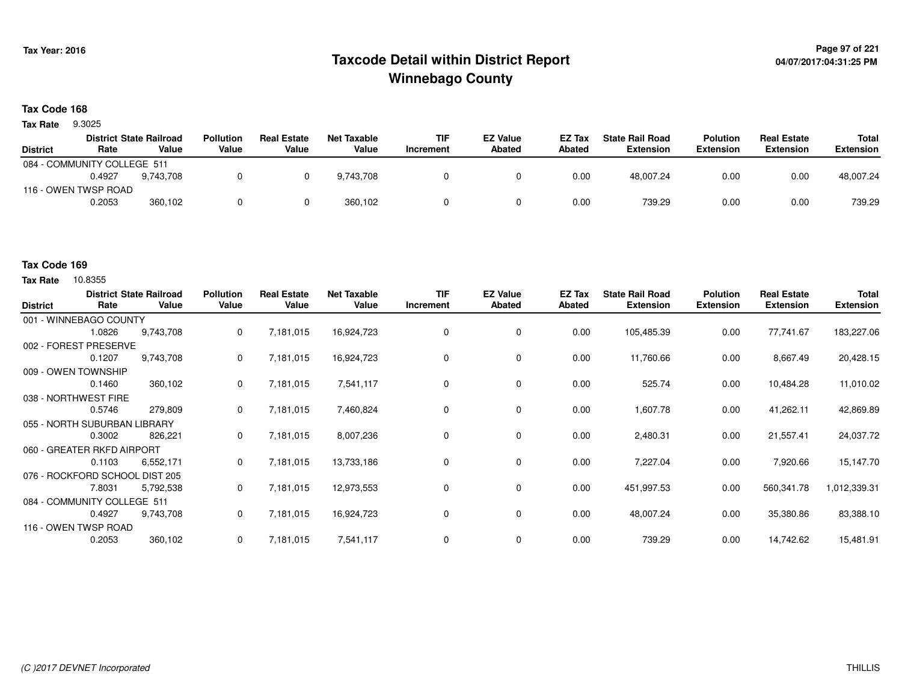# Taxcode Detail within District Report
## Winnebago County

Tax Year: 2016

04/07/2017:04:31:25 PM

### Tax Code 168

**Tax Rate** 9.3025

| District | District Rate | State Railroad Value | Pollution Value | Real Estate Value | Net Taxable Value | TIF Increment | EZ Value Abated | EZ Tax Abated | State Rail Road Extension | Polution Extension | Real Estate Extension | Total Extension |
|---|---|---|---|---|---|---|---|---|---|---|---|---|
| 084 - COMMUNITY COLLEGE 511 | 0.4927 | 9,743,708 | 0 | 0 | 9,743,708 | 0 | 0 | 0.00 | 48,007.24 | 0.00 | 0.00 | 48,007.24 |
| 116 - OWEN TWSP ROAD | 0.2053 | 360,102 | 0 | 0 | 360,102 | 0 | 0 | 0.00 | 739.29 | 0.00 | 0.00 | 739.29 |

### Tax Code 169

**Tax Rate** 10.8355

| District | District Rate | State Railroad Value | Pollution Value | Real Estate Value | Net Taxable Value | TIF Increment | EZ Value Abated | EZ Tax Abated | State Rail Road Extension | Polution Extension | Real Estate Extension | Total Extension |
|---|---|---|---|---|---|---|---|---|---|---|---|---|
| 001 - WINNEBAGO COUNTY | 1.0826 | 9,743,708 | 0 | 7,181,015 | 16,924,723 | 0 | 0 | 0.00 | 105,485.39 | 0.00 | 77,741.67 | 183,227.06 |
| 002 - FOREST PRESERVE | 0.1207 | 9,743,708 | 0 | 7,181,015 | 16,924,723 | 0 | 0 | 0.00 | 11,760.66 | 0.00 | 8,667.49 | 20,428.15 |
| 009 - OWEN TOWNSHIP | 0.1460 | 360,102 | 0 | 7,181,015 | 7,541,117 | 0 | 0 | 0.00 | 525.74 | 0.00 | 10,484.28 | 11,010.02 |
| 038 - NORTHWEST FIRE | 0.5746 | 279,809 | 0 | 7,181,015 | 7,460,824 | 0 | 0 | 0.00 | 1,607.78 | 0.00 | 41,262.11 | 42,869.89 |
| 055 - NORTH SUBURBAN LIBRARY | 0.3002 | 826,221 | 0 | 7,181,015 | 8,007,236 | 0 | 0 | 0.00 | 2,480.31 | 0.00 | 21,557.41 | 24,037.72 |
| 060 - GREATER RKFD AIRPORT | 0.1103 | 6,552,171 | 0 | 7,181,015 | 13,733,186 | 0 | 0 | 0.00 | 7,227.04 | 0.00 | 7,920.66 | 15,147.70 |
| 076 - ROCKFORD SCHOOL DIST 205 | 7.8031 | 5,792,538 | 0 | 7,181,015 | 12,973,553 | 0 | 0 | 0.00 | 451,997.53 | 0.00 | 560,341.78 | 1,012,339.31 |
| 084 - COMMUNITY COLLEGE 511 | 0.4927 | 9,743,708 | 0 | 7,181,015 | 16,924,723 | 0 | 0 | 0.00 | 48,007.24 | 0.00 | 35,380.86 | 83,388.10 |
| 116 - OWEN TWSP ROAD | 0.2053 | 360,102 | 0 | 7,181,015 | 7,541,117 | 0 | 0 | 0.00 | 739.29 | 0.00 | 14,742.62 | 15,481.91 |

(C )2017 DEVNET Incorporated THILLIS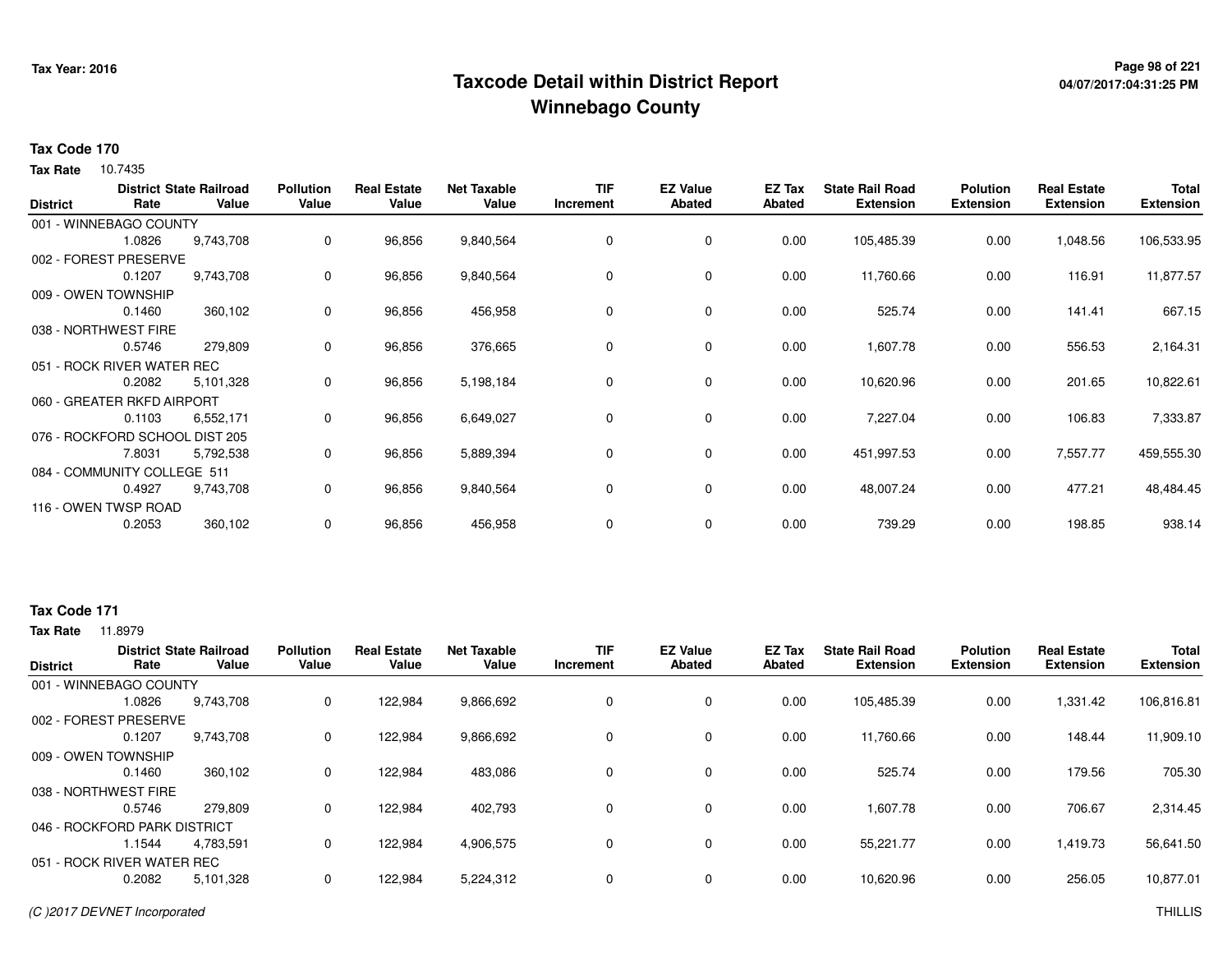# Taxcode Detail within District Report
# Winnebago County

Tax Year: 2016

**Tax Code 170**

**Tax Rate** 10.7435

| District | District Rate | State Railroad Value | Pollution Value | Real Estate Value | Net Taxable Value | TIF Increment | EZ Value Abated | EZ Tax Abated | State Rail Road Extension | Polution Extension | Real Estate Extension | Total Extension |
|---|---|---|---|---|---|---|---|---|---|---|---|---|
| 001 - WINNEBAGO COUNTY | 1.0826 | 9,743,708 | 0 | 96,856 | 9,840,564 | 0 | 0 | 0.00 | 105,485.39 | 0.00 | 1,048.56 | 106,533.95 |
| 002 - FOREST PRESERVE | 0.1207 | 9,743,708 | 0 | 96,856 | 9,840,564 | 0 | 0 | 0.00 | 11,760.66 | 0.00 | 116.91 | 11,877.57 |
| 009 - OWEN TOWNSHIP | 0.1460 | 360,102 | 0 | 96,856 | 456,958 | 0 | 0 | 0.00 | 525.74 | 0.00 | 141.41 | 667.15 |
| 038 - NORTHWEST FIRE | 0.5746 | 279,809 | 0 | 96,856 | 376,665 | 0 | 0 | 0.00 | 1,607.78 | 0.00 | 556.53 | 2,164.31 |
| 051 - ROCK RIVER WATER REC | 0.2082 | 5,101,328 | 0 | 96,856 | 5,198,184 | 0 | 0 | 0.00 | 10,620.96 | 0.00 | 201.65 | 10,822.61 |
| 060 - GREATER RKFD AIRPORT | 0.1103 | 6,552,171 | 0 | 96,856 | 6,649,027 | 0 | 0 | 0.00 | 7,227.04 | 0.00 | 106.83 | 7,333.87 |
| 076 - ROCKFORD SCHOOL DIST 205 | 7.8031 | 5,792,538 | 0 | 96,856 | 5,889,394 | 0 | 0 | 0.00 | 451,997.53 | 0.00 | 7,557.77 | 459,555.30 |
| 084 - COMMUNITY COLLEGE 511 | 0.4927 | 9,743,708 | 0 | 96,856 | 9,840,564 | 0 | 0 | 0.00 | 48,007.24 | 0.00 | 477.21 | 48,484.45 |
| 116 - OWEN TWSP ROAD | 0.2053 | 360,102 | 0 | 96,856 | 456,958 | 0 | 0 | 0.00 | 739.29 | 0.00 | 198.85 | 938.14 |

**Tax Code 171**

**Tax Rate** 11.8979

| District | District Rate | State Railroad Value | Pollution Value | Real Estate Value | Net Taxable Value | TIF Increment | EZ Value Abated | EZ Tax Abated | State Rail Road Extension | Polution Extension | Real Estate Extension | Total Extension |
|---|---|---|---|---|---|---|---|---|---|---|---|---|
| 001 - WINNEBAGO COUNTY | 1.0826 | 9,743,708 | 0 | 122,984 | 9,866,692 | 0 | 0 | 0.00 | 105,485.39 | 0.00 | 1,331.42 | 106,816.81 |
| 002 - FOREST PRESERVE | 0.1207 | 9,743,708 | 0 | 122,984 | 9,866,692 | 0 | 0 | 0.00 | 11,760.66 | 0.00 | 148.44 | 11,909.10 |
| 009 - OWEN TOWNSHIP | 0.1460 | 360,102 | 0 | 122,984 | 483,086 | 0 | 0 | 0.00 | 525.74 | 0.00 | 179.56 | 705.30 |
| 038 - NORTHWEST FIRE | 0.5746 | 279,809 | 0 | 122,984 | 402,793 | 0 | 0 | 0.00 | 1,607.78 | 0.00 | 706.67 | 2,314.45 |
| 046 - ROCKFORD PARK DISTRICT | 1.1544 | 4,783,591 | 0 | 122,984 | 4,906,575 | 0 | 0 | 0.00 | 55,221.77 | 0.00 | 1,419.73 | 56,641.50 |
| 051 - ROCK RIVER WATER REC | 0.2082 | 5,101,328 | 0 | 122,984 | 5,224,312 | 0 | 0 | 0.00 | 10,620.96 | 0.00 | 256.05 | 10,877.01 |

(C )2017 DEVNET Incorporated

THILLIS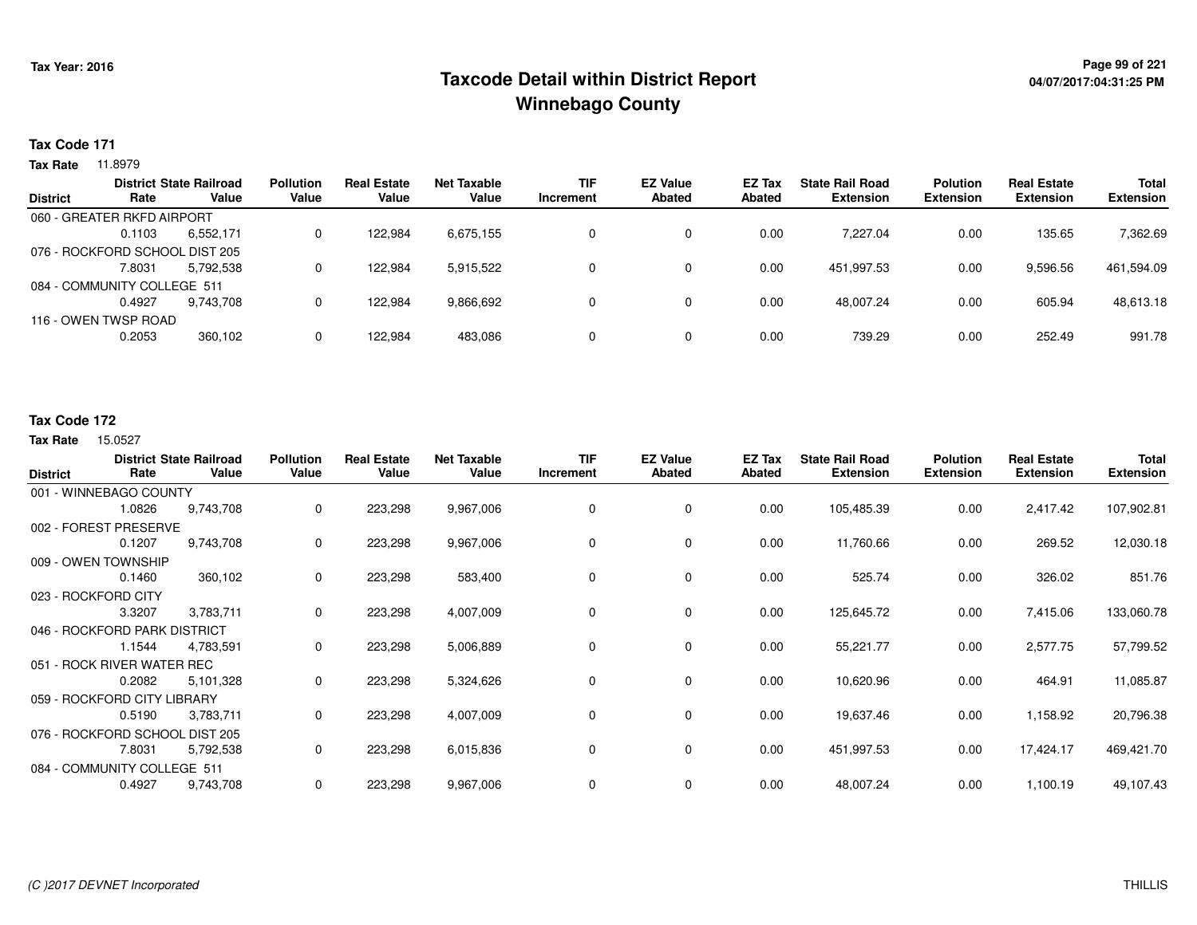# Taxcode Detail within District Report
## Winnebago County

**Tax Year: 2016**

**04/07/2017:04:31:25 PM**

### Tax Code 171

**Tax Rate** 11.8979

| District | District Rate | State Railroad Value | Pollution Value | Real Estate Value | Net Taxable Value | TIF Increment | EZ Value Abated | EZ Tax Abated | State Rail Road Extension | Polution Extension | Real Estate Extension | Total Extension |
|---|---|---|---|---|---|---|---|---|---|---|---|---|
| 060 - GREATER RKFD AIRPORT | 0.1103 | 6,552,171 | 0 | 122,984 | 6,675,155 | 0 | 0 | 0.00 | 7,227.04 | 0.00 | 135.65 | 7,362.69 |
| 076 - ROCKFORD SCHOOL DIST 205 | 7.8031 | 5,792,538 | 0 | 122,984 | 5,915,522 | 0 | 0 | 0.00 | 451,997.53 | 0.00 | 9,596.56 | 461,594.09 |
| 084 - COMMUNITY COLLEGE 511 | 0.4927 | 9,743,708 | 0 | 122,984 | 9,866,692 | 0 | 0 | 0.00 | 48,007.24 | 0.00 | 605.94 | 48,613.18 |
| 116 - OWEN TWSP ROAD | 0.2053 | 360,102 | 0 | 122,984 | 483,086 | 0 | 0 | 0.00 | 739.29 | 0.00 | 252.49 | 991.78 |

### Tax Code 172

**Tax Rate** 15.0527

| District | District Rate | State Railroad Value | Pollution Value | Real Estate Value | Net Taxable Value | TIF Increment | EZ Value Abated | EZ Tax Abated | State Rail Road Extension | Polution Extension | Real Estate Extension | Total Extension |
|---|---|---|---|---|---|---|---|---|---|---|---|---|
| 001 - WINNEBAGO COUNTY | 1.0826 | 9,743,708 | 0 | 223,298 | 9,967,006 | 0 | 0 | 0.00 | 105,485.39 | 0.00 | 2,417.42 | 107,902.81 |
| 002 - FOREST PRESERVE | 0.1207 | 9,743,708 | 0 | 223,298 | 9,967,006 | 0 | 0 | 0.00 | 11,760.66 | 0.00 | 269.52 | 12,030.18 |
| 009 - OWEN TOWNSHIP | 0.1460 | 360,102 | 0 | 223,298 | 583,400 | 0 | 0 | 0.00 | 525.74 | 0.00 | 326.02 | 851.76 |
| 023 - ROCKFORD CITY | 3.3207 | 3,783,711 | 0 | 223,298 | 4,007,009 | 0 | 0 | 0.00 | 125,645.72 | 0.00 | 7,415.06 | 133,060.78 |
| 046 - ROCKFORD PARK DISTRICT | 1.1544 | 4,783,591 | 0 | 223,298 | 5,006,889 | 0 | 0 | 0.00 | 55,221.77 | 0.00 | 2,577.75 | 57,799.52 |
| 051 - ROCK RIVER WATER REC | 0.2082 | 5,101,328 | 0 | 223,298 | 5,324,626 | 0 | 0 | 0.00 | 10,620.96 | 0.00 | 464.91 | 11,085.87 |
| 059 - ROCKFORD CITY LIBRARY | 0.5190 | 3,783,711 | 0 | 223,298 | 4,007,009 | 0 | 0 | 0.00 | 19,637.46 | 0.00 | 1,158.92 | 20,796.38 |
| 076 - ROCKFORD SCHOOL DIST 205 | 7.8031 | 5,792,538 | 0 | 223,298 | 6,015,836 | 0 | 0 | 0.00 | 451,997.53 | 0.00 | 17,424.17 | 469,421.70 |
| 084 - COMMUNITY COLLEGE 511 | 0.4927 | 9,743,708 | 0 | 223,298 | 9,967,006 | 0 | 0 | 0.00 | 48,007.24 | 0.00 | 1,100.19 | 49,107.43 |

*(C )2017 DEVNET Incorporated* THILLIS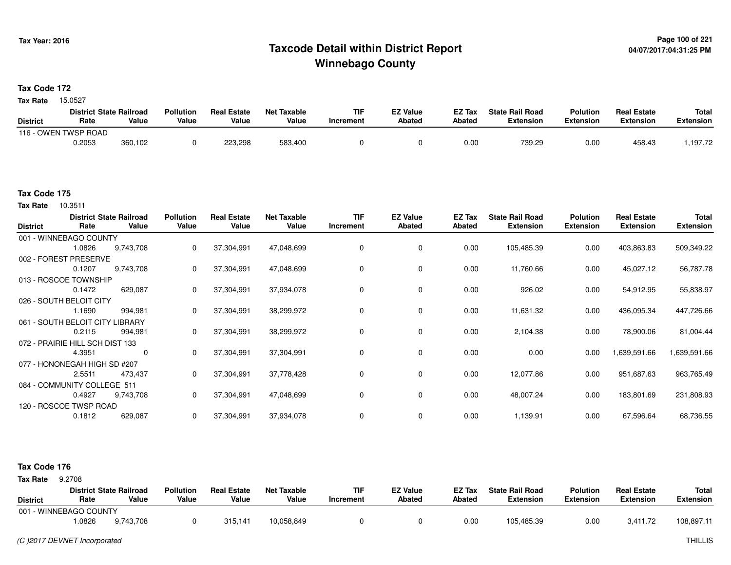# Taxcode Detail within District Report
# Winnebago County

Tax Year: 2016

## Tax Code 172

**Tax Rate** 15.0527

| District | District Rate | State Railroad Value | Pollution Value | Real Estate Value | Net Taxable Value | TIF Increment | EZ Value Abated | EZ Tax Abated | State Rail Road Extension | Polution Extension | Real Estate Extension | Total Extension |
|---|---|---|---|---|---|---|---|---|---|---|---|---|
| 116 - OWEN TWSP ROAD | 0.2053 | 360,102 | 0 | 223,298 | 583,400 | 0 | 0 | 0.00 | 739.29 | 0.00 | 458.43 | 1,197.72 |

## Tax Code 175

**Tax Rate** 10.3511

| District | District Rate | State Railroad Value | Pollution Value | Real Estate Value | Net Taxable Value | TIF Increment | EZ Value Abated | EZ Tax Abated | State Rail Road Extension | Polution Extension | Real Estate Extension | Total Extension |
|---|---|---|---|---|---|---|---|---|---|---|---|---|
| 001 - WINNEBAGO COUNTY | 1.0826 | 9,743,708 | 0 | 37,304,991 | 47,048,699 | 0 | 0 | 0.00 | 105,485.39 | 0.00 | 403,863.83 | 509,349.22 |
| 002 - FOREST PRESERVE | 0.1207 | 9,743,708 | 0 | 37,304,991 | 47,048,699 | 0 | 0 | 0.00 | 11,760.66 | 0.00 | 45,027.12 | 56,787.78 |
| 013 - ROSCOE TOWNSHIP | 0.1472 | 629,087 | 0 | 37,304,991 | 37,934,078 | 0 | 0 | 0.00 | 926.02 | 0.00 | 54,912.95 | 55,838.97 |
| 026 - SOUTH BELOIT CITY | 1.1690 | 994,981 | 0 | 37,304,991 | 38,299,972 | 0 | 0 | 0.00 | 11,631.32 | 0.00 | 436,095.34 | 447,726.66 |
| 061 - SOUTH BELOIT CITY LIBRARY | 0.2115 | 994,981 | 0 | 37,304,991 | 38,299,972 | 0 | 0 | 0.00 | 2,104.38 | 0.00 | 78,900.06 | 81,004.44 |
| 072 - PRAIRIE HILL SCH DIST 133 | 4.3951 | 0 | 0 | 37,304,991 | 37,304,991 | 0 | 0 | 0.00 | 0.00 | 0.00 | 1,639,591.66 | 1,639,591.66 |
| 077 - HONONEGAH HIGH SD #207 | 2.5511 | 473,437 | 0 | 37,304,991 | 37,778,428 | 0 | 0 | 0.00 | 12,077.86 | 0.00 | 951,687.63 | 963,765.49 |
| 084 - COMMUNITY COLLEGE 511 | 0.4927 | 9,743,708 | 0 | 37,304,991 | 47,048,699 | 0 | 0 | 0.00 | 48,007.24 | 0.00 | 183,801.69 | 231,808.93 |
| 120 - ROSCOE TWSP ROAD | 0.1812 | 629,087 | 0 | 37,304,991 | 37,934,078 | 0 | 0 | 0.00 | 1,139.91 | 0.00 | 67,596.64 | 68,736.55 |

## Tax Code 176

**Tax Rate** 9.2708

| District | District Rate | State Railroad Value | Pollution Value | Real Estate Value | Net Taxable Value | TIF Increment | EZ Value Abated | EZ Tax Abated | State Rail Road Extension | Polution Extension | Real Estate Extension | Total Extension |
|---|---|---|---|---|---|---|---|---|---|---|---|---|
| 001 - WINNEBAGO COUNTY | 1.0826 | 9,743,708 | 0 | 315,141 | 10,058,849 | 0 | 0 | 0.00 | 105,485.39 | 0.00 | 3,411.72 | 108,897.11 |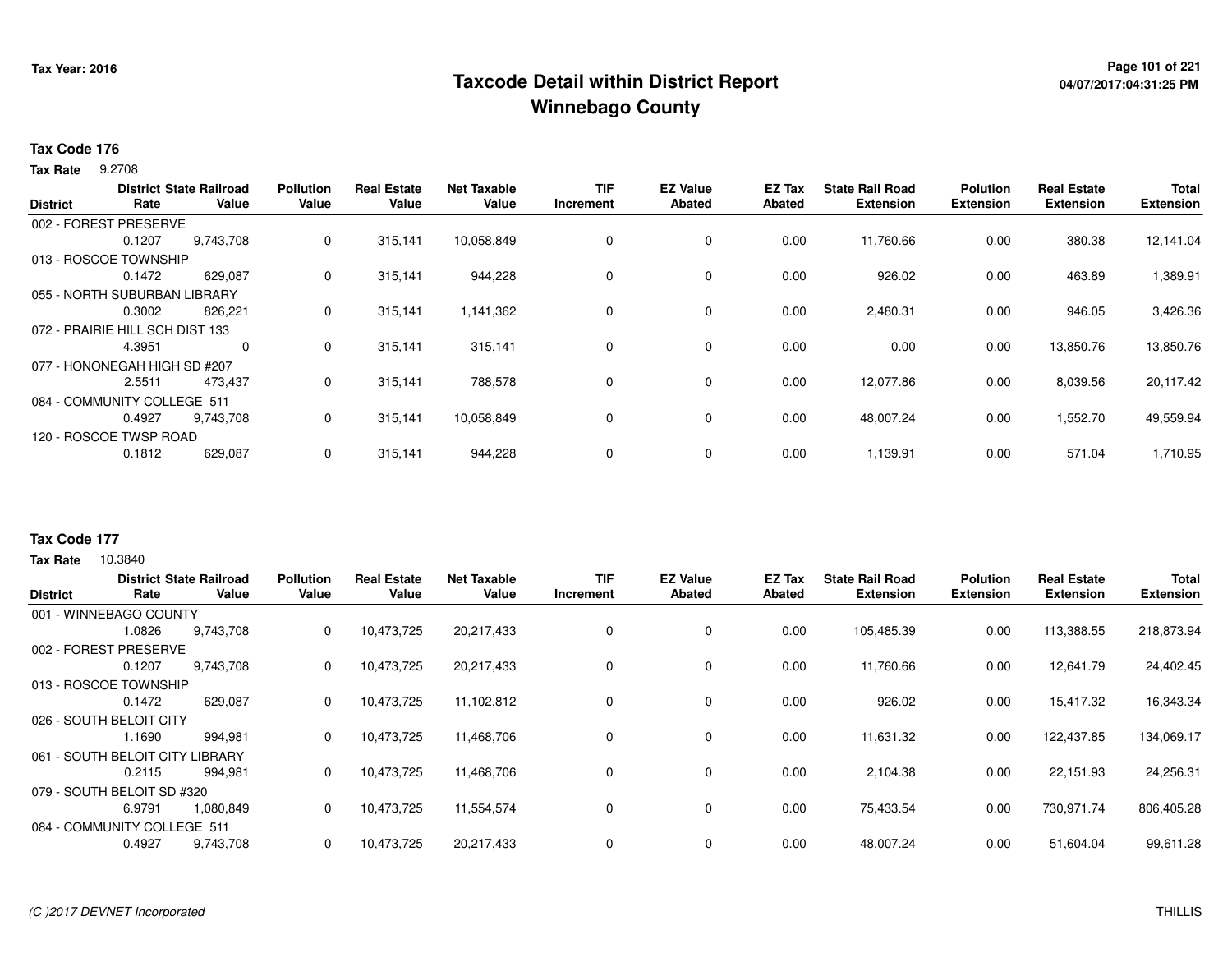# Taxcode Detail within District Report
# Winnebago County

Tax Year: 2016

## Tax Code 176

**Tax Rate** 9.2708

| District | District Rate | State Railroad Value | Pollution Value | Real Estate Value | Net Taxable Value | TIF Increment | EZ Value Abated | EZ Tax Abated | State Rail Road Extension | Polution Extension | Real Estate Extension | Total Extension |
|---|---|---|---|---|---|---|---|---|---|---|---|---|
| 002 - FOREST PRESERVE | 0.1207 | 9,743,708 | 0 | 315,141 | 10,058,849 | 0 | 0 | 0.00 | 11,760.66 | 0.00 | 380.38 | 12,141.04 |
| 013 - ROSCOE TOWNSHIP | 0.1472 | 629,087 | 0 | 315,141 | 944,228 | 0 | 0 | 0.00 | 926.02 | 0.00 | 463.89 | 1,389.91 |
| 055 - NORTH SUBURBAN LIBRARY | 0.3002 | 826,221 | 0 | 315,141 | 1,141,362 | 0 | 0 | 0.00 | 2,480.31 | 0.00 | 946.05 | 3,426.36 |
| 072 - PRAIRIE HILL SCH DIST 133 | 4.3951 | 0 | 0 | 315,141 | 315,141 | 0 | 0 | 0.00 | 0.00 | 0.00 | 13,850.76 | 13,850.76 |
| 077 - HONONEGAH HIGH SD #207 | 2.5511 | 473,437 | 0 | 315,141 | 788,578 | 0 | 0 | 0.00 | 12,077.86 | 0.00 | 8,039.56 | 20,117.42 |
| 084 - COMMUNITY COLLEGE 511 | 0.4927 | 9,743,708 | 0 | 315,141 | 10,058,849 | 0 | 0 | 0.00 | 48,007.24 | 0.00 | 1,552.70 | 49,559.94 |
| 120 - ROSCOE TWSP ROAD | 0.1812 | 629,087 | 0 | 315,141 | 944,228 | 0 | 0 | 0.00 | 1,139.91 | 0.00 | 571.04 | 1,710.95 |

## Tax Code 177

**Tax Rate** 10.3840

| District | District Rate | State Railroad Value | Pollution Value | Real Estate Value | Net Taxable Value | TIF Increment | EZ Value Abated | EZ Tax Abated | State Rail Road Extension | Polution Extension | Real Estate Extension | Total Extension |
|---|---|---|---|---|---|---|---|---|---|---|---|---|
| 001 - WINNEBAGO COUNTY | 1.0826 | 9,743,708 | 0 | 10,473,725 | 20,217,433 | 0 | 0 | 0.00 | 105,485.39 | 0.00 | 113,388.55 | 218,873.94 |
| 002 - FOREST PRESERVE | 0.1207 | 9,743,708 | 0 | 10,473,725 | 20,217,433 | 0 | 0 | 0.00 | 11,760.66 | 0.00 | 12,641.79 | 24,402.45 |
| 013 - ROSCOE TOWNSHIP | 0.1472 | 629,087 | 0 | 10,473,725 | 11,102,812 | 0 | 0 | 0.00 | 926.02 | 0.00 | 15,417.32 | 16,343.34 |
| 026 - SOUTH BELOIT CITY | 1.1690 | 994,981 | 0 | 10,473,725 | 11,468,706 | 0 | 0 | 0.00 | 11,631.32 | 0.00 | 122,437.85 | 134,069.17 |
| 061 - SOUTH BELOIT CITY LIBRARY | 0.2115 | 994,981 | 0 | 10,473,725 | 11,468,706 | 0 | 0 | 0.00 | 2,104.38 | 0.00 | 22,151.93 | 24,256.31 |
| 079 - SOUTH BELOIT SD #320 | 6.9791 | 1,080,849 | 0 | 10,473,725 | 11,554,574 | 0 | 0 | 0.00 | 75,433.54 | 0.00 | 730,971.74 | 806,405.28 |
| 084 - COMMUNITY COLLEGE 511 | 0.4927 | 9,743,708 | 0 | 10,473,725 | 20,217,433 | 0 | 0 | 0.00 | 48,007.24 | 0.00 | 51,604.04 | 99,611.28 |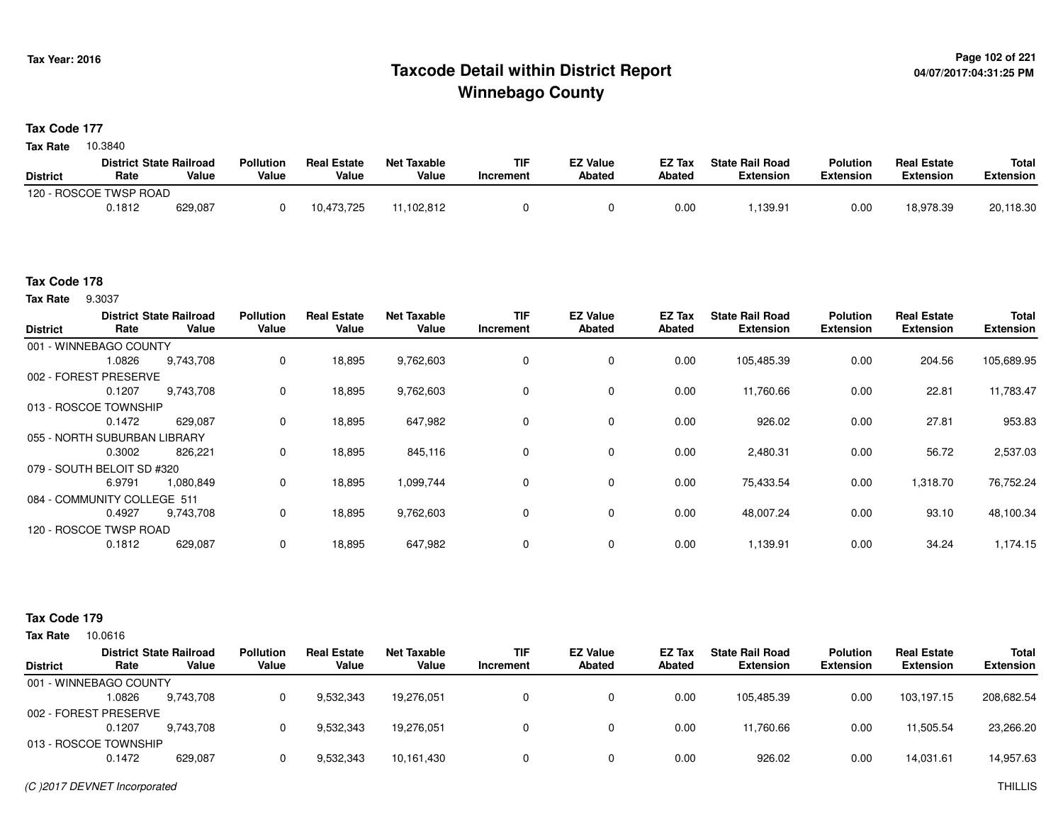# Taxcode Detail within District Report
## Winnebago County

Tax Year: 2016

**Tax Code 177**

**Tax Rate** 10.3840

| District | District Rate | State Railroad Value | Pollution Value | Real Estate Value | Net Taxable Value | TIF Increment | EZ Value Abated | EZ Tax Abated | State Rail Road Extension | Polution Extension | Real Estate Extension | Total Extension |
|---|---|---|---|---|---|---|---|---|---|---|---|---|
| 120 - ROSCOE TWSP ROAD | | | | | | | | | | | | |
| | 0.1812 | 629,087 | 0 | 10,473,725 | 11,102,812 | 0 | 0 | 0.00 | 1,139.91 | 0.00 | 18,978.39 | 20,118.30 |

**Tax Code 178**

**Tax Rate** 9.3037

| District | District Rate | State Railroad Value | Pollution Value | Real Estate Value | Net Taxable Value | TIF Increment | EZ Value Abated | EZ Tax Abated | State Rail Road Extension | Polution Extension | Real Estate Extension | Total Extension |
|---|---|---|---|---|---|---|---|---|---|---|---|---|
| 001 - WINNEBAGO COUNTY | | | | | | | | | | | | |
| | 1.0826 | 9,743,708 | 0 | 18,895 | 9,762,603 | 0 | 0 | 0.00 | 105,485.39 | 0.00 | 204.56 | 105,689.95 |
| 002 - FOREST PRESERVE | | | | | | | | | | | | |
| | 0.1207 | 9,743,708 | 0 | 18,895 | 9,762,603 | 0 | 0 | 0.00 | 11,760.66 | 0.00 | 22.81 | 11,783.47 |
| 013 - ROSCOE TOWNSHIP | | | | | | | | | | | | |
| | 0.1472 | 629,087 | 0 | 18,895 | 647,982 | 0 | 0 | 0.00 | 926.02 | 0.00 | 27.81 | 953.83 |
| 055 - NORTH SUBURBAN LIBRARY | | | | | | | | | | | | |
| | 0.3002 | 826,221 | 0 | 18,895 | 845,116 | 0 | 0 | 0.00 | 2,480.31 | 0.00 | 56.72 | 2,537.03 |
| 079 - SOUTH BELOIT SD #320 | | | | | | | | | | | | |
| | 6.9791 | 1,080,849 | 0 | 18,895 | 1,099,744 | 0 | 0 | 0.00 | 75,433.54 | 0.00 | 1,318.70 | 76,752.24 |
| 084 - COMMUNITY COLLEGE 511 | | | | | | | | | | | | |
| | 0.4927 | 9,743,708 | 0 | 18,895 | 9,762,603 | 0 | 0 | 0.00 | 48,007.24 | 0.00 | 93.10 | 48,100.34 |
| 120 - ROSCOE TWSP ROAD | | | | | | | | | | | | |
| | 0.1812 | 629,087 | 0 | 18,895 | 647,982 | 0 | 0 | 0.00 | 1,139.91 | 0.00 | 34.24 | 1,174.15 |

**Tax Code 179**

**Tax Rate** 10.0616

| District | District Rate | State Railroad Value | Pollution Value | Real Estate Value | Net Taxable Value | TIF Increment | EZ Value Abated | EZ Tax Abated | State Rail Road Extension | Polution Extension | Real Estate Extension | Total Extension |
|---|---|---|---|---|---|---|---|---|---|---|---|---|
| 001 - WINNEBAGO COUNTY | | | | | | | | | | | | |
| | 1.0826 | 9,743,708 | 0 | 9,532,343 | 19,276,051 | 0 | 0 | 0.00 | 105,485.39 | 0.00 | 103,197.15 | 208,682.54 |
| 002 - FOREST PRESERVE | | | | | | | | | | | | |
| | 0.1207 | 9,743,708 | 0 | 9,532,343 | 19,276,051 | 0 | 0 | 0.00 | 11,760.66 | 0.00 | 11,505.54 | 23,266.20 |
| 013 - ROSCOE TOWNSHIP | | | | | | | | | | | | |
| | 0.1472 | 629,087 | 0 | 9,532,343 | 10,161,430 | 0 | 0 | 0.00 | 926.02 | 0.00 | 14,031.61 | 14,957.63 |

(C )2017 DEVNET Incorporated

THILLIS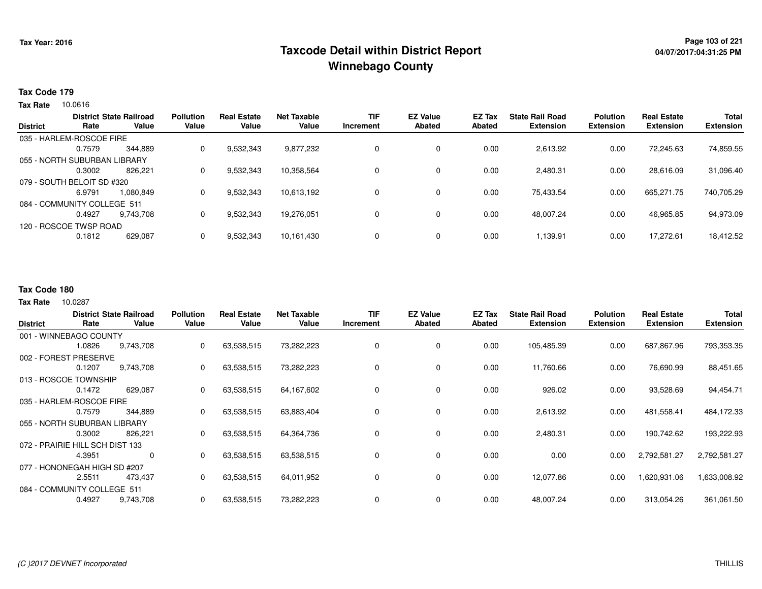Tax Year: 2016

# Taxcode Detail within District Report
## Winnebago County

04/07/2017:04:31:25 PM

**Tax Code 179**

**Tax Rate** 10.0616

| District | District Rate | State Railroad Value | Pollution Value | Real Estate Value | Net Taxable Value | TIF Increment | EZ Value Abated | EZ Tax Abated | State Rail Road Extension | Polution Extension | Real Estate Extension | Total Extension |
|---|---|---|---|---|---|---|---|---|---|---|---|---|
| 035 - HARLEM-ROSCOE FIRE | 0.7579 | 344,889 | 0 | 9,532,343 | 9,877,232 | 0 | 0 | 0.00 | 2,613.92 | 0.00 | 72,245.63 | 74,859.55 |
| 055 - NORTH SUBURBAN LIBRARY | 0.3002 | 826,221 | 0 | 9,532,343 | 10,358,564 | 0 | 0 | 0.00 | 2,480.31 | 0.00 | 28,616.09 | 31,096.40 |
| 079 - SOUTH BELOIT SD #320 | 6.9791 | 1,080,849 | 0 | 9,532,343 | 10,613,192 | 0 | 0 | 0.00 | 75,433.54 | 0.00 | 665,271.75 | 740,705.29 |
| 084 - COMMUNITY COLLEGE 511 | 0.4927 | 9,743,708 | 0 | 9,532,343 | 19,276,051 | 0 | 0 | 0.00 | 48,007.24 | 0.00 | 46,965.85 | 94,973.09 |
| 120 - ROSCOE TWSP ROAD | 0.1812 | 629,087 | 0 | 9,532,343 | 10,161,430 | 0 | 0 | 0.00 | 1,139.91 | 0.00 | 17,272.61 | 18,412.52 |

**Tax Code 180**

**Tax Rate** 10.0287

| District | District Rate | State Railroad Value | Pollution Value | Real Estate Value | Net Taxable Value | TIF Increment | EZ Value Abated | EZ Tax Abated | State Rail Road Extension | Polution Extension | Real Estate Extension | Total Extension |
|---|---|---|---|---|---|---|---|---|---|---|---|---|
| 001 - WINNEBAGO COUNTY | 1.0826 | 9,743,708 | 0 | 63,538,515 | 73,282,223 | 0 | 0 | 0.00 | 105,485.39 | 0.00 | 687,867.96 | 793,353.35 |
| 002 - FOREST PRESERVE | 0.1207 | 9,743,708 | 0 | 63,538,515 | 73,282,223 | 0 | 0 | 0.00 | 11,760.66 | 0.00 | 76,690.99 | 88,451.65 |
| 013 - ROSCOE TOWNSHIP | 0.1472 | 629,087 | 0 | 63,538,515 | 64,167,602 | 0 | 0 | 0.00 | 926.02 | 0.00 | 93,528.69 | 94,454.71 |
| 035 - HARLEM-ROSCOE FIRE | 0.7579 | 344,889 | 0 | 63,538,515 | 63,883,404 | 0 | 0 | 0.00 | 2,613.92 | 0.00 | 481,558.41 | 484,172.33 |
| 055 - NORTH SUBURBAN LIBRARY | 0.3002 | 826,221 | 0 | 63,538,515 | 64,364,736 | 0 | 0 | 0.00 | 2,480.31 | 0.00 | 190,742.62 | 193,222.93 |
| 072 - PRAIRIE HILL SCH DIST 133 | 4.3951 | 0 | 0 | 63,538,515 | 63,538,515 | 0 | 0 | 0.00 | 0.00 | 0.00 | 2,792,581.27 | 2,792,581.27 |
| 077 - HONONEGAH HIGH SD #207 | 2.5511 | 473,437 | 0 | 63,538,515 | 64,011,952 | 0 | 0 | 0.00 | 12,077.86 | 0.00 | 1,620,931.06 | 1,633,008.92 |
| 084 - COMMUNITY COLLEGE 511 | 0.4927 | 9,743,708 | 0 | 63,538,515 | 73,282,223 | 0 | 0 | 0.00 | 48,007.24 | 0.00 | 313,054.26 | 361,061.50 |

(C )2017 DEVNET Incorporated THILLIS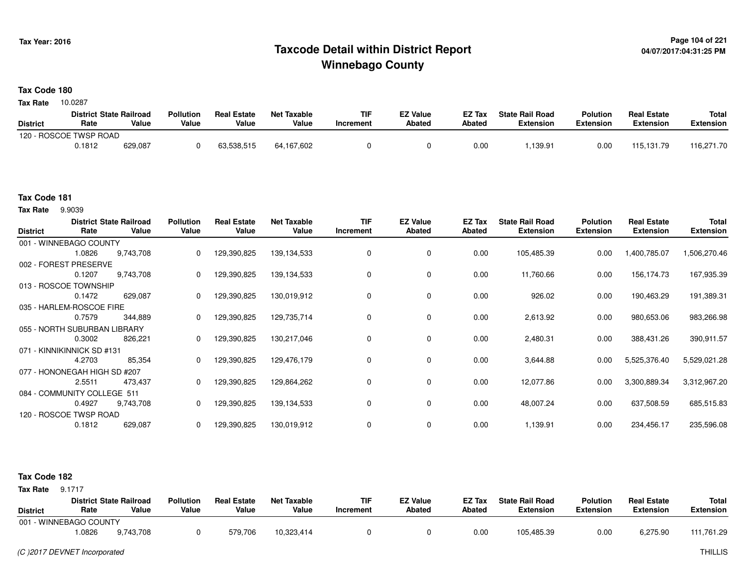# Taxcode Detail within District Report
# Winnebago County

**Tax Year: 2016**

**Tax Code 180**

**Tax Rate** 10.0287

| District | District Rate | State Railroad Value | Pollution Value | Real Estate Value | Net Taxable Value | TIF Increment | EZ Value Abated | EZ Tax Abated | State Rail Road Extension | Polution Extension | Real Estate Extension | Total Extension |
|---|---|---|---|---|---|---|---|---|---|---|---|---|
| 120 - ROSCOE TWSP ROAD | | | | | | | | | | | | |
| | 0.1812 | 629,087 | 0 | 63,538,515 | 64,167,602 | 0 | 0 | 0.00 | 1,139.91 | 0.00 | 115,131.79 | 116,271.70 |

**Tax Code 181**

**Tax Rate** 9.9039

| District | District Rate | State Railroad Value | Pollution Value | Real Estate Value | Net Taxable Value | TIF Increment | EZ Value Abated | EZ Tax Abated | State Rail Road Extension | Polution Extension | Real Estate Extension | Total Extension |
|---|---|---|---|---|---|---|---|---|---|---|---|---|
| 001 - WINNEBAGO COUNTY | | | | | | | | | | | | |
| | 1.0826 | 9,743,708 | 0 | 129,390,825 | 139,134,533 | 0 | 0 | 0.00 | 105,485.39 | 0.00 | 1,400,785.07 | 1,506,270.46 |
| 002 - FOREST PRESERVE | | | | | | | | | | | | |
| | 0.1207 | 9,743,708 | 0 | 129,390,825 | 139,134,533 | 0 | 0 | 0.00 | 11,760.66 | 0.00 | 156,174.73 | 167,935.39 |
| 013 - ROSCOE TOWNSHIP | | | | | | | | | | | | |
| | 0.1472 | 629,087 | 0 | 129,390,825 | 130,019,912 | 0 | 0 | 0.00 | 926.02 | 0.00 | 190,463.29 | 191,389.31 |
| 035 - HARLEM-ROSCOE FIRE | | | | | | | | | | | | |
| | 0.7579 | 344,889 | 0 | 129,390,825 | 129,735,714 | 0 | 0 | 0.00 | 2,613.92 | 0.00 | 980,653.06 | 983,266.98 |
| 055 - NORTH SUBURBAN LIBRARY | | | | | | | | | | | | |
| | 0.3002 | 826,221 | 0 | 129,390,825 | 130,217,046 | 0 | 0 | 0.00 | 2,480.31 | 0.00 | 388,431.26 | 390,911.57 |
| 071 - KINNIKINNICK SD #131 | | | | | | | | | | | | |
| | 4.2703 | 85,354 | 0 | 129,390,825 | 129,476,179 | 0 | 0 | 0.00 | 3,644.88 | 0.00 | 5,525,376.40 | 5,529,021.28 |
| 077 - HONONEGAH HIGH SD #207 | | | | | | | | | | | | |
| | 2.5511 | 473,437 | 0 | 129,390,825 | 129,864,262 | 0 | 0 | 0.00 | 12,077.86 | 0.00 | 3,300,889.34 | 3,312,967.20 |
| 084 - COMMUNITY COLLEGE 511 | | | | | | | | | | | | |
| | 0.4927 | 9,743,708 | 0 | 129,390,825 | 139,134,533 | 0 | 0 | 0.00 | 48,007.24 | 0.00 | 637,508.59 | 685,515.83 |
| 120 - ROSCOE TWSP ROAD | | | | | | | | | | | | |
| | 0.1812 | 629,087 | 0 | 129,390,825 | 130,019,912 | 0 | 0 | 0.00 | 1,139.91 | 0.00 | 234,456.17 | 235,596.08 |

**Tax Code 182**

**Tax Rate** 9.1717

| District | District Rate | State Railroad Value | Pollution Value | Real Estate Value | Net Taxable Value | TIF Increment | EZ Value Abated | EZ Tax Abated | State Rail Road Extension | Polution Extension | Real Estate Extension | Total Extension |
|---|---|---|---|---|---|---|---|---|---|---|---|---|
| 001 - WINNEBAGO COUNTY | | | | | | | | | | | | |
| | 1.0826 | 9,743,708 | 0 | 579,706 | 10,323,414 | 0 | 0 | 0.00 | 105,485.39 | 0.00 | 6,275.90 | 111,761.29 |

*(C )2017 DEVNET Incorporated* THILLIS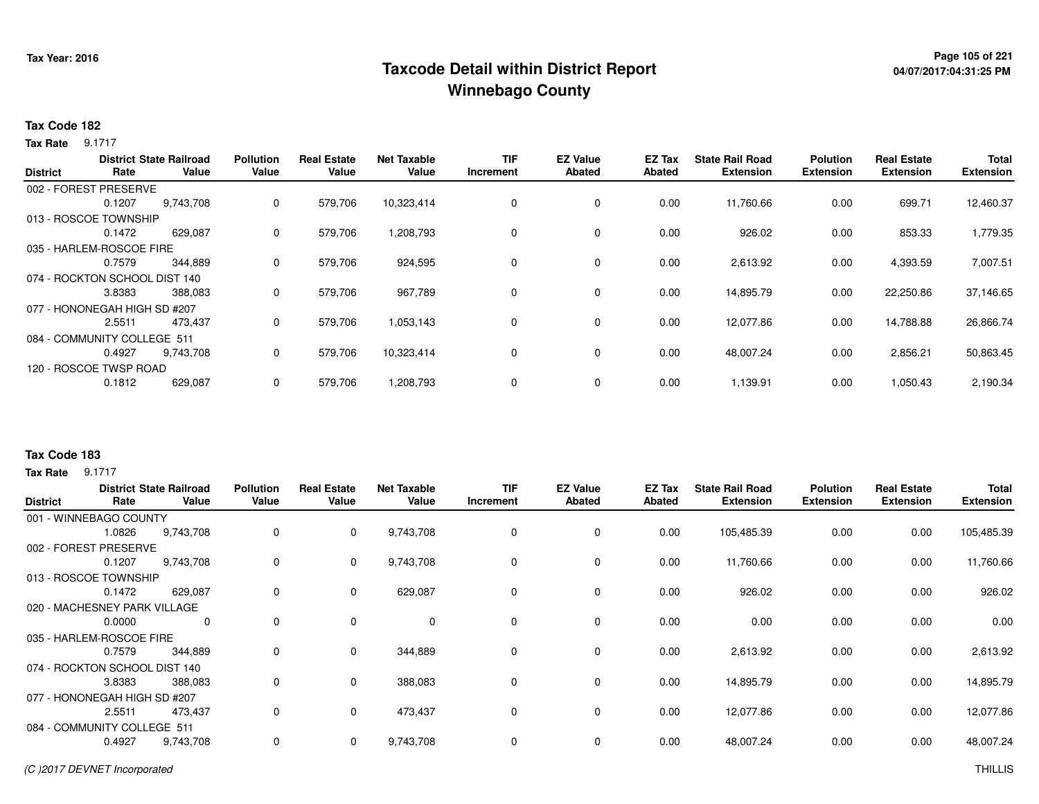# Taxcode Detail within District Report
# Winnebago County

Tax Year: 2016

**Tax Code 182**

**Tax Rate** 9.1717

| District | District Rate | State Railroad Value | Pollution Value | Real Estate Value | Net Taxable Value | TIF Increment | EZ Value Abated | EZ Tax Abated | State Rail Road Extension | Polution Extension | Real Estate Extension | Total Extension |
|---|---|---|---|---|---|---|---|---|---|---|---|---|
| 002 - FOREST PRESERVE | | | | | | | | | | | | |
| | 0.1207 | 9,743,708 | 0 | 579,706 | 10,323,414 | 0 | 0 | 0.00 | 11,760.66 | 0.00 | 699.71 | 12,460.37 |
| 013 - ROSCOE TOWNSHIP | | | | | | | | | | | | |
| | 0.1472 | 629,087 | 0 | 579,706 | 1,208,793 | 0 | 0 | 0.00 | 926.02 | 0.00 | 853.33 | 1,779.35 |
| 035 - HARLEM-ROSCOE FIRE | | | | | | | | | | | | |
| | 0.7579 | 344,889 | 0 | 579,706 | 924,595 | 0 | 0 | 0.00 | 2,613.92 | 0.00 | 4,393.59 | 7,007.51 |
| 074 - ROCKTON SCHOOL DIST 140 | | | | | | | | | | | | |
| | 3.8383 | 388,083 | 0 | 579,706 | 967,789 | 0 | 0 | 0.00 | 14,895.79 | 0.00 | 22,250.86 | 37,146.65 |
| 077 - HONONEGAH HIGH SD #207 | | | | | | | | | | | | |
| | 2.5511 | 473,437 | 0 | 579,706 | 1,053,143 | 0 | 0 | 0.00 | 12,077.86 | 0.00 | 14,788.88 | 26,866.74 |
| 084 - COMMUNITY COLLEGE 511 | | | | | | | | | | | | |
| | 0.4927 | 9,743,708 | 0 | 579,706 | 10,323,414 | 0 | 0 | 0.00 | 48,007.24 | 0.00 | 2,856.21 | 50,863.45 |
| 120 - ROSCOE TWSP ROAD | | | | | | | | | | | | |
| | 0.1812 | 629,087 | 0 | 579,706 | 1,208,793 | 0 | 0 | 0.00 | 1,139.91 | 0.00 | 1,050.43 | 2,190.34 |

**Tax Code 183**

**Tax Rate** 9.1717

| District | District Rate | State Railroad Value | Pollution Value | Real Estate Value | Net Taxable Value | TIF Increment | EZ Value Abated | EZ Tax Abated | State Rail Road Extension | Polution Extension | Real Estate Extension | Total Extension |
|---|---|---|---|---|---|---|---|---|---|---|---|---|
| 001 - WINNEBAGO COUNTY | | | | | | | | | | | | |
| | 1.0826 | 9,743,708 | 0 | 0 | 9,743,708 | 0 | 0 | 0.00 | 105,485.39 | 0.00 | 0.00 | 105,485.39 |
| 002 - FOREST PRESERVE | | | | | | | | | | | | |
| | 0.1207 | 9,743,708 | 0 | 0 | 9,743,708 | 0 | 0 | 0.00 | 11,760.66 | 0.00 | 0.00 | 11,760.66 |
| 013 - ROSCOE TOWNSHIP | | | | | | | | | | | | |
| | 0.1472 | 629,087 | 0 | 0 | 629,087 | 0 | 0 | 0.00 | 926.02 | 0.00 | 0.00 | 926.02 |
| 020 - MACHESNEY PARK VILLAGE | | | | | | | | | | | | |
| | 0.0000 | 0 | 0 | 0 | 0 | 0 | 0 | 0.00 | 0.00 | 0.00 | 0.00 | 0.00 |
| 035 - HARLEM-ROSCOE FIRE | | | | | | | | | | | | |
| | 0.7579 | 344,889 | 0 | 0 | 344,889 | 0 | 0 | 0.00 | 2,613.92 | 0.00 | 0.00 | 2,613.92 |
| 074 - ROCKTON SCHOOL DIST 140 | | | | | | | | | | | | |
| | 3.8383 | 388,083 | 0 | 0 | 388,083 | 0 | 0 | 0.00 | 14,895.79 | 0.00 | 0.00 | 14,895.79 |
| 077 - HONONEGAH HIGH SD #207 | | | | | | | | | | | | |
| | 2.5511 | 473,437 | 0 | 0 | 473,437 | 0 | 0 | 0.00 | 12,077.86 | 0.00 | 0.00 | 12,077.86 |
| 084 - COMMUNITY COLLEGE 511 | | | | | | | | | | | | |
| | 0.4927 | 9,743,708 | 0 | 0 | 9,743,708 | 0 | 0 | 0.00 | 48,007.24 | 0.00 | 0.00 | 48,007.24 |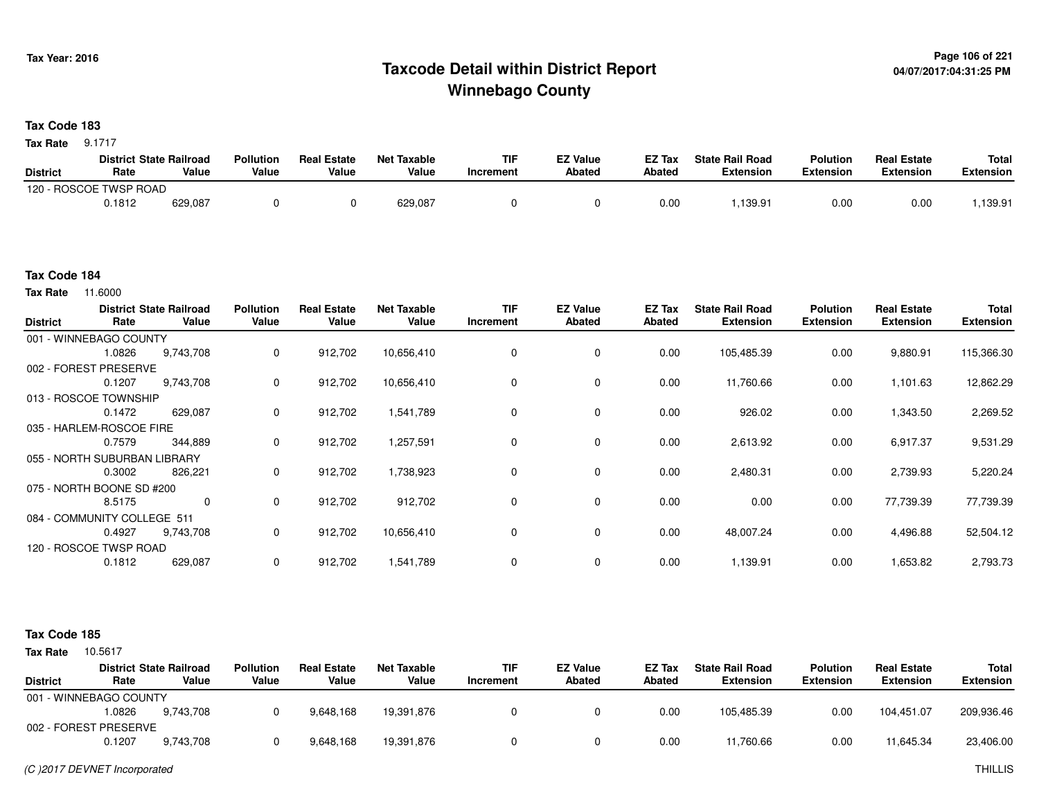# Taxcode Detail within District Report
# Winnebago County

Tax Year: 2016

04/07/2017:04:31:25 PM

## Tax Code 183

**Tax Rate** 9.1717

| District | District Rate | State Railroad Value | Pollution Value | Real Estate Value | Net Taxable Value | TIF Increment | EZ Value Abated | EZ Tax Abated | State Rail Road Extension | Polution Extension | Real Estate Extension | Total Extension |
|---|---|---|---|---|---|---|---|---|---|---|---|---|
| 120 - ROSCOE TWSP ROAD | | | | | | | | | | | | |
| | 0.1812 | 629,087 | 0 | 0 | 629,087 | 0 | 0 | 0.00 | 1,139.91 | 0.00 | 0.00 | 1,139.91 |

## Tax Code 184

**Tax Rate** 11.6000

| District | District Rate | State Railroad Value | Pollution Value | Real Estate Value | Net Taxable Value | TIF Increment | EZ Value Abated | EZ Tax Abated | State Rail Road Extension | Polution Extension | Real Estate Extension | Total Extension |
|---|---|---|---|---|---|---|---|---|---|---|---|---|
| 001 - WINNEBAGO COUNTY | | | | | | | | | | | | |
| | 1.0826 | 9,743,708 | 0 | 912,702 | 10,656,410 | 0 | 0 | 0.00 | 105,485.39 | 0.00 | 9,880.91 | 115,366.30 |
| 002 - FOREST PRESERVE | | | | | | | | | | | | |
| | 0.1207 | 9,743,708 | 0 | 912,702 | 10,656,410 | 0 | 0 | 0.00 | 11,760.66 | 0.00 | 1,101.63 | 12,862.29 |
| 013 - ROSCOE TOWNSHIP | | | | | | | | | | | | |
| | 0.1472 | 629,087 | 0 | 912,702 | 1,541,789 | 0 | 0 | 0.00 | 926.02 | 0.00 | 1,343.50 | 2,269.52 |
| 035 - HARLEM-ROSCOE FIRE | | | | | | | | | | | | |
| | 0.7579 | 344,889 | 0 | 912,702 | 1,257,591 | 0 | 0 | 0.00 | 2,613.92 | 0.00 | 6,917.37 | 9,531.29 |
| 055 - NORTH SUBURBAN LIBRARY | | | | | | | | | | | | |
| | 0.3002 | 826,221 | 0 | 912,702 | 1,738,923 | 0 | 0 | 0.00 | 2,480.31 | 0.00 | 2,739.93 | 5,220.24 |
| 075 - NORTH BOONE SD #200 | | | | | | | | | | | | |
| | 8.5175 | 0 | 0 | 912,702 | 912,702 | 0 | 0 | 0.00 | 0.00 | 0.00 | 77,739.39 | 77,739.39 |
| 084 - COMMUNITY COLLEGE 511 | | | | | | | | | | | | |
| | 0.4927 | 9,743,708 | 0 | 912,702 | 10,656,410 | 0 | 0 | 0.00 | 48,007.24 | 0.00 | 4,496.88 | 52,504.12 |
| 120 - ROSCOE TWSP ROAD | | | | | | | | | | | | |
| | 0.1812 | 629,087 | 0 | 912,702 | 1,541,789 | 0 | 0 | 0.00 | 1,139.91 | 0.00 | 1,653.82 | 2,793.73 |

## Tax Code 185

**Tax Rate** 10.5617

| District | District Rate | State Railroad Value | Pollution Value | Real Estate Value | Net Taxable Value | TIF Increment | EZ Value Abated | EZ Tax Abated | State Rail Road Extension | Polution Extension | Real Estate Extension | Total Extension |
|---|---|---|---|---|---|---|---|---|---|---|---|---|
| 001 - WINNEBAGO COUNTY | | | | | | | | | | | | |
| | 1.0826 | 9,743,708 | 0 | 9,648,168 | 19,391,876 | 0 | 0 | 0.00 | 105,485.39 | 0.00 | 104,451.07 | 209,936.46 |
| 002 - FOREST PRESERVE | | | | | | | | | | | | |
| | 0.1207 | 9,743,708 | 0 | 9,648,168 | 19,391,876 | 0 | 0 | 0.00 | 11,760.66 | 0.00 | 11,645.34 | 23,406.00 |

*(C )2017 DEVNET Incorporated* THILLIS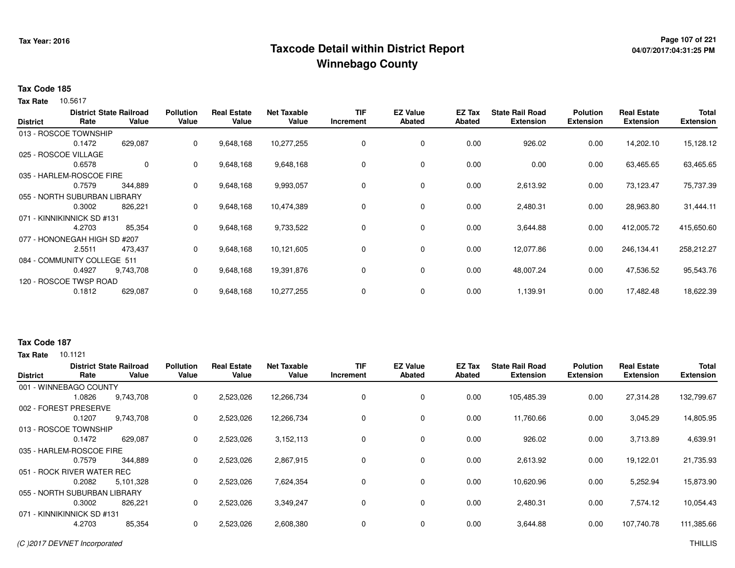# Taxcode Detail within District Report
## Winnebago County

Tax Year: 2016

04/07/2017:04:31:25 PM

**Tax Code 185**

**Tax Rate** 10.5617

| District | District Rate | State Railroad Value | Pollution Value | Real Estate Value | Net Taxable Value | TIF Increment | EZ Value Abated | EZ Tax Abated | State Rail Road Extension | Polution Extension | Real Estate Extension | Total Extension |
|---|---|---|---|---|---|---|---|---|---|---|---|---|
| 013 - ROSCOE TOWNSHIP | | | | | | | | | | | | |
| | 0.1472 | 629,087 | 0 | 9,648,168 | 10,277,255 | 0 | 0 | 0.00 | 926.02 | 0.00 | 14,202.10 | 15,128.12 |
| 025 - ROSCOE VILLAGE | | | | | | | | | | | | |
| | 0.6578 | 0 | 0 | 9,648,168 | 9,648,168 | 0 | 0 | 0.00 | 0.00 | 0.00 | 63,465.65 | 63,465.65 |
| 035 - HARLEM-ROSCOE FIRE | | | | | | | | | | | | |
| | 0.7579 | 344,889 | 0 | 9,648,168 | 9,993,057 | 0 | 0 | 0.00 | 2,613.92 | 0.00 | 73,123.47 | 75,737.39 |
| 055 - NORTH SUBURBAN LIBRARY | | | | | | | | | | | | |
| | 0.3002 | 826,221 | 0 | 9,648,168 | 10,474,389 | 0 | 0 | 0.00 | 2,480.31 | 0.00 | 28,963.80 | 31,444.11 |
| 071 - KINNIKINNICK SD #131 | | | | | | | | | | | | |
| | 4.2703 | 85,354 | 0 | 9,648,168 | 9,733,522 | 0 | 0 | 0.00 | 3,644.88 | 0.00 | 412,005.72 | 415,650.60 |
| 077 - HONONEGAH HIGH SD #207 | | | | | | | | | | | | |
| | 2.5511 | 473,437 | 0 | 9,648,168 | 10,121,605 | 0 | 0 | 0.00 | 12,077.86 | 0.00 | 246,134.41 | 258,212.27 |
| 084 - COMMUNITY COLLEGE 511 | | | | | | | | | | | | |
| | 0.4927 | 9,743,708 | 0 | 9,648,168 | 19,391,876 | 0 | 0 | 0.00 | 48,007.24 | 0.00 | 47,536.52 | 95,543.76 |
| 120 - ROSCOE TWSP ROAD | | | | | | | | | | | | |
| | 0.1812 | 629,087 | 0 | 9,648,168 | 10,277,255 | 0 | 0 | 0.00 | 1,139.91 | 0.00 | 17,482.48 | 18,622.39 |

**Tax Code 187**

**Tax Rate** 10.1121

| District | District Rate | State Railroad Value | Pollution Value | Real Estate Value | Net Taxable Value | TIF Increment | EZ Value Abated | EZ Tax Abated | State Rail Road Extension | Polution Extension | Real Estate Extension | Total Extension |
|---|---|---|---|---|---|---|---|---|---|---|---|---|
| 001 - WINNEBAGO COUNTY | | | | | | | | | | | | |
| | 1.0826 | 9,743,708 | 0 | 2,523,026 | 12,266,734 | 0 | 0 | 0.00 | 105,485.39 | 0.00 | 27,314.28 | 132,799.67 |
| 002 - FOREST PRESERVE | | | | | | | | | | | | |
| | 0.1207 | 9,743,708 | 0 | 2,523,026 | 12,266,734 | 0 | 0 | 0.00 | 11,760.66 | 0.00 | 3,045.29 | 14,805.95 |
| 013 - ROSCOE TOWNSHIP | | | | | | | | | | | | |
| | 0.1472 | 629,087 | 0 | 2,523,026 | 3,152,113 | 0 | 0 | 0.00 | 926.02 | 0.00 | 3,713.89 | 4,639.91 |
| 035 - HARLEM-ROSCOE FIRE | | | | | | | | | | | | |
| | 0.7579 | 344,889 | 0 | 2,523,026 | 2,867,915 | 0 | 0 | 0.00 | 2,613.92 | 0.00 | 19,122.01 | 21,735.93 |
| 051 - ROCK RIVER WATER REC | | | | | | | | | | | | |
| | 0.2082 | 5,101,328 | 0 | 2,523,026 | 7,624,354 | 0 | 0 | 0.00 | 10,620.96 | 0.00 | 5,252.94 | 15,873.90 |
| 055 - NORTH SUBURBAN LIBRARY | | | | | | | | | | | | |
| | 0.3002 | 826,221 | 0 | 2,523,026 | 3,349,247 | 0 | 0 | 0.00 | 2,480.31 | 0.00 | 7,574.12 | 10,054.43 |
| 071 - KINNIKINNICK SD #131 | | | | | | | | | | | | |
| | 4.2703 | 85,354 | 0 | 2,523,026 | 2,608,380 | 0 | 0 | 0.00 | 3,644.88 | 0.00 | 107,740.78 | 111,385.66 |

(C )2017 DEVNET Incorporated

THILLIS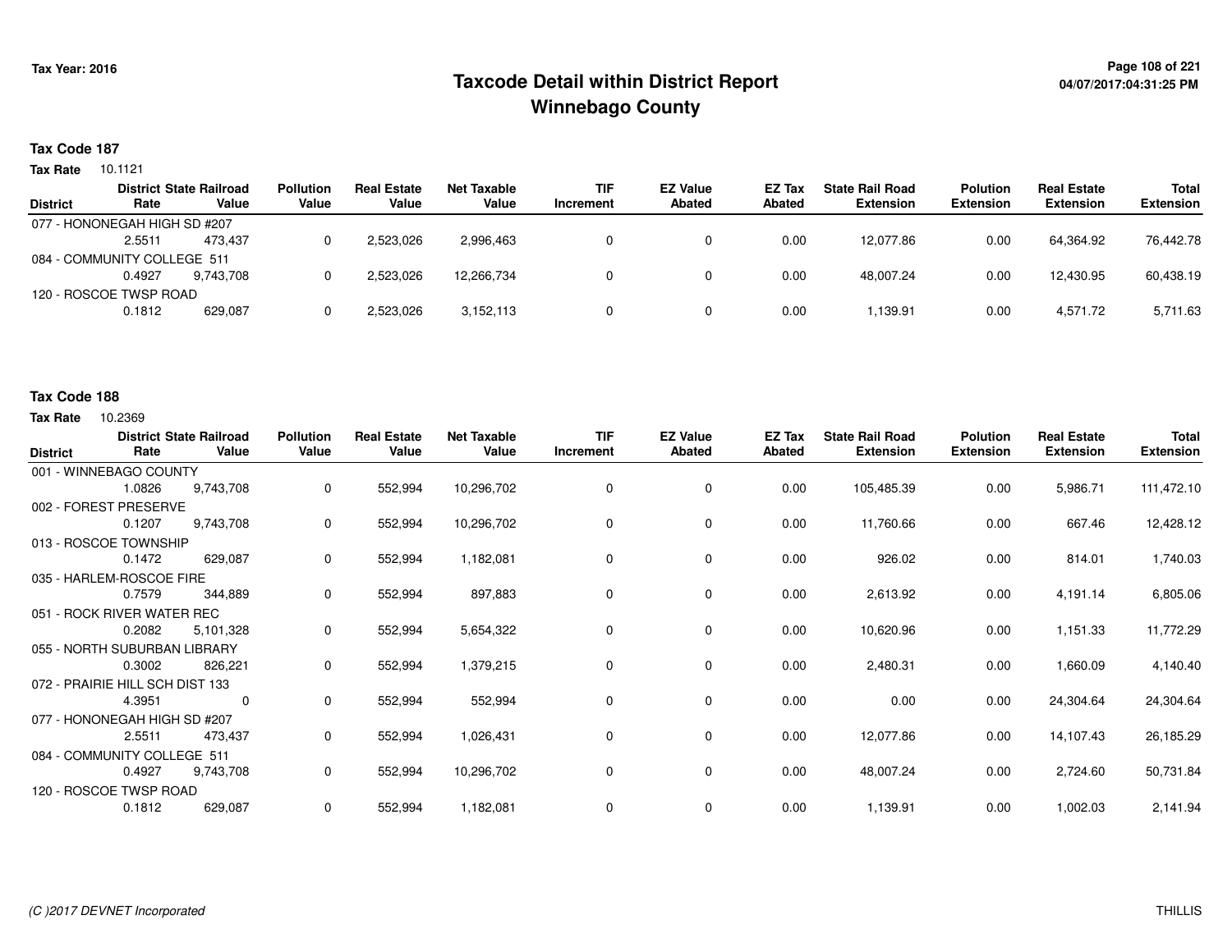# Taxcode Detail within District Report
## Winnebago County

Tax Year: 2016

04/07/2017:04:31:25 PM

**Tax Code 187**

**Tax Rate** 10.1121

| District | District Rate | State Railroad Value | Pollution Value | Real Estate Value | Net Taxable Value | TIF Increment | EZ Value Abated | EZ Tax Abated | State Rail Road Extension | Polution Extension | Real Estate Extension | Total Extension |
|---|---|---|---|---|---|---|---|---|---|---|---|---|
| 077 - HONONEGAH HIGH SD #207 | | | | | | | | | | | | |
| | 2.5511 | 473,437 | 0 | 2,523,026 | 2,996,463 | 0 | 0 | 0.00 | 12,077.86 | 0.00 | 64,364.92 | 76,442.78 |
| 084 - COMMUNITY COLLEGE 511 | | | | | | | | | | | | |
| | 0.4927 | 9,743,708 | 0 | 2,523,026 | 12,266,734 | 0 | 0 | 0.00 | 48,007.24 | 0.00 | 12,430.95 | 60,438.19 |
| 120 - ROSCOE TWSP ROAD | | | | | | | | | | | | |
| | 0.1812 | 629,087 | 0 | 2,523,026 | 3,152,113 | 0 | 0 | 0.00 | 1,139.91 | 0.00 | 4,571.72 | 5,711.63 |

**Tax Code 188**

**Tax Rate** 10.2369

| District | District Rate | State Railroad Value | Pollution Value | Real Estate Value | Net Taxable Value | TIF Increment | EZ Value Abated | EZ Tax Abated | State Rail Road Extension | Polution Extension | Real Estate Extension | Total Extension |
|---|---|---|---|---|---|---|---|---|---|---|---|---|
| 001 - WINNEBAGO COUNTY | | | | | | | | | | | | |
| | 1.0826 | 9,743,708 | 0 | 552,994 | 10,296,702 | 0 | 0 | 0.00 | 105,485.39 | 0.00 | 5,986.71 | 111,472.10 |
| 002 - FOREST PRESERVE | | | | | | | | | | | | |
| | 0.1207 | 9,743,708 | 0 | 552,994 | 10,296,702 | 0 | 0 | 0.00 | 11,760.66 | 0.00 | 667.46 | 12,428.12 |
| 013 - ROSCOE TOWNSHIP | | | | | | | | | | | | |
| | 0.1472 | 629,087 | 0 | 552,994 | 1,182,081 | 0 | 0 | 0.00 | 926.02 | 0.00 | 814.01 | 1,740.03 |
| 035 - HARLEM-ROSCOE FIRE | | | | | | | | | | | | |
| | 0.7579 | 344,889 | 0 | 552,994 | 897,883 | 0 | 0 | 0.00 | 2,613.92 | 0.00 | 4,191.14 | 6,805.06 |
| 051 - ROCK RIVER WATER REC | | | | | | | | | | | | |
| | 0.2082 | 5,101,328 | 0 | 552,994 | 5,654,322 | 0 | 0 | 0.00 | 10,620.96 | 0.00 | 1,151.33 | 11,772.29 |
| 055 - NORTH SUBURBAN LIBRARY | | | | | | | | | | | | |
| | 0.3002 | 826,221 | 0 | 552,994 | 1,379,215 | 0 | 0 | 0.00 | 2,480.31 | 0.00 | 1,660.09 | 4,140.40 |
| 072 - PRAIRIE HILL SCH DIST 133 | | | | | | | | | | | | |
| | 4.3951 | 0 | 0 | 552,994 | 552,994 | 0 | 0 | 0.00 | 0.00 | 0.00 | 24,304.64 | 24,304.64 |
| 077 - HONONEGAH HIGH SD #207 | | | | | | | | | | | | |
| | 2.5511 | 473,437 | 0 | 552,994 | 1,026,431 | 0 | 0 | 0.00 | 12,077.86 | 0.00 | 14,107.43 | 26,185.29 |
| 084 - COMMUNITY COLLEGE 511 | | | | | | | | | | | | |
| | 0.4927 | 9,743,708 | 0 | 552,994 | 10,296,702 | 0 | 0 | 0.00 | 48,007.24 | 0.00 | 2,724.60 | 50,731.84 |
| 120 - ROSCOE TWSP ROAD | | | | | | | | | | | | |
| | 0.1812 | 629,087 | 0 | 552,994 | 1,182,081 | 0 | 0 | 0.00 | 1,139.91 | 0.00 | 1,002.03 | 2,141.94 |

*(C )2017 DEVNET Incorporated* THILLIS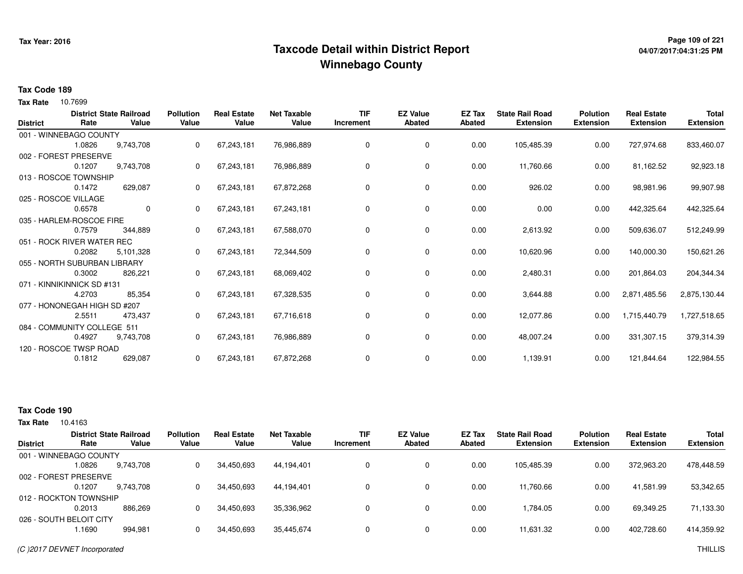# Taxcode Detail within District Report
# Winnebago County

Tax Year: 2016

04/07/2017:04:31:25 PM

**Tax Code 189**

**Tax Rate** 10.7699

| District | District Rate | State Railroad Value | Pollution Value | Real Estate Value | Net Taxable Value | TIF Increment | EZ Value Abated | EZ Tax Abated | State Rail Road Extension | Polution Extension | Real Estate Extension | Total Extension |
|---|---|---|---|---|---|---|---|---|---|---|---|---|
| 001 - WINNEBAGO COUNTY | 1.0826 | 9,743,708 | 0 | 67,243,181 | 76,986,889 | 0 | 0 | 0.00 | 105,485.39 | 0.00 | 727,974.68 | 833,460.07 |
| 002 - FOREST PRESERVE | 0.1207 | 9,743,708 | 0 | 67,243,181 | 76,986,889 | 0 | 0 | 0.00 | 11,760.66 | 0.00 | 81,162.52 | 92,923.18 |
| 013 - ROSCOE TOWNSHIP | 0.1472 | 629,087 | 0 | 67,243,181 | 67,872,268 | 0 | 0 | 0.00 | 926.02 | 0.00 | 98,981.96 | 99,907.98 |
| 025 - ROSCOE VILLAGE | 0.6578 | 0 | 0 | 67,243,181 | 67,243,181 | 0 | 0 | 0.00 | 0.00 | 0.00 | 442,325.64 | 442,325.64 |
| 035 - HARLEM-ROSCOE FIRE | 0.7579 | 344,889 | 0 | 67,243,181 | 67,588,070 | 0 | 0 | 0.00 | 2,613.92 | 0.00 | 509,636.07 | 512,249.99 |
| 051 - ROCK RIVER WATER REC | 0.2082 | 5,101,328 | 0 | 67,243,181 | 72,344,509 | 0 | 0 | 0.00 | 10,620.96 | 0.00 | 140,000.30 | 150,621.26 |
| 055 - NORTH SUBURBAN LIBRARY | 0.3002 | 826,221 | 0 | 67,243,181 | 68,069,402 | 0 | 0 | 0.00 | 2,480.31 | 0.00 | 201,864.03 | 204,344.34 |
| 071 - KINNIKINNICK SD #131 | 4.2703 | 85,354 | 0 | 67,243,181 | 67,328,535 | 0 | 0 | 0.00 | 3,644.88 | 0.00 | 2,871,485.56 | 2,875,130.44 |
| 077 - HONONEGAH HIGH SD #207 | 2.5511 | 473,437 | 0 | 67,243,181 | 67,716,618 | 0 | 0 | 0.00 | 12,077.86 | 0.00 | 1,715,440.79 | 1,727,518.65 |
| 084 - COMMUNITY COLLEGE 511 | 0.4927 | 9,743,708 | 0 | 67,243,181 | 76,986,889 | 0 | 0 | 0.00 | 48,007.24 | 0.00 | 331,307.15 | 379,314.39 |
| 120 - ROSCOE TWSP ROAD | 0.1812 | 629,087 | 0 | 67,243,181 | 67,872,268 | 0 | 0 | 0.00 | 1,139.91 | 0.00 | 121,844.64 | 122,984.55 |

**Tax Code 190**

**Tax Rate** 10.4163

| District | District Rate | State Railroad Value | Pollution Value | Real Estate Value | Net Taxable Value | TIF Increment | EZ Value Abated | EZ Tax Abated | State Rail Road Extension | Polution Extension | Real Estate Extension | Total Extension |
|---|---|---|---|---|---|---|---|---|---|---|---|---|
| 001 - WINNEBAGO COUNTY | 1.0826 | 9,743,708 | 0 | 34,450,693 | 44,194,401 | 0 | 0 | 0.00 | 105,485.39 | 0.00 | 372,963.20 | 478,448.59 |
| 002 - FOREST PRESERVE | 0.1207 | 9,743,708 | 0 | 34,450,693 | 44,194,401 | 0 | 0 | 0.00 | 11,760.66 | 0.00 | 41,581.99 | 53,342.65 |
| 012 - ROCKTON TOWNSHIP | 0.2013 | 886,269 | 0 | 34,450,693 | 35,336,962 | 0 | 0 | 0.00 | 1,784.05 | 0.00 | 69,349.25 | 71,133.30 |
| 026 - SOUTH BELOIT CITY | 1.1690 | 994,981 | 0 | 34,450,693 | 35,445,674 | 0 | 0 | 0.00 | 11,631.32 | 0.00 | 402,728.60 | 414,359.92 |

*(C )2017 DEVNET Incorporated* THILLIS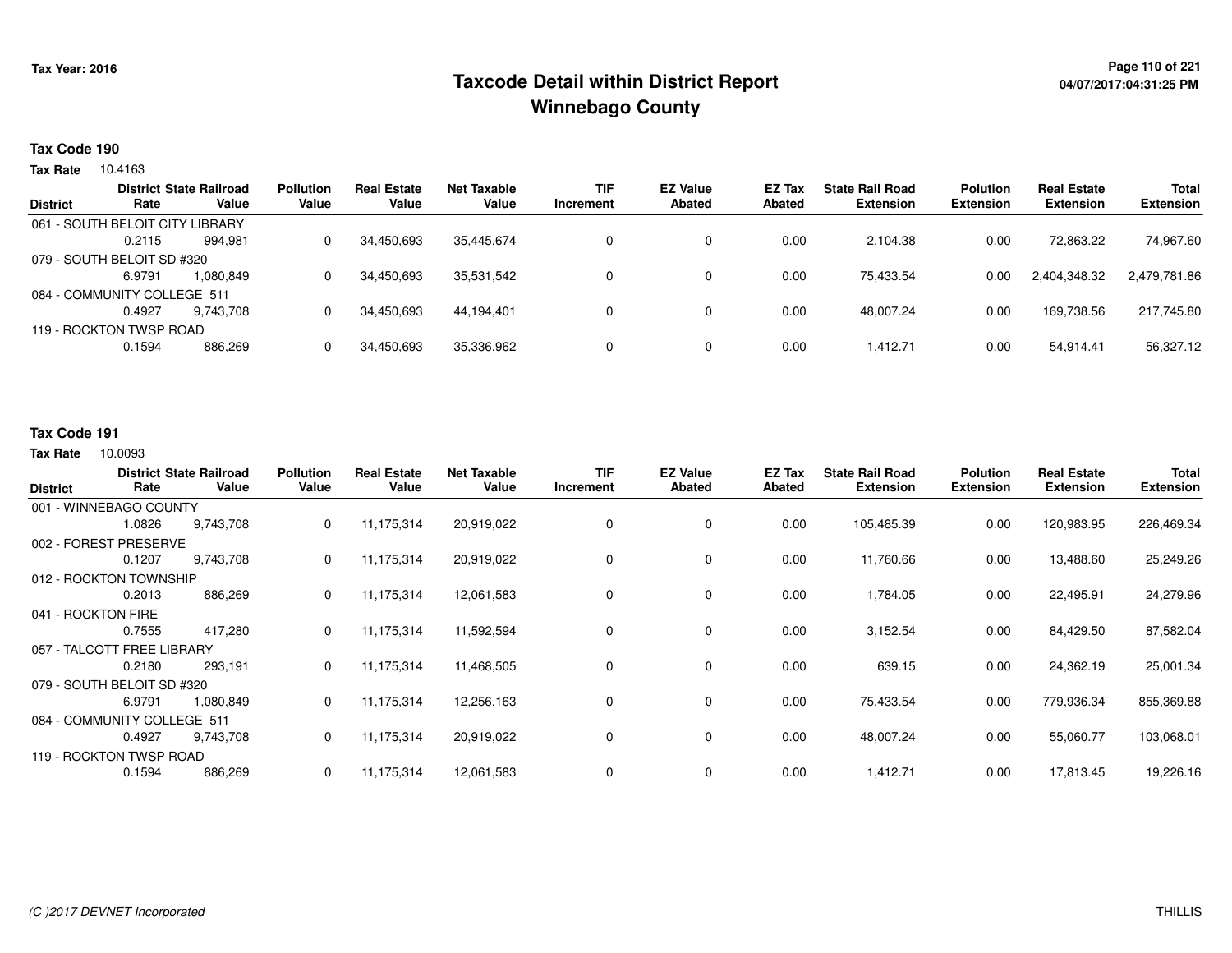# Taxcode Detail within District Report
## Winnebago County

Tax Year: 2016

04/07/2017:04:31:25 PM

**Tax Code 190**

**Tax Rate** 10.4163

| District | District Rate | State Railroad Value | Pollution Value | Real Estate Value | Net Taxable Value | TIF Increment | EZ Value Abated | EZ Tax Abated | State Rail Road Extension | Polution Extension | Real Estate Extension | Total Extension |
|---|---|---|---|---|---|---|---|---|---|---|---|---|
| 061 - SOUTH BELOIT CITY LIBRARY | | | | | | | | | | | | |
| | 0.2115 | 994,981 | 0 | 34,450,693 | 35,445,674 | 0 | 0 | 0.00 | 2,104.38 | 0.00 | 72,863.22 | 74,967.60 |
| 079 - SOUTH BELOIT SD #320 | | | | | | | | | | | | |
| | 6.9791 | 1,080,849 | 0 | 34,450,693 | 35,531,542 | 0 | 0 | 0.00 | 75,433.54 | 0.00 | 2,404,348.32 | 2,479,781.86 |
| 084 - COMMUNITY COLLEGE 511 | | | | | | | | | | | | |
| | 0.4927 | 9,743,708 | 0 | 34,450,693 | 44,194,401 | 0 | 0 | 0.00 | 48,007.24 | 0.00 | 169,738.56 | 217,745.80 |
| 119 - ROCKTON TWSP ROAD | | | | | | | | | | | | |
| | 0.1594 | 886,269 | 0 | 34,450,693 | 35,336,962 | 0 | 0 | 0.00 | 1,412.71 | 0.00 | 54,914.41 | 56,327.12 |

**Tax Code 191**

**Tax Rate** 10.0093

| District | District Rate | State Railroad Value | Pollution Value | Real Estate Value | Net Taxable Value | TIF Increment | EZ Value Abated | EZ Tax Abated | State Rail Road Extension | Polution Extension | Real Estate Extension | Total Extension |
|---|---|---|---|---|---|---|---|---|---|---|---|---|
| 001 - WINNEBAGO COUNTY | | | | | | | | | | | | |
| | 1.0826 | 9,743,708 | 0 | 11,175,314 | 20,919,022 | 0 | 0 | 0.00 | 105,485.39 | 0.00 | 120,983.95 | 226,469.34 |
| 002 - FOREST PRESERVE | | | | | | | | | | | | |
| | 0.1207 | 9,743,708 | 0 | 11,175,314 | 20,919,022 | 0 | 0 | 0.00 | 11,760.66 | 0.00 | 13,488.60 | 25,249.26 |
| 012 - ROCKTON TOWNSHIP | | | | | | | | | | | | |
| | 0.2013 | 886,269 | 0 | 11,175,314 | 12,061,583 | 0 | 0 | 0.00 | 1,784.05 | 0.00 | 22,495.91 | 24,279.96 |
| 041 - ROCKTON FIRE | | | | | | | | | | | | |
| | 0.7555 | 417,280 | 0 | 11,175,314 | 11,592,594 | 0 | 0 | 0.00 | 3,152.54 | 0.00 | 84,429.50 | 87,582.04 |
| 057 - TALCOTT FREE LIBRARY | | | | | | | | | | | | |
| | 0.2180 | 293,191 | 0 | 11,175,314 | 11,468,505 | 0 | 0 | 0.00 | 639.15 | 0.00 | 24,362.19 | 25,001.34 |
| 079 - SOUTH BELOIT SD #320 | | | | | | | | | | | | |
| | 6.9791 | 1,080,849 | 0 | 11,175,314 | 12,256,163 | 0 | 0 | 0.00 | 75,433.54 | 0.00 | 779,936.34 | 855,369.88 |
| 084 - COMMUNITY COLLEGE 511 | | | | | | | | | | | | |
| | 0.4927 | 9,743,708 | 0 | 11,175,314 | 20,919,022 | 0 | 0 | 0.00 | 48,007.24 | 0.00 | 55,060.77 | 103,068.01 |
| 119 - ROCKTON TWSP ROAD | | | | | | | | | | | | |
| | 0.1594 | 886,269 | 0 | 11,175,314 | 12,061,583 | 0 | 0 | 0.00 | 1,412.71 | 0.00 | 17,813.45 | 19,226.16 |

*(C )2017 DEVNET Incorporated*

THILLIS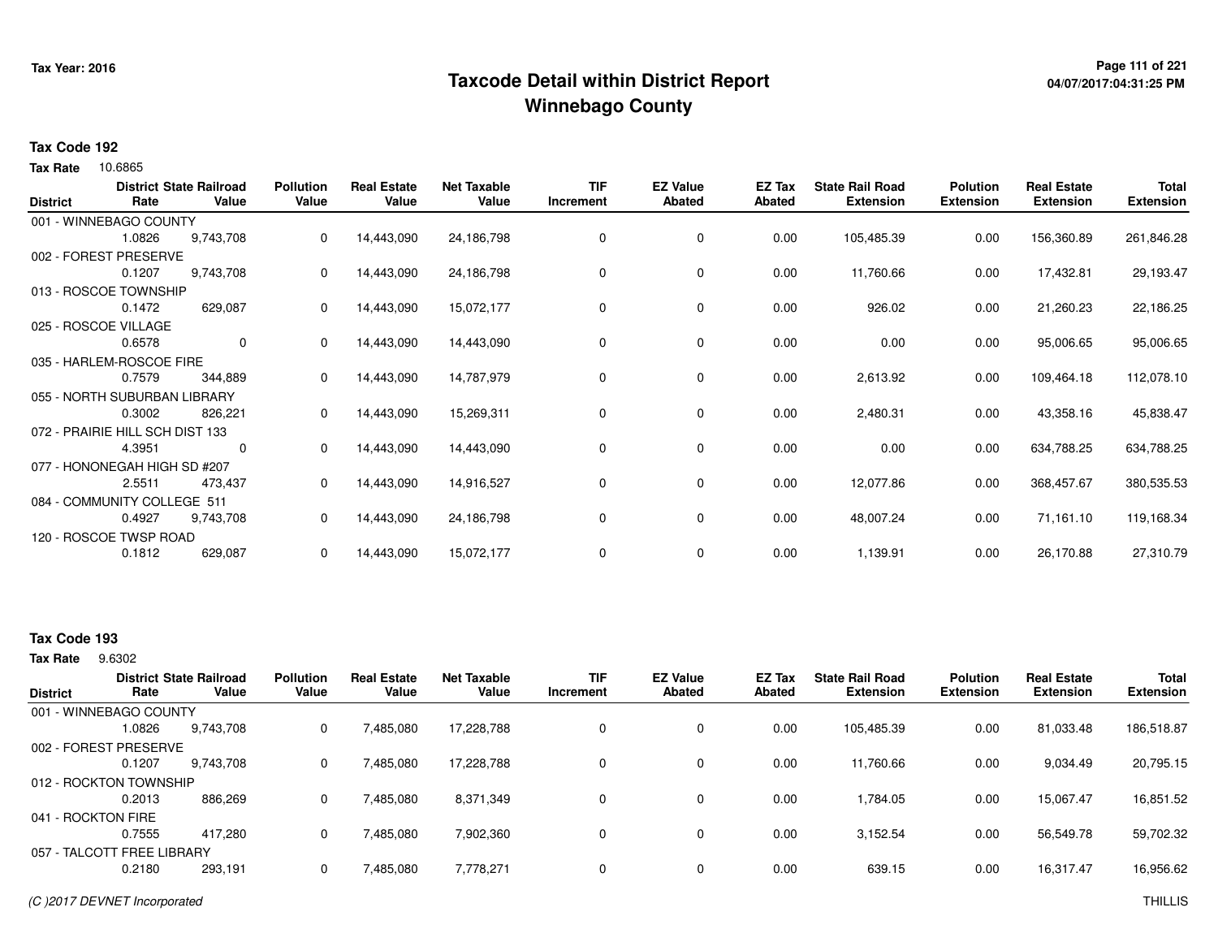# Taxcode Detail within District Report
# Winnebago County

Tax Year: 2016

**Tax Code 192**

**Tax Rate** 10.6865

| District | District Rate | State Railroad Value | Pollution Value | Real Estate Value | Net Taxable Value | TIF Increment | EZ Value Abated | EZ Tax Abated | State Rail Road Extension | Polution Extension | Real Estate Extension | Total Extension |
|---|---|---|---|---|---|---|---|---|---|---|---|---|
| 001 - WINNEBAGO COUNTY | 1.0826 | 9,743,708 | 0 | 14,443,090 | 24,186,798 | 0 | 0 | 0.00 | 105,485.39 | 0.00 | 156,360.89 | 261,846.28 |
| 002 - FOREST PRESERVE | 0.1207 | 9,743,708 | 0 | 14,443,090 | 24,186,798 | 0 | 0 | 0.00 | 11,760.66 | 0.00 | 17,432.81 | 29,193.47 |
| 013 - ROSCOE TOWNSHIP | 0.1472 | 629,087 | 0 | 14,443,090 | 15,072,177 | 0 | 0 | 0.00 | 926.02 | 0.00 | 21,260.23 | 22,186.25 |
| 025 - ROSCOE VILLAGE | 0.6578 | 0 | 0 | 14,443,090 | 14,443,090 | 0 | 0 | 0.00 | 0.00 | 0.00 | 95,006.65 | 95,006.65 |
| 035 - HARLEM-ROSCOE FIRE | 0.7579 | 344,889 | 0 | 14,443,090 | 14,787,979 | 0 | 0 | 0.00 | 2,613.92 | 0.00 | 109,464.18 | 112,078.10 |
| 055 - NORTH SUBURBAN LIBRARY | 0.3002 | 826,221 | 0 | 14,443,090 | 15,269,311 | 0 | 0 | 0.00 | 2,480.31 | 0.00 | 43,358.16 | 45,838.47 |
| 072 - PRAIRIE HILL SCH DIST 133 | 4.3951 | 0 | 0 | 14,443,090 | 14,443,090 | 0 | 0 | 0.00 | 0.00 | 0.00 | 634,788.25 | 634,788.25 |
| 077 - HONONEGAH HIGH SD #207 | 2.5511 | 473,437 | 0 | 14,443,090 | 14,916,527 | 0 | 0 | 0.00 | 12,077.86 | 0.00 | 368,457.67 | 380,535.53 |
| 084 - COMMUNITY COLLEGE 511 | 0.4927 | 9,743,708 | 0 | 14,443,090 | 24,186,798 | 0 | 0 | 0.00 | 48,007.24 | 0.00 | 71,161.10 | 119,168.34 |
| 120 - ROSCOE TWSP ROAD | 0.1812 | 629,087 | 0 | 14,443,090 | 15,072,177 | 0 | 0 | 0.00 | 1,139.91 | 0.00 | 26,170.88 | 27,310.79 |

**Tax Code 193**

**Tax Rate** 9.6302

| District | District Rate | State Railroad Value | Pollution Value | Real Estate Value | Net Taxable Value | TIF Increment | EZ Value Abated | EZ Tax Abated | State Rail Road Extension | Polution Extension | Real Estate Extension | Total Extension |
|---|---|---|---|---|---|---|---|---|---|---|---|---|
| 001 - WINNEBAGO COUNTY | 1.0826 | 9,743,708 | 0 | 7,485,080 | 17,228,788 | 0 | 0 | 0.00 | 105,485.39 | 0.00 | 81,033.48 | 186,518.87 |
| 002 - FOREST PRESERVE | 0.1207 | 9,743,708 | 0 | 7,485,080 | 17,228,788 | 0 | 0 | 0.00 | 11,760.66 | 0.00 | 9,034.49 | 20,795.15 |
| 012 - ROCKTON TOWNSHIP | 0.2013 | 886,269 | 0 | 7,485,080 | 8,371,349 | 0 | 0 | 0.00 | 1,784.05 | 0.00 | 15,067.47 | 16,851.52 |
| 041 - ROCKTON FIRE | 0.7555 | 417,280 | 0 | 7,485,080 | 7,902,360 | 0 | 0 | 0.00 | 3,152.54 | 0.00 | 56,549.78 | 59,702.32 |
| 057 - TALCOTT FREE LIBRARY | 0.2180 | 293,191 | 0 | 7,485,080 | 7,778,271 | 0 | 0 | 0.00 | 639.15 | 0.00 | 16,317.47 | 16,956.62 |

*(C )2017 DEVNET Incorporated*

THILLIS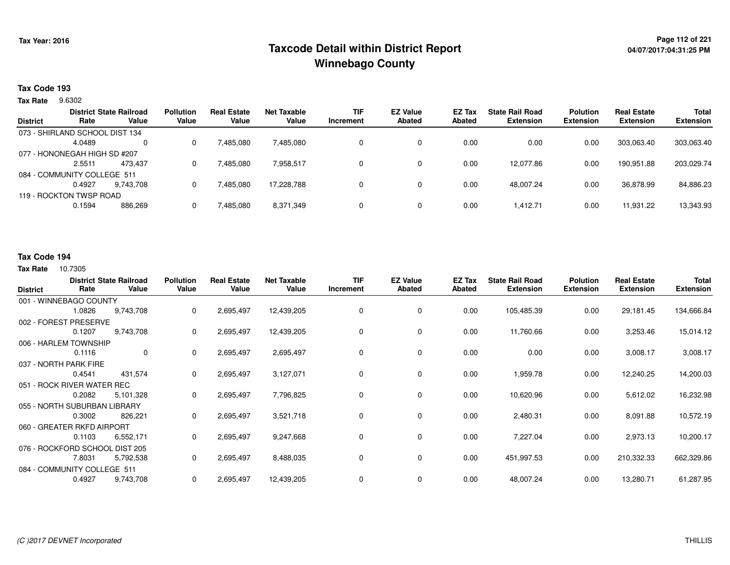Tax Year: 2016

# Taxcode Detail within District Report
## Winnebago County

**Tax Code 193**

**Tax Rate** 9.6302

| District | District Rate | State Railroad Value | Pollution Value | Real Estate Value | Net Taxable Value | TIF Increment | EZ Value Abated | EZ Tax Abated | State Rail Road Extension | Polution Extension | Real Estate Extension | Total Extension |
|---|---|---|---|---|---|---|---|---|---|---|---|---|
| 073 - SHIRLAND SCHOOL DIST 134 | | | | | | | | | | | | |
| | 4.0489 | 0 | 0 | 7,485,080 | 7,485,080 | 0 | 0 | 0.00 | 0.00 | 0.00 | 303,063.40 | 303,063.40 |
| 077 - HONONEGAH HIGH SD #207 | | | | | | | | | | | | |
| | 2.5511 | 473,437 | 0 | 7,485,080 | 7,958,517 | 0 | 0 | 0.00 | 12,077.86 | 0.00 | 190,951.88 | 203,029.74 |
| 084 - COMMUNITY COLLEGE 511 | | | | | | | | | | | | |
| | 0.4927 | 9,743,708 | 0 | 7,485,080 | 17,228,788 | 0 | 0 | 0.00 | 48,007.24 | 0.00 | 36,878.99 | 84,886.23 |
| 119 - ROCKTON TWSP ROAD | | | | | | | | | | | | |
| | 0.1594 | 886,269 | 0 | 7,485,080 | 8,371,349 | 0 | 0 | 0.00 | 1,412.71 | 0.00 | 11,931.22 | 13,343.93 |

**Tax Code 194**

**Tax Rate** 10.7305

| District | District Rate | State Railroad Value | Pollution Value | Real Estate Value | Net Taxable Value | TIF Increment | EZ Value Abated | EZ Tax Abated | State Rail Road Extension | Polution Extension | Real Estate Extension | Total Extension |
|---|---|---|---|---|---|---|---|---|---|---|---|---|
| 001 - WINNEBAGO COUNTY | | | | | | | | | | | | |
| | 1.0826 | 9,743,708 | 0 | 2,695,497 | 12,439,205 | 0 | 0 | 0.00 | 105,485.39 | 0.00 | 29,181.45 | 134,666.84 |
| 002 - FOREST PRESERVE | | | | | | | | | | | | |
| | 0.1207 | 9,743,708 | 0 | 2,695,497 | 12,439,205 | 0 | 0 | 0.00 | 11,760.66 | 0.00 | 3,253.46 | 15,014.12 |
| 006 - HARLEM TOWNSHIP | | | | | | | | | | | | |
| | 0.1116 | 0 | 0 | 2,695,497 | 2,695,497 | 0 | 0 | 0.00 | 0.00 | 0.00 | 3,008.17 | 3,008.17 |
| 037 - NORTH PARK FIRE | | | | | | | | | | | | |
| | 0.4541 | 431,574 | 0 | 2,695,497 | 3,127,071 | 0 | 0 | 0.00 | 1,959.78 | 0.00 | 12,240.25 | 14,200.03 |
| 051 - ROCK RIVER WATER REC | | | | | | | | | | | | |
| | 0.2082 | 5,101,328 | 0 | 2,695,497 | 7,796,825 | 0 | 0 | 0.00 | 10,620.96 | 0.00 | 5,612.02 | 16,232.98 |
| 055 - NORTH SUBURBAN LIBRARY | | | | | | | | | | | | |
| | 0.3002 | 826,221 | 0 | 2,695,497 | 3,521,718 | 0 | 0 | 0.00 | 2,480.31 | 0.00 | 8,091.88 | 10,572.19 |
| 060 - GREATER RKFD AIRPORT | | | | | | | | | | | | |
| | 0.1103 | 6,552,171 | 0 | 2,695,497 | 9,247,668 | 0 | 0 | 0.00 | 7,227.04 | 0.00 | 2,973.13 | 10,200.17 |
| 076 - ROCKFORD SCHOOL DIST 205 | | | | | | | | | | | | |
| | 7.8031 | 5,792,538 | 0 | 2,695,497 | 8,488,035 | 0 | 0 | 0.00 | 451,997.53 | 0.00 | 210,332.33 | 662,329.86 |
| 084 - COMMUNITY COLLEGE 511 | | | | | | | | | | | | |
| | 0.4927 | 9,743,708 | 0 | 2,695,497 | 12,439,205 | 0 | 0 | 0.00 | 48,007.24 | 0.00 | 13,280.71 | 61,287.95 |

(C )2017 DEVNET Incorporated THILLIS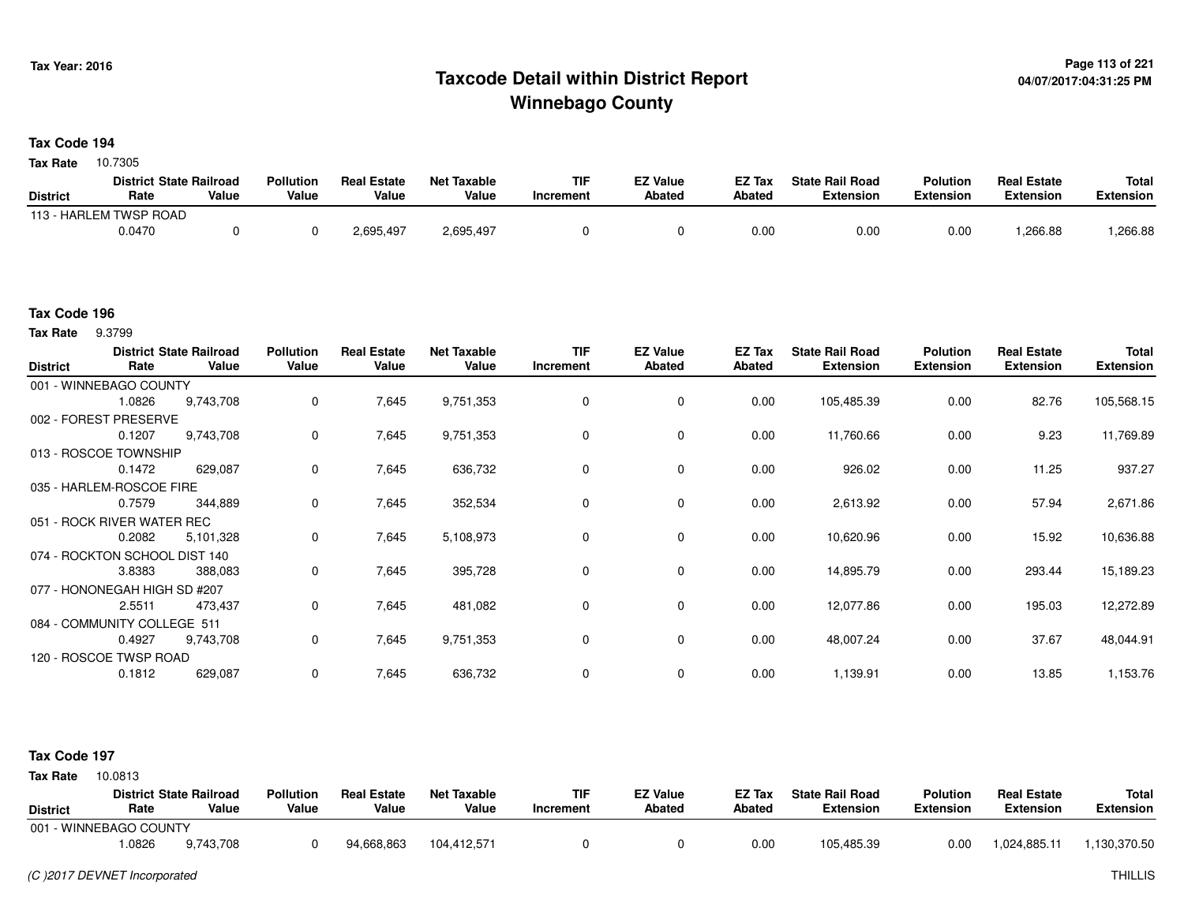# Taxcode Detail within District Report
## Winnebago County

**Tax Year: 2016**

**Tax Code 194**

**Tax Rate** 10.7305

| District | District Rate | State Railroad Value | Pollution Value | Real Estate Value | Net Taxable Value | TIF Increment | EZ Value Abated | EZ Tax Abated | State Rail Road Extension | Polution Extension | Real Estate Extension | Total Extension |
|---|---|---|---|---|---|---|---|---|---|---|---|---|
| 113 - HARLEM TWSP ROAD | 0.0470 | 0 | 0 | 2,695,497 | 2,695,497 | 0 | 0 | 0.00 | 0.00 | 0.00 | 1,266.88 | 1,266.88 |

**Tax Code 196**

**Tax Rate** 9.3799

| District | District Rate | State Railroad Value | Pollution Value | Real Estate Value | Net Taxable Value | TIF Increment | EZ Value Abated | EZ Tax Abated | State Rail Road Extension | Polution Extension | Real Estate Extension | Total Extension |
|---|---|---|---|---|---|---|---|---|---|---|---|---|
| 001 - WINNEBAGO COUNTY | 1.0826 | 9,743,708 | 0 | 7,645 | 9,751,353 | 0 | 0 | 0.00 | 105,485.39 | 0.00 | 82.76 | 105,568.15 |
| 002 - FOREST PRESERVE | 0.1207 | 9,743,708 | 0 | 7,645 | 9,751,353 | 0 | 0 | 0.00 | 11,760.66 | 0.00 | 9.23 | 11,769.89 |
| 013 - ROSCOE TOWNSHIP | 0.1472 | 629,087 | 0 | 7,645 | 636,732 | 0 | 0 | 0.00 | 926.02 | 0.00 | 11.25 | 937.27 |
| 035 - HARLEM-ROSCOE FIRE | 0.7579 | 344,889 | 0 | 7,645 | 352,534 | 0 | 0 | 0.00 | 2,613.92 | 0.00 | 57.94 | 2,671.86 |
| 051 - ROCK RIVER WATER REC | 0.2082 | 5,101,328 | 0 | 7,645 | 5,108,973 | 0 | 0 | 0.00 | 10,620.96 | 0.00 | 15.92 | 10,636.88 |
| 074 - ROCKTON SCHOOL DIST 140 | 3.8383 | 388,083 | 0 | 7,645 | 395,728 | 0 | 0 | 0.00 | 14,895.79 | 0.00 | 293.44 | 15,189.23 |
| 077 - HONONEGAH HIGH SD #207 | 2.5511 | 473,437 | 0 | 7,645 | 481,082 | 0 | 0 | 0.00 | 12,077.86 | 0.00 | 195.03 | 12,272.89 |
| 084 - COMMUNITY COLLEGE 511 | 0.4927 | 9,743,708 | 0 | 7,645 | 9,751,353 | 0 | 0 | 0.00 | 48,007.24 | 0.00 | 37.67 | 48,044.91 |
| 120 - ROSCOE TWSP ROAD | 0.1812 | 629,087 | 0 | 7,645 | 636,732 | 0 | 0 | 0.00 | 1,139.91 | 0.00 | 13.85 | 1,153.76 |

**Tax Code 197**

**Tax Rate** 10.0813

| District | District Rate | State Railroad Value | Pollution Value | Real Estate Value | Net Taxable Value | TIF Increment | EZ Value Abated | EZ Tax Abated | State Rail Road Extension | Polution Extension | Real Estate Extension | Total Extension |
|---|---|---|---|---|---|---|---|---|---|---|---|---|
| 001 - WINNEBAGO COUNTY | 1.0826 | 9,743,708 | 0 | 94,668,863 | 104,412,571 | 0 | 0 | 0.00 | 105,485.39 | 0.00 | 1,024,885.11 | 1,130,370.50 |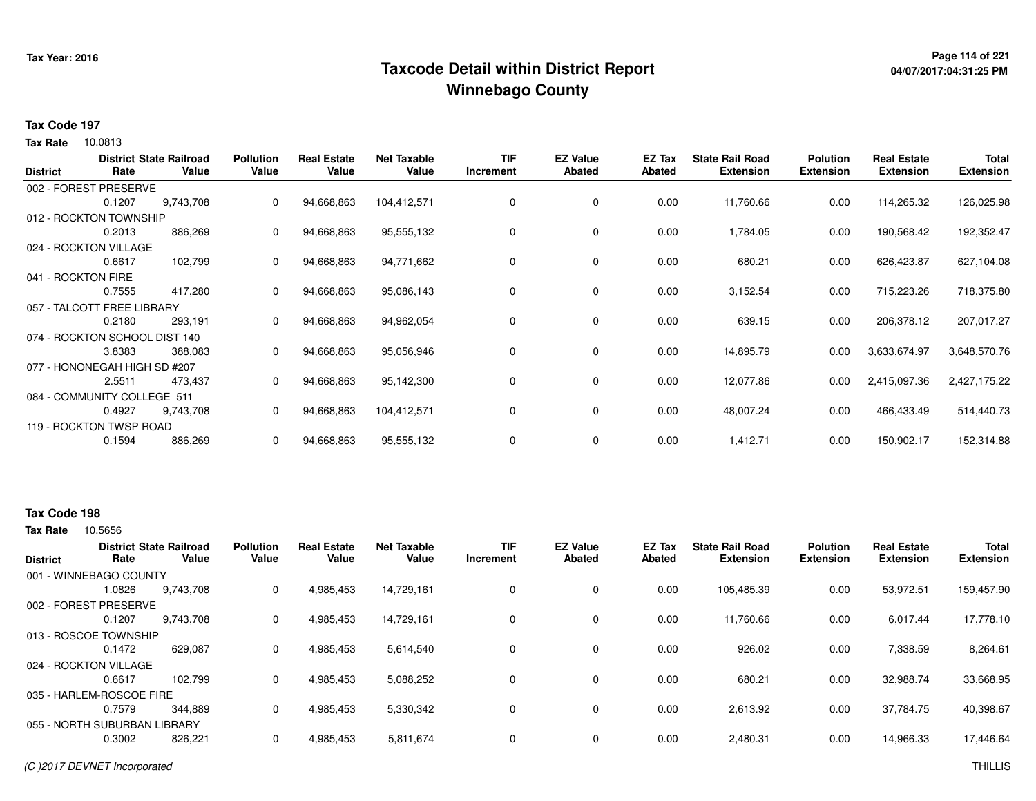# Taxcode Detail within District Report
# Winnebago County

Tax Year: 2016

**Tax Code 197**

**Tax Rate** 10.0813

| District | District Rate | State Railroad Value | Pollution Value | Real Estate Value | Net Taxable Value | TIF Increment | EZ Value Abated | EZ Tax Abated | State Rail Road Extension | Polution Extension | Real Estate Extension | Total Extension |
|---|---|---|---|---|---|---|---|---|---|---|---|---|
| 002 - FOREST PRESERVE | 0.1207 | 9,743,708 | 0 | 94,668,863 | 104,412,571 | 0 | 0 | 0.00 | 11,760.66 | 0.00 | 114,265.32 | 126,025.98 |
| 012 - ROCKTON TOWNSHIP | 0.2013 | 886,269 | 0 | 94,668,863 | 95,555,132 | 0 | 0 | 0.00 | 1,784.05 | 0.00 | 190,568.42 | 192,352.47 |
| 024 - ROCKTON VILLAGE | 0.6617 | 102,799 | 0 | 94,668,863 | 94,771,662 | 0 | 0 | 0.00 | 680.21 | 0.00 | 626,423.87 | 627,104.08 |
| 041 - ROCKTON FIRE | 0.7555 | 417,280 | 0 | 94,668,863 | 95,086,143 | 0 | 0 | 0.00 | 3,152.54 | 0.00 | 715,223.26 | 718,375.80 |
| 057 - TALCOTT FREE LIBRARY | 0.2180 | 293,191 | 0 | 94,668,863 | 94,962,054 | 0 | 0 | 0.00 | 639.15 | 0.00 | 206,378.12 | 207,017.27 |
| 074 - ROCKTON SCHOOL DIST 140 | 3.8383 | 388,083 | 0 | 94,668,863 | 95,056,946 | 0 | 0 | 0.00 | 14,895.79 | 0.00 | 3,633,674.97 | 3,648,570.76 |
| 077 - HONONEGAH HIGH SD #207 | 2.5511 | 473,437 | 0 | 94,668,863 | 95,142,300 | 0 | 0 | 0.00 | 12,077.86 | 0.00 | 2,415,097.36 | 2,427,175.22 |
| 084 - COMMUNITY COLLEGE 511 | 0.4927 | 9,743,708 | 0 | 94,668,863 | 104,412,571 | 0 | 0 | 0.00 | 48,007.24 | 0.00 | 466,433.49 | 514,440.73 |
| 119 - ROCKTON TWSP ROAD | 0.1594 | 886,269 | 0 | 94,668,863 | 95,555,132 | 0 | 0 | 0.00 | 1,412.71 | 0.00 | 150,902.17 | 152,314.88 |

**Tax Code 198**

**Tax Rate** 10.5656

| District | District Rate | State Railroad Value | Pollution Value | Real Estate Value | Net Taxable Value | TIF Increment | EZ Value Abated | EZ Tax Abated | State Rail Road Extension | Polution Extension | Real Estate Extension | Total Extension |
|---|---|---|---|---|---|---|---|---|---|---|---|---|
| 001 - WINNEBAGO COUNTY | 1.0826 | 9,743,708 | 0 | 4,985,453 | 14,729,161 | 0 | 0 | 0.00 | 105,485.39 | 0.00 | 53,972.51 | 159,457.90 |
| 002 - FOREST PRESERVE | 0.1207 | 9,743,708 | 0 | 4,985,453 | 14,729,161 | 0 | 0 | 0.00 | 11,760.66 | 0.00 | 6,017.44 | 17,778.10 |
| 013 - ROSCOE TOWNSHIP | 0.1472 | 629,087 | 0 | 4,985,453 | 5,614,540 | 0 | 0 | 0.00 | 926.02 | 0.00 | 7,338.59 | 8,264.61 |
| 024 - ROCKTON VILLAGE | 0.6617 | 102,799 | 0 | 4,985,453 | 5,088,252 | 0 | 0 | 0.00 | 680.21 | 0.00 | 32,988.74 | 33,668.95 |
| 035 - HARLEM-ROSCOE FIRE | 0.7579 | 344,889 | 0 | 4,985,453 | 5,330,342 | 0 | 0 | 0.00 | 2,613.92 | 0.00 | 37,784.75 | 40,398.67 |
| 055 - NORTH SUBURBAN LIBRARY | 0.3002 | 826,221 | 0 | 4,985,453 | 5,811,674 | 0 | 0 | 0.00 | 2,480.31 | 0.00 | 14,966.33 | 17,446.64 |

(C )2017 DEVNET Incorporated

THILLIS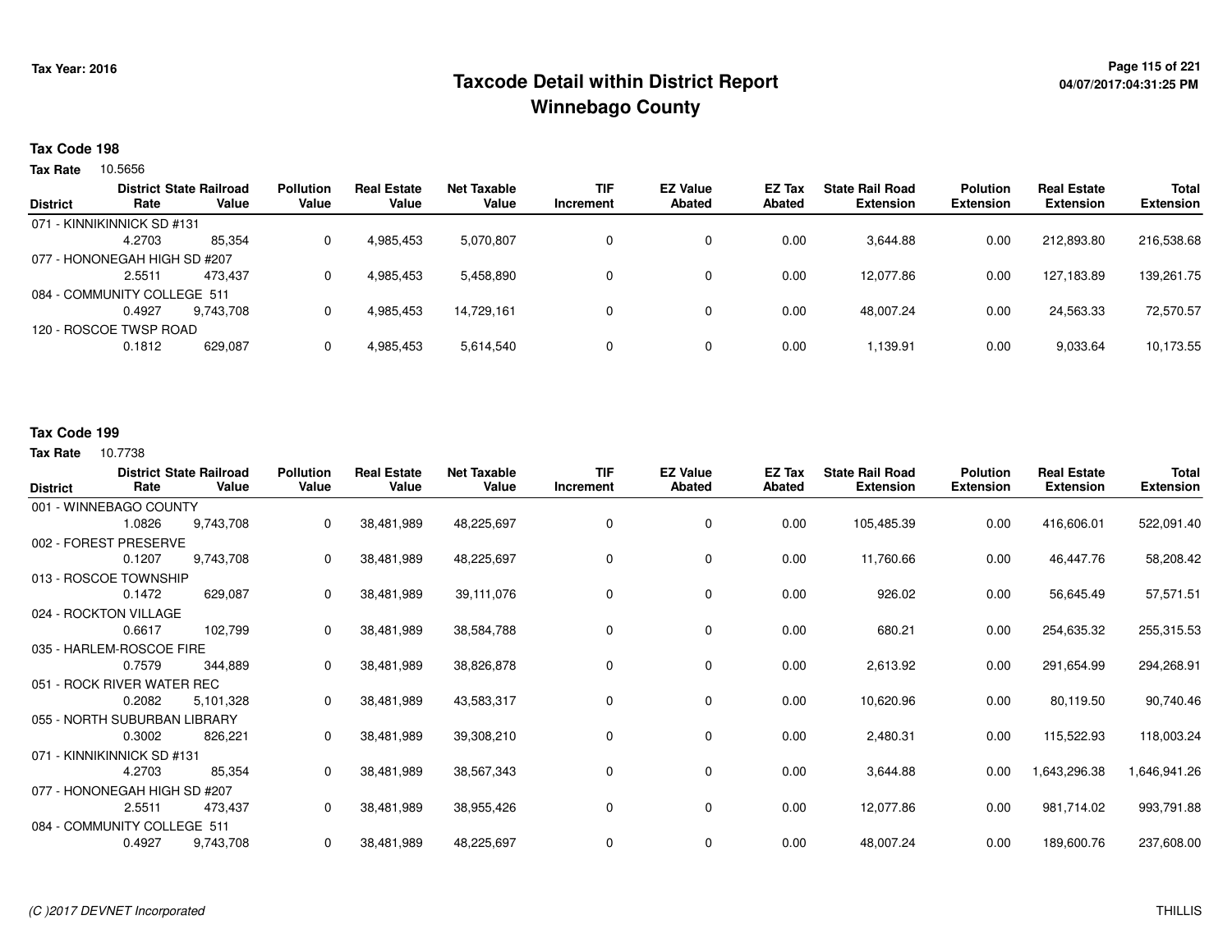# Taxcode Detail within District Report
## Winnebago County

Tax Year: 2016

**Tax Code 198**

**Tax Rate** 10.5656

| District | District Rate | State Railroad Value | Pollution Value | Real Estate Value | Net Taxable Value | TIF Increment | EZ Value Abated | EZ Tax Abated | State Rail Road Extension | Polution Extension | Real Estate Extension | Total Extension |
|---|---|---|---|---|---|---|---|---|---|---|---|---|
| 071 - KINNIKINNICK SD #131 | 4.2703 | 85,354 | 0 | 4,985,453 | 5,070,807 | 0 | 0 | 0.00 | 3,644.88 | 0.00 | 212,893.80 | 216,538.68 |
| 077 - HONONEGAH HIGH SD #207 | 2.5511 | 473,437 | 0 | 4,985,453 | 5,458,890 | 0 | 0 | 0.00 | 12,077.86 | 0.00 | 127,183.89 | 139,261.75 |
| 084 - COMMUNITY COLLEGE 511 | 0.4927 | 9,743,708 | 0 | 4,985,453 | 14,729,161 | 0 | 0 | 0.00 | 48,007.24 | 0.00 | 24,563.33 | 72,570.57 |
| 120 - ROSCOE TWSP ROAD | 0.1812 | 629,087 | 0 | 4,985,453 | 5,614,540 | 0 | 0 | 0.00 | 1,139.91 | 0.00 | 9,033.64 | 10,173.55 |

**Tax Code 199**

**Tax Rate** 10.7738

| District | District Rate | State Railroad Value | Pollution Value | Real Estate Value | Net Taxable Value | TIF Increment | EZ Value Abated | EZ Tax Abated | State Rail Road Extension | Polution Extension | Real Estate Extension | Total Extension |
|---|---|---|---|---|---|---|---|---|---|---|---|---|
| 001 - WINNEBAGO COUNTY | 1.0826 | 9,743,708 | 0 | 38,481,989 | 48,225,697 | 0 | 0 | 0.00 | 105,485.39 | 0.00 | 416,606.01 | 522,091.40 |
| 002 - FOREST PRESERVE | 0.1207 | 9,743,708 | 0 | 38,481,989 | 48,225,697 | 0 | 0 | 0.00 | 11,760.66 | 0.00 | 46,447.76 | 58,208.42 |
| 013 - ROSCOE TOWNSHIP | 0.1472 | 629,087 | 0 | 38,481,989 | 39,111,076 | 0 | 0 | 0.00 | 926.02 | 0.00 | 56,645.49 | 57,571.51 |
| 024 - ROCKTON VILLAGE | 0.6617 | 102,799 | 0 | 38,481,989 | 38,584,788 | 0 | 0 | 0.00 | 680.21 | 0.00 | 254,635.32 | 255,315.53 |
| 035 - HARLEM-ROSCOE FIRE | 0.7579 | 344,889 | 0 | 38,481,989 | 38,826,878 | 0 | 0 | 0.00 | 2,613.92 | 0.00 | 291,654.99 | 294,268.91 |
| 051 - ROCK RIVER WATER REC | 0.2082 | 5,101,328 | 0 | 38,481,989 | 43,583,317 | 0 | 0 | 0.00 | 10,620.96 | 0.00 | 80,119.50 | 90,740.46 |
| 055 - NORTH SUBURBAN LIBRARY | 0.3002 | 826,221 | 0 | 38,481,989 | 39,308,210 | 0 | 0 | 0.00 | 2,480.31 | 0.00 | 115,522.93 | 118,003.24 |
| 071 - KINNIKINNICK SD #131 | 4.2703 | 85,354 | 0 | 38,481,989 | 38,567,343 | 0 | 0 | 0.00 | 3,644.88 | 0.00 | 1,643,296.38 | 1,646,941.26 |
| 077 - HONONEGAH HIGH SD #207 | 2.5511 | 473,437 | 0 | 38,481,989 | 38,955,426 | 0 | 0 | 0.00 | 12,077.86 | 0.00 | 981,714.02 | 993,791.88 |
| 084 - COMMUNITY COLLEGE 511 | 0.4927 | 9,743,708 | 0 | 38,481,989 | 48,225,697 | 0 | 0 | 0.00 | 48,007.24 | 0.00 | 189,600.76 | 237,608.00 |

(C )2017 DEVNET Incorporated THILLIS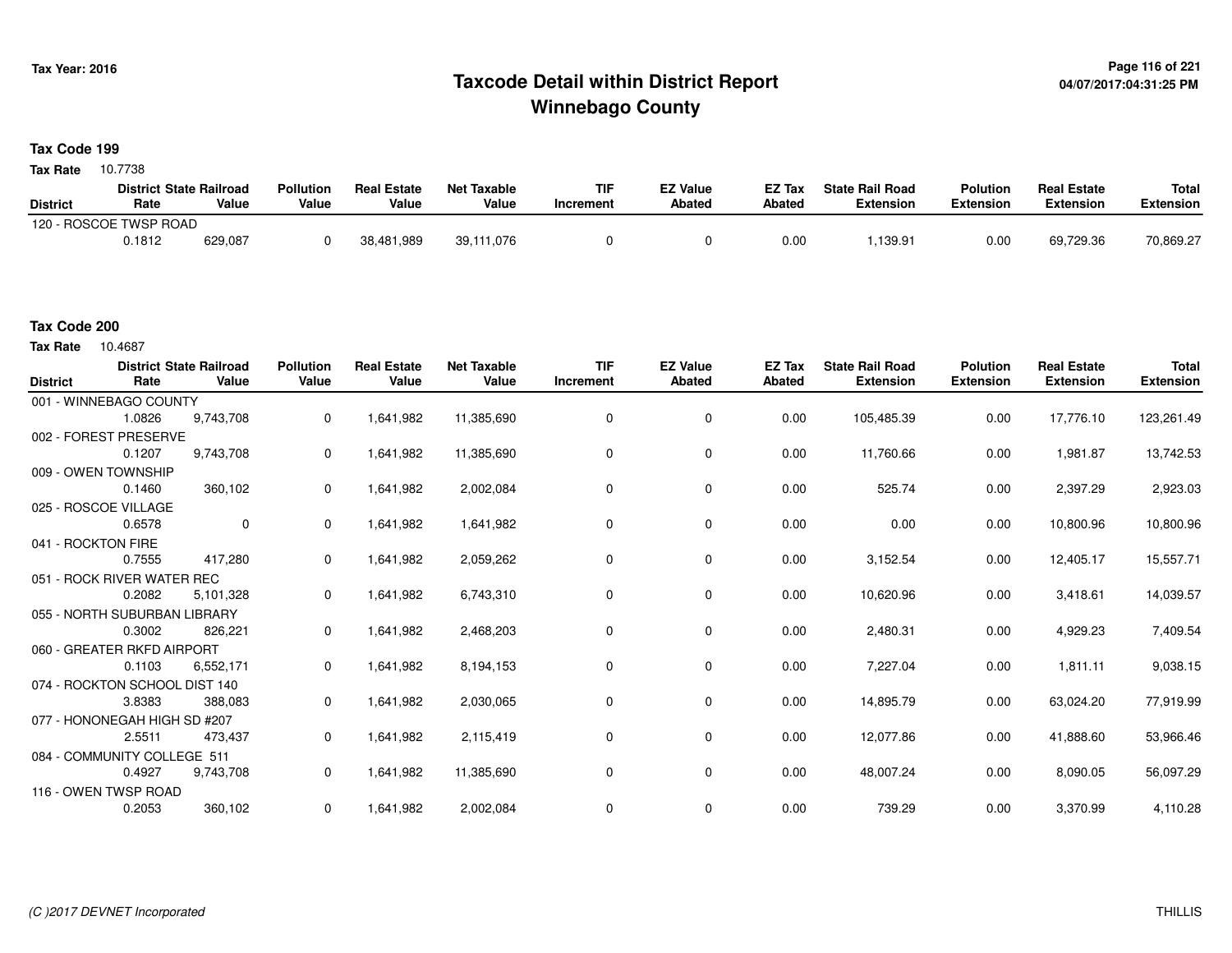# Taxcode Detail within District Report
## Winnebago County

Tax Year: 2016

04/07/2017:04:31:25 PM

**Tax Code 199**

**Tax Rate** 10.7738

| District | District Rate | State Railroad Value | Pollution Value | Real Estate Value | Net Taxable Value | TIF Increment | EZ Value Abated | EZ Tax Abated | State Rail Road Extension | Polution Extension | Real Estate Extension | Total Extension |
|---|---|---|---|---|---|---|---|---|---|---|---|---|
| 120 - ROSCOE TWSP ROAD | 0.1812 | 629,087 | 0 | 38,481,989 | 39,111,076 | 0 | 0 | 0.00 | 1,139.91 | 0.00 | 69,729.36 | 70,869.27 |

**Tax Code 200**

**Tax Rate** 10.4687

| District | District Rate | State Railroad Value | Pollution Value | Real Estate Value | Net Taxable Value | TIF Increment | EZ Value Abated | EZ Tax Abated | State Rail Road Extension | Polution Extension | Real Estate Extension | Total Extension |
|---|---|---|---|---|---|---|---|---|---|---|---|---|
| 001 - WINNEBAGO COUNTY | 1.0826 | 9,743,708 | 0 | 1,641,982 | 11,385,690 | 0 | 0 | 0.00 | 105,485.39 | 0.00 | 17,776.10 | 123,261.49 |
| 002 - FOREST PRESERVE | 0.1207 | 9,743,708 | 0 | 1,641,982 | 11,385,690 | 0 | 0 | 0.00 | 11,760.66 | 0.00 | 1,981.87 | 13,742.53 |
| 009 - OWEN TOWNSHIP | 0.1460 | 360,102 | 0 | 1,641,982 | 2,002,084 | 0 | 0 | 0.00 | 525.74 | 0.00 | 2,397.29 | 2,923.03 |
| 025 - ROSCOE VILLAGE | 0.6578 | 0 | 0 | 1,641,982 | 1,641,982 | 0 | 0 | 0.00 | 0.00 | 0.00 | 10,800.96 | 10,800.96 |
| 041 - ROCKTON FIRE | 0.7555 | 417,280 | 0 | 1,641,982 | 2,059,262 | 0 | 0 | 0.00 | 3,152.54 | 0.00 | 12,405.17 | 15,557.71 |
| 051 - ROCK RIVER WATER REC | 0.2082 | 5,101,328 | 0 | 1,641,982 | 6,743,310 | 0 | 0 | 0.00 | 10,620.96 | 0.00 | 3,418.61 | 14,039.57 |
| 055 - NORTH SUBURBAN LIBRARY | 0.3002 | 826,221 | 0 | 1,641,982 | 2,468,203 | 0 | 0 | 0.00 | 2,480.31 | 0.00 | 4,929.23 | 7,409.54 |
| 060 - GREATER RKFD AIRPORT | 0.1103 | 6,552,171 | 0 | 1,641,982 | 8,194,153 | 0 | 0 | 0.00 | 7,227.04 | 0.00 | 1,811.11 | 9,038.15 |
| 074 - ROCKTON SCHOOL DIST 140 | 3.8383 | 388,083 | 0 | 1,641,982 | 2,030,065 | 0 | 0 | 0.00 | 14,895.79 | 0.00 | 63,024.20 | 77,919.99 |
| 077 - HONONEGAH HIGH SD #207 | 2.5511 | 473,437 | 0 | 1,641,982 | 2,115,419 | 0 | 0 | 0.00 | 12,077.86 | 0.00 | 41,888.60 | 53,966.46 |
| 084 - COMMUNITY COLLEGE 511 | 0.4927 | 9,743,708 | 0 | 1,641,982 | 11,385,690 | 0 | 0 | 0.00 | 48,007.24 | 0.00 | 8,090.05 | 56,097.29 |
| 116 - OWEN TWSP ROAD | 0.2053 | 360,102 | 0 | 1,641,982 | 2,002,084 | 0 | 0 | 0.00 | 739.29 | 0.00 | 3,370.99 | 4,110.28 |

(C )2017 DEVNET Incorporated THILLIS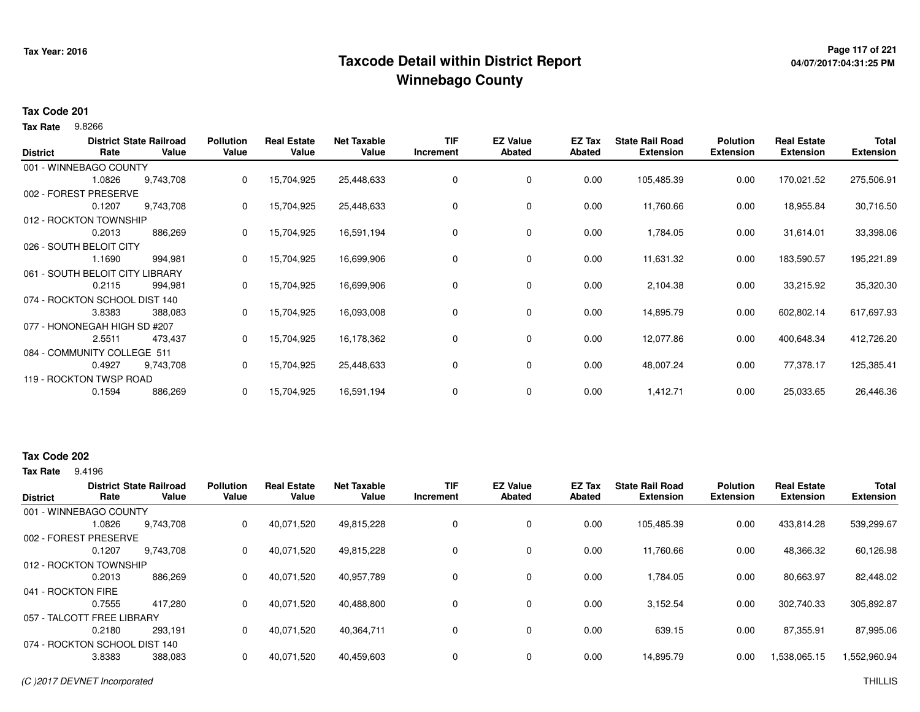# Taxcode Detail within District Report
# Winnebago County

Tax Year: 2016

04/07/2017:04:31:25 PM

**Tax Code 201**

**Tax Rate** 9.8266

| District | District Rate | State Railroad Value | Pollution Value | Real Estate Value | Net Taxable Value | TIF Increment | EZ Value Abated | EZ Tax Abated | State Rail Road Extension | Polution Extension | Real Estate Extension | Total Extension |
|---|---|---|---|---|---|---|---|---|---|---|---|---|
| 001 - WINNEBAGO COUNTY | | | | | | | | | | | | |
| | 1.0826 | 9,743,708 | 0 | 15,704,925 | 25,448,633 | 0 | 0 | 0.00 | 105,485.39 | 0.00 | 170,021.52 | 275,506.91 |
| 002 - FOREST PRESERVE | | | | | | | | | | | | |
| | 0.1207 | 9,743,708 | 0 | 15,704,925 | 25,448,633 | 0 | 0 | 0.00 | 11,760.66 | 0.00 | 18,955.84 | 30,716.50 |
| 012 - ROCKTON TOWNSHIP | | | | | | | | | | | | |
| | 0.2013 | 886,269 | 0 | 15,704,925 | 16,591,194 | 0 | 0 | 0.00 | 1,784.05 | 0.00 | 31,614.01 | 33,398.06 |
| 026 - SOUTH BELOIT CITY | | | | | | | | | | | | |
| | 1.1690 | 994,981 | 0 | 15,704,925 | 16,699,906 | 0 | 0 | 0.00 | 11,631.32 | 0.00 | 183,590.57 | 195,221.89 |
| 061 - SOUTH BELOIT CITY LIBRARY | | | | | | | | | | | | |
| | 0.2115 | 994,981 | 0 | 15,704,925 | 16,699,906 | 0 | 0 | 0.00 | 2,104.38 | 0.00 | 33,215.92 | 35,320.30 |
| 074 - ROCKTON SCHOOL DIST 140 | | | | | | | | | | | | |
| | 3.8383 | 388,083 | 0 | 15,704,925 | 16,093,008 | 0 | 0 | 0.00 | 14,895.79 | 0.00 | 602,802.14 | 617,697.93 |
| 077 - HONONEGAH HIGH SD #207 | | | | | | | | | | | | |
| | 2.5511 | 473,437 | 0 | 15,704,925 | 16,178,362 | 0 | 0 | 0.00 | 12,077.86 | 0.00 | 400,648.34 | 412,726.20 |
| 084 - COMMUNITY COLLEGE 511 | | | | | | | | | | | | |
| | 0.4927 | 9,743,708 | 0 | 15,704,925 | 25,448,633 | 0 | 0 | 0.00 | 48,007.24 | 0.00 | 77,378.17 | 125,385.41 |
| 119 - ROCKTON TWSP ROAD | | | | | | | | | | | | |
| | 0.1594 | 886,269 | 0 | 15,704,925 | 16,591,194 | 0 | 0 | 0.00 | 1,412.71 | 0.00 | 25,033.65 | 26,446.36 |

**Tax Code 202**

**Tax Rate** 9.4196

| District | District Rate | State Railroad Value | Pollution Value | Real Estate Value | Net Taxable Value | TIF Increment | EZ Value Abated | EZ Tax Abated | State Rail Road Extension | Polution Extension | Real Estate Extension | Total Extension |
|---|---|---|---|---|---|---|---|---|---|---|---|---|
| 001 - WINNEBAGO COUNTY | | | | | | | | | | | | |
| | 1.0826 | 9,743,708 | 0 | 40,071,520 | 49,815,228 | 0 | 0 | 0.00 | 105,485.39 | 0.00 | 433,814.28 | 539,299.67 |
| 002 - FOREST PRESERVE | | | | | | | | | | | | |
| | 0.1207 | 9,743,708 | 0 | 40,071,520 | 49,815,228 | 0 | 0 | 0.00 | 11,760.66 | 0.00 | 48,366.32 | 60,126.98 |
| 012 - ROCKTON TOWNSHIP | | | | | | | | | | | | |
| | 0.2013 | 886,269 | 0 | 40,071,520 | 40,957,789 | 0 | 0 | 0.00 | 1,784.05 | 0.00 | 80,663.97 | 82,448.02 |
| 041 - ROCKTON FIRE | | | | | | | | | | | | |
| | 0.7555 | 417,280 | 0 | 40,071,520 | 40,488,800 | 0 | 0 | 0.00 | 3,152.54 | 0.00 | 302,740.33 | 305,892.87 |
| 057 - TALCOTT FREE LIBRARY | | | | | | | | | | | | |
| | 0.2180 | 293,191 | 0 | 40,071,520 | 40,364,711 | 0 | 0 | 0.00 | 639.15 | 0.00 | 87,355.91 | 87,995.06 |
| 074 - ROCKTON SCHOOL DIST 140 | | | | | | | | | | | | |
| | 3.8383 | 388,083 | 0 | 40,071,520 | 40,459,603 | 0 | 0 | 0.00 | 14,895.79 | 0.00 | 1,538,065.15 | 1,552,960.94 |

(C )2017 DEVNET Incorporated

THILLIS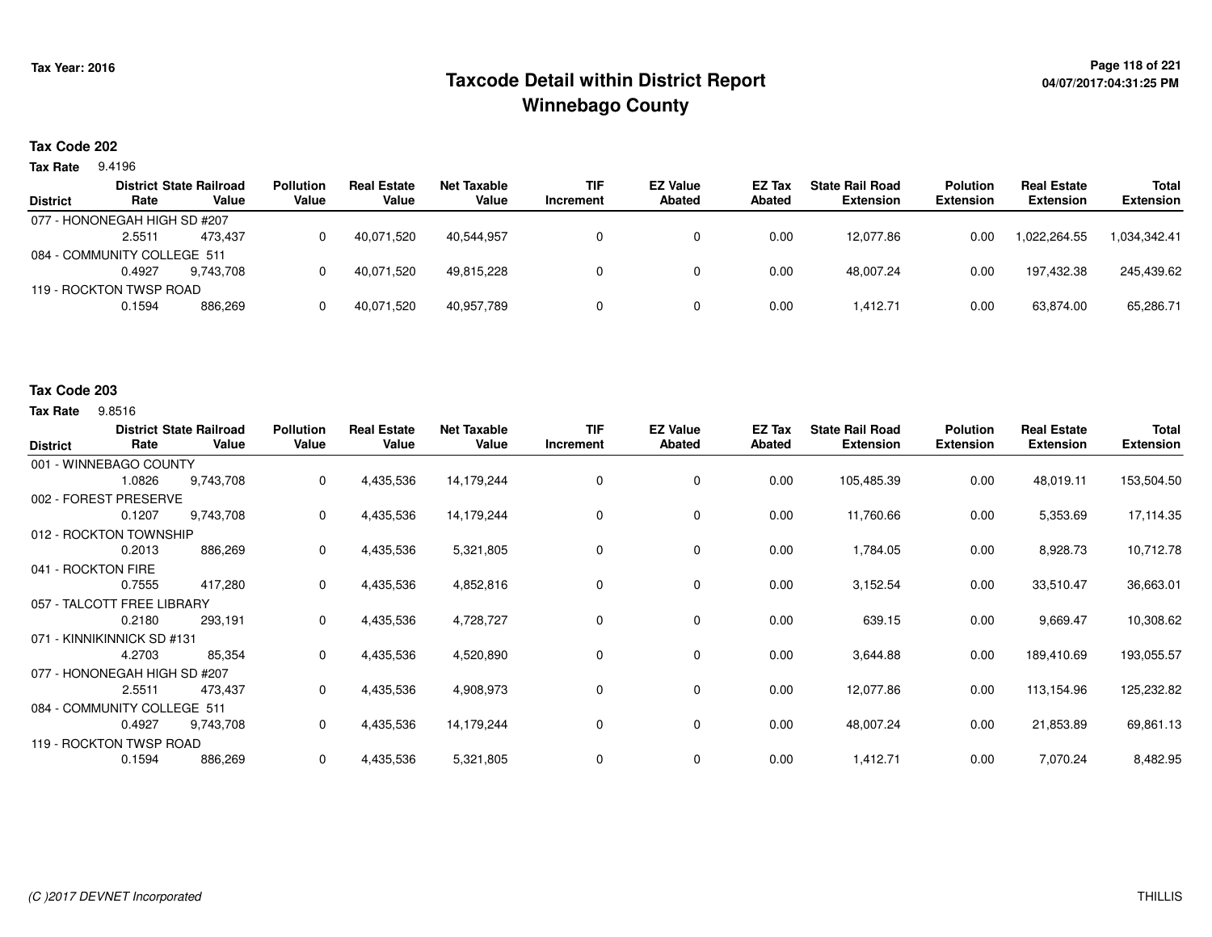# Taxcode Detail within District Report
# Winnebago County

Tax Year: 2016

## Tax Code 202

**Tax Rate** 9.4196

| District | District Rate | State Railroad Value | Pollution Value | Real Estate Value | Net Taxable Value | TIF Increment | EZ Value Abated | EZ Tax Abated | State Rail Road Extension | Polution Extension | Real Estate Extension | Total Extension |
|---|---|---|---|---|---|---|---|---|---|---|---|---|
| 077 - HONONEGAH HIGH SD #207 | | | | | | | | | | | | |
| | 2.5511 | 473,437 | 0 | 40,071,520 | 40,544,957 | 0 | 0 | 0.00 | 12,077.86 | 0.00 | 1,022,264.55 | 1,034,342.41 |
| 084 - COMMUNITY COLLEGE 511 | | | | | | | | | | | | |
| | 0.4927 | 9,743,708 | 0 | 40,071,520 | 49,815,228 | 0 | 0 | 0.00 | 48,007.24 | 0.00 | 197,432.38 | 245,439.62 |
| 119 - ROCKTON TWSP ROAD | | | | | | | | | | | | |
| | 0.1594 | 886,269 | 0 | 40,071,520 | 40,957,789 | 0 | 0 | 0.00 | 1,412.71 | 0.00 | 63,874.00 | 65,286.71 |

## Tax Code 203

**Tax Rate** 9.8516

| District | District Rate | State Railroad Value | Pollution Value | Real Estate Value | Net Taxable Value | TIF Increment | EZ Value Abated | EZ Tax Abated | State Rail Road Extension | Polution Extension | Real Estate Extension | Total Extension |
|---|---|---|---|---|---|---|---|---|---|---|---|---|
| 001 - WINNEBAGO COUNTY | | | | | | | | | | | | |
| | 1.0826 | 9,743,708 | 0 | 4,435,536 | 14,179,244 | 0 | 0 | 0.00 | 105,485.39 | 0.00 | 48,019.11 | 153,504.50 |
| 002 - FOREST PRESERVE | | | | | | | | | | | | |
| | 0.1207 | 9,743,708 | 0 | 4,435,536 | 14,179,244 | 0 | 0 | 0.00 | 11,760.66 | 0.00 | 5,353.69 | 17,114.35 |
| 012 - ROCKTON TOWNSHIP | | | | | | | | | | | | |
| | 0.2013 | 886,269 | 0 | 4,435,536 | 5,321,805 | 0 | 0 | 0.00 | 1,784.05 | 0.00 | 8,928.73 | 10,712.78 |
| 041 - ROCKTON FIRE | | | | | | | | | | | | |
| | 0.7555 | 417,280 | 0 | 4,435,536 | 4,852,816 | 0 | 0 | 0.00 | 3,152.54 | 0.00 | 33,510.47 | 36,663.01 |
| 057 - TALCOTT FREE LIBRARY | | | | | | | | | | | | |
| | 0.2180 | 293,191 | 0 | 4,435,536 | 4,728,727 | 0 | 0 | 0.00 | 639.15 | 0.00 | 9,669.47 | 10,308.62 |
| 071 - KINNIKINNICK SD #131 | | | | | | | | | | | | |
| | 4.2703 | 85,354 | 0 | 4,435,536 | 4,520,890 | 0 | 0 | 0.00 | 3,644.88 | 0.00 | 189,410.69 | 193,055.57 |
| 077 - HONONEGAH HIGH SD #207 | | | | | | | | | | | | |
| | 2.5511 | 473,437 | 0 | 4,435,536 | 4,908,973 | 0 | 0 | 0.00 | 12,077.86 | 0.00 | 113,154.96 | 125,232.82 |
| 084 - COMMUNITY COLLEGE 511 | | | | | | | | | | | | |
| | 0.4927 | 9,743,708 | 0 | 4,435,536 | 14,179,244 | 0 | 0 | 0.00 | 48,007.24 | 0.00 | 21,853.89 | 69,861.13 |
| 119 - ROCKTON TWSP ROAD | | | | | | | | | | | | |
| | 0.1594 | 886,269 | 0 | 4,435,536 | 5,321,805 | 0 | 0 | 0.00 | 1,412.71 | 0.00 | 7,070.24 | 8,482.95 |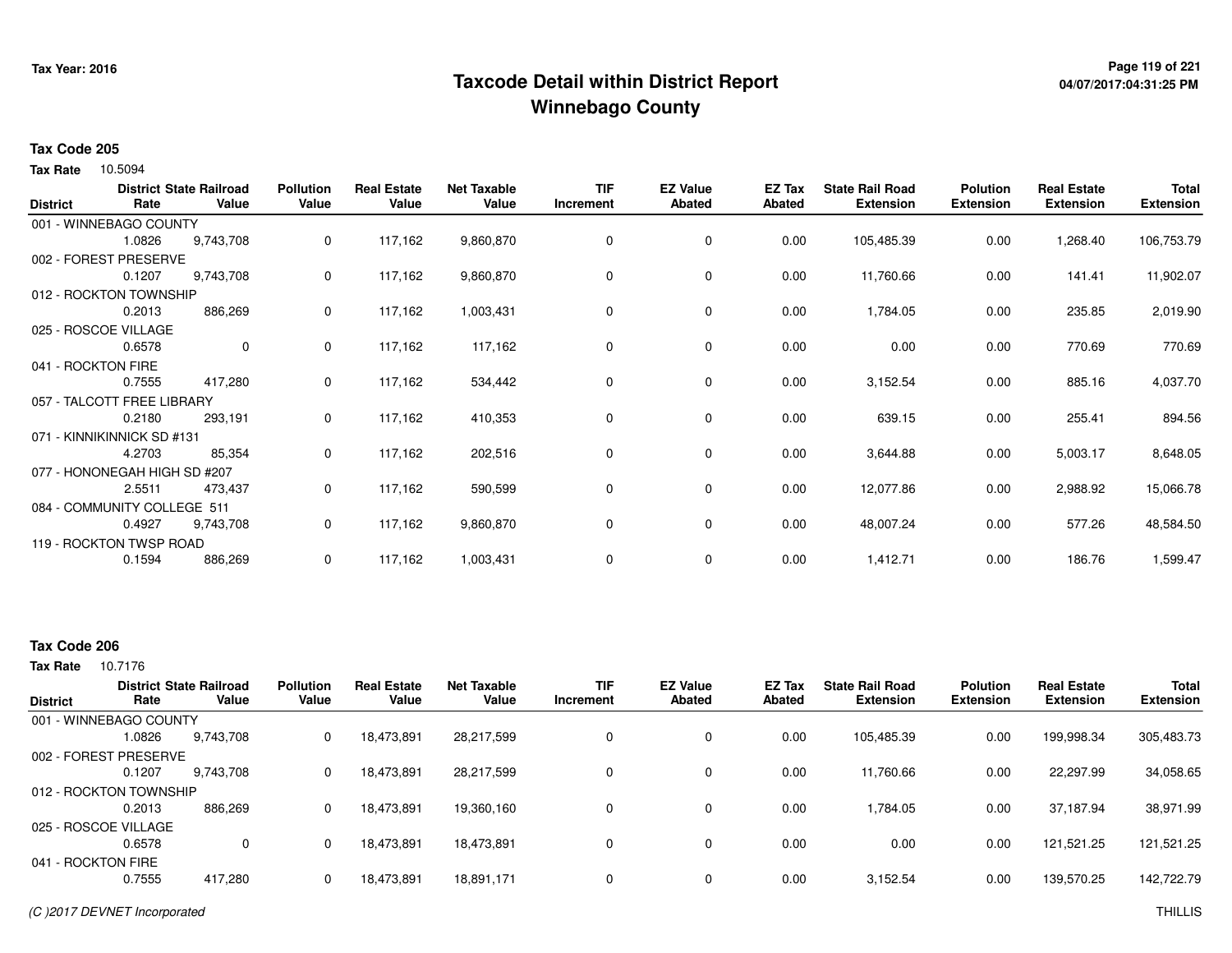**Tax Year: 2016**

# Taxcode Detail within District Report
## Winnebago County

04/07/2017:04:31:25 PM

### Tax Code 205

**Tax Rate** 10.5094

| District | District Rate | State Railroad Value | Pollution Value | Real Estate Value | Net Taxable Value | TIF Increment | EZ Value Abated | EZ Tax Abated | State Rail Road Extension | Polution Extension | Real Estate Extension | Total Extension |
|---|---|---|---|---|---|---|---|---|---|---|---|---|
| 001 - WINNEBAGO COUNTY | 1.0826 | 9,743,708 | 0 | 117,162 | 9,860,870 | 0 | 0 | 0.00 | 105,485.39 | 0.00 | 1,268.40 | 106,753.79 |
| 002 - FOREST PRESERVE | 0.1207 | 9,743,708 | 0 | 117,162 | 9,860,870 | 0 | 0 | 0.00 | 11,760.66 | 0.00 | 141.41 | 11,902.07 |
| 012 - ROCKTON TOWNSHIP | 0.2013 | 886,269 | 0 | 117,162 | 1,003,431 | 0 | 0 | 0.00 | 1,784.05 | 0.00 | 235.85 | 2,019.90 |
| 025 - ROSCOE VILLAGE | 0.6578 | 0 | 0 | 117,162 | 117,162 | 0 | 0 | 0.00 | 0.00 | 0.00 | 770.69 | 770.69 |
| 041 - ROCKTON FIRE | 0.7555 | 417,280 | 0 | 117,162 | 534,442 | 0 | 0 | 0.00 | 3,152.54 | 0.00 | 885.16 | 4,037.70 |
| 057 - TALCOTT FREE LIBRARY | 0.2180 | 293,191 | 0 | 117,162 | 410,353 | 0 | 0 | 0.00 | 639.15 | 0.00 | 255.41 | 894.56 |
| 071 - KINNIKINNICK SD #131 | 4.2703 | 85,354 | 0 | 117,162 | 202,516 | 0 | 0 | 0.00 | 3,644.88 | 0.00 | 5,003.17 | 8,648.05 |
| 077 - HONONEGAH HIGH SD #207 | 2.5511 | 473,437 | 0 | 117,162 | 590,599 | 0 | 0 | 0.00 | 12,077.86 | 0.00 | 2,988.92 | 15,066.78 |
| 084 - COMMUNITY COLLEGE 511 | 0.4927 | 9,743,708 | 0 | 117,162 | 9,860,870 | 0 | 0 | 0.00 | 48,007.24 | 0.00 | 577.26 | 48,584.50 |
| 119 - ROCKTON TWSP ROAD | 0.1594 | 886,269 | 0 | 117,162 | 1,003,431 | 0 | 0 | 0.00 | 1,412.71 | 0.00 | 186.76 | 1,599.47 |

### Tax Code 206

**Tax Rate** 10.7176

| District | District Rate | State Railroad Value | Pollution Value | Real Estate Value | Net Taxable Value | TIF Increment | EZ Value Abated | EZ Tax Abated | State Rail Road Extension | Polution Extension | Real Estate Extension | Total Extension |
|---|---|---|---|---|---|---|---|---|---|---|---|---|
| 001 - WINNEBAGO COUNTY | 1.0826 | 9,743,708 | 0 | 18,473,891 | 28,217,599 | 0 | 0 | 0.00 | 105,485.39 | 0.00 | 199,998.34 | 305,483.73 |
| 002 - FOREST PRESERVE | 0.1207 | 9,743,708 | 0 | 18,473,891 | 28,217,599 | 0 | 0 | 0.00 | 11,760.66 | 0.00 | 22,297.99 | 34,058.65 |
| 012 - ROCKTON TOWNSHIP | 0.2013 | 886,269 | 0 | 18,473,891 | 19,360,160 | 0 | 0 | 0.00 | 1,784.05 | 0.00 | 37,187.94 | 38,971.99 |
| 025 - ROSCOE VILLAGE | 0.6578 | 0 | 0 | 18,473,891 | 18,473,891 | 0 | 0 | 0.00 | 0.00 | 0.00 | 121,521.25 | 121,521.25 |
| 041 - ROCKTON FIRE | 0.7555 | 417,280 | 0 | 18,473,891 | 18,891,171 | 0 | 0 | 0.00 | 3,152.54 | 0.00 | 139,570.25 | 142,722.79 |

*(C )2017 DEVNET Incorporated* THILLIS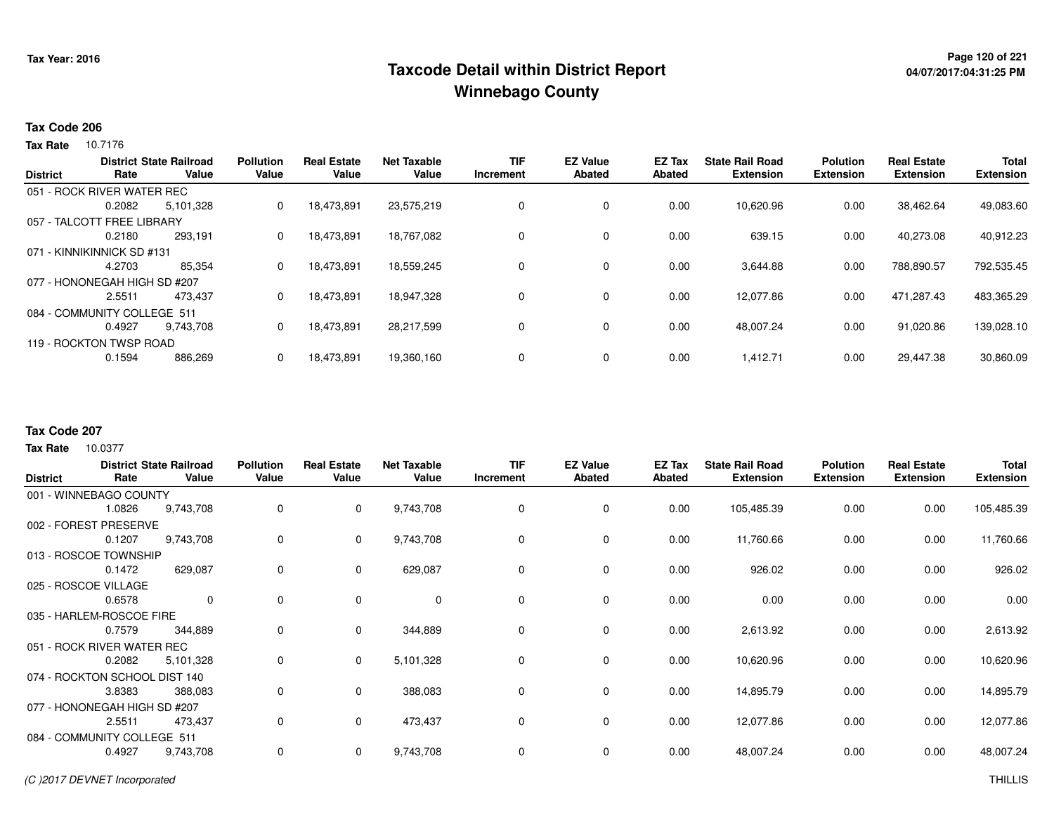# Taxcode Detail within District Report
## Winnebago County

Tax Year: 2016

04/07/2017:04:31:25 PM

**Tax Code 206**

**Tax Rate** 10.7176

| District | District Rate | State Railroad Value | Pollution Value | Real Estate Value | Net Taxable Value | TIF Increment | EZ Value Abated | EZ Tax Abated | State Rail Road Extension | Polution Extension | Real Estate Extension | Total Extension |
|---|---|---|---|---|---|---|---|---|---|---|---|---|
| 051 - ROCK RIVER WATER REC | 0.2082 | 5,101,328 | 0 | 18,473,891 | 23,575,219 | 0 | 0 | 0.00 | 10,620.96 | 0.00 | 38,462.64 | 49,083.60 |
| 057 - TALCOTT FREE LIBRARY | 0.2180 | 293,191 | 0 | 18,473,891 | 18,767,082 | 0 | 0 | 0.00 | 639.15 | 0.00 | 40,273.08 | 40,912.23 |
| 071 - KINNIKINNICK SD #131 | 4.2703 | 85,354 | 0 | 18,473,891 | 18,559,245 | 0 | 0 | 0.00 | 3,644.88 | 0.00 | 788,890.57 | 792,535.45 |
| 077 - HONONEGAH HIGH SD #207 | 2.5511 | 473,437 | 0 | 18,473,891 | 18,947,328 | 0 | 0 | 0.00 | 12,077.86 | 0.00 | 471,287.43 | 483,365.29 |
| 084 - COMMUNITY COLLEGE 511 | 0.4927 | 9,743,708 | 0 | 18,473,891 | 28,217,599 | 0 | 0 | 0.00 | 48,007.24 | 0.00 | 91,020.86 | 139,028.10 |
| 119 - ROCKTON TWSP ROAD | 0.1594 | 886,269 | 0 | 18,473,891 | 19,360,160 | 0 | 0 | 0.00 | 1,412.71 | 0.00 | 29,447.38 | 30,860.09 |

**Tax Code 207**

**Tax Rate** 10.0377

| District | District Rate | State Railroad Value | Pollution Value | Real Estate Value | Net Taxable Value | TIF Increment | EZ Value Abated | EZ Tax Abated | State Rail Road Extension | Polution Extension | Real Estate Extension | Total Extension |
|---|---|---|---|---|---|---|---|---|---|---|---|---|
| 001 - WINNEBAGO COUNTY | 1.0826 | 9,743,708 | 0 | 0 | 9,743,708 | 0 | 0 | 0.00 | 105,485.39 | 0.00 | 0.00 | 105,485.39 |
| 002 - FOREST PRESERVE | 0.1207 | 9,743,708 | 0 | 0 | 9,743,708 | 0 | 0 | 0.00 | 11,760.66 | 0.00 | 0.00 | 11,760.66 |
| 013 - ROSCOE TOWNSHIP | 0.1472 | 629,087 | 0 | 0 | 629,087 | 0 | 0 | 0.00 | 926.02 | 0.00 | 0.00 | 926.02 |
| 025 - ROSCOE VILLAGE | 0.6578 | 0 | 0 | 0 | 0 | 0 | 0 | 0.00 | 0.00 | 0.00 | 0.00 | 0.00 |
| 035 - HARLEM-ROSCOE FIRE | 0.7579 | 344,889 | 0 | 0 | 344,889 | 0 | 0 | 0.00 | 2,613.92 | 0.00 | 0.00 | 2,613.92 |
| 051 - ROCK RIVER WATER REC | 0.2082 | 5,101,328 | 0 | 0 | 5,101,328 | 0 | 0 | 0.00 | 10,620.96 | 0.00 | 0.00 | 10,620.96 |
| 074 - ROCKTON SCHOOL DIST 140 | 3.8383 | 388,083 | 0 | 0 | 388,083 | 0 | 0 | 0.00 | 14,895.79 | 0.00 | 0.00 | 14,895.79 |
| 077 - HONONEGAH HIGH SD #207 | 2.5511 | 473,437 | 0 | 0 | 473,437 | 0 | 0 | 0.00 | 12,077.86 | 0.00 | 0.00 | 12,077.86 |
| 084 - COMMUNITY COLLEGE 511 | 0.4927 | 9,743,708 | 0 | 0 | 9,743,708 | 0 | 0 | 0.00 | 48,007.24 | 0.00 | 0.00 | 48,007.24 |

(C )2017 DEVNET Incorporated THILLIS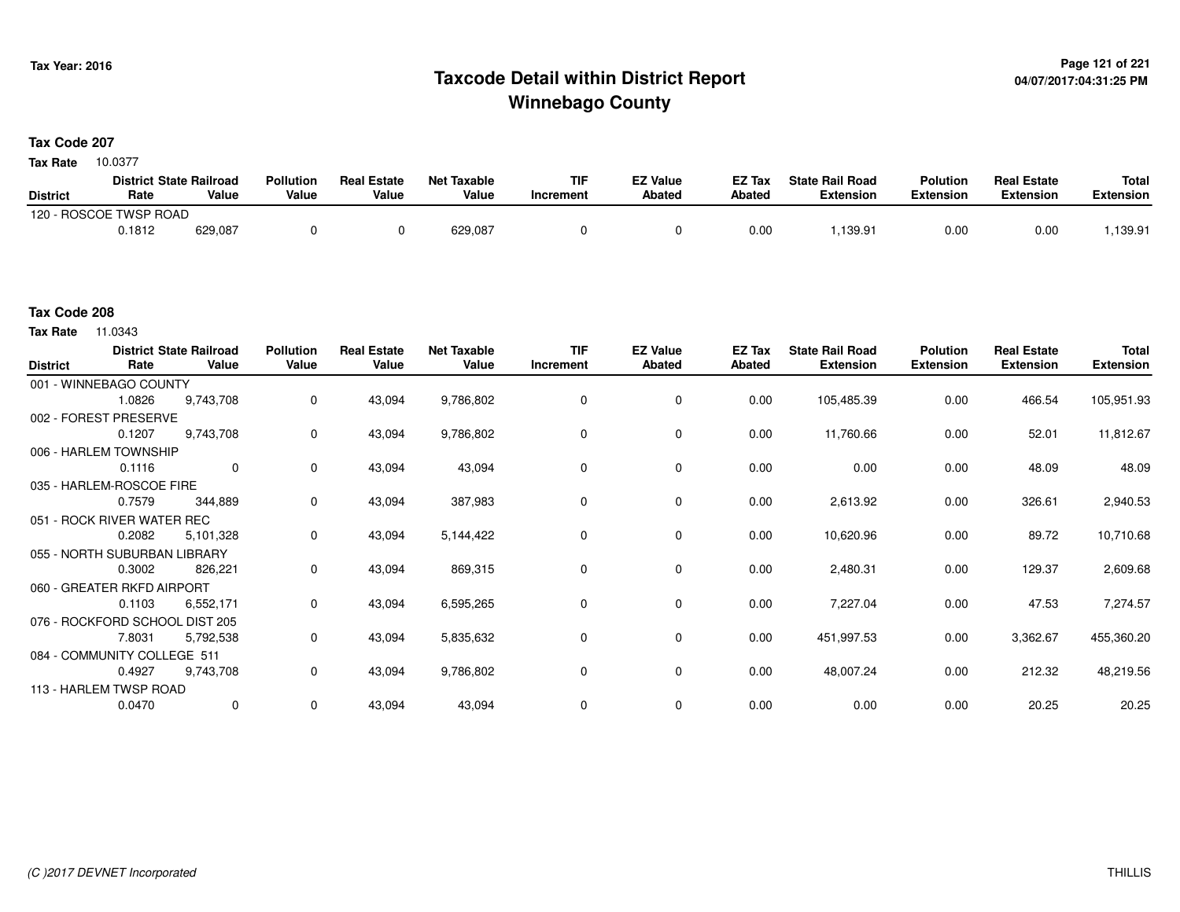# Taxcode Detail within District Report
# Winnebago County

Tax Year: 2016

04/07/2017:04:31:25 PM

## Tax Code 207

**Tax Rate** 10.0377

| District | District Rate | State Railroad Value | Pollution Value | Real Estate Value | Net Taxable Value | TIF Increment | EZ Value Abated | EZ Tax Abated | State Rail Road Extension | Polution Extension | Real Estate Extension | Total Extension |
|---|---|---|---|---|---|---|---|---|---|---|---|---|
| 120 - ROSCOE TWSP ROAD | 0.1812 | 629,087 | 0 | 0 | 629,087 | 0 | 0 | 0.00 | 1,139.91 | 0.00 | 0.00 | 1,139.91 |

## Tax Code 208

**Tax Rate** 11.0343

| District | District Rate | State Railroad Value | Pollution Value | Real Estate Value | Net Taxable Value | TIF Increment | EZ Value Abated | EZ Tax Abated | State Rail Road Extension | Polution Extension | Real Estate Extension | Total Extension |
|---|---|---|---|---|---|---|---|---|---|---|---|---|
| 001 - WINNEBAGO COUNTY | 1.0826 | 9,743,708 | 0 | 43,094 | 9,786,802 | 0 | 0 | 0.00 | 105,485.39 | 0.00 | 466.54 | 105,951.93 |
| 002 - FOREST PRESERVE | 0.1207 | 9,743,708 | 0 | 43,094 | 9,786,802 | 0 | 0 | 0.00 | 11,760.66 | 0.00 | 52.01 | 11,812.67 |
| 006 - HARLEM TOWNSHIP | 0.1116 | 0 | 0 | 43,094 | 43,094 | 0 | 0 | 0.00 | 0.00 | 0.00 | 48.09 | 48.09 |
| 035 - HARLEM-ROSCOE FIRE | 0.7579 | 344,889 | 0 | 43,094 | 387,983 | 0 | 0 | 0.00 | 2,613.92 | 0.00 | 326.61 | 2,940.53 |
| 051 - ROCK RIVER WATER REC | 0.2082 | 5,101,328 | 0 | 43,094 | 5,144,422 | 0 | 0 | 0.00 | 10,620.96 | 0.00 | 89.72 | 10,710.68 |
| 055 - NORTH SUBURBAN LIBRARY | 0.3002 | 826,221 | 0 | 43,094 | 869,315 | 0 | 0 | 0.00 | 2,480.31 | 0.00 | 129.37 | 2,609.68 |
| 060 - GREATER RKFD AIRPORT | 0.1103 | 6,552,171 | 0 | 43,094 | 6,595,265 | 0 | 0 | 0.00 | 7,227.04 | 0.00 | 47.53 | 7,274.57 |
| 076 - ROCKFORD SCHOOL DIST 205 | 7.8031 | 5,792,538 | 0 | 43,094 | 5,835,632 | 0 | 0 | 0.00 | 451,997.53 | 0.00 | 3,362.67 | 455,360.20 |
| 084 - COMMUNITY COLLEGE 511 | 0.4927 | 9,743,708 | 0 | 43,094 | 9,786,802 | 0 | 0 | 0.00 | 48,007.24 | 0.00 | 212.32 | 48,219.56 |
| 113 - HARLEM TWSP ROAD | 0.0470 | 0 | 0 | 43,094 | 43,094 | 0 | 0 | 0.00 | 0.00 | 0.00 | 20.25 | 20.25 |

*(C )2017 DEVNET Incorporated* THILLIS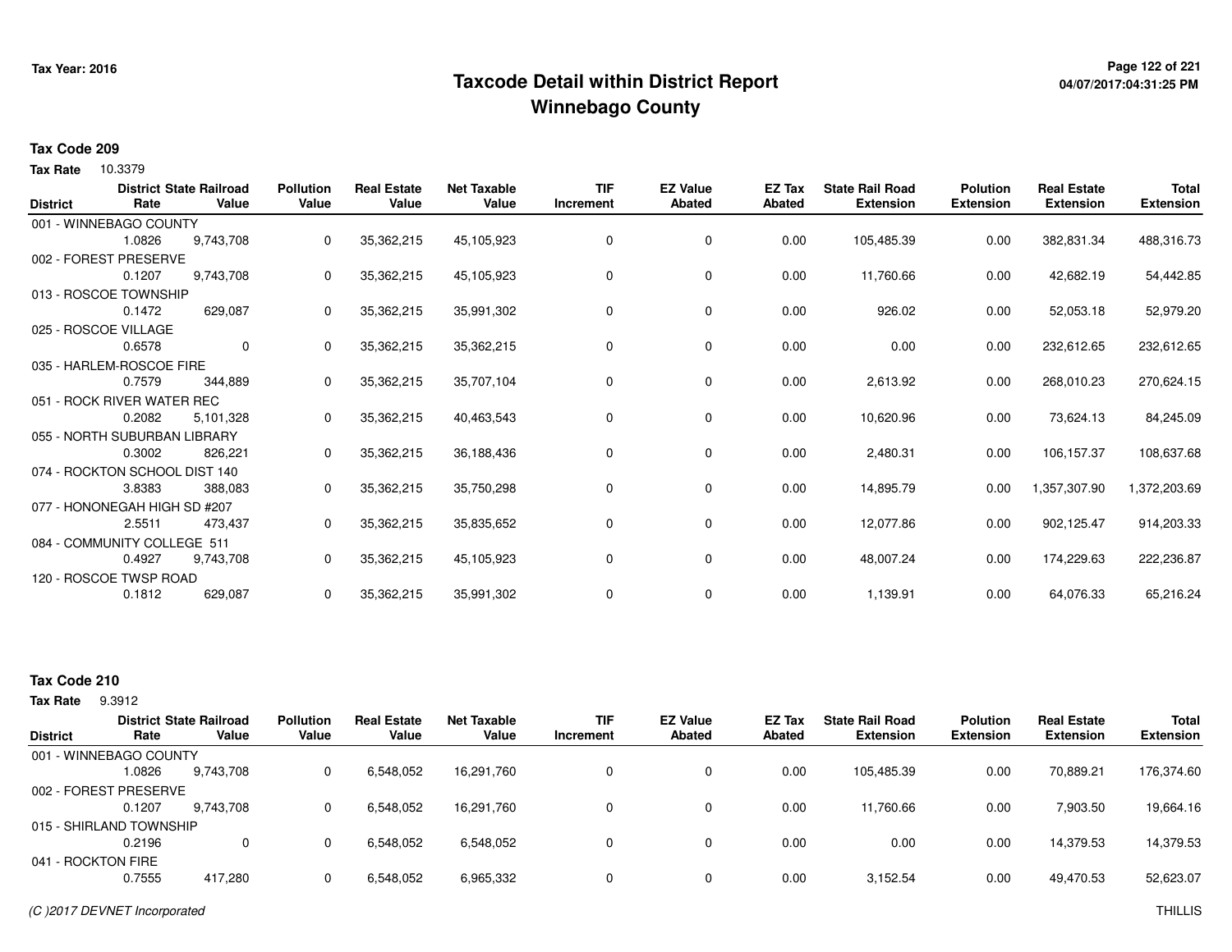# Taxcode Detail within District Report
## Winnebago County

Tax Year: 2016

04/07/2017:04:31:25 PM

**Tax Code 209**

**Tax Rate** 10.3379

| District | District Rate | State Railroad Value | Pollution Value | Real Estate Value | Net Taxable Value | TIF Increment | EZ Value Abated | EZ Tax Abated | State Rail Road Extension | Polution Extension | Real Estate Extension | Total Extension |
|---|---|---|---|---|---|---|---|---|---|---|---|---|
| 001 - WINNEBAGO COUNTY | 1.0826 | 9,743,708 | 0 | 35,362,215 | 45,105,923 | 0 | 0 | 0.00 | 105,485.39 | 0.00 | 382,831.34 | 488,316.73 |
| 002 - FOREST PRESERVE | 0.1207 | 9,743,708 | 0 | 35,362,215 | 45,105,923 | 0 | 0 | 0.00 | 11,760.66 | 0.00 | 42,682.19 | 54,442.85 |
| 013 - ROSCOE TOWNSHIP | 0.1472 | 629,087 | 0 | 35,362,215 | 35,991,302 | 0 | 0 | 0.00 | 926.02 | 0.00 | 52,053.18 | 52,979.20 |
| 025 - ROSCOE VILLAGE | 0.6578 | 0 | 0 | 35,362,215 | 35,362,215 | 0 | 0 | 0.00 | 0.00 | 0.00 | 232,612.65 | 232,612.65 |
| 035 - HARLEM-ROSCOE FIRE | 0.7579 | 344,889 | 0 | 35,362,215 | 35,707,104 | 0 | 0 | 0.00 | 2,613.92 | 0.00 | 268,010.23 | 270,624.15 |
| 051 - ROCK RIVER WATER REC | 0.2082 | 5,101,328 | 0 | 35,362,215 | 40,463,543 | 0 | 0 | 0.00 | 10,620.96 | 0.00 | 73,624.13 | 84,245.09 |
| 055 - NORTH SUBURBAN LIBRARY | 0.3002 | 826,221 | 0 | 35,362,215 | 36,188,436 | 0 | 0 | 0.00 | 2,480.31 | 0.00 | 106,157.37 | 108,637.68 |
| 074 - ROCKTON SCHOOL DIST 140 | 3.8383 | 388,083 | 0 | 35,362,215 | 35,750,298 | 0 | 0 | 0.00 | 14,895.79 | 0.00 | 1,357,307.90 | 1,372,203.69 |
| 077 - HONONEGAH HIGH SD #207 | 2.5511 | 473,437 | 0 | 35,362,215 | 35,835,652 | 0 | 0 | 0.00 | 12,077.86 | 0.00 | 902,125.47 | 914,203.33 |
| 084 - COMMUNITY COLLEGE 511 | 0.4927 | 9,743,708 | 0 | 35,362,215 | 45,105,923 | 0 | 0 | 0.00 | 48,007.24 | 0.00 | 174,229.63 | 222,236.87 |
| 120 - ROSCOE TWSP ROAD | 0.1812 | 629,087 | 0 | 35,362,215 | 35,991,302 | 0 | 0 | 0.00 | 1,139.91 | 0.00 | 64,076.33 | 65,216.24 |

**Tax Code 210**

**Tax Rate** 9.3912

| District | District Rate | State Railroad Value | Pollution Value | Real Estate Value | Net Taxable Value | TIF Increment | EZ Value Abated | EZ Tax Abated | State Rail Road Extension | Polution Extension | Real Estate Extension | Total Extension |
|---|---|---|---|---|---|---|---|---|---|---|---|---|
| 001 - WINNEBAGO COUNTY | 1.0826 | 9,743,708 | 0 | 6,548,052 | 16,291,760 | 0 | 0 | 0.00 | 105,485.39 | 0.00 | 70,889.21 | 176,374.60 |
| 002 - FOREST PRESERVE | 0.1207 | 9,743,708 | 0 | 6,548,052 | 16,291,760 | 0 | 0 | 0.00 | 11,760.66 | 0.00 | 7,903.50 | 19,664.16 |
| 015 - SHIRLAND TOWNSHIP | 0.2196 | 0 | 0 | 6,548,052 | 6,548,052 | 0 | 0 | 0.00 | 0.00 | 0.00 | 14,379.53 | 14,379.53 |
| 041 - ROCKTON FIRE | 0.7555 | 417,280 | 0 | 6,548,052 | 6,965,332 | 0 | 0 | 0.00 | 3,152.54 | 0.00 | 49,470.53 | 52,623.07 |

*(C )2017 DEVNET Incorporated*

THILLIS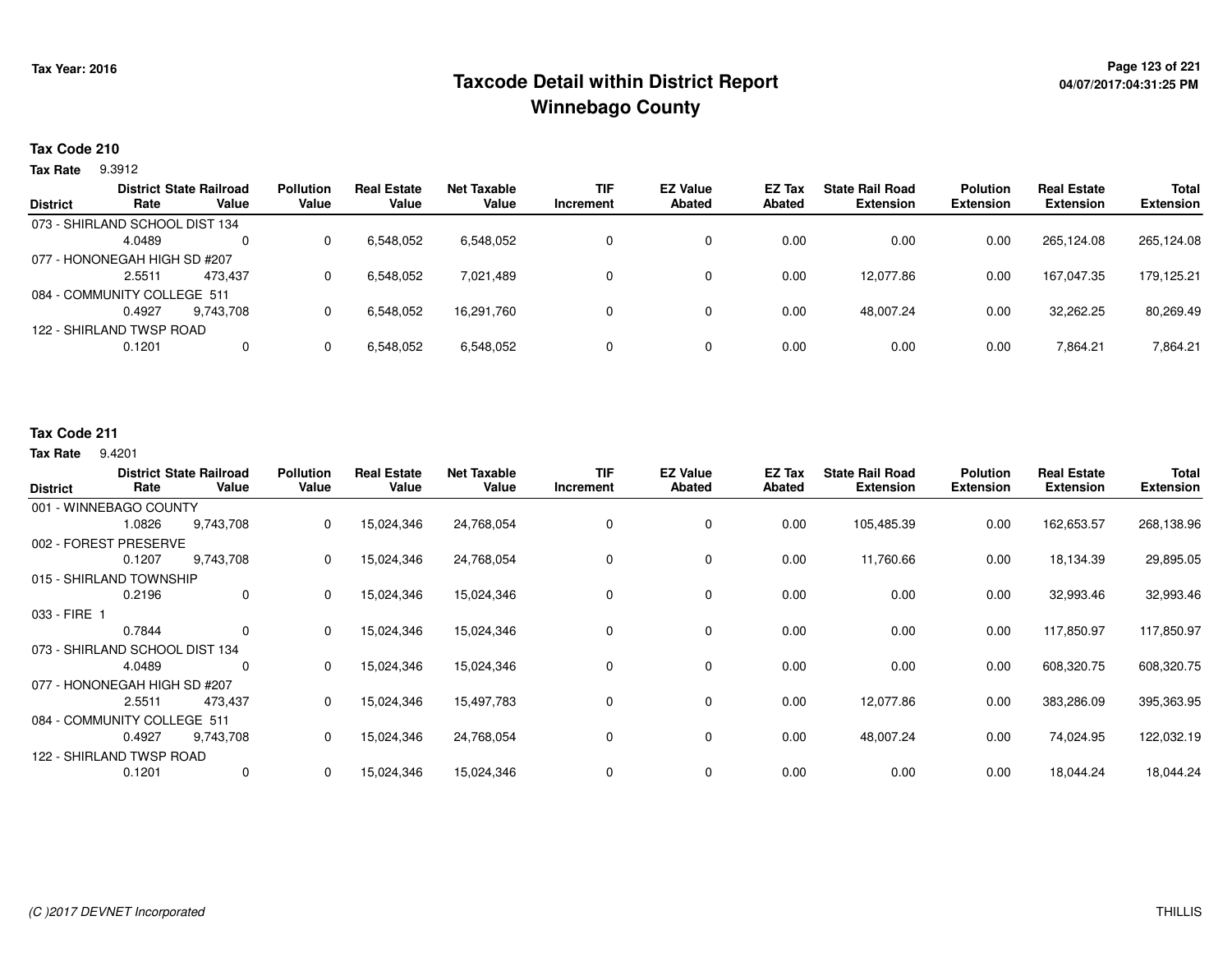**Tax Year: 2016**

# Taxcode Detail within District Report
## Winnebago County

**04/07/2017:04:31:25 PM**

**Tax Code 210**

**Tax Rate** 9.3912

| District | District Rate | State Railroad Value | Pollution Value | Real Estate Value | Net Taxable Value | TIF Increment | EZ Value Abated | EZ Tax Abated | State Rail Road Extension | Polution Extension | Real Estate Extension | Total Extension |
|---|---|---|---|---|---|---|---|---|---|---|---|---|
| 073 - SHIRLAND SCHOOL DIST 134 | 4.0489 | 0 | 0 | 6,548,052 | 6,548,052 | 0 | 0 | 0.00 | 0.00 | 0.00 | 265,124.08 | 265,124.08 |
| 077 - HONONEGAH HIGH SD #207 | 2.5511 | 473,437 | 0 | 6,548,052 | 7,021,489 | 0 | 0 | 0.00 | 12,077.86 | 0.00 | 167,047.35 | 179,125.21 |
| 084 - COMMUNITY COLLEGE 511 | 0.4927 | 9,743,708 | 0 | 6,548,052 | 16,291,760 | 0 | 0 | 0.00 | 48,007.24 | 0.00 | 32,262.25 | 80,269.49 |
| 122 - SHIRLAND TWSP ROAD | 0.1201 | 0 | 0 | 6,548,052 | 6,548,052 | 0 | 0 | 0.00 | 0.00 | 0.00 | 7,864.21 | 7,864.21 |

**Tax Code 211**

**Tax Rate** 9.4201

| District | District Rate | State Railroad Value | Pollution Value | Real Estate Value | Net Taxable Value | TIF Increment | EZ Value Abated | EZ Tax Abated | State Rail Road Extension | Polution Extension | Real Estate Extension | Total Extension |
|---|---|---|---|---|---|---|---|---|---|---|---|---|
| 001 - WINNEBAGO COUNTY | 1.0826 | 9,743,708 | 0 | 15,024,346 | 24,768,054 | 0 | 0 | 0.00 | 105,485.39 | 0.00 | 162,653.57 | 268,138.96 |
| 002 - FOREST PRESERVE | 0.1207 | 9,743,708 | 0 | 15,024,346 | 24,768,054 | 0 | 0 | 0.00 | 11,760.66 | 0.00 | 18,134.39 | 29,895.05 |
| 015 - SHIRLAND TOWNSHIP | 0.2196 | 0 | 0 | 15,024,346 | 15,024,346 | 0 | 0 | 0.00 | 0.00 | 0.00 | 32,993.46 | 32,993.46 |
| 033 - FIRE 1 | 0.7844 | 0 | 0 | 15,024,346 | 15,024,346 | 0 | 0 | 0.00 | 0.00 | 0.00 | 117,850.97 | 117,850.97 |
| 073 - SHIRLAND SCHOOL DIST 134 | 4.0489 | 0 | 0 | 15,024,346 | 15,024,346 | 0 | 0 | 0.00 | 0.00 | 0.00 | 608,320.75 | 608,320.75 |
| 077 - HONONEGAH HIGH SD #207 | 2.5511 | 473,437 | 0 | 15,024,346 | 15,497,783 | 0 | 0 | 0.00 | 12,077.86 | 0.00 | 383,286.09 | 395,363.95 |
| 084 - COMMUNITY COLLEGE 511 | 0.4927 | 9,743,708 | 0 | 15,024,346 | 24,768,054 | 0 | 0 | 0.00 | 48,007.24 | 0.00 | 74,024.95 | 122,032.19 |
| 122 - SHIRLAND TWSP ROAD | 0.1201 | 0 | 0 | 15,024,346 | 15,024,346 | 0 | 0 | 0.00 | 0.00 | 0.00 | 18,044.24 | 18,044.24 |

*(C )2017 DEVNET Incorporated* THILLIS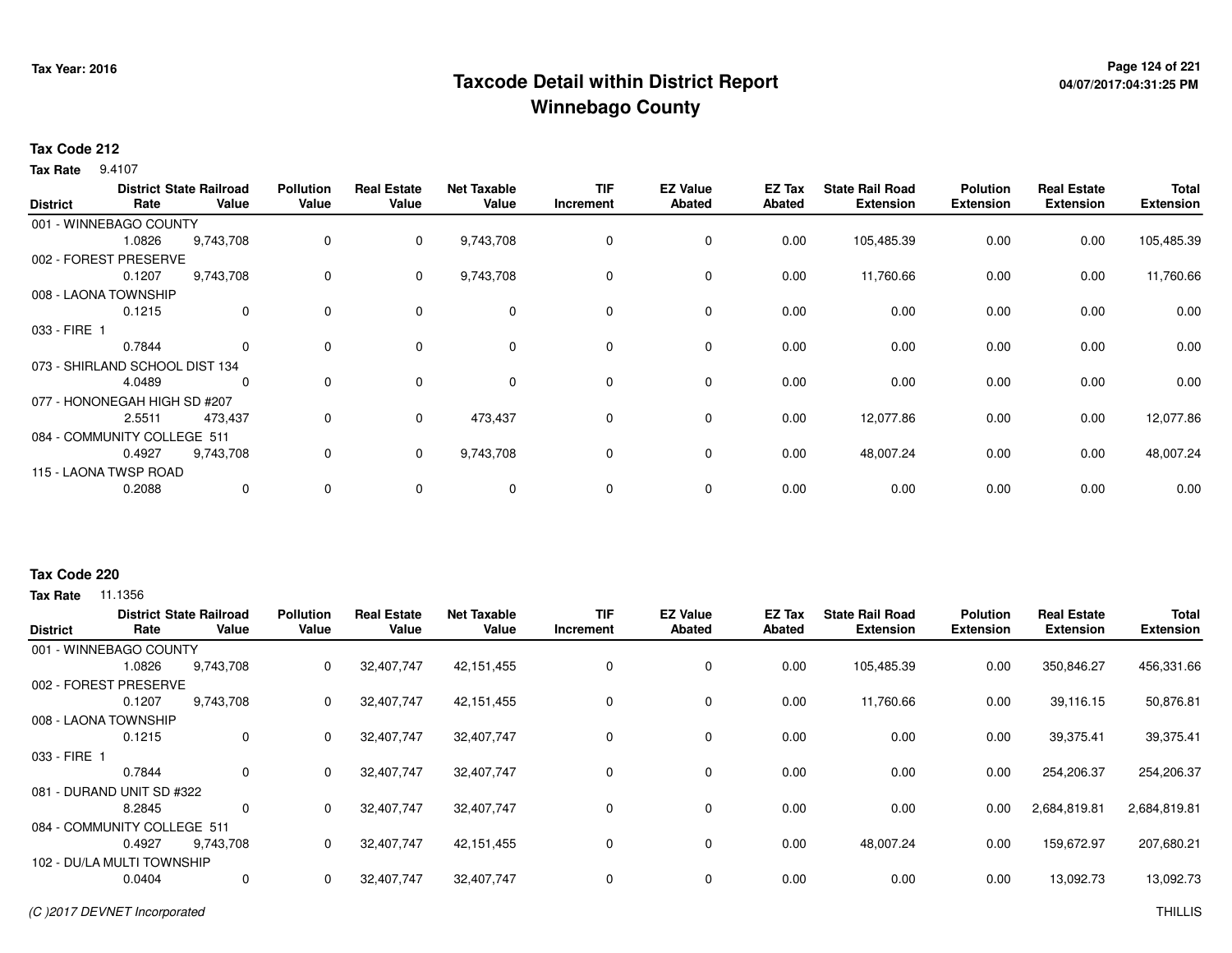# Taxcode Detail within District Report
## Winnebago County

Tax Year: 2016

**Tax Code 212**

**Tax Rate** 9.4107

| District | District Rate | State Railroad Value | Pollution Value | Real Estate Value | Net Taxable Value | TIF Increment | EZ Value Abated | EZ Tax Abated | State Rail Road Extension | Polution Extension | Real Estate Extension | Total Extension |
|---|---|---|---|---|---|---|---|---|---|---|---|---|
| 001 - WINNEBAGO COUNTY | 1.0826 | 9,743,708 | 0 | 0 | 9,743,708 | 0 | 0 | 0.00 | 105,485.39 | 0.00 | 0.00 | 105,485.39 |
| 002 - FOREST PRESERVE | 0.1207 | 9,743,708 | 0 | 0 | 9,743,708 | 0 | 0 | 0.00 | 11,760.66 | 0.00 | 0.00 | 11,760.66 |
| 008 - LAONA TOWNSHIP | 0.1215 | 0 | 0 | 0 | 0 | 0 | 0 | 0.00 | 0.00 | 0.00 | 0.00 | 0.00 |
| 033 - FIRE 1 | 0.7844 | 0 | 0 | 0 | 0 | 0 | 0 | 0.00 | 0.00 | 0.00 | 0.00 | 0.00 |
| 073 - SHIRLAND SCHOOL DIST 134 | 4.0489 | 0 | 0 | 0 | 0 | 0 | 0 | 0.00 | 0.00 | 0.00 | 0.00 | 0.00 |
| 077 - HONONEGAH HIGH SD #207 | 2.5511 | 473,437 | 0 | 0 | 473,437 | 0 | 0 | 0.00 | 12,077.86 | 0.00 | 0.00 | 12,077.86 |
| 084 - COMMUNITY COLLEGE 511 | 0.4927 | 9,743,708 | 0 | 0 | 9,743,708 | 0 | 0 | 0.00 | 48,007.24 | 0.00 | 0.00 | 48,007.24 |
| 115 - LAONA TWSP ROAD | 0.2088 | 0 | 0 | 0 | 0 | 0 | 0 | 0.00 | 0.00 | 0.00 | 0.00 | 0.00 |

**Tax Code 220**

**Tax Rate** 11.1356

| District | District Rate | State Railroad Value | Pollution Value | Real Estate Value | Net Taxable Value | TIF Increment | EZ Value Abated | EZ Tax Abated | State Rail Road Extension | Polution Extension | Real Estate Extension | Total Extension |
|---|---|---|---|---|---|---|---|---|---|---|---|---|
| 001 - WINNEBAGO COUNTY | 1.0826 | 9,743,708 | 0 | 32,407,747 | 42,151,455 | 0 | 0 | 0.00 | 105,485.39 | 0.00 | 350,846.27 | 456,331.66 |
| 002 - FOREST PRESERVE | 0.1207 | 9,743,708 | 0 | 32,407,747 | 42,151,455 | 0 | 0 | 0.00 | 11,760.66 | 0.00 | 39,116.15 | 50,876.81 |
| 008 - LAONA TOWNSHIP | 0.1215 | 0 | 0 | 32,407,747 | 32,407,747 | 0 | 0 | 0.00 | 0.00 | 0.00 | 39,375.41 | 39,375.41 |
| 033 - FIRE 1 | 0.7844 | 0 | 0 | 32,407,747 | 32,407,747 | 0 | 0 | 0.00 | 0.00 | 0.00 | 254,206.37 | 254,206.37 |
| 081 - DURAND UNIT SD #322 | 8.2845 | 0 | 0 | 32,407,747 | 32,407,747 | 0 | 0 | 0.00 | 0.00 | 0.00 | 2,684,819.81 | 2,684,819.81 |
| 084 - COMMUNITY COLLEGE 511 | 0.4927 | 9,743,708 | 0 | 32,407,747 | 42,151,455 | 0 | 0 | 0.00 | 48,007.24 | 0.00 | 159,672.97 | 207,680.21 |
| 102 - DU/LA MULTI TOWNSHIP | 0.0404 | 0 | 0 | 32,407,747 | 32,407,747 | 0 | 0 | 0.00 | 0.00 | 0.00 | 13,092.73 | 13,092.73 |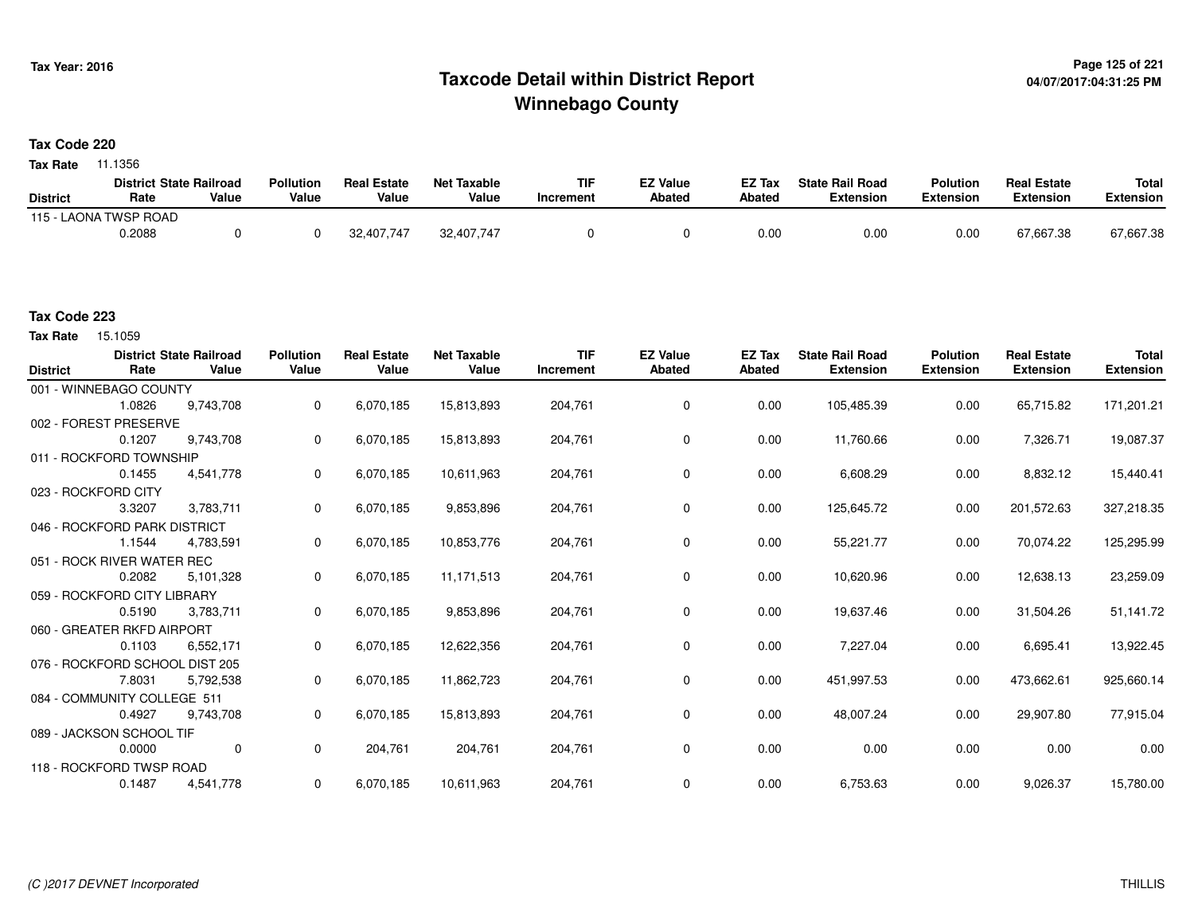# Taxcode Detail within District Report
# Winnebago County

Tax Year: 2016

04/07/2017:04:31:25 PM

**Tax Code 220**

**Tax Rate** 11.1356

| District | District Rate | State Railroad Value | Pollution Value | Real Estate Value | Net Taxable Value | TIF Increment | EZ Value Abated | EZ Tax Abated | State Rail Road Extension | Polution Extension | Real Estate Extension | Total Extension |
|---|---|---|---|---|---|---|---|---|---|---|---|---|
| 115 - LAONA TWSP ROAD | 0.2088 | 0 | 0 | 32,407,747 | 32,407,747 | 0 | 0 | 0.00 | 0.00 | 0.00 | 67,667.38 | 67,667.38 |

**Tax Code 223**

**Tax Rate** 15.1059

| District | District Rate | State Railroad Value | Pollution Value | Real Estate Value | Net Taxable Value | TIF Increment | EZ Value Abated | EZ Tax Abated | State Rail Road Extension | Polution Extension | Real Estate Extension | Total Extension |
|---|---|---|---|---|---|---|---|---|---|---|---|---|
| 001 - WINNEBAGO COUNTY | 1.0826 | 9,743,708 | 0 | 6,070,185 | 15,813,893 | 204,761 | 0 | 0.00 | 105,485.39 | 0.00 | 65,715.82 | 171,201.21 |
| 002 - FOREST PRESERVE | 0.1207 | 9,743,708 | 0 | 6,070,185 | 15,813,893 | 204,761 | 0 | 0.00 | 11,760.66 | 0.00 | 7,326.71 | 19,087.37 |
| 011 - ROCKFORD TOWNSHIP | 0.1455 | 4,541,778 | 0 | 6,070,185 | 10,611,963 | 204,761 | 0 | 0.00 | 6,608.29 | 0.00 | 8,832.12 | 15,440.41 |
| 023 - ROCKFORD CITY | 3.3207 | 3,783,711 | 0 | 6,070,185 | 9,853,896 | 204,761 | 0 | 0.00 | 125,645.72 | 0.00 | 201,572.63 | 327,218.35 |
| 046 - ROCKFORD PARK DISTRICT | 1.1544 | 4,783,591 | 0 | 6,070,185 | 10,853,776 | 204,761 | 0 | 0.00 | 55,221.77 | 0.00 | 70,074.22 | 125,295.99 |
| 051 - ROCK RIVER WATER REC | 0.2082 | 5,101,328 | 0 | 6,070,185 | 11,171,513 | 204,761 | 0 | 0.00 | 10,620.96 | 0.00 | 12,638.13 | 23,259.09 |
| 059 - ROCKFORD CITY LIBRARY | 0.5190 | 3,783,711 | 0 | 6,070,185 | 9,853,896 | 204,761 | 0 | 0.00 | 19,637.46 | 0.00 | 31,504.26 | 51,141.72 |
| 060 - GREATER RKFD AIRPORT | 0.1103 | 6,552,171 | 0 | 6,070,185 | 12,622,356 | 204,761 | 0 | 0.00 | 7,227.04 | 0.00 | 6,695.41 | 13,922.45 |
| 076 - ROCKFORD SCHOOL DIST 205 | 7.8031 | 5,792,538 | 0 | 6,070,185 | 11,862,723 | 204,761 | 0 | 0.00 | 451,997.53 | 0.00 | 473,662.61 | 925,660.14 |
| 084 - COMMUNITY COLLEGE 511 | 0.4927 | 9,743,708 | 0 | 6,070,185 | 15,813,893 | 204,761 | 0 | 0.00 | 48,007.24 | 0.00 | 29,907.80 | 77,915.04 |
| 089 - JACKSON SCHOOL TIF | 0.0000 | 0 | 0 | 204,761 | 204,761 | 204,761 | 0 | 0.00 | 0.00 | 0.00 | 0.00 | 0.00 |
| 118 - ROCKFORD TWSP ROAD | 0.1487 | 4,541,778 | 0 | 6,070,185 | 10,611,963 | 204,761 | 0 | 0.00 | 6,753.63 | 0.00 | 9,026.37 | 15,780.00 |

(C )2017 DEVNET Incorporated

THILLIS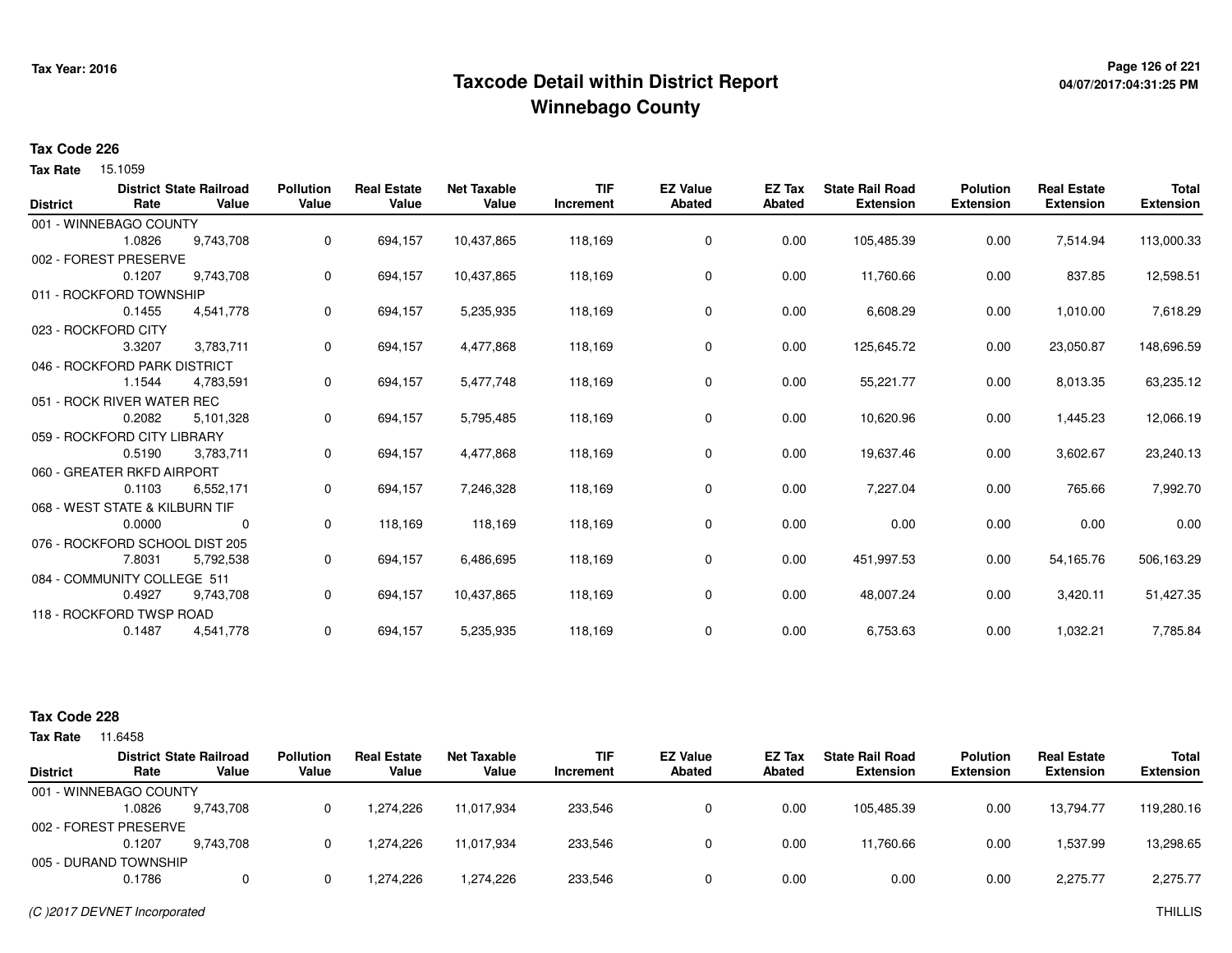# Taxcode Detail within District Report
# Winnebago County

Tax Year: 2016

**Tax Code 226**

**Tax Rate** 15.1059

| District | District Rate | State Railroad Value | Pollution Value | Real Estate Value | Net Taxable Value | TIF Increment | EZ Value Abated | EZ Tax Abated | State Rail Road Extension | Polution Extension | Real Estate Extension | Total Extension |
|---|---|---|---|---|---|---|---|---|---|---|---|---|
| 001 - WINNEBAGO COUNTY | 1.0826 | 9,743,708 | 0 | 694,157 | 10,437,865 | 118,169 | 0 | 0.00 | 105,485.39 | 0.00 | 7,514.94 | 113,000.33 |
| 002 - FOREST PRESERVE | 0.1207 | 9,743,708 | 0 | 694,157 | 10,437,865 | 118,169 | 0 | 0.00 | 11,760.66 | 0.00 | 837.85 | 12,598.51 |
| 011 - ROCKFORD TOWNSHIP | 0.1455 | 4,541,778 | 0 | 694,157 | 5,235,935 | 118,169 | 0 | 0.00 | 6,608.29 | 0.00 | 1,010.00 | 7,618.29 |
| 023 - ROCKFORD CITY | 3.3207 | 3,783,711 | 0 | 694,157 | 4,477,868 | 118,169 | 0 | 0.00 | 125,645.72 | 0.00 | 23,050.87 | 148,696.59 |
| 046 - ROCKFORD PARK DISTRICT | 1.1544 | 4,783,591 | 0 | 694,157 | 5,477,748 | 118,169 | 0 | 0.00 | 55,221.77 | 0.00 | 8,013.35 | 63,235.12 |
| 051 - ROCK RIVER WATER REC | 0.2082 | 5,101,328 | 0 | 694,157 | 5,795,485 | 118,169 | 0 | 0.00 | 10,620.96 | 0.00 | 1,445.23 | 12,066.19 |
| 059 - ROCKFORD CITY LIBRARY | 0.5190 | 3,783,711 | 0 | 694,157 | 4,477,868 | 118,169 | 0 | 0.00 | 19,637.46 | 0.00 | 3,602.67 | 23,240.13 |
| 060 - GREATER RKFD AIRPORT | 0.1103 | 6,552,171 | 0 | 694,157 | 7,246,328 | 118,169 | 0 | 0.00 | 7,227.04 | 0.00 | 765.66 | 7,992.70 |
| 068 - WEST STATE & KILBURN TIF | 0.0000 | 0 | 0 | 118,169 | 118,169 | 118,169 | 0 | 0.00 | 0.00 | 0.00 | 0.00 | 0.00 |
| 076 - ROCKFORD SCHOOL DIST 205 | 7.8031 | 5,792,538 | 0 | 694,157 | 6,486,695 | 118,169 | 0 | 0.00 | 451,997.53 | 0.00 | 54,165.76 | 506,163.29 |
| 084 - COMMUNITY COLLEGE 511 | 0.4927 | 9,743,708 | 0 | 694,157 | 10,437,865 | 118,169 | 0 | 0.00 | 48,007.24 | 0.00 | 3,420.11 | 51,427.35 |
| 118 - ROCKFORD TWSP ROAD | 0.1487 | 4,541,778 | 0 | 694,157 | 5,235,935 | 118,169 | 0 | 0.00 | 6,753.63 | 0.00 | 1,032.21 | 7,785.84 |

**Tax Code 228**

**Tax Rate** 11.6458

| District | District Rate | State Railroad Value | Pollution Value | Real Estate Value | Net Taxable Value | TIF Increment | EZ Value Abated | EZ Tax Abated | State Rail Road Extension | Polution Extension | Real Estate Extension | Total Extension |
|---|---|---|---|---|---|---|---|---|---|---|---|---|
| 001 - WINNEBAGO COUNTY | 1.0826 | 9,743,708 | 0 | 1,274,226 | 11,017,934 | 233,546 | 0 | 0.00 | 105,485.39 | 0.00 | 13,794.77 | 119,280.16 |
| 002 - FOREST PRESERVE | 0.1207 | 9,743,708 | 0 | 1,274,226 | 11,017,934 | 233,546 | 0 | 0.00 | 11,760.66 | 0.00 | 1,537.99 | 13,298.65 |
| 005 - DURAND TOWNSHIP | 0.1786 | 0 | 0 | 1,274,226 | 1,274,226 | 233,546 | 0 | 0.00 | 0.00 | 0.00 | 2,275.77 | 2,275.77 |

*(C )2017 DEVNET Incorporated*

THILLIS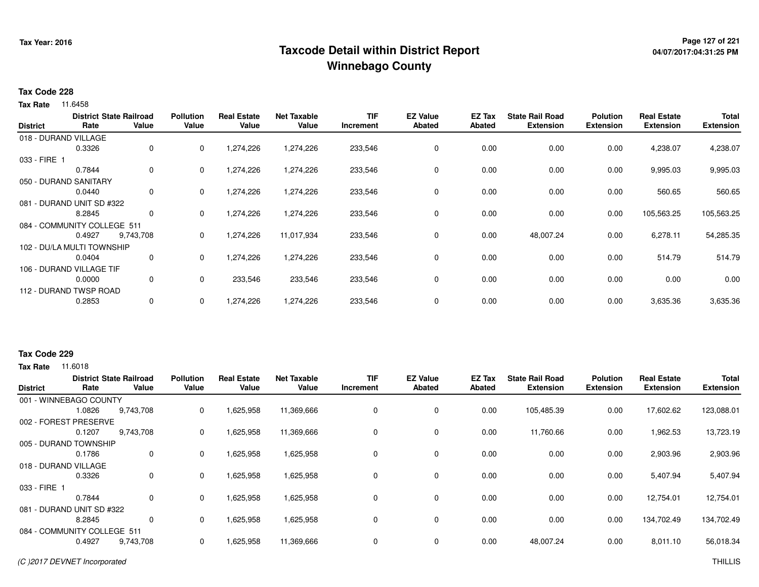# Taxcode Detail within District Report
# Winnebago County

Tax Year: 2016

**Tax Code 228**

**Tax Rate** 11.6458

| District | District Rate | State Railroad Value | Pollution Value | Real Estate Value | Net Taxable Value | TIF Increment | EZ Value Abated | EZ Tax Abated | State Rail Road Extension | Polution Extension | Real Estate Extension | Total Extension |
|---|---|---|---|---|---|---|---|---|---|---|---|---|
| 018 - DURAND VILLAGE | 0.3326 | 0 | 0 | 1,274,226 | 1,274,226 | 233,546 | 0 | 0.00 | 0.00 | 0.00 | 4,238.07 | 4,238.07 |
| 033 - FIRE 1 | 0.7844 | 0 | 0 | 1,274,226 | 1,274,226 | 233,546 | 0 | 0.00 | 0.00 | 0.00 | 9,995.03 | 9,995.03 |
| 050 - DURAND SANITARY | 0.0440 | 0 | 0 | 1,274,226 | 1,274,226 | 233,546 | 0 | 0.00 | 0.00 | 0.00 | 560.65 | 560.65 |
| 081 - DURAND UNIT SD #322 | 8.2845 | 0 | 0 | 1,274,226 | 1,274,226 | 233,546 | 0 | 0.00 | 0.00 | 0.00 | 105,563.25 | 105,563.25 |
| 084 - COMMUNITY COLLEGE 511 | 0.4927 | 9,743,708 | 0 | 1,274,226 | 11,017,934 | 233,546 | 0 | 0.00 | 48,007.24 | 0.00 | 6,278.11 | 54,285.35 |
| 102 - DU/LA MULTI TOWNSHIP | 0.0404 | 0 | 0 | 1,274,226 | 1,274,226 | 233,546 | 0 | 0.00 | 0.00 | 0.00 | 514.79 | 514.79 |
| 106 - DURAND VILLAGE TIF | 0.0000 | 0 | 0 | 233,546 | 233,546 | 233,546 | 0 | 0.00 | 0.00 | 0.00 | 0.00 | 0.00 |
| 112 - DURAND TWSP ROAD | 0.2853 | 0 | 0 | 1,274,226 | 1,274,226 | 233,546 | 0 | 0.00 | 0.00 | 0.00 | 3,635.36 | 3,635.36 |

**Tax Code 229**

**Tax Rate** 11.6018

| District | District Rate | State Railroad Value | Pollution Value | Real Estate Value | Net Taxable Value | TIF Increment | EZ Value Abated | EZ Tax Abated | State Rail Road Extension | Polution Extension | Real Estate Extension | Total Extension |
|---|---|---|---|---|---|---|---|---|---|---|---|---|
| 001 - WINNEBAGO COUNTY | 1.0826 | 9,743,708 | 0 | 1,625,958 | 11,369,666 | 0 | 0 | 0.00 | 105,485.39 | 0.00 | 17,602.62 | 123,088.01 |
| 002 - FOREST PRESERVE | 0.1207 | 9,743,708 | 0 | 1,625,958 | 11,369,666 | 0 | 0 | 0.00 | 11,760.66 | 0.00 | 1,962.53 | 13,723.19 |
| 005 - DURAND TOWNSHIP | 0.1786 | 0 | 0 | 1,625,958 | 1,625,958 | 0 | 0 | 0.00 | 0.00 | 0.00 | 2,903.96 | 2,903.96 |
| 018 - DURAND VILLAGE | 0.3326 | 0 | 0 | 1,625,958 | 1,625,958 | 0 | 0 | 0.00 | 0.00 | 0.00 | 5,407.94 | 5,407.94 |
| 033 - FIRE 1 | 0.7844 | 0 | 0 | 1,625,958 | 1,625,958 | 0 | 0 | 0.00 | 0.00 | 0.00 | 12,754.01 | 12,754.01 |
| 081 - DURAND UNIT SD #322 | 8.2845 | 0 | 0 | 1,625,958 | 1,625,958 | 0 | 0 | 0.00 | 0.00 | 0.00 | 134,702.49 | 134,702.49 |
| 084 - COMMUNITY COLLEGE 511 | 0.4927 | 9,743,708 | 0 | 1,625,958 | 11,369,666 | 0 | 0 | 0.00 | 48,007.24 | 0.00 | 8,011.10 | 56,018.34 |

(C )2017 DEVNET Incorporated THILLIS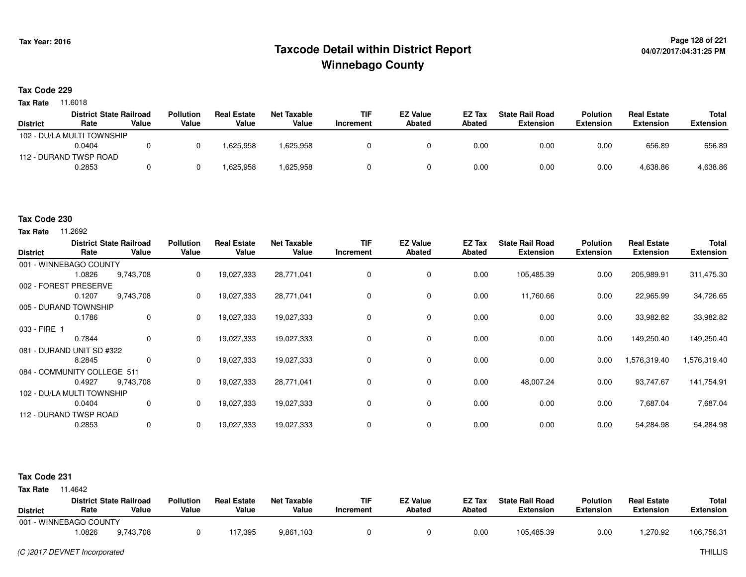# Taxcode Detail within District Report
## Winnebago County

Tax Year: 2016

### Tax Code 229

**Tax Rate** 11.6018

| District | District Rate | State Railroad Value | Pollution Value | Real Estate Value | Net Taxable Value | TIF Increment | EZ Value Abated | EZ Tax Abated | State Rail Road Extension | Polution Extension | Real Estate Extension | Total Extension |
|---|---|---|---|---|---|---|---|---|---|---|---|---|
| 102 - DU/LA MULTI TOWNSHIP | 0.0404 | 0 | 0 | 1,625,958 | 1,625,958 | 0 | 0 | 0.00 | 0.00 | 0.00 | 656.89 | 656.89 |
| 112 - DURAND TWSP ROAD | 0.2853 | 0 | 0 | 1,625,958 | 1,625,958 | 0 | 0 | 0.00 | 0.00 | 0.00 | 4,638.86 | 4,638.86 |

### Tax Code 230

**Tax Rate** 11.2692

| District | District Rate | State Railroad Value | Pollution Value | Real Estate Value | Net Taxable Value | TIF Increment | EZ Value Abated | EZ Tax Abated | State Rail Road Extension | Polution Extension | Real Estate Extension | Total Extension |
|---|---|---|---|---|---|---|---|---|---|---|---|---|
| 001 - WINNEBAGO COUNTY | 1.0826 | 9,743,708 | 0 | 19,027,333 | 28,771,041 | 0 | 0 | 0.00 | 105,485.39 | 0.00 | 205,989.91 | 311,475.30 |
| 002 - FOREST PRESERVE | 0.1207 | 9,743,708 | 0 | 19,027,333 | 28,771,041 | 0 | 0 | 0.00 | 11,760.66 | 0.00 | 22,965.99 | 34,726.65 |
| 005 - DURAND TOWNSHIP | 0.1786 | 0 | 0 | 19,027,333 | 19,027,333 | 0 | 0 | 0.00 | 0.00 | 0.00 | 33,982.82 | 33,982.82 |
| 033 - FIRE 1 | 0.7844 | 0 | 0 | 19,027,333 | 19,027,333 | 0 | 0 | 0.00 | 0.00 | 0.00 | 149,250.40 | 149,250.40 |
| 081 - DURAND UNIT SD #322 | 8.2845 | 0 | 0 | 19,027,333 | 19,027,333 | 0 | 0 | 0.00 | 0.00 | 0.00 | 1,576,319.40 | 1,576,319.40 |
| 084 - COMMUNITY COLLEGE 511 | 0.4927 | 9,743,708 | 0 | 19,027,333 | 28,771,041 | 0 | 0 | 0.00 | 48,007.24 | 0.00 | 93,747.67 | 141,754.91 |
| 102 - DU/LA MULTI TOWNSHIP | 0.0404 | 0 | 0 | 19,027,333 | 19,027,333 | 0 | 0 | 0.00 | 0.00 | 0.00 | 7,687.04 | 7,687.04 |
| 112 - DURAND TWSP ROAD | 0.2853 | 0 | 0 | 19,027,333 | 19,027,333 | 0 | 0 | 0.00 | 0.00 | 0.00 | 54,284.98 | 54,284.98 |

### Tax Code 231

**Tax Rate** 11.4642

| District | District Rate | State Railroad Value | Pollution Value | Real Estate Value | Net Taxable Value | TIF Increment | EZ Value Abated | EZ Tax Abated | State Rail Road Extension | Polution Extension | Real Estate Extension | Total Extension |
|---|---|---|---|---|---|---|---|---|---|---|---|---|
| 001 - WINNEBAGO COUNTY | 1.0826 | 9,743,708 | 0 | 117,395 | 9,861,103 | 0 | 0 | 0.00 | 105,485.39 | 0.00 | 1,270.92 | 106,756.31 |

*(C )2017 DEVNET Incorporated* THILLIS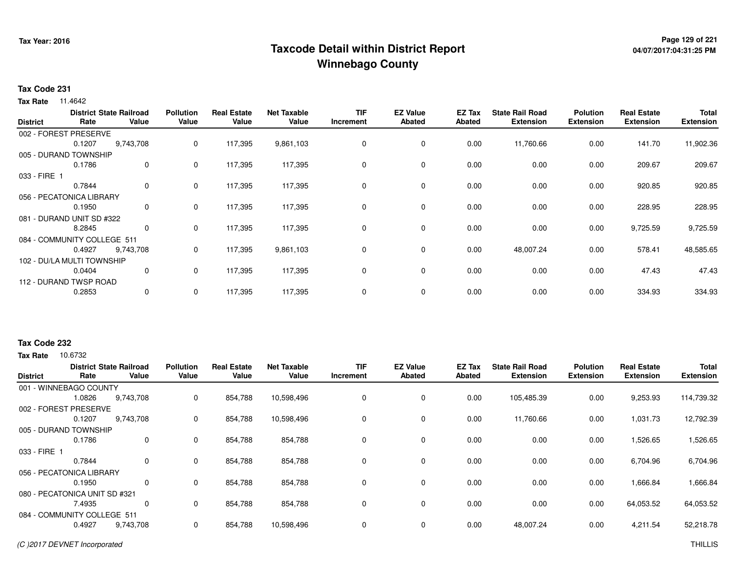# Taxcode Detail within District Report
# Winnebago County

Tax Year: 2016

**Tax Code 231**

**Tax Rate** 11.4642

| District | District Rate | State Railroad Value | Pollution Value | Real Estate Value | Net Taxable Value | TIF Increment | EZ Value Abated | EZ Tax Abated | State Rail Road Extension | Polution Extension | Real Estate Extension | Total Extension |
|---|---|---|---|---|---|---|---|---|---|---|---|---|
| 002 - FOREST PRESERVE | 0.1207 | 9,743,708 | 0 | 117,395 | 9,861,103 | 0 | 0 | 0.00 | 11,760.66 | 0.00 | 141.70 | 11,902.36 |
| 005 - DURAND TOWNSHIP | 0.1786 | 0 | 0 | 117,395 | 117,395 | 0 | 0 | 0.00 | 0.00 | 0.00 | 209.67 | 209.67 |
| 033 - FIRE 1 | 0.7844 | 0 | 0 | 117,395 | 117,395 | 0 | 0 | 0.00 | 0.00 | 0.00 | 920.85 | 920.85 |
| 056 - PECATONICA LIBRARY | 0.1950 | 0 | 0 | 117,395 | 117,395 | 0 | 0 | 0.00 | 0.00 | 0.00 | 228.95 | 228.95 |
| 081 - DURAND UNIT SD #322 | 8.2845 | 0 | 0 | 117,395 | 117,395 | 0 | 0 | 0.00 | 0.00 | 0.00 | 9,725.59 | 9,725.59 |
| 084 - COMMUNITY COLLEGE 511 | 0.4927 | 9,743,708 | 0 | 117,395 | 9,861,103 | 0 | 0 | 0.00 | 48,007.24 | 0.00 | 578.41 | 48,585.65 |
| 102 - DU/LA MULTI TOWNSHIP | 0.0404 | 0 | 0 | 117,395 | 117,395 | 0 | 0 | 0.00 | 0.00 | 0.00 | 47.43 | 47.43 |
| 112 - DURAND TWSP ROAD | 0.2853 | 0 | 0 | 117,395 | 117,395 | 0 | 0 | 0.00 | 0.00 | 0.00 | 334.93 | 334.93 |

**Tax Code 232**

**Tax Rate** 10.6732

| District | District Rate | State Railroad Value | Pollution Value | Real Estate Value | Net Taxable Value | TIF Increment | EZ Value Abated | EZ Tax Abated | State Rail Road Extension | Polution Extension | Real Estate Extension | Total Extension |
|---|---|---|---|---|---|---|---|---|---|---|---|---|
| 001 - WINNEBAGO COUNTY | 1.0826 | 9,743,708 | 0 | 854,788 | 10,598,496 | 0 | 0 | 0.00 | 105,485.39 | 0.00 | 9,253.93 | 114,739.32 |
| 002 - FOREST PRESERVE | 0.1207 | 9,743,708 | 0 | 854,788 | 10,598,496 | 0 | 0 | 0.00 | 11,760.66 | 0.00 | 1,031.73 | 12,792.39 |
| 005 - DURAND TOWNSHIP | 0.1786 | 0 | 0 | 854,788 | 854,788 | 0 | 0 | 0.00 | 0.00 | 0.00 | 1,526.65 | 1,526.65 |
| 033 - FIRE 1 | 0.7844 | 0 | 0 | 854,788 | 854,788 | 0 | 0 | 0.00 | 0.00 | 0.00 | 6,704.96 | 6,704.96 |
| 056 - PECATONICA LIBRARY | 0.1950 | 0 | 0 | 854,788 | 854,788 | 0 | 0 | 0.00 | 0.00 | 0.00 | 1,666.84 | 1,666.84 |
| 080 - PECATONICA UNIT SD #321 | 7.4935 | 0 | 0 | 854,788 | 854,788 | 0 | 0 | 0.00 | 0.00 | 0.00 | 64,053.52 | 64,053.52 |
| 084 - COMMUNITY COLLEGE 511 | 0.4927 | 9,743,708 | 0 | 854,788 | 10,598,496 | 0 | 0 | 0.00 | 48,007.24 | 0.00 | 4,211.54 | 52,218.78 |

(C )2017 DEVNET Incorporated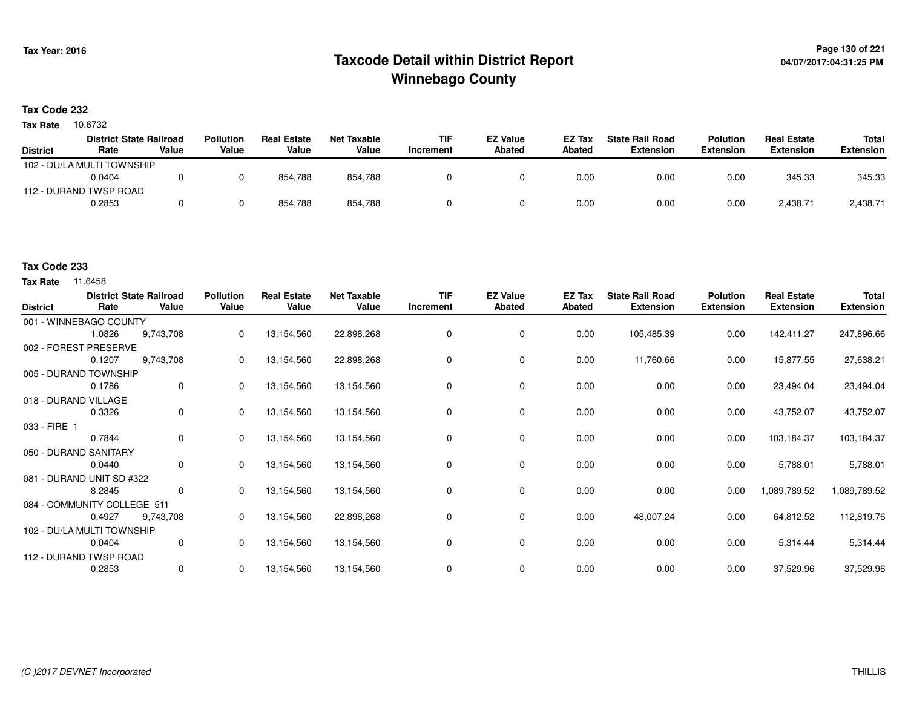# Taxcode Detail within District Report
# Winnebago County

Tax Year: 2016

04/07/2017:04:31:25 PM

**Tax Code 232**

**Tax Rate** 10.6732

| District | District Rate | State Railroad Value | Pollution Value | Real Estate Value | Net Taxable Value | TIF Increment | EZ Value Abated | EZ Tax Abated | State Rail Road Extension | Polution Extension | Real Estate Extension | Total Extension |
|---|---|---|---|---|---|---|---|---|---|---|---|---|
| 102 - DU/LA MULTI TOWNSHIP | 0.0404 | 0 | 0 | 854,788 | 854,788 | 0 | 0 | 0.00 | 0.00 | 0.00 | 345.33 | 345.33 |
| 112 - DURAND TWSP ROAD | 0.2853 | 0 | 0 | 854,788 | 854,788 | 0 | 0 | 0.00 | 0.00 | 0.00 | 2,438.71 | 2,438.71 |

**Tax Code 233**

**Tax Rate** 11.6458

| District | District Rate | State Railroad Value | Pollution Value | Real Estate Value | Net Taxable Value | TIF Increment | EZ Value Abated | EZ Tax Abated | State Rail Road Extension | Polution Extension | Real Estate Extension | Total Extension |
|---|---|---|---|---|---|---|---|---|---|---|---|---|
| 001 - WINNEBAGO COUNTY | 1.0826 | 9,743,708 | 0 | 13,154,560 | 22,898,268 | 0 | 0 | 0.00 | 105,485.39 | 0.00 | 142,411.27 | 247,896.66 |
| 002 - FOREST PRESERVE | 0.1207 | 9,743,708 | 0 | 13,154,560 | 22,898,268 | 0 | 0 | 0.00 | 11,760.66 | 0.00 | 15,877.55 | 27,638.21 |
| 005 - DURAND TOWNSHIP | 0.1786 | 0 | 0 | 13,154,560 | 13,154,560 | 0 | 0 | 0.00 | 0.00 | 0.00 | 23,494.04 | 23,494.04 |
| 018 - DURAND VILLAGE | 0.3326 | 0 | 0 | 13,154,560 | 13,154,560 | 0 | 0 | 0.00 | 0.00 | 0.00 | 43,752.07 | 43,752.07 |
| 033 - FIRE 1 | 0.7844 | 0 | 0 | 13,154,560 | 13,154,560 | 0 | 0 | 0.00 | 0.00 | 0.00 | 103,184.37 | 103,184.37 |
| 050 - DURAND SANITARY | 0.0440 | 0 | 0 | 13,154,560 | 13,154,560 | 0 | 0 | 0.00 | 0.00 | 0.00 | 5,788.01 | 5,788.01 |
| 081 - DURAND UNIT SD #322 | 8.2845 | 0 | 0 | 13,154,560 | 13,154,560 | 0 | 0 | 0.00 | 0.00 | 0.00 | 1,089,789.52 | 1,089,789.52 |
| 084 - COMMUNITY COLLEGE 511 | 0.4927 | 9,743,708 | 0 | 13,154,560 | 22,898,268 | 0 | 0 | 0.00 | 48,007.24 | 0.00 | 64,812.52 | 112,819.76 |
| 102 - DU/LA MULTI TOWNSHIP | 0.0404 | 0 | 0 | 13,154,560 | 13,154,560 | 0 | 0 | 0.00 | 0.00 | 0.00 | 5,314.44 | 5,314.44 |
| 112 - DURAND TWSP ROAD | 0.2853 | 0 | 0 | 13,154,560 | 13,154,560 | 0 | 0 | 0.00 | 0.00 | 0.00 | 37,529.96 | 37,529.96 |

*(C )2017 DEVNET Incorporated*

THILLIS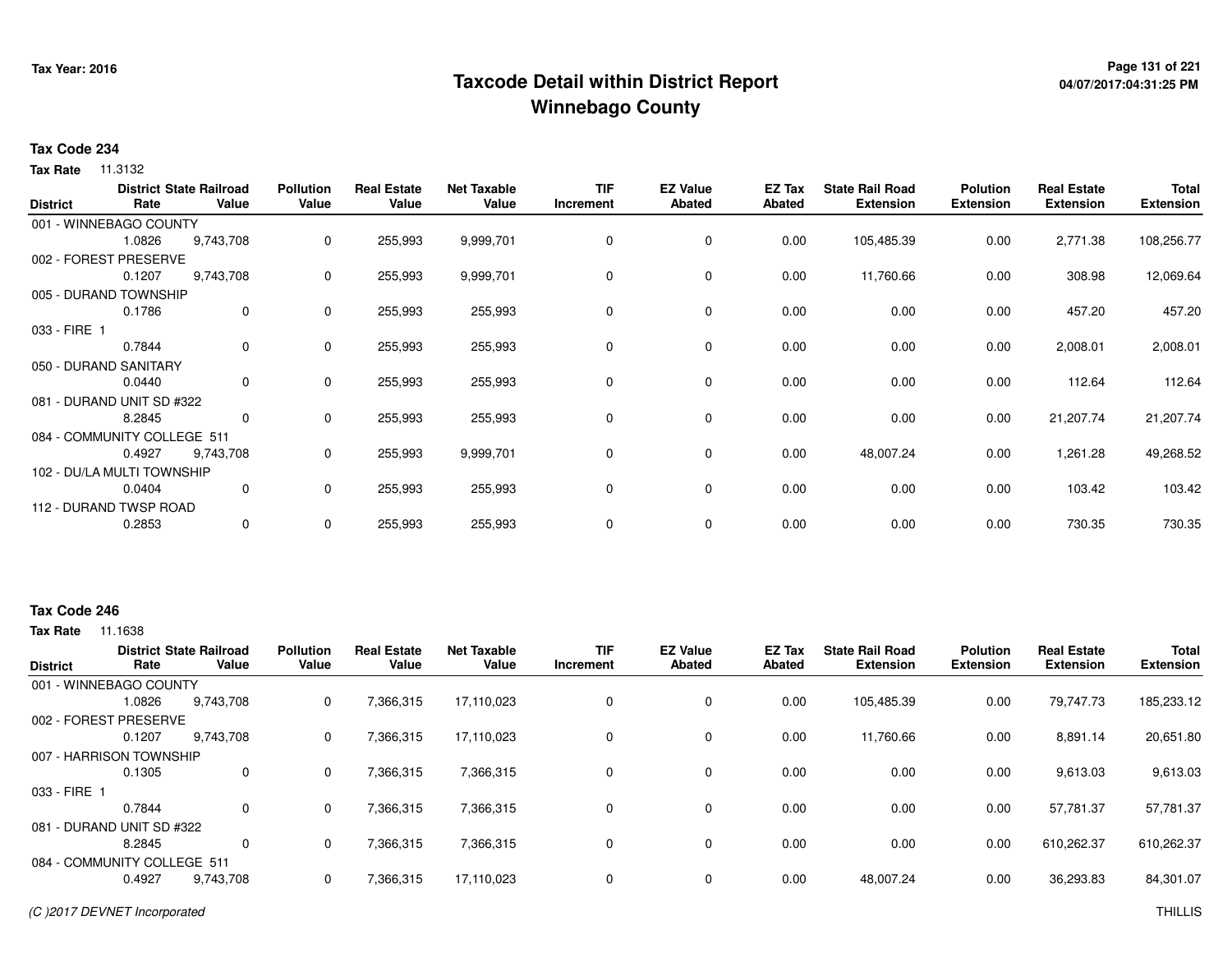Tax Year: 2016

# Taxcode Detail within District Report
## Winnebago County

04/07/2017:04:31:25 PM

### Tax Code 234

**Tax Rate** 11.3132

| District | District Rate | State Railroad Value | Pollution Value | Real Estate Value | Net Taxable Value | TIF Increment | EZ Value Abated | EZ Tax Abated | State Rail Road Extension | Polution Extension | Real Estate Extension | Total Extension |
|---|---|---|---|---|---|---|---|---|---|---|---|---|
| 001 - WINNEBAGO COUNTY | 1.0826 | 9,743,708 | 0 | 255,993 | 9,999,701 | 0 | 0 | 0.00 | 105,485.39 | 0.00 | 2,771.38 | 108,256.77 |
| 002 - FOREST PRESERVE | 0.1207 | 9,743,708 | 0 | 255,993 | 9,999,701 | 0 | 0 | 0.00 | 11,760.66 | 0.00 | 308.98 | 12,069.64 |
| 005 - DURAND TOWNSHIP | 0.1786 | 0 | 0 | 255,993 | 255,993 | 0 | 0 | 0.00 | 0.00 | 0.00 | 457.20 | 457.20 |
| 033 - FIRE 1 | 0.7844 | 0 | 0 | 255,993 | 255,993 | 0 | 0 | 0.00 | 0.00 | 0.00 | 2,008.01 | 2,008.01 |
| 050 - DURAND SANITARY | 0.0440 | 0 | 0 | 255,993 | 255,993 | 0 | 0 | 0.00 | 0.00 | 0.00 | 112.64 | 112.64 |
| 081 - DURAND UNIT SD #322 | 8.2845 | 0 | 0 | 255,993 | 255,993 | 0 | 0 | 0.00 | 0.00 | 0.00 | 21,207.74 | 21,207.74 |
| 084 - COMMUNITY COLLEGE 511 | 0.4927 | 9,743,708 | 0 | 255,993 | 9,999,701 | 0 | 0 | 0.00 | 48,007.24 | 0.00 | 1,261.28 | 49,268.52 |
| 102 - DU/LA MULTI TOWNSHIP | 0.0404 | 0 | 0 | 255,993 | 255,993 | 0 | 0 | 0.00 | 0.00 | 0.00 | 103.42 | 103.42 |
| 112 - DURAND TWSP ROAD | 0.2853 | 0 | 0 | 255,993 | 255,993 | 0 | 0 | 0.00 | 0.00 | 0.00 | 730.35 | 730.35 |

### Tax Code 246

**Tax Rate** 11.1638

| District | District Rate | State Railroad Value | Pollution Value | Real Estate Value | Net Taxable Value | TIF Increment | EZ Value Abated | EZ Tax Abated | State Rail Road Extension | Polution Extension | Real Estate Extension | Total Extension |
|---|---|---|---|---|---|---|---|---|---|---|---|---|
| 001 - WINNEBAGO COUNTY | 1.0826 | 9,743,708 | 0 | 7,366,315 | 17,110,023 | 0 | 0 | 0.00 | 105,485.39 | 0.00 | 79,747.73 | 185,233.12 |
| 002 - FOREST PRESERVE | 0.1207 | 9,743,708 | 0 | 7,366,315 | 17,110,023 | 0 | 0 | 0.00 | 11,760.66 | 0.00 | 8,891.14 | 20,651.80 |
| 007 - HARRISON TOWNSHIP | 0.1305 | 0 | 0 | 7,366,315 | 7,366,315 | 0 | 0 | 0.00 | 0.00 | 0.00 | 9,613.03 | 9,613.03 |
| 033 - FIRE 1 | 0.7844 | 0 | 0 | 7,366,315 | 7,366,315 | 0 | 0 | 0.00 | 0.00 | 0.00 | 57,781.37 | 57,781.37 |
| 081 - DURAND UNIT SD #322 | 8.2845 | 0 | 0 | 7,366,315 | 7,366,315 | 0 | 0 | 0.00 | 0.00 | 0.00 | 610,262.37 | 610,262.37 |
| 084 - COMMUNITY COLLEGE 511 | 0.4927 | 9,743,708 | 0 | 7,366,315 | 17,110,023 | 0 | 0 | 0.00 | 48,007.24 | 0.00 | 36,293.83 | 84,301.07 |

*(C )2017 DEVNET Incorporated* THILLIS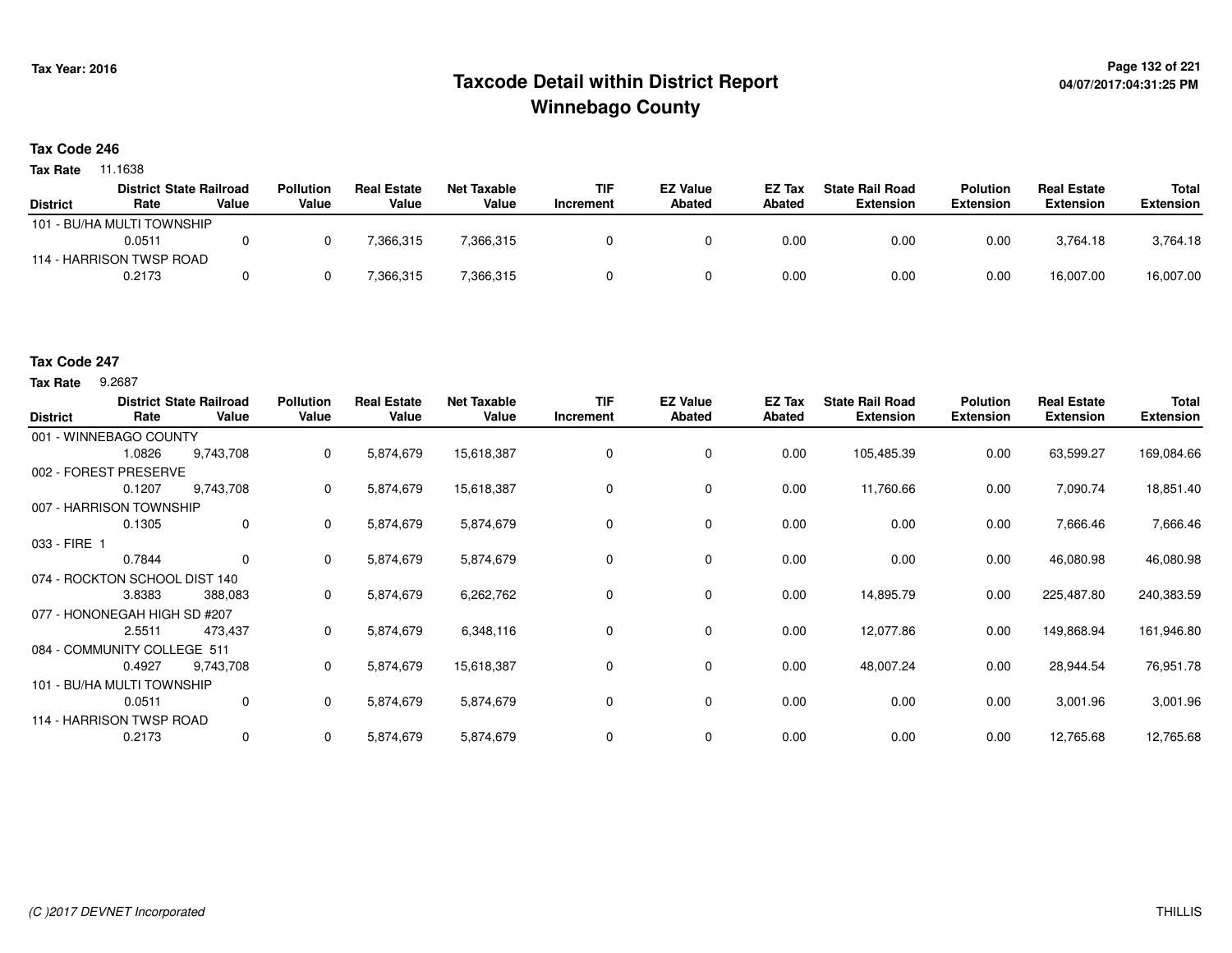# Taxcode Detail within District Report
# Winnebago County

Tax Year: 2016

04/07/2017:04:31:25 PM

**Tax Code 246**

**Tax Rate** 11.1638

| District | District Rate | State Railroad Value | Pollution Value | Real Estate Value | Net Taxable Value | TIF Increment | EZ Value Abated | EZ Tax Abated | State Rail Road Extension | Polution Extension | Real Estate Extension | Total Extension |
|---|---|---|---|---|---|---|---|---|---|---|---|---|
| 101 - BU/HA MULTI TOWNSHIP | 0.0511 | 0 | 0 | 7,366,315 | 7,366,315 | 0 | 0 | 0.00 | 0.00 | 0.00 | 3,764.18 | 3,764.18 |
| 114 - HARRISON TWSP ROAD | 0.2173 | 0 | 0 | 7,366,315 | 7,366,315 | 0 | 0 | 0.00 | 0.00 | 0.00 | 16,007.00 | 16,007.00 |

**Tax Code 247**

**Tax Rate** 9.2687

| District | District Rate | State Railroad Value | Pollution Value | Real Estate Value | Net Taxable Value | TIF Increment | EZ Value Abated | EZ Tax Abated | State Rail Road Extension | Polution Extension | Real Estate Extension | Total Extension |
|---|---|---|---|---|---|---|---|---|---|---|---|---|
| 001 - WINNEBAGO COUNTY | 1.0826 | 9,743,708 | 0 | 5,874,679 | 15,618,387 | 0 | 0 | 0.00 | 105,485.39 | 0.00 | 63,599.27 | 169,084.66 |
| 002 - FOREST PRESERVE | 0.1207 | 9,743,708 | 0 | 5,874,679 | 15,618,387 | 0 | 0 | 0.00 | 11,760.66 | 0.00 | 7,090.74 | 18,851.40 |
| 007 - HARRISON TOWNSHIP | 0.1305 | 0 | 0 | 5,874,679 | 5,874,679 | 0 | 0 | 0.00 | 0.00 | 0.00 | 7,666.46 | 7,666.46 |
| 033 - FIRE 1 | 0.7844 | 0 | 0 | 5,874,679 | 5,874,679 | 0 | 0 | 0.00 | 0.00 | 0.00 | 46,080.98 | 46,080.98 |
| 074 - ROCKTON SCHOOL DIST 140 | 3.8383 | 388,083 | 0 | 5,874,679 | 6,262,762 | 0 | 0 | 0.00 | 14,895.79 | 0.00 | 225,487.80 | 240,383.59 |
| 077 - HONONEGAH HIGH SD #207 | 2.5511 | 473,437 | 0 | 5,874,679 | 6,348,116 | 0 | 0 | 0.00 | 12,077.86 | 0.00 | 149,868.94 | 161,946.80 |
| 084 - COMMUNITY COLLEGE 511 | 0.4927 | 9,743,708 | 0 | 5,874,679 | 15,618,387 | 0 | 0 | 0.00 | 48,007.24 | 0.00 | 28,944.54 | 76,951.78 |
| 101 - BU/HA MULTI TOWNSHIP | 0.0511 | 0 | 0 | 5,874,679 | 5,874,679 | 0 | 0 | 0.00 | 0.00 | 0.00 | 3,001.96 | 3,001.96 |
| 114 - HARRISON TWSP ROAD | 0.2173 | 0 | 0 | 5,874,679 | 5,874,679 | 0 | 0 | 0.00 | 0.00 | 0.00 | 12,765.68 | 12,765.68 |

*(C )2017 DEVNET Incorporated* THILLIS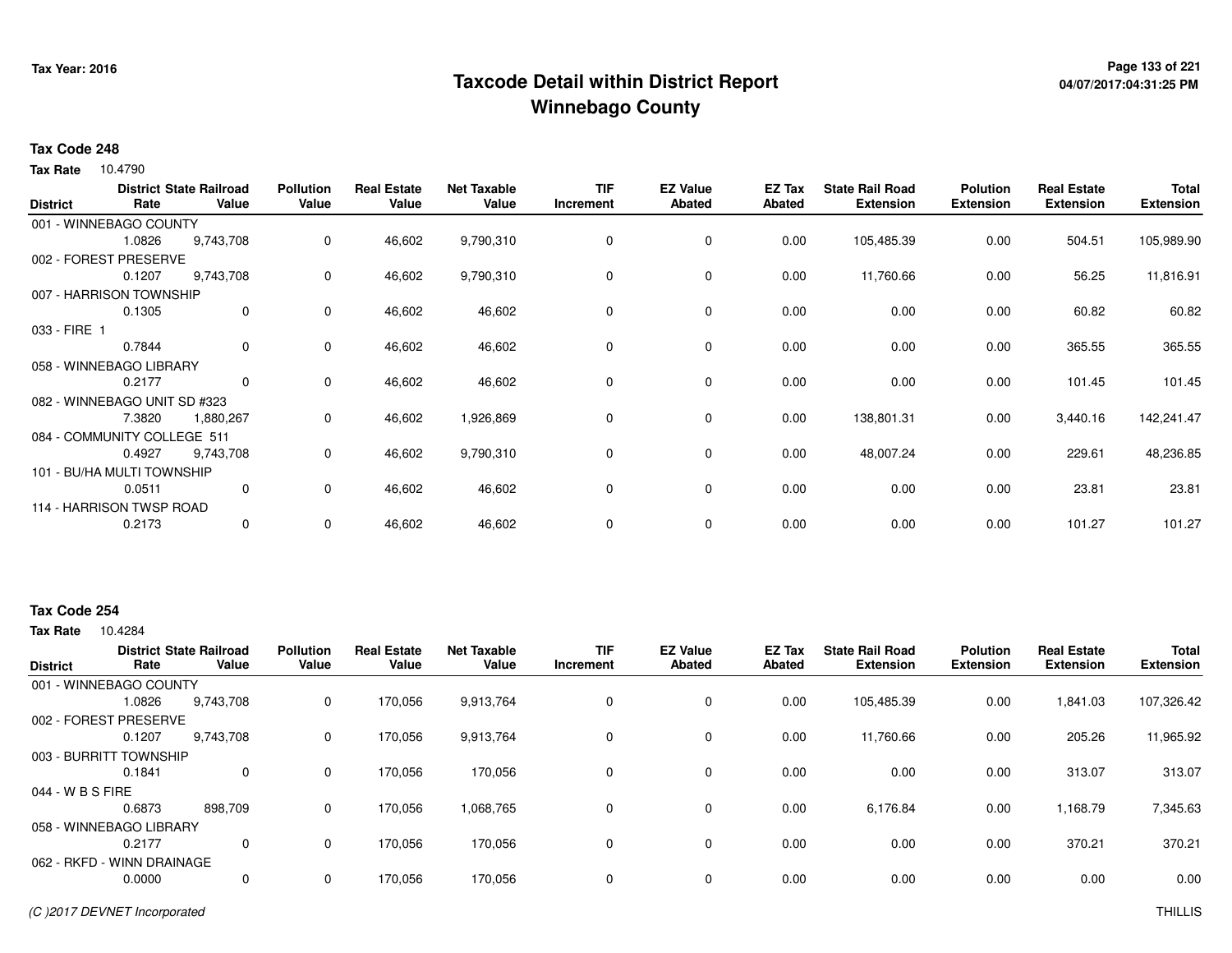# Taxcode Detail within District Report
# Winnebago County

Tax Year: 2016

04/07/2017:04:31:25 PM

**Tax Code 248**

**Tax Rate** 10.4790

| District | District Rate | State Railroad Value | Pollution Value | Real Estate Value | Net Taxable Value | TIF Increment | EZ Value Abated | EZ Tax Abated | State Rail Road Extension | Polution Extension | Real Estate Extension | Total Extension |
|---|---|---|---|---|---|---|---|---|---|---|---|---|
| 001 - WINNEBAGO COUNTY | | | | | | | | | | | | |
| | 1.0826 | 9,743,708 | 0 | 46,602 | 9,790,310 | 0 | 0 | 0.00 | 105,485.39 | 0.00 | 504.51 | 105,989.90 |
| 002 - FOREST PRESERVE | | | | | | | | | | | | |
| | 0.1207 | 9,743,708 | 0 | 46,602 | 9,790,310 | 0 | 0 | 0.00 | 11,760.66 | 0.00 | 56.25 | 11,816.91 |
| 007 - HARRISON TOWNSHIP | | | | | | | | | | | | |
| | 0.1305 | 0 | 0 | 46,602 | 46,602 | 0 | 0 | 0.00 | 0.00 | 0.00 | 60.82 | 60.82 |
| 033 - FIRE 1 | | | | | | | | | | | | |
| | 0.7844 | 0 | 0 | 46,602 | 46,602 | 0 | 0 | 0.00 | 0.00 | 0.00 | 365.55 | 365.55 |
| 058 - WINNEBAGO LIBRARY | | | | | | | | | | | | |
| | 0.2177 | 0 | 0 | 46,602 | 46,602 | 0 | 0 | 0.00 | 0.00 | 0.00 | 101.45 | 101.45 |
| 082 - WINNEBAGO UNIT SD #323 | | | | | | | | | | | | |
| | 7.3820 | 1,880,267 | 0 | 46,602 | 1,926,869 | 0 | 0 | 0.00 | 138,801.31 | 0.00 | 3,440.16 | 142,241.47 |
| 084 - COMMUNITY COLLEGE 511 | | | | | | | | | | | | |
| | 0.4927 | 9,743,708 | 0 | 46,602 | 9,790,310 | 0 | 0 | 0.00 | 48,007.24 | 0.00 | 229.61 | 48,236.85 |
| 101 - BU/HA MULTI TOWNSHIP | | | | | | | | | | | | |
| | 0.0511 | 0 | 0 | 46,602 | 46,602 | 0 | 0 | 0.00 | 0.00 | 0.00 | 23.81 | 23.81 |
| 114 - HARRISON TWSP ROAD | | | | | | | | | | | | |
| | 0.2173 | 0 | 0 | 46,602 | 46,602 | 0 | 0 | 0.00 | 0.00 | 0.00 | 101.27 | 101.27 |

**Tax Code 254**

**Tax Rate** 10.4284

| District | District Rate | State Railroad Value | Pollution Value | Real Estate Value | Net Taxable Value | TIF Increment | EZ Value Abated | EZ Tax Abated | State Rail Road Extension | Polution Extension | Real Estate Extension | Total Extension |
|---|---|---|---|---|---|---|---|---|---|---|---|---|
| 001 - WINNEBAGO COUNTY | | | | | | | | | | | | |
| | 1.0826 | 9,743,708 | 0 | 170,056 | 9,913,764 | 0 | 0 | 0.00 | 105,485.39 | 0.00 | 1,841.03 | 107,326.42 |
| 002 - FOREST PRESERVE | | | | | | | | | | | | |
| | 0.1207 | 9,743,708 | 0 | 170,056 | 9,913,764 | 0 | 0 | 0.00 | 11,760.66 | 0.00 | 205.26 | 11,965.92 |
| 003 - BURRITT TOWNSHIP | | | | | | | | | | | | |
| | 0.1841 | 0 | 0 | 170,056 | 170,056 | 0 | 0 | 0.00 | 0.00 | 0.00 | 313.07 | 313.07 |
| 044 - W B S FIRE | | | | | | | | | | | | |
| | 0.6873 | 898,709 | 0 | 170,056 | 1,068,765 | 0 | 0 | 0.00 | 6,176.84 | 0.00 | 1,168.79 | 7,345.63 |
| 058 - WINNEBAGO LIBRARY | | | | | | | | | | | | |
| | 0.2177 | 0 | 0 | 170,056 | 170,056 | 0 | 0 | 0.00 | 0.00 | 0.00 | 370.21 | 370.21 |
| 062 - RKFD - WINN DRAINAGE | | | | | | | | | | | | |
| | 0.0000 | 0 | 0 | 170,056 | 170,056 | 0 | 0 | 0.00 | 0.00 | 0.00 | 0.00 | 0.00 |

(C )2017 DEVNET Incorporated

THILLIS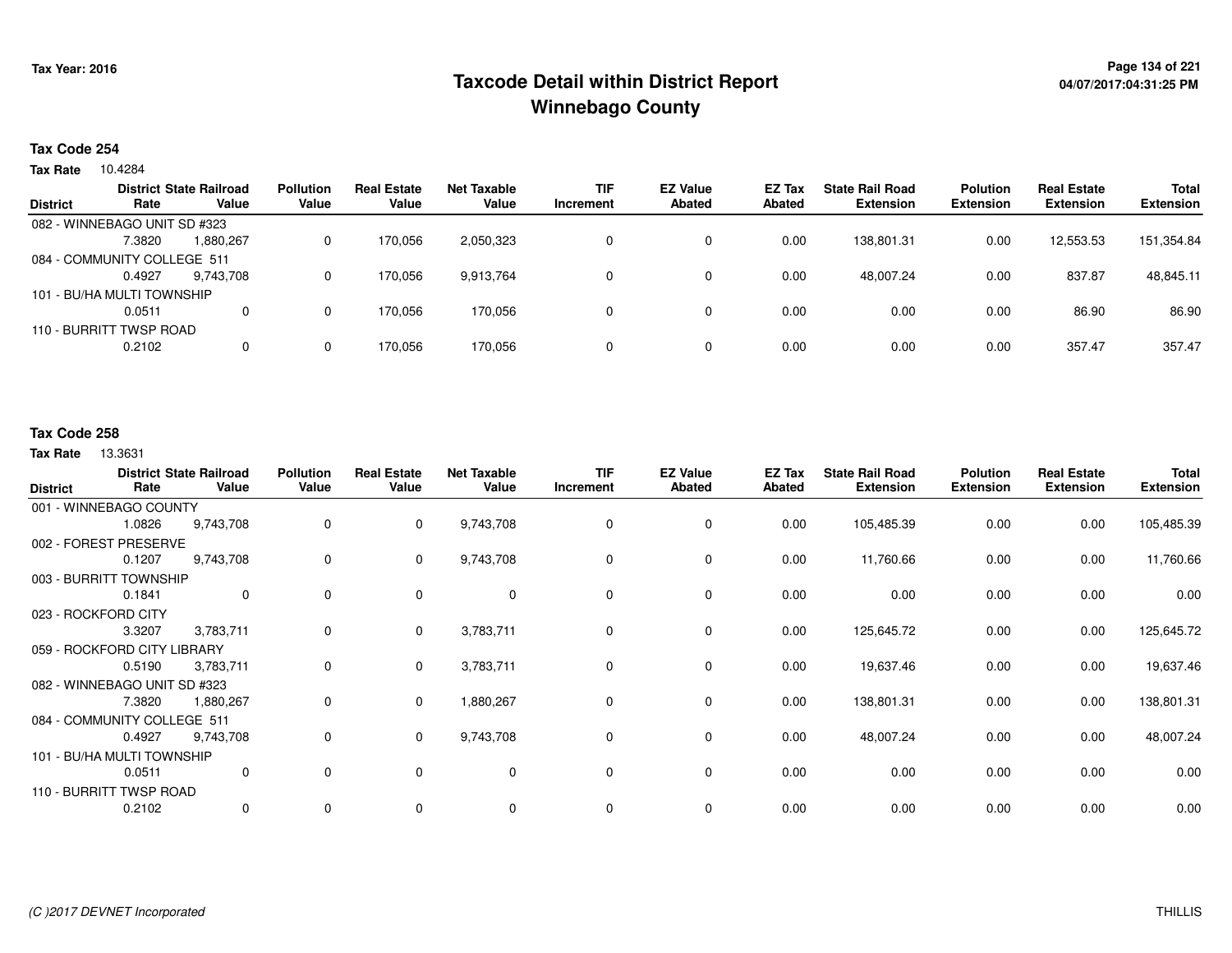# Taxcode Detail within District Report
# Winnebago County

Tax Year: 2016

**Tax Code 254**

**Tax Rate** 10.4284

| District | District Rate | State Railroad Value | Pollution Value | Real Estate Value | Net Taxable Value | TIF Increment | EZ Value Abated | EZ Tax Abated | State Rail Road Extension | Polution Extension | Real Estate Extension | Total Extension |
|---|---|---|---|---|---|---|---|---|---|---|---|---|
| 082 - WINNEBAGO UNIT SD #323 | 7.3820 | 1,880,267 | 0 | 170,056 | 2,050,323 | 0 | 0 | 0.00 | 138,801.31 | 0.00 | 12,553.53 | 151,354.84 |
| 084 - COMMUNITY COLLEGE 511 | 0.4927 | 9,743,708 | 0 | 170,056 | 9,913,764 | 0 | 0 | 0.00 | 48,007.24 | 0.00 | 837.87 | 48,845.11 |
| 101 - BU/HA MULTI TOWNSHIP | 0.0511 | 0 | 0 | 170,056 | 170,056 | 0 | 0 | 0.00 | 0.00 | 0.00 | 86.90 | 86.90 |
| 110 - BURRITT TWSP ROAD | 0.2102 | 0 | 0 | 170,056 | 170,056 | 0 | 0 | 0.00 | 0.00 | 0.00 | 357.47 | 357.47 |

**Tax Code 258**

**Tax Rate** 13.3631

| District | District Rate | State Railroad Value | Pollution Value | Real Estate Value | Net Taxable Value | TIF Increment | EZ Value Abated | EZ Tax Abated | State Rail Road Extension | Polution Extension | Real Estate Extension | Total Extension |
|---|---|---|---|---|---|---|---|---|---|---|---|---|
| 001 - WINNEBAGO COUNTY | 1.0826 | 9,743,708 | 0 | 0 | 9,743,708 | 0 | 0 | 0.00 | 105,485.39 | 0.00 | 0.00 | 105,485.39 |
| 002 - FOREST PRESERVE | 0.1207 | 9,743,708 | 0 | 0 | 9,743,708 | 0 | 0 | 0.00 | 11,760.66 | 0.00 | 0.00 | 11,760.66 |
| 003 - BURRITT TOWNSHIP | 0.1841 | 0 | 0 | 0 | 0 | 0 | 0 | 0.00 | 0.00 | 0.00 | 0.00 | 0.00 |
| 023 - ROCKFORD CITY | 3.3207 | 3,783,711 | 0 | 0 | 3,783,711 | 0 | 0 | 0.00 | 125,645.72 | 0.00 | 0.00 | 125,645.72 |
| 059 - ROCKFORD CITY LIBRARY | 0.5190 | 3,783,711 | 0 | 0 | 3,783,711 | 0 | 0 | 0.00 | 19,637.46 | 0.00 | 0.00 | 19,637.46 |
| 082 - WINNEBAGO UNIT SD #323 | 7.3820 | 1,880,267 | 0 | 0 | 1,880,267 | 0 | 0 | 0.00 | 138,801.31 | 0.00 | 0.00 | 138,801.31 |
| 084 - COMMUNITY COLLEGE 511 | 0.4927 | 9,743,708 | 0 | 0 | 9,743,708 | 0 | 0 | 0.00 | 48,007.24 | 0.00 | 0.00 | 48,007.24 |
| 101 - BU/HA MULTI TOWNSHIP | 0.0511 | 0 | 0 | 0 | 0 | 0 | 0 | 0.00 | 0.00 | 0.00 | 0.00 | 0.00 |
| 110 - BURRITT TWSP ROAD | 0.2102 | 0 | 0 | 0 | 0 | 0 | 0 | 0.00 | 0.00 | 0.00 | 0.00 | 0.00 |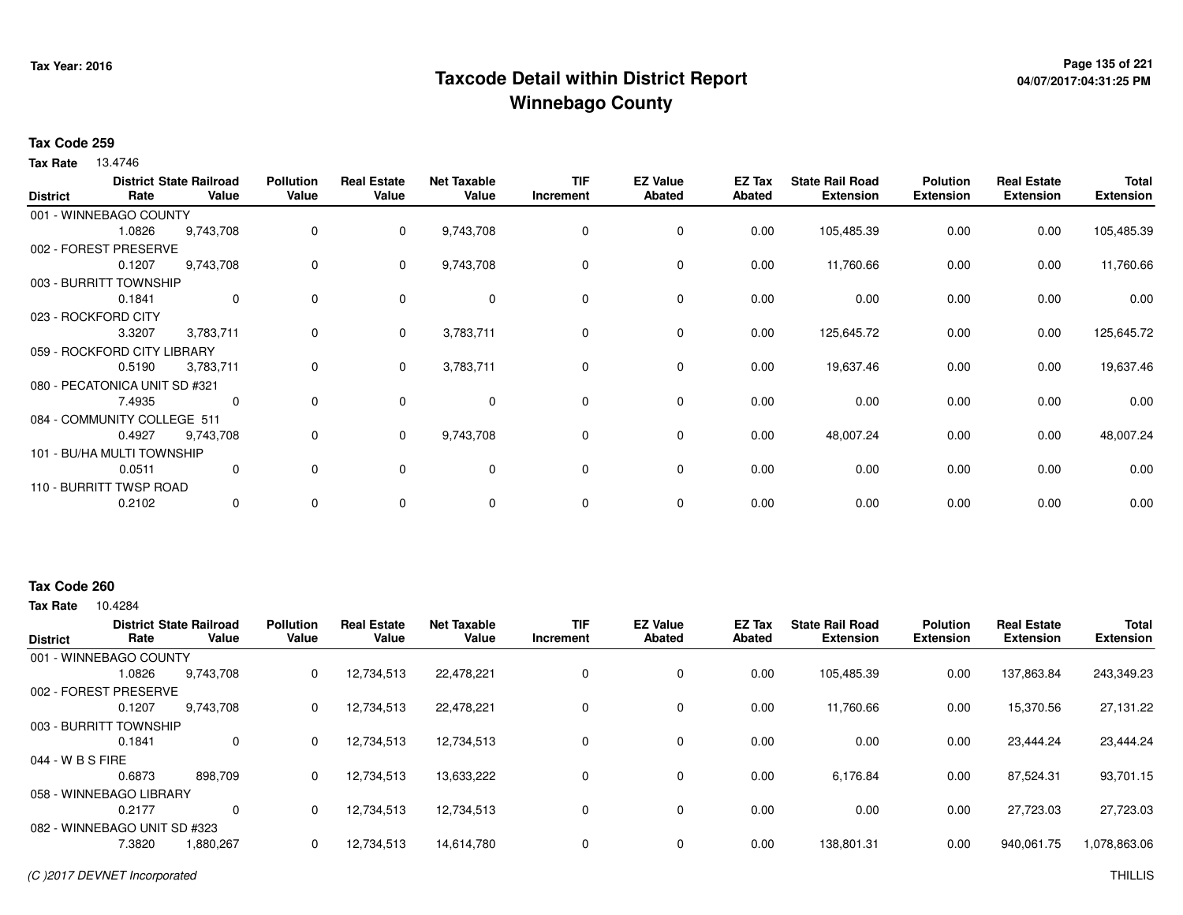# Taxcode Detail within District Report
# Winnebago County

Tax Year: 2016

**Tax Code 259**

**Tax Rate** 13.4746

| District | District Rate | State Railroad Value | Pollution Value | Real Estate Value | Net Taxable Value | TIF Increment | EZ Value Abated | EZ Tax Abated | State Rail Road Extension | Polution Extension | Real Estate Extension | Total Extension |
|---|---|---|---|---|---|---|---|---|---|---|---|---|
| 001 - WINNEBAGO COUNTY | | | | | | | | | | | | |
| | 1.0826 | 9,743,708 | 0 | 0 | 9,743,708 | 0 | 0 | 0.00 | 105,485.39 | 0.00 | 0.00 | 105,485.39 |
| 002 - FOREST PRESERVE | | | | | | | | | | | | |
| | 0.1207 | 9,743,708 | 0 | 0 | 9,743,708 | 0 | 0 | 0.00 | 11,760.66 | 0.00 | 0.00 | 11,760.66 |
| 003 - BURRITT TOWNSHIP | | | | | | | | | | | | |
| | 0.1841 | 0 | 0 | 0 | 0 | 0 | 0 | 0.00 | 0.00 | 0.00 | 0.00 | 0.00 |
| 023 - ROCKFORD CITY | | | | | | | | | | | | |
| | 3.3207 | 3,783,711 | 0 | 0 | 3,783,711 | 0 | 0 | 0.00 | 125,645.72 | 0.00 | 0.00 | 125,645.72 |
| 059 - ROCKFORD CITY LIBRARY | | | | | | | | | | | | |
| | 0.5190 | 3,783,711 | 0 | 0 | 3,783,711 | 0 | 0 | 0.00 | 19,637.46 | 0.00 | 0.00 | 19,637.46 |
| 080 - PECATONICA UNIT SD #321 | | | | | | | | | | | | |
| | 7.4935 | 0 | 0 | 0 | 0 | 0 | 0 | 0.00 | 0.00 | 0.00 | 0.00 | 0.00 |
| 084 - COMMUNITY COLLEGE 511 | | | | | | | | | | | | |
| | 0.4927 | 9,743,708 | 0 | 0 | 9,743,708 | 0 | 0 | 0.00 | 48,007.24 | 0.00 | 0.00 | 48,007.24 |
| 101 - BU/HA MULTI TOWNSHIP | | | | | | | | | | | | |
| | 0.0511 | 0 | 0 | 0 | 0 | 0 | 0 | 0.00 | 0.00 | 0.00 | 0.00 | 0.00 |
| 110 - BURRITT TWSP ROAD | | | | | | | | | | | | |
| | 0.2102 | 0 | 0 | 0 | 0 | 0 | 0 | 0.00 | 0.00 | 0.00 | 0.00 | 0.00 |

**Tax Code 260**

**Tax Rate** 10.4284

| District | District Rate | State Railroad Value | Pollution Value | Real Estate Value | Net Taxable Value | TIF Increment | EZ Value Abated | EZ Tax Abated | State Rail Road Extension | Polution Extension | Real Estate Extension | Total Extension |
|---|---|---|---|---|---|---|---|---|---|---|---|---|
| 001 - WINNEBAGO COUNTY | | | | | | | | | | | | |
| | 1.0826 | 9,743,708 | 0 | 12,734,513 | 22,478,221 | 0 | 0 | 0.00 | 105,485.39 | 0.00 | 137,863.84 | 243,349.23 |
| 002 - FOREST PRESERVE | | | | | | | | | | | | |
| | 0.1207 | 9,743,708 | 0 | 12,734,513 | 22,478,221 | 0 | 0 | 0.00 | 11,760.66 | 0.00 | 15,370.56 | 27,131.22 |
| 003 - BURRITT TOWNSHIP | | | | | | | | | | | | |
| | 0.1841 | 0 | 0 | 12,734,513 | 12,734,513 | 0 | 0 | 0.00 | 0.00 | 0.00 | 23,444.24 | 23,444.24 |
| 044 - W B S FIRE | | | | | | | | | | | | |
| | 0.6873 | 898,709 | 0 | 12,734,513 | 13,633,222 | 0 | 0 | 0.00 | 6,176.84 | 0.00 | 87,524.31 | 93,701.15 |
| 058 - WINNEBAGO LIBRARY | | | | | | | | | | | | |
| | 0.2177 | 0 | 0 | 12,734,513 | 12,734,513 | 0 | 0 | 0.00 | 0.00 | 0.00 | 27,723.03 | 27,723.03 |
| 082 - WINNEBAGO UNIT SD #323 | | | | | | | | | | | | |
| | 7.3820 | 1,880,267 | 0 | 12,734,513 | 14,614,780 | 0 | 0 | 0.00 | 138,801.31 | 0.00 | 940,061.75 | 1,078,863.06 |

(C )2017 DEVNET Incorporated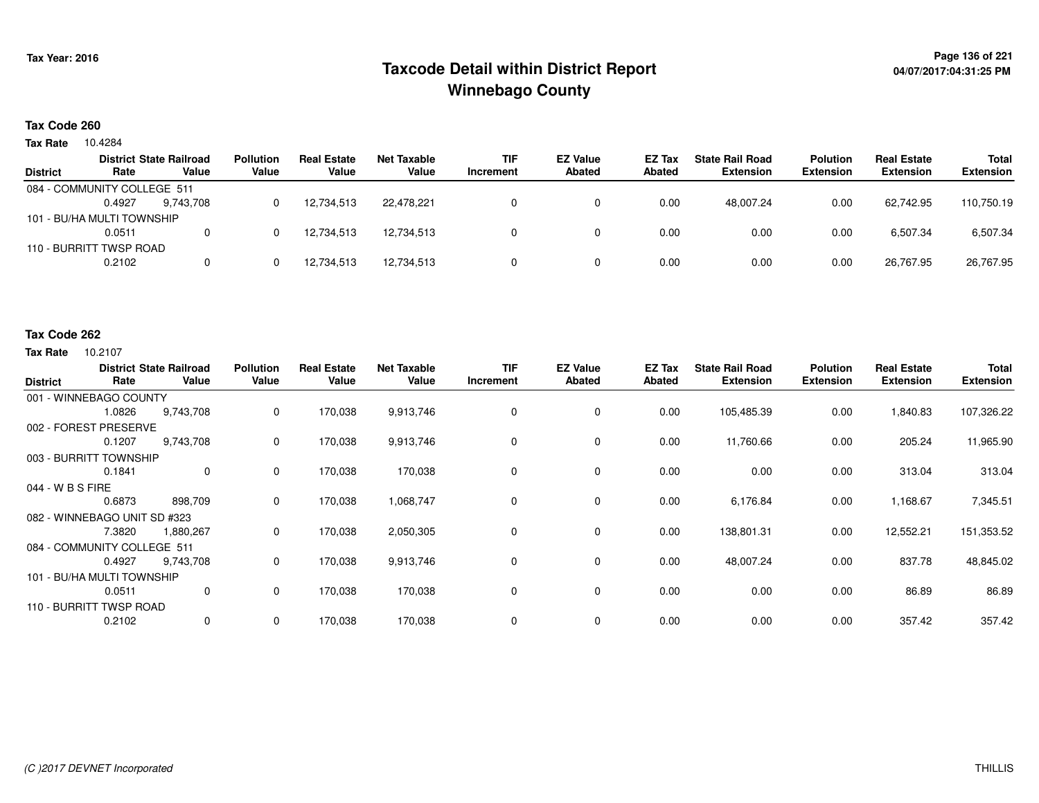# Taxcode Detail within District Report
## Winnebago County

Tax Year: 2016

04/07/2017:04:31:25 PM

### Tax Code 260

**Tax Rate** 10.4284

| District | District Rate | State Railroad Value | Pollution Value | Real Estate Value | Net Taxable Value | TIF Increment | EZ Value Abated | EZ Tax Abated | State Rail Road Extension | Polution Extension | Real Estate Extension | Total Extension |
|---|---|---|---|---|---|---|---|---|---|---|---|---|
| 084 - COMMUNITY COLLEGE 511 | 0.4927 | 9,743,708 | 0 | 12,734,513 | 22,478,221 | 0 | 0 | 0.00 | 48,007.24 | 0.00 | 62,742.95 | 110,750.19 |
| 101 - BU/HA MULTI TOWNSHIP | 0.0511 | 0 | 0 | 12,734,513 | 12,734,513 | 0 | 0 | 0.00 | 0.00 | 0.00 | 6,507.34 | 6,507.34 |
| 110 - BURRITT TWSP ROAD | 0.2102 | 0 | 0 | 12,734,513 | 12,734,513 | 0 | 0 | 0.00 | 0.00 | 0.00 | 26,767.95 | 26,767.95 |

### Tax Code 262

**Tax Rate** 10.2107

| District | District Rate | State Railroad Value | Pollution Value | Real Estate Value | Net Taxable Value | TIF Increment | EZ Value Abated | EZ Tax Abated | State Rail Road Extension | Polution Extension | Real Estate Extension | Total Extension |
|---|---|---|---|---|---|---|---|---|---|---|---|---|
| 001 - WINNEBAGO COUNTY | 1.0826 | 9,743,708 | 0 | 170,038 | 9,913,746 | 0 | 0 | 0.00 | 105,485.39 | 0.00 | 1,840.83 | 107,326.22 |
| 002 - FOREST PRESERVE | 0.1207 | 9,743,708 | 0 | 170,038 | 9,913,746 | 0 | 0 | 0.00 | 11,760.66 | 0.00 | 205.24 | 11,965.90 |
| 003 - BURRITT TOWNSHIP | 0.1841 | 0 | 0 | 170,038 | 170,038 | 0 | 0 | 0.00 | 0.00 | 0.00 | 313.04 | 313.04 |
| 044 - W B S FIRE | 0.6873 | 898,709 | 0 | 170,038 | 1,068,747 | 0 | 0 | 0.00 | 6,176.84 | 0.00 | 1,168.67 | 7,345.51 |
| 082 - WINNEBAGO UNIT SD #323 | 7.3820 | 1,880,267 | 0 | 170,038 | 2,050,305 | 0 | 0 | 0.00 | 138,801.31 | 0.00 | 12,552.21 | 151,353.52 |
| 084 - COMMUNITY COLLEGE 511 | 0.4927 | 9,743,708 | 0 | 170,038 | 9,913,746 | 0 | 0 | 0.00 | 48,007.24 | 0.00 | 837.78 | 48,845.02 |
| 101 - BU/HA MULTI TOWNSHIP | 0.0511 | 0 | 0 | 170,038 | 170,038 | 0 | 0 | 0.00 | 0.00 | 0.00 | 86.89 | 86.89 |
| 110 - BURRITT TWSP ROAD | 0.2102 | 0 | 0 | 170,038 | 170,038 | 0 | 0 | 0.00 | 0.00 | 0.00 | 357.42 | 357.42 |

*(C )2017 DEVNET Incorporated* THILLIS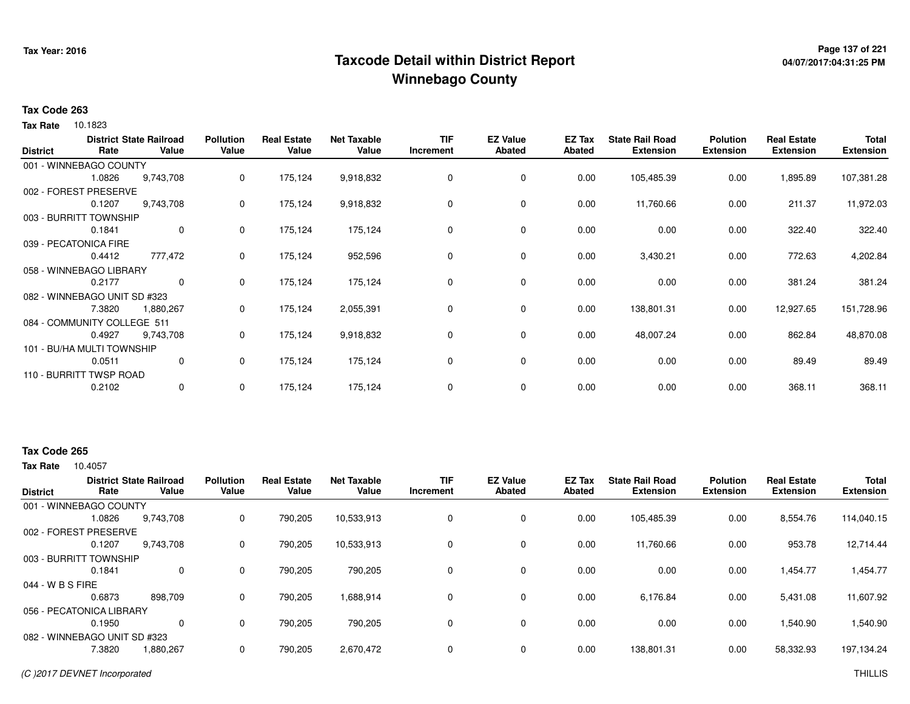# Taxcode Detail within District Report
## Winnebago County

Tax Year: 2016

**Tax Code 263**

**Tax Rate** 10.1823

| District | District Rate | State Railroad Value | Pollution Value | Real Estate Value | Net Taxable Value | TIF Increment | EZ Value Abated | EZ Tax Abated | State Rail Road Extension | Polution Extension | Real Estate Extension | Total Extension |
|---|---|---|---|---|---|---|---|---|---|---|---|---|
| 001 - WINNEBAGO COUNTY | 1.0826 | 9,743,708 | 0 | 175,124 | 9,918,832 | 0 | 0 | 0.00 | 105,485.39 | 0.00 | 1,895.89 | 107,381.28 |
| 002 - FOREST PRESERVE | 0.1207 | 9,743,708 | 0 | 175,124 | 9,918,832 | 0 | 0 | 0.00 | 11,760.66 | 0.00 | 211.37 | 11,972.03 |
| 003 - BURRITT TOWNSHIP | 0.1841 | 0 | 0 | 175,124 | 175,124 | 0 | 0 | 0.00 | 0.00 | 0.00 | 322.40 | 322.40 |
| 039 - PECATONICA FIRE | 0.4412 | 777,472 | 0 | 175,124 | 952,596 | 0 | 0 | 0.00 | 3,430.21 | 0.00 | 772.63 | 4,202.84 |
| 058 - WINNEBAGO LIBRARY | 0.2177 | 0 | 0 | 175,124 | 175,124 | 0 | 0 | 0.00 | 0.00 | 0.00 | 381.24 | 381.24 |
| 082 - WINNEBAGO UNIT SD #323 | 7.3820 | 1,880,267 | 0 | 175,124 | 2,055,391 | 0 | 0 | 0.00 | 138,801.31 | 0.00 | 12,927.65 | 151,728.96 |
| 084 - COMMUNITY COLLEGE 511 | 0.4927 | 9,743,708 | 0 | 175,124 | 9,918,832 | 0 | 0 | 0.00 | 48,007.24 | 0.00 | 862.84 | 48,870.08 |
| 101 - BU/HA MULTI TOWNSHIP | 0.0511 | 0 | 0 | 175,124 | 175,124 | 0 | 0 | 0.00 | 0.00 | 0.00 | 89.49 | 89.49 |
| 110 - BURRITT TWSP ROAD | 0.2102 | 0 | 0 | 175,124 | 175,124 | 0 | 0 | 0.00 | 0.00 | 0.00 | 368.11 | 368.11 |

**Tax Code 265**

**Tax Rate** 10.4057

| District | District Rate | State Railroad Value | Pollution Value | Real Estate Value | Net Taxable Value | TIF Increment | EZ Value Abated | EZ Tax Abated | State Rail Road Extension | Polution Extension | Real Estate Extension | Total Extension |
|---|---|---|---|---|---|---|---|---|---|---|---|---|
| 001 - WINNEBAGO COUNTY | 1.0826 | 9,743,708 | 0 | 790,205 | 10,533,913 | 0 | 0 | 0.00 | 105,485.39 | 0.00 | 8,554.76 | 114,040.15 |
| 002 - FOREST PRESERVE | 0.1207 | 9,743,708 | 0 | 790,205 | 10,533,913 | 0 | 0 | 0.00 | 11,760.66 | 0.00 | 953.78 | 12,714.44 |
| 003 - BURRITT TOWNSHIP | 0.1841 | 0 | 0 | 790,205 | 790,205 | 0 | 0 | 0.00 | 0.00 | 0.00 | 1,454.77 | 1,454.77 |
| 044 - W B S FIRE | 0.6873 | 898,709 | 0 | 790,205 | 1,688,914 | 0 | 0 | 0.00 | 6,176.84 | 0.00 | 5,431.08 | 11,607.92 |
| 056 - PECATONICA LIBRARY | 0.1950 | 0 | 0 | 790,205 | 790,205 | 0 | 0 | 0.00 | 0.00 | 0.00 | 1,540.90 | 1,540.90 |
| 082 - WINNEBAGO UNIT SD #323 | 7.3820 | 1,880,267 | 0 | 790,205 | 2,670,472 | 0 | 0 | 0.00 | 138,801.31 | 0.00 | 58,332.93 | 197,134.24 |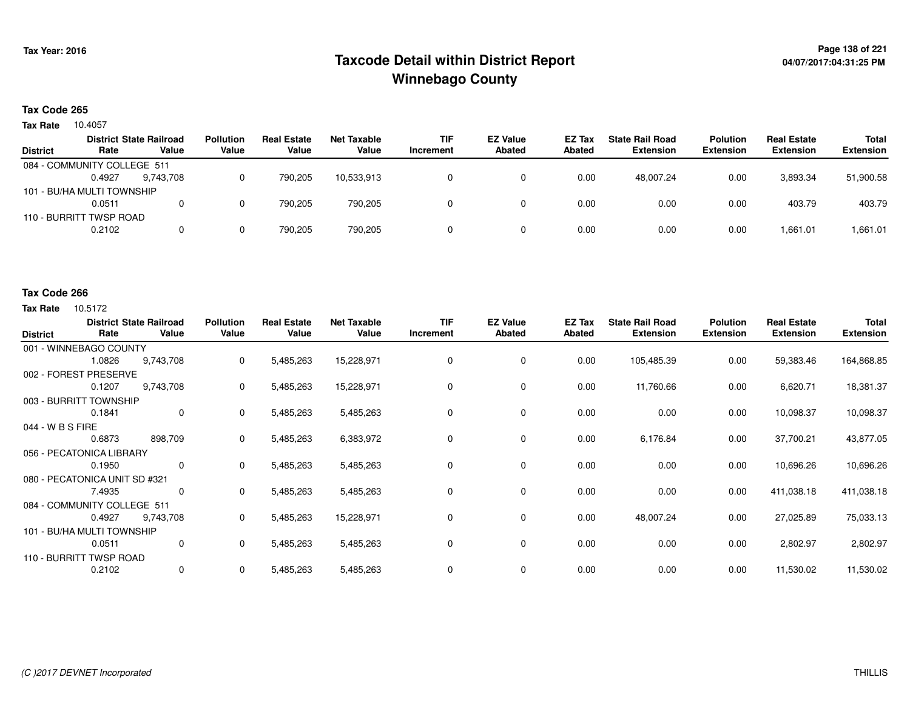# Taxcode Detail within District Report
## Winnebago County

Tax Year: 2016

**Tax Code 265**

**Tax Rate** 10.4057

| District | District Rate | State Railroad Value | Pollution Value | Real Estate Value | Net Taxable Value | TIF Increment | EZ Value Abated | EZ Tax Abated | State Rail Road Extension | Polution Extension | Real Estate Extension | Total Extension |
|---|---|---|---|---|---|---|---|---|---|---|---|---|
| 084 - COMMUNITY COLLEGE 511 | 0.4927 | 9,743,708 | 0 | 790,205 | 10,533,913 | 0 | 0 | 0.00 | 48,007.24 | 0.00 | 3,893.34 | 51,900.58 |
| 101 - BU/HA MULTI TOWNSHIP | 0.0511 | 0 | 0 | 790,205 | 790,205 | 0 | 0 | 0.00 | 0.00 | 0.00 | 403.79 | 403.79 |
| 110 - BURRITT TWSP ROAD | 0.2102 | 0 | 0 | 790,205 | 790,205 | 0 | 0 | 0.00 | 0.00 | 0.00 | 1,661.01 | 1,661.01 |

**Tax Code 266**

**Tax Rate** 10.5172

| District | District Rate | State Railroad Value | Pollution Value | Real Estate Value | Net Taxable Value | TIF Increment | EZ Value Abated | EZ Tax Abated | State Rail Road Extension | Polution Extension | Real Estate Extension | Total Extension |
|---|---|---|---|---|---|---|---|---|---|---|---|---|
| 001 - WINNEBAGO COUNTY | 1.0826 | 9,743,708 | 0 | 5,485,263 | 15,228,971 | 0 | 0 | 0.00 | 105,485.39 | 0.00 | 59,383.46 | 164,868.85 |
| 002 - FOREST PRESERVE | 0.1207 | 9,743,708 | 0 | 5,485,263 | 15,228,971 | 0 | 0 | 0.00 | 11,760.66 | 0.00 | 6,620.71 | 18,381.37 |
| 003 - BURRITT TOWNSHIP | 0.1841 | 0 | 0 | 5,485,263 | 5,485,263 | 0 | 0 | 0.00 | 0.00 | 0.00 | 10,098.37 | 10,098.37 |
| 044 - W B S FIRE | 0.6873 | 898,709 | 0 | 5,485,263 | 6,383,972 | 0 | 0 | 0.00 | 6,176.84 | 0.00 | 37,700.21 | 43,877.05 |
| 056 - PECATONICA LIBRARY | 0.1950 | 0 | 0 | 5,485,263 | 5,485,263 | 0 | 0 | 0.00 | 0.00 | 0.00 | 10,696.26 | 10,696.26 |
| 080 - PECATONICA UNIT SD #321 | 7.4935 | 0 | 0 | 5,485,263 | 5,485,263 | 0 | 0 | 0.00 | 0.00 | 0.00 | 411,038.18 | 411,038.18 |
| 084 - COMMUNITY COLLEGE 511 | 0.4927 | 9,743,708 | 0 | 5,485,263 | 15,228,971 | 0 | 0 | 0.00 | 48,007.24 | 0.00 | 27,025.89 | 75,033.13 |
| 101 - BU/HA MULTI TOWNSHIP | 0.0511 | 0 | 0 | 5,485,263 | 5,485,263 | 0 | 0 | 0.00 | 0.00 | 0.00 | 2,802.97 | 2,802.97 |
| 110 - BURRITT TWSP ROAD | 0.2102 | 0 | 0 | 5,485,263 | 5,485,263 | 0 | 0 | 0.00 | 0.00 | 0.00 | 11,530.02 | 11,530.02 |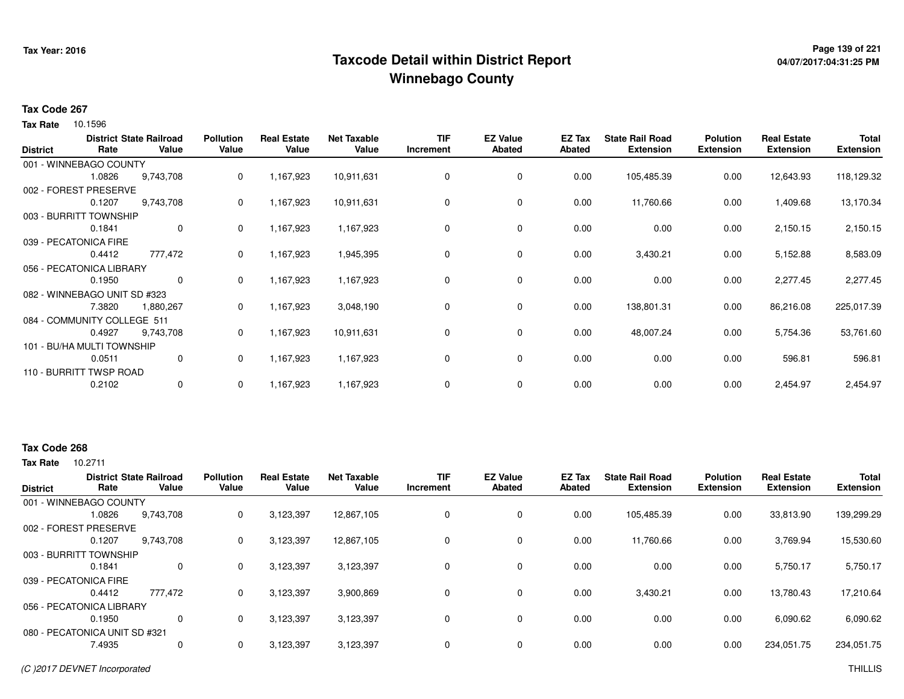# Taxcode Detail within District Report
## Winnebago County

Tax Year: 2016

04/07/2017:04:31:25 PM

**Tax Code 267**

**Tax Rate** 10.1596

| District | District Rate | State Railroad Value | Pollution Value | Real Estate Value | Net Taxable Value | TIF Increment | EZ Value Abated | EZ Tax Abated | State Rail Road Extension | Polution Extension | Real Estate Extension | Total Extension |
|---|---|---|---|---|---|---|---|---|---|---|---|---|
| 001 - WINNEBAGO COUNTY | 1.0826 | 9,743,708 | 0 | 1,167,923 | 10,911,631 | 0 | 0 | 0.00 | 105,485.39 | 0.00 | 12,643.93 | 118,129.32 |
| 002 - FOREST PRESERVE | 0.1207 | 9,743,708 | 0 | 1,167,923 | 10,911,631 | 0 | 0 | 0.00 | 11,760.66 | 0.00 | 1,409.68 | 13,170.34 |
| 003 - BURRITT TOWNSHIP | 0.1841 | 0 | 0 | 1,167,923 | 1,167,923 | 0 | 0 | 0.00 | 0.00 | 0.00 | 2,150.15 | 2,150.15 |
| 039 - PECATONICA FIRE | 0.4412 | 777,472 | 0 | 1,167,923 | 1,945,395 | 0 | 0 | 0.00 | 3,430.21 | 0.00 | 5,152.88 | 8,583.09 |
| 056 - PECATONICA LIBRARY | 0.1950 | 0 | 0 | 1,167,923 | 1,167,923 | 0 | 0 | 0.00 | 0.00 | 0.00 | 2,277.45 | 2,277.45 |
| 082 - WINNEBAGO UNIT SD #323 | 7.3820 | 1,880,267 | 0 | 1,167,923 | 3,048,190 | 0 | 0 | 0.00 | 138,801.31 | 0.00 | 86,216.08 | 225,017.39 |
| 084 - COMMUNITY COLLEGE 511 | 0.4927 | 9,743,708 | 0 | 1,167,923 | 10,911,631 | 0 | 0 | 0.00 | 48,007.24 | 0.00 | 5,754.36 | 53,761.60 |
| 101 - BU/HA MULTI TOWNSHIP | 0.0511 | 0 | 0 | 1,167,923 | 1,167,923 | 0 | 0 | 0.00 | 0.00 | 0.00 | 596.81 | 596.81 |
| 110 - BURRITT TWSP ROAD | 0.2102 | 0 | 0 | 1,167,923 | 1,167,923 | 0 | 0 | 0.00 | 0.00 | 0.00 | 2,454.97 | 2,454.97 |

**Tax Code 268**

**Tax Rate** 10.2711

| District | District Rate | State Railroad Value | Pollution Value | Real Estate Value | Net Taxable Value | TIF Increment | EZ Value Abated | EZ Tax Abated | State Rail Road Extension | Polution Extension | Real Estate Extension | Total Extension |
|---|---|---|---|---|---|---|---|---|---|---|---|---|
| 001 - WINNEBAGO COUNTY | 1.0826 | 9,743,708 | 0 | 3,123,397 | 12,867,105 | 0 | 0 | 0.00 | 105,485.39 | 0.00 | 33,813.90 | 139,299.29 |
| 002 - FOREST PRESERVE | 0.1207 | 9,743,708 | 0 | 3,123,397 | 12,867,105 | 0 | 0 | 0.00 | 11,760.66 | 0.00 | 3,769.94 | 15,530.60 |
| 003 - BURRITT TOWNSHIP | 0.1841 | 0 | 0 | 3,123,397 | 3,123,397 | 0 | 0 | 0.00 | 0.00 | 0.00 | 5,750.17 | 5,750.17 |
| 039 - PECATONICA FIRE | 0.4412 | 777,472 | 0 | 3,123,397 | 3,900,869 | 0 | 0 | 0.00 | 3,430.21 | 0.00 | 13,780.43 | 17,210.64 |
| 056 - PECATONICA LIBRARY | 0.1950 | 0 | 0 | 3,123,397 | 3,123,397 | 0 | 0 | 0.00 | 0.00 | 0.00 | 6,090.62 | 6,090.62 |
| 080 - PECATONICA UNIT SD #321 | 7.4935 | 0 | 0 | 3,123,397 | 3,123,397 | 0 | 0 | 0.00 | 0.00 | 0.00 | 234,051.75 | 234,051.75 |

(C )2017 DEVNET Incorporated

THILLIS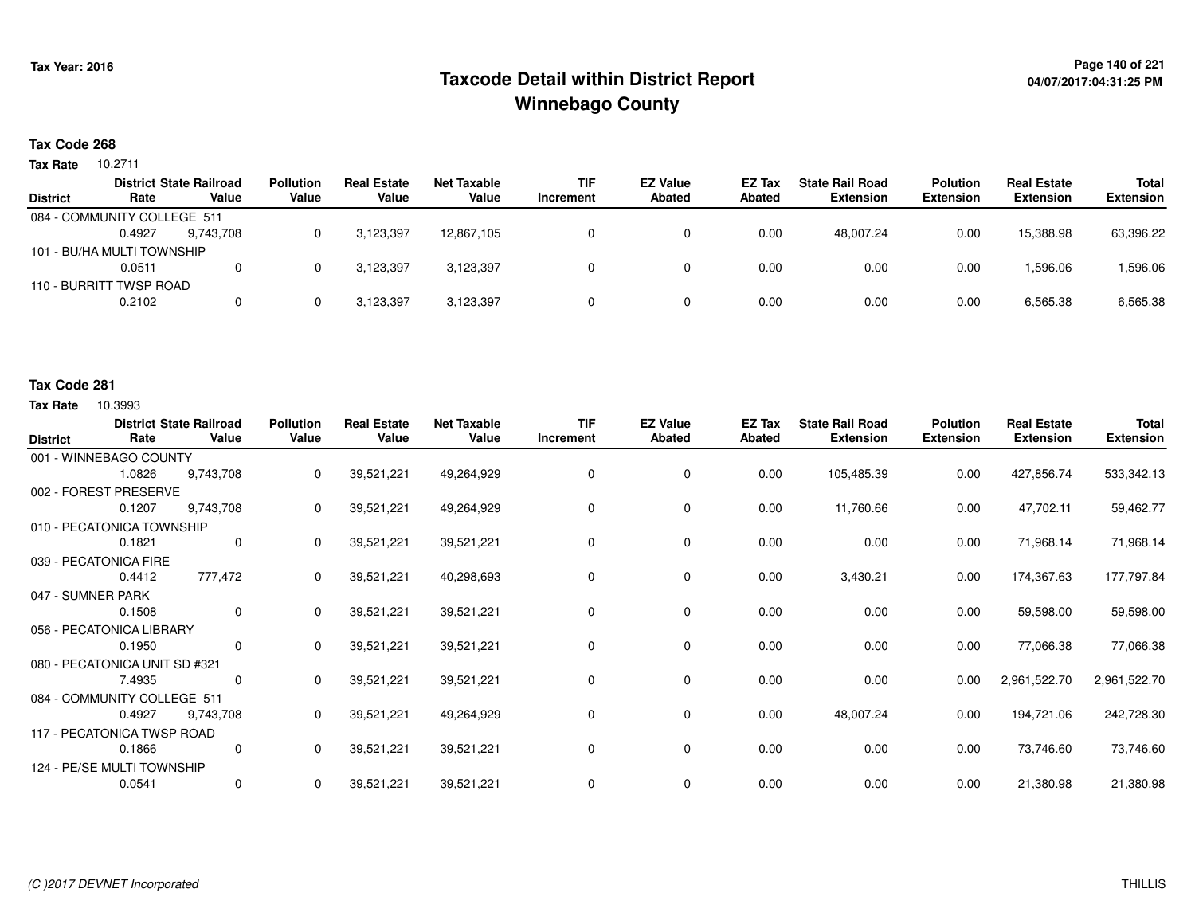# Taxcode Detail within District Report
# Winnebago County

Tax Year: 2016

04/07/2017:04:31:25 PM

## Tax Code 268

**Tax Rate** 10.2711

| District | District Rate | State Railroad Value | Pollution Value | Real Estate Value | Net Taxable Value | TIF Increment | EZ Value Abated | EZ Tax Abated | State Rail Road Extension | Polution Extension | Real Estate Extension | Total Extension |
|---|---|---|---|---|---|---|---|---|---|---|---|---|
| 084 - COMMUNITY COLLEGE 511 | 0.4927 | 9,743,708 | 0 | 3,123,397 | 12,867,105 | 0 | 0 | 0.00 | 48,007.24 | 0.00 | 15,388.98 | 63,396.22 |
| 101 - BU/HA MULTI TOWNSHIP | 0.0511 | 0 | 0 | 3,123,397 | 3,123,397 | 0 | 0 | 0.00 | 0.00 | 0.00 | 1,596.06 | 1,596.06 |
| 110 - BURRITT TWSP ROAD | 0.2102 | 0 | 0 | 3,123,397 | 3,123,397 | 0 | 0 | 0.00 | 0.00 | 0.00 | 6,565.38 | 6,565.38 |

## Tax Code 281

**Tax Rate** 10.3993

| District | District Rate | State Railroad Value | Pollution Value | Real Estate Value | Net Taxable Value | TIF Increment | EZ Value Abated | EZ Tax Abated | State Rail Road Extension | Polution Extension | Real Estate Extension | Total Extension |
|---|---|---|---|---|---|---|---|---|---|---|---|---|
| 001 - WINNEBAGO COUNTY | 1.0826 | 9,743,708 | 0 | 39,521,221 | 49,264,929 | 0 | 0 | 0.00 | 105,485.39 | 0.00 | 427,856.74 | 533,342.13 |
| 002 - FOREST PRESERVE | 0.1207 | 9,743,708 | 0 | 39,521,221 | 49,264,929 | 0 | 0 | 0.00 | 11,760.66 | 0.00 | 47,702.11 | 59,462.77 |
| 010 - PECATONICA TOWNSHIP | 0.1821 | 0 | 0 | 39,521,221 | 39,521,221 | 0 | 0 | 0.00 | 0.00 | 0.00 | 71,968.14 | 71,968.14 |
| 039 - PECATONICA FIRE | 0.4412 | 777,472 | 0 | 39,521,221 | 40,298,693 | 0 | 0 | 0.00 | 3,430.21 | 0.00 | 174,367.63 | 177,797.84 |
| 047 - SUMNER PARK | 0.1508 | 0 | 0 | 39,521,221 | 39,521,221 | 0 | 0 | 0.00 | 0.00 | 0.00 | 59,598.00 | 59,598.00 |
| 056 - PECATONICA LIBRARY | 0.1950 | 0 | 0 | 39,521,221 | 39,521,221 | 0 | 0 | 0.00 | 0.00 | 0.00 | 77,066.38 | 77,066.38 |
| 080 - PECATONICA UNIT SD #321 | 7.4935 | 0 | 0 | 39,521,221 | 39,521,221 | 0 | 0 | 0.00 | 0.00 | 0.00 | 2,961,522.70 | 2,961,522.70 |
| 084 - COMMUNITY COLLEGE 511 | 0.4927 | 9,743,708 | 0 | 39,521,221 | 49,264,929 | 0 | 0 | 0.00 | 48,007.24 | 0.00 | 194,721.06 | 242,728.30 |
| 117 - PECATONICA TWSP ROAD | 0.1866 | 0 | 0 | 39,521,221 | 39,521,221 | 0 | 0 | 0.00 | 0.00 | 0.00 | 73,746.60 | 73,746.60 |
| 124 - PE/SE MULTI TOWNSHIP | 0.0541 | 0 | 0 | 39,521,221 | 39,521,221 | 0 | 0 | 0.00 | 0.00 | 0.00 | 21,380.98 | 21,380.98 |

(C )2017 DEVNET Incorporated THILLIS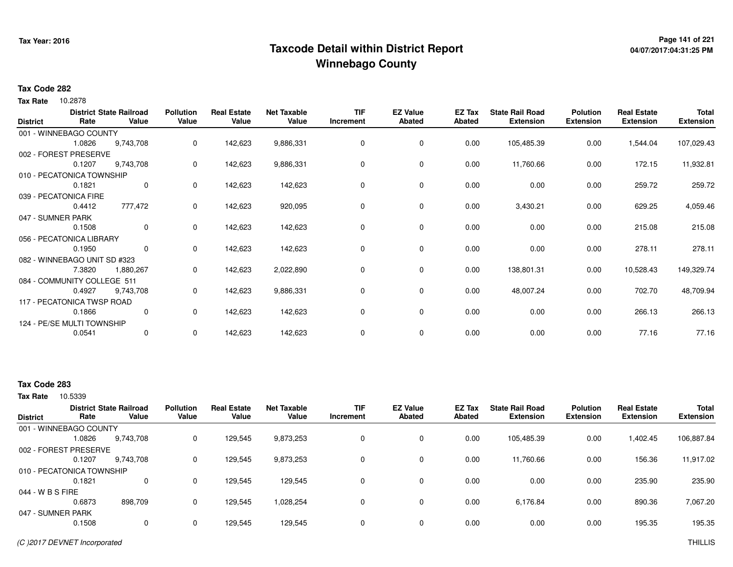# Taxcode Detail within District Report
## Winnebago County

Tax Year: 2016

**Tax Code 282**

**Tax Rate** 10.2878

| District | District Rate | State Railroad Value | Pollution Value | Real Estate Value | Net Taxable Value | TIF Increment | EZ Value Abated | EZ Tax Abated | State Rail Road Extension | Polution Extension | Real Estate Extension | Total Extension |
|---|---|---|---|---|---|---|---|---|---|---|---|---|
| 001 - WINNEBAGO COUNTY | 1.0826 | 9,743,708 | 0 | 142,623 | 9,886,331 | 0 | 0 | 0.00 | 105,485.39 | 0.00 | 1,544.04 | 107,029.43 |
| 002 - FOREST PRESERVE | 0.1207 | 9,743,708 | 0 | 142,623 | 9,886,331 | 0 | 0 | 0.00 | 11,760.66 | 0.00 | 172.15 | 11,932.81 |
| 010 - PECATONICA TOWNSHIP | 0.1821 | 0 | 0 | 142,623 | 142,623 | 0 | 0 | 0.00 | 0.00 | 0.00 | 259.72 | 259.72 |
| 039 - PECATONICA FIRE | 0.4412 | 777,472 | 0 | 142,623 | 920,095 | 0 | 0 | 0.00 | 3,430.21 | 0.00 | 629.25 | 4,059.46 |
| 047 - SUMNER PARK | 0.1508 | 0 | 0 | 142,623 | 142,623 | 0 | 0 | 0.00 | 0.00 | 0.00 | 215.08 | 215.08 |
| 056 - PECATONICA LIBRARY | 0.1950 | 0 | 0 | 142,623 | 142,623 | 0 | 0 | 0.00 | 0.00 | 0.00 | 278.11 | 278.11 |
| 082 - WINNEBAGO UNIT SD #323 | 7.3820 | 1,880,267 | 0 | 142,623 | 2,022,890 | 0 | 0 | 0.00 | 138,801.31 | 0.00 | 10,528.43 | 149,329.74 |
| 084 - COMMUNITY COLLEGE 511 | 0.4927 | 9,743,708 | 0 | 142,623 | 9,886,331 | 0 | 0 | 0.00 | 48,007.24 | 0.00 | 702.70 | 48,709.94 |
| 117 - PECATONICA TWSP ROAD | 0.1866 | 0 | 0 | 142,623 | 142,623 | 0 | 0 | 0.00 | 0.00 | 0.00 | 266.13 | 266.13 |
| 124 - PE/SE MULTI TOWNSHIP | 0.0541 | 0 | 0 | 142,623 | 142,623 | 0 | 0 | 0.00 | 0.00 | 0.00 | 77.16 | 77.16 |

**Tax Code 283**

**Tax Rate** 10.5339

| District | District Rate | State Railroad Value | Pollution Value | Real Estate Value | Net Taxable Value | TIF Increment | EZ Value Abated | EZ Tax Abated | State Rail Road Extension | Polution Extension | Real Estate Extension | Total Extension |
|---|---|---|---|---|---|---|---|---|---|---|---|---|
| 001 - WINNEBAGO COUNTY | 1.0826 | 9,743,708 | 0 | 129,545 | 9,873,253 | 0 | 0 | 0.00 | 105,485.39 | 0.00 | 1,402.45 | 106,887.84 |
| 002 - FOREST PRESERVE | 0.1207 | 9,743,708 | 0 | 129,545 | 9,873,253 | 0 | 0 | 0.00 | 11,760.66 | 0.00 | 156.36 | 11,917.02 |
| 010 - PECATONICA TOWNSHIP | 0.1821 | 0 | 0 | 129,545 | 129,545 | 0 | 0 | 0.00 | 0.00 | 0.00 | 235.90 | 235.90 |
| 044 - W B S FIRE | 0.6873 | 898,709 | 0 | 129,545 | 1,028,254 | 0 | 0 | 0.00 | 6,176.84 | 0.00 | 890.36 | 7,067.20 |
| 047 - SUMNER PARK | 0.1508 | 0 | 0 | 129,545 | 129,545 | 0 | 0 | 0.00 | 0.00 | 0.00 | 195.35 | 195.35 |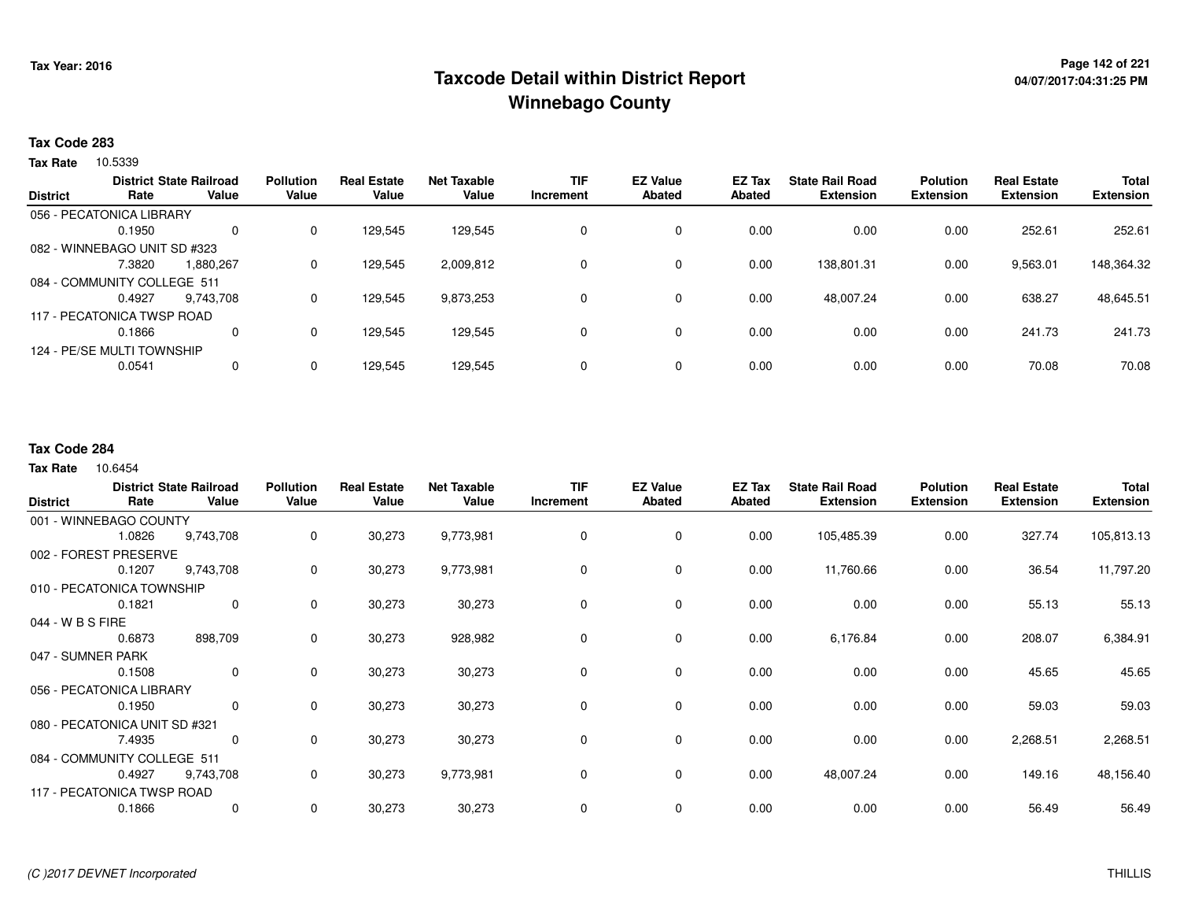**Tax Year: 2016**

# Taxcode Detail within District Report
## Winnebago County

04/07/2017:04:31:25 PM

### Tax Code 283

**Tax Rate** 10.5339

| District | District Rate | State Railroad Value | Pollution Value | Real Estate Value | Net Taxable Value | TIF Increment | EZ Value Abated | EZ Tax Abated | State Rail Road Extension | Polution Extension | Real Estate Extension | Total Extension |
|---|---|---|---|---|---|---|---|---|---|---|---|---|
| 056 - PECATONICA LIBRARY | 0.1950 | 0 | 0 | 129,545 | 129,545 | 0 | 0 | 0.00 | 0.00 | 0.00 | 252.61 | 252.61 |
| 082 - WINNEBAGO UNIT SD #323 | 7.3820 | 1,880,267 | 0 | 129,545 | 2,009,812 | 0 | 0 | 0.00 | 138,801.31 | 0.00 | 9,563.01 | 148,364.32 |
| 084 - COMMUNITY COLLEGE 511 | 0.4927 | 9,743,708 | 0 | 129,545 | 9,873,253 | 0 | 0 | 0.00 | 48,007.24 | 0.00 | 638.27 | 48,645.51 |
| 117 - PECATONICA TWSP ROAD | 0.1866 | 0 | 0 | 129,545 | 129,545 | 0 | 0 | 0.00 | 0.00 | 0.00 | 241.73 | 241.73 |
| 124 - PE/SE MULTI TOWNSHIP | 0.0541 | 0 | 0 | 129,545 | 129,545 | 0 | 0 | 0.00 | 0.00 | 0.00 | 70.08 | 70.08 |

### Tax Code 284

**Tax Rate** 10.6454

| District | District Rate | State Railroad Value | Pollution Value | Real Estate Value | Net Taxable Value | TIF Increment | EZ Value Abated | EZ Tax Abated | State Rail Road Extension | Polution Extension | Real Estate Extension | Total Extension |
|---|---|---|---|---|---|---|---|---|---|---|---|---|
| 001 - WINNEBAGO COUNTY | 1.0826 | 9,743,708 | 0 | 30,273 | 9,773,981 | 0 | 0 | 0.00 | 105,485.39 | 0.00 | 327.74 | 105,813.13 |
| 002 - FOREST PRESERVE | 0.1207 | 9,743,708 | 0 | 30,273 | 9,773,981 | 0 | 0 | 0.00 | 11,760.66 | 0.00 | 36.54 | 11,797.20 |
| 010 - PECATONICA TOWNSHIP | 0.1821 | 0 | 0 | 30,273 | 30,273 | 0 | 0 | 0.00 | 0.00 | 0.00 | 55.13 | 55.13 |
| 044 - W B S FIRE | 0.6873 | 898,709 | 0 | 30,273 | 928,982 | 0 | 0 | 0.00 | 6,176.84 | 0.00 | 208.07 | 6,384.91 |
| 047 - SUMNER PARK | 0.1508 | 0 | 0 | 30,273 | 30,273 | 0 | 0 | 0.00 | 0.00 | 0.00 | 45.65 | 45.65 |
| 056 - PECATONICA LIBRARY | 0.1950 | 0 | 0 | 30,273 | 30,273 | 0 | 0 | 0.00 | 0.00 | 0.00 | 59.03 | 59.03 |
| 080 - PECATONICA UNIT SD #321 | 7.4935 | 0 | 0 | 30,273 | 30,273 | 0 | 0 | 0.00 | 0.00 | 0.00 | 2,268.51 | 2,268.51 |
| 084 - COMMUNITY COLLEGE 511 | 0.4927 | 9,743,708 | 0 | 30,273 | 9,773,981 | 0 | 0 | 0.00 | 48,007.24 | 0.00 | 149.16 | 48,156.40 |
| 117 - PECATONICA TWSP ROAD | 0.1866 | 0 | 0 | 30,273 | 30,273 | 0 | 0 | 0.00 | 0.00 | 0.00 | 56.49 | 56.49 |

*(C )2017 DEVNET Incorporated* THILLIS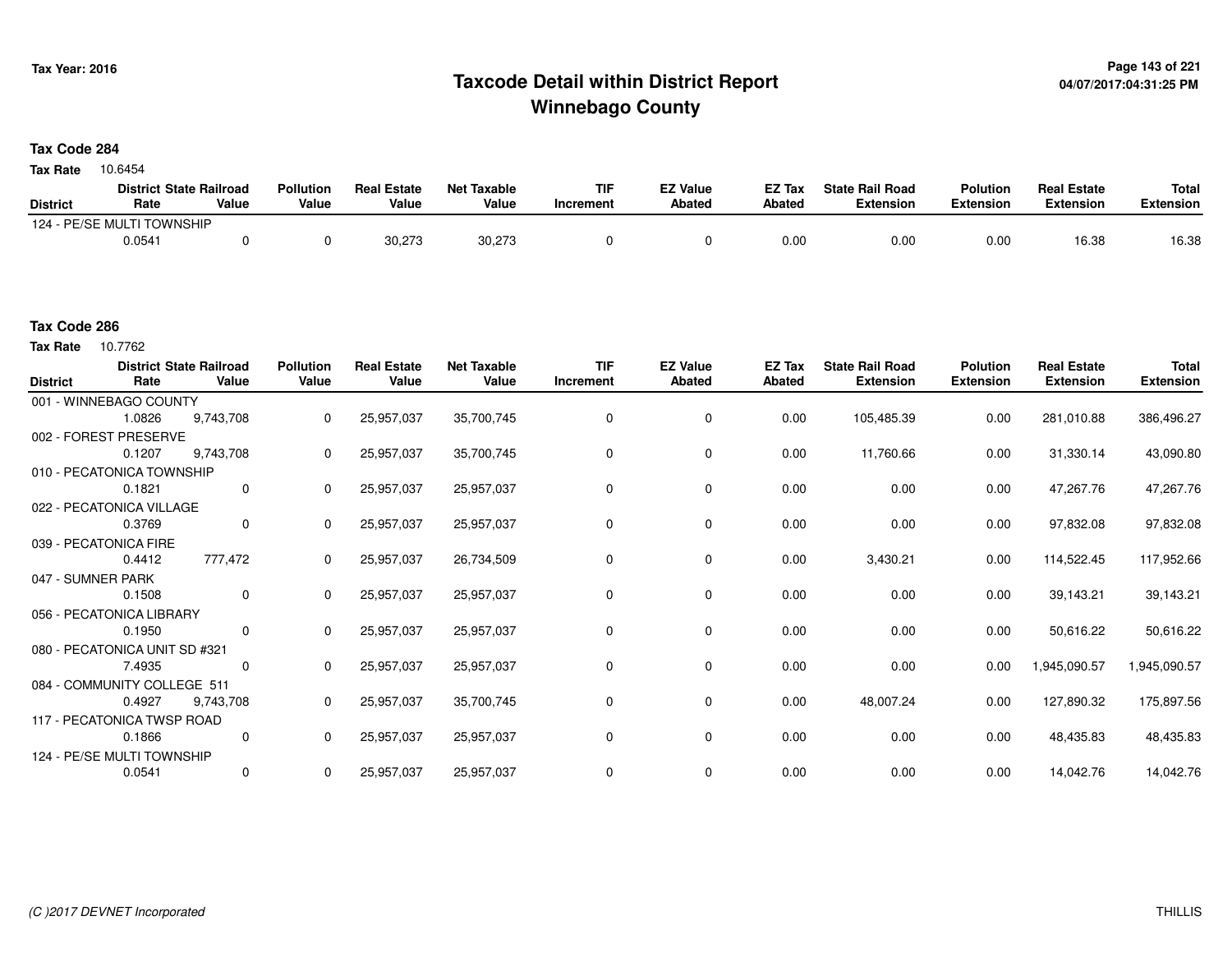# Taxcode Detail within District Report
# Winnebago County

Tax Year: 2016

## Tax Code 284

**Tax Rate** 10.6454

| District | District Rate | State Railroad Value | Pollution Value | Real Estate Value | Net Taxable Value | TIF Increment | EZ Value Abated | EZ Tax Abated | State Rail Road Extension | Polution Extension | Real Estate Extension | Total Extension |
|---|---|---|---|---|---|---|---|---|---|---|---|---|
| 124 - PE/SE MULTI TOWNSHIP | 0.0541 | 0 | 0 | 30,273 | 30,273 | 0 | 0 | 0.00 | 0.00 | 0.00 | 16.38 | 16.38 |

## Tax Code 286

**Tax Rate** 10.7762

| District | District Rate | State Railroad Value | Pollution Value | Real Estate Value | Net Taxable Value | TIF Increment | EZ Value Abated | EZ Tax Abated | State Rail Road Extension | Polution Extension | Real Estate Extension | Total Extension |
|---|---|---|---|---|---|---|---|---|---|---|---|---|
| 001 - WINNEBAGO COUNTY | 1.0826 | 9,743,708 | 0 | 25,957,037 | 35,700,745 | 0 | 0 | 0.00 | 105,485.39 | 0.00 | 281,010.88 | 386,496.27 |
| 002 - FOREST PRESERVE | 0.1207 | 9,743,708 | 0 | 25,957,037 | 35,700,745 | 0 | 0 | 0.00 | 11,760.66 | 0.00 | 31,330.14 | 43,090.80 |
| 010 - PECATONICA TOWNSHIP | 0.1821 | 0 | 0 | 25,957,037 | 25,957,037 | 0 | 0 | 0.00 | 0.00 | 0.00 | 47,267.76 | 47,267.76 |
| 022 - PECATONICA VILLAGE | 0.3769 | 0 | 0 | 25,957,037 | 25,957,037 | 0 | 0 | 0.00 | 0.00 | 0.00 | 97,832.08 | 97,832.08 |
| 039 - PECATONICA FIRE | 0.4412 | 777,472 | 0 | 25,957,037 | 26,734,509 | 0 | 0 | 0.00 | 3,430.21 | 0.00 | 114,522.45 | 117,952.66 |
| 047 - SUMNER PARK | 0.1508 | 0 | 0 | 25,957,037 | 25,957,037 | 0 | 0 | 0.00 | 0.00 | 0.00 | 39,143.21 | 39,143.21 |
| 056 - PECATONICA LIBRARY | 0.1950 | 0 | 0 | 25,957,037 | 25,957,037 | 0 | 0 | 0.00 | 0.00 | 0.00 | 50,616.22 | 50,616.22 |
| 080 - PECATONICA UNIT SD #321 | 7.4935 | 0 | 0 | 25,957,037 | 25,957,037 | 0 | 0 | 0.00 | 0.00 | 0.00 | 1,945,090.57 | 1,945,090.57 |
| 084 - COMMUNITY COLLEGE 511 | 0.4927 | 9,743,708 | 0 | 25,957,037 | 35,700,745 | 0 | 0 | 0.00 | 48,007.24 | 0.00 | 127,890.32 | 175,897.56 |
| 117 - PECATONICA TWSP ROAD | 0.1866 | 0 | 0 | 25,957,037 | 25,957,037 | 0 | 0 | 0.00 | 0.00 | 0.00 | 48,435.83 | 48,435.83 |
| 124 - PE/SE MULTI TOWNSHIP | 0.0541 | 0 | 0 | 25,957,037 | 25,957,037 | 0 | 0 | 0.00 | 0.00 | 0.00 | 14,042.76 | 14,042.76 |

(C )2017 DEVNET Incorporated THILLIS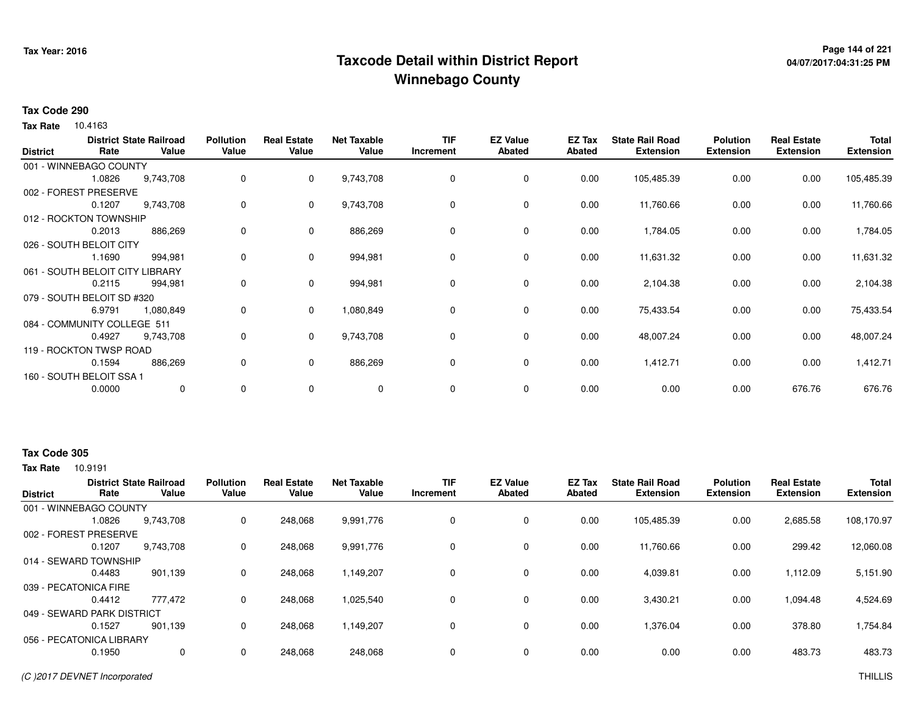# Taxcode Detail within District Report
# Winnebago County

Tax Year: 2016

**Tax Code 290**

**Tax Rate** 10.4163

| District | District Rate | State Railroad Value | Pollution Value | Real Estate Value | Net Taxable Value | TIF Increment | EZ Value Abated | EZ Tax Abated | State Rail Road Extension | Polution Extension | Real Estate Extension | Total Extension |
|---|---|---|---|---|---|---|---|---|---|---|---|---|
| 001 - WINNEBAGO COUNTY | | | | | | | | | | | | |
| | 1.0826 | 9,743,708 | 0 | 0 | 9,743,708 | 0 | 0 | 0.00 | 105,485.39 | 0.00 | 0.00 | 105,485.39 |
| 002 - FOREST PRESERVE | | | | | | | | | | | | |
| | 0.1207 | 9,743,708 | 0 | 0 | 9,743,708 | 0 | 0 | 0.00 | 11,760.66 | 0.00 | 0.00 | 11,760.66 |
| 012 - ROCKTON TOWNSHIP | | | | | | | | | | | | |
| | 0.2013 | 886,269 | 0 | 0 | 886,269 | 0 | 0 | 0.00 | 1,784.05 | 0.00 | 0.00 | 1,784.05 |
| 026 - SOUTH BELOIT CITY | | | | | | | | | | | | |
| | 1.1690 | 994,981 | 0 | 0 | 994,981 | 0 | 0 | 0.00 | 11,631.32 | 0.00 | 0.00 | 11,631.32 |
| 061 - SOUTH BELOIT CITY LIBRARY | | | | | | | | | | | | |
| | 0.2115 | 994,981 | 0 | 0 | 994,981 | 0 | 0 | 0.00 | 2,104.38 | 0.00 | 0.00 | 2,104.38 |
| 079 - SOUTH BELOIT SD #320 | | | | | | | | | | | | |
| | 6.9791 | 1,080,849 | 0 | 0 | 1,080,849 | 0 | 0 | 0.00 | 75,433.54 | 0.00 | 0.00 | 75,433.54 |
| 084 - COMMUNITY COLLEGE 511 | | | | | | | | | | | | |
| | 0.4927 | 9,743,708 | 0 | 0 | 9,743,708 | 0 | 0 | 0.00 | 48,007.24 | 0.00 | 0.00 | 48,007.24 |
| 119 - ROCKTON TWSP ROAD | | | | | | | | | | | | |
| | 0.1594 | 886,269 | 0 | 0 | 886,269 | 0 | 0 | 0.00 | 1,412.71 | 0.00 | 0.00 | 1,412.71 |
| 160 - SOUTH BELOIT SSA 1 | | | | | | | | | | | | |
| | 0.0000 | 0 | 0 | 0 | 0 | 0 | 0 | 0.00 | 0.00 | 0.00 | 676.76 | 676.76 |

**Tax Code 305**

**Tax Rate** 10.9191

| District | District Rate | State Railroad Value | Pollution Value | Real Estate Value | Net Taxable Value | TIF Increment | EZ Value Abated | EZ Tax Abated | State Rail Road Extension | Polution Extension | Real Estate Extension | Total Extension |
|---|---|---|---|---|---|---|---|---|---|---|---|---|
| 001 - WINNEBAGO COUNTY | | | | | | | | | | | | |
| | 1.0826 | 9,743,708 | 0 | 248,068 | 9,991,776 | 0 | 0 | 0.00 | 105,485.39 | 0.00 | 2,685.58 | 108,170.97 |
| 002 - FOREST PRESERVE | | | | | | | | | | | | |
| | 0.1207 | 9,743,708 | 0 | 248,068 | 9,991,776 | 0 | 0 | 0.00 | 11,760.66 | 0.00 | 299.42 | 12,060.08 |
| 014 - SEWARD TOWNSHIP | | | | | | | | | | | | |
| | 0.4483 | 901,139 | 0 | 248,068 | 1,149,207 | 0 | 0 | 0.00 | 4,039.81 | 0.00 | 1,112.09 | 5,151.90 |
| 039 - PECATONICA FIRE | | | | | | | | | | | | |
| | 0.4412 | 777,472 | 0 | 248,068 | 1,025,540 | 0 | 0 | 0.00 | 3,430.21 | 0.00 | 1,094.48 | 4,524.69 |
| 049 - SEWARD PARK DISTRICT | | | | | | | | | | | | |
| | 0.1527 | 901,139 | 0 | 248,068 | 1,149,207 | 0 | 0 | 0.00 | 1,376.04 | 0.00 | 378.80 | 1,754.84 |
| 056 - PECATONICA LIBRARY | | | | | | | | | | | | |
| | 0.1950 | 0 | 0 | 248,068 | 248,068 | 0 | 0 | 0.00 | 0.00 | 0.00 | 483.73 | 483.73 |

*(C )2017 DEVNET Incorporated*

THILLIS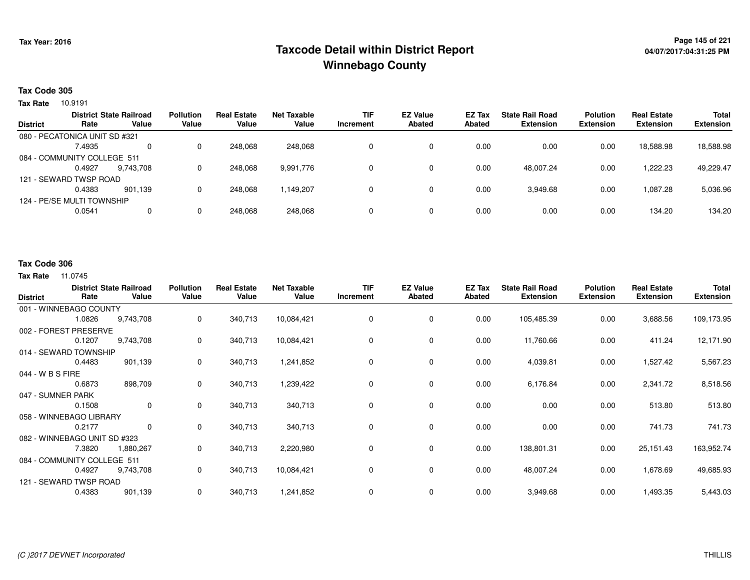# Taxcode Detail within District Report
# Winnebago County

Tax Year: 2016

**Tax Code 305**

**Tax Rate** 10.9191

| District | District Rate | State Railroad Value | Pollution Value | Real Estate Value | Net Taxable Value | TIF Increment | EZ Value Abated | EZ Tax Abated | State Rail Road Extension | Polution Extension | Real Estate Extension | Total Extension |
|---|---|---|---|---|---|---|---|---|---|---|---|---|
| 080 - PECATONICA UNIT SD #321 | 7.4935 | 0 | 0 | 248,068 | 248,068 | 0 | 0 | 0.00 | 0.00 | 0.00 | 18,588.98 | 18,588.98 |
| 084 - COMMUNITY COLLEGE 511 | 0.4927 | 9,743,708 | 0 | 248,068 | 9,991,776 | 0 | 0 | 0.00 | 48,007.24 | 0.00 | 1,222.23 | 49,229.47 |
| 121 - SEWARD TWSP ROAD | 0.4383 | 901,139 | 0 | 248,068 | 1,149,207 | 0 | 0 | 0.00 | 3,949.68 | 0.00 | 1,087.28 | 5,036.96 |
| 124 - PE/SE MULTI TOWNSHIP | 0.0541 | 0 | 0 | 248,068 | 248,068 | 0 | 0 | 0.00 | 0.00 | 0.00 | 134.20 | 134.20 |

**Tax Code 306**

**Tax Rate** 11.0745

| District | District Rate | State Railroad Value | Pollution Value | Real Estate Value | Net Taxable Value | TIF Increment | EZ Value Abated | EZ Tax Abated | State Rail Road Extension | Polution Extension | Real Estate Extension | Total Extension |
|---|---|---|---|---|---|---|---|---|---|---|---|---|
| 001 - WINNEBAGO COUNTY | 1.0826 | 9,743,708 | 0 | 340,713 | 10,084,421 | 0 | 0 | 0.00 | 105,485.39 | 0.00 | 3,688.56 | 109,173.95 |
| 002 - FOREST PRESERVE | 0.1207 | 9,743,708 | 0 | 340,713 | 10,084,421 | 0 | 0 | 0.00 | 11,760.66 | 0.00 | 411.24 | 12,171.90 |
| 014 - SEWARD TOWNSHIP | 0.4483 | 901,139 | 0 | 340,713 | 1,241,852 | 0 | 0 | 0.00 | 4,039.81 | 0.00 | 1,527.42 | 5,567.23 |
| 044 - W B S FIRE | 0.6873 | 898,709 | 0 | 340,713 | 1,239,422 | 0 | 0 | 0.00 | 6,176.84 | 0.00 | 2,341.72 | 8,518.56 |
| 047 - SUMNER PARK | 0.1508 | 0 | 0 | 340,713 | 340,713 | 0 | 0 | 0.00 | 0.00 | 0.00 | 513.80 | 513.80 |
| 058 - WINNEBAGO LIBRARY | 0.2177 | 0 | 0 | 340,713 | 340,713 | 0 | 0 | 0.00 | 0.00 | 0.00 | 741.73 | 741.73 |
| 082 - WINNEBAGO UNIT SD #323 | 7.3820 | 1,880,267 | 0 | 340,713 | 2,220,980 | 0 | 0 | 0.00 | 138,801.31 | 0.00 | 25,151.43 | 163,952.74 |
| 084 - COMMUNITY COLLEGE 511 | 0.4927 | 9,743,708 | 0 | 340,713 | 10,084,421 | 0 | 0 | 0.00 | 48,007.24 | 0.00 | 1,678.69 | 49,685.93 |
| 121 - SEWARD TWSP ROAD | 0.4383 | 901,139 | 0 | 340,713 | 1,241,852 | 0 | 0 | 0.00 | 3,949.68 | 0.00 | 1,493.35 | 5,443.03 |

*(C )2017 DEVNET Incorporated* THILLIS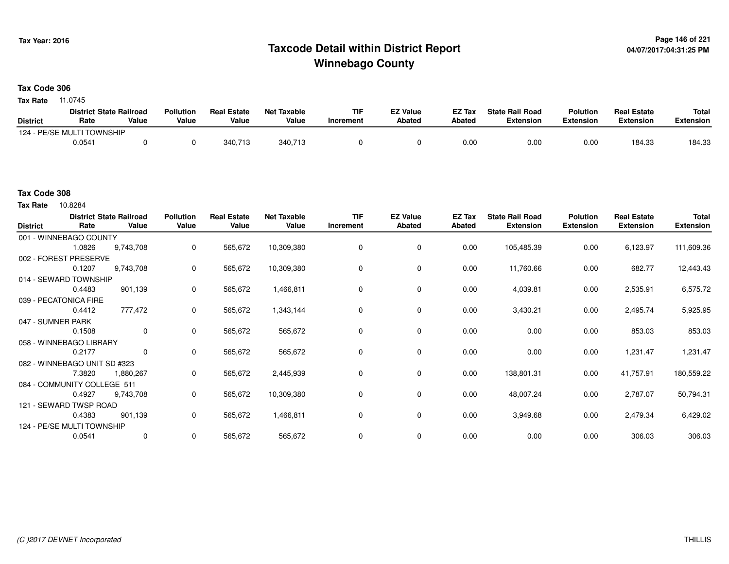# Taxcode Detail within District Report
# Winnebago County

Tax Year: 2016

04/07/2017:04:31:25 PM

**Tax Code 306**

**Tax Rate** 11.0745

| District | District Rate | State Railroad Value | Pollution Value | Real Estate Value | Net Taxable Value | TIF Increment | EZ Value Abated | EZ Tax Abated | State Rail Road Extension | Polution Extension | Real Estate Extension | Total Extension |
|---|---|---|---|---|---|---|---|---|---|---|---|---|
| 124 - PE/SE MULTI TOWNSHIP | | | | | | | | | | | | |
| | 0.0541 | 0 | 0 | 340,713 | 340,713 | 0 | 0 | 0.00 | 0.00 | 0.00 | 184.33 | 184.33 |

**Tax Code 308**

**Tax Rate** 10.8284

| District | District Rate | State Railroad Value | Pollution Value | Real Estate Value | Net Taxable Value | TIF Increment | EZ Value Abated | EZ Tax Abated | State Rail Road Extension | Polution Extension | Real Estate Extension | Total Extension |
|---|---|---|---|---|---|---|---|---|---|---|---|---|
| 001 - WINNEBAGO COUNTY | | | | | | | | | | | | |
| | 1.0826 | 9,743,708 | 0 | 565,672 | 10,309,380 | 0 | 0 | 0.00 | 105,485.39 | 0.00 | 6,123.97 | 111,609.36 |
| 002 - FOREST PRESERVE | | | | | | | | | | | | |
| | 0.1207 | 9,743,708 | 0 | 565,672 | 10,309,380 | 0 | 0 | 0.00 | 11,760.66 | 0.00 | 682.77 | 12,443.43 |
| 014 - SEWARD TOWNSHIP | | | | | | | | | | | | |
| | 0.4483 | 901,139 | 0 | 565,672 | 1,466,811 | 0 | 0 | 0.00 | 4,039.81 | 0.00 | 2,535.91 | 6,575.72 |
| 039 - PECATONICA FIRE | | | | | | | | | | | | |
| | 0.4412 | 777,472 | 0 | 565,672 | 1,343,144 | 0 | 0 | 0.00 | 3,430.21 | 0.00 | 2,495.74 | 5,925.95 |
| 047 - SUMNER PARK | | | | | | | | | | | | |
| | 0.1508 | 0 | 0 | 565,672 | 565,672 | 0 | 0 | 0.00 | 0.00 | 0.00 | 853.03 | 853.03 |
| 058 - WINNEBAGO LIBRARY | | | | | | | | | | | | |
| | 0.2177 | 0 | 0 | 565,672 | 565,672 | 0 | 0 | 0.00 | 0.00 | 0.00 | 1,231.47 | 1,231.47 |
| 082 - WINNEBAGO UNIT SD #323 | | | | | | | | | | | | |
| | 7.3820 | 1,880,267 | 0 | 565,672 | 2,445,939 | 0 | 0 | 0.00 | 138,801.31 | 0.00 | 41,757.91 | 180,559.22 |
| 084 - COMMUNITY COLLEGE 511 | | | | | | | | | | | | |
| | 0.4927 | 9,743,708 | 0 | 565,672 | 10,309,380 | 0 | 0 | 0.00 | 48,007.24 | 0.00 | 2,787.07 | 50,794.31 |
| 121 - SEWARD TWSP ROAD | | | | | | | | | | | | |
| | 0.4383 | 901,139 | 0 | 565,672 | 1,466,811 | 0 | 0 | 0.00 | 3,949.68 | 0.00 | 2,479.34 | 6,429.02 |
| 124 - PE/SE MULTI TOWNSHIP | | | | | | | | | | | | |
| | 0.0541 | 0 | 0 | 565,672 | 565,672 | 0 | 0 | 0.00 | 0.00 | 0.00 | 306.03 | 306.03 |

(C )2017 DEVNET Incorporated THILLIS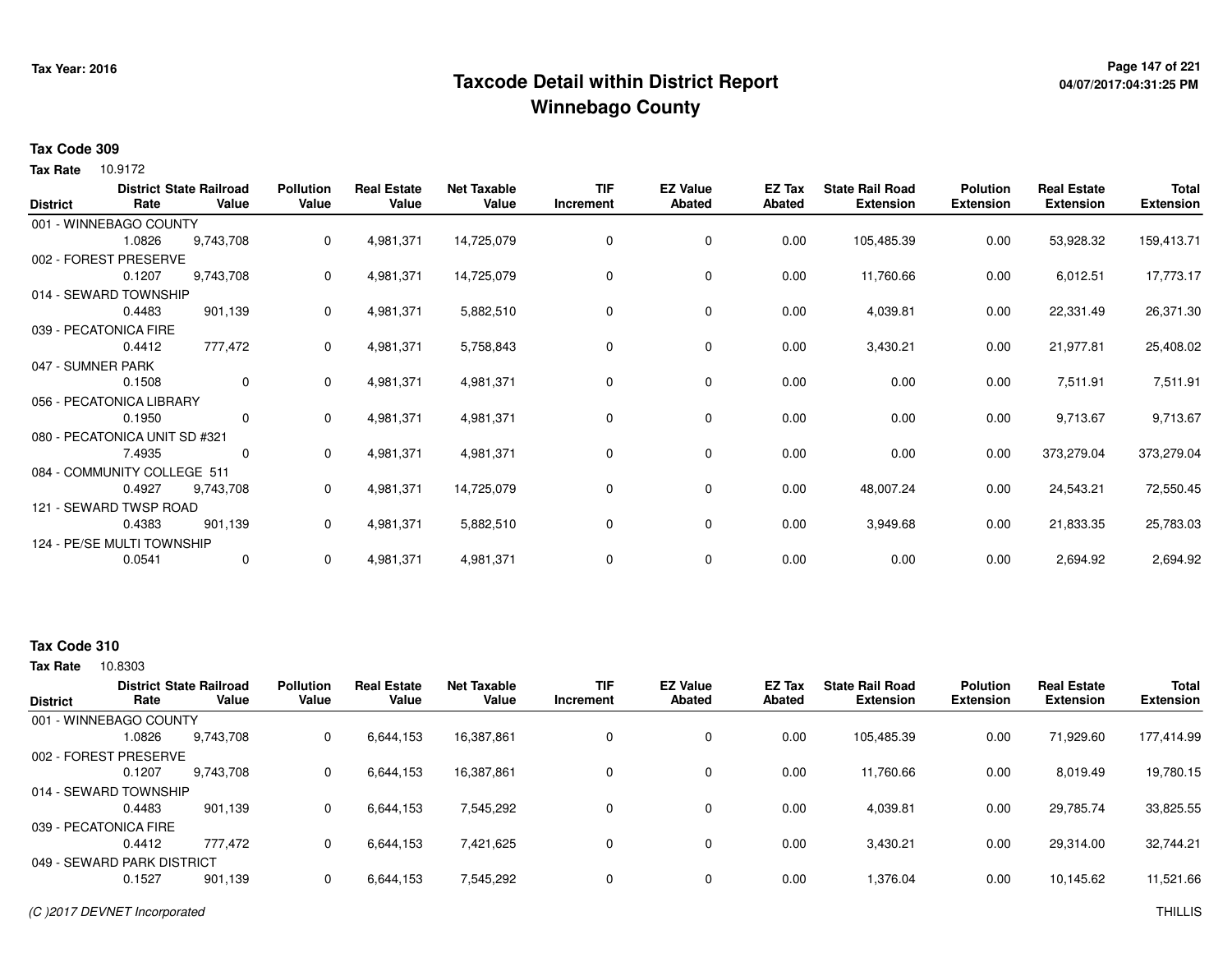# Taxcode Detail within District Report
## Winnebago County

Tax Year: 2016

**Tax Code 309**

**Tax Rate** 10.9172

| District | District Rate | State Railroad Value | Pollution Value | Real Estate Value | Net Taxable Value | TIF Increment | EZ Value Abated | EZ Tax Abated | State Rail Road Extension | Polution Extension | Real Estate Extension | Total Extension |
|---|---|---|---|---|---|---|---|---|---|---|---|---|
| 001 - WINNEBAGO COUNTY | 1.0826 | 9,743,708 | 0 | 4,981,371 | 14,725,079 | 0 | 0 | 0.00 | 105,485.39 | 0.00 | 53,928.32 | 159,413.71 |
| 002 - FOREST PRESERVE | 0.1207 | 9,743,708 | 0 | 4,981,371 | 14,725,079 | 0 | 0 | 0.00 | 11,760.66 | 0.00 | 6,012.51 | 17,773.17 |
| 014 - SEWARD TOWNSHIP | 0.4483 | 901,139 | 0 | 4,981,371 | 5,882,510 | 0 | 0 | 0.00 | 4,039.81 | 0.00 | 22,331.49 | 26,371.30 |
| 039 - PECATONICA FIRE | 0.4412 | 777,472 | 0 | 4,981,371 | 5,758,843 | 0 | 0 | 0.00 | 3,430.21 | 0.00 | 21,977.81 | 25,408.02 |
| 047 - SUMNER PARK | 0.1508 | 0 | 0 | 4,981,371 | 4,981,371 | 0 | 0 | 0.00 | 0.00 | 0.00 | 7,511.91 | 7,511.91 |
| 056 - PECATONICA LIBRARY | 0.1950 | 0 | 0 | 4,981,371 | 4,981,371 | 0 | 0 | 0.00 | 0.00 | 0.00 | 9,713.67 | 9,713.67 |
| 080 - PECATONICA UNIT SD #321 | 7.4935 | 0 | 0 | 4,981,371 | 4,981,371 | 0 | 0 | 0.00 | 0.00 | 0.00 | 373,279.04 | 373,279.04 |
| 084 - COMMUNITY COLLEGE 511 | 0.4927 | 9,743,708 | 0 | 4,981,371 | 14,725,079 | 0 | 0 | 0.00 | 48,007.24 | 0.00 | 24,543.21 | 72,550.45 |
| 121 - SEWARD TWSP ROAD | 0.4383 | 901,139 | 0 | 4,981,371 | 5,882,510 | 0 | 0 | 0.00 | 3,949.68 | 0.00 | 21,833.35 | 25,783.03 |
| 124 - PE/SE MULTI TOWNSHIP | 0.0541 | 0 | 0 | 4,981,371 | 4,981,371 | 0 | 0 | 0.00 | 0.00 | 0.00 | 2,694.92 | 2,694.92 |

**Tax Code 310**

**Tax Rate** 10.8303

| District | District Rate | State Railroad Value | Pollution Value | Real Estate Value | Net Taxable Value | TIF Increment | EZ Value Abated | EZ Tax Abated | State Rail Road Extension | Polution Extension | Real Estate Extension | Total Extension |
|---|---|---|---|---|---|---|---|---|---|---|---|---|
| 001 - WINNEBAGO COUNTY | 1.0826 | 9,743,708 | 0 | 6,644,153 | 16,387,861 | 0 | 0 | 0.00 | 105,485.39 | 0.00 | 71,929.60 | 177,414.99 |
| 002 - FOREST PRESERVE | 0.1207 | 9,743,708 | 0 | 6,644,153 | 16,387,861 | 0 | 0 | 0.00 | 11,760.66 | 0.00 | 8,019.49 | 19,780.15 |
| 014 - SEWARD TOWNSHIP | 0.4483 | 901,139 | 0 | 6,644,153 | 7,545,292 | 0 | 0 | 0.00 | 4,039.81 | 0.00 | 29,785.74 | 33,825.55 |
| 039 - PECATONICA FIRE | 0.4412 | 777,472 | 0 | 6,644,153 | 7,421,625 | 0 | 0 | 0.00 | 3,430.21 | 0.00 | 29,314.00 | 32,744.21 |
| 049 - SEWARD PARK DISTRICT | 0.1527 | 901,139 | 0 | 6,644,153 | 7,545,292 | 0 | 0 | 0.00 | 1,376.04 | 0.00 | 10,145.62 | 11,521.66 |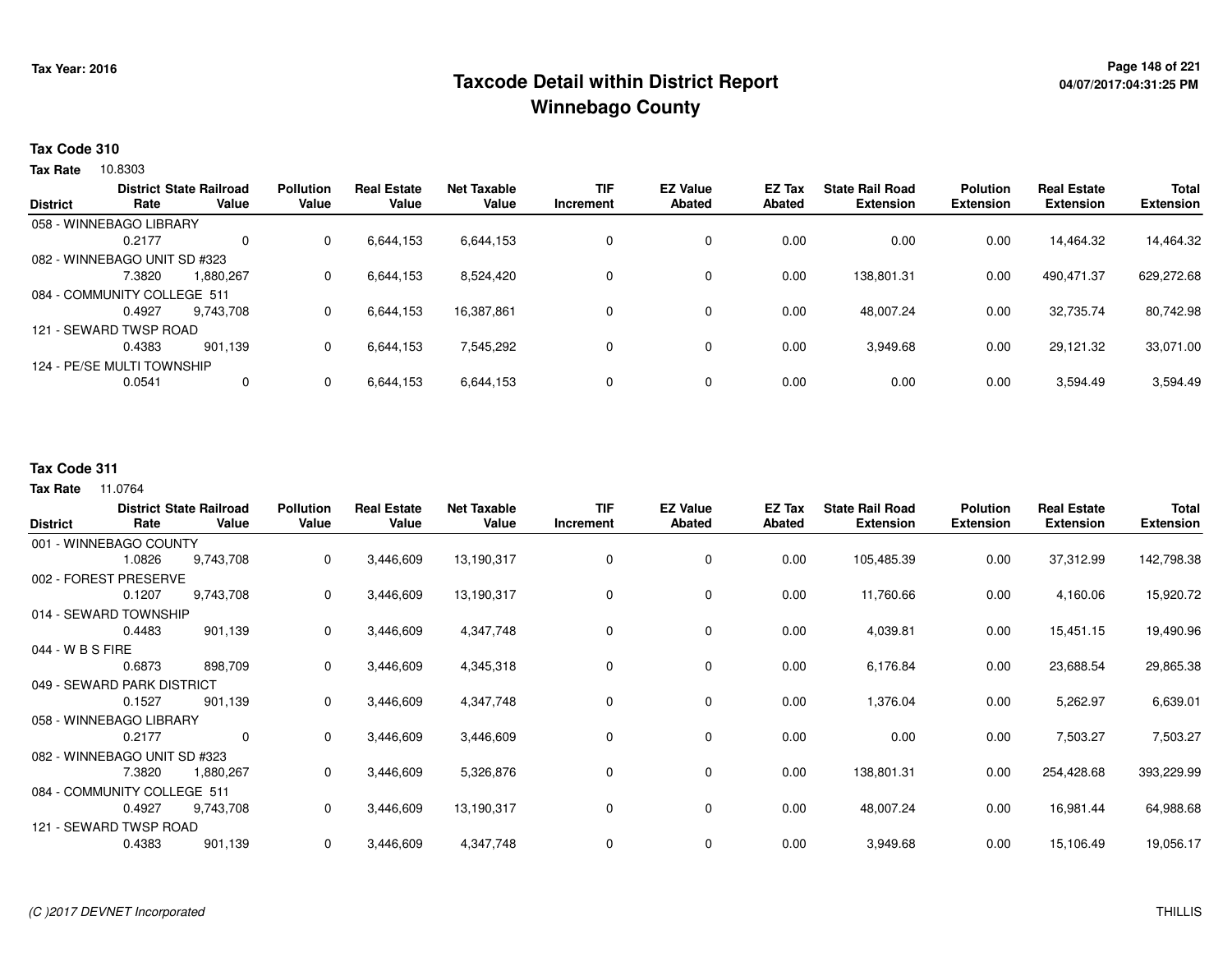Tax Year: 2016

# Taxcode Detail within District Report
## Winnebago County

04/07/2017:04:31:25 PM

**Tax Code 310**

**Tax Rate** 10.8303

| District | District Rate | State Railroad Value | Pollution Value | Real Estate Value | Net Taxable Value | TIF Increment | EZ Value Abated | EZ Tax Abated | State Rail Road Extension | Polution Extension | Real Estate Extension | Total Extension |
|---|---|---|---|---|---|---|---|---|---|---|---|---|
| 058 - WINNEBAGO LIBRARY | 0.2177 | 0 | 0 | 6,644,153 | 6,644,153 | 0 | 0 | 0.00 | 0.00 | 0.00 | 14,464.32 | 14,464.32 |
| 082 - WINNEBAGO UNIT SD #323 | 7.3820 | 1,880,267 | 0 | 6,644,153 | 8,524,420 | 0 | 0 | 0.00 | 138,801.31 | 0.00 | 490,471.37 | 629,272.68 |
| 084 - COMMUNITY COLLEGE 511 | 0.4927 | 9,743,708 | 0 | 6,644,153 | 16,387,861 | 0 | 0 | 0.00 | 48,007.24 | 0.00 | 32,735.74 | 80,742.98 |
| 121 - SEWARD TWSP ROAD | 0.4383 | 901,139 | 0 | 6,644,153 | 7,545,292 | 0 | 0 | 0.00 | 3,949.68 | 0.00 | 29,121.32 | 33,071.00 |
| 124 - PE/SE MULTI TOWNSHIP | 0.0541 | 0 | 0 | 6,644,153 | 6,644,153 | 0 | 0 | 0.00 | 0.00 | 0.00 | 3,594.49 | 3,594.49 |

**Tax Code 311**

**Tax Rate** 11.0764

| District | District Rate | State Railroad Value | Pollution Value | Real Estate Value | Net Taxable Value | TIF Increment | EZ Value Abated | EZ Tax Abated | State Rail Road Extension | Polution Extension | Real Estate Extension | Total Extension |
|---|---|---|---|---|---|---|---|---|---|---|---|---|
| 001 - WINNEBAGO COUNTY | 1.0826 | 9,743,708 | 0 | 3,446,609 | 13,190,317 | 0 | 0 | 0.00 | 105,485.39 | 0.00 | 37,312.99 | 142,798.38 |
| 002 - FOREST PRESERVE | 0.1207 | 9,743,708 | 0 | 3,446,609 | 13,190,317 | 0 | 0 | 0.00 | 11,760.66 | 0.00 | 4,160.06 | 15,920.72 |
| 014 - SEWARD TOWNSHIP | 0.4483 | 901,139 | 0 | 3,446,609 | 4,347,748 | 0 | 0 | 0.00 | 4,039.81 | 0.00 | 15,451.15 | 19,490.96 |
| 044 - W B S FIRE | 0.6873 | 898,709 | 0 | 3,446,609 | 4,345,318 | 0 | 0 | 0.00 | 6,176.84 | 0.00 | 23,688.54 | 29,865.38 |
| 049 - SEWARD PARK DISTRICT | 0.1527 | 901,139 | 0 | 3,446,609 | 4,347,748 | 0 | 0 | 0.00 | 1,376.04 | 0.00 | 5,262.97 | 6,639.01 |
| 058 - WINNEBAGO LIBRARY | 0.2177 | 0 | 0 | 3,446,609 | 3,446,609 | 0 | 0 | 0.00 | 0.00 | 0.00 | 7,503.27 | 7,503.27 |
| 082 - WINNEBAGO UNIT SD #323 | 7.3820 | 1,880,267 | 0 | 3,446,609 | 5,326,876 | 0 | 0 | 0.00 | 138,801.31 | 0.00 | 254,428.68 | 393,229.99 |
| 084 - COMMUNITY COLLEGE 511 | 0.4927 | 9,743,708 | 0 | 3,446,609 | 13,190,317 | 0 | 0 | 0.00 | 48,007.24 | 0.00 | 16,981.44 | 64,988.68 |
| 121 - SEWARD TWSP ROAD | 0.4383 | 901,139 | 0 | 3,446,609 | 4,347,748 | 0 | 0 | 0.00 | 3,949.68 | 0.00 | 15,106.49 | 19,056.17 |

*(C )2017 DEVNET Incorporated*

THILLIS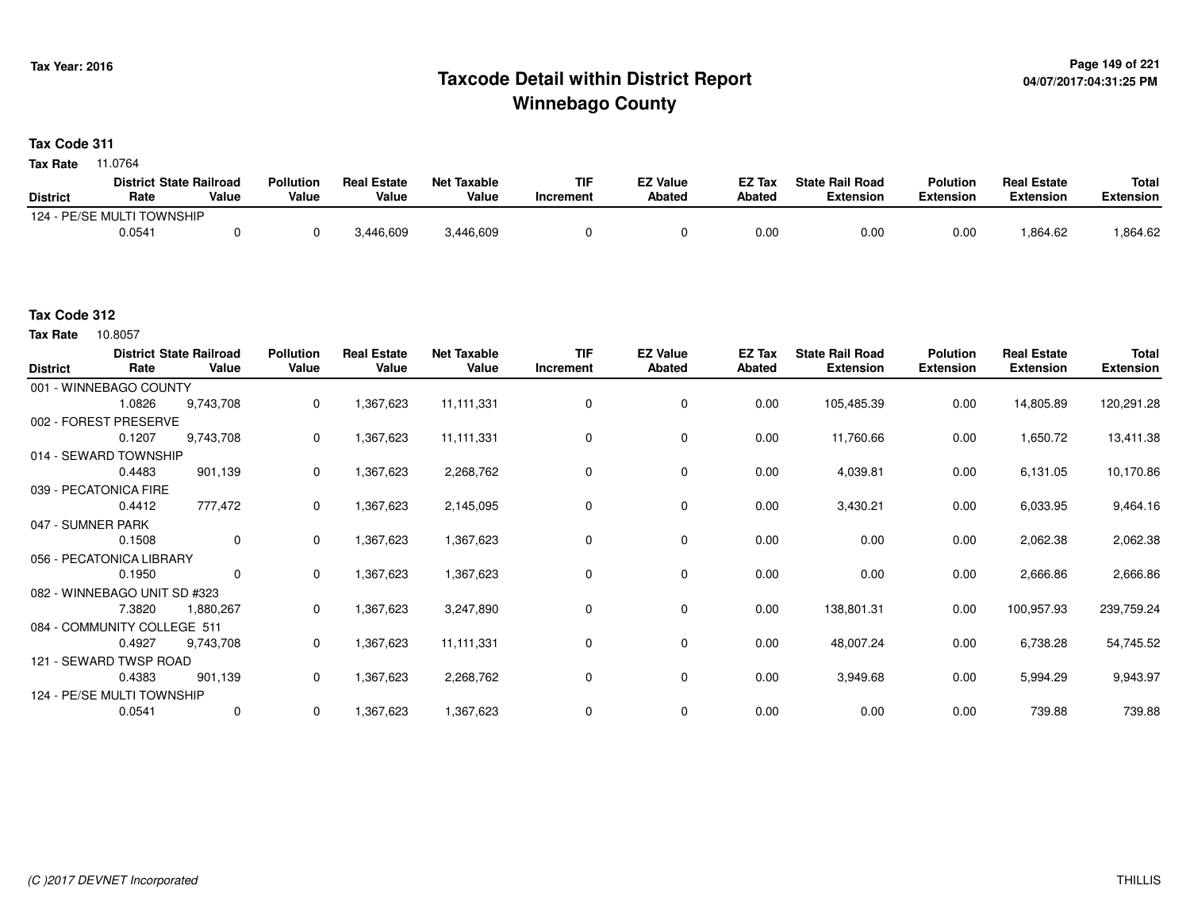**Tax Year: 2016**

# Taxcode Detail within District Report
## Winnebago County

**Tax Code 311**

**Tax Rate** 11.0764

| District | District Rate | State Railroad Value | Pollution Value | Real Estate Value | Net Taxable Value | TIF Increment | EZ Value Abated | EZ Tax Abated | State Rail Road Extension | Polution Extension | Real Estate Extension | Total Extension |
|---|---|---|---|---|---|---|---|---|---|---|---|---|
| 124 - PE/SE MULTI TOWNSHIP | | | | | | | | | | | | |
| | 0.0541 | 0 | 0 | 3,446,609 | 3,446,609 | 0 | 0 | 0.00 | 0.00 | 0.00 | 1,864.62 | 1,864.62 |

**Tax Code 312**

**Tax Rate** 10.8057

| District | District Rate | State Railroad Value | Pollution Value | Real Estate Value | Net Taxable Value | TIF Increment | EZ Value Abated | EZ Tax Abated | State Rail Road Extension | Polution Extension | Real Estate Extension | Total Extension |
|---|---|---|---|---|---|---|---|---|---|---|---|---|
| 001 - WINNEBAGO COUNTY | | | | | | | | | | | | |
| | 1.0826 | 9,743,708 | 0 | 1,367,623 | 11,111,331 | 0 | 0 | 0.00 | 105,485.39 | 0.00 | 14,805.89 | 120,291.28 |
| 002 - FOREST PRESERVE | | | | | | | | | | | | |
| | 0.1207 | 9,743,708 | 0 | 1,367,623 | 11,111,331 | 0 | 0 | 0.00 | 11,760.66 | 0.00 | 1,650.72 | 13,411.38 |
| 014 - SEWARD TOWNSHIP | | | | | | | | | | | | |
| | 0.4483 | 901,139 | 0 | 1,367,623 | 2,268,762 | 0 | 0 | 0.00 | 4,039.81 | 0.00 | 6,131.05 | 10,170.86 |
| 039 - PECATONICA FIRE | | | | | | | | | | | | |
| | 0.4412 | 777,472 | 0 | 1,367,623 | 2,145,095 | 0 | 0 | 0.00 | 3,430.21 | 0.00 | 6,033.95 | 9,464.16 |
| 047 - SUMNER PARK | | | | | | | | | | | | |
| | 0.1508 | 0 | 0 | 1,367,623 | 1,367,623 | 0 | 0 | 0.00 | 0.00 | 0.00 | 2,062.38 | 2,062.38 |
| 056 - PECATONICA LIBRARY | | | | | | | | | | | | |
| | 0.1950 | 0 | 0 | 1,367,623 | 1,367,623 | 0 | 0 | 0.00 | 0.00 | 0.00 | 2,666.86 | 2,666.86 |
| 082 - WINNEBAGO UNIT SD #323 | | | | | | | | | | | | |
| | 7.3820 | 1,880,267 | 0 | 1,367,623 | 3,247,890 | 0 | 0 | 0.00 | 138,801.31 | 0.00 | 100,957.93 | 239,759.24 |
| 084 - COMMUNITY COLLEGE 511 | | | | | | | | | | | | |
| | 0.4927 | 9,743,708 | 0 | 1,367,623 | 11,111,331 | 0 | 0 | 0.00 | 48,007.24 | 0.00 | 6,738.28 | 54,745.52 |
| 121 - SEWARD TWSP ROAD | | | | | | | | | | | | |
| | 0.4383 | 901,139 | 0 | 1,367,623 | 2,268,762 | 0 | 0 | 0.00 | 3,949.68 | 0.00 | 5,994.29 | 9,943.97 |
| 124 - PE/SE MULTI TOWNSHIP | | | | | | | | | | | | |
| | 0.0541 | 0 | 0 | 1,367,623 | 1,367,623 | 0 | 0 | 0.00 | 0.00 | 0.00 | 739.88 | 739.88 |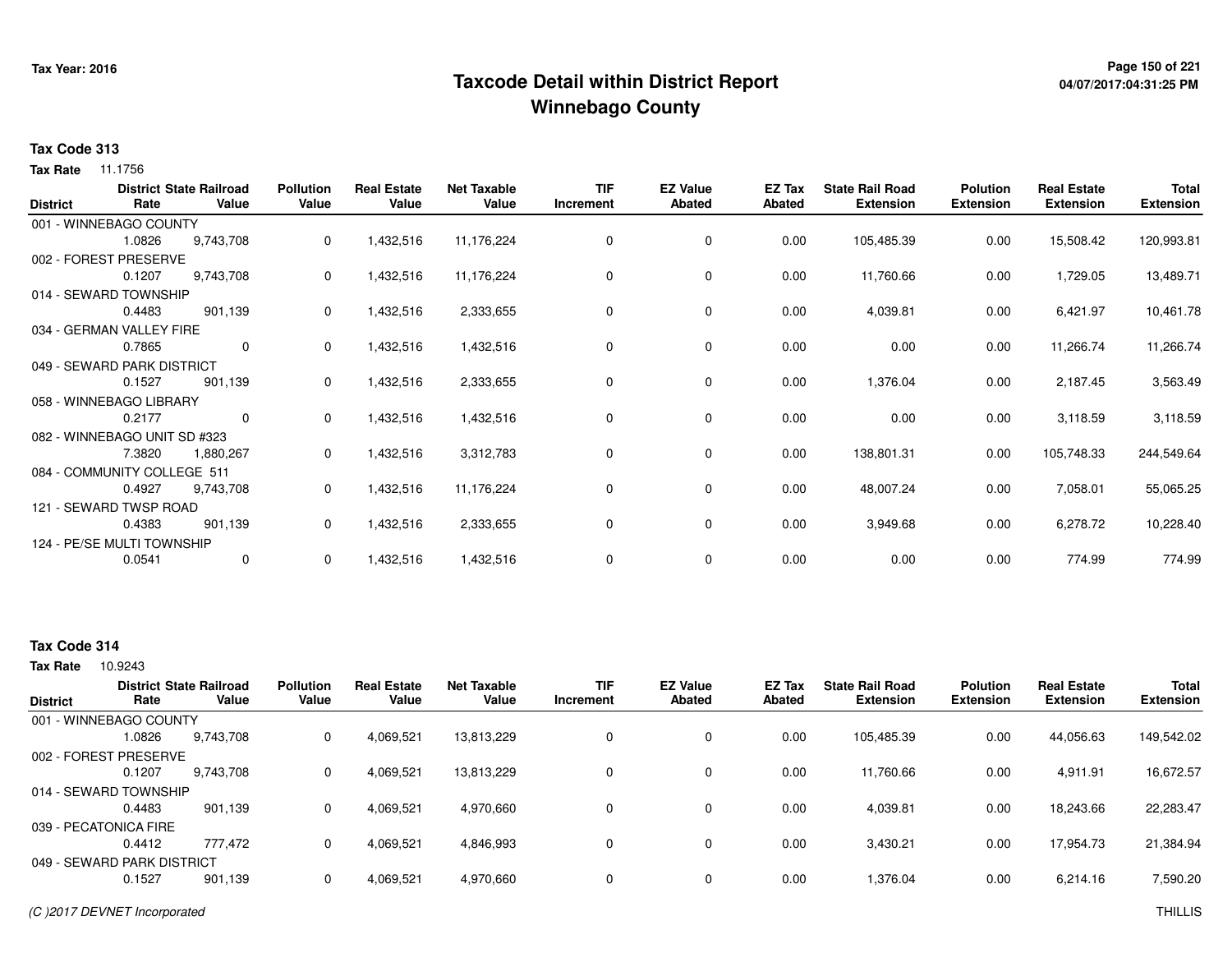# Taxcode Detail within District Report
## Winnebago County

Tax Year: 2016

**Tax Code 313**

**Tax Rate** 11.1756

| District | District Rate | State Railroad Value | Pollution Value | Real Estate Value | Net Taxable Value | TIF Increment | EZ Value Abated | EZ Tax Abated | State Rail Road Extension | Polution Extension | Real Estate Extension | Total Extension |
|---|---|---|---|---|---|---|---|---|---|---|---|---|
| 001 - WINNEBAGO COUNTY | 1.0826 | 9,743,708 | 0 | 1,432,516 | 11,176,224 | 0 | 0 | 0.00 | 105,485.39 | 0.00 | 15,508.42 | 120,993.81 |
| 002 - FOREST PRESERVE | 0.1207 | 9,743,708 | 0 | 1,432,516 | 11,176,224 | 0 | 0 | 0.00 | 11,760.66 | 0.00 | 1,729.05 | 13,489.71 |
| 014 - SEWARD TOWNSHIP | 0.4483 | 901,139 | 0 | 1,432,516 | 2,333,655 | 0 | 0 | 0.00 | 4,039.81 | 0.00 | 6,421.97 | 10,461.78 |
| 034 - GERMAN VALLEY FIRE | 0.7865 | 0 | 0 | 1,432,516 | 1,432,516 | 0 | 0 | 0.00 | 0.00 | 0.00 | 11,266.74 | 11,266.74 |
| 049 - SEWARD PARK DISTRICT | 0.1527 | 901,139 | 0 | 1,432,516 | 2,333,655 | 0 | 0 | 0.00 | 1,376.04 | 0.00 | 2,187.45 | 3,563.49 |
| 058 - WINNEBAGO LIBRARY | 0.2177 | 0 | 0 | 1,432,516 | 1,432,516 | 0 | 0 | 0.00 | 0.00 | 0.00 | 3,118.59 | 3,118.59 |
| 082 - WINNEBAGO UNIT SD #323 | 7.3820 | 1,880,267 | 0 | 1,432,516 | 3,312,783 | 0 | 0 | 0.00 | 138,801.31 | 0.00 | 105,748.33 | 244,549.64 |
| 084 - COMMUNITY COLLEGE 511 | 0.4927 | 9,743,708 | 0 | 1,432,516 | 11,176,224 | 0 | 0 | 0.00 | 48,007.24 | 0.00 | 7,058.01 | 55,065.25 |
| 121 - SEWARD TWSP ROAD | 0.4383 | 901,139 | 0 | 1,432,516 | 2,333,655 | 0 | 0 | 0.00 | 3,949.68 | 0.00 | 6,278.72 | 10,228.40 |
| 124 - PE/SE MULTI TOWNSHIP | 0.0541 | 0 | 0 | 1,432,516 | 1,432,516 | 0 | 0 | 0.00 | 0.00 | 0.00 | 774.99 | 774.99 |

**Tax Code 314**

**Tax Rate** 10.9243

| District | District Rate | State Railroad Value | Pollution Value | Real Estate Value | Net Taxable Value | TIF Increment | EZ Value Abated | EZ Tax Abated | State Rail Road Extension | Polution Extension | Real Estate Extension | Total Extension |
|---|---|---|---|---|---|---|---|---|---|---|---|---|
| 001 - WINNEBAGO COUNTY | 1.0826 | 9,743,708 | 0 | 4,069,521 | 13,813,229 | 0 | 0 | 0.00 | 105,485.39 | 0.00 | 44,056.63 | 149,542.02 |
| 002 - FOREST PRESERVE | 0.1207 | 9,743,708 | 0 | 4,069,521 | 13,813,229 | 0 | 0 | 0.00 | 11,760.66 | 0.00 | 4,911.91 | 16,672.57 |
| 014 - SEWARD TOWNSHIP | 0.4483 | 901,139 | 0 | 4,069,521 | 4,970,660 | 0 | 0 | 0.00 | 4,039.81 | 0.00 | 18,243.66 | 22,283.47 |
| 039 - PECATONICA FIRE | 0.4412 | 777,472 | 0 | 4,069,521 | 4,846,993 | 0 | 0 | 0.00 | 3,430.21 | 0.00 | 17,954.73 | 21,384.94 |
| 049 - SEWARD PARK DISTRICT | 0.1527 | 901,139 | 0 | 4,069,521 | 4,970,660 | 0 | 0 | 0.00 | 1,376.04 | 0.00 | 6,214.16 | 7,590.20 |

(C )2017 DEVNET Incorporated

THILLIS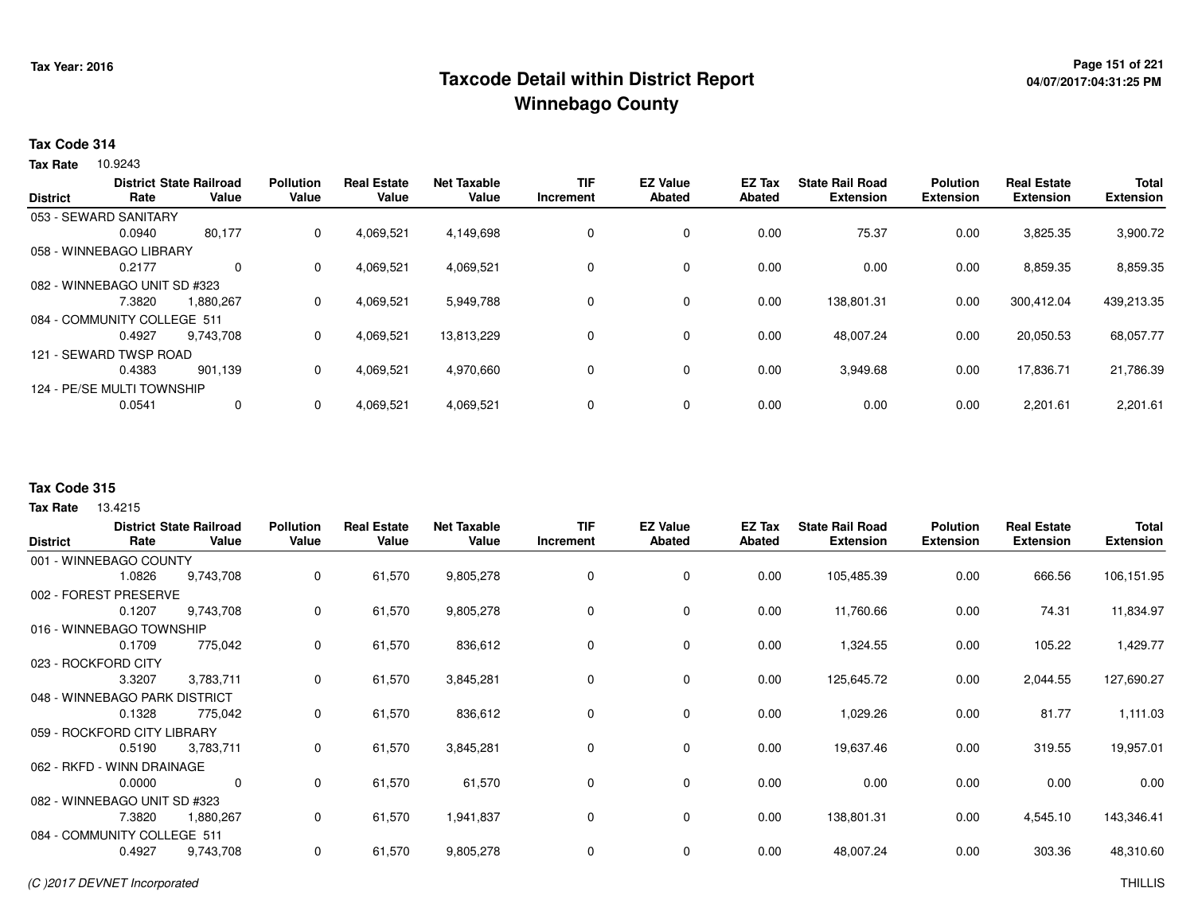# Taxcode Detail within District Report
# Winnebago County

Tax Year: 2016

**Tax Code 314**

**Tax Rate** 10.9243

| District | District Rate | State Railroad Value | Pollution Value | Real Estate Value | Net Taxable Value | TIF Increment | EZ Value Abated | EZ Tax Abated | State Rail Road Extension | Polution Extension | Real Estate Extension | Total Extension |
|---|---|---|---|---|---|---|---|---|---|---|---|---|
| 053 - SEWARD SANITARY | | | | | | | | | | | | |
| | 0.0940 | 80,177 | 0 | 4,069,521 | 4,149,698 | 0 | 0 | 0.00 | 75.37 | 0.00 | 3,825.35 | 3,900.72 |
| 058 - WINNEBAGO LIBRARY | | | | | | | | | | | | |
| | 0.2177 | 0 | 0 | 4,069,521 | 4,069,521 | 0 | 0 | 0.00 | 0.00 | 0.00 | 8,859.35 | 8,859.35 |
| 082 - WINNEBAGO UNIT SD #323 | | | | | | | | | | | | |
| | 7.3820 | 1,880,267 | 0 | 4,069,521 | 5,949,788 | 0 | 0 | 0.00 | 138,801.31 | 0.00 | 300,412.04 | 439,213.35 |
| 084 - COMMUNITY COLLEGE 511 | | | | | | | | | | | | |
| | 0.4927 | 9,743,708 | 0 | 4,069,521 | 13,813,229 | 0 | 0 | 0.00 | 48,007.24 | 0.00 | 20,050.53 | 68,057.77 |
| 121 - SEWARD TWSP ROAD | | | | | | | | | | | | |
| | 0.4383 | 901,139 | 0 | 4,069,521 | 4,970,660 | 0 | 0 | 0.00 | 3,949.68 | 0.00 | 17,836.71 | 21,786.39 |
| 124 - PE/SE MULTI TOWNSHIP | | | | | | | | | | | | |
| | 0.0541 | 0 | 0 | 4,069,521 | 4,069,521 | 0 | 0 | 0.00 | 0.00 | 0.00 | 2,201.61 | 2,201.61 |

**Tax Code 315**

**Tax Rate** 13.4215

| District | District Rate | State Railroad Value | Pollution Value | Real Estate Value | Net Taxable Value | TIF Increment | EZ Value Abated | EZ Tax Abated | State Rail Road Extension | Polution Extension | Real Estate Extension | Total Extension |
|---|---|---|---|---|---|---|---|---|---|---|---|---|
| 001 - WINNEBAGO COUNTY | | | | | | | | | | | | |
| | 1.0826 | 9,743,708 | 0 | 61,570 | 9,805,278 | 0 | 0 | 0.00 | 105,485.39 | 0.00 | 666.56 | 106,151.95 |
| 002 - FOREST PRESERVE | | | | | | | | | | | | |
| | 0.1207 | 9,743,708 | 0 | 61,570 | 9,805,278 | 0 | 0 | 0.00 | 11,760.66 | 0.00 | 74.31 | 11,834.97 |
| 016 - WINNEBAGO TOWNSHIP | | | | | | | | | | | | |
| | 0.1709 | 775,042 | 0 | 61,570 | 836,612 | 0 | 0 | 0.00 | 1,324.55 | 0.00 | 105.22 | 1,429.77 |
| 023 - ROCKFORD CITY | | | | | | | | | | | | |
| | 3.3207 | 3,783,711 | 0 | 61,570 | 3,845,281 | 0 | 0 | 0.00 | 125,645.72 | 0.00 | 2,044.55 | 127,690.27 |
| 048 - WINNEBAGO PARK DISTRICT | | | | | | | | | | | | |
| | 0.1328 | 775,042 | 0 | 61,570 | 836,612 | 0 | 0 | 0.00 | 1,029.26 | 0.00 | 81.77 | 1,111.03 |
| 059 - ROCKFORD CITY LIBRARY | | | | | | | | | | | | |
| | 0.5190 | 3,783,711 | 0 | 61,570 | 3,845,281 | 0 | 0 | 0.00 | 19,637.46 | 0.00 | 319.55 | 19,957.01 |
| 062 - RKFD - WINN DRAINAGE | | | | | | | | | | | | |
| | 0.0000 | 0 | 0 | 61,570 | 61,570 | 0 | 0 | 0.00 | 0.00 | 0.00 | 0.00 | 0.00 |
| 082 - WINNEBAGO UNIT SD #323 | | | | | | | | | | | | |
| | 7.3820 | 1,880,267 | 0 | 61,570 | 1,941,837 | 0 | 0 | 0.00 | 138,801.31 | 0.00 | 4,545.10 | 143,346.41 |
| 084 - COMMUNITY COLLEGE 511 | | | | | | | | | | | | |
| | 0.4927 | 9,743,708 | 0 | 61,570 | 9,805,278 | 0 | 0 | 0.00 | 48,007.24 | 0.00 | 303.36 | 48,310.60 |

(C )2017 DEVNET Incorporated THILLIS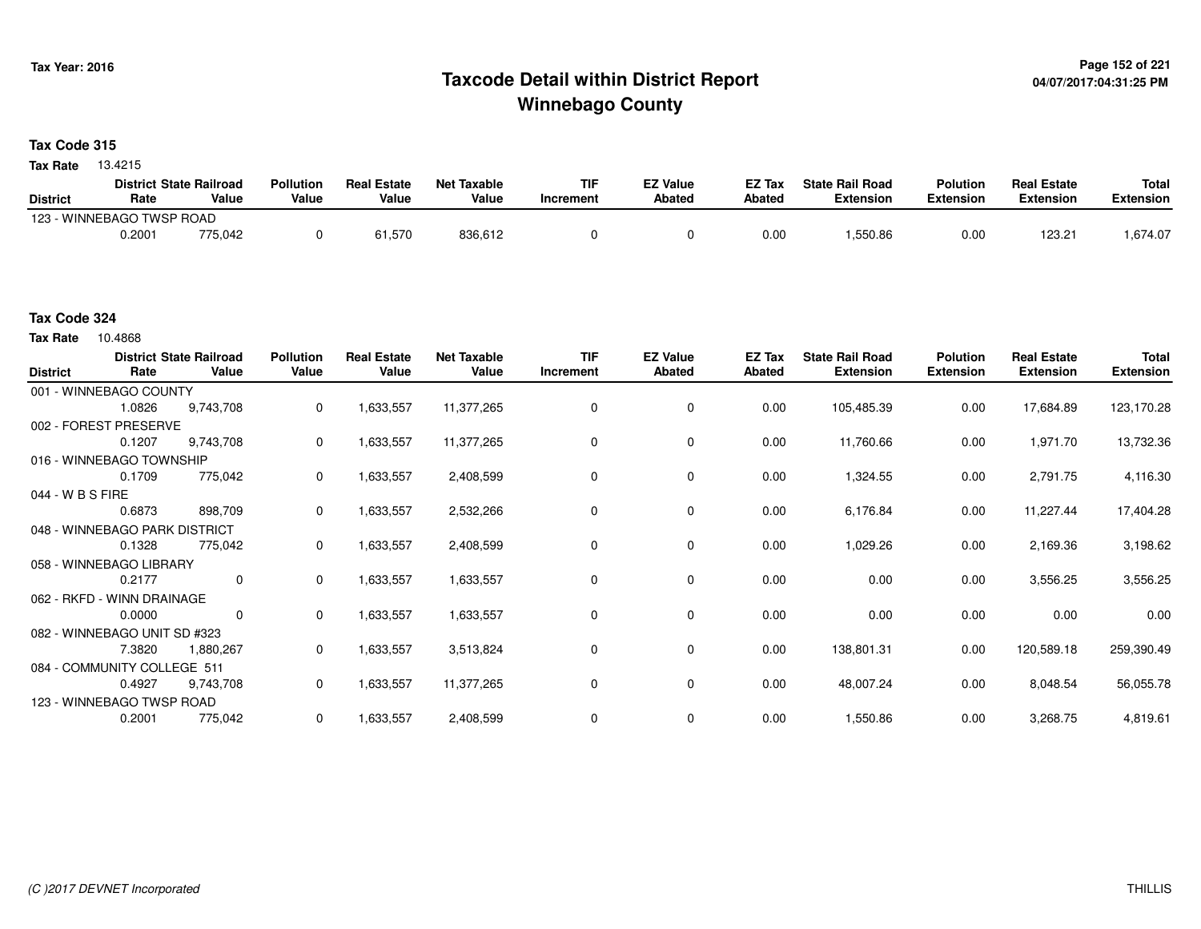# Taxcode Detail within District Report
# Winnebago County

**Tax Year: 2016**

04/07/2017:04:31:25 PM

**Tax Code 315**

**Tax Rate** 13.4215

| District | District Rate | State Railroad Value | Pollution Value | Real Estate Value | Net Taxable Value | TIF Increment | EZ Value Abated | EZ Tax Abated | State Rail Road Extension | Polution Extension | Real Estate Extension | Total Extension |
|---|---|---|---|---|---|---|---|---|---|---|---|---|
| 123 - WINNEBAGO TWSP ROAD | | | | | | | | | | | | |
| | 0.2001 | 775,042 | 0 | 61,570 | 836,612 | 0 | 0 | 0.00 | 1,550.86 | 0.00 | 123.21 | 1,674.07 |

**Tax Code 324**

**Tax Rate** 10.4868

| District | District Rate | State Railroad Value | Pollution Value | Real Estate Value | Net Taxable Value | TIF Increment | EZ Value Abated | EZ Tax Abated | State Rail Road Extension | Polution Extension | Real Estate Extension | Total Extension |
|---|---|---|---|---|---|---|---|---|---|---|---|---|
| 001 - WINNEBAGO COUNTY | | | | | | | | | | | | |
| | 1.0826 | 9,743,708 | 0 | 1,633,557 | 11,377,265 | 0 | 0 | 0.00 | 105,485.39 | 0.00 | 17,684.89 | 123,170.28 |
| 002 - FOREST PRESERVE | | | | | | | | | | | | |
| | 0.1207 | 9,743,708 | 0 | 1,633,557 | 11,377,265 | 0 | 0 | 0.00 | 11,760.66 | 0.00 | 1,971.70 | 13,732.36 |
| 016 - WINNEBAGO TOWNSHIP | | | | | | | | | | | | |
| | 0.1709 | 775,042 | 0 | 1,633,557 | 2,408,599 | 0 | 0 | 0.00 | 1,324.55 | 0.00 | 2,791.75 | 4,116.30 |
| 044 - W B S FIRE | | | | | | | | | | | | |
| | 0.6873 | 898,709 | 0 | 1,633,557 | 2,532,266 | 0 | 0 | 0.00 | 6,176.84 | 0.00 | 11,227.44 | 17,404.28 |
| 048 - WINNEBAGO PARK DISTRICT | | | | | | | | | | | | |
| | 0.1328 | 775,042 | 0 | 1,633,557 | 2,408,599 | 0 | 0 | 0.00 | 1,029.26 | 0.00 | 2,169.36 | 3,198.62 |
| 058 - WINNEBAGO LIBRARY | | | | | | | | | | | | |
| | 0.2177 | 0 | 0 | 1,633,557 | 1,633,557 | 0 | 0 | 0.00 | 0.00 | 0.00 | 3,556.25 | 3,556.25 |
| 062 - RKFD - WINN DRAINAGE | | | | | | | | | | | | |
| | 0.0000 | 0 | 0 | 1,633,557 | 1,633,557 | 0 | 0 | 0.00 | 0.00 | 0.00 | 0.00 | 0.00 |
| 082 - WINNEBAGO UNIT SD #323 | | | | | | | | | | | | |
| | 7.3820 | 1,880,267 | 0 | 1,633,557 | 3,513,824 | 0 | 0 | 0.00 | 138,801.31 | 0.00 | 120,589.18 | 259,390.49 |
| 084 - COMMUNITY COLLEGE 511 | | | | | | | | | | | | |
| | 0.4927 | 9,743,708 | 0 | 1,633,557 | 11,377,265 | 0 | 0 | 0.00 | 48,007.24 | 0.00 | 8,048.54 | 56,055.78 |
| 123 - WINNEBAGO TWSP ROAD | | | | | | | | | | | | |
| | 0.2001 | 775,042 | 0 | 1,633,557 | 2,408,599 | 0 | 0 | 0.00 | 1,550.86 | 0.00 | 3,268.75 | 4,819.61 |

*(C )2017 DEVNET Incorporated*

THILLIS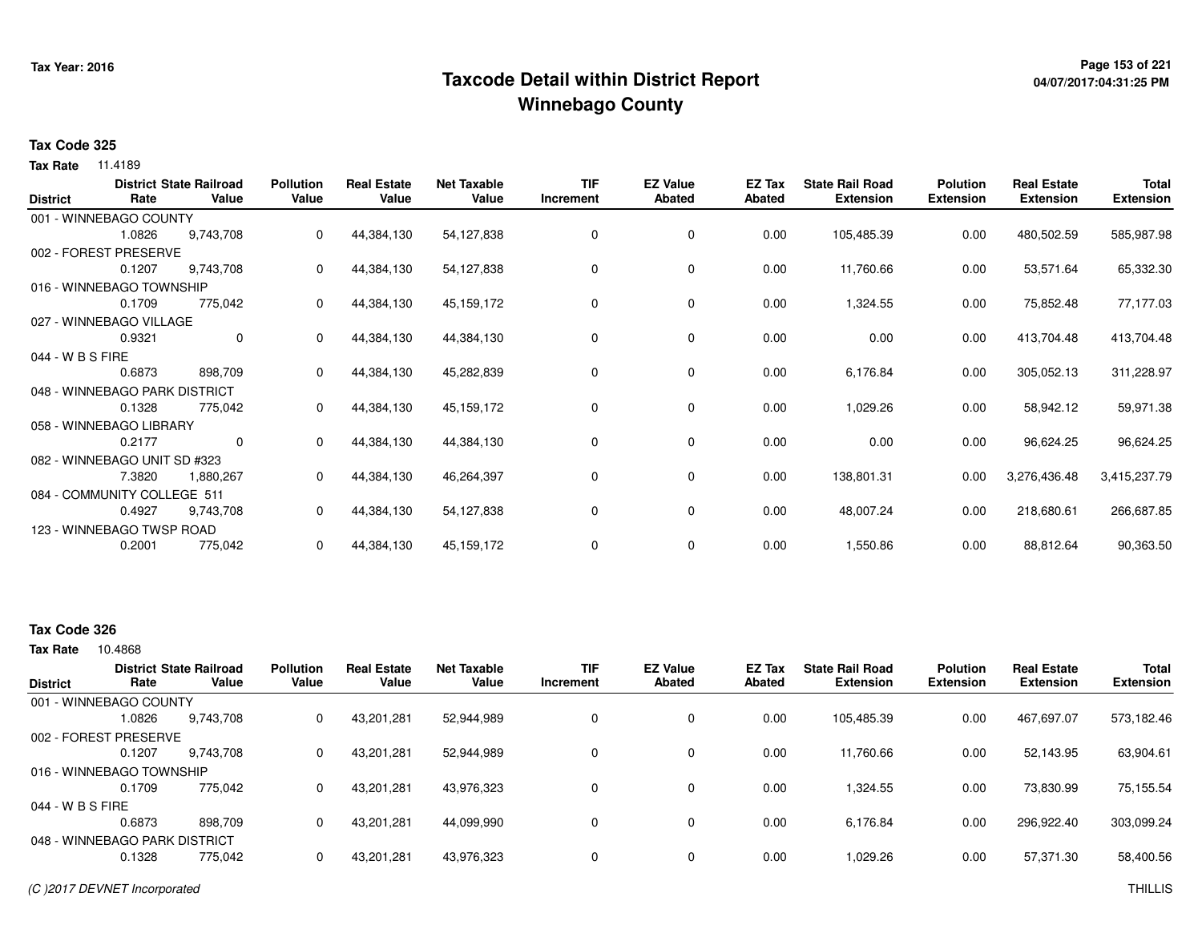# Taxcode Detail within District Report
## Winnebago County

Tax Year: 2016

**Tax Code 325**

**Tax Rate** 11.4189

| District | District Rate | State Railroad Value | Pollution Value | Real Estate Value | Net Taxable Value | TIF Increment | EZ Value Abated | EZ Tax Abated | State Rail Road Extension | Polution Extension | Real Estate Extension | Total Extension |
|---|---|---|---|---|---|---|---|---|---|---|---|---|
| 001 - WINNEBAGO COUNTY | 1.0826 | 9,743,708 | 0 | 44,384,130 | 54,127,838 | 0 | 0 | 0.00 | 105,485.39 | 0.00 | 480,502.59 | 585,987.98 |
| 002 - FOREST PRESERVE | 0.1207 | 9,743,708 | 0 | 44,384,130 | 54,127,838 | 0 | 0 | 0.00 | 11,760.66 | 0.00 | 53,571.64 | 65,332.30 |
| 016 - WINNEBAGO TOWNSHIP | 0.1709 | 775,042 | 0 | 44,384,130 | 45,159,172 | 0 | 0 | 0.00 | 1,324.55 | 0.00 | 75,852.48 | 77,177.03 |
| 027 - WINNEBAGO VILLAGE | 0.9321 | 0 | 0 | 44,384,130 | 44,384,130 | 0 | 0 | 0.00 | 0.00 | 0.00 | 413,704.48 | 413,704.48 |
| 044 - W B S FIRE | 0.6873 | 898,709 | 0 | 44,384,130 | 45,282,839 | 0 | 0 | 0.00 | 6,176.84 | 0.00 | 305,052.13 | 311,228.97 |
| 048 - WINNEBAGO PARK DISTRICT | 0.1328 | 775,042 | 0 | 44,384,130 | 45,159,172 | 0 | 0 | 0.00 | 1,029.26 | 0.00 | 58,942.12 | 59,971.38 |
| 058 - WINNEBAGO LIBRARY | 0.2177 | 0 | 0 | 44,384,130 | 44,384,130 | 0 | 0 | 0.00 | 0.00 | 0.00 | 96,624.25 | 96,624.25 |
| 082 - WINNEBAGO UNIT SD #323 | 7.3820 | 1,880,267 | 0 | 44,384,130 | 46,264,397 | 0 | 0 | 0.00 | 138,801.31 | 0.00 | 3,276,436.48 | 3,415,237.79 |
| 084 - COMMUNITY COLLEGE 511 | 0.4927 | 9,743,708 | 0 | 44,384,130 | 54,127,838 | 0 | 0 | 0.00 | 48,007.24 | 0.00 | 218,680.61 | 266,687.85 |
| 123 - WINNEBAGO TWSP ROAD | 0.2001 | 775,042 | 0 | 44,384,130 | 45,159,172 | 0 | 0 | 0.00 | 1,550.86 | 0.00 | 88,812.64 | 90,363.50 |

**Tax Code 326**

**Tax Rate** 10.4868

| District | District Rate | State Railroad Value | Pollution Value | Real Estate Value | Net Taxable Value | TIF Increment | EZ Value Abated | EZ Tax Abated | State Rail Road Extension | Polution Extension | Real Estate Extension | Total Extension |
|---|---|---|---|---|---|---|---|---|---|---|---|---|
| 001 - WINNEBAGO COUNTY | 1.0826 | 9,743,708 | 0 | 43,201,281 | 52,944,989 | 0 | 0 | 0.00 | 105,485.39 | 0.00 | 467,697.07 | 573,182.46 |
| 002 - FOREST PRESERVE | 0.1207 | 9,743,708 | 0 | 43,201,281 | 52,944,989 | 0 | 0 | 0.00 | 11,760.66 | 0.00 | 52,143.95 | 63,904.61 |
| 016 - WINNEBAGO TOWNSHIP | 0.1709 | 775,042 | 0 | 43,201,281 | 43,976,323 | 0 | 0 | 0.00 | 1,324.55 | 0.00 | 73,830.99 | 75,155.54 |
| 044 - W B S FIRE | 0.6873 | 898,709 | 0 | 43,201,281 | 44,099,990 | 0 | 0 | 0.00 | 6,176.84 | 0.00 | 296,922.40 | 303,099.24 |
| 048 - WINNEBAGO PARK DISTRICT | 0.1328 | 775,042 | 0 | 43,201,281 | 43,976,323 | 0 | 0 | 0.00 | 1,029.26 | 0.00 | 57,371.30 | 58,400.56 |

(C )2017 DEVNET Incorporated

THILLIS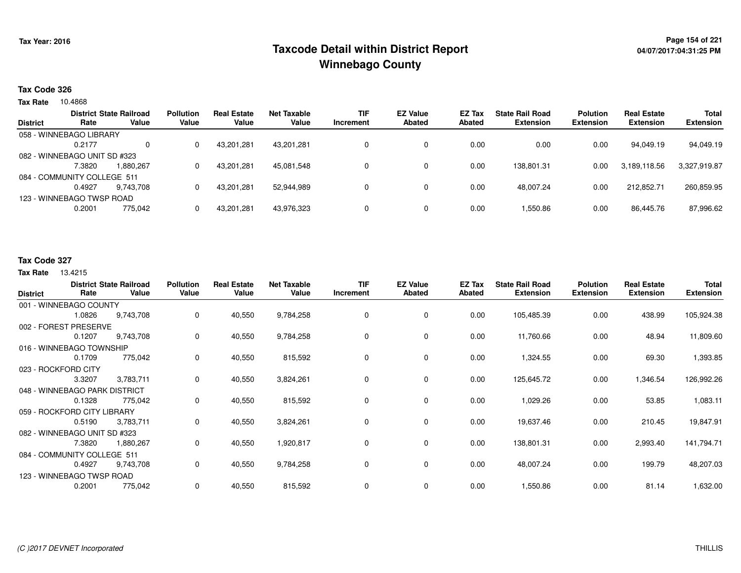# Taxcode Detail within District Report
# Winnebago County

Tax Year: 2016

## Tax Code 326

**Tax Rate** 10.4868

| District | District Rate | State Railroad Value | Pollution Value | Real Estate Value | Net Taxable Value | TIF Increment | EZ Value Abated | EZ Tax Abated | State Rail Road Extension | Polution Extension | Real Estate Extension | Total Extension |
|---|---|---|---|---|---|---|---|---|---|---|---|---|
| 058 - WINNEBAGO LIBRARY | 0.2177 | 0 | 0 | 43,201,281 | 43,201,281 | 0 | 0 | 0.00 | 0.00 | 0.00 | 94,049.19 | 94,049.19 |
| 082 - WINNEBAGO UNIT SD #323 | 7.3820 | 1,880,267 | 0 | 43,201,281 | 45,081,548 | 0 | 0 | 0.00 | 138,801.31 | 0.00 | 3,189,118.56 | 3,327,919.87 |
| 084 - COMMUNITY COLLEGE 511 | 0.4927 | 9,743,708 | 0 | 43,201,281 | 52,944,989 | 0 | 0 | 0.00 | 48,007.24 | 0.00 | 212,852.71 | 260,859.95 |
| 123 - WINNEBAGO TWSP ROAD | 0.2001 | 775,042 | 0 | 43,201,281 | 43,976,323 | 0 | 0 | 0.00 | 1,550.86 | 0.00 | 86,445.76 | 87,996.62 |

## Tax Code 327

**Tax Rate** 13.4215

| District | District Rate | State Railroad Value | Pollution Value | Real Estate Value | Net Taxable Value | TIF Increment | EZ Value Abated | EZ Tax Abated | State Rail Road Extension | Polution Extension | Real Estate Extension | Total Extension |
|---|---|---|---|---|---|---|---|---|---|---|---|---|
| 001 - WINNEBAGO COUNTY | 1.0826 | 9,743,708 | 0 | 40,550 | 9,784,258 | 0 | 0 | 0.00 | 105,485.39 | 0.00 | 438.99 | 105,924.38 |
| 002 - FOREST PRESERVE | 0.1207 | 9,743,708 | 0 | 40,550 | 9,784,258 | 0 | 0 | 0.00 | 11,760.66 | 0.00 | 48.94 | 11,809.60 |
| 016 - WINNEBAGO TOWNSHIP | 0.1709 | 775,042 | 0 | 40,550 | 815,592 | 0 | 0 | 0.00 | 1,324.55 | 0.00 | 69.30 | 1,393.85 |
| 023 - ROCKFORD CITY | 3.3207 | 3,783,711 | 0 | 40,550 | 3,824,261 | 0 | 0 | 0.00 | 125,645.72 | 0.00 | 1,346.54 | 126,992.26 |
| 048 - WINNEBAGO PARK DISTRICT | 0.1328 | 775,042 | 0 | 40,550 | 815,592 | 0 | 0 | 0.00 | 1,029.26 | 0.00 | 53.85 | 1,083.11 |
| 059 - ROCKFORD CITY LIBRARY | 0.5190 | 3,783,711 | 0 | 40,550 | 3,824,261 | 0 | 0 | 0.00 | 19,637.46 | 0.00 | 210.45 | 19,847.91 |
| 082 - WINNEBAGO UNIT SD #323 | 7.3820 | 1,880,267 | 0 | 40,550 | 1,920,817 | 0 | 0 | 0.00 | 138,801.31 | 0.00 | 2,993.40 | 141,794.71 |
| 084 - COMMUNITY COLLEGE 511 | 0.4927 | 9,743,708 | 0 | 40,550 | 9,784,258 | 0 | 0 | 0.00 | 48,007.24 | 0.00 | 199.79 | 48,207.03 |
| 123 - WINNEBAGO TWSP ROAD | 0.2001 | 775,042 | 0 | 40,550 | 815,592 | 0 | 0 | 0.00 | 1,550.86 | 0.00 | 81.14 | 1,632.00 |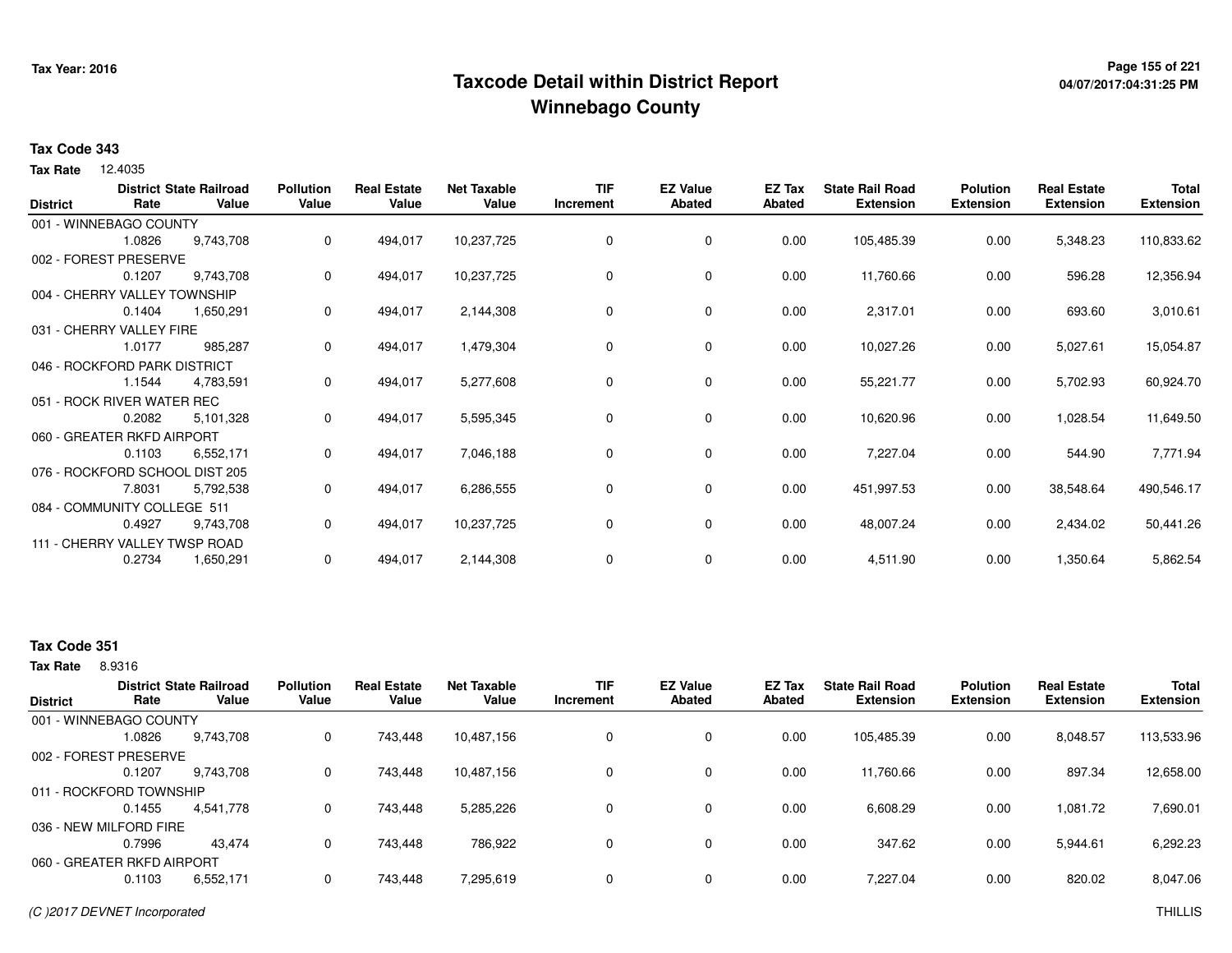Tax Year: 2016

# Taxcode Detail within District Report
## Winnebago County

**Tax Code 343**

**Tax Rate** 12.4035

| District | District Rate | State Railroad Value | Pollution Value | Real Estate Value | Net Taxable Value | TIF Increment | EZ Value Abated | EZ Tax Abated | State Rail Road Extension | Polution Extension | Real Estate Extension | Total Extension |
|---|---|---|---|---|---|---|---|---|---|---|---|---|
| 001 - WINNEBAGO COUNTY | 1.0826 | 9,743,708 | 0 | 494,017 | 10,237,725 | 0 | 0 | 0.00 | 105,485.39 | 0.00 | 5,348.23 | 110,833.62 |
| 002 - FOREST PRESERVE | 0.1207 | 9,743,708 | 0 | 494,017 | 10,237,725 | 0 | 0 | 0.00 | 11,760.66 | 0.00 | 596.28 | 12,356.94 |
| 004 - CHERRY VALLEY TOWNSHIP | 0.1404 | 1,650,291 | 0 | 494,017 | 2,144,308 | 0 | 0 | 0.00 | 2,317.01 | 0.00 | 693.60 | 3,010.61 |
| 031 - CHERRY VALLEY FIRE | 1.0177 | 985,287 | 0 | 494,017 | 1,479,304 | 0 | 0 | 0.00 | 10,027.26 | 0.00 | 5,027.61 | 15,054.87 |
| 046 - ROCKFORD PARK DISTRICT | 1.1544 | 4,783,591 | 0 | 494,017 | 5,277,608 | 0 | 0 | 0.00 | 55,221.77 | 0.00 | 5,702.93 | 60,924.70 |
| 051 - ROCK RIVER WATER REC | 0.2082 | 5,101,328 | 0 | 494,017 | 5,595,345 | 0 | 0 | 0.00 | 10,620.96 | 0.00 | 1,028.54 | 11,649.50 |
| 060 - GREATER RKFD AIRPORT | 0.1103 | 6,552,171 | 0 | 494,017 | 7,046,188 | 0 | 0 | 0.00 | 7,227.04 | 0.00 | 544.90 | 7,771.94 |
| 076 - ROCKFORD SCHOOL DIST 205 | 7.8031 | 5,792,538 | 0 | 494,017 | 6,286,555 | 0 | 0 | 0.00 | 451,997.53 | 0.00 | 38,548.64 | 490,546.17 |
| 084 - COMMUNITY COLLEGE 511 | 0.4927 | 9,743,708 | 0 | 494,017 | 10,237,725 | 0 | 0 | 0.00 | 48,007.24 | 0.00 | 2,434.02 | 50,441.26 |
| 111 - CHERRY VALLEY TWSP ROAD | 0.2734 | 1,650,291 | 0 | 494,017 | 2,144,308 | 0 | 0 | 0.00 | 4,511.90 | 0.00 | 1,350.64 | 5,862.54 |

**Tax Code 351**

**Tax Rate** 8.9316

| District | District Rate | State Railroad Value | Pollution Value | Real Estate Value | Net Taxable Value | TIF Increment | EZ Value Abated | EZ Tax Abated | State Rail Road Extension | Polution Extension | Real Estate Extension | Total Extension |
|---|---|---|---|---|---|---|---|---|---|---|---|---|
| 001 - WINNEBAGO COUNTY | 1.0826 | 9,743,708 | 0 | 743,448 | 10,487,156 | 0 | 0 | 0.00 | 105,485.39 | 0.00 | 8,048.57 | 113,533.96 |
| 002 - FOREST PRESERVE | 0.1207 | 9,743,708 | 0 | 743,448 | 10,487,156 | 0 | 0 | 0.00 | 11,760.66 | 0.00 | 897.34 | 12,658.00 |
| 011 - ROCKFORD TOWNSHIP | 0.1455 | 4,541,778 | 0 | 743,448 | 5,285,226 | 0 | 0 | 0.00 | 6,608.29 | 0.00 | 1,081.72 | 7,690.01 |
| 036 - NEW MILFORD FIRE | 0.7996 | 43,474 | 0 | 743,448 | 786,922 | 0 | 0 | 0.00 | 347.62 | 0.00 | 5,944.61 | 6,292.23 |
| 060 - GREATER RKFD AIRPORT | 0.1103 | 6,552,171 | 0 | 743,448 | 7,295,619 | 0 | 0 | 0.00 | 7,227.04 | 0.00 | 820.02 | 8,047.06 |

*(C )2017 DEVNET Incorporated* THILLIS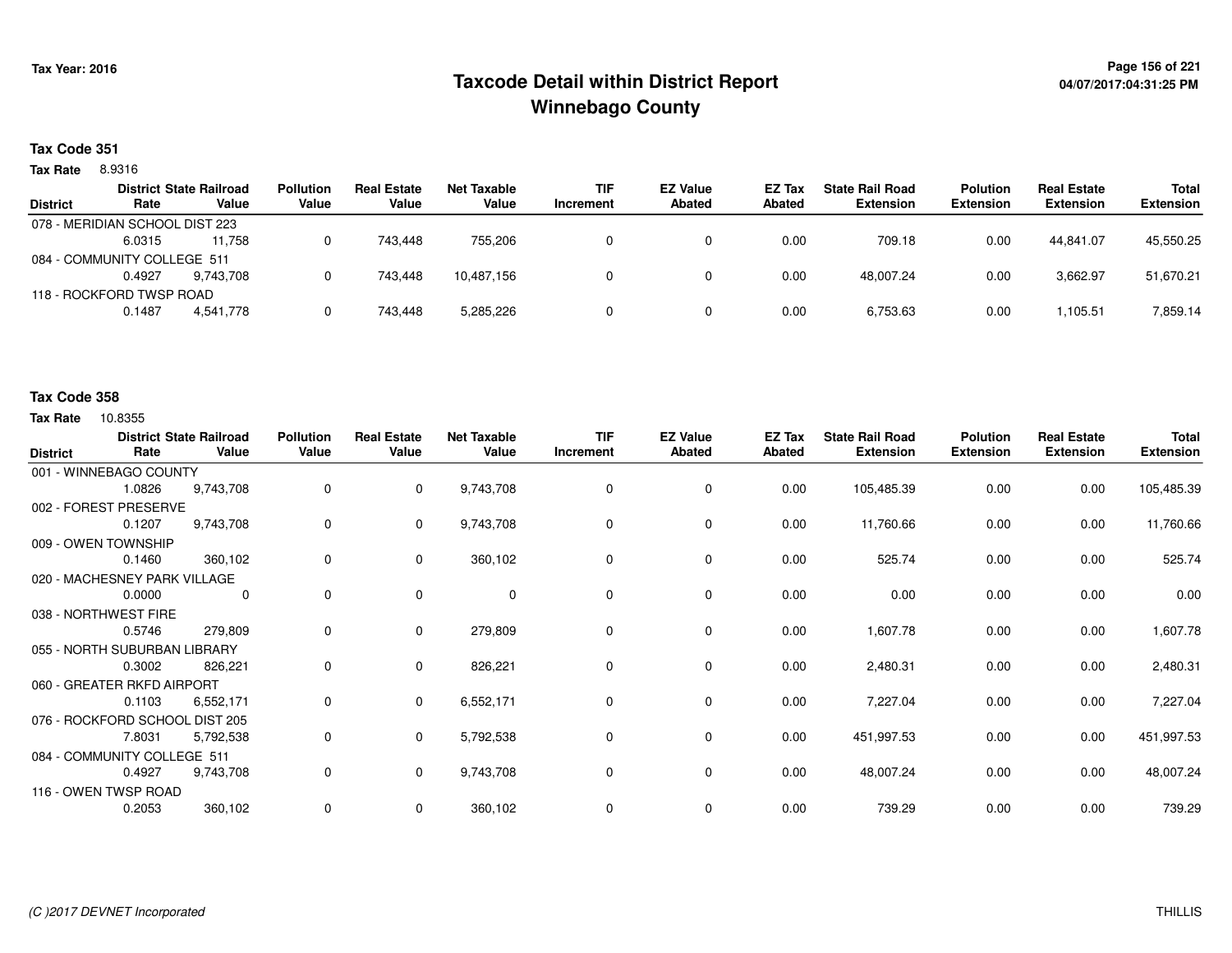Tax Year: 2016

# Taxcode Detail within District Report
## Winnebago County

04/07/2017:04:31:25 PM

**Tax Code 351**

**Tax Rate** 8.9316

| District | District Rate | State Railroad Value | Pollution Value | Real Estate Value | Net Taxable Value | TIF Increment | EZ Value Abated | EZ Tax Abated | State Rail Road Extension | Polution Extension | Real Estate Extension | Total Extension |
|---|---|---|---|---|---|---|---|---|---|---|---|---|
| 078 - MERIDIAN SCHOOL DIST 223 | | | | | | | | | | | | |
| | 6.0315 | 11,758 | 0 | 743,448 | 755,206 | 0 | 0 | 0.00 | 709.18 | 0.00 | 44,841.07 | 45,550.25 |
| 084 - COMMUNITY COLLEGE 511 | | | | | | | | | | | | |
| | 0.4927 | 9,743,708 | 0 | 743,448 | 10,487,156 | 0 | 0 | 0.00 | 48,007.24 | 0.00 | 3,662.97 | 51,670.21 |
| 118 - ROCKFORD TWSP ROAD | | | | | | | | | | | | |
| | 0.1487 | 4,541,778 | 0 | 743,448 | 5,285,226 | 0 | 0 | 0.00 | 6,753.63 | 0.00 | 1,105.51 | 7,859.14 |

**Tax Code 358**

**Tax Rate** 10.8355

| District | District Rate | State Railroad Value | Pollution Value | Real Estate Value | Net Taxable Value | TIF Increment | EZ Value Abated | EZ Tax Abated | State Rail Road Extension | Polution Extension | Real Estate Extension | Total Extension |
|---|---|---|---|---|---|---|---|---|---|---|---|---|
| 001 - WINNEBAGO COUNTY | | | | | | | | | | | | |
| | 1.0826 | 9,743,708 | 0 | 0 | 9,743,708 | 0 | 0 | 0.00 | 105,485.39 | 0.00 | 0.00 | 105,485.39 |
| 002 - FOREST PRESERVE | | | | | | | | | | | | |
| | 0.1207 | 9,743,708 | 0 | 0 | 9,743,708 | 0 | 0 | 0.00 | 11,760.66 | 0.00 | 0.00 | 11,760.66 |
| 009 - OWEN TOWNSHIP | | | | | | | | | | | | |
| | 0.1460 | 360,102 | 0 | 0 | 360,102 | 0 | 0 | 0.00 | 525.74 | 0.00 | 0.00 | 525.74 |
| 020 - MACHESNEY PARK VILLAGE | | | | | | | | | | | | |
| | 0.0000 | 0 | 0 | 0 | 0 | 0 | 0 | 0.00 | 0.00 | 0.00 | 0.00 | 0.00 |
| 038 - NORTHWEST FIRE | | | | | | | | | | | | |
| | 0.5746 | 279,809 | 0 | 0 | 279,809 | 0 | 0 | 0.00 | 1,607.78 | 0.00 | 0.00 | 1,607.78 |
| 055 - NORTH SUBURBAN LIBRARY | | | | | | | | | | | | |
| | 0.3002 | 826,221 | 0 | 0 | 826,221 | 0 | 0 | 0.00 | 2,480.31 | 0.00 | 0.00 | 2,480.31 |
| 060 - GREATER RKFD AIRPORT | | | | | | | | | | | | |
| | 0.1103 | 6,552,171 | 0 | 0 | 6,552,171 | 0 | 0 | 0.00 | 7,227.04 | 0.00 | 0.00 | 7,227.04 |
| 076 - ROCKFORD SCHOOL DIST 205 | | | | | | | | | | | | |
| | 7.8031 | 5,792,538 | 0 | 0 | 5,792,538 | 0 | 0 | 0.00 | 451,997.53 | 0.00 | 0.00 | 451,997.53 |
| 084 - COMMUNITY COLLEGE 511 | | | | | | | | | | | | |
| | 0.4927 | 9,743,708 | 0 | 0 | 9,743,708 | 0 | 0 | 0.00 | 48,007.24 | 0.00 | 0.00 | 48,007.24 |
| 116 - OWEN TWSP ROAD | | | | | | | | | | | | |
| | 0.2053 | 360,102 | 0 | 0 | 360,102 | 0 | 0 | 0.00 | 739.29 | 0.00 | 0.00 | 739.29 |

(C )2017 DEVNET Incorporated THILLIS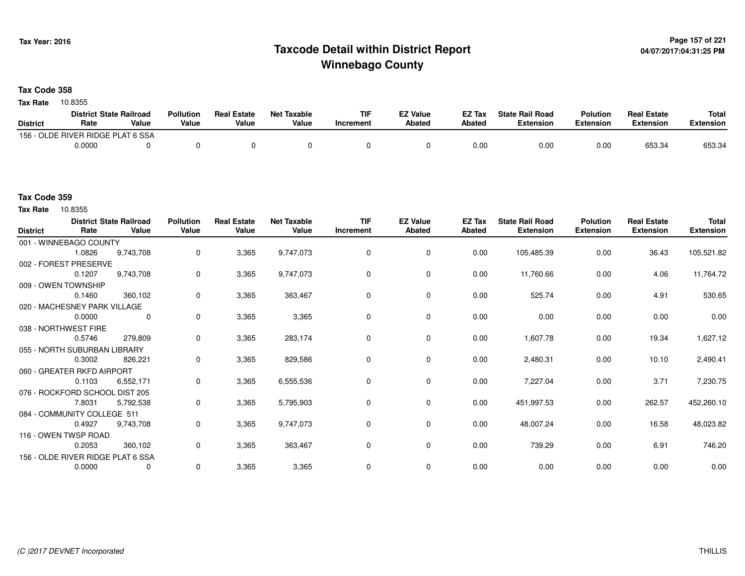# Taxcode Detail within District Report
## Winnebago County

Tax Year: 2016

**Tax Code 358**

**Tax Rate** 10.8355

| District | District Rate | State Railroad Value | Pollution Value | Real Estate Value | Net Taxable Value | TIF Increment | EZ Value Abated | EZ Tax Abated | State Rail Road Extension | Polution Extension | Real Estate Extension | Total Extension |
|---|---|---|---|---|---|---|---|---|---|---|---|---|
| 156 - OLDE RIVER RIDGE PLAT 6 SSA | 0.0000 | 0 | 0 | 0 | 0 | 0 | 0 | 0.00 | 0.00 | 0.00 | 653.34 | 653.34 |

**Tax Code 359**

**Tax Rate** 10.8355

| District | District Rate | State Railroad Value | Pollution Value | Real Estate Value | Net Taxable Value | TIF Increment | EZ Value Abated | EZ Tax Abated | State Rail Road Extension | Polution Extension | Real Estate Extension | Total Extension |
|---|---|---|---|---|---|---|---|---|---|---|---|---|
| 001 - WINNEBAGO COUNTY | 1.0826 | 9,743,708 | 0 | 3,365 | 9,747,073 | 0 | 0 | 0.00 | 105,485.39 | 0.00 | 36.43 | 105,521.82 |
| 002 - FOREST PRESERVE | 0.1207 | 9,743,708 | 0 | 3,365 | 9,747,073 | 0 | 0 | 0.00 | 11,760.66 | 0.00 | 4.06 | 11,764.72 |
| 009 - OWEN TOWNSHIP | 0.1460 | 360,102 | 0 | 3,365 | 363,467 | 0 | 0 | 0.00 | 525.74 | 0.00 | 4.91 | 530.65 |
| 020 - MACHESNEY PARK VILLAGE | 0.0000 | 0 | 0 | 3,365 | 3,365 | 0 | 0 | 0.00 | 0.00 | 0.00 | 0.00 | 0.00 |
| 038 - NORTHWEST FIRE | 0.5746 | 279,809 | 0 | 3,365 | 283,174 | 0 | 0 | 0.00 | 1,607.78 | 0.00 | 19.34 | 1,627.12 |
| 055 - NORTH SUBURBAN LIBRARY | 0.3002 | 826,221 | 0 | 3,365 | 829,586 | 0 | 0 | 0.00 | 2,480.31 | 0.00 | 10.10 | 2,490.41 |
| 060 - GREATER RKFD AIRPORT | 0.1103 | 6,552,171 | 0 | 3,365 | 6,555,536 | 0 | 0 | 0.00 | 7,227.04 | 0.00 | 3.71 | 7,230.75 |
| 076 - ROCKFORD SCHOOL DIST 205 | 7.8031 | 5,792,538 | 0 | 3,365 | 5,795,903 | 0 | 0 | 0.00 | 451,997.53 | 0.00 | 262.57 | 452,260.10 |
| 084 - COMMUNITY COLLEGE 511 | 0.4927 | 9,743,708 | 0 | 3,365 | 9,747,073 | 0 | 0 | 0.00 | 48,007.24 | 0.00 | 16.58 | 48,023.82 |
| 116 - OWEN TWSP ROAD | 0.2053 | 360,102 | 0 | 3,365 | 363,467 | 0 | 0 | 0.00 | 739.29 | 0.00 | 6.91 | 746.20 |
| 156 - OLDE RIVER RIDGE PLAT 6 SSA | 0.0000 | 0 | 0 | 3,365 | 3,365 | 0 | 0 | 0.00 | 0.00 | 0.00 | 0.00 | 0.00 |

*(C )2017 DEVNET Incorporated*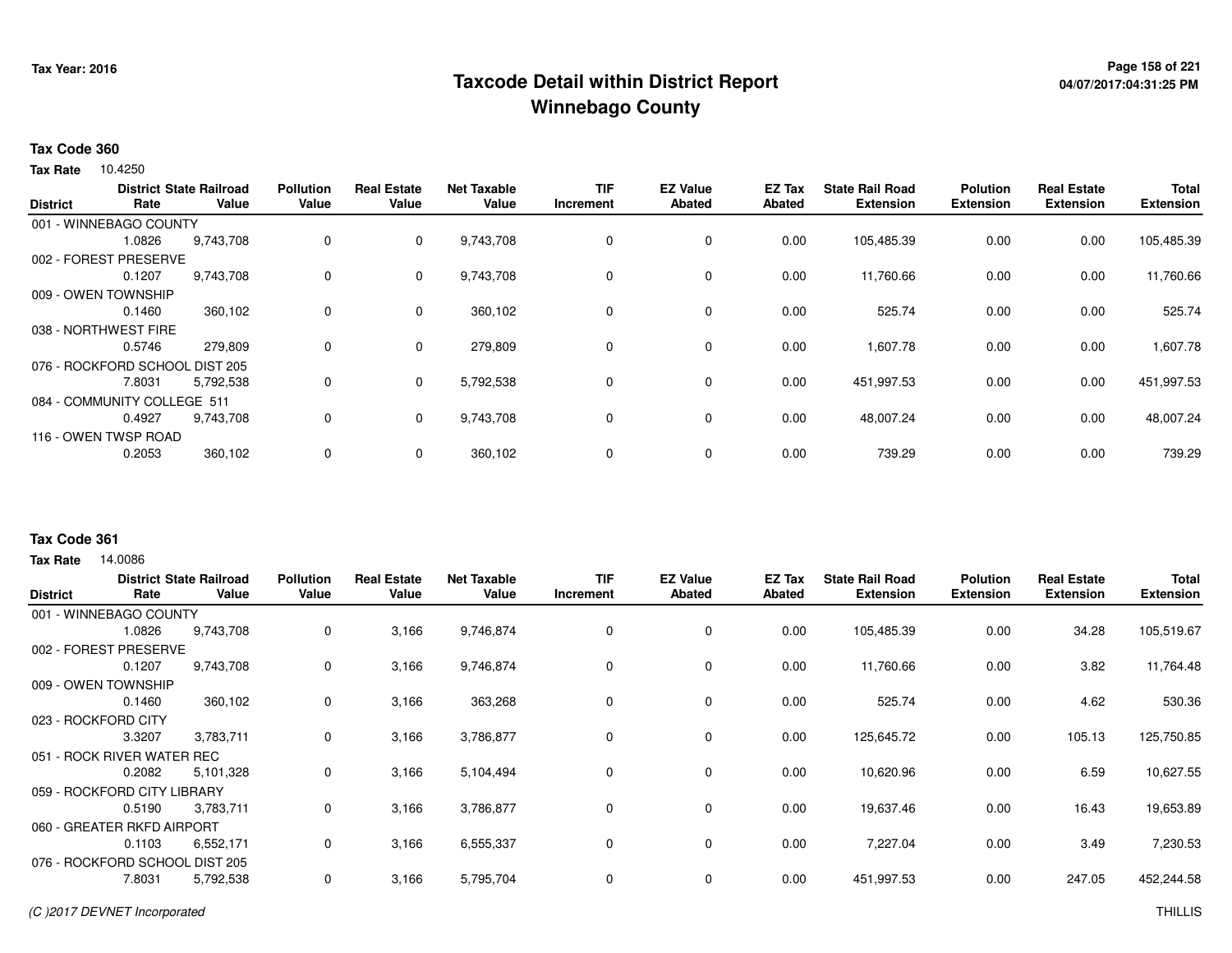Tax Year: 2016

# Taxcode Detail within District Report
## Winnebago County

04/07/2017:04:31:25 PM

### Tax Code 360

**Tax Rate** 10.4250

| District | District Rate | State Railroad Value | Pollution Value | Real Estate Value | Net Taxable Value | TIF Increment | EZ Value Abated | EZ Tax Abated | State Rail Road Extension | Polution Extension | Real Estate Extension | Total Extension |
|---|---|---|---|---|---|---|---|---|---|---|---|---|
| 001 - WINNEBAGO COUNTY | 1.0826 | 9,743,708 | 0 | 0 | 9,743,708 | 0 | 0 | 0.00 | 105,485.39 | 0.00 | 0.00 | 105,485.39 |
| 002 - FOREST PRESERVE | 0.1207 | 9,743,708 | 0 | 0 | 9,743,708 | 0 | 0 | 0.00 | 11,760.66 | 0.00 | 0.00 | 11,760.66 |
| 009 - OWEN TOWNSHIP | 0.1460 | 360,102 | 0 | 0 | 360,102 | 0 | 0 | 0.00 | 525.74 | 0.00 | 0.00 | 525.74 |
| 038 - NORTHWEST FIRE | 0.5746 | 279,809 | 0 | 0 | 279,809 | 0 | 0 | 0.00 | 1,607.78 | 0.00 | 0.00 | 1,607.78 |
| 076 - ROCKFORD SCHOOL DIST 205 | 7.8031 | 5,792,538 | 0 | 0 | 5,792,538 | 0 | 0 | 0.00 | 451,997.53 | 0.00 | 0.00 | 451,997.53 |
| 084 - COMMUNITY COLLEGE 511 | 0.4927 | 9,743,708 | 0 | 0 | 9,743,708 | 0 | 0 | 0.00 | 48,007.24 | 0.00 | 0.00 | 48,007.24 |
| 116 - OWEN TWSP ROAD | 0.2053 | 360,102 | 0 | 0 | 360,102 | 0 | 0 | 0.00 | 739.29 | 0.00 | 0.00 | 739.29 |

### Tax Code 361

**Tax Rate** 14.0086

| District | District Rate | State Railroad Value | Pollution Value | Real Estate Value | Net Taxable Value | TIF Increment | EZ Value Abated | EZ Tax Abated | State Rail Road Extension | Polution Extension | Real Estate Extension | Total Extension |
|---|---|---|---|---|---|---|---|---|---|---|---|---|
| 001 - WINNEBAGO COUNTY | 1.0826 | 9,743,708 | 0 | 3,166 | 9,746,874 | 0 | 0 | 0.00 | 105,485.39 | 0.00 | 34.28 | 105,519.67 |
| 002 - FOREST PRESERVE | 0.1207 | 9,743,708 | 0 | 3,166 | 9,746,874 | 0 | 0 | 0.00 | 11,760.66 | 0.00 | 3.82 | 11,764.48 |
| 009 - OWEN TOWNSHIP | 0.1460 | 360,102 | 0 | 3,166 | 363,268 | 0 | 0 | 0.00 | 525.74 | 0.00 | 4.62 | 530.36 |
| 023 - ROCKFORD CITY | 3.3207 | 3,783,711 | 0 | 3,166 | 3,786,877 | 0 | 0 | 0.00 | 125,645.72 | 0.00 | 105.13 | 125,750.85 |
| 051 - ROCK RIVER WATER REC | 0.2082 | 5,101,328 | 0 | 3,166 | 5,104,494 | 0 | 0 | 0.00 | 10,620.96 | 0.00 | 6.59 | 10,627.55 |
| 059 - ROCKFORD CITY LIBRARY | 0.5190 | 3,783,711 | 0 | 3,166 | 3,786,877 | 0 | 0 | 0.00 | 19,637.46 | 0.00 | 16.43 | 19,653.89 |
| 060 - GREATER RKFD AIRPORT | 0.1103 | 6,552,171 | 0 | 3,166 | 6,555,337 | 0 | 0 | 0.00 | 7,227.04 | 0.00 | 3.49 | 7,230.53 |
| 076 - ROCKFORD SCHOOL DIST 205 | 7.8031 | 5,792,538 | 0 | 3,166 | 5,795,704 | 0 | 0 | 0.00 | 451,997.53 | 0.00 | 247.05 | 452,244.58 |

(C )2017 DEVNET Incorporated THILLIS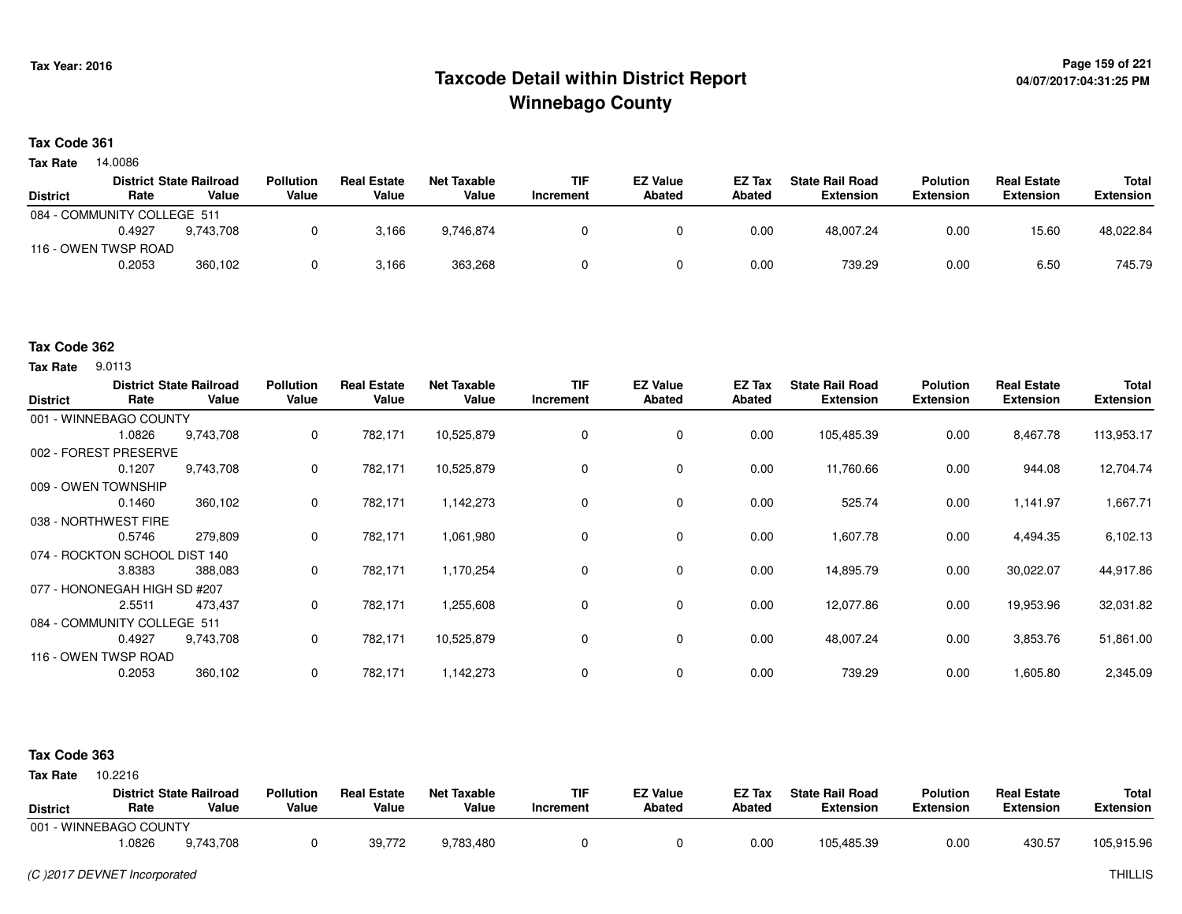Tax Year: 2016

# Taxcode Detail within District Report
## Winnebago County

### Tax Code 361

**Tax Rate** 14.0086

| District | District Rate | State Railroad Value | Pollution Value | Real Estate Value | Net Taxable Value | TIF Increment | EZ Value Abated | EZ Tax Abated | State Rail Road Extension | Polution Extension | Real Estate Extension | Total Extension |
|---|---|---|---|---|---|---|---|---|---|---|---|---|
| 084 - COMMUNITY COLLEGE 511 | | | | | | | | | | | | |
| | 0.4927 | 9,743,708 | 0 | 3,166 | 9,746,874 | 0 | 0 | 0.00 | 48,007.24 | 0.00 | 15.60 | 48,022.84 |
| 116 - OWEN TWSP ROAD | | | | | | | | | | | | |
| | 0.2053 | 360,102 | 0 | 3,166 | 363,268 | 0 | 0 | 0.00 | 739.29 | 0.00 | 6.50 | 745.79 |

### Tax Code 362

**Tax Rate** 9.0113

| District | District Rate | State Railroad Value | Pollution Value | Real Estate Value | Net Taxable Value | TIF Increment | EZ Value Abated | EZ Tax Abated | State Rail Road Extension | Polution Extension | Real Estate Extension | Total Extension |
|---|---|---|---|---|---|---|---|---|---|---|---|---|
| 001 - WINNEBAGO COUNTY | | | | | | | | | | | | |
| | 1.0826 | 9,743,708 | 0 | 782,171 | 10,525,879 | 0 | 0 | 0.00 | 105,485.39 | 0.00 | 8,467.78 | 113,953.17 |
| 002 - FOREST PRESERVE | | | | | | | | | | | | |
| | 0.1207 | 9,743,708 | 0 | 782,171 | 10,525,879 | 0 | 0 | 0.00 | 11,760.66 | 0.00 | 944.08 | 12,704.74 |
| 009 - OWEN TOWNSHIP | | | | | | | | | | | | |
| | 0.1460 | 360,102 | 0 | 782,171 | 1,142,273 | 0 | 0 | 0.00 | 525.74 | 0.00 | 1,141.97 | 1,667.71 |
| 038 - NORTHWEST FIRE | | | | | | | | | | | | |
| | 0.5746 | 279,809 | 0 | 782,171 | 1,061,980 | 0 | 0 | 0.00 | 1,607.78 | 0.00 | 4,494.35 | 6,102.13 |
| 074 - ROCKTON SCHOOL DIST 140 | | | | | | | | | | | | |
| | 3.8383 | 388,083 | 0 | 782,171 | 1,170,254 | 0 | 0 | 0.00 | 14,895.79 | 0.00 | 30,022.07 | 44,917.86 |
| 077 - HONONEGAH HIGH SD #207 | | | | | | | | | | | | |
| | 2.5511 | 473,437 | 0 | 782,171 | 1,255,608 | 0 | 0 | 0.00 | 12,077.86 | 0.00 | 19,953.96 | 32,031.82 |
| 084 - COMMUNITY COLLEGE 511 | | | | | | | | | | | | |
| | 0.4927 | 9,743,708 | 0 | 782,171 | 10,525,879 | 0 | 0 | 0.00 | 48,007.24 | 0.00 | 3,853.76 | 51,861.00 |
| 116 - OWEN TWSP ROAD | | | | | | | | | | | | |
| | 0.2053 | 360,102 | 0 | 782,171 | 1,142,273 | 0 | 0 | 0.00 | 739.29 | 0.00 | 1,605.80 | 2,345.09 |

### Tax Code 363

**Tax Rate** 10.2216

| District | District Rate | State Railroad Value | Pollution Value | Real Estate Value | Net Taxable Value | TIF Increment | EZ Value Abated | EZ Tax Abated | State Rail Road Extension | Polution Extension | Real Estate Extension | Total Extension |
|---|---|---|---|---|---|---|---|---|---|---|---|---|
| 001 - WINNEBAGO COUNTY | | | | | | | | | | | | |
| | 1.0826 | 9,743,708 | 0 | 39,772 | 9,783,480 | 0 | 0 | 0.00 | 105,485.39 | 0.00 | 430.57 | 105,915.96 |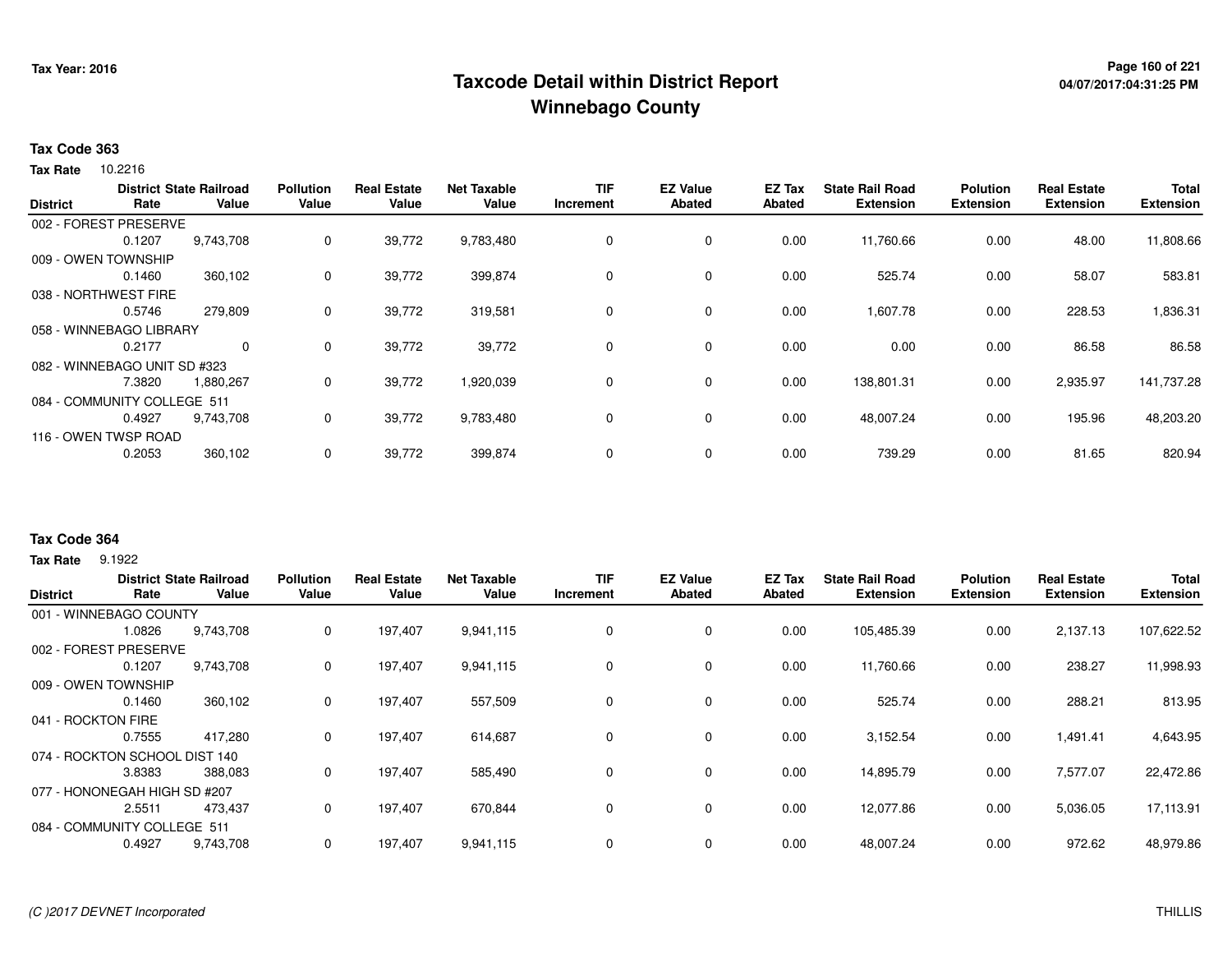# Taxcode Detail within District Report
# Winnebago County

Tax Year: 2016

04/07/2017:04:31:25 PM

**Tax Code 363**

**Tax Rate** 10.2216

| District | District Rate | State Railroad Value | Pollution Value | Real Estate Value | Net Taxable Value | TIF Increment | EZ Value Abated | EZ Tax Abated | State Rail Road Extension | Polution Extension | Real Estate Extension | Total Extension |
|---|---|---|---|---|---|---|---|---|---|---|---|---|
| 002 - FOREST PRESERVE | 0.1207 | 9,743,708 | 0 | 39,772 | 9,783,480 | 0 | 0 | 0.00 | 11,760.66 | 0.00 | 48.00 | 11,808.66 |
| 009 - OWEN TOWNSHIP | 0.1460 | 360,102 | 0 | 39,772 | 399,874 | 0 | 0 | 0.00 | 525.74 | 0.00 | 58.07 | 583.81 |
| 038 - NORTHWEST FIRE | 0.5746 | 279,809 | 0 | 39,772 | 319,581 | 0 | 0 | 0.00 | 1,607.78 | 0.00 | 228.53 | 1,836.31 |
| 058 - WINNEBAGO LIBRARY | 0.2177 | 0 | 0 | 39,772 | 39,772 | 0 | 0 | 0.00 | 0.00 | 0.00 | 86.58 | 86.58 |
| 082 - WINNEBAGO UNIT SD #323 | 7.3820 | 1,880,267 | 0 | 39,772 | 1,920,039 | 0 | 0 | 0.00 | 138,801.31 | 0.00 | 2,935.97 | 141,737.28 |
| 084 - COMMUNITY COLLEGE 511 | 0.4927 | 9,743,708 | 0 | 39,772 | 9,783,480 | 0 | 0 | 0.00 | 48,007.24 | 0.00 | 195.96 | 48,203.20 |
| 116 - OWEN TWSP ROAD | 0.2053 | 360,102 | 0 | 39,772 | 399,874 | 0 | 0 | 0.00 | 739.29 | 0.00 | 81.65 | 820.94 |

**Tax Code 364**

**Tax Rate** 9.1922

| District | District Rate | State Railroad Value | Pollution Value | Real Estate Value | Net Taxable Value | TIF Increment | EZ Value Abated | EZ Tax Abated | State Rail Road Extension | Polution Extension | Real Estate Extension | Total Extension |
|---|---|---|---|---|---|---|---|---|---|---|---|---|
| 001 - WINNEBAGO COUNTY | 1.0826 | 9,743,708 | 0 | 197,407 | 9,941,115 | 0 | 0 | 0.00 | 105,485.39 | 0.00 | 2,137.13 | 107,622.52 |
| 002 - FOREST PRESERVE | 0.1207 | 9,743,708 | 0 | 197,407 | 9,941,115 | 0 | 0 | 0.00 | 11,760.66 | 0.00 | 238.27 | 11,998.93 |
| 009 - OWEN TOWNSHIP | 0.1460 | 360,102 | 0 | 197,407 | 557,509 | 0 | 0 | 0.00 | 525.74 | 0.00 | 288.21 | 813.95 |
| 041 - ROCKTON FIRE | 0.7555 | 417,280 | 0 | 197,407 | 614,687 | 0 | 0 | 0.00 | 3,152.54 | 0.00 | 1,491.41 | 4,643.95 |
| 074 - ROCKTON SCHOOL DIST 140 | 3.8383 | 388,083 | 0 | 197,407 | 585,490 | 0 | 0 | 0.00 | 14,895.79 | 0.00 | 7,577.07 | 22,472.86 |
| 077 - HONONEGAH HIGH SD #207 | 2.5511 | 473,437 | 0 | 197,407 | 670,844 | 0 | 0 | 0.00 | 12,077.86 | 0.00 | 5,036.05 | 17,113.91 |
| 084 - COMMUNITY COLLEGE 511 | 0.4927 | 9,743,708 | 0 | 197,407 | 9,941,115 | 0 | 0 | 0.00 | 48,007.24 | 0.00 | 972.62 | 48,979.86 |

(C )2017 DEVNET Incorporated

THILLIS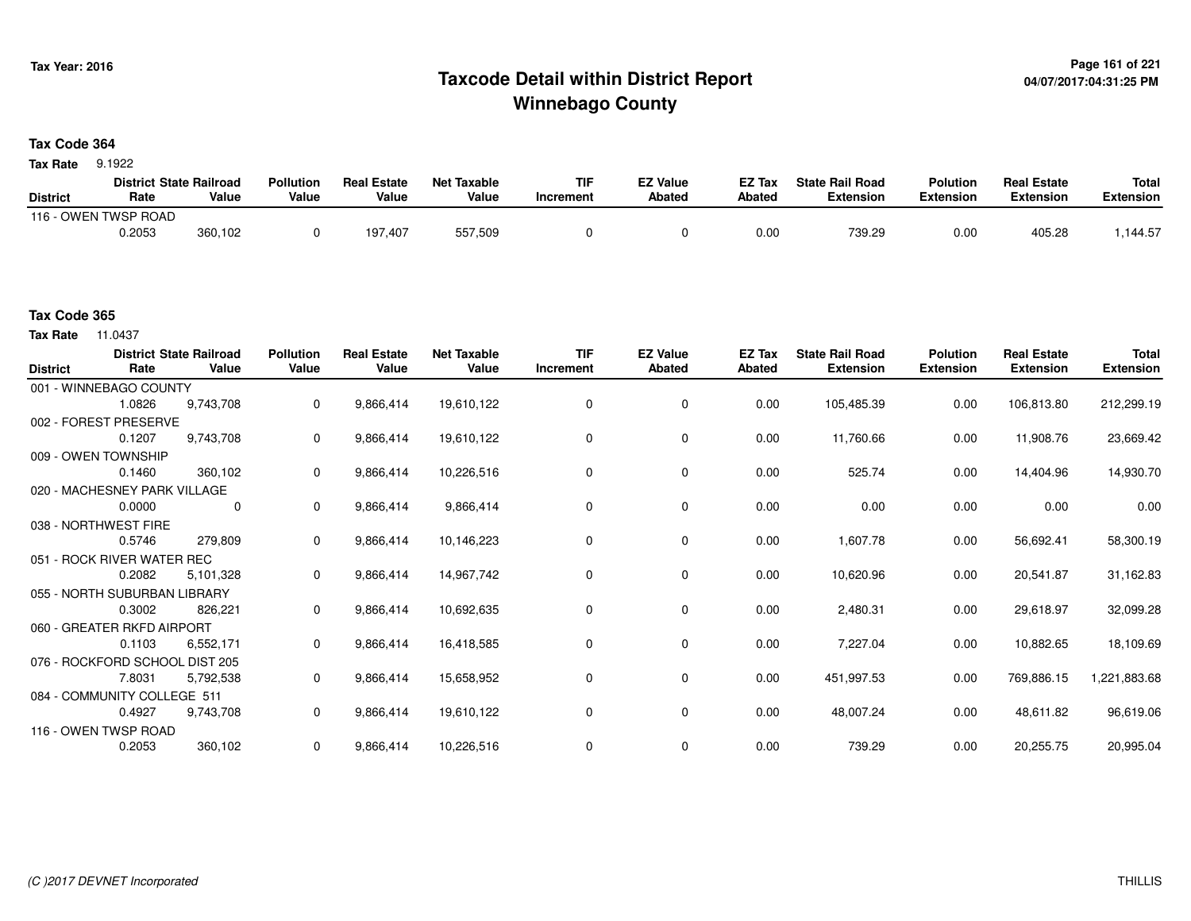# Taxcode Detail within District Report
# Winnebago County

Tax Year: 2016

04/07/2017:04:31:25 PM

**Tax Code 364**

**Tax Rate** 9.1922

| District | District Rate | State Railroad Value | Pollution Value | Real Estate Value | Net Taxable Value | TIF Increment | EZ Value Abated | EZ Tax Abated | State Rail Road Extension | Polution Extension | Real Estate Extension | Total Extension |
|---|---|---|---|---|---|---|---|---|---|---|---|---|
| 116 - OWEN TWSP ROAD | | | | | | | | | | | | |
| | 0.2053 | 360,102 | 0 | 197,407 | 557,509 | 0 | 0 | 0.00 | 739.29 | 0.00 | 405.28 | 1,144.57 |

**Tax Code 365**

**Tax Rate** 11.0437

| District | District Rate | State Railroad Value | Pollution Value | Real Estate Value | Net Taxable Value | TIF Increment | EZ Value Abated | EZ Tax Abated | State Rail Road Extension | Polution Extension | Real Estate Extension | Total Extension |
|---|---|---|---|---|---|---|---|---|---|---|---|---|
| 001 - WINNEBAGO COUNTY | | | | | | | | | | | | |
| | 1.0826 | 9,743,708 | 0 | 9,866,414 | 19,610,122 | 0 | 0 | 0.00 | 105,485.39 | 0.00 | 106,813.80 | 212,299.19 |
| 002 - FOREST PRESERVE | | | | | | | | | | | | |
| | 0.1207 | 9,743,708 | 0 | 9,866,414 | 19,610,122 | 0 | 0 | 0.00 | 11,760.66 | 0.00 | 11,908.76 | 23,669.42 |
| 009 - OWEN TOWNSHIP | | | | | | | | | | | | |
| | 0.1460 | 360,102 | 0 | 9,866,414 | 10,226,516 | 0 | 0 | 0.00 | 525.74 | 0.00 | 14,404.96 | 14,930.70 |
| 020 - MACHESNEY PARK VILLAGE | | | | | | | | | | | | |
| | 0.0000 | 0 | 0 | 9,866,414 | 9,866,414 | 0 | 0 | 0.00 | 0.00 | 0.00 | 0.00 | 0.00 |
| 038 - NORTHWEST FIRE | | | | | | | | | | | | |
| | 0.5746 | 279,809 | 0 | 9,866,414 | 10,146,223 | 0 | 0 | 0.00 | 1,607.78 | 0.00 | 56,692.41 | 58,300.19 |
| 051 - ROCK RIVER WATER REC | | | | | | | | | | | | |
| | 0.2082 | 5,101,328 | 0 | 9,866,414 | 14,967,742 | 0 | 0 | 0.00 | 10,620.96 | 0.00 | 20,541.87 | 31,162.83 |
| 055 - NORTH SUBURBAN LIBRARY | | | | | | | | | | | | |
| | 0.3002 | 826,221 | 0 | 9,866,414 | 10,692,635 | 0 | 0 | 0.00 | 2,480.31 | 0.00 | 29,618.97 | 32,099.28 |
| 060 - GREATER RKFD AIRPORT | | | | | | | | | | | | |
| | 0.1103 | 6,552,171 | 0 | 9,866,414 | 16,418,585 | 0 | 0 | 0.00 | 7,227.04 | 0.00 | 10,882.65 | 18,109.69 |
| 076 - ROCKFORD SCHOOL DIST 205 | | | | | | | | | | | | |
| | 7.8031 | 5,792,538 | 0 | 9,866,414 | 15,658,952 | 0 | 0 | 0.00 | 451,997.53 | 0.00 | 769,886.15 | 1,221,883.68 |
| 084 - COMMUNITY COLLEGE 511 | | | | | | | | | | | | |
| | 0.4927 | 9,743,708 | 0 | 9,866,414 | 19,610,122 | 0 | 0 | 0.00 | 48,007.24 | 0.00 | 48,611.82 | 96,619.06 |
| 116 - OWEN TWSP ROAD | | | | | | | | | | | | |
| | 0.2053 | 360,102 | 0 | 9,866,414 | 10,226,516 | 0 | 0 | 0.00 | 739.29 | 0.00 | 20,255.75 | 20,995.04 |

(C )2017 DEVNET Incorporated

THILLIS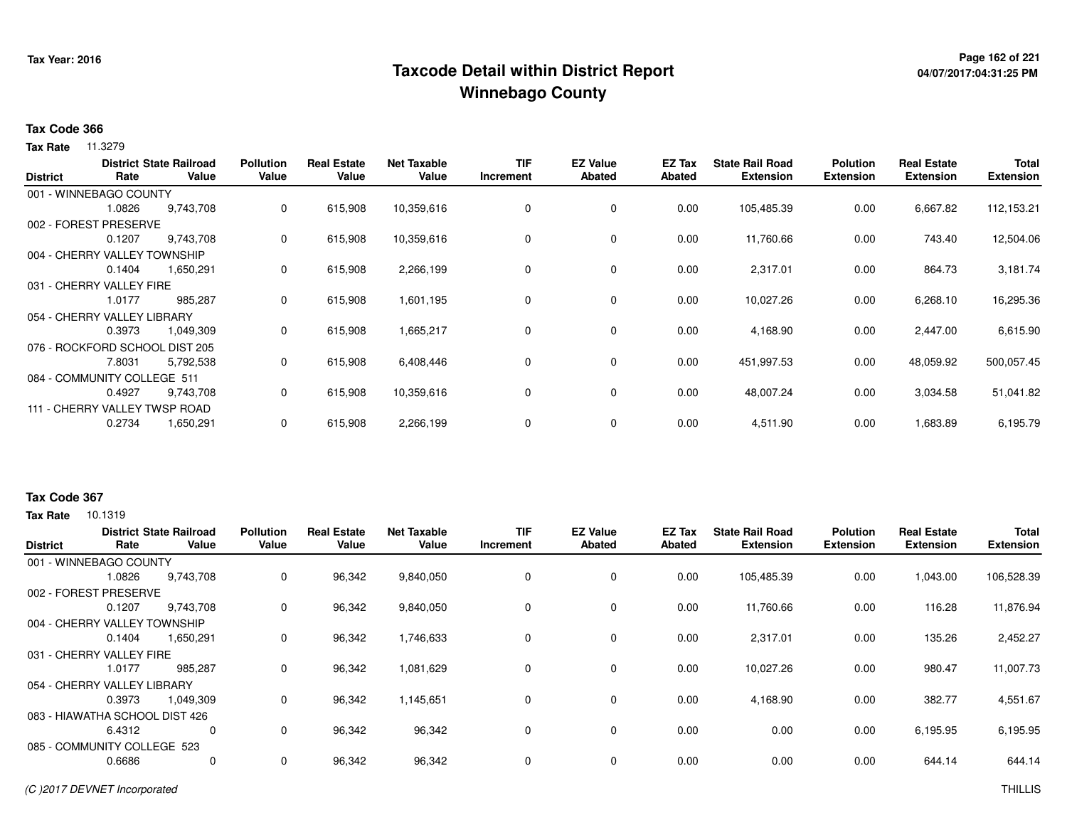# Taxcode Detail within District Report
# Winnebago County

Tax Year: 2016

04/07/2017:04:31:25 PM

**Tax Code 366**

**Tax Rate** 11.3279

| District | District Rate | State Railroad Value | Pollution Value | Real Estate Value | Net Taxable Value | TIF Increment | EZ Value Abated | EZ Tax Abated | State Rail Road Extension | Polution Extension | Real Estate Extension | Total Extension |
|---|---|---|---|---|---|---|---|---|---|---|---|---|
| 001 - WINNEBAGO COUNTY | | | | | | | | | | | | |
| | 1.0826 | 9,743,708 | 0 | 615,908 | 10,359,616 | 0 | 0 | 0.00 | 105,485.39 | 0.00 | 6,667.82 | 112,153.21 |
| 002 - FOREST PRESERVE | | | | | | | | | | | | |
| | 0.1207 | 9,743,708 | 0 | 615,908 | 10,359,616 | 0 | 0 | 0.00 | 11,760.66 | 0.00 | 743.40 | 12,504.06 |
| 004 - CHERRY VALLEY TOWNSHIP | | | | | | | | | | | | |
| | 0.1404 | 1,650,291 | 0 | 615,908 | 2,266,199 | 0 | 0 | 0.00 | 2,317.01 | 0.00 | 864.73 | 3,181.74 |
| 031 - CHERRY VALLEY FIRE | | | | | | | | | | | | |
| | 1.0177 | 985,287 | 0 | 615,908 | 1,601,195 | 0 | 0 | 0.00 | 10,027.26 | 0.00 | 6,268.10 | 16,295.36 |
| 054 - CHERRY VALLEY LIBRARY | | | | | | | | | | | | |
| | 0.3973 | 1,049,309 | 0 | 615,908 | 1,665,217 | 0 | 0 | 0.00 | 4,168.90 | 0.00 | 2,447.00 | 6,615.90 |
| 076 - ROCKFORD SCHOOL DIST 205 | | | | | | | | | | | | |
| | 7.8031 | 5,792,538 | 0 | 615,908 | 6,408,446 | 0 | 0 | 0.00 | 451,997.53 | 0.00 | 48,059.92 | 500,057.45 |
| 084 - COMMUNITY COLLEGE 511 | | | | | | | | | | | | |
| | 0.4927 | 9,743,708 | 0 | 615,908 | 10,359,616 | 0 | 0 | 0.00 | 48,007.24 | 0.00 | 3,034.58 | 51,041.82 |
| 111 - CHERRY VALLEY TWSP ROAD | | | | | | | | | | | | |
| | 0.2734 | 1,650,291 | 0 | 615,908 | 2,266,199 | 0 | 0 | 0.00 | 4,511.90 | 0.00 | 1,683.89 | 6,195.79 |

**Tax Code 367**

**Tax Rate** 10.1319

| District | District Rate | State Railroad Value | Pollution Value | Real Estate Value | Net Taxable Value | TIF Increment | EZ Value Abated | EZ Tax Abated | State Rail Road Extension | Polution Extension | Real Estate Extension | Total Extension |
|---|---|---|---|---|---|---|---|---|---|---|---|---|
| 001 - WINNEBAGO COUNTY | | | | | | | | | | | | |
| | 1.0826 | 9,743,708 | 0 | 96,342 | 9,840,050 | 0 | 0 | 0.00 | 105,485.39 | 0.00 | 1,043.00 | 106,528.39 |
| 002 - FOREST PRESERVE | | | | | | | | | | | | |
| | 0.1207 | 9,743,708 | 0 | 96,342 | 9,840,050 | 0 | 0 | 0.00 | 11,760.66 | 0.00 | 116.28 | 11,876.94 |
| 004 - CHERRY VALLEY TOWNSHIP | | | | | | | | | | | | |
| | 0.1404 | 1,650,291 | 0 | 96,342 | 1,746,633 | 0 | 0 | 0.00 | 2,317.01 | 0.00 | 135.26 | 2,452.27 |
| 031 - CHERRY VALLEY FIRE | | | | | | | | | | | | |
| | 1.0177 | 985,287 | 0 | 96,342 | 1,081,629 | 0 | 0 | 0.00 | 10,027.26 | 0.00 | 980.47 | 11,007.73 |
| 054 - CHERRY VALLEY LIBRARY | | | | | | | | | | | | |
| | 0.3973 | 1,049,309 | 0 | 96,342 | 1,145,651 | 0 | 0 | 0.00 | 4,168.90 | 0.00 | 382.77 | 4,551.67 |
| 083 - HIAWATHA SCHOOL DIST 426 | | | | | | | | | | | | |
| | 6.4312 | 0 | 0 | 96,342 | 96,342 | 0 | 0 | 0.00 | 0.00 | 0.00 | 6,195.95 | 6,195.95 |
| 085 - COMMUNITY COLLEGE 523 | | | | | | | | | | | | |
| | 0.6686 | 0 | 0 | 96,342 | 96,342 | 0 | 0 | 0.00 | 0.00 | 0.00 | 644.14 | 644.14 |

(C )2017 DEVNET Incorporated

THILLIS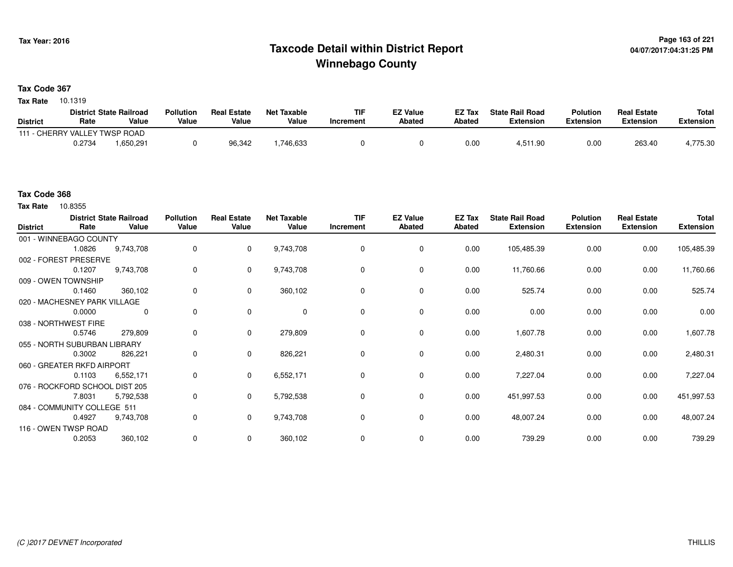# Taxcode Detail within District Report
## Winnebago County

Tax Year: 2016

**Tax Code 367**

**Tax Rate** 10.1319

| District | District Rate | State Railroad Value | Pollution Value | Real Estate Value | Net Taxable Value | TIF Increment | EZ Value Abated | EZ Tax Abated | State Rail Road Extension | Polution Extension | Real Estate Extension | Total Extension |
|---|---|---|---|---|---|---|---|---|---|---|---|---|
| 111 - CHERRY VALLEY TWSP ROAD | | | | | | | | | | | | |
| | 0.2734 | 1,650,291 | 0 | 96,342 | 1,746,633 | 0 | 0 | 0.00 | 4,511.90 | 0.00 | 263.40 | 4,775.30 |

**Tax Code 368**

**Tax Rate** 10.8355

| District | District Rate | State Railroad Value | Pollution Value | Real Estate Value | Net Taxable Value | TIF Increment | EZ Value Abated | EZ Tax Abated | State Rail Road Extension | Polution Extension | Real Estate Extension | Total Extension |
|---|---|---|---|---|---|---|---|---|---|---|---|---|
| 001 - WINNEBAGO COUNTY | | | | | | | | | | | | |
| | 1.0826 | 9,743,708 | 0 | 0 | 9,743,708 | 0 | 0 | 0.00 | 105,485.39 | 0.00 | 0.00 | 105,485.39 |
| 002 - FOREST PRESERVE | | | | | | | | | | | | |
| | 0.1207 | 9,743,708 | 0 | 0 | 9,743,708 | 0 | 0 | 0.00 | 11,760.66 | 0.00 | 0.00 | 11,760.66 |
| 009 - OWEN TOWNSHIP | | | | | | | | | | | | |
| | 0.1460 | 360,102 | 0 | 0 | 360,102 | 0 | 0 | 0.00 | 525.74 | 0.00 | 0.00 | 525.74 |
| 020 - MACHESNEY PARK VILLAGE | | | | | | | | | | | | |
| | 0.0000 | 0 | 0 | 0 | 0 | 0 | 0 | 0.00 | 0.00 | 0.00 | 0.00 | 0.00 |
| 038 - NORTHWEST FIRE | | | | | | | | | | | | |
| | 0.5746 | 279,809 | 0 | 0 | 279,809 | 0 | 0 | 0.00 | 1,607.78 | 0.00 | 0.00 | 1,607.78 |
| 055 - NORTH SUBURBAN LIBRARY | | | | | | | | | | | | |
| | 0.3002 | 826,221 | 0 | 0 | 826,221 | 0 | 0 | 0.00 | 2,480.31 | 0.00 | 0.00 | 2,480.31 |
| 060 - GREATER RKFD AIRPORT | | | | | | | | | | | | |
| | 0.1103 | 6,552,171 | 0 | 0 | 6,552,171 | 0 | 0 | 0.00 | 7,227.04 | 0.00 | 0.00 | 7,227.04 |
| 076 - ROCKFORD SCHOOL DIST 205 | | | | | | | | | | | | |
| | 7.8031 | 5,792,538 | 0 | 0 | 5,792,538 | 0 | 0 | 0.00 | 451,997.53 | 0.00 | 0.00 | 451,997.53 |
| 084 - COMMUNITY COLLEGE 511 | | | | | | | | | | | | |
| | 0.4927 | 9,743,708 | 0 | 0 | 9,743,708 | 0 | 0 | 0.00 | 48,007.24 | 0.00 | 0.00 | 48,007.24 |
| 116 - OWEN TWSP ROAD | | | | | | | | | | | | |
| | 0.2053 | 360,102 | 0 | 0 | 360,102 | 0 | 0 | 0.00 | 739.29 | 0.00 | 0.00 | 739.29 |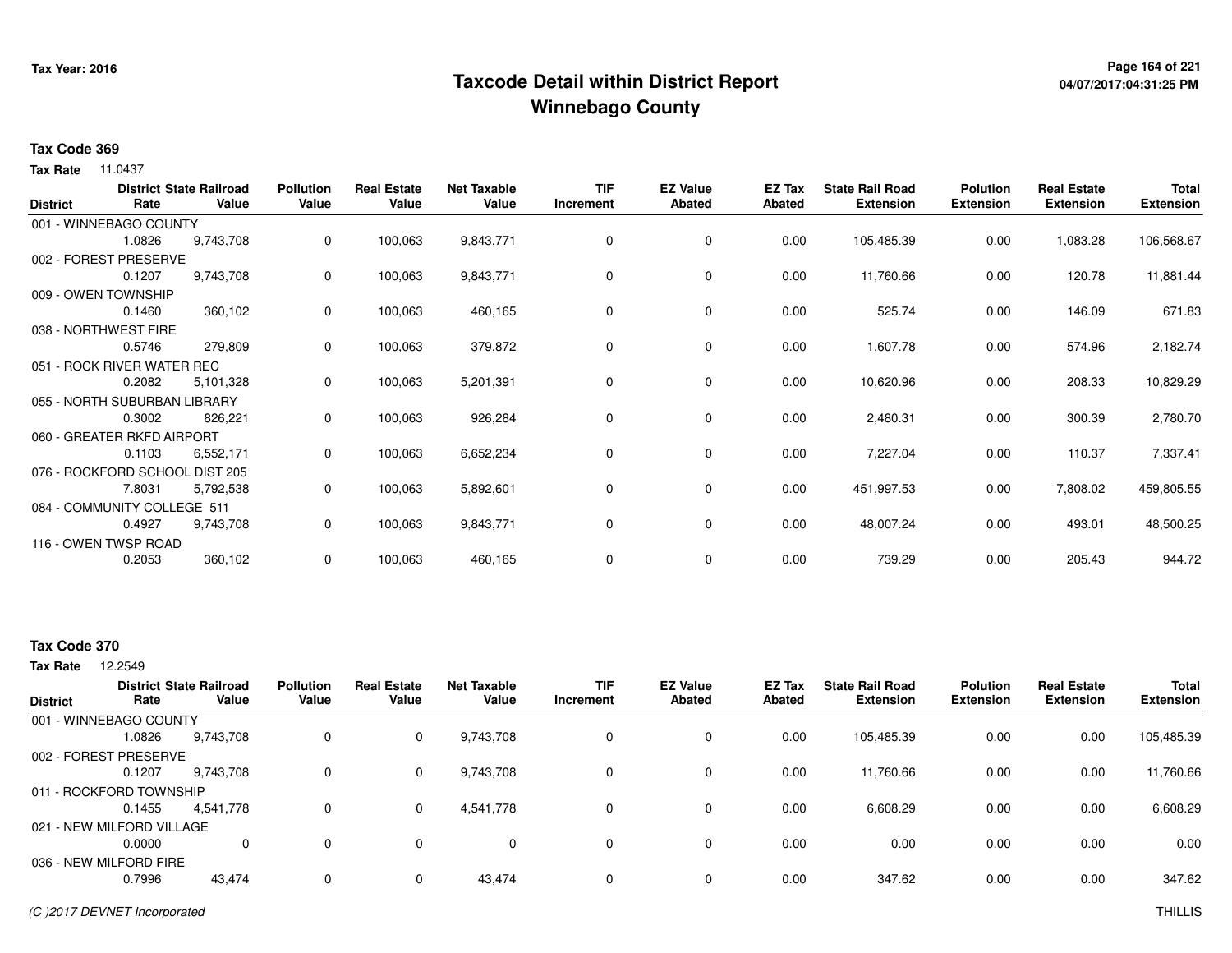# Taxcode Detail within District Report
# Winnebago County

Tax Year: 2016

04/07/2017:04:31:25 PM

**Tax Code 369**

**Tax Rate** 11.0437

| District | District Rate | State Railroad Value | Pollution Value | Real Estate Value | Net Taxable Value | TIF Increment | EZ Value Abated | EZ Tax Abated | State Rail Road Extension | Polution Extension | Real Estate Extension | Total Extension |
|---|---|---|---|---|---|---|---|---|---|---|---|---|
| 001 - WINNEBAGO COUNTY | 1.0826 | 9,743,708 | 0 | 100,063 | 9,843,771 | 0 | 0 | 0.00 | 105,485.39 | 0.00 | 1,083.28 | 106,568.67 |
| 002 - FOREST PRESERVE | 0.1207 | 9,743,708 | 0 | 100,063 | 9,843,771 | 0 | 0 | 0.00 | 11,760.66 | 0.00 | 120.78 | 11,881.44 |
| 009 - OWEN TOWNSHIP | 0.1460 | 360,102 | 0 | 100,063 | 460,165 | 0 | 0 | 0.00 | 525.74 | 0.00 | 146.09 | 671.83 |
| 038 - NORTHWEST FIRE | 0.5746 | 279,809 | 0 | 100,063 | 379,872 | 0 | 0 | 0.00 | 1,607.78 | 0.00 | 574.96 | 2,182.74 |
| 051 - ROCK RIVER WATER REC | 0.2082 | 5,101,328 | 0 | 100,063 | 5,201,391 | 0 | 0 | 0.00 | 10,620.96 | 0.00 | 208.33 | 10,829.29 |
| 055 - NORTH SUBURBAN LIBRARY | 0.3002 | 826,221 | 0 | 100,063 | 926,284 | 0 | 0 | 0.00 | 2,480.31 | 0.00 | 300.39 | 2,780.70 |
| 060 - GREATER RKFD AIRPORT | 0.1103 | 6,552,171 | 0 | 100,063 | 6,652,234 | 0 | 0 | 0.00 | 7,227.04 | 0.00 | 110.37 | 7,337.41 |
| 076 - ROCKFORD SCHOOL DIST 205 | 7.8031 | 5,792,538 | 0 | 100,063 | 5,892,601 | 0 | 0 | 0.00 | 451,997.53 | 0.00 | 7,808.02 | 459,805.55 |
| 084 - COMMUNITY COLLEGE 511 | 0.4927 | 9,743,708 | 0 | 100,063 | 9,843,771 | 0 | 0 | 0.00 | 48,007.24 | 0.00 | 493.01 | 48,500.25 |
| 116 - OWEN TWSP ROAD | 0.2053 | 360,102 | 0 | 100,063 | 460,165 | 0 | 0 | 0.00 | 739.29 | 0.00 | 205.43 | 944.72 |

**Tax Code 370**

**Tax Rate** 12.2549

| District | District Rate | State Railroad Value | Pollution Value | Real Estate Value | Net Taxable Value | TIF Increment | EZ Value Abated | EZ Tax Abated | State Rail Road Extension | Polution Extension | Real Estate Extension | Total Extension |
|---|---|---|---|---|---|---|---|---|---|---|---|---|
| 001 - WINNEBAGO COUNTY | 1.0826 | 9,743,708 | 0 | 0 | 9,743,708 | 0 | 0 | 0.00 | 105,485.39 | 0.00 | 0.00 | 105,485.39 |
| 002 - FOREST PRESERVE | 0.1207 | 9,743,708 | 0 | 0 | 9,743,708 | 0 | 0 | 0.00 | 11,760.66 | 0.00 | 0.00 | 11,760.66 |
| 011 - ROCKFORD TOWNSHIP | 0.1455 | 4,541,778 | 0 | 0 | 4,541,778 | 0 | 0 | 0.00 | 6,608.29 | 0.00 | 0.00 | 6,608.29 |
| 021 - NEW MILFORD VILLAGE | 0.0000 | 0 | 0 | 0 | 0 | 0 | 0 | 0.00 | 0.00 | 0.00 | 0.00 | 0.00 |
| 036 - NEW MILFORD FIRE | 0.7996 | 43,474 | 0 | 0 | 43,474 | 0 | 0 | 0.00 | 347.62 | 0.00 | 0.00 | 347.62 |

*(C )2017 DEVNET Incorporated*

THILLIS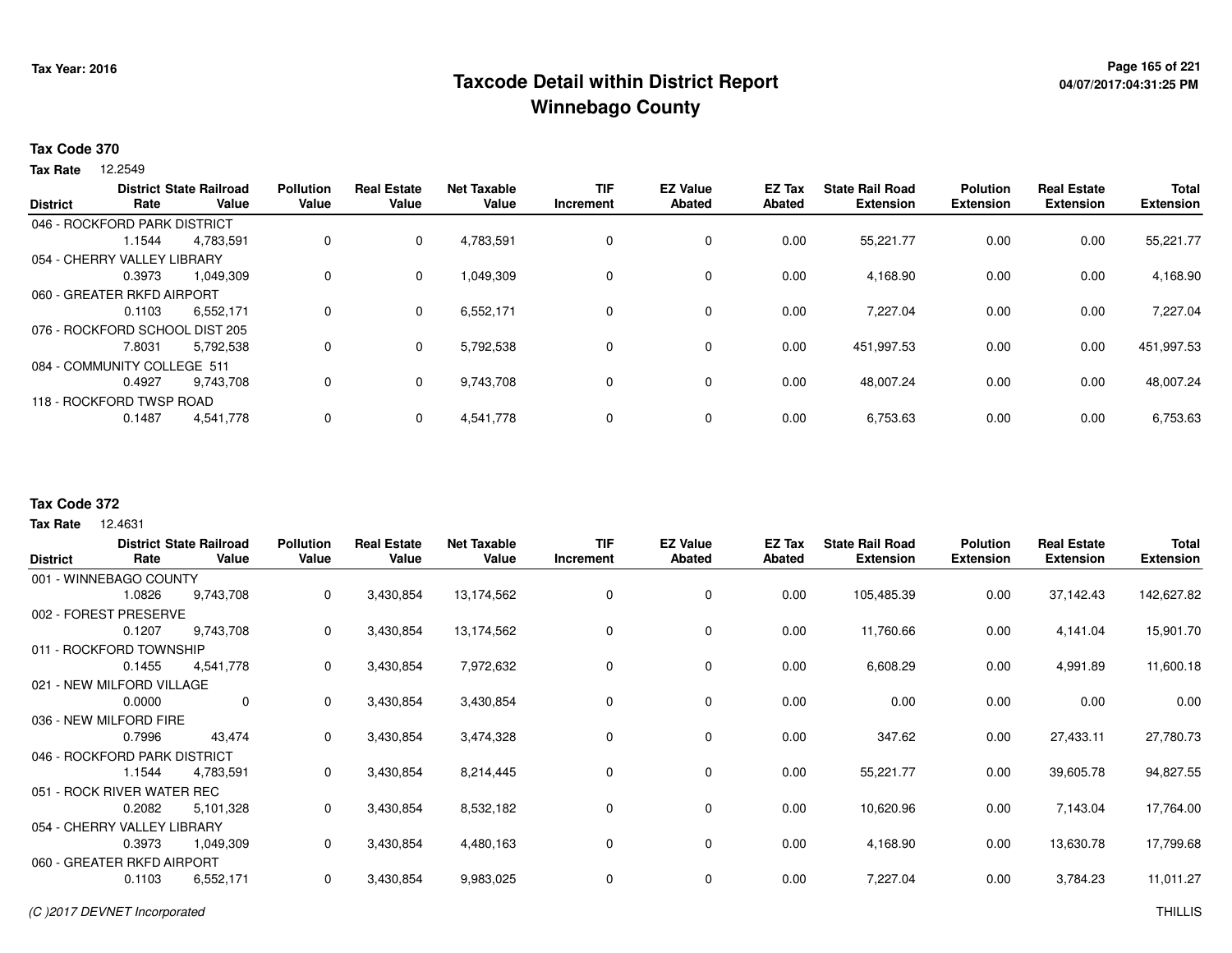# Taxcode Detail within District Report
# Winnebago County

Tax Year: 2016

## Tax Code 370

**Tax Rate** 12.2549

| District | District Rate | State Railroad Value | Pollution Value | Real Estate Value | Net Taxable Value | TIF Increment | EZ Value Abated | EZ Tax Abated | State Rail Road Extension | Polution Extension | Real Estate Extension | Total Extension |
|---|---|---|---|---|---|---|---|---|---|---|---|---|
| 046 - ROCKFORD PARK DISTRICT | 1.1544 | 4,783,591 | 0 | 0 | 4,783,591 | 0 | 0 | 0.00 | 55,221.77 | 0.00 | 0.00 | 55,221.77 |
| 054 - CHERRY VALLEY LIBRARY | 0.3973 | 1,049,309 | 0 | 0 | 1,049,309 | 0 | 0 | 0.00 | 4,168.90 | 0.00 | 0.00 | 4,168.90 |
| 060 - GREATER RKFD AIRPORT | 0.1103 | 6,552,171 | 0 | 0 | 6,552,171 | 0 | 0 | 0.00 | 7,227.04 | 0.00 | 0.00 | 7,227.04 |
| 076 - ROCKFORD SCHOOL DIST 205 | 7.8031 | 5,792,538 | 0 | 0 | 5,792,538 | 0 | 0 | 0.00 | 451,997.53 | 0.00 | 0.00 | 451,997.53 |
| 084 - COMMUNITY COLLEGE 511 | 0.4927 | 9,743,708 | 0 | 0 | 9,743,708 | 0 | 0 | 0.00 | 48,007.24 | 0.00 | 0.00 | 48,007.24 |
| 118 - ROCKFORD TWSP ROAD | 0.1487 | 4,541,778 | 0 | 0 | 4,541,778 | 0 | 0 | 0.00 | 6,753.63 | 0.00 | 0.00 | 6,753.63 |

## Tax Code 372

**Tax Rate** 12.4631

| District | District Rate | State Railroad Value | Pollution Value | Real Estate Value | Net Taxable Value | TIF Increment | EZ Value Abated | EZ Tax Abated | State Rail Road Extension | Polution Extension | Real Estate Extension | Total Extension |
|---|---|---|---|---|---|---|---|---|---|---|---|---|
| 001 - WINNEBAGO COUNTY | 1.0826 | 9,743,708 | 0 | 3,430,854 | 13,174,562 | 0 | 0 | 0.00 | 105,485.39 | 0.00 | 37,142.43 | 142,627.82 |
| 002 - FOREST PRESERVE | 0.1207 | 9,743,708 | 0 | 3,430,854 | 13,174,562 | 0 | 0 | 0.00 | 11,760.66 | 0.00 | 4,141.04 | 15,901.70 |
| 011 - ROCKFORD TOWNSHIP | 0.1455 | 4,541,778 | 0 | 3,430,854 | 7,972,632 | 0 | 0 | 0.00 | 6,608.29 | 0.00 | 4,991.89 | 11,600.18 |
| 021 - NEW MILFORD VILLAGE | 0.0000 | 0 | 0 | 3,430,854 | 3,430,854 | 0 | 0 | 0.00 | 0.00 | 0.00 | 0.00 | 0.00 |
| 036 - NEW MILFORD FIRE | 0.7996 | 43,474 | 0 | 3,430,854 | 3,474,328 | 0 | 0 | 0.00 | 347.62 | 0.00 | 27,433.11 | 27,780.73 |
| 046 - ROCKFORD PARK DISTRICT | 1.1544 | 4,783,591 | 0 | 3,430,854 | 8,214,445 | 0 | 0 | 0.00 | 55,221.77 | 0.00 | 39,605.78 | 94,827.55 |
| 051 - ROCK RIVER WATER REC | 0.2082 | 5,101,328 | 0 | 3,430,854 | 8,532,182 | 0 | 0 | 0.00 | 10,620.96 | 0.00 | 7,143.04 | 17,764.00 |
| 054 - CHERRY VALLEY LIBRARY | 0.3973 | 1,049,309 | 0 | 3,430,854 | 4,480,163 | 0 | 0 | 0.00 | 4,168.90 | 0.00 | 13,630.78 | 17,799.68 |
| 060 - GREATER RKFD AIRPORT | 0.1103 | 6,552,171 | 0 | 3,430,854 | 9,983,025 | 0 | 0 | 0.00 | 7,227.04 | 0.00 | 3,784.23 | 11,011.27 |

(C )2017 DEVNET Incorporated

THILLIS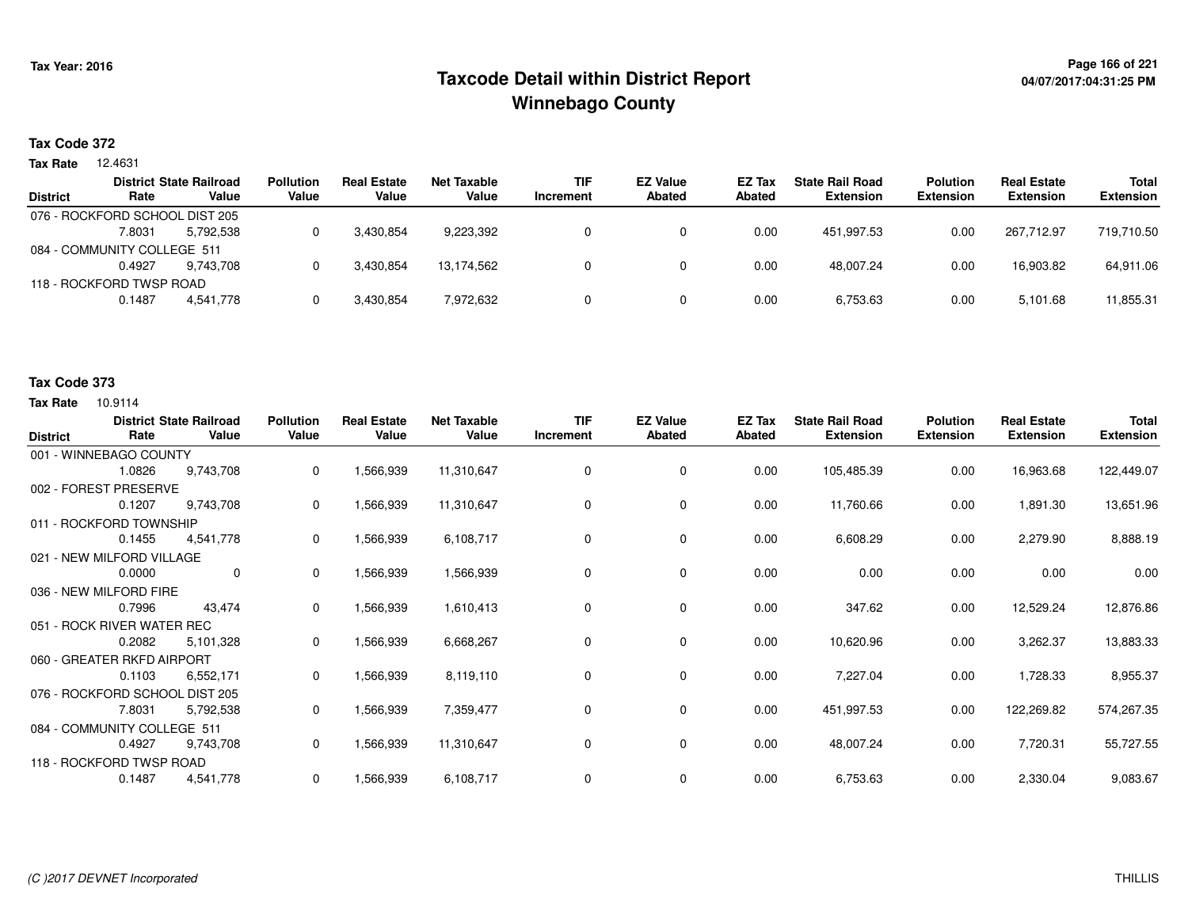**Tax Year: 2016**

# Taxcode Detail within District Report
## Winnebago County

04/07/2017:04:31:25 PM

### Tax Code 372

**Tax Rate** 12.4631

| District | District Rate | State Railroad Value | Pollution Value | Real Estate Value | Net Taxable Value | TIF Increment | EZ Value Abated | EZ Tax Abated | State Rail Road Extension | Polution Extension | Real Estate Extension | Total Extension |
|---|---|---|---|---|---|---|---|---|---|---|---|---|
| 076 - ROCKFORD SCHOOL DIST 205 | | | | | | | | | | | | |
| | 7.8031 | 5,792,538 | 0 | 3,430,854 | 9,223,392 | 0 | 0 | 0.00 | 451,997.53 | 0.00 | 267,712.97 | 719,710.50 |
| 084 - COMMUNITY COLLEGE 511 | | | | | | | | | | | | |
| | 0.4927 | 9,743,708 | 0 | 3,430,854 | 13,174,562 | 0 | 0 | 0.00 | 48,007.24 | 0.00 | 16,903.82 | 64,911.06 |
| 118 - ROCKFORD TWSP ROAD | | | | | | | | | | | | |
| | 0.1487 | 4,541,778 | 0 | 3,430,854 | 7,972,632 | 0 | 0 | 0.00 | 6,753.63 | 0.00 | 5,101.68 | 11,855.31 |

### Tax Code 373

**Tax Rate** 10.9114

| District | District Rate | State Railroad Value | Pollution Value | Real Estate Value | Net Taxable Value | TIF Increment | EZ Value Abated | EZ Tax Abated | State Rail Road Extension | Polution Extension | Real Estate Extension | Total Extension |
|---|---|---|---|---|---|---|---|---|---|---|---|---|
| 001 - WINNEBAGO COUNTY | | | | | | | | | | | | |
| | 1.0826 | 9,743,708 | 0 | 1,566,939 | 11,310,647 | 0 | 0 | 0.00 | 105,485.39 | 0.00 | 16,963.68 | 122,449.07 |
| 002 - FOREST PRESERVE | | | | | | | | | | | | |
| | 0.1207 | 9,743,708 | 0 | 1,566,939 | 11,310,647 | 0 | 0 | 0.00 | 11,760.66 | 0.00 | 1,891.30 | 13,651.96 |
| 011 - ROCKFORD TOWNSHIP | | | | | | | | | | | | |
| | 0.1455 | 4,541,778 | 0 | 1,566,939 | 6,108,717 | 0 | 0 | 0.00 | 6,608.29 | 0.00 | 2,279.90 | 8,888.19 |
| 021 - NEW MILFORD VILLAGE | | | | | | | | | | | | |
| | 0.0000 | 0 | 0 | 1,566,939 | 1,566,939 | 0 | 0 | 0.00 | 0.00 | 0.00 | 0.00 | 0.00 |
| 036 - NEW MILFORD FIRE | | | | | | | | | | | | |
| | 0.7996 | 43,474 | 0 | 1,566,939 | 1,610,413 | 0 | 0 | 0.00 | 347.62 | 0.00 | 12,529.24 | 12,876.86 |
| 051 - ROCK RIVER WATER REC | | | | | | | | | | | | |
| | 0.2082 | 5,101,328 | 0 | 1,566,939 | 6,668,267 | 0 | 0 | 0.00 | 10,620.96 | 0.00 | 3,262.37 | 13,883.33 |
| 060 - GREATER RKFD AIRPORT | | | | | | | | | | | | |
| | 0.1103 | 6,552,171 | 0 | 1,566,939 | 8,119,110 | 0 | 0 | 0.00 | 7,227.04 | 0.00 | 1,728.33 | 8,955.37 |
| 076 - ROCKFORD SCHOOL DIST 205 | | | | | | | | | | | | |
| | 7.8031 | 5,792,538 | 0 | 1,566,939 | 7,359,477 | 0 | 0 | 0.00 | 451,997.53 | 0.00 | 122,269.82 | 574,267.35 |
| 084 - COMMUNITY COLLEGE 511 | | | | | | | | | | | | |
| | 0.4927 | 9,743,708 | 0 | 1,566,939 | 11,310,647 | 0 | 0 | 0.00 | 48,007.24 | 0.00 | 7,720.31 | 55,727.55 |
| 118 - ROCKFORD TWSP ROAD | | | | | | | | | | | | |
| | 0.1487 | 4,541,778 | 0 | 1,566,939 | 6,108,717 | 0 | 0 | 0.00 | 6,753.63 | 0.00 | 2,330.04 | 9,083.67 |

*(C )2017 DEVNET Incorporated* THILLIS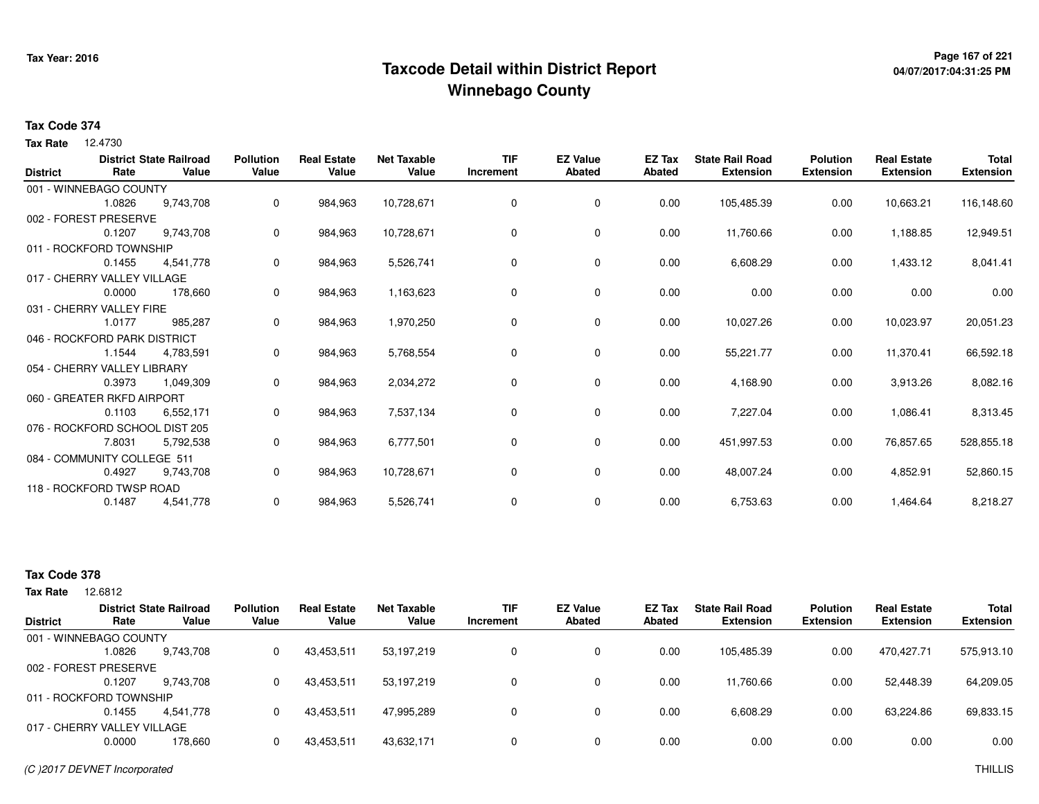# Taxcode Detail within District Report
## Winnebago County

Tax Year: 2016

**Tax Code 374**

**Tax Rate** 12.4730

| District | District Rate | State Railroad Value | Pollution Value | Real Estate Value | Net Taxable Value | TIF Increment | EZ Value Abated | EZ Tax Abated | State Rail Road Extension | Polution Extension | Real Estate Extension | Total Extension |
|---|---|---|---|---|---|---|---|---|---|---|---|---|
| 001 - WINNEBAGO COUNTY | 1.0826 | 9,743,708 | 0 | 984,963 | 10,728,671 | 0 | 0 | 0.00 | 105,485.39 | 0.00 | 10,663.21 | 116,148.60 |
| 002 - FOREST PRESERVE | 0.1207 | 9,743,708 | 0 | 984,963 | 10,728,671 | 0 | 0 | 0.00 | 11,760.66 | 0.00 | 1,188.85 | 12,949.51 |
| 011 - ROCKFORD TOWNSHIP | 0.1455 | 4,541,778 | 0 | 984,963 | 5,526,741 | 0 | 0 | 0.00 | 6,608.29 | 0.00 | 1,433.12 | 8,041.41 |
| 017 - CHERRY VALLEY VILLAGE | 0.0000 | 178,660 | 0 | 984,963 | 1,163,623 | 0 | 0 | 0.00 | 0.00 | 0.00 | 0.00 | 0.00 |
| 031 - CHERRY VALLEY FIRE | 1.0177 | 985,287 | 0 | 984,963 | 1,970,250 | 0 | 0 | 0.00 | 10,027.26 | 0.00 | 10,023.97 | 20,051.23 |
| 046 - ROCKFORD PARK DISTRICT | 1.1544 | 4,783,591 | 0 | 984,963 | 5,768,554 | 0 | 0 | 0.00 | 55,221.77 | 0.00 | 11,370.41 | 66,592.18 |
| 054 - CHERRY VALLEY LIBRARY | 0.3973 | 1,049,309 | 0 | 984,963 | 2,034,272 | 0 | 0 | 0.00 | 4,168.90 | 0.00 | 3,913.26 | 8,082.16 |
| 060 - GREATER RKFD AIRPORT | 0.1103 | 6,552,171 | 0 | 984,963 | 7,537,134 | 0 | 0 | 0.00 | 7,227.04 | 0.00 | 1,086.41 | 8,313.45 |
| 076 - ROCKFORD SCHOOL DIST 205 | 7.8031 | 5,792,538 | 0 | 984,963 | 6,777,501 | 0 | 0 | 0.00 | 451,997.53 | 0.00 | 76,857.65 | 528,855.18 |
| 084 - COMMUNITY COLLEGE 511 | 0.4927 | 9,743,708 | 0 | 984,963 | 10,728,671 | 0 | 0 | 0.00 | 48,007.24 | 0.00 | 4,852.91 | 52,860.15 |
| 118 - ROCKFORD TWSP ROAD | 0.1487 | 4,541,778 | 0 | 984,963 | 5,526,741 | 0 | 0 | 0.00 | 6,753.63 | 0.00 | 1,464.64 | 8,218.27 |

**Tax Code 378**

**Tax Rate** 12.6812

| District | District Rate | State Railroad Value | Pollution Value | Real Estate Value | Net Taxable Value | TIF Increment | EZ Value Abated | EZ Tax Abated | State Rail Road Extension | Polution Extension | Real Estate Extension | Total Extension |
|---|---|---|---|---|---|---|---|---|---|---|---|---|
| 001 - WINNEBAGO COUNTY | 1.0826 | 9,743,708 | 0 | 43,453,511 | 53,197,219 | 0 | 0 | 0.00 | 105,485.39 | 0.00 | 470,427.71 | 575,913.10 |
| 002 - FOREST PRESERVE | 0.1207 | 9,743,708 | 0 | 43,453,511 | 53,197,219 | 0 | 0 | 0.00 | 11,760.66 | 0.00 | 52,448.39 | 64,209.05 |
| 011 - ROCKFORD TOWNSHIP | 0.1455 | 4,541,778 | 0 | 43,453,511 | 47,995,289 | 0 | 0 | 0.00 | 6,608.29 | 0.00 | 63,224.86 | 69,833.15 |
| 017 - CHERRY VALLEY VILLAGE | 0.0000 | 178,660 | 0 | 43,453,511 | 43,632,171 | 0 | 0 | 0.00 | 0.00 | 0.00 | 0.00 | 0.00 |

*(C )2017 DEVNET Incorporated* THILLIS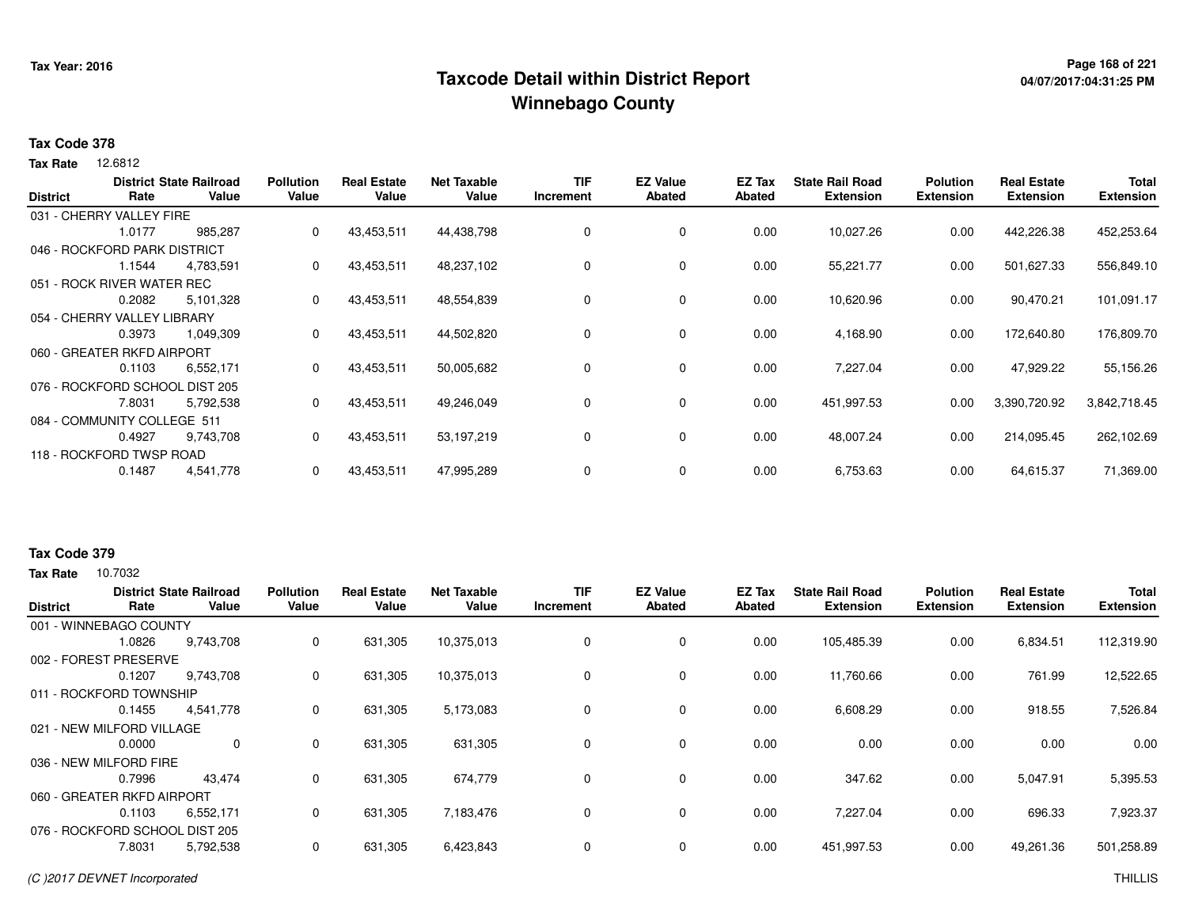# Taxcode Detail within District Report
## Winnebago County

Tax Year: 2016

## Tax Code 378

**Tax Rate** 12.6812

| District | District Rate | State Railroad Value | Pollution Value | Real Estate Value | Net Taxable Value | TIF Increment | EZ Value Abated | EZ Tax Abated | State Rail Road Extension | Polution Extension | Real Estate Extension | Total Extension |
|---|---|---|---|---|---|---|---|---|---|---|---|---|
| 031 - CHERRY VALLEY FIRE | 1.0177 | 985,287 | 0 | 43,453,511 | 44,438,798 | 0 | 0 | 0.00 | 10,027.26 | 0.00 | 442,226.38 | 452,253.64 |
| 046 - ROCKFORD PARK DISTRICT | 1.1544 | 4,783,591 | 0 | 43,453,511 | 48,237,102 | 0 | 0 | 0.00 | 55,221.77 | 0.00 | 501,627.33 | 556,849.10 |
| 051 - ROCK RIVER WATER REC | 0.2082 | 5,101,328 | 0 | 43,453,511 | 48,554,839 | 0 | 0 | 0.00 | 10,620.96 | 0.00 | 90,470.21 | 101,091.17 |
| 054 - CHERRY VALLEY LIBRARY | 0.3973 | 1,049,309 | 0 | 43,453,511 | 44,502,820 | 0 | 0 | 0.00 | 4,168.90 | 0.00 | 172,640.80 | 176,809.70 |
| 060 - GREATER RKFD AIRPORT | 0.1103 | 6,552,171 | 0 | 43,453,511 | 50,005,682 | 0 | 0 | 0.00 | 7,227.04 | 0.00 | 47,929.22 | 55,156.26 |
| 076 - ROCKFORD SCHOOL DIST 205 | 7.8031 | 5,792,538 | 0 | 43,453,511 | 49,246,049 | 0 | 0 | 0.00 | 451,997.53 | 0.00 | 3,390,720.92 | 3,842,718.45 |
| 084 - COMMUNITY COLLEGE 511 | 0.4927 | 9,743,708 | 0 | 43,453,511 | 53,197,219 | 0 | 0 | 0.00 | 48,007.24 | 0.00 | 214,095.45 | 262,102.69 |
| 118 - ROCKFORD TWSP ROAD | 0.1487 | 4,541,778 | 0 | 43,453,511 | 47,995,289 | 0 | 0 | 0.00 | 6,753.63 | 0.00 | 64,615.37 | 71,369.00 |

## Tax Code 379

**Tax Rate** 10.7032

| District | District Rate | State Railroad Value | Pollution Value | Real Estate Value | Net Taxable Value | TIF Increment | EZ Value Abated | EZ Tax Abated | State Rail Road Extension | Polution Extension | Real Estate Extension | Total Extension |
|---|---|---|---|---|---|---|---|---|---|---|---|---|
| 001 - WINNEBAGO COUNTY | 1.0826 | 9,743,708 | 0 | 631,305 | 10,375,013 | 0 | 0 | 0.00 | 105,485.39 | 0.00 | 6,834.51 | 112,319.90 |
| 002 - FOREST PRESERVE | 0.1207 | 9,743,708 | 0 | 631,305 | 10,375,013 | 0 | 0 | 0.00 | 11,760.66 | 0.00 | 761.99 | 12,522.65 |
| 011 - ROCKFORD TOWNSHIP | 0.1455 | 4,541,778 | 0 | 631,305 | 5,173,083 | 0 | 0 | 0.00 | 6,608.29 | 0.00 | 918.55 | 7,526.84 |
| 021 - NEW MILFORD VILLAGE | 0.0000 | 0 | 0 | 631,305 | 631,305 | 0 | 0 | 0.00 | 0.00 | 0.00 | 0.00 | 0.00 |
| 036 - NEW MILFORD FIRE | 0.7996 | 43,474 | 0 | 631,305 | 674,779 | 0 | 0 | 0.00 | 347.62 | 0.00 | 5,047.91 | 5,395.53 |
| 060 - GREATER RKFD AIRPORT | 0.1103 | 6,552,171 | 0 | 631,305 | 7,183,476 | 0 | 0 | 0.00 | 7,227.04 | 0.00 | 696.33 | 7,923.37 |
| 076 - ROCKFORD SCHOOL DIST 205 | 7.8031 | 5,792,538 | 0 | 631,305 | 6,423,843 | 0 | 0 | 0.00 | 451,997.53 | 0.00 | 49,261.36 | 501,258.89 |

(C )2017 DEVNET Incorporated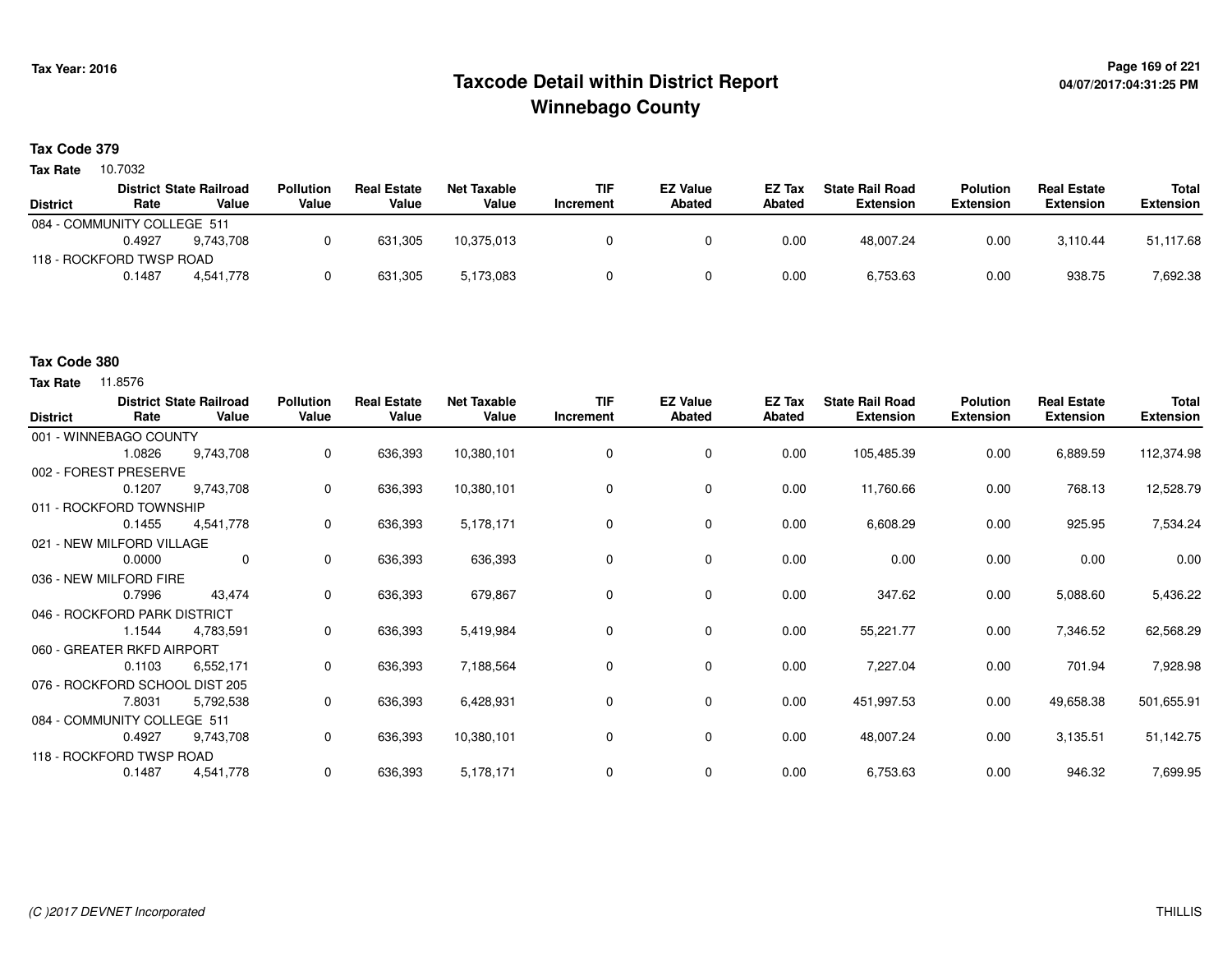# Taxcode Detail within District Report
## Winnebago County

Tax Year: 2016

04/07/2017:04:31:25 PM

### Tax Code 379

**Tax Rate** 10.7032

| District | District Rate | State Railroad Value | Pollution Value | Real Estate Value | Net Taxable Value | TIF Increment | EZ Value Abated | EZ Tax Abated | State Rail Road Extension | Polution Extension | Real Estate Extension | Total Extension |
|---|---|---|---|---|---|---|---|---|---|---|---|---|
| 084 - COMMUNITY COLLEGE 511 | 0.4927 | 9,743,708 | 0 | 631,305 | 10,375,013 | 0 | 0 | 0.00 | 48,007.24 | 0.00 | 3,110.44 | 51,117.68 |
| 118 - ROCKFORD TWSP ROAD | 0.1487 | 4,541,778 | 0 | 631,305 | 5,173,083 | 0 | 0 | 0.00 | 6,753.63 | 0.00 | 938.75 | 7,692.38 |

### Tax Code 380

**Tax Rate** 11.8576

| District | District Rate | State Railroad Value | Pollution Value | Real Estate Value | Net Taxable Value | TIF Increment | EZ Value Abated | EZ Tax Abated | State Rail Road Extension | Polution Extension | Real Estate Extension | Total Extension |
|---|---|---|---|---|---|---|---|---|---|---|---|---|
| 001 - WINNEBAGO COUNTY | 1.0826 | 9,743,708 | 0 | 636,393 | 10,380,101 | 0 | 0 | 0.00 | 105,485.39 | 0.00 | 6,889.59 | 112,374.98 |
| 002 - FOREST PRESERVE | 0.1207 | 9,743,708 | 0 | 636,393 | 10,380,101 | 0 | 0 | 0.00 | 11,760.66 | 0.00 | 768.13 | 12,528.79 |
| 011 - ROCKFORD TOWNSHIP | 0.1455 | 4,541,778 | 0 | 636,393 | 5,178,171 | 0 | 0 | 0.00 | 6,608.29 | 0.00 | 925.95 | 7,534.24 |
| 021 - NEW MILFORD VILLAGE | 0.0000 | 0 | 0 | 636,393 | 636,393 | 0 | 0 | 0.00 | 0.00 | 0.00 | 0.00 | 0.00 |
| 036 - NEW MILFORD FIRE | 0.7996 | 43,474 | 0 | 636,393 | 679,867 | 0 | 0 | 0.00 | 347.62 | 0.00 | 5,088.60 | 5,436.22 |
| 046 - ROCKFORD PARK DISTRICT | 1.1544 | 4,783,591 | 0 | 636,393 | 5,419,984 | 0 | 0 | 0.00 | 55,221.77 | 0.00 | 7,346.52 | 62,568.29 |
| 060 - GREATER RKFD AIRPORT | 0.1103 | 6,552,171 | 0 | 636,393 | 7,188,564 | 0 | 0 | 0.00 | 7,227.04 | 0.00 | 701.94 | 7,928.98 |
| 076 - ROCKFORD SCHOOL DIST 205 | 7.8031 | 5,792,538 | 0 | 636,393 | 6,428,931 | 0 | 0 | 0.00 | 451,997.53 | 0.00 | 49,658.38 | 501,655.91 |
| 084 - COMMUNITY COLLEGE 511 | 0.4927 | 9,743,708 | 0 | 636,393 | 10,380,101 | 0 | 0 | 0.00 | 48,007.24 | 0.00 | 3,135.51 | 51,142.75 |
| 118 - ROCKFORD TWSP ROAD | 0.1487 | 4,541,778 | 0 | 636,393 | 5,178,171 | 0 | 0 | 0.00 | 6,753.63 | 0.00 | 946.32 | 7,699.95 |

(C )2017 DEVNET Incorporated

THILLIS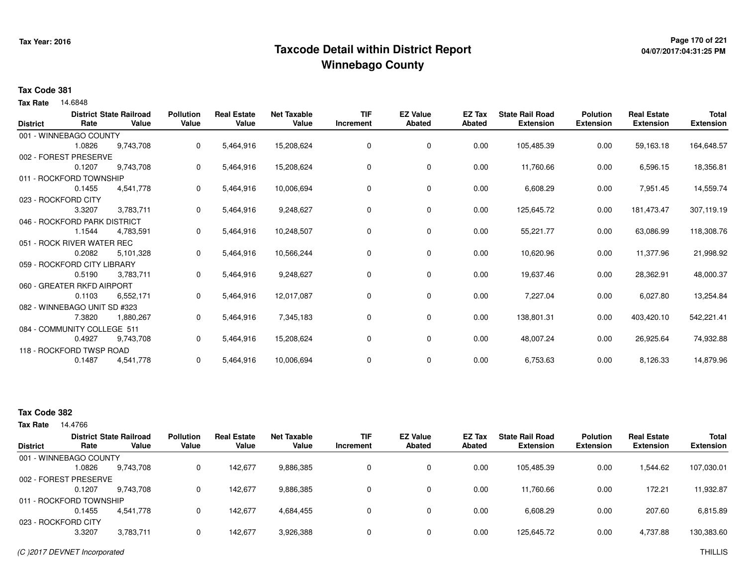# Taxcode Detail within District Report
# Winnebago County

**Tax Year: 2016**

**Tax Code 381**

**Tax Rate** 14.6848

| District | District Rate | State Railroad Value | Pollution Value | Real Estate Value | Net Taxable Value | TIF Increment | EZ Value Abated | EZ Tax Abated | State Rail Road Extension | Polution Extension | Real Estate Extension | Total Extension |
|---|---|---|---|---|---|---|---|---|---|---|---|---|
| 001 - WINNEBAGO COUNTY | 1.0826 | 9,743,708 | 0 | 5,464,916 | 15,208,624 | 0 | 0 | 0.00 | 105,485.39 | 0.00 | 59,163.18 | 164,648.57 |
| 002 - FOREST PRESERVE | 0.1207 | 9,743,708 | 0 | 5,464,916 | 15,208,624 | 0 | 0 | 0.00 | 11,760.66 | 0.00 | 6,596.15 | 18,356.81 |
| 011 - ROCKFORD TOWNSHIP | 0.1455 | 4,541,778 | 0 | 5,464,916 | 10,006,694 | 0 | 0 | 0.00 | 6,608.29 | 0.00 | 7,951.45 | 14,559.74 |
| 023 - ROCKFORD CITY | 3.3207 | 3,783,711 | 0 | 5,464,916 | 9,248,627 | 0 | 0 | 0.00 | 125,645.72 | 0.00 | 181,473.47 | 307,119.19 |
| 046 - ROCKFORD PARK DISTRICT | 1.1544 | 4,783,591 | 0 | 5,464,916 | 10,248,507 | 0 | 0 | 0.00 | 55,221.77 | 0.00 | 63,086.99 | 118,308.76 |
| 051 - ROCK RIVER WATER REC | 0.2082 | 5,101,328 | 0 | 5,464,916 | 10,566,244 | 0 | 0 | 0.00 | 10,620.96 | 0.00 | 11,377.96 | 21,998.92 |
| 059 - ROCKFORD CITY LIBRARY | 0.5190 | 3,783,711 | 0 | 5,464,916 | 9,248,627 | 0 | 0 | 0.00 | 19,637.46 | 0.00 | 28,362.91 | 48,000.37 |
| 060 - GREATER RKFD AIRPORT | 0.1103 | 6,552,171 | 0 | 5,464,916 | 12,017,087 | 0 | 0 | 0.00 | 7,227.04 | 0.00 | 6,027.80 | 13,254.84 |
| 082 - WINNEBAGO UNIT SD #323 | 7.3820 | 1,880,267 | 0 | 5,464,916 | 7,345,183 | 0 | 0 | 0.00 | 138,801.31 | 0.00 | 403,420.10 | 542,221.41 |
| 084 - COMMUNITY COLLEGE 511 | 0.4927 | 9,743,708 | 0 | 5,464,916 | 15,208,624 | 0 | 0 | 0.00 | 48,007.24 | 0.00 | 26,925.64 | 74,932.88 |
| 118 - ROCKFORD TWSP ROAD | 0.1487 | 4,541,778 | 0 | 5,464,916 | 10,006,694 | 0 | 0 | 0.00 | 6,753.63 | 0.00 | 8,126.33 | 14,879.96 |

**Tax Code 382**

**Tax Rate** 14.4766

| District | District Rate | State Railroad Value | Pollution Value | Real Estate Value | Net Taxable Value | TIF Increment | EZ Value Abated | EZ Tax Abated | State Rail Road Extension | Polution Extension | Real Estate Extension | Total Extension |
|---|---|---|---|---|---|---|---|---|---|---|---|---|
| 001 - WINNEBAGO COUNTY | 1.0826 | 9,743,708 | 0 | 142,677 | 9,886,385 | 0 | 0 | 0.00 | 105,485.39 | 0.00 | 1,544.62 | 107,030.01 |
| 002 - FOREST PRESERVE | 0.1207 | 9,743,708 | 0 | 142,677 | 9,886,385 | 0 | 0 | 0.00 | 11,760.66 | 0.00 | 172.21 | 11,932.87 |
| 011 - ROCKFORD TOWNSHIP | 0.1455 | 4,541,778 | 0 | 142,677 | 4,684,455 | 0 | 0 | 0.00 | 6,608.29 | 0.00 | 207.60 | 6,815.89 |
| 023 - ROCKFORD CITY | 3.3207 | 3,783,711 | 0 | 142,677 | 3,926,388 | 0 | 0 | 0.00 | 125,645.72 | 0.00 | 4,737.88 | 130,383.60 |

*(C )2017 DEVNET Incorporated* THILLIS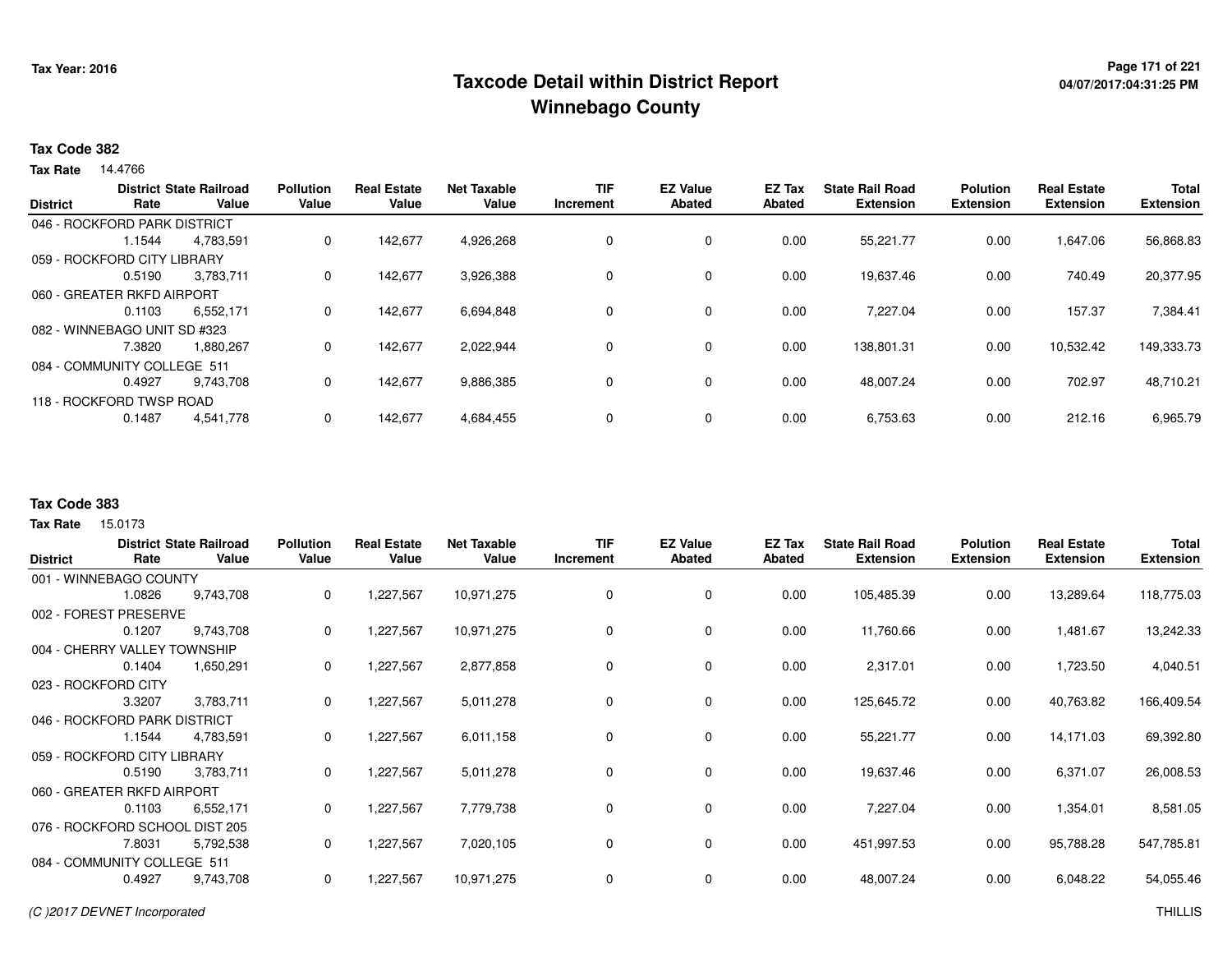# Taxcode Detail within District Report
# Winnebago County

Tax Year: 2016

## Tax Code 382

**Tax Rate** 14.4766

| District | District Rate | State Railroad Value | Pollution Value | Real Estate Value | Net Taxable Value | TIF Increment | EZ Value Abated | EZ Tax Abated | State Rail Road Extension | Polution Extension | Real Estate Extension | Total Extension |
|---|---|---|---|---|---|---|---|---|---|---|---|---|
| 046 - ROCKFORD PARK DISTRICT | 1.1544 | 4,783,591 | 0 | 142,677 | 4,926,268 | 0 | 0 | 0.00 | 55,221.77 | 0.00 | 1,647.06 | 56,868.83 |
| 059 - ROCKFORD CITY LIBRARY | 0.5190 | 3,783,711 | 0 | 142,677 | 3,926,388 | 0 | 0 | 0.00 | 19,637.46 | 0.00 | 740.49 | 20,377.95 |
| 060 - GREATER RKFD AIRPORT | 0.1103 | 6,552,171 | 0 | 142,677 | 6,694,848 | 0 | 0 | 0.00 | 7,227.04 | 0.00 | 157.37 | 7,384.41 |
| 082 - WINNEBAGO UNIT SD #323 | 7.3820 | 1,880,267 | 0 | 142,677 | 2,022,944 | 0 | 0 | 0.00 | 138,801.31 | 0.00 | 10,532.42 | 149,333.73 |
| 084 - COMMUNITY COLLEGE 511 | 0.4927 | 9,743,708 | 0 | 142,677 | 9,886,385 | 0 | 0 | 0.00 | 48,007.24 | 0.00 | 702.97 | 48,710.21 |
| 118 - ROCKFORD TWSP ROAD | 0.1487 | 4,541,778 | 0 | 142,677 | 4,684,455 | 0 | 0 | 0.00 | 6,753.63 | 0.00 | 212.16 | 6,965.79 |

## Tax Code 383

**Tax Rate** 15.0173

| District | District Rate | State Railroad Value | Pollution Value | Real Estate Value | Net Taxable Value | TIF Increment | EZ Value Abated | EZ Tax Abated | State Rail Road Extension | Polution Extension | Real Estate Extension | Total Extension |
|---|---|---|---|---|---|---|---|---|---|---|---|---|
| 001 - WINNEBAGO COUNTY | 1.0826 | 9,743,708 | 0 | 1,227,567 | 10,971,275 | 0 | 0 | 0.00 | 105,485.39 | 0.00 | 13,289.64 | 118,775.03 |
| 002 - FOREST PRESERVE | 0.1207 | 9,743,708 | 0 | 1,227,567 | 10,971,275 | 0 | 0 | 0.00 | 11,760.66 | 0.00 | 1,481.67 | 13,242.33 |
| 004 - CHERRY VALLEY TOWNSHIP | 0.1404 | 1,650,291 | 0 | 1,227,567 | 2,877,858 | 0 | 0 | 0.00 | 2,317.01 | 0.00 | 1,723.50 | 4,040.51 |
| 023 - ROCKFORD CITY | 3.3207 | 3,783,711 | 0 | 1,227,567 | 5,011,278 | 0 | 0 | 0.00 | 125,645.72 | 0.00 | 40,763.82 | 166,409.54 |
| 046 - ROCKFORD PARK DISTRICT | 1.1544 | 4,783,591 | 0 | 1,227,567 | 6,011,158 | 0 | 0 | 0.00 | 55,221.77 | 0.00 | 14,171.03 | 69,392.80 |
| 059 - ROCKFORD CITY LIBRARY | 0.5190 | 3,783,711 | 0 | 1,227,567 | 5,011,278 | 0 | 0 | 0.00 | 19,637.46 | 0.00 | 6,371.07 | 26,008.53 |
| 060 - GREATER RKFD AIRPORT | 0.1103 | 6,552,171 | 0 | 1,227,567 | 7,779,738 | 0 | 0 | 0.00 | 7,227.04 | 0.00 | 1,354.01 | 8,581.05 |
| 076 - ROCKFORD SCHOOL DIST 205 | 7.8031 | 5,792,538 | 0 | 1,227,567 | 7,020,105 | 0 | 0 | 0.00 | 451,997.53 | 0.00 | 95,788.28 | 547,785.81 |
| 084 - COMMUNITY COLLEGE 511 | 0.4927 | 9,743,708 | 0 | 1,227,567 | 10,971,275 | 0 | 0 | 0.00 | 48,007.24 | 0.00 | 6,048.22 | 54,055.46 |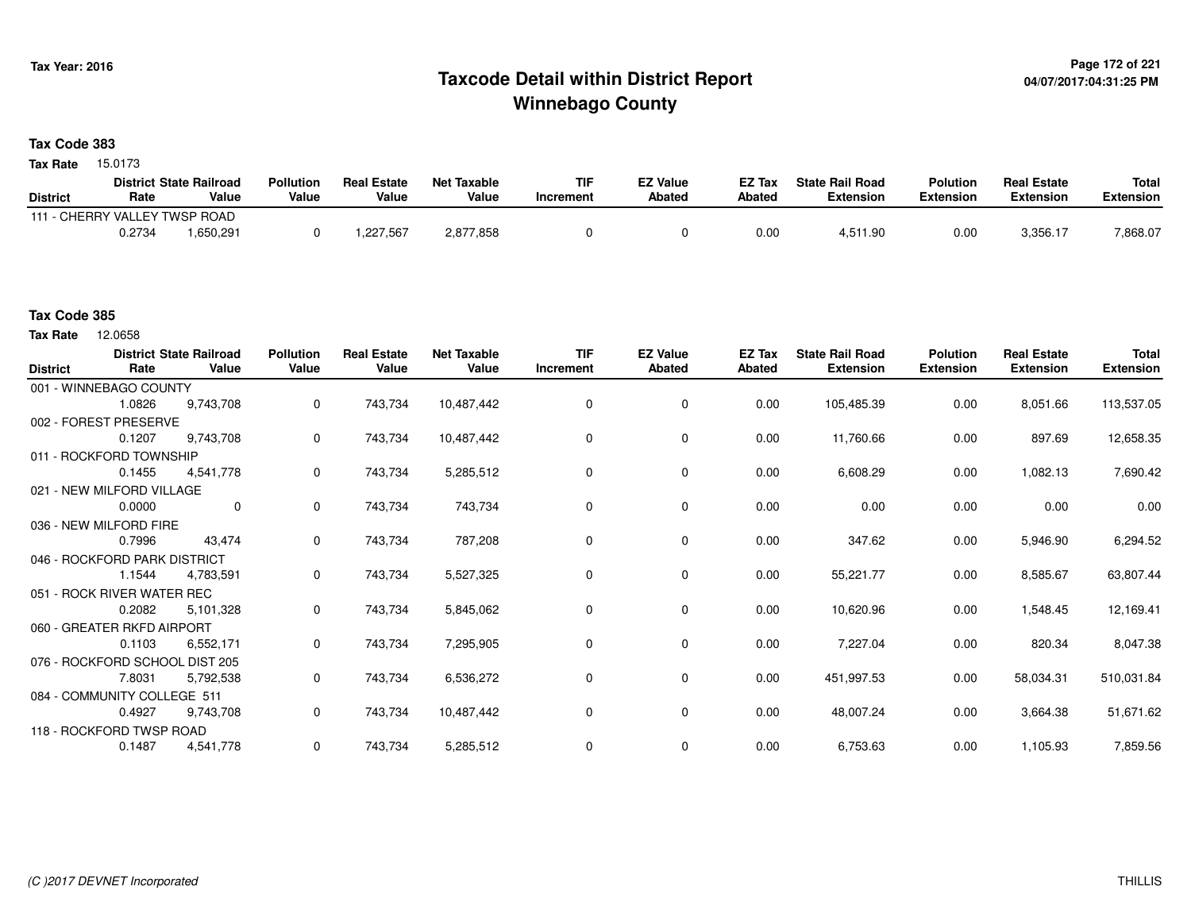# Taxcode Detail within District Report
# Winnebago County

Tax Year: 2016

04/07/2017:04:31:25 PM

**Tax Code 383**

**Tax Rate** 15.0173

| District | District Rate | State Railroad Value | Pollution Value | Real Estate Value | Net Taxable Value | TIF Increment | EZ Value Abated | EZ Tax Abated | State Rail Road Extension | Polution Extension | Real Estate Extension | Total Extension |
|---|---|---|---|---|---|---|---|---|---|---|---|---|
| 111 - CHERRY VALLEY TWSP ROAD | 0.2734 | 1,650,291 | 0 | 1,227,567 | 2,877,858 | 0 | 0 | 0.00 | 4,511.90 | 0.00 | 3,356.17 | 7,868.07 |

**Tax Code 385**

**Tax Rate** 12.0658

| District | District Rate | State Railroad Value | Pollution Value | Real Estate Value | Net Taxable Value | TIF Increment | EZ Value Abated | EZ Tax Abated | State Rail Road Extension | Polution Extension | Real Estate Extension | Total Extension |
|---|---|---|---|---|---|---|---|---|---|---|---|---|
| 001 - WINNEBAGO COUNTY | 1.0826 | 9,743,708 | 0 | 743,734 | 10,487,442 | 0 | 0 | 0.00 | 105,485.39 | 0.00 | 8,051.66 | 113,537.05 |
| 002 - FOREST PRESERVE | 0.1207 | 9,743,708 | 0 | 743,734 | 10,487,442 | 0 | 0 | 0.00 | 11,760.66 | 0.00 | 897.69 | 12,658.35 |
| 011 - ROCKFORD TOWNSHIP | 0.1455 | 4,541,778 | 0 | 743,734 | 5,285,512 | 0 | 0 | 0.00 | 6,608.29 | 0.00 | 1,082.13 | 7,690.42 |
| 021 - NEW MILFORD VILLAGE | 0.0000 | 0 | 0 | 743,734 | 743,734 | 0 | 0 | 0.00 | 0.00 | 0.00 | 0.00 | 0.00 |
| 036 - NEW MILFORD FIRE | 0.7996 | 43,474 | 0 | 743,734 | 787,208 | 0 | 0 | 0.00 | 347.62 | 0.00 | 5,946.90 | 6,294.52 |
| 046 - ROCKFORD PARK DISTRICT | 1.1544 | 4,783,591 | 0 | 743,734 | 5,527,325 | 0 | 0 | 0.00 | 55,221.77 | 0.00 | 8,585.67 | 63,807.44 |
| 051 - ROCK RIVER WATER REC | 0.2082 | 5,101,328 | 0 | 743,734 | 5,845,062 | 0 | 0 | 0.00 | 10,620.96 | 0.00 | 1,548.45 | 12,169.41 |
| 060 - GREATER RKFD AIRPORT | 0.1103 | 6,552,171 | 0 | 743,734 | 7,295,905 | 0 | 0 | 0.00 | 7,227.04 | 0.00 | 820.34 | 8,047.38 |
| 076 - ROCKFORD SCHOOL DIST 205 | 7.8031 | 5,792,538 | 0 | 743,734 | 6,536,272 | 0 | 0 | 0.00 | 451,997.53 | 0.00 | 58,034.31 | 510,031.84 |
| 084 - COMMUNITY COLLEGE 511 | 0.4927 | 9,743,708 | 0 | 743,734 | 10,487,442 | 0 | 0 | 0.00 | 48,007.24 | 0.00 | 3,664.38 | 51,671.62 |
| 118 - ROCKFORD TWSP ROAD | 0.1487 | 4,541,778 | 0 | 743,734 | 5,285,512 | 0 | 0 | 0.00 | 6,753.63 | 0.00 | 1,105.93 | 7,859.56 |

*(C )2017 DEVNET Incorporated*

THILLIS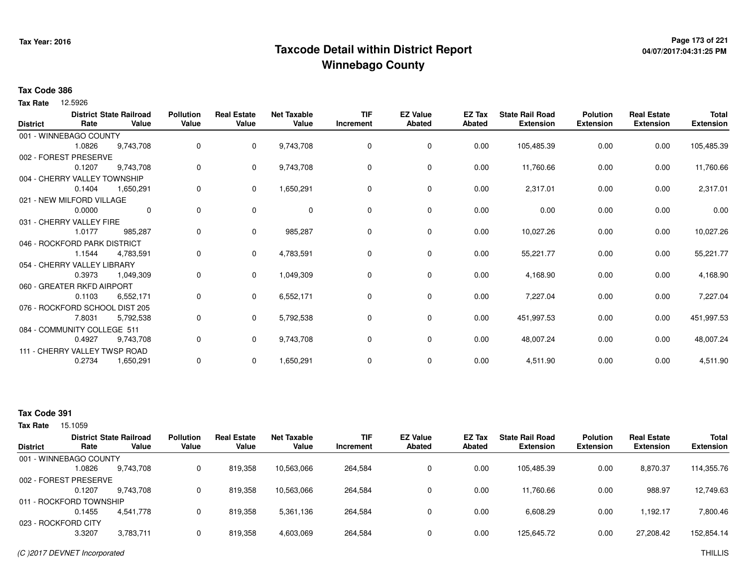# Taxcode Detail within District Report
## Winnebago County

Tax Year: 2016

**Tax Code 386**

**Tax Rate** 12.5926

| District | District Rate | State Railroad Value | Pollution Value | Real Estate Value | Net Taxable Value | TIF Increment | EZ Value Abated | EZ Tax Abated | State Rail Road Extension | Polution Extension | Real Estate Extension | Total Extension |
|---|---|---|---|---|---|---|---|---|---|---|---|---|
| 001 - WINNEBAGO COUNTY | 1.0826 | 9,743,708 | 0 | 0 | 9,743,708 | 0 | 0 | 0.00 | 105,485.39 | 0.00 | 0.00 | 105,485.39 |
| 002 - FOREST PRESERVE | 0.1207 | 9,743,708 | 0 | 0 | 9,743,708 | 0 | 0 | 0.00 | 11,760.66 | 0.00 | 0.00 | 11,760.66 |
| 004 - CHERRY VALLEY TOWNSHIP | 0.1404 | 1,650,291 | 0 | 0 | 1,650,291 | 0 | 0 | 0.00 | 2,317.01 | 0.00 | 0.00 | 2,317.01 |
| 021 - NEW MILFORD VILLAGE | 0.0000 | 0 | 0 | 0 | 0 | 0 | 0 | 0.00 | 0.00 | 0.00 | 0.00 | 0.00 |
| 031 - CHERRY VALLEY FIRE | 1.0177 | 985,287 | 0 | 0 | 985,287 | 0 | 0 | 0.00 | 10,027.26 | 0.00 | 0.00 | 10,027.26 |
| 046 - ROCKFORD PARK DISTRICT | 1.1544 | 4,783,591 | 0 | 0 | 4,783,591 | 0 | 0 | 0.00 | 55,221.77 | 0.00 | 0.00 | 55,221.77 |
| 054 - CHERRY VALLEY LIBRARY | 0.3973 | 1,049,309 | 0 | 0 | 1,049,309 | 0 | 0 | 0.00 | 4,168.90 | 0.00 | 0.00 | 4,168.90 |
| 060 - GREATER RKFD AIRPORT | 0.1103 | 6,552,171 | 0 | 0 | 6,552,171 | 0 | 0 | 0.00 | 7,227.04 | 0.00 | 0.00 | 7,227.04 |
| 076 - ROCKFORD SCHOOL DIST 205 | 7.8031 | 5,792,538 | 0 | 0 | 5,792,538 | 0 | 0 | 0.00 | 451,997.53 | 0.00 | 0.00 | 451,997.53 |
| 084 - COMMUNITY COLLEGE 511 | 0.4927 | 9,743,708 | 0 | 0 | 9,743,708 | 0 | 0 | 0.00 | 48,007.24 | 0.00 | 0.00 | 48,007.24 |
| 111 - CHERRY VALLEY TWSP ROAD | 0.2734 | 1,650,291 | 0 | 0 | 1,650,291 | 0 | 0 | 0.00 | 4,511.90 | 0.00 | 0.00 | 4,511.90 |

**Tax Code 391**

**Tax Rate** 15.1059

| District | District Rate | State Railroad Value | Pollution Value | Real Estate Value | Net Taxable Value | TIF Increment | EZ Value Abated | EZ Tax Abated | State Rail Road Extension | Polution Extension | Real Estate Extension | Total Extension |
|---|---|---|---|---|---|---|---|---|---|---|---|---|
| 001 - WINNEBAGO COUNTY | 1.0826 | 9,743,708 | 0 | 819,358 | 10,563,066 | 264,584 | 0 | 0.00 | 105,485.39 | 0.00 | 8,870.37 | 114,355.76 |
| 002 - FOREST PRESERVE | 0.1207 | 9,743,708 | 0 | 819,358 | 10,563,066 | 264,584 | 0 | 0.00 | 11,760.66 | 0.00 | 988.97 | 12,749.63 |
| 011 - ROCKFORD TOWNSHIP | 0.1455 | 4,541,778 | 0 | 819,358 | 5,361,136 | 264,584 | 0 | 0.00 | 6,608.29 | 0.00 | 1,192.17 | 7,800.46 |
| 023 - ROCKFORD CITY | 3.3207 | 3,783,711 | 0 | 819,358 | 4,603,069 | 264,584 | 0 | 0.00 | 125,645.72 | 0.00 | 27,208.42 | 152,854.14 |

*(C )2017 DEVNET Incorporated* THILLIS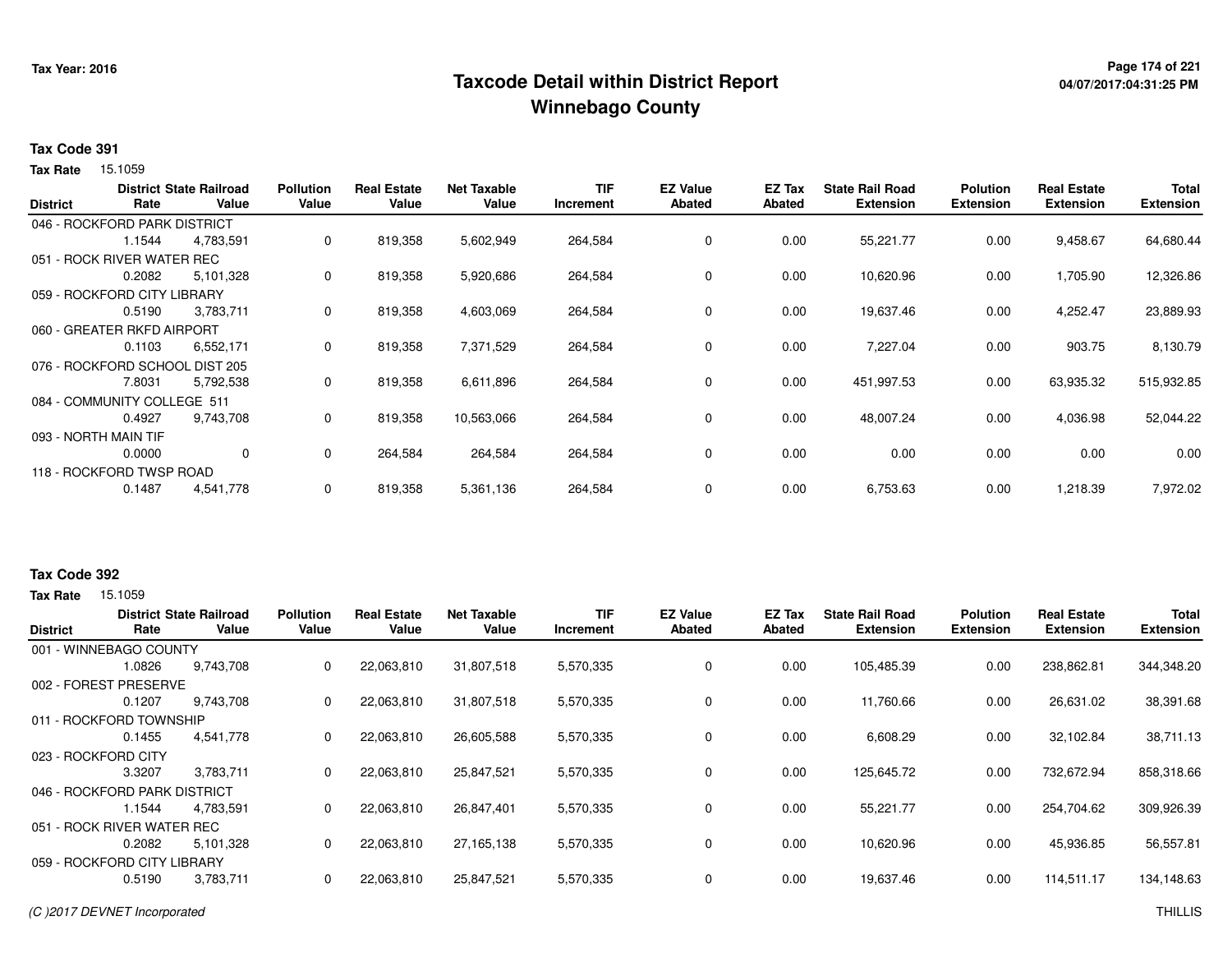**Tax Year: 2016**

# Taxcode Detail within District Report
## Winnebago County

04/07/2017:04:31:25 PM

**Tax Code 391**

**Tax Rate** 15.1059

| District | District Rate | State Railroad Value | Pollution Value | Real Estate Value | Net Taxable Value | TIF Increment | EZ Value Abated | EZ Tax Abated | State Rail Road Extension | Polution Extension | Real Estate Extension | Total Extension |
|---|---|---|---|---|---|---|---|---|---|---|---|---|
| 046 - ROCKFORD PARK DISTRICT | | | | | | | | | | | | |
| | 1.1544 | 4,783,591 | 0 | 819,358 | 5,602,949 | 264,584 | 0 | 0.00 | 55,221.77 | 0.00 | 9,458.67 | 64,680.44 |
| 051 - ROCK RIVER WATER REC | | | | | | | | | | | | |
| | 0.2082 | 5,101,328 | 0 | 819,358 | 5,920,686 | 264,584 | 0 | 0.00 | 10,620.96 | 0.00 | 1,705.90 | 12,326.86 |
| 059 - ROCKFORD CITY LIBRARY | | | | | | | | | | | | |
| | 0.5190 | 3,783,711 | 0 | 819,358 | 4,603,069 | 264,584 | 0 | 0.00 | 19,637.46 | 0.00 | 4,252.47 | 23,889.93 |
| 060 - GREATER RKFD AIRPORT | | | | | | | | | | | | |
| | 0.1103 | 6,552,171 | 0 | 819,358 | 7,371,529 | 264,584 | 0 | 0.00 | 7,227.04 | 0.00 | 903.75 | 8,130.79 |
| 076 - ROCKFORD SCHOOL DIST 205 | | | | | | | | | | | | |
| | 7.8031 | 5,792,538 | 0 | 819,358 | 6,611,896 | 264,584 | 0 | 0.00 | 451,997.53 | 0.00 | 63,935.32 | 515,932.85 |
| 084 - COMMUNITY COLLEGE 511 | | | | | | | | | | | | |
| | 0.4927 | 9,743,708 | 0 | 819,358 | 10,563,066 | 264,584 | 0 | 0.00 | 48,007.24 | 0.00 | 4,036.98 | 52,044.22 |
| 093 - NORTH MAIN TIF | | | | | | | | | | | | |
| | 0.0000 | 0 | 0 | 264,584 | 264,584 | 264,584 | 0 | 0.00 | 0.00 | 0.00 | 0.00 | 0.00 |
| 118 - ROCKFORD TWSP ROAD | | | | | | | | | | | | |
| | 0.1487 | 4,541,778 | 0 | 819,358 | 5,361,136 | 264,584 | 0 | 0.00 | 6,753.63 | 0.00 | 1,218.39 | 7,972.02 |

**Tax Code 392**

**Tax Rate** 15.1059

| District | District Rate | State Railroad Value | Pollution Value | Real Estate Value | Net Taxable Value | TIF Increment | EZ Value Abated | EZ Tax Abated | State Rail Road Extension | Polution Extension | Real Estate Extension | Total Extension |
|---|---|---|---|---|---|---|---|---|---|---|---|---|
| 001 - WINNEBAGO COUNTY | | | | | | | | | | | | |
| | 1.0826 | 9,743,708 | 0 | 22,063,810 | 31,807,518 | 5,570,335 | 0 | 0.00 | 105,485.39 | 0.00 | 238,862.81 | 344,348.20 |
| 002 - FOREST PRESERVE | | | | | | | | | | | | |
| | 0.1207 | 9,743,708 | 0 | 22,063,810 | 31,807,518 | 5,570,335 | 0 | 0.00 | 11,760.66 | 0.00 | 26,631.02 | 38,391.68 |
| 011 - ROCKFORD TOWNSHIP | | | | | | | | | | | | |
| | 0.1455 | 4,541,778 | 0 | 22,063,810 | 26,605,588 | 5,570,335 | 0 | 0.00 | 6,608.29 | 0.00 | 32,102.84 | 38,711.13 |
| 023 - ROCKFORD CITY | | | | | | | | | | | | |
| | 3.3207 | 3,783,711 | 0 | 22,063,810 | 25,847,521 | 5,570,335 | 0 | 0.00 | 125,645.72 | 0.00 | 732,672.94 | 858,318.66 |
| 046 - ROCKFORD PARK DISTRICT | | | | | | | | | | | | |
| | 1.1544 | 4,783,591 | 0 | 22,063,810 | 26,847,401 | 5,570,335 | 0 | 0.00 | 55,221.77 | 0.00 | 254,704.62 | 309,926.39 |
| 051 - ROCK RIVER WATER REC | | | | | | | | | | | | |
| | 0.2082 | 5,101,328 | 0 | 22,063,810 | 27,165,138 | 5,570,335 | 0 | 0.00 | 10,620.96 | 0.00 | 45,936.85 | 56,557.81 |
| 059 - ROCKFORD CITY LIBRARY | | | | | | | | | | | | |
| | 0.5190 | 3,783,711 | 0 | 22,063,810 | 25,847,521 | 5,570,335 | 0 | 0.00 | 19,637.46 | 0.00 | 114,511.17 | 134,148.63 |

*(C )2017 DEVNET Incorporated* THILLIS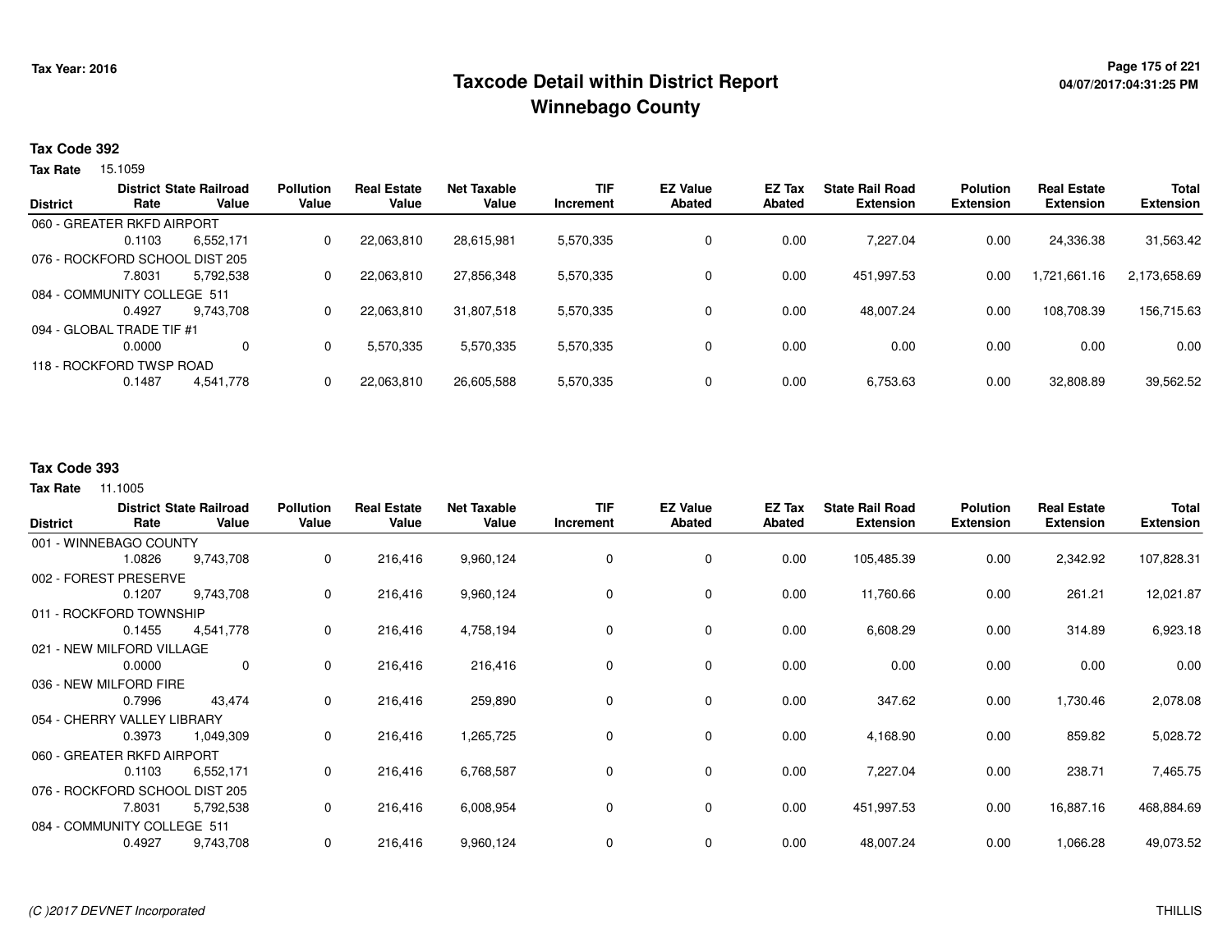Tax Year: 2016

# Taxcode Detail within District Report
## Winnebago County

### Tax Code 392

**Tax Rate** 15.1059

| District | District Rate | State Railroad Value | Pollution Value | Real Estate Value | Net Taxable Value | TIF Increment | EZ Value Abated | EZ Tax Abated | State Rail Road Extension | Polution Extension | Real Estate Extension | Total Extension |
|---|---|---|---|---|---|---|---|---|---|---|---|---|
| 060 - GREATER RKFD AIRPORT | 0.1103 | 6,552,171 | 0 | 22,063,810 | 28,615,981 | 5,570,335 | 0 | 0.00 | 7,227.04 | 0.00 | 24,336.38 | 31,563.42 |
| 076 - ROCKFORD SCHOOL DIST 205 | 7.8031 | 5,792,538 | 0 | 22,063,810 | 27,856,348 | 5,570,335 | 0 | 0.00 | 451,997.53 | 0.00 | 1,721,661.16 | 2,173,658.69 |
| 084 - COMMUNITY COLLEGE 511 | 0.4927 | 9,743,708 | 0 | 22,063,810 | 31,807,518 | 5,570,335 | 0 | 0.00 | 48,007.24 | 0.00 | 108,708.39 | 156,715.63 |
| 094 - GLOBAL TRADE TIF #1 | 0.0000 | 0 | 0 | 5,570,335 | 5,570,335 | 5,570,335 | 0 | 0.00 | 0.00 | 0.00 | 0.00 | 0.00 |
| 118 - ROCKFORD TWSP ROAD | 0.1487 | 4,541,778 | 0 | 22,063,810 | 26,605,588 | 5,570,335 | 0 | 0.00 | 6,753.63 | 0.00 | 32,808.89 | 39,562.52 |

### Tax Code 393

**Tax Rate** 11.1005

| District | District Rate | State Railroad Value | Pollution Value | Real Estate Value | Net Taxable Value | TIF Increment | EZ Value Abated | EZ Tax Abated | State Rail Road Extension | Polution Extension | Real Estate Extension | Total Extension |
|---|---|---|---|---|---|---|---|---|---|---|---|---|
| 001 - WINNEBAGO COUNTY | 1.0826 | 9,743,708 | 0 | 216,416 | 9,960,124 | 0 | 0 | 0.00 | 105,485.39 | 0.00 | 2,342.92 | 107,828.31 |
| 002 - FOREST PRESERVE | 0.1207 | 9,743,708 | 0 | 216,416 | 9,960,124 | 0 | 0 | 0.00 | 11,760.66 | 0.00 | 261.21 | 12,021.87 |
| 011 - ROCKFORD TOWNSHIP | 0.1455 | 4,541,778 | 0 | 216,416 | 4,758,194 | 0 | 0 | 0.00 | 6,608.29 | 0.00 | 314.89 | 6,923.18 |
| 021 - NEW MILFORD VILLAGE | 0.0000 | 0 | 0 | 216,416 | 216,416 | 0 | 0 | 0.00 | 0.00 | 0.00 | 0.00 | 0.00 |
| 036 - NEW MILFORD FIRE | 0.7996 | 43,474 | 0 | 216,416 | 259,890 | 0 | 0 | 0.00 | 347.62 | 0.00 | 1,730.46 | 2,078.08 |
| 054 - CHERRY VALLEY LIBRARY | 0.3973 | 1,049,309 | 0 | 216,416 | 1,265,725 | 0 | 0 | 0.00 | 4,168.90 | 0.00 | 859.82 | 5,028.72 |
| 060 - GREATER RKFD AIRPORT | 0.1103 | 6,552,171 | 0 | 216,416 | 6,768,587 | 0 | 0 | 0.00 | 7,227.04 | 0.00 | 238.71 | 7,465.75 |
| 076 - ROCKFORD SCHOOL DIST 205 | 7.8031 | 5,792,538 | 0 | 216,416 | 6,008,954 | 0 | 0 | 0.00 | 451,997.53 | 0.00 | 16,887.16 | 468,884.69 |
| 084 - COMMUNITY COLLEGE 511 | 0.4927 | 9,743,708 | 0 | 216,416 | 9,960,124 | 0 | 0 | 0.00 | 48,007.24 | 0.00 | 1,066.28 | 49,073.52 |

(C )2017 DEVNET Incorporated THILLIS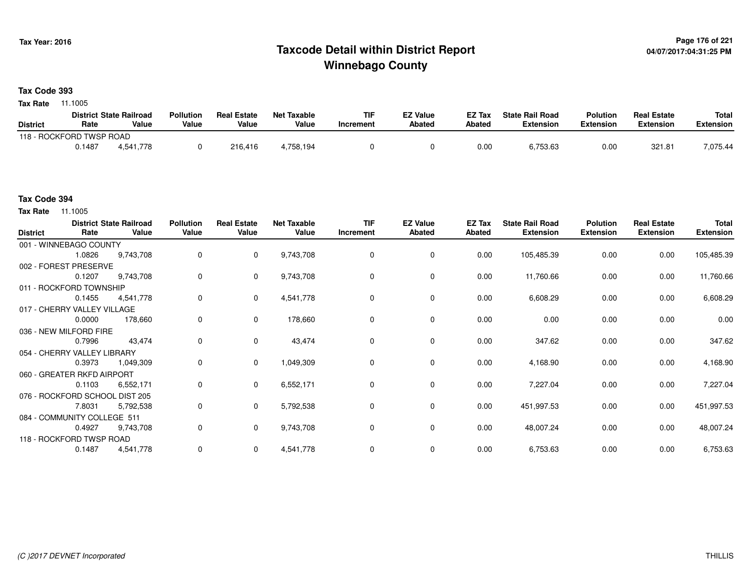# Taxcode Detail within District Report
## Winnebago County

Tax Year: 2016

**Tax Code 393**

**Tax Rate** 11.1005

| District | District Rate | State Railroad Value | Pollution Value | Real Estate Value | Net Taxable Value | TIF Increment | EZ Value Abated | EZ Tax Abated | State Rail Road Extension | Polution Extension | Real Estate Extension | Total Extension |
|---|---|---|---|---|---|---|---|---|---|---|---|---|
| 118 - ROCKFORD TWSP ROAD | | | | | | | | | | | | |
| | 0.1487 | 4,541,778 | 0 | 216,416 | 4,758,194 | 0 | 0 | 0.00 | 6,753.63 | 0.00 | 321.81 | 7,075.44 |

**Tax Code 394**

**Tax Rate** 11.1005

| District | District Rate | State Railroad Value | Pollution Value | Real Estate Value | Net Taxable Value | TIF Increment | EZ Value Abated | EZ Tax Abated | State Rail Road Extension | Polution Extension | Real Estate Extension | Total Extension |
|---|---|---|---|---|---|---|---|---|---|---|---|---|
| 001 - WINNEBAGO COUNTY | | | | | | | | | | | | |
| | 1.0826 | 9,743,708 | 0 | 0 | 9,743,708 | 0 | 0 | 0.00 | 105,485.39 | 0.00 | 0.00 | 105,485.39 |
| 002 - FOREST PRESERVE | | | | | | | | | | | | |
| | 0.1207 | 9,743,708 | 0 | 0 | 9,743,708 | 0 | 0 | 0.00 | 11,760.66 | 0.00 | 0.00 | 11,760.66 |
| 011 - ROCKFORD TOWNSHIP | | | | | | | | | | | | |
| | 0.1455 | 4,541,778 | 0 | 0 | 4,541,778 | 0 | 0 | 0.00 | 6,608.29 | 0.00 | 0.00 | 6,608.29 |
| 017 - CHERRY VALLEY VILLAGE | | | | | | | | | | | | |
| | 0.0000 | 178,660 | 0 | 0 | 178,660 | 0 | 0 | 0.00 | 0.00 | 0.00 | 0.00 | 0.00 |
| 036 - NEW MILFORD FIRE | | | | | | | | | | | | |
| | 0.7996 | 43,474 | 0 | 0 | 43,474 | 0 | 0 | 0.00 | 347.62 | 0.00 | 0.00 | 347.62 |
| 054 - CHERRY VALLEY LIBRARY | | | | | | | | | | | | |
| | 0.3973 | 1,049,309 | 0 | 0 | 1,049,309 | 0 | 0 | 0.00 | 4,168.90 | 0.00 | 0.00 | 4,168.90 |
| 060 - GREATER RKFD AIRPORT | | | | | | | | | | | | |
| | 0.1103 | 6,552,171 | 0 | 0 | 6,552,171 | 0 | 0 | 0.00 | 7,227.04 | 0.00 | 0.00 | 7,227.04 |
| 076 - ROCKFORD SCHOOL DIST 205 | | | | | | | | | | | | |
| | 7.8031 | 5,792,538 | 0 | 0 | 5,792,538 | 0 | 0 | 0.00 | 451,997.53 | 0.00 | 0.00 | 451,997.53 |
| 084 - COMMUNITY COLLEGE 511 | | | | | | | | | | | | |
| | 0.4927 | 9,743,708 | 0 | 0 | 9,743,708 | 0 | 0 | 0.00 | 48,007.24 | 0.00 | 0.00 | 48,007.24 |
| 118 - ROCKFORD TWSP ROAD | | | | | | | | | | | | |
| | 0.1487 | 4,541,778 | 0 | 0 | 4,541,778 | 0 | 0 | 0.00 | 6,753.63 | 0.00 | 0.00 | 6,753.63 |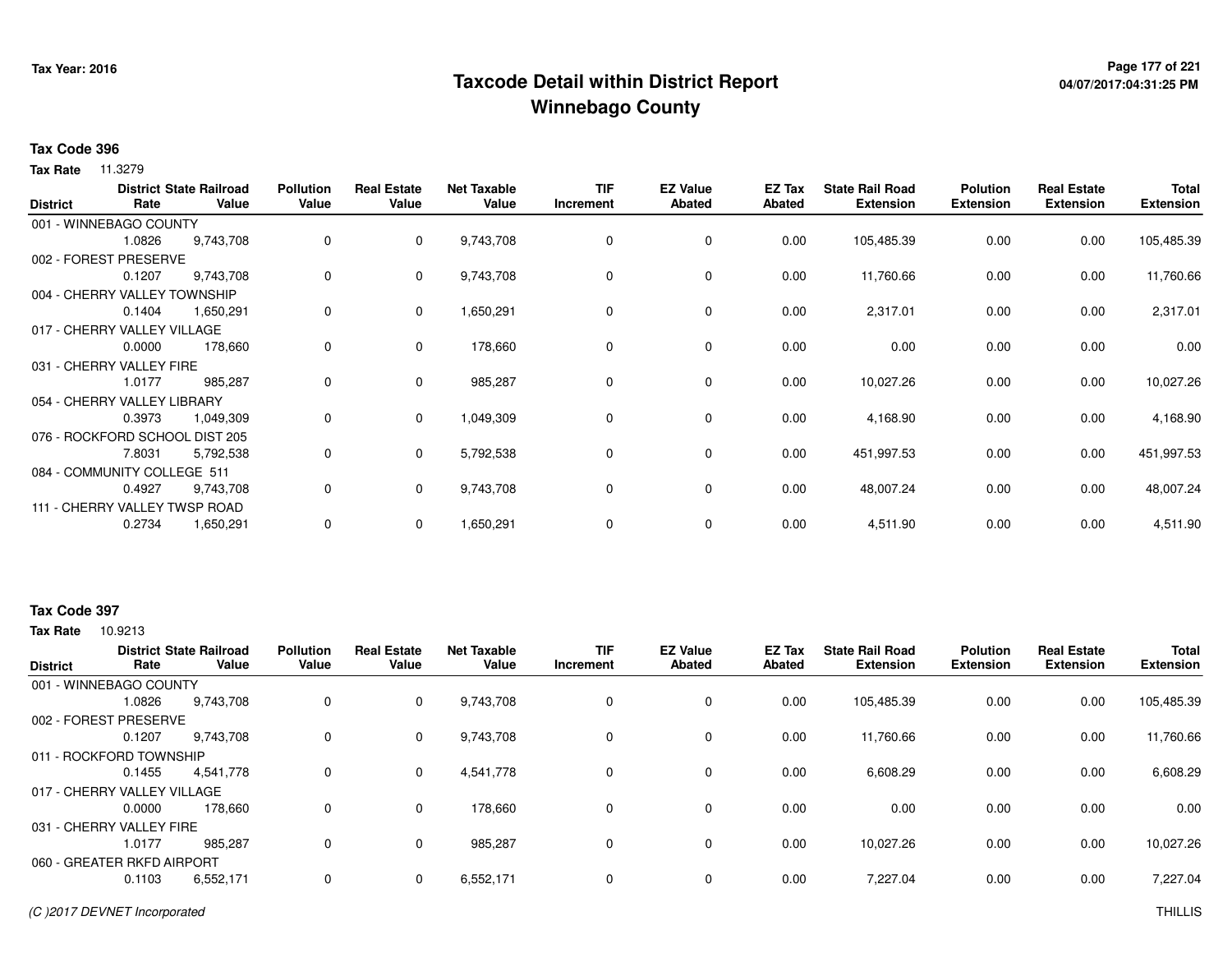Tax Year: 2016

# Taxcode Detail within District Report
## Winnebago County

04/07/2017:04:31:25 PM

**Tax Code 396**

**Tax Rate** 11.3279

| District | District Rate | State Railroad Value | Pollution Value | Real Estate Value | Net Taxable Value | TIF Increment | EZ Value Abated | EZ Tax Abated | State Rail Road Extension | Polution Extension | Real Estate Extension | Total Extension |
|---|---|---|---|---|---|---|---|---|---|---|---|---|
| 001 - WINNEBAGO COUNTY | 1.0826 | 9,743,708 | 0 | 0 | 9,743,708 | 0 | 0 | 0.00 | 105,485.39 | 0.00 | 0.00 | 105,485.39 |
| 002 - FOREST PRESERVE | 0.1207 | 9,743,708 | 0 | 0 | 9,743,708 | 0 | 0 | 0.00 | 11,760.66 | 0.00 | 0.00 | 11,760.66 |
| 004 - CHERRY VALLEY TOWNSHIP | 0.1404 | 1,650,291 | 0 | 0 | 1,650,291 | 0 | 0 | 0.00 | 2,317.01 | 0.00 | 0.00 | 2,317.01 |
| 017 - CHERRY VALLEY VILLAGE | 0.0000 | 178,660 | 0 | 0 | 178,660 | 0 | 0 | 0.00 | 0.00 | 0.00 | 0.00 | 0.00 |
| 031 - CHERRY VALLEY FIRE | 1.0177 | 985,287 | 0 | 0 | 985,287 | 0 | 0 | 0.00 | 10,027.26 | 0.00 | 0.00 | 10,027.26 |
| 054 - CHERRY VALLEY LIBRARY | 0.3973 | 1,049,309 | 0 | 0 | 1,049,309 | 0 | 0 | 0.00 | 4,168.90 | 0.00 | 0.00 | 4,168.90 |
| 076 - ROCKFORD SCHOOL DIST 205 | 7.8031 | 5,792,538 | 0 | 0 | 5,792,538 | 0 | 0 | 0.00 | 451,997.53 | 0.00 | 0.00 | 451,997.53 |
| 084 - COMMUNITY COLLEGE 511 | 0.4927 | 9,743,708 | 0 | 0 | 9,743,708 | 0 | 0 | 0.00 | 48,007.24 | 0.00 | 0.00 | 48,007.24 |
| 111 - CHERRY VALLEY TWSP ROAD | 0.2734 | 1,650,291 | 0 | 0 | 1,650,291 | 0 | 0 | 0.00 | 4,511.90 | 0.00 | 0.00 | 4,511.90 |

**Tax Code 397**

**Tax Rate** 10.9213

| District | District Rate | State Railroad Value | Pollution Value | Real Estate Value | Net Taxable Value | TIF Increment | EZ Value Abated | EZ Tax Abated | State Rail Road Extension | Polution Extension | Real Estate Extension | Total Extension |
|---|---|---|---|---|---|---|---|---|---|---|---|---|
| 001 - WINNEBAGO COUNTY | 1.0826 | 9,743,708 | 0 | 0 | 9,743,708 | 0 | 0 | 0.00 | 105,485.39 | 0.00 | 0.00 | 105,485.39 |
| 002 - FOREST PRESERVE | 0.1207 | 9,743,708 | 0 | 0 | 9,743,708 | 0 | 0 | 0.00 | 11,760.66 | 0.00 | 0.00 | 11,760.66 |
| 011 - ROCKFORD TOWNSHIP | 0.1455 | 4,541,778 | 0 | 0 | 4,541,778 | 0 | 0 | 0.00 | 6,608.29 | 0.00 | 0.00 | 6,608.29 |
| 017 - CHERRY VALLEY VILLAGE | 0.0000 | 178,660 | 0 | 0 | 178,660 | 0 | 0 | 0.00 | 0.00 | 0.00 | 0.00 | 0.00 |
| 031 - CHERRY VALLEY FIRE | 1.0177 | 985,287 | 0 | 0 | 985,287 | 0 | 0 | 0.00 | 10,027.26 | 0.00 | 0.00 | 10,027.26 |
| 060 - GREATER RKFD AIRPORT | 0.1103 | 6,552,171 | 0 | 0 | 6,552,171 | 0 | 0 | 0.00 | 7,227.04 | 0.00 | 0.00 | 7,227.04 |

*(C )2017 DEVNET Incorporated*

THILLIS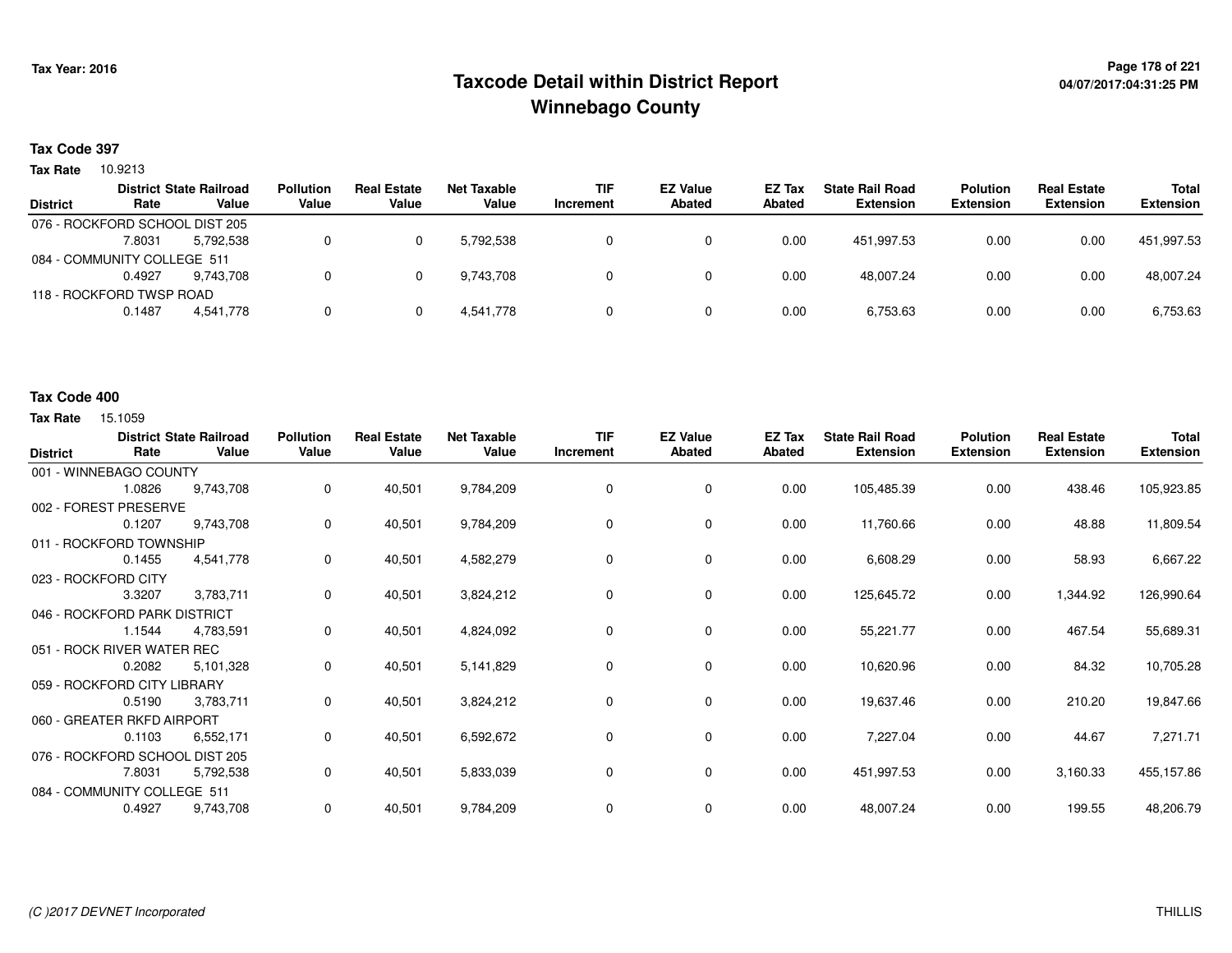**Tax Year: 2016**

# Taxcode Detail within District Report
## Winnebago County

04/07/2017:04:31:25 PM

### Tax Code 397

**Tax Rate** 10.9213

| District | District Rate | State Railroad Value | Pollution Value | Real Estate Value | Net Taxable Value | TIF Increment | EZ Value Abated | EZ Tax Abated | State Rail Road Extension | Polution Extension | Real Estate Extension | Total Extension |
|---|---|---|---|---|---|---|---|---|---|---|---|---|
| 076 - ROCKFORD SCHOOL DIST 205 | | | | | | | | | | | | |
| | 7.8031 | 5,792,538 | 0 | 0 | 5,792,538 | 0 | 0 | 0.00 | 451,997.53 | 0.00 | 0.00 | 451,997.53 |
| 084 - COMMUNITY COLLEGE 511 | | | | | | | | | | | | |
| | 0.4927 | 9,743,708 | 0 | 0 | 9,743,708 | 0 | 0 | 0.00 | 48,007.24 | 0.00 | 0.00 | 48,007.24 |
| 118 - ROCKFORD TWSP ROAD | | | | | | | | | | | | |
| | 0.1487 | 4,541,778 | 0 | 0 | 4,541,778 | 0 | 0 | 0.00 | 6,753.63 | 0.00 | 0.00 | 6,753.63 |

### Tax Code 400

**Tax Rate** 15.1059

| District | District Rate | State Railroad Value | Pollution Value | Real Estate Value | Net Taxable Value | TIF Increment | EZ Value Abated | EZ Tax Abated | State Rail Road Extension | Polution Extension | Real Estate Extension | Total Extension |
|---|---|---|---|---|---|---|---|---|---|---|---|---|
| 001 - WINNEBAGO COUNTY | | | | | | | | | | | | |
| | 1.0826 | 9,743,708 | 0 | 40,501 | 9,784,209 | 0 | 0 | 0.00 | 105,485.39 | 0.00 | 438.46 | 105,923.85 |
| 002 - FOREST PRESERVE | | | | | | | | | | | | |
| | 0.1207 | 9,743,708 | 0 | 40,501 | 9,784,209 | 0 | 0 | 0.00 | 11,760.66 | 0.00 | 48.88 | 11,809.54 |
| 011 - ROCKFORD TOWNSHIP | | | | | | | | | | | | |
| | 0.1455 | 4,541,778 | 0 | 40,501 | 4,582,279 | 0 | 0 | 0.00 | 6,608.29 | 0.00 | 58.93 | 6,667.22 |
| 023 - ROCKFORD CITY | | | | | | | | | | | | |
| | 3.3207 | 3,783,711 | 0 | 40,501 | 3,824,212 | 0 | 0 | 0.00 | 125,645.72 | 0.00 | 1,344.92 | 126,990.64 |
| 046 - ROCKFORD PARK DISTRICT | | | | | | | | | | | | |
| | 1.1544 | 4,783,591 | 0 | 40,501 | 4,824,092 | 0 | 0 | 0.00 | 55,221.77 | 0.00 | 467.54 | 55,689.31 |
| 051 - ROCK RIVER WATER REC | | | | | | | | | | | | |
| | 0.2082 | 5,101,328 | 0 | 40,501 | 5,141,829 | 0 | 0 | 0.00 | 10,620.96 | 0.00 | 84.32 | 10,705.28 |
| 059 - ROCKFORD CITY LIBRARY | | | | | | | | | | | | |
| | 0.5190 | 3,783,711 | 0 | 40,501 | 3,824,212 | 0 | 0 | 0.00 | 19,637.46 | 0.00 | 210.20 | 19,847.66 |
| 060 - GREATER RKFD AIRPORT | | | | | | | | | | | | |
| | 0.1103 | 6,552,171 | 0 | 40,501 | 6,592,672 | 0 | 0 | 0.00 | 7,227.04 | 0.00 | 44.67 | 7,271.71 |
| 076 - ROCKFORD SCHOOL DIST 205 | | | | | | | | | | | | |
| | 7.8031 | 5,792,538 | 0 | 40,501 | 5,833,039 | 0 | 0 | 0.00 | 451,997.53 | 0.00 | 3,160.33 | 455,157.86 |
| 084 - COMMUNITY COLLEGE 511 | | | | | | | | | | | | |
| | 0.4927 | 9,743,708 | 0 | 40,501 | 9,784,209 | 0 | 0 | 0.00 | 48,007.24 | 0.00 | 199.55 | 48,206.79 |

(C )2017 DEVNET Incorporated THILLIS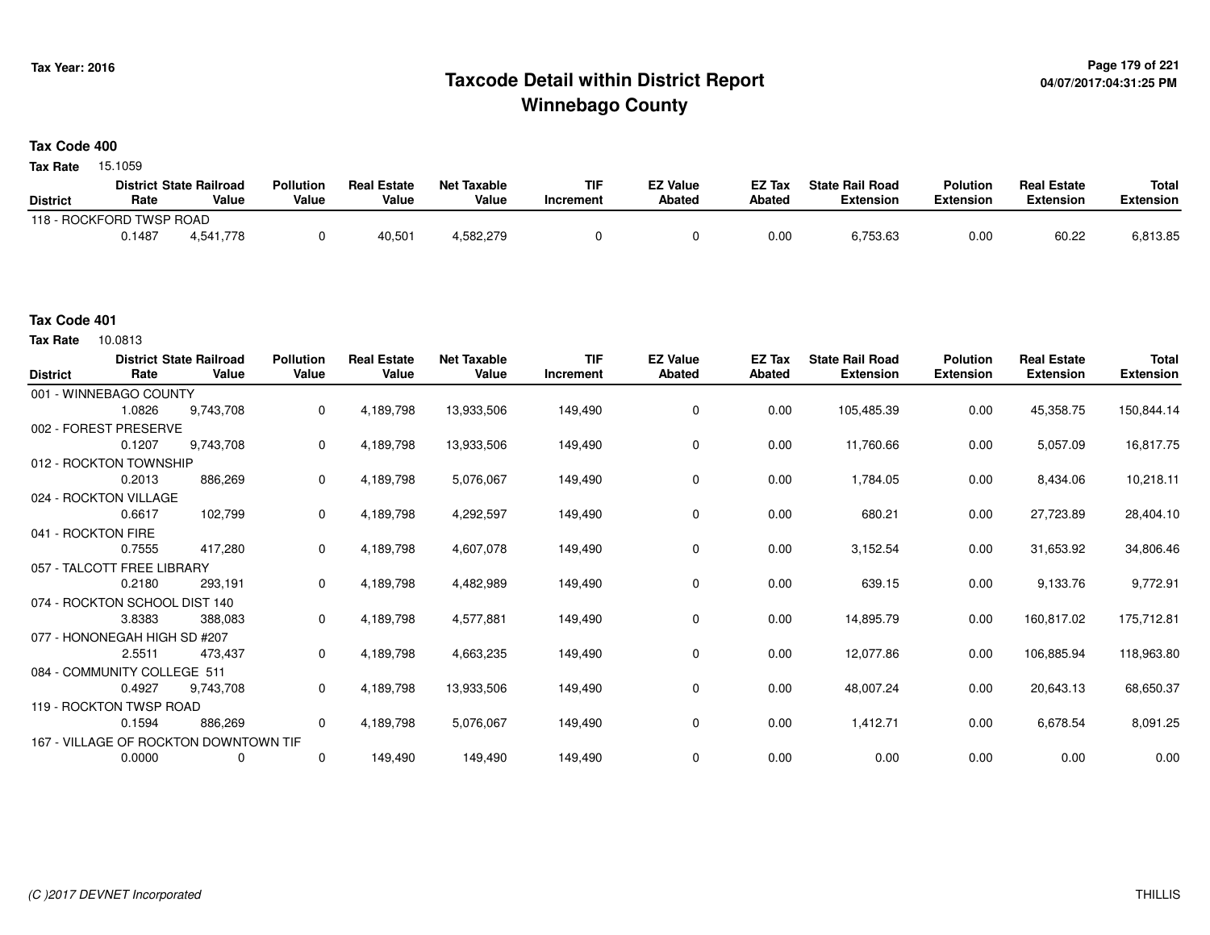# Taxcode Detail within District Report
# Winnebago County

Tax Year: 2016

04/07/2017:04:31:25 PM

## Tax Code 400

**Tax Rate** 15.1059

| District | District Rate | State Railroad Value | Pollution Value | Real Estate Value | Net Taxable Value | TIF Increment | EZ Value Abated | EZ Tax Abated | State Rail Road Extension | Polution Extension | Real Estate Extension | Total Extension |
|---|---|---|---|---|---|---|---|---|---|---|---|---|
| 118 - ROCKFORD TWSP ROAD | | | | | | | | | | | | |
| | 0.1487 | 4,541,778 | 0 | 40,501 | 4,582,279 | 0 | 0 | 0.00 | 6,753.63 | 0.00 | 60.22 | 6,813.85 |

## Tax Code 401

**Tax Rate** 10.0813

| District | District Rate | State Railroad Value | Pollution Value | Real Estate Value | Net Taxable Value | TIF Increment | EZ Value Abated | EZ Tax Abated | State Rail Road Extension | Polution Extension | Real Estate Extension | Total Extension |
|---|---|---|---|---|---|---|---|---|---|---|---|---|
| 001 - WINNEBAGO COUNTY | | | | | | | | | | | | |
| | 1.0826 | 9,743,708 | 0 | 4,189,798 | 13,933,506 | 149,490 | 0 | 0.00 | 105,485.39 | 0.00 | 45,358.75 | 150,844.14 |
| 002 - FOREST PRESERVE | | | | | | | | | | | | |
| | 0.1207 | 9,743,708 | 0 | 4,189,798 | 13,933,506 | 149,490 | 0 | 0.00 | 11,760.66 | 0.00 | 5,057.09 | 16,817.75 |
| 012 - ROCKTON TOWNSHIP | | | | | | | | | | | | |
| | 0.2013 | 886,269 | 0 | 4,189,798 | 5,076,067 | 149,490 | 0 | 0.00 | 1,784.05 | 0.00 | 8,434.06 | 10,218.11 |
| 024 - ROCKTON VILLAGE | | | | | | | | | | | | |
| | 0.6617 | 102,799 | 0 | 4,189,798 | 4,292,597 | 149,490 | 0 | 0.00 | 680.21 | 0.00 | 27,723.89 | 28,404.10 |
| 041 - ROCKTON FIRE | | | | | | | | | | | | |
| | 0.7555 | 417,280 | 0 | 4,189,798 | 4,607,078 | 149,490 | 0 | 0.00 | 3,152.54 | 0.00 | 31,653.92 | 34,806.46 |
| 057 - TALCOTT FREE LIBRARY | | | | | | | | | | | | |
| | 0.2180 | 293,191 | 0 | 4,189,798 | 4,482,989 | 149,490 | 0 | 0.00 | 639.15 | 0.00 | 9,133.76 | 9,772.91 |
| 074 - ROCKTON SCHOOL DIST 140 | | | | | | | | | | | | |
| | 3.8383 | 388,083 | 0 | 4,189,798 | 4,577,881 | 149,490 | 0 | 0.00 | 14,895.79 | 0.00 | 160,817.02 | 175,712.81 |
| 077 - HONONEGAH HIGH SD #207 | | | | | | | | | | | | |
| | 2.5511 | 473,437 | 0 | 4,189,798 | 4,663,235 | 149,490 | 0 | 0.00 | 12,077.86 | 0.00 | 106,885.94 | 118,963.80 |
| 084 - COMMUNITY COLLEGE 511 | | | | | | | | | | | | |
| | 0.4927 | 9,743,708 | 0 | 4,189,798 | 13,933,506 | 149,490 | 0 | 0.00 | 48,007.24 | 0.00 | 20,643.13 | 68,650.37 |
| 119 - ROCKTON TWSP ROAD | | | | | | | | | | | | |
| | 0.1594 | 886,269 | 0 | 4,189,798 | 5,076,067 | 149,490 | 0 | 0.00 | 1,412.71 | 0.00 | 6,678.54 | 8,091.25 |
| 167 - VILLAGE OF ROCKTON DOWNTOWN TIF | | | | | | | | | | | | |
| | 0.0000 | 0 | 0 | 149,490 | 149,490 | 149,490 | 0 | 0.00 | 0.00 | 0.00 | 0.00 | 0.00 |

(C )2017 DEVNET Incorporated

THILLIS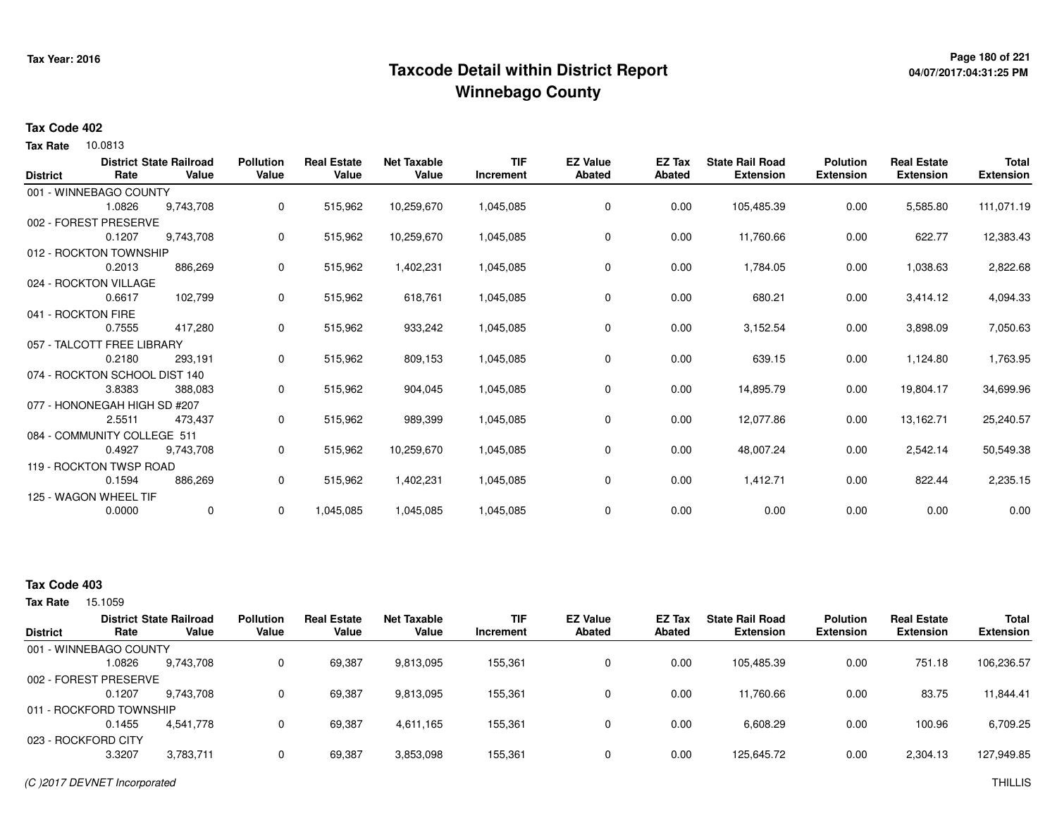Tax Year: 2016

# Taxcode Detail within District Report
## Winnebago County

**Tax Code 402**

**Tax Rate** 10.0813

| District | District Rate | State Railroad Value | Pollution Value | Real Estate Value | Net Taxable Value | TIF Increment | EZ Value Abated | EZ Tax Abated | State Rail Road Extension | Polution Extension | Real Estate Extension | Total Extension |
|---|---|---|---|---|---|---|---|---|---|---|---|---|
| 001 - WINNEBAGO COUNTY | 1.0826 | 9,743,708 | 0 | 515,962 | 10,259,670 | 1,045,085 | 0 | 0.00 | 105,485.39 | 0.00 | 5,585.80 | 111,071.19 |
| 002 - FOREST PRESERVE | 0.1207 | 9,743,708 | 0 | 515,962 | 10,259,670 | 1,045,085 | 0 | 0.00 | 11,760.66 | 0.00 | 622.77 | 12,383.43 |
| 012 - ROCKTON TOWNSHIP | 0.2013 | 886,269 | 0 | 515,962 | 1,402,231 | 1,045,085 | 0 | 0.00 | 1,784.05 | 0.00 | 1,038.63 | 2,822.68 |
| 024 - ROCKTON VILLAGE | 0.6617 | 102,799 | 0 | 515,962 | 618,761 | 1,045,085 | 0 | 0.00 | 680.21 | 0.00 | 3,414.12 | 4,094.33 |
| 041 - ROCKTON FIRE | 0.7555 | 417,280 | 0 | 515,962 | 933,242 | 1,045,085 | 0 | 0.00 | 3,152.54 | 0.00 | 3,898.09 | 7,050.63 |
| 057 - TALCOTT FREE LIBRARY | 0.2180 | 293,191 | 0 | 515,962 | 809,153 | 1,045,085 | 0 | 0.00 | 639.15 | 0.00 | 1,124.80 | 1,763.95 |
| 074 - ROCKTON SCHOOL DIST 140 | 3.8383 | 388,083 | 0 | 515,962 | 904,045 | 1,045,085 | 0 | 0.00 | 14,895.79 | 0.00 | 19,804.17 | 34,699.96 |
| 077 - HONONEGAH HIGH SD #207 | 2.5511 | 473,437 | 0 | 515,962 | 989,399 | 1,045,085 | 0 | 0.00 | 12,077.86 | 0.00 | 13,162.71 | 25,240.57 |
| 084 - COMMUNITY COLLEGE 511 | 0.4927 | 9,743,708 | 0 | 515,962 | 10,259,670 | 1,045,085 | 0 | 0.00 | 48,007.24 | 0.00 | 2,542.14 | 50,549.38 |
| 119 - ROCKTON TWSP ROAD | 0.1594 | 886,269 | 0 | 515,962 | 1,402,231 | 1,045,085 | 0 | 0.00 | 1,412.71 | 0.00 | 822.44 | 2,235.15 |
| 125 - WAGON WHEEL TIF | 0.0000 | 0 | 0 | 1,045,085 | 1,045,085 | 1,045,085 | 0 | 0.00 | 0.00 | 0.00 | 0.00 | 0.00 |

**Tax Code 403**

**Tax Rate** 15.1059

| District | District Rate | State Railroad Value | Pollution Value | Real Estate Value | Net Taxable Value | TIF Increment | EZ Value Abated | EZ Tax Abated | State Rail Road Extension | Polution Extension | Real Estate Extension | Total Extension |
|---|---|---|---|---|---|---|---|---|---|---|---|---|
| 001 - WINNEBAGO COUNTY | 1.0826 | 9,743,708 | 0 | 69,387 | 9,813,095 | 155,361 | 0 | 0.00 | 105,485.39 | 0.00 | 751.18 | 106,236.57 |
| 002 - FOREST PRESERVE | 0.1207 | 9,743,708 | 0 | 69,387 | 9,813,095 | 155,361 | 0 | 0.00 | 11,760.66 | 0.00 | 83.75 | 11,844.41 |
| 011 - ROCKFORD TOWNSHIP | 0.1455 | 4,541,778 | 0 | 69,387 | 4,611,165 | 155,361 | 0 | 0.00 | 6,608.29 | 0.00 | 100.96 | 6,709.25 |
| 023 - ROCKFORD CITY | 3.3207 | 3,783,711 | 0 | 69,387 | 3,853,098 | 155,361 | 0 | 0.00 | 125,645.72 | 0.00 | 2,304.13 | 127,949.85 |

*(C )2017 DEVNET Incorporated*

THILLIS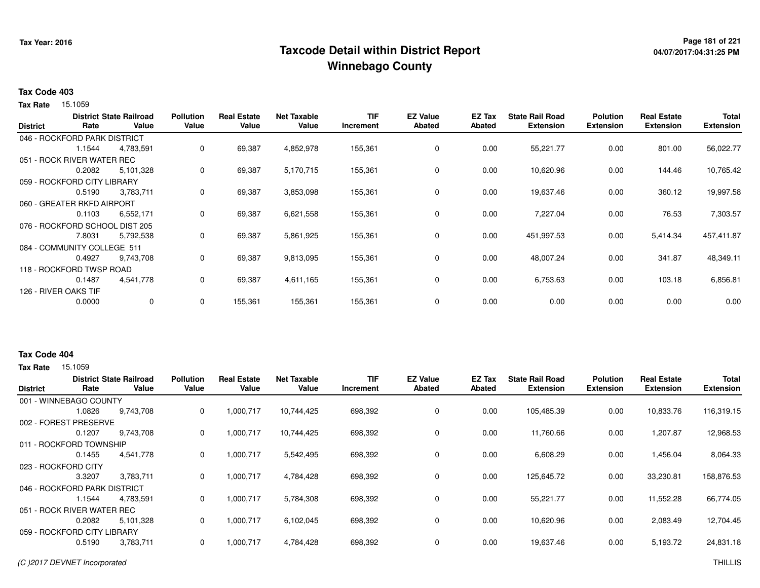# Taxcode Detail within District Report
## Winnebago County

Tax Year: 2016

### Tax Code 403

**Tax Rate** 15.1059

| District | District Rate | State Railroad Value | Pollution Value | Real Estate Value | Net Taxable Value | TIF Increment | EZ Value Abated | EZ Tax Abated | State Rail Road Extension | Polution Extension | Real Estate Extension | Total Extension |
|---|---|---|---|---|---|---|---|---|---|---|---|---|
| 046 - ROCKFORD PARK DISTRICT | 1.1544 | 4,783,591 | 0 | 69,387 | 4,852,978 | 155,361 | 0 | 0.00 | 55,221.77 | 0.00 | 801.00 | 56,022.77 |
| 051 - ROCK RIVER WATER REC | 0.2082 | 5,101,328 | 0 | 69,387 | 5,170,715 | 155,361 | 0 | 0.00 | 10,620.96 | 0.00 | 144.46 | 10,765.42 |
| 059 - ROCKFORD CITY LIBRARY | 0.5190 | 3,783,711 | 0 | 69,387 | 3,853,098 | 155,361 | 0 | 0.00 | 19,637.46 | 0.00 | 360.12 | 19,997.58 |
| 060 - GREATER RKFD AIRPORT | 0.1103 | 6,552,171 | 0 | 69,387 | 6,621,558 | 155,361 | 0 | 0.00 | 7,227.04 | 0.00 | 76.53 | 7,303.57 |
| 076 - ROCKFORD SCHOOL DIST 205 | 7.8031 | 5,792,538 | 0 | 69,387 | 5,861,925 | 155,361 | 0 | 0.00 | 451,997.53 | 0.00 | 5,414.34 | 457,411.87 |
| 084 - COMMUNITY COLLEGE 511 | 0.4927 | 9,743,708 | 0 | 69,387 | 9,813,095 | 155,361 | 0 | 0.00 | 48,007.24 | 0.00 | 341.87 | 48,349.11 |
| 118 - ROCKFORD TWSP ROAD | 0.1487 | 4,541,778 | 0 | 69,387 | 4,611,165 | 155,361 | 0 | 0.00 | 6,753.63 | 0.00 | 103.18 | 6,856.81 |
| 126 - RIVER OAKS TIF | 0.0000 | 0 | 0 | 155,361 | 155,361 | 155,361 | 0 | 0.00 | 0.00 | 0.00 | 0.00 | 0.00 |

### Tax Code 404

**Tax Rate** 15.1059

| District | District Rate | State Railroad Value | Pollution Value | Real Estate Value | Net Taxable Value | TIF Increment | EZ Value Abated | EZ Tax Abated | State Rail Road Extension | Polution Extension | Real Estate Extension | Total Extension |
|---|---|---|---|---|---|---|---|---|---|---|---|---|
| 001 - WINNEBAGO COUNTY | 1.0826 | 9,743,708 | 0 | 1,000,717 | 10,744,425 | 698,392 | 0 | 0.00 | 105,485.39 | 0.00 | 10,833.76 | 116,319.15 |
| 002 - FOREST PRESERVE | 0.1207 | 9,743,708 | 0 | 1,000,717 | 10,744,425 | 698,392 | 0 | 0.00 | 11,760.66 | 0.00 | 1,207.87 | 12,968.53 |
| 011 - ROCKFORD TOWNSHIP | 0.1455 | 4,541,778 | 0 | 1,000,717 | 5,542,495 | 698,392 | 0 | 0.00 | 6,608.29 | 0.00 | 1,456.04 | 8,064.33 |
| 023 - ROCKFORD CITY | 3.3207 | 3,783,711 | 0 | 1,000,717 | 4,784,428 | 698,392 | 0 | 0.00 | 125,645.72 | 0.00 | 33,230.81 | 158,876.53 |
| 046 - ROCKFORD PARK DISTRICT | 1.1544 | 4,783,591 | 0 | 1,000,717 | 5,784,308 | 698,392 | 0 | 0.00 | 55,221.77 | 0.00 | 11,552.28 | 66,774.05 |
| 051 - ROCK RIVER WATER REC | 0.2082 | 5,101,328 | 0 | 1,000,717 | 6,102,045 | 698,392 | 0 | 0.00 | 10,620.96 | 0.00 | 2,083.49 | 12,704.45 |
| 059 - ROCKFORD CITY LIBRARY | 0.5190 | 3,783,711 | 0 | 1,000,717 | 4,784,428 | 698,392 | 0 | 0.00 | 19,637.46 | 0.00 | 5,193.72 | 24,831.18 |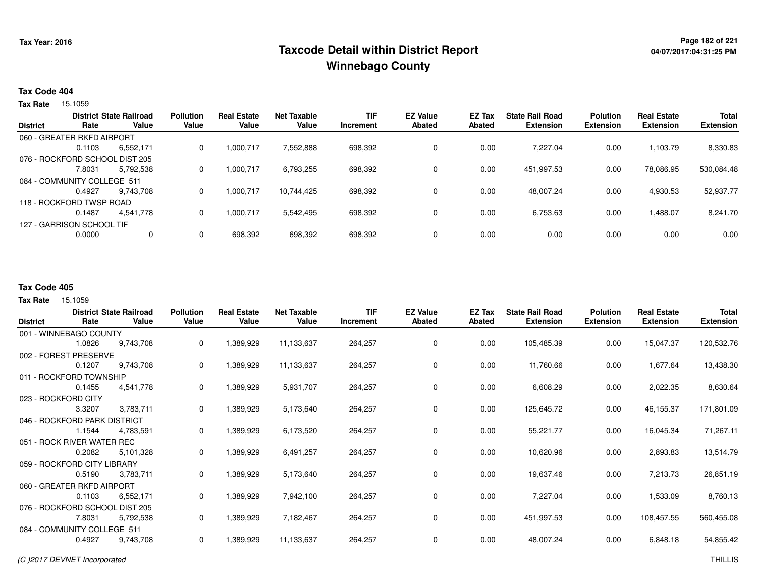# Taxcode Detail within District Report
# Winnebago County

Tax Year: 2016

04/07/2017:04:31:25 PM

**Tax Code 404**

**Tax Rate** 15.1059

| District | District Rate | State Railroad Value | Pollution Value | Real Estate Value | Net Taxable Value | TIF Increment | EZ Value Abated | EZ Tax Abated | State Rail Road Extension | Polution Extension | Real Estate Extension | Total Extension |
|---|---|---|---|---|---|---|---|---|---|---|---|---|
| 060 - GREATER RKFD AIRPORT | 0.1103 | 6,552,171 | 0 | 1,000,717 | 7,552,888 | 698,392 | 0 | 0.00 | 7,227.04 | 0.00 | 1,103.79 | 8,330.83 |
| 076 - ROCKFORD SCHOOL DIST 205 | 7.8031 | 5,792,538 | 0 | 1,000,717 | 6,793,255 | 698,392 | 0 | 0.00 | 451,997.53 | 0.00 | 78,086.95 | 530,084.48 |
| 084 - COMMUNITY COLLEGE 511 | 0.4927 | 9,743,708 | 0 | 1,000,717 | 10,744,425 | 698,392 | 0 | 0.00 | 48,007.24 | 0.00 | 4,930.53 | 52,937.77 |
| 118 - ROCKFORD TWSP ROAD | 0.1487 | 4,541,778 | 0 | 1,000,717 | 5,542,495 | 698,392 | 0 | 0.00 | 6,753.63 | 0.00 | 1,488.07 | 8,241.70 |
| 127 - GARRISON SCHOOL TIF | 0.0000 | 0 | 0 | 698,392 | 698,392 | 698,392 | 0 | 0.00 | 0.00 | 0.00 | 0.00 | 0.00 |

**Tax Code 405**

**Tax Rate** 15.1059

| District | District Rate | State Railroad Value | Pollution Value | Real Estate Value | Net Taxable Value | TIF Increment | EZ Value Abated | EZ Tax Abated | State Rail Road Extension | Polution Extension | Real Estate Extension | Total Extension |
|---|---|---|---|---|---|---|---|---|---|---|---|---|
| 001 - WINNEBAGO COUNTY | 1.0826 | 9,743,708 | 0 | 1,389,929 | 11,133,637 | 264,257 | 0 | 0.00 | 105,485.39 | 0.00 | 15,047.37 | 120,532.76 |
| 002 - FOREST PRESERVE | 0.1207 | 9,743,708 | 0 | 1,389,929 | 11,133,637 | 264,257 | 0 | 0.00 | 11,760.66 | 0.00 | 1,677.64 | 13,438.30 |
| 011 - ROCKFORD TOWNSHIP | 0.1455 | 4,541,778 | 0 | 1,389,929 | 5,931,707 | 264,257 | 0 | 0.00 | 6,608.29 | 0.00 | 2,022.35 | 8,630.64 |
| 023 - ROCKFORD CITY | 3.3207 | 3,783,711 | 0 | 1,389,929 | 5,173,640 | 264,257 | 0 | 0.00 | 125,645.72 | 0.00 | 46,155.37 | 171,801.09 |
| 046 - ROCKFORD PARK DISTRICT | 1.1544 | 4,783,591 | 0 | 1,389,929 | 6,173,520 | 264,257 | 0 | 0.00 | 55,221.77 | 0.00 | 16,045.34 | 71,267.11 |
| 051 - ROCK RIVER WATER REC | 0.2082 | 5,101,328 | 0 | 1,389,929 | 6,491,257 | 264,257 | 0 | 0.00 | 10,620.96 | 0.00 | 2,893.83 | 13,514.79 |
| 059 - ROCKFORD CITY LIBRARY | 0.5190 | 3,783,711 | 0 | 1,389,929 | 5,173,640 | 264,257 | 0 | 0.00 | 19,637.46 | 0.00 | 7,213.73 | 26,851.19 |
| 060 - GREATER RKFD AIRPORT | 0.1103 | 6,552,171 | 0 | 1,389,929 | 7,942,100 | 264,257 | 0 | 0.00 | 7,227.04 | 0.00 | 1,533.09 | 8,760.13 |
| 076 - ROCKFORD SCHOOL DIST 205 | 7.8031 | 5,792,538 | 0 | 1,389,929 | 7,182,467 | 264,257 | 0 | 0.00 | 451,997.53 | 0.00 | 108,457.55 | 560,455.08 |
| 084 - COMMUNITY COLLEGE 511 | 0.4927 | 9,743,708 | 0 | 1,389,929 | 11,133,637 | 264,257 | 0 | 0.00 | 48,007.24 | 0.00 | 6,848.18 | 54,855.42 |

(C )2017 DEVNET Incorporated

THILLIS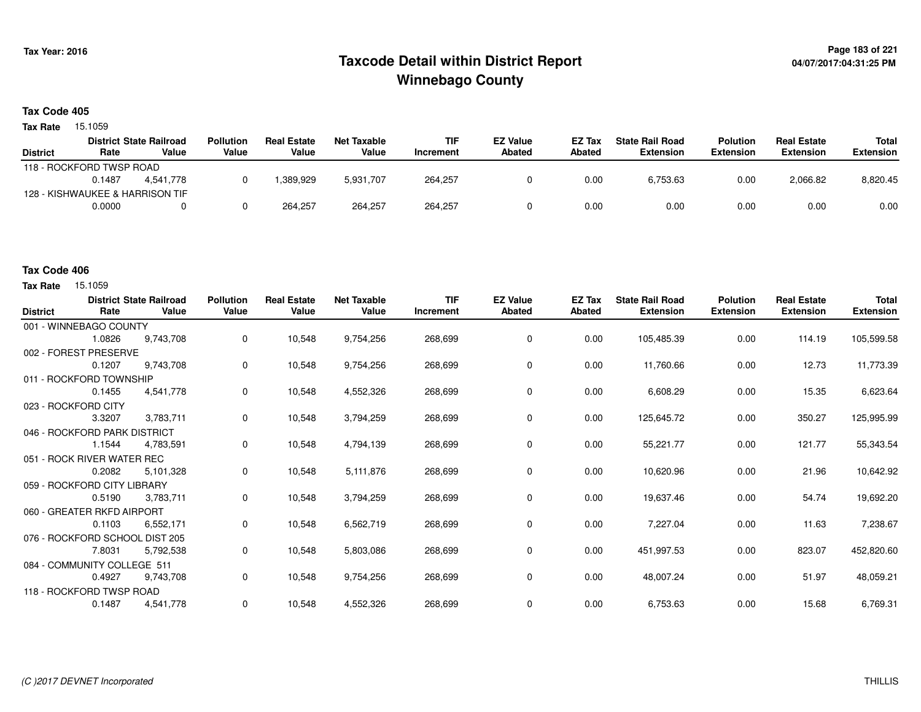**Tax Year: 2016**

# Taxcode Detail within District Report
## Winnebago County

04/07/2017:04:31:25 PM

### Tax Code 405

**Tax Rate** 15.1059

| District | District Rate | State Railroad Value | Pollution Value | Real Estate Value | Net Taxable Value | TIF Increment | EZ Value Abated | EZ Tax Abated | State Rail Road Extension | Polution Extension | Real Estate Extension | Total Extension |
|---|---|---|---|---|---|---|---|---|---|---|---|---|
| 118 - ROCKFORD TWSP ROAD | 0.1487 | 4,541,778 | 0 | 1,389,929 | 5,931,707 | 264,257 | 0 | 0.00 | 6,753.63 | 0.00 | 2,066.82 | 8,820.45 |
| 128 - KISHWAUKEE & HARRISON TIF | 0.0000 | 0 | 0 | 264,257 | 264,257 | 264,257 | 0 | 0.00 | 0.00 | 0.00 | 0.00 | 0.00 |

### Tax Code 406

**Tax Rate** 15.1059

| District | District Rate | State Railroad Value | Pollution Value | Real Estate Value | Net Taxable Value | TIF Increment | EZ Value Abated | EZ Tax Abated | State Rail Road Extension | Polution Extension | Real Estate Extension | Total Extension |
|---|---|---|---|---|---|---|---|---|---|---|---|---|
| 001 - WINNEBAGO COUNTY | 1.0826 | 9,743,708 | 0 | 10,548 | 9,754,256 | 268,699 | 0 | 0.00 | 105,485.39 | 0.00 | 114.19 | 105,599.58 |
| 002 - FOREST PRESERVE | 0.1207 | 9,743,708 | 0 | 10,548 | 9,754,256 | 268,699 | 0 | 0.00 | 11,760.66 | 0.00 | 12.73 | 11,773.39 |
| 011 - ROCKFORD TOWNSHIP | 0.1455 | 4,541,778 | 0 | 10,548 | 4,552,326 | 268,699 | 0 | 0.00 | 6,608.29 | 0.00 | 15.35 | 6,623.64 |
| 023 - ROCKFORD CITY | 3.3207 | 3,783,711 | 0 | 10,548 | 3,794,259 | 268,699 | 0 | 0.00 | 125,645.72 | 0.00 | 350.27 | 125,995.99 |
| 046 - ROCKFORD PARK DISTRICT | 1.1544 | 4,783,591 | 0 | 10,548 | 4,794,139 | 268,699 | 0 | 0.00 | 55,221.77 | 0.00 | 121.77 | 55,343.54 |
| 051 - ROCK RIVER WATER REC | 0.2082 | 5,101,328 | 0 | 10,548 | 5,111,876 | 268,699 | 0 | 0.00 | 10,620.96 | 0.00 | 21.96 | 10,642.92 |
| 059 - ROCKFORD CITY LIBRARY | 0.5190 | 3,783,711 | 0 | 10,548 | 3,794,259 | 268,699 | 0 | 0.00 | 19,637.46 | 0.00 | 54.74 | 19,692.20 |
| 060 - GREATER RKFD AIRPORT | 0.1103 | 6,552,171 | 0 | 10,548 | 6,562,719 | 268,699 | 0 | 0.00 | 7,227.04 | 0.00 | 11.63 | 7,238.67 |
| 076 - ROCKFORD SCHOOL DIST 205 | 7.8031 | 5,792,538 | 0 | 10,548 | 5,803,086 | 268,699 | 0 | 0.00 | 451,997.53 | 0.00 | 823.07 | 452,820.60 |
| 084 - COMMUNITY COLLEGE 511 | 0.4927 | 9,743,708 | 0 | 10,548 | 9,754,256 | 268,699 | 0 | 0.00 | 48,007.24 | 0.00 | 51.97 | 48,059.21 |
| 118 - ROCKFORD TWSP ROAD | 0.1487 | 4,541,778 | 0 | 10,548 | 4,552,326 | 268,699 | 0 | 0.00 | 6,753.63 | 0.00 | 15.68 | 6,769.31 |

*(C )2017 DEVNET Incorporated* THILLIS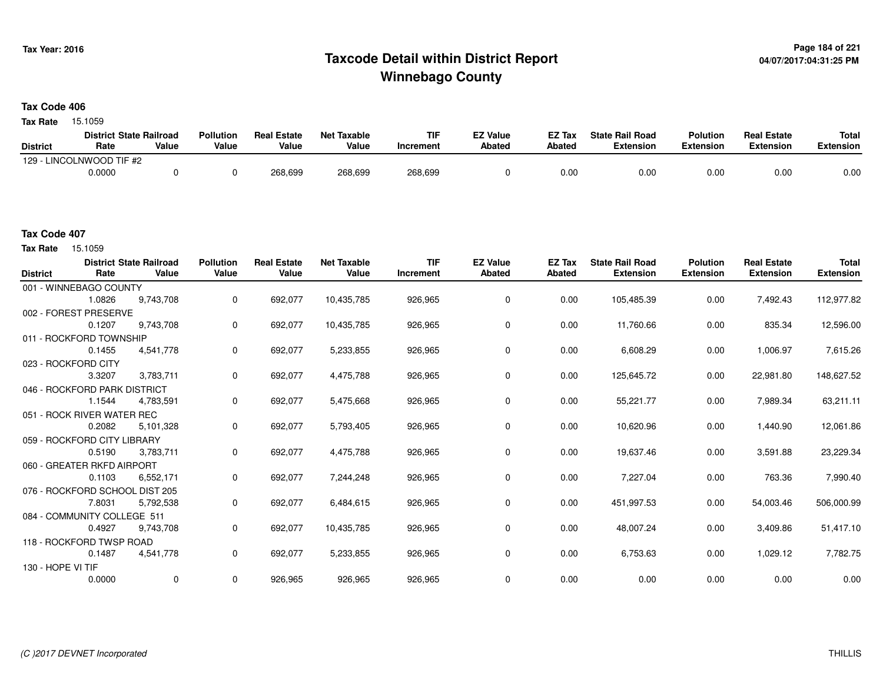# Taxcode Detail within District Report
## Winnebago County

Tax Year: 2016

### Tax Code 406

**Tax Rate** 15.1059

| District | District Rate | State Railroad Value | Pollution Value | Real Estate Value | Net Taxable Value | TIF Increment | EZ Value Abated | EZ Tax Abated | State Rail Road Extension | Polution Extension | Real Estate Extension | Total Extension |
|---|---|---|---|---|---|---|---|---|---|---|---|---|
| 129 - LINCOLNWOOD TIF #2 | 0.0000 | 0 | 0 | 268,699 | 268,699 | 268,699 | 0 | 0.00 | 0.00 | 0.00 | 0.00 | 0.00 |

### Tax Code 407

**Tax Rate** 15.1059

| District | District Rate | State Railroad Value | Pollution Value | Real Estate Value | Net Taxable Value | TIF Increment | EZ Value Abated | EZ Tax Abated | State Rail Road Extension | Polution Extension | Real Estate Extension | Total Extension |
|---|---|---|---|---|---|---|---|---|---|---|---|---|
| 001 - WINNEBAGO COUNTY | 1.0826 | 9,743,708 | 0 | 692,077 | 10,435,785 | 926,965 | 0 | 0.00 | 105,485.39 | 0.00 | 7,492.43 | 112,977.82 |
| 002 - FOREST PRESERVE | 0.1207 | 9,743,708 | 0 | 692,077 | 10,435,785 | 926,965 | 0 | 0.00 | 11,760.66 | 0.00 | 835.34 | 12,596.00 |
| 011 - ROCKFORD TOWNSHIP | 0.1455 | 4,541,778 | 0 | 692,077 | 5,233,855 | 926,965 | 0 | 0.00 | 6,608.29 | 0.00 | 1,006.97 | 7,615.26 |
| 023 - ROCKFORD CITY | 3.3207 | 3,783,711 | 0 | 692,077 | 4,475,788 | 926,965 | 0 | 0.00 | 125,645.72 | 0.00 | 22,981.80 | 148,627.52 |
| 046 - ROCKFORD PARK DISTRICT | 1.1544 | 4,783,591 | 0 | 692,077 | 5,475,668 | 926,965 | 0 | 0.00 | 55,221.77 | 0.00 | 7,989.34 | 63,211.11 |
| 051 - ROCK RIVER WATER REC | 0.2082 | 5,101,328 | 0 | 692,077 | 5,793,405 | 926,965 | 0 | 0.00 | 10,620.96 | 0.00 | 1,440.90 | 12,061.86 |
| 059 - ROCKFORD CITY LIBRARY | 0.5190 | 3,783,711 | 0 | 692,077 | 4,475,788 | 926,965 | 0 | 0.00 | 19,637.46 | 0.00 | 3,591.88 | 23,229.34 |
| 060 - GREATER RKFD AIRPORT | 0.1103 | 6,552,171 | 0 | 692,077 | 7,244,248 | 926,965 | 0 | 0.00 | 7,227.04 | 0.00 | 763.36 | 7,990.40 |
| 076 - ROCKFORD SCHOOL DIST 205 | 7.8031 | 5,792,538 | 0 | 692,077 | 6,484,615 | 926,965 | 0 | 0.00 | 451,997.53 | 0.00 | 54,003.46 | 506,000.99 |
| 084 - COMMUNITY COLLEGE 511 | 0.4927 | 9,743,708 | 0 | 692,077 | 10,435,785 | 926,965 | 0 | 0.00 | 48,007.24 | 0.00 | 3,409.86 | 51,417.10 |
| 118 - ROCKFORD TWSP ROAD | 0.1487 | 4,541,778 | 0 | 692,077 | 5,233,855 | 926,965 | 0 | 0.00 | 6,753.63 | 0.00 | 1,029.12 | 7,782.75 |
| 130 - HOPE VI TIF | 0.0000 | 0 | 0 | 926,965 | 926,965 | 926,965 | 0 | 0.00 | 0.00 | 0.00 | 0.00 | 0.00 |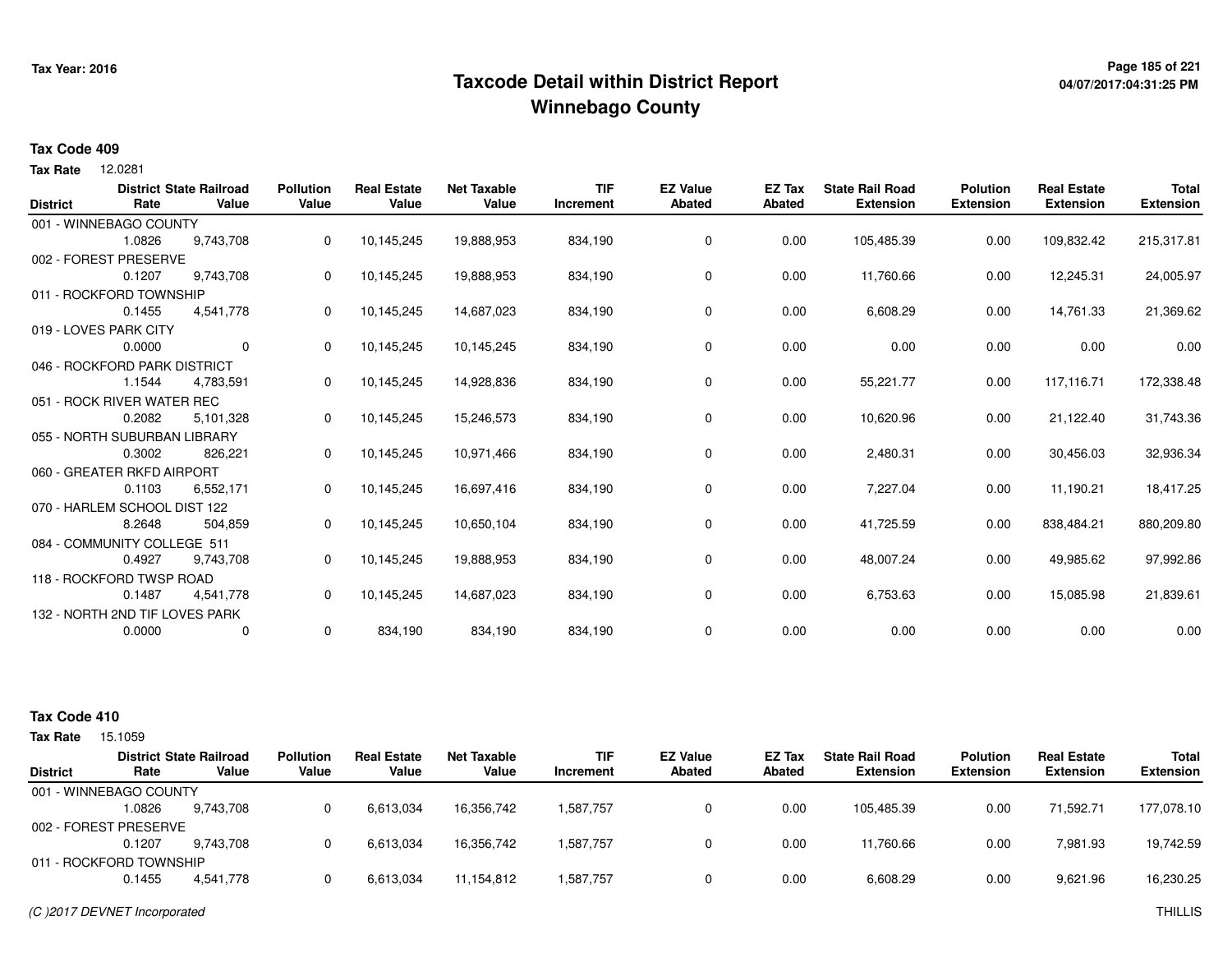# Taxcode Detail within District Report
# Winnebago County

Tax Year: 2016

## Tax Code 409

**Tax Rate** 12.0281

| District | District Rate | State Railroad Value | Pollution Value | Real Estate Value | Net Taxable Value | TIF Increment | EZ Value Abated | EZ Tax Abated | State Rail Road Extension | Polution Extension | Real Estate Extension | Total Extension |
|---|---|---|---|---|---|---|---|---|---|---|---|---|
| 001 - WINNEBAGO COUNTY | 1.0826 | 9,743,708 | 0 | 10,145,245 | 19,888,953 | 834,190 | 0 | 0.00 | 105,485.39 | 0.00 | 109,832.42 | 215,317.81 |
| 002 - FOREST PRESERVE | 0.1207 | 9,743,708 | 0 | 10,145,245 | 19,888,953 | 834,190 | 0 | 0.00 | 11,760.66 | 0.00 | 12,245.31 | 24,005.97 |
| 011 - ROCKFORD TOWNSHIP | 0.1455 | 4,541,778 | 0 | 10,145,245 | 14,687,023 | 834,190 | 0 | 0.00 | 6,608.29 | 0.00 | 14,761.33 | 21,369.62 |
| 019 - LOVES PARK CITY | 0.0000 | 0 | 0 | 10,145,245 | 10,145,245 | 834,190 | 0 | 0.00 | 0.00 | 0.00 | 0.00 | 0.00 |
| 046 - ROCKFORD PARK DISTRICT | 1.1544 | 4,783,591 | 0 | 10,145,245 | 14,928,836 | 834,190 | 0 | 0.00 | 55,221.77 | 0.00 | 117,116.71 | 172,338.48 |
| 051 - ROCK RIVER WATER REC | 0.2082 | 5,101,328 | 0 | 10,145,245 | 15,246,573 | 834,190 | 0 | 0.00 | 10,620.96 | 0.00 | 21,122.40 | 31,743.36 |
| 055 - NORTH SUBURBAN LIBRARY | 0.3002 | 826,221 | 0 | 10,145,245 | 10,971,466 | 834,190 | 0 | 0.00 | 2,480.31 | 0.00 | 30,456.03 | 32,936.34 |
| 060 - GREATER RKFD AIRPORT | 0.1103 | 6,552,171 | 0 | 10,145,245 | 16,697,416 | 834,190 | 0 | 0.00 | 7,227.04 | 0.00 | 11,190.21 | 18,417.25 |
| 070 - HARLEM SCHOOL DIST 122 | 8.2648 | 504,859 | 0 | 10,145,245 | 10,650,104 | 834,190 | 0 | 0.00 | 41,725.59 | 0.00 | 838,484.21 | 880,209.80 |
| 084 - COMMUNITY COLLEGE 511 | 0.4927 | 9,743,708 | 0 | 10,145,245 | 19,888,953 | 834,190 | 0 | 0.00 | 48,007.24 | 0.00 | 49,985.62 | 97,992.86 |
| 118 - ROCKFORD TWSP ROAD | 0.1487 | 4,541,778 | 0 | 10,145,245 | 14,687,023 | 834,190 | 0 | 0.00 | 6,753.63 | 0.00 | 15,085.98 | 21,839.61 |
| 132 - NORTH 2ND TIF LOVES PARK | 0.0000 | 0 | 0 | 834,190 | 834,190 | 834,190 | 0 | 0.00 | 0.00 | 0.00 | 0.00 | 0.00 |

## Tax Code 410

**Tax Rate** 15.1059

| District | District Rate | State Railroad Value | Pollution Value | Real Estate Value | Net Taxable Value | TIF Increment | EZ Value Abated | EZ Tax Abated | State Rail Road Extension | Polution Extension | Real Estate Extension | Total Extension |
|---|---|---|---|---|---|---|---|---|---|---|---|---|
| 001 - WINNEBAGO COUNTY | 1.0826 | 9,743,708 | 0 | 6,613,034 | 16,356,742 | 1,587,757 | 0 | 0.00 | 105,485.39 | 0.00 | 71,592.71 | 177,078.10 |
| 002 - FOREST PRESERVE | 0.1207 | 9,743,708 | 0 | 6,613,034 | 16,356,742 | 1,587,757 | 0 | 0.00 | 11,760.66 | 0.00 | 7,981.93 | 19,742.59 |
| 011 - ROCKFORD TOWNSHIP | 0.1455 | 4,541,778 | 0 | 6,613,034 | 11,154,812 | 1,587,757 | 0 | 0.00 | 6,608.29 | 0.00 | 9,621.96 | 16,230.25 |

*(C )2017 DEVNET Incorporated* THILLIS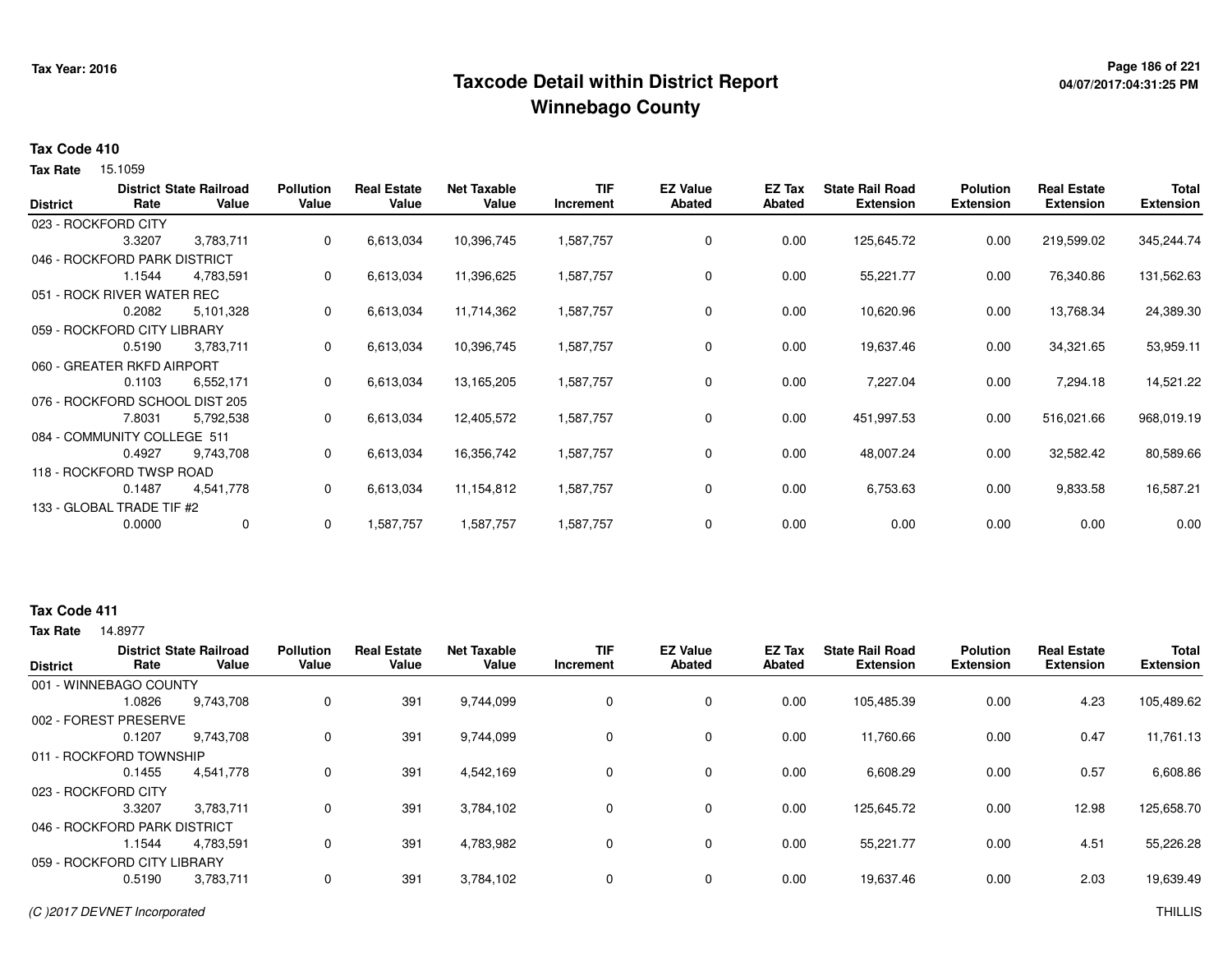Tax Year: 2016

# Taxcode Detail within District Report
## Winnebago County

**Tax Code 410**

**Tax Rate** 15.1059

| District | District Rate | State Railroad Value | Pollution Value | Real Estate Value | Net Taxable Value | TIF Increment | EZ Value Abated | EZ Tax Abated | State Rail Road Extension | Polution Extension | Real Estate Extension | Total Extension |
|---|---|---|---|---|---|---|---|---|---|---|---|---|
| 023 - ROCKFORD CITY | 3.3207 | 3,783,711 | 0 | 6,613,034 | 10,396,745 | 1,587,757 | 0 | 0.00 | 125,645.72 | 0.00 | 219,599.02 | 345,244.74 |
| 046 - ROCKFORD PARK DISTRICT | 1.1544 | 4,783,591 | 0 | 6,613,034 | 11,396,625 | 1,587,757 | 0 | 0.00 | 55,221.77 | 0.00 | 76,340.86 | 131,562.63 |
| 051 - ROCK RIVER WATER REC | 0.2082 | 5,101,328 | 0 | 6,613,034 | 11,714,362 | 1,587,757 | 0 | 0.00 | 10,620.96 | 0.00 | 13,768.34 | 24,389.30 |
| 059 - ROCKFORD CITY LIBRARY | 0.5190 | 3,783,711 | 0 | 6,613,034 | 10,396,745 | 1,587,757 | 0 | 0.00 | 19,637.46 | 0.00 | 34,321.65 | 53,959.11 |
| 060 - GREATER RKFD AIRPORT | 0.1103 | 6,552,171 | 0 | 6,613,034 | 13,165,205 | 1,587,757 | 0 | 0.00 | 7,227.04 | 0.00 | 7,294.18 | 14,521.22 |
| 076 - ROCKFORD SCHOOL DIST 205 | 7.8031 | 5,792,538 | 0 | 6,613,034 | 12,405,572 | 1,587,757 | 0 | 0.00 | 451,997.53 | 0.00 | 516,021.66 | 968,019.19 |
| 084 - COMMUNITY COLLEGE 511 | 0.4927 | 9,743,708 | 0 | 6,613,034 | 16,356,742 | 1,587,757 | 0 | 0.00 | 48,007.24 | 0.00 | 32,582.42 | 80,589.66 |
| 118 - ROCKFORD TWSP ROAD | 0.1487 | 4,541,778 | 0 | 6,613,034 | 11,154,812 | 1,587,757 | 0 | 0.00 | 6,753.63 | 0.00 | 9,833.58 | 16,587.21 |
| 133 - GLOBAL TRADE TIF #2 | 0.0000 | 0 | 0 | 1,587,757 | 1,587,757 | 1,587,757 | 0 | 0.00 | 0.00 | 0.00 | 0.00 | 0.00 |

**Tax Code 411**

**Tax Rate** 14.8977

| District | District Rate | State Railroad Value | Pollution Value | Real Estate Value | Net Taxable Value | TIF Increment | EZ Value Abated | EZ Tax Abated | State Rail Road Extension | Polution Extension | Real Estate Extension | Total Extension |
|---|---|---|---|---|---|---|---|---|---|---|---|---|
| 001 - WINNEBAGO COUNTY | 1.0826 | 9,743,708 | 0 | 391 | 9,744,099 | 0 | 0 | 0.00 | 105,485.39 | 0.00 | 4.23 | 105,489.62 |
| 002 - FOREST PRESERVE | 0.1207 | 9,743,708 | 0 | 391 | 9,744,099 | 0 | 0 | 0.00 | 11,760.66 | 0.00 | 0.47 | 11,761.13 |
| 011 - ROCKFORD TOWNSHIP | 0.1455 | 4,541,778 | 0 | 391 | 4,542,169 | 0 | 0 | 0.00 | 6,608.29 | 0.00 | 0.57 | 6,608.86 |
| 023 - ROCKFORD CITY | 3.3207 | 3,783,711 | 0 | 391 | 3,784,102 | 0 | 0 | 0.00 | 125,645.72 | 0.00 | 12.98 | 125,658.70 |
| 046 - ROCKFORD PARK DISTRICT | 1.1544 | 4,783,591 | 0 | 391 | 4,783,982 | 0 | 0 | 0.00 | 55,221.77 | 0.00 | 4.51 | 55,226.28 |
| 059 - ROCKFORD CITY LIBRARY | 0.5190 | 3,783,711 | 0 | 391 | 3,784,102 | 0 | 0 | 0.00 | 19,637.46 | 0.00 | 2.03 | 19,639.49 |

*(C )2017 DEVNET Incorporated*

THILLIS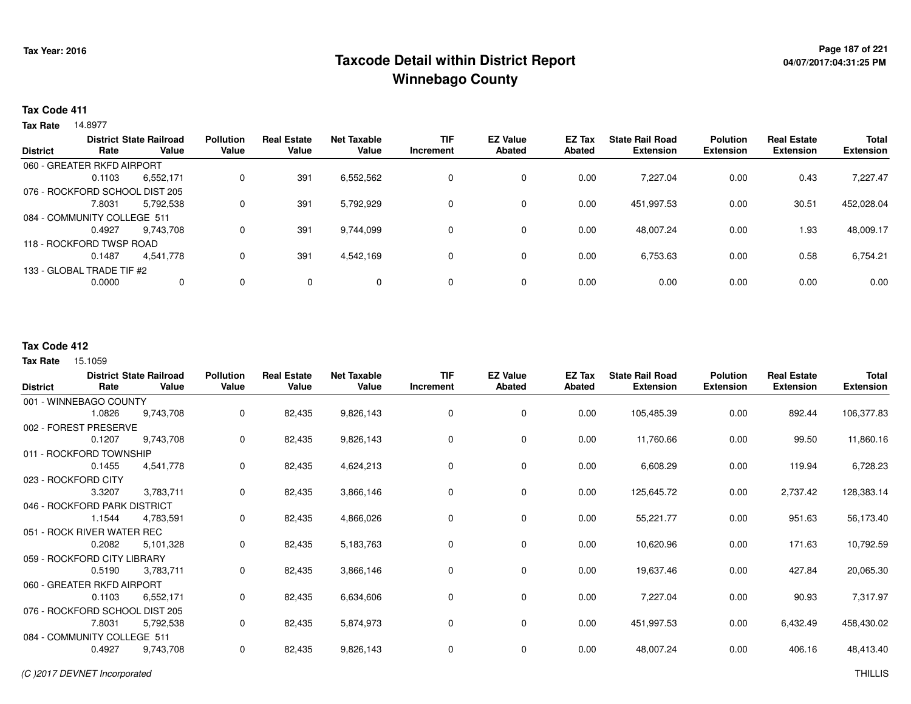# Taxcode Detail within District Report
## Winnebago County

Tax Year: 2016

**Tax Code 411**

**Tax Rate** 14.8977

| District | District Rate | State Railroad Value | Pollution Value | Real Estate Value | Net Taxable Value | TIF Increment | EZ Value Abated | EZ Tax Abated | State Rail Road Extension | Polution Extension | Real Estate Extension | Total Extension |
|---|---|---|---|---|---|---|---|---|---|---|---|---|
| 060 - GREATER RKFD AIRPORT | 0.1103 | 6,552,171 | 0 | 391 | 6,552,562 | 0 | 0 | 0.00 | 7,227.04 | 0.00 | 0.43 | 7,227.47 |
| 076 - ROCKFORD SCHOOL DIST 205 | 7.8031 | 5,792,538 | 0 | 391 | 5,792,929 | 0 | 0 | 0.00 | 451,997.53 | 0.00 | 30.51 | 452,028.04 |
| 084 - COMMUNITY COLLEGE 511 | 0.4927 | 9,743,708 | 0 | 391 | 9,744,099 | 0 | 0 | 0.00 | 48,007.24 | 0.00 | 1.93 | 48,009.17 |
| 118 - ROCKFORD TWSP ROAD | 0.1487 | 4,541,778 | 0 | 391 | 4,542,169 | 0 | 0 | 0.00 | 6,753.63 | 0.00 | 0.58 | 6,754.21 |
| 133 - GLOBAL TRADE TIF #2 | 0.0000 | 0 | 0 | 0 | 0 | 0 | 0 | 0.00 | 0.00 | 0.00 | 0.00 | 0.00 |

**Tax Code 412**

**Tax Rate** 15.1059

| District | District Rate | State Railroad Value | Pollution Value | Real Estate Value | Net Taxable Value | TIF Increment | EZ Value Abated | EZ Tax Abated | State Rail Road Extension | Polution Extension | Real Estate Extension | Total Extension |
|---|---|---|---|---|---|---|---|---|---|---|---|---|
| 001 - WINNEBAGO COUNTY | 1.0826 | 9,743,708 | 0 | 82,435 | 9,826,143 | 0 | 0 | 0.00 | 105,485.39 | 0.00 | 892.44 | 106,377.83 |
| 002 - FOREST PRESERVE | 0.1207 | 9,743,708 | 0 | 82,435 | 9,826,143 | 0 | 0 | 0.00 | 11,760.66 | 0.00 | 99.50 | 11,860.16 |
| 011 - ROCKFORD TOWNSHIP | 0.1455 | 4,541,778 | 0 | 82,435 | 4,624,213 | 0 | 0 | 0.00 | 6,608.29 | 0.00 | 119.94 | 6,728.23 |
| 023 - ROCKFORD CITY | 3.3207 | 3,783,711 | 0 | 82,435 | 3,866,146 | 0 | 0 | 0.00 | 125,645.72 | 0.00 | 2,737.42 | 128,383.14 |
| 046 - ROCKFORD PARK DISTRICT | 1.1544 | 4,783,591 | 0 | 82,435 | 4,866,026 | 0 | 0 | 0.00 | 55,221.77 | 0.00 | 951.63 | 56,173.40 |
| 051 - ROCK RIVER WATER REC | 0.2082 | 5,101,328 | 0 | 82,435 | 5,183,763 | 0 | 0 | 0.00 | 10,620.96 | 0.00 | 171.63 | 10,792.59 |
| 059 - ROCKFORD CITY LIBRARY | 0.5190 | 3,783,711 | 0 | 82,435 | 3,866,146 | 0 | 0 | 0.00 | 19,637.46 | 0.00 | 427.84 | 20,065.30 |
| 060 - GREATER RKFD AIRPORT | 0.1103 | 6,552,171 | 0 | 82,435 | 6,634,606 | 0 | 0 | 0.00 | 7,227.04 | 0.00 | 90.93 | 7,317.97 |
| 076 - ROCKFORD SCHOOL DIST 205 | 7.8031 | 5,792,538 | 0 | 82,435 | 5,874,973 | 0 | 0 | 0.00 | 451,997.53 | 0.00 | 6,432.49 | 458,430.02 |
| 084 - COMMUNITY COLLEGE 511 | 0.4927 | 9,743,708 | 0 | 82,435 | 9,826,143 | 0 | 0 | 0.00 | 48,007.24 | 0.00 | 406.16 | 48,413.40 |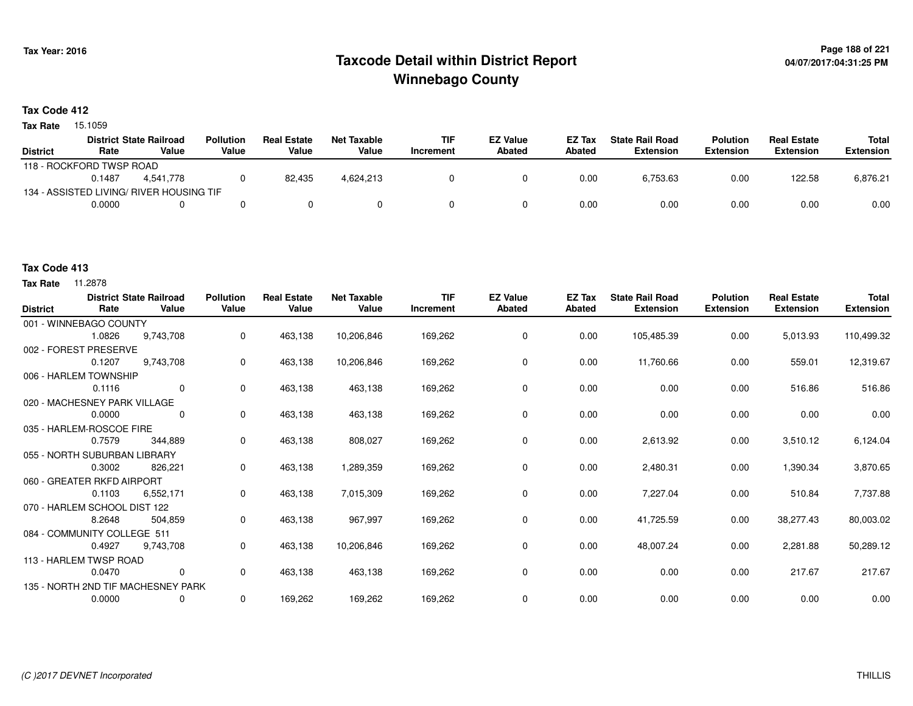Tax Year: 2016

# Taxcode Detail within District Report
## Winnebago County

04/07/2017:04:31:25 PM

**Tax Code 412**

**Tax Rate** 15.1059

| District | District Rate | State Railroad Value | Pollution Value | Real Estate Value | Net Taxable Value | TIF Increment | EZ Value Abated | EZ Tax Abated | State Rail Road Extension | Polution Extension | Real Estate Extension | Total Extension |
|---|---|---|---|---|---|---|---|---|---|---|---|---|
| 118 - ROCKFORD TWSP ROAD | 0.1487 | 4,541,778 | 0 | 82,435 | 4,624,213 | 0 | 0 | 0.00 | 6,753.63 | 0.00 | 122.58 | 6,876.21 |
| 134 - ASSISTED LIVING/ RIVER HOUSING TIF | 0.0000 | 0 | 0 | 0 | 0 | 0 | 0 | 0.00 | 0.00 | 0.00 | 0.00 | 0.00 |

**Tax Code 413**

**Tax Rate** 11.2878

| District | District Rate | State Railroad Value | Pollution Value | Real Estate Value | Net Taxable Value | TIF Increment | EZ Value Abated | EZ Tax Abated | State Rail Road Extension | Polution Extension | Real Estate Extension | Total Extension |
|---|---|---|---|---|---|---|---|---|---|---|---|---|
| 001 - WINNEBAGO COUNTY | 1.0826 | 9,743,708 | 0 | 463,138 | 10,206,846 | 169,262 | 0 | 0.00 | 105,485.39 | 0.00 | 5,013.93 | 110,499.32 |
| 002 - FOREST PRESERVE | 0.1207 | 9,743,708 | 0 | 463,138 | 10,206,846 | 169,262 | 0 | 0.00 | 11,760.66 | 0.00 | 559.01 | 12,319.67 |
| 006 - HARLEM TOWNSHIP | 0.1116 | 0 | 0 | 463,138 | 463,138 | 169,262 | 0 | 0.00 | 0.00 | 0.00 | 516.86 | 516.86 |
| 020 - MACHESNEY PARK VILLAGE | 0.0000 | 0 | 0 | 463,138 | 463,138 | 169,262 | 0 | 0.00 | 0.00 | 0.00 | 0.00 | 0.00 |
| 035 - HARLEM-ROSCOE FIRE | 0.7579 | 344,889 | 0 | 463,138 | 808,027 | 169,262 | 0 | 0.00 | 2,613.92 | 0.00 | 3,510.12 | 6,124.04 |
| 055 - NORTH SUBURBAN LIBRARY | 0.3002 | 826,221 | 0 | 463,138 | 1,289,359 | 169,262 | 0 | 0.00 | 2,480.31 | 0.00 | 1,390.34 | 3,870.65 |
| 060 - GREATER RKFD AIRPORT | 0.1103 | 6,552,171 | 0 | 463,138 | 7,015,309 | 169,262 | 0 | 0.00 | 7,227.04 | 0.00 | 510.84 | 7,737.88 |
| 070 - HARLEM SCHOOL DIST 122 | 8.2648 | 504,859 | 0 | 463,138 | 967,997 | 169,262 | 0 | 0.00 | 41,725.59 | 0.00 | 38,277.43 | 80,003.02 |
| 084 - COMMUNITY COLLEGE 511 | 0.4927 | 9,743,708 | 0 | 463,138 | 10,206,846 | 169,262 | 0 | 0.00 | 48,007.24 | 0.00 | 2,281.88 | 50,289.12 |
| 113 - HARLEM TWSP ROAD | 0.0470 | 0 | 0 | 463,138 | 463,138 | 169,262 | 0 | 0.00 | 0.00 | 0.00 | 217.67 | 217.67 |
| 135 - NORTH 2ND TIF MACHESNEY PARK | 0.0000 | 0 | 0 | 169,262 | 169,262 | 169,262 | 0 | 0.00 | 0.00 | 0.00 | 0.00 | 0.00 |

(C )2017 DEVNET Incorporated THILLIS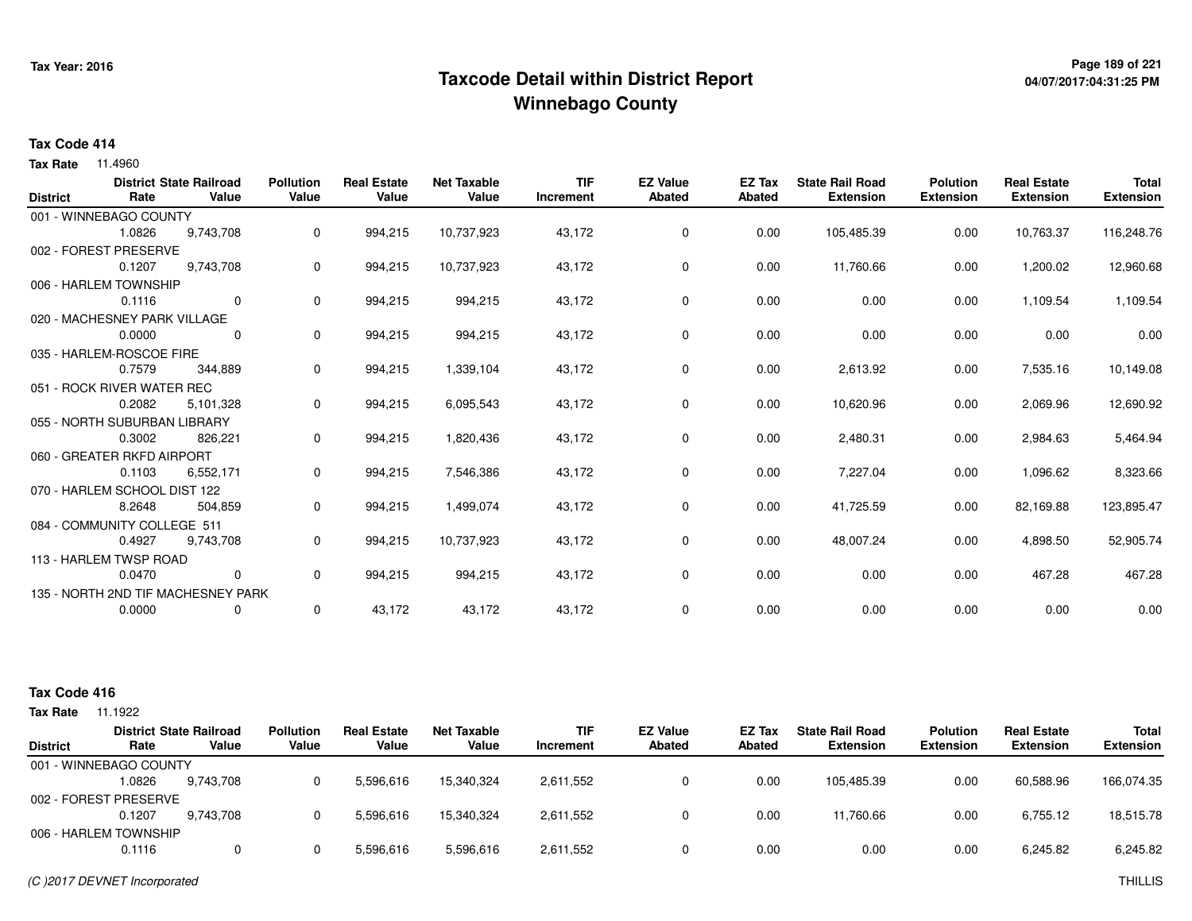Tax Year: 2016

# Taxcode Detail within District Report
## Winnebago County

**Tax Code 414**

**Tax Rate** 11.4960

| District | District Rate | State Railroad Value | Pollution Value | Real Estate Value | Net Taxable Value | TIF Increment | EZ Value Abated | EZ Tax Abated | State Rail Road Extension | Polution Extension | Real Estate Extension | Total Extension |
|---|---|---|---|---|---|---|---|---|---|---|---|---|
| 001 - WINNEBAGO COUNTY | | | | | | | | | | | | |
| | 1.0826 | 9,743,708 | 0 | 994,215 | 10,737,923 | 43,172 | 0 | 0.00 | 105,485.39 | 0.00 | 10,763.37 | 116,248.76 |
| 002 - FOREST PRESERVE | | | | | | | | | | | | |
| | 0.1207 | 9,743,708 | 0 | 994,215 | 10,737,923 | 43,172 | 0 | 0.00 | 11,760.66 | 0.00 | 1,200.02 | 12,960.68 |
| 006 - HARLEM TOWNSHIP | | | | | | | | | | | | |
| | 0.1116 | 0 | 0 | 994,215 | 994,215 | 43,172 | 0 | 0.00 | 0.00 | 0.00 | 1,109.54 | 1,109.54 |
| 020 - MACHESNEY PARK VILLAGE | | | | | | | | | | | | |
| | 0.0000 | 0 | 0 | 994,215 | 994,215 | 43,172 | 0 | 0.00 | 0.00 | 0.00 | 0.00 | 0.00 |
| 035 - HARLEM-ROSCOE FIRE | | | | | | | | | | | | |
| | 0.7579 | 344,889 | 0 | 994,215 | 1,339,104 | 43,172 | 0 | 0.00 | 2,613.92 | 0.00 | 7,535.16 | 10,149.08 |
| 051 - ROCK RIVER WATER REC | | | | | | | | | | | | |
| | 0.2082 | 5,101,328 | 0 | 994,215 | 6,095,543 | 43,172 | 0 | 0.00 | 10,620.96 | 0.00 | 2,069.96 | 12,690.92 |
| 055 - NORTH SUBURBAN LIBRARY | | | | | | | | | | | | |
| | 0.3002 | 826,221 | 0 | 994,215 | 1,820,436 | 43,172 | 0 | 0.00 | 2,480.31 | 0.00 | 2,984.63 | 5,464.94 |
| 060 - GREATER RKFD AIRPORT | | | | | | | | | | | | |
| | 0.1103 | 6,552,171 | 0 | 994,215 | 7,546,386 | 43,172 | 0 | 0.00 | 7,227.04 | 0.00 | 1,096.62 | 8,323.66 |
| 070 - HARLEM SCHOOL DIST 122 | | | | | | | | | | | | |
| | 8.2648 | 504,859 | 0 | 994,215 | 1,499,074 | 43,172 | 0 | 0.00 | 41,725.59 | 0.00 | 82,169.88 | 123,895.47 |
| 084 - COMMUNITY COLLEGE 511 | | | | | | | | | | | | |
| | 0.4927 | 9,743,708 | 0 | 994,215 | 10,737,923 | 43,172 | 0 | 0.00 | 48,007.24 | 0.00 | 4,898.50 | 52,905.74 |
| 113 - HARLEM TWSP ROAD | | | | | | | | | | | | |
| | 0.0470 | 0 | 0 | 994,215 | 994,215 | 43,172 | 0 | 0.00 | 0.00 | 0.00 | 467.28 | 467.28 |
| 135 - NORTH 2ND TIF MACHESNEY PARK | | | | | | | | | | | | |
| | 0.0000 | 0 | 0 | 43,172 | 43,172 | 43,172 | 0 | 0.00 | 0.00 | 0.00 | 0.00 | 0.00 |

**Tax Code 416**

**Tax Rate** 11.1922

| District | District Rate | State Railroad Value | Pollution Value | Real Estate Value | Net Taxable Value | TIF Increment | EZ Value Abated | EZ Tax Abated | State Rail Road Extension | Polution Extension | Real Estate Extension | Total Extension |
|---|---|---|---|---|---|---|---|---|---|---|---|---|
| 001 - WINNEBAGO COUNTY | | | | | | | | | | | | |
| | 1.0826 | 9,743,708 | 0 | 5,596,616 | 15,340,324 | 2,611,552 | 0 | 0.00 | 105,485.39 | 0.00 | 60,588.96 | 166,074.35 |
| 002 - FOREST PRESERVE | | | | | | | | | | | | |
| | 0.1207 | 9,743,708 | 0 | 5,596,616 | 15,340,324 | 2,611,552 | 0 | 0.00 | 11,760.66 | 0.00 | 6,755.12 | 18,515.78 |
| 006 - HARLEM TOWNSHIP | | | | | | | | | | | | |
| | 0.1116 | 0 | 0 | 5,596,616 | 5,596,616 | 2,611,552 | 0 | 0.00 | 0.00 | 0.00 | 6,245.82 | 6,245.82 |

*(C )2017 DEVNET Incorporated* THILLIS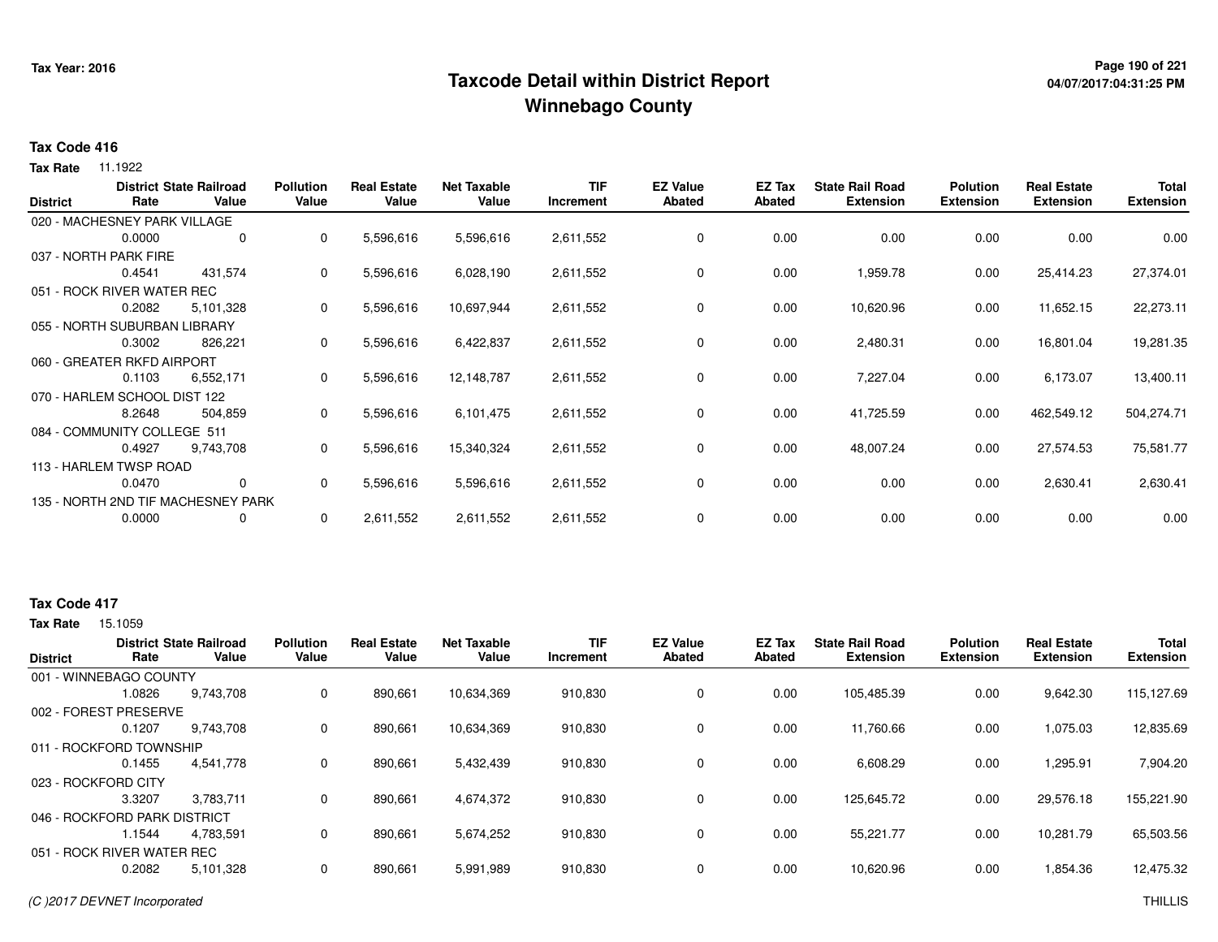# Taxcode Detail within District Report
# Winnebago County

Tax Year: 2016

04/07/2017:04:31:25 PM

**Tax Code 416**

**Tax Rate** 11.1922

| District | District Rate | State Railroad Value | Pollution Value | Real Estate Value | Net Taxable Value | TIF Increment | EZ Value Abated | EZ Tax Abated | State Rail Road Extension | Polution Extension | Real Estate Extension | Total Extension |
|---|---|---|---|---|---|---|---|---|---|---|---|---|
| 020 - MACHESNEY PARK VILLAGE | | | | | | | | | | | | |
| | 0.0000 | 0 | 0 | 5,596,616 | 5,596,616 | 2,611,552 | 0 | 0.00 | 0.00 | 0.00 | 0.00 | 0.00 |
| 037 - NORTH PARK FIRE | | | | | | | | | | | | |
| | 0.4541 | 431,574 | 0 | 5,596,616 | 6,028,190 | 2,611,552 | 0 | 0.00 | 1,959.78 | 0.00 | 25,414.23 | 27,374.01 |
| 051 - ROCK RIVER WATER REC | | | | | | | | | | | | |
| | 0.2082 | 5,101,328 | 0 | 5,596,616 | 10,697,944 | 2,611,552 | 0 | 0.00 | 10,620.96 | 0.00 | 11,652.15 | 22,273.11 |
| 055 - NORTH SUBURBAN LIBRARY | | | | | | | | | | | | |
| | 0.3002 | 826,221 | 0 | 5,596,616 | 6,422,837 | 2,611,552 | 0 | 0.00 | 2,480.31 | 0.00 | 16,801.04 | 19,281.35 |
| 060 - GREATER RKFD AIRPORT | | | | | | | | | | | | |
| | 0.1103 | 6,552,171 | 0 | 5,596,616 | 12,148,787 | 2,611,552 | 0 | 0.00 | 7,227.04 | 0.00 | 6,173.07 | 13,400.11 |
| 070 - HARLEM SCHOOL DIST 122 | | | | | | | | | | | | |
| | 8.2648 | 504,859 | 0 | 5,596,616 | 6,101,475 | 2,611,552 | 0 | 0.00 | 41,725.59 | 0.00 | 462,549.12 | 504,274.71 |
| 084 - COMMUNITY COLLEGE 511 | | | | | | | | | | | | |
| | 0.4927 | 9,743,708 | 0 | 5,596,616 | 15,340,324 | 2,611,552 | 0 | 0.00 | 48,007.24 | 0.00 | 27,574.53 | 75,581.77 |
| 113 - HARLEM TWSP ROAD | | | | | | | | | | | | |
| | 0.0470 | 0 | 0 | 5,596,616 | 5,596,616 | 2,611,552 | 0 | 0.00 | 0.00 | 0.00 | 2,630.41 | 2,630.41 |
| 135 - NORTH 2ND TIF MACHESNEY PARK | | | | | | | | | | | | |
| | 0.0000 | 0 | 0 | 2,611,552 | 2,611,552 | 2,611,552 | 0 | 0.00 | 0.00 | 0.00 | 0.00 | 0.00 |

**Tax Code 417**

**Tax Rate** 15.1059

| District | District Rate | State Railroad Value | Pollution Value | Real Estate Value | Net Taxable Value | TIF Increment | EZ Value Abated | EZ Tax Abated | State Rail Road Extension | Polution Extension | Real Estate Extension | Total Extension |
|---|---|---|---|---|---|---|---|---|---|---|---|---|
| 001 - WINNEBAGO COUNTY | | | | | | | | | | | | |
| | 1.0826 | 9,743,708 | 0 | 890,661 | 10,634,369 | 910,830 | 0 | 0.00 | 105,485.39 | 0.00 | 9,642.30 | 115,127.69 |
| 002 - FOREST PRESERVE | | | | | | | | | | | | |
| | 0.1207 | 9,743,708 | 0 | 890,661 | 10,634,369 | 910,830 | 0 | 0.00 | 11,760.66 | 0.00 | 1,075.03 | 12,835.69 |
| 011 - ROCKFORD TOWNSHIP | | | | | | | | | | | | |
| | 0.1455 | 4,541,778 | 0 | 890,661 | 5,432,439 | 910,830 | 0 | 0.00 | 6,608.29 | 0.00 | 1,295.91 | 7,904.20 |
| 023 - ROCKFORD CITY | | | | | | | | | | | | |
| | 3.3207 | 3,783,711 | 0 | 890,661 | 4,674,372 | 910,830 | 0 | 0.00 | 125,645.72 | 0.00 | 29,576.18 | 155,221.90 |
| 046 - ROCKFORD PARK DISTRICT | | | | | | | | | | | | |
| | 1.1544 | 4,783,591 | 0 | 890,661 | 5,674,252 | 910,830 | 0 | 0.00 | 55,221.77 | 0.00 | 10,281.79 | 65,503.56 |
| 051 - ROCK RIVER WATER REC | | | | | | | | | | | | |
| | 0.2082 | 5,101,328 | 0 | 890,661 | 5,991,989 | 910,830 | 0 | 0.00 | 10,620.96 | 0.00 | 1,854.36 | 12,475.32 |

(C )2017 DEVNET Incorporated

THILLIS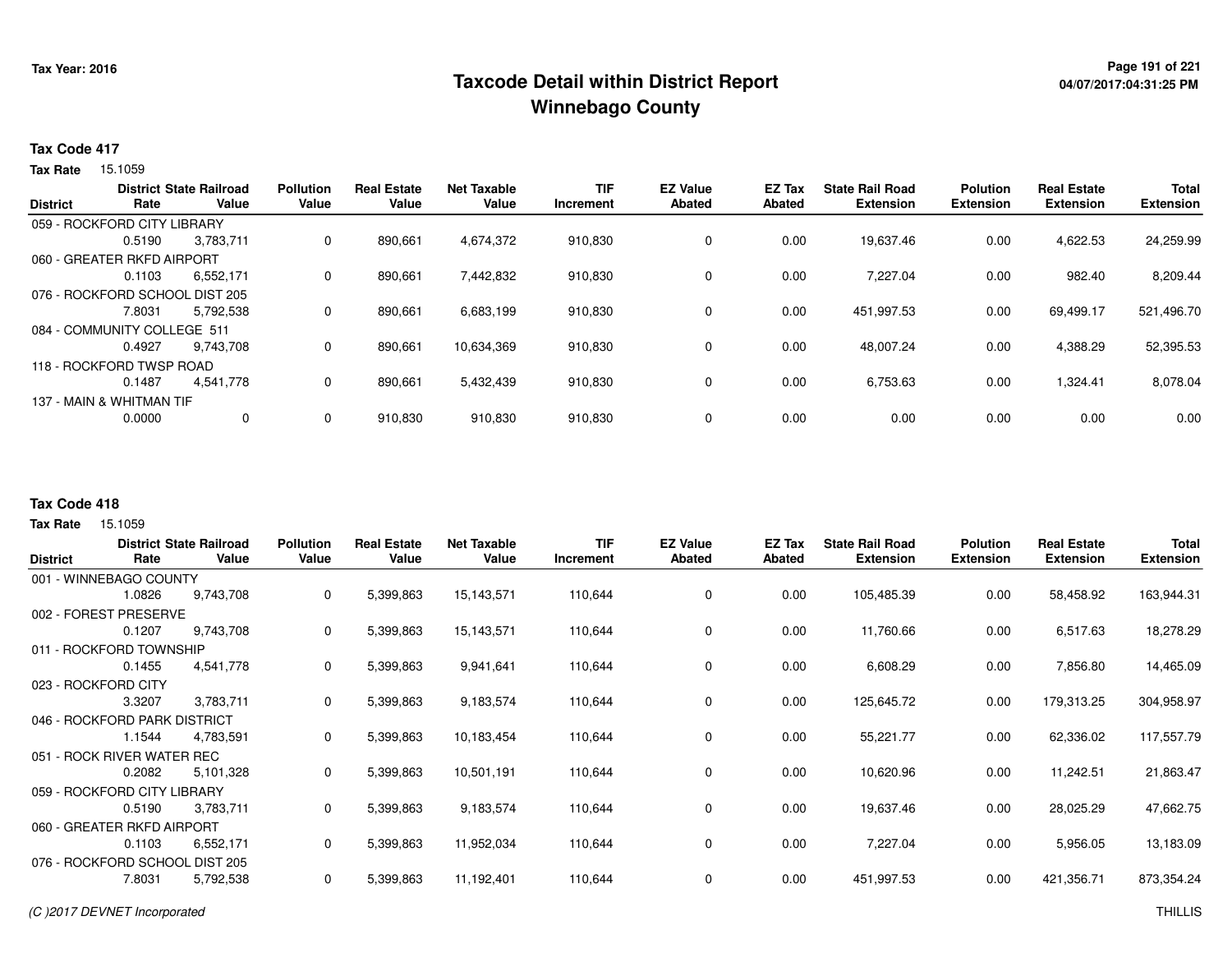# Taxcode Detail within District Report
## Winnebago County

Tax Year: 2016

**Tax Code 417**

**Tax Rate** 15.1059

| District | District Rate | State Railroad Value | Pollution Value | Real Estate Value | Net Taxable Value | TIF Increment | EZ Value Abated | EZ Tax Abated | State Rail Road Extension | Polution Extension | Real Estate Extension | Total Extension |
|---|---|---|---|---|---|---|---|---|---|---|---|---|
| 059 - ROCKFORD CITY LIBRARY | 0.5190 | 3,783,711 | 0 | 890,661 | 4,674,372 | 910,830 | 0 | 0.00 | 19,637.46 | 0.00 | 4,622.53 | 24,259.99 |
| 060 - GREATER RKFD AIRPORT | 0.1103 | 6,552,171 | 0 | 890,661 | 7,442,832 | 910,830 | 0 | 0.00 | 7,227.04 | 0.00 | 982.40 | 8,209.44 |
| 076 - ROCKFORD SCHOOL DIST 205 | 7.8031 | 5,792,538 | 0 | 890,661 | 6,683,199 | 910,830 | 0 | 0.00 | 451,997.53 | 0.00 | 69,499.17 | 521,496.70 |
| 084 - COMMUNITY COLLEGE 511 | 0.4927 | 9,743,708 | 0 | 890,661 | 10,634,369 | 910,830 | 0 | 0.00 | 48,007.24 | 0.00 | 4,388.29 | 52,395.53 |
| 118 - ROCKFORD TWSP ROAD | 0.1487 | 4,541,778 | 0 | 890,661 | 5,432,439 | 910,830 | 0 | 0.00 | 6,753.63 | 0.00 | 1,324.41 | 8,078.04 |
| 137 - MAIN & WHITMAN TIF | 0.0000 | 0 | 0 | 910,830 | 910,830 | 910,830 | 0 | 0.00 | 0.00 | 0.00 | 0.00 | 0.00 |

**Tax Code 418**

**Tax Rate** 15.1059

| District | District Rate | State Railroad Value | Pollution Value | Real Estate Value | Net Taxable Value | TIF Increment | EZ Value Abated | EZ Tax Abated | State Rail Road Extension | Polution Extension | Real Estate Extension | Total Extension |
|---|---|---|---|---|---|---|---|---|---|---|---|---|
| 001 - WINNEBAGO COUNTY | 1.0826 | 9,743,708 | 0 | 5,399,863 | 15,143,571 | 110,644 | 0 | 0.00 | 105,485.39 | 0.00 | 58,458.92 | 163,944.31 |
| 002 - FOREST PRESERVE | 0.1207 | 9,743,708 | 0 | 5,399,863 | 15,143,571 | 110,644 | 0 | 0.00 | 11,760.66 | 0.00 | 6,517.63 | 18,278.29 |
| 011 - ROCKFORD TOWNSHIP | 0.1455 | 4,541,778 | 0 | 5,399,863 | 9,941,641 | 110,644 | 0 | 0.00 | 6,608.29 | 0.00 | 7,856.80 | 14,465.09 |
| 023 - ROCKFORD CITY | 3.3207 | 3,783,711 | 0 | 5,399,863 | 9,183,574 | 110,644 | 0 | 0.00 | 125,645.72 | 0.00 | 179,313.25 | 304,958.97 |
| 046 - ROCKFORD PARK DISTRICT | 1.1544 | 4,783,591 | 0 | 5,399,863 | 10,183,454 | 110,644 | 0 | 0.00 | 55,221.77 | 0.00 | 62,336.02 | 117,557.79 |
| 051 - ROCK RIVER WATER REC | 0.2082 | 5,101,328 | 0 | 5,399,863 | 10,501,191 | 110,644 | 0 | 0.00 | 10,620.96 | 0.00 | 11,242.51 | 21,863.47 |
| 059 - ROCKFORD CITY LIBRARY | 0.5190 | 3,783,711 | 0 | 5,399,863 | 9,183,574 | 110,644 | 0 | 0.00 | 19,637.46 | 0.00 | 28,025.29 | 47,662.75 |
| 060 - GREATER RKFD AIRPORT | 0.1103 | 6,552,171 | 0 | 5,399,863 | 11,952,034 | 110,644 | 0 | 0.00 | 7,227.04 | 0.00 | 5,956.05 | 13,183.09 |
| 076 - ROCKFORD SCHOOL DIST 205 | 7.8031 | 5,792,538 | 0 | 5,399,863 | 11,192,401 | 110,644 | 0 | 0.00 | 451,997.53 | 0.00 | 421,356.71 | 873,354.24 |

(C )2017 DEVNET Incorporated THILLIS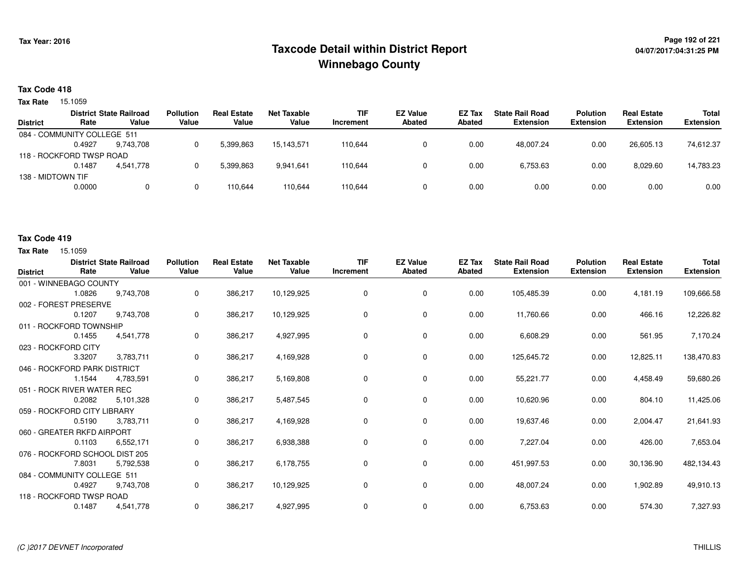# Taxcode Detail within District Report
# Winnebago County

Tax Year: 2016

## Tax Code 418

**Tax Rate** 15.1059

| District | District Rate | State Railroad Value | Pollution Value | Real Estate Value | Net Taxable Value | TIF Increment | EZ Value Abated | EZ Tax Abated | State Rail Road Extension | Polution Extension | Real Estate Extension | Total Extension |
|---|---|---|---|---|---|---|---|---|---|---|---|---|
| 084 - COMMUNITY COLLEGE 511 | 0.4927 | 9,743,708 | 0 | 5,399,863 | 15,143,571 | 110,644 | 0 | 0.00 | 48,007.24 | 0.00 | 26,605.13 | 74,612.37 |
| 118 - ROCKFORD TWSP ROAD | 0.1487 | 4,541,778 | 0 | 5,399,863 | 9,941,641 | 110,644 | 0 | 0.00 | 6,753.63 | 0.00 | 8,029.60 | 14,783.23 |
| 138 - MIDTOWN TIF | 0.0000 | 0 | 0 | 110,644 | 110,644 | 110,644 | 0 | 0.00 | 0.00 | 0.00 | 0.00 | 0.00 |

## Tax Code 419

**Tax Rate** 15.1059

| District | District Rate | State Railroad Value | Pollution Value | Real Estate Value | Net Taxable Value | TIF Increment | EZ Value Abated | EZ Tax Abated | State Rail Road Extension | Polution Extension | Real Estate Extension | Total Extension |
|---|---|---|---|---|---|---|---|---|---|---|---|---|
| 001 - WINNEBAGO COUNTY | 1.0826 | 9,743,708 | 0 | 386,217 | 10,129,925 | 0 | 0 | 0.00 | 105,485.39 | 0.00 | 4,181.19 | 109,666.58 |
| 002 - FOREST PRESERVE | 0.1207 | 9,743,708 | 0 | 386,217 | 10,129,925 | 0 | 0 | 0.00 | 11,760.66 | 0.00 | 466.16 | 12,226.82 |
| 011 - ROCKFORD TOWNSHIP | 0.1455 | 4,541,778 | 0 | 386,217 | 4,927,995 | 0 | 0 | 0.00 | 6,608.29 | 0.00 | 561.95 | 7,170.24 |
| 023 - ROCKFORD CITY | 3.3207 | 3,783,711 | 0 | 386,217 | 4,169,928 | 0 | 0 | 0.00 | 125,645.72 | 0.00 | 12,825.11 | 138,470.83 |
| 046 - ROCKFORD PARK DISTRICT | 1.1544 | 4,783,591 | 0 | 386,217 | 5,169,808 | 0 | 0 | 0.00 | 55,221.77 | 0.00 | 4,458.49 | 59,680.26 |
| 051 - ROCK RIVER WATER REC | 0.2082 | 5,101,328 | 0 | 386,217 | 5,487,545 | 0 | 0 | 0.00 | 10,620.96 | 0.00 | 804.10 | 11,425.06 |
| 059 - ROCKFORD CITY LIBRARY | 0.5190 | 3,783,711 | 0 | 386,217 | 4,169,928 | 0 | 0 | 0.00 | 19,637.46 | 0.00 | 2,004.47 | 21,641.93 |
| 060 - GREATER RKFD AIRPORT | 0.1103 | 6,552,171 | 0 | 386,217 | 6,938,388 | 0 | 0 | 0.00 | 7,227.04 | 0.00 | 426.00 | 7,653.04 |
| 076 - ROCKFORD SCHOOL DIST 205 | 7.8031 | 5,792,538 | 0 | 386,217 | 6,178,755 | 0 | 0 | 0.00 | 451,997.53 | 0.00 | 30,136.90 | 482,134.43 |
| 084 - COMMUNITY COLLEGE 511 | 0.4927 | 9,743,708 | 0 | 386,217 | 10,129,925 | 0 | 0 | 0.00 | 48,007.24 | 0.00 | 1,902.89 | 49,910.13 |
| 118 - ROCKFORD TWSP ROAD | 0.1487 | 4,541,778 | 0 | 386,217 | 4,927,995 | 0 | 0 | 0.00 | 6,753.63 | 0.00 | 574.30 | 7,327.93 |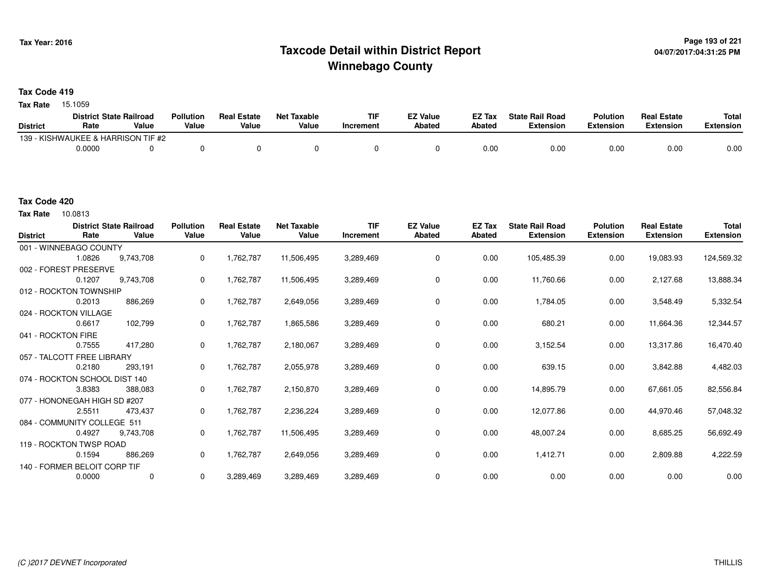# Taxcode Detail within District Report
# Winnebago County

Tax Year: 2016

04/07/2017:04:31:25 PM

**Tax Code 419**

**Tax Rate** 15.1059

| District | District Rate | State Railroad Value | Pollution Value | Real Estate Value | Net Taxable Value | TIF Increment | EZ Value Abated | EZ Tax Abated | State Rail Road Extension | Polution Extension | Real Estate Extension | Total Extension |
|---|---|---|---|---|---|---|---|---|---|---|---|---|
| 139 - KISHWAUKEE & HARRISON TIF #2 | | | | | | | | | | | | |
| | 0.0000 | 0 | 0 | 0 | 0 | 0 | 0 | 0.00 | 0.00 | 0.00 | 0.00 | 0.00 |

**Tax Code 420**

**Tax Rate** 10.0813

| District | District Rate | State Railroad Value | Pollution Value | Real Estate Value | Net Taxable Value | TIF Increment | EZ Value Abated | EZ Tax Abated | State Rail Road Extension | Polution Extension | Real Estate Extension | Total Extension |
|---|---|---|---|---|---|---|---|---|---|---|---|---|
| 001 - WINNEBAGO COUNTY | | | | | | | | | | | | |
| | 1.0826 | 9,743,708 | 0 | 1,762,787 | 11,506,495 | 3,289,469 | 0 | 0.00 | 105,485.39 | 0.00 | 19,083.93 | 124,569.32 |
| 002 - FOREST PRESERVE | | | | | | | | | | | | |
| | 0.1207 | 9,743,708 | 0 | 1,762,787 | 11,506,495 | 3,289,469 | 0 | 0.00 | 11,760.66 | 0.00 | 2,127.68 | 13,888.34 |
| 012 - ROCKTON TOWNSHIP | | | | | | | | | | | | |
| | 0.2013 | 886,269 | 0 | 1,762,787 | 2,649,056 | 3,289,469 | 0 | 0.00 | 1,784.05 | 0.00 | 3,548.49 | 5,332.54 |
| 024 - ROCKTON VILLAGE | | | | | | | | | | | | |
| | 0.6617 | 102,799 | 0 | 1,762,787 | 1,865,586 | 3,289,469 | 0 | 0.00 | 680.21 | 0.00 | 11,664.36 | 12,344.57 |
| 041 - ROCKTON FIRE | | | | | | | | | | | | |
| | 0.7555 | 417,280 | 0 | 1,762,787 | 2,180,067 | 3,289,469 | 0 | 0.00 | 3,152.54 | 0.00 | 13,317.86 | 16,470.40 |
| 057 - TALCOTT FREE LIBRARY | | | | | | | | | | | | |
| | 0.2180 | 293,191 | 0 | 1,762,787 | 2,055,978 | 3,289,469 | 0 | 0.00 | 639.15 | 0.00 | 3,842.88 | 4,482.03 |
| 074 - ROCKTON SCHOOL DIST 140 | | | | | | | | | | | | |
| | 3.8383 | 388,083 | 0 | 1,762,787 | 2,150,870 | 3,289,469 | 0 | 0.00 | 14,895.79 | 0.00 | 67,661.05 | 82,556.84 |
| 077 - HONONEGAH HIGH SD #207 | | | | | | | | | | | | |
| | 2.5511 | 473,437 | 0 | 1,762,787 | 2,236,224 | 3,289,469 | 0 | 0.00 | 12,077.86 | 0.00 | 44,970.46 | 57,048.32 |
| 084 - COMMUNITY COLLEGE 511 | | | | | | | | | | | | |
| | 0.4927 | 9,743,708 | 0 | 1,762,787 | 11,506,495 | 3,289,469 | 0 | 0.00 | 48,007.24 | 0.00 | 8,685.25 | 56,692.49 |
| 119 - ROCKTON TWSP ROAD | | | | | | | | | | | | |
| | 0.1594 | 886,269 | 0 | 1,762,787 | 2,649,056 | 3,289,469 | 0 | 0.00 | 1,412.71 | 0.00 | 2,809.88 | 4,222.59 |
| 140 - FORMER BELOIT CORP TIF | | | | | | | | | | | | |
| | 0.0000 | 0 | 0 | 3,289,469 | 3,289,469 | 3,289,469 | 0 | 0.00 | 0.00 | 0.00 | 0.00 | 0.00 |

(C )2017 DEVNET Incorporated

THILLIS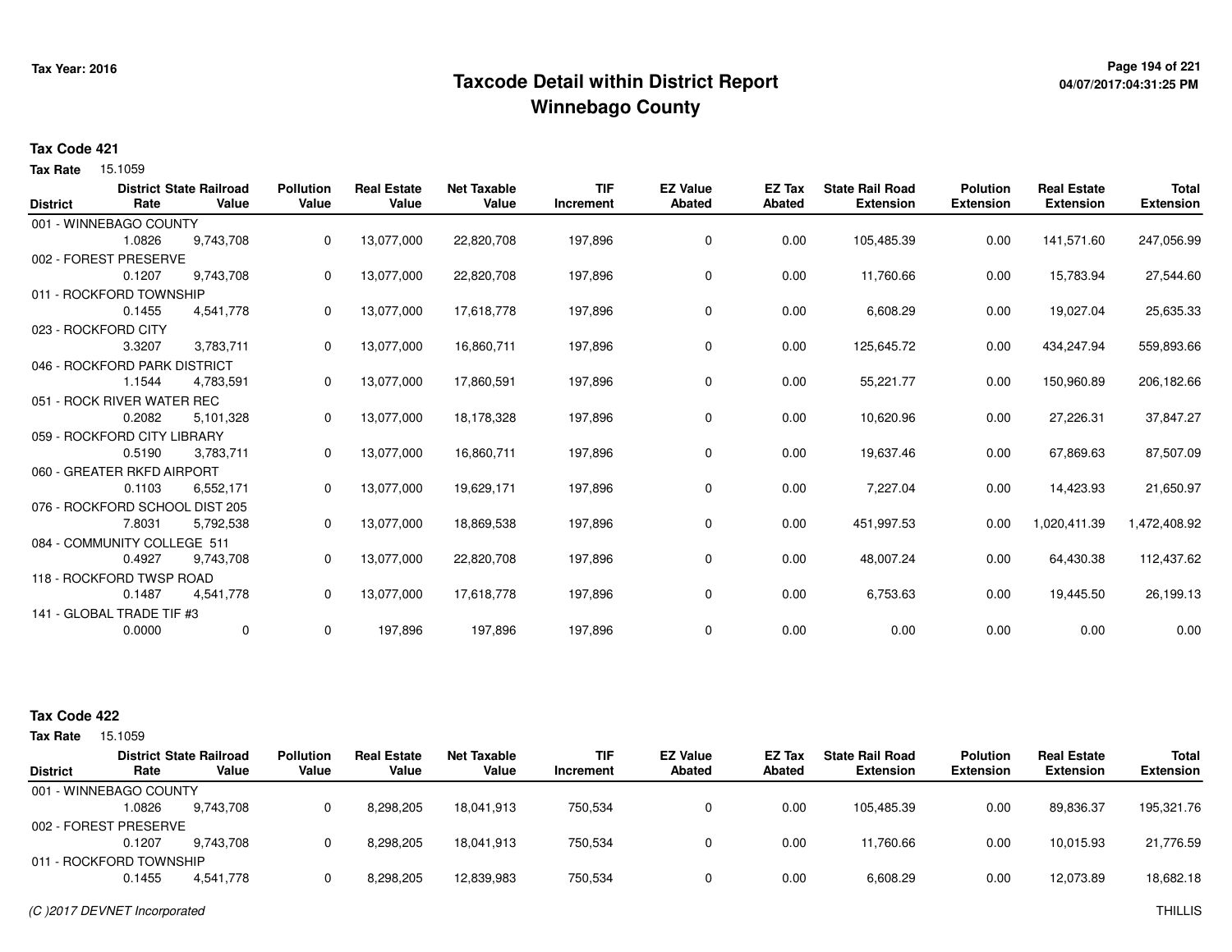**Tax Year: 2016**

# Taxcode Detail within District Report
## Winnebago County

**Tax Code 421**

**Tax Rate** 15.1059

| District | District Rate | State Railroad Value | Pollution Value | Real Estate Value | Net Taxable Value | TIF Increment | EZ Value Abated | EZ Tax Abated | State Rail Road Extension | Polution Extension | Real Estate Extension | Total Extension |
|---|---|---|---|---|---|---|---|---|---|---|---|---|
| 001 - WINNEBAGO COUNTY | | | | | | | | | | | | |
| | 1.0826 | 9,743,708 | 0 | 13,077,000 | 22,820,708 | 197,896 | 0 | 0.00 | 105,485.39 | 0.00 | 141,571.60 | 247,056.99 |
| 002 - FOREST PRESERVE | | | | | | | | | | | | |
| | 0.1207 | 9,743,708 | 0 | 13,077,000 | 22,820,708 | 197,896 | 0 | 0.00 | 11,760.66 | 0.00 | 15,783.94 | 27,544.60 |
| 011 - ROCKFORD TOWNSHIP | | | | | | | | | | | | |
| | 0.1455 | 4,541,778 | 0 | 13,077,000 | 17,618,778 | 197,896 | 0 | 0.00 | 6,608.29 | 0.00 | 19,027.04 | 25,635.33 |
| 023 - ROCKFORD CITY | | | | | | | | | | | | |
| | 3.3207 | 3,783,711 | 0 | 13,077,000 | 16,860,711 | 197,896 | 0 | 0.00 | 125,645.72 | 0.00 | 434,247.94 | 559,893.66 |
| 046 - ROCKFORD PARK DISTRICT | | | | | | | | | | | | |
| | 1.1544 | 4,783,591 | 0 | 13,077,000 | 17,860,591 | 197,896 | 0 | 0.00 | 55,221.77 | 0.00 | 150,960.89 | 206,182.66 |
| 051 - ROCK RIVER WATER REC | | | | | | | | | | | | |
| | 0.2082 | 5,101,328 | 0 | 13,077,000 | 18,178,328 | 197,896 | 0 | 0.00 | 10,620.96 | 0.00 | 27,226.31 | 37,847.27 |
| 059 - ROCKFORD CITY LIBRARY | | | | | | | | | | | | |
| | 0.5190 | 3,783,711 | 0 | 13,077,000 | 16,860,711 | 197,896 | 0 | 0.00 | 19,637.46 | 0.00 | 67,869.63 | 87,507.09 |
| 060 - GREATER RKFD AIRPORT | | | | | | | | | | | | |
| | 0.1103 | 6,552,171 | 0 | 13,077,000 | 19,629,171 | 197,896 | 0 | 0.00 | 7,227.04 | 0.00 | 14,423.93 | 21,650.97 |
| 076 - ROCKFORD SCHOOL DIST 205 | | | | | | | | | | | | |
| | 7.8031 | 5,792,538 | 0 | 13,077,000 | 18,869,538 | 197,896 | 0 | 0.00 | 451,997.53 | 0.00 | 1,020,411.39 | 1,472,408.92 |
| 084 - COMMUNITY COLLEGE 511 | | | | | | | | | | | | |
| | 0.4927 | 9,743,708 | 0 | 13,077,000 | 22,820,708 | 197,896 | 0 | 0.00 | 48,007.24 | 0.00 | 64,430.38 | 112,437.62 |
| 118 - ROCKFORD TWSP ROAD | | | | | | | | | | | | |
| | 0.1487 | 4,541,778 | 0 | 13,077,000 | 17,618,778 | 197,896 | 0 | 0.00 | 6,753.63 | 0.00 | 19,445.50 | 26,199.13 |
| 141 - GLOBAL TRADE TIF #3 | | | | | | | | | | | | |
| | 0.0000 | 0 | 0 | 197,896 | 197,896 | 197,896 | 0 | 0.00 | 0.00 | 0.00 | 0.00 | 0.00 |

**Tax Code 422**

**Tax Rate** 15.1059

| District | District Rate | State Railroad Value | Pollution Value | Real Estate Value | Net Taxable Value | TIF Increment | EZ Value Abated | EZ Tax Abated | State Rail Road Extension | Polution Extension | Real Estate Extension | Total Extension |
|---|---|---|---|---|---|---|---|---|---|---|---|---|
| 001 - WINNEBAGO COUNTY | | | | | | | | | | | | |
| | 1.0826 | 9,743,708 | 0 | 8,298,205 | 18,041,913 | 750,534 | 0 | 0.00 | 105,485.39 | 0.00 | 89,836.37 | 195,321.76 |
| 002 - FOREST PRESERVE | | | | | | | | | | | | |
| | 0.1207 | 9,743,708 | 0 | 8,298,205 | 18,041,913 | 750,534 | 0 | 0.00 | 11,760.66 | 0.00 | 10,015.93 | 21,776.59 |
| 011 - ROCKFORD TOWNSHIP | | | | | | | | | | | | |
| | 0.1455 | 4,541,778 | 0 | 8,298,205 | 12,839,983 | 750,534 | 0 | 0.00 | 6,608.29 | 0.00 | 12,073.89 | 18,682.18 |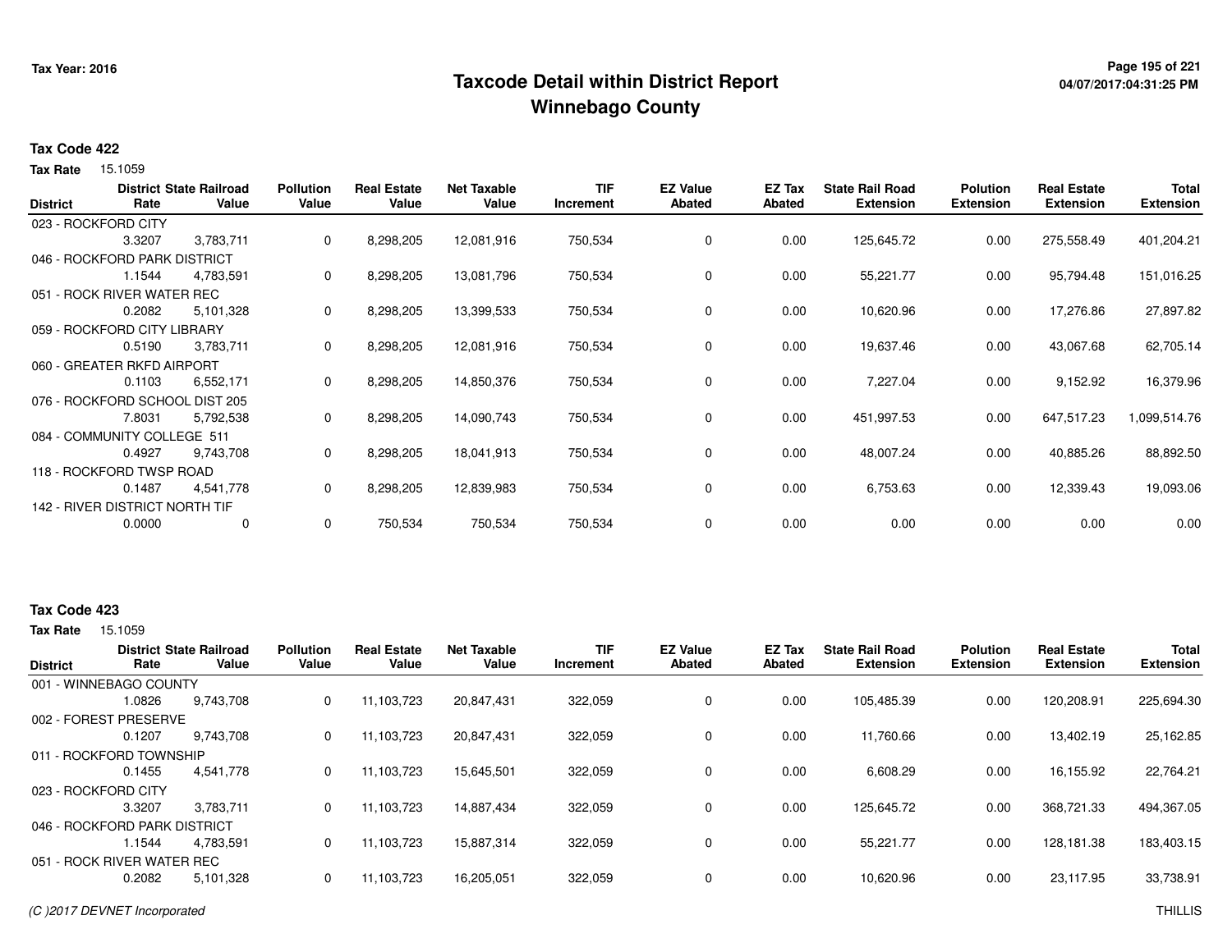**Tax Year: 2016**

# Taxcode Detail within District Report
## Winnebago County

**Tax Code 422**

**Tax Rate** 15.1059

| District | District Rate | State Railroad Value | Pollution Value | Real Estate Value | Net Taxable Value | TIF Increment | EZ Value Abated | EZ Tax Abated | State Rail Road Extension | Polution Extension | Real Estate Extension | Total Extension |
|---|---|---|---|---|---|---|---|---|---|---|---|---|
| 023 - ROCKFORD CITY | | | | | | | | | | | | |
| | 3.3207 | 3,783,711 | 0 | 8,298,205 | 12,081,916 | 750,534 | 0 | 0.00 | 125,645.72 | 0.00 | 275,558.49 | 401,204.21 |
| 046 - ROCKFORD PARK DISTRICT | | | | | | | | | | | | |
| | 1.1544 | 4,783,591 | 0 | 8,298,205 | 13,081,796 | 750,534 | 0 | 0.00 | 55,221.77 | 0.00 | 95,794.48 | 151,016.25 |
| 051 - ROCK RIVER WATER REC | | | | | | | | | | | | |
| | 0.2082 | 5,101,328 | 0 | 8,298,205 | 13,399,533 | 750,534 | 0 | 0.00 | 10,620.96 | 0.00 | 17,276.86 | 27,897.82 |
| 059 - ROCKFORD CITY LIBRARY | | | | | | | | | | | | |
| | 0.5190 | 3,783,711 | 0 | 8,298,205 | 12,081,916 | 750,534 | 0 | 0.00 | 19,637.46 | 0.00 | 43,067.68 | 62,705.14 |
| 060 - GREATER RKFD AIRPORT | | | | | | | | | | | | |
| | 0.1103 | 6,552,171 | 0 | 8,298,205 | 14,850,376 | 750,534 | 0 | 0.00 | 7,227.04 | 0.00 | 9,152.92 | 16,379.96 |
| 076 - ROCKFORD SCHOOL DIST 205 | | | | | | | | | | | | |
| | 7.8031 | 5,792,538 | 0 | 8,298,205 | 14,090,743 | 750,534 | 0 | 0.00 | 451,997.53 | 0.00 | 647,517.23 | 1,099,514.76 |
| 084 - COMMUNITY COLLEGE 511 | | | | | | | | | | | | |
| | 0.4927 | 9,743,708 | 0 | 8,298,205 | 18,041,913 | 750,534 | 0 | 0.00 | 48,007.24 | 0.00 | 40,885.26 | 88,892.50 |
| 118 - ROCKFORD TWSP ROAD | | | | | | | | | | | | |
| | 0.1487 | 4,541,778 | 0 | 8,298,205 | 12,839,983 | 750,534 | 0 | 0.00 | 6,753.63 | 0.00 | 12,339.43 | 19,093.06 |
| 142 - RIVER DISTRICT NORTH TIF | | | | | | | | | | | | |
| | 0.0000 | 0 | 0 | 750,534 | 750,534 | 750,534 | 0 | 0.00 | 0.00 | 0.00 | 0.00 | 0.00 |

**Tax Code 423**

**Tax Rate** 15.1059

| District | District Rate | State Railroad Value | Pollution Value | Real Estate Value | Net Taxable Value | TIF Increment | EZ Value Abated | EZ Tax Abated | State Rail Road Extension | Polution Extension | Real Estate Extension | Total Extension |
|---|---|---|---|---|---|---|---|---|---|---|---|---|
| 001 - WINNEBAGO COUNTY | | | | | | | | | | | | |
| | 1.0826 | 9,743,708 | 0 | 11,103,723 | 20,847,431 | 322,059 | 0 | 0.00 | 105,485.39 | 0.00 | 120,208.91 | 225,694.30 |
| 002 - FOREST PRESERVE | | | | | | | | | | | | |
| | 0.1207 | 9,743,708 | 0 | 11,103,723 | 20,847,431 | 322,059 | 0 | 0.00 | 11,760.66 | 0.00 | 13,402.19 | 25,162.85 |
| 011 - ROCKFORD TOWNSHIP | | | | | | | | | | | | |
| | 0.1455 | 4,541,778 | 0 | 11,103,723 | 15,645,501 | 322,059 | 0 | 0.00 | 6,608.29 | 0.00 | 16,155.92 | 22,764.21 |
| 023 - ROCKFORD CITY | | | | | | | | | | | | |
| | 3.3207 | 3,783,711 | 0 | 11,103,723 | 14,887,434 | 322,059 | 0 | 0.00 | 125,645.72 | 0.00 | 368,721.33 | 494,367.05 |
| 046 - ROCKFORD PARK DISTRICT | | | | | | | | | | | | |
| | 1.1544 | 4,783,591 | 0 | 11,103,723 | 15,887,314 | 322,059 | 0 | 0.00 | 55,221.77 | 0.00 | 128,181.38 | 183,403.15 |
| 051 - ROCK RIVER WATER REC | | | | | | | | | | | | |
| | 0.2082 | 5,101,328 | 0 | 11,103,723 | 16,205,051 | 322,059 | 0 | 0.00 | 10,620.96 | 0.00 | 23,117.95 | 33,738.91 |

*(C )2017 DEVNET Incorporated*

THILLIS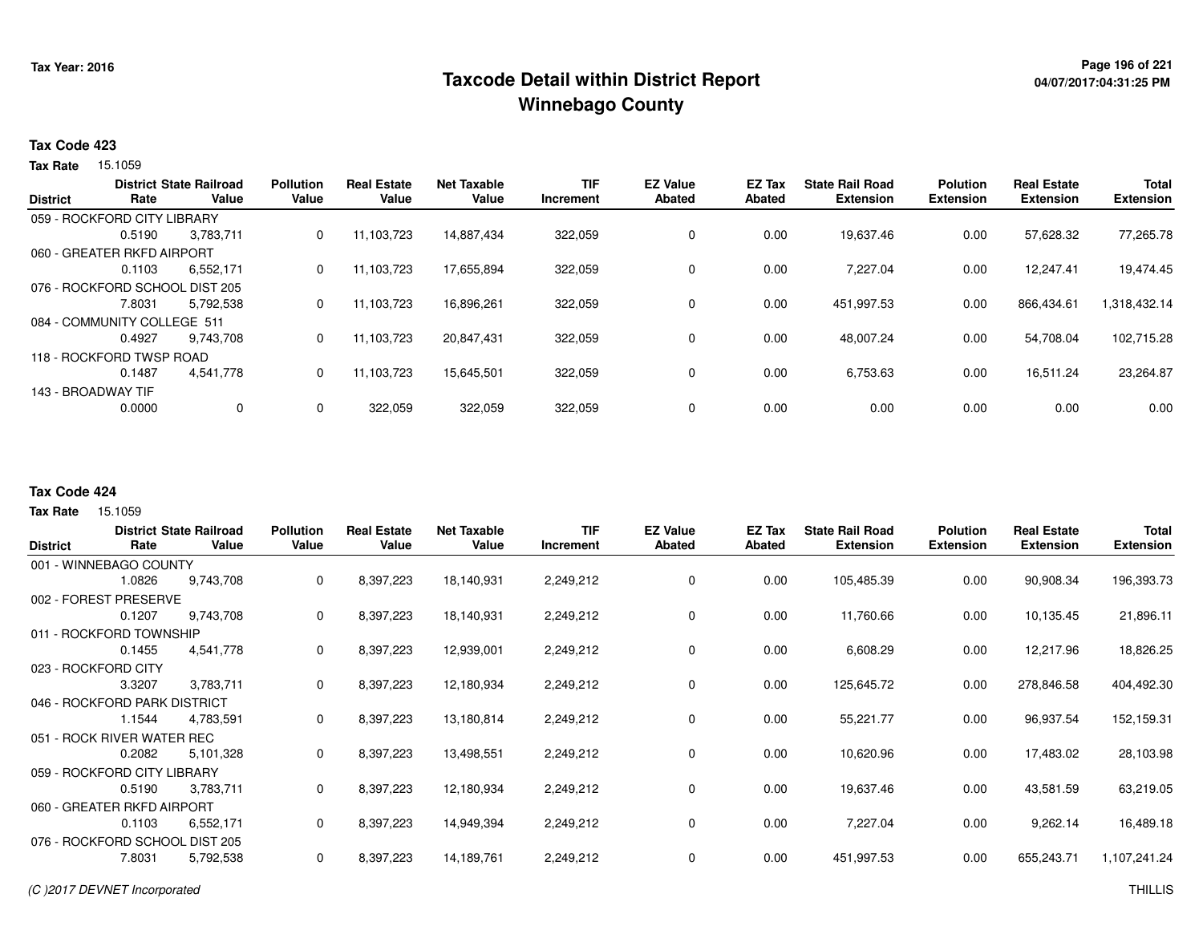Tax Year: 2016

# Taxcode Detail within District Report
## Winnebago County

04/07/2017:04:31:25 PM

### Tax Code 423

**Tax Rate** 15.1059

| District | District Rate | State Railroad Value | Pollution Value | Real Estate Value | Net Taxable Value | TIF Increment | EZ Value Abated | EZ Tax Abated | State Rail Road Extension | Polution Extension | Real Estate Extension | Total Extension |
|---|---|---|---|---|---|---|---|---|---|---|---|---|
| 059 - ROCKFORD CITY LIBRARY | | | | | | | | | | | | |
| | 0.5190 | 3,783,711 | 0 | 11,103,723 | 14,887,434 | 322,059 | 0 | 0.00 | 19,637.46 | 0.00 | 57,628.32 | 77,265.78 |
| 060 - GREATER RKFD AIRPORT | | | | | | | | | | | | |
| | 0.1103 | 6,552,171 | 0 | 11,103,723 | 17,655,894 | 322,059 | 0 | 0.00 | 7,227.04 | 0.00 | 12,247.41 | 19,474.45 |
| 076 - ROCKFORD SCHOOL DIST 205 | | | | | | | | | | | | |
| | 7.8031 | 5,792,538 | 0 | 11,103,723 | 16,896,261 | 322,059 | 0 | 0.00 | 451,997.53 | 0.00 | 866,434.61 | 1,318,432.14 |
| 084 - COMMUNITY COLLEGE 511 | | | | | | | | | | | | |
| | 0.4927 | 9,743,708 | 0 | 11,103,723 | 20,847,431 | 322,059 | 0 | 0.00 | 48,007.24 | 0.00 | 54,708.04 | 102,715.28 |
| 118 - ROCKFORD TWSP ROAD | | | | | | | | | | | | |
| | 0.1487 | 4,541,778 | 0 | 11,103,723 | 15,645,501 | 322,059 | 0 | 0.00 | 6,753.63 | 0.00 | 16,511.24 | 23,264.87 |
| 143 - BROADWAY TIF | | | | | | | | | | | | |
| | 0.0000 | 0 | 0 | 322,059 | 322,059 | 322,059 | 0 | 0.00 | 0.00 | 0.00 | 0.00 | 0.00 |

### Tax Code 424

**Tax Rate** 15.1059

| District | District Rate | State Railroad Value | Pollution Value | Real Estate Value | Net Taxable Value | TIF Increment | EZ Value Abated | EZ Tax Abated | State Rail Road Extension | Polution Extension | Real Estate Extension | Total Extension |
|---|---|---|---|---|---|---|---|---|---|---|---|---|
| 001 - WINNEBAGO COUNTY | | | | | | | | | | | | |
| | 1.0826 | 9,743,708 | 0 | 8,397,223 | 18,140,931 | 2,249,212 | 0 | 0.00 | 105,485.39 | 0.00 | 90,908.34 | 196,393.73 |
| 002 - FOREST PRESERVE | | | | | | | | | | | | |
| | 0.1207 | 9,743,708 | 0 | 8,397,223 | 18,140,931 | 2,249,212 | 0 | 0.00 | 11,760.66 | 0.00 | 10,135.45 | 21,896.11 |
| 011 - ROCKFORD TOWNSHIP | | | | | | | | | | | | |
| | 0.1455 | 4,541,778 | 0 | 8,397,223 | 12,939,001 | 2,249,212 | 0 | 0.00 | 6,608.29 | 0.00 | 12,217.96 | 18,826.25 |
| 023 - ROCKFORD CITY | | | | | | | | | | | | |
| | 3.3207 | 3,783,711 | 0 | 8,397,223 | 12,180,934 | 2,249,212 | 0 | 0.00 | 125,645.72 | 0.00 | 278,846.58 | 404,492.30 |
| 046 - ROCKFORD PARK DISTRICT | | | | | | | | | | | | |
| | 1.1544 | 4,783,591 | 0 | 8,397,223 | 13,180,814 | 2,249,212 | 0 | 0.00 | 55,221.77 | 0.00 | 96,937.54 | 152,159.31 |
| 051 - ROCK RIVER WATER REC | | | | | | | | | | | | |
| | 0.2082 | 5,101,328 | 0 | 8,397,223 | 13,498,551 | 2,249,212 | 0 | 0.00 | 10,620.96 | 0.00 | 17,483.02 | 28,103.98 |
| 059 - ROCKFORD CITY LIBRARY | | | | | | | | | | | | |
| | 0.5190 | 3,783,711 | 0 | 8,397,223 | 12,180,934 | 2,249,212 | 0 | 0.00 | 19,637.46 | 0.00 | 43,581.59 | 63,219.05 |
| 060 - GREATER RKFD AIRPORT | | | | | | | | | | | | |
| | 0.1103 | 6,552,171 | 0 | 8,397,223 | 14,949,394 | 2,249,212 | 0 | 0.00 | 7,227.04 | 0.00 | 9,262.14 | 16,489.18 |
| 076 - ROCKFORD SCHOOL DIST 205 | | | | | | | | | | | | |
| | 7.8031 | 5,792,538 | 0 | 8,397,223 | 14,189,761 | 2,249,212 | 0 | 0.00 | 451,997.53 | 0.00 | 655,243.71 | 1,107,241.24 |

*(C )2017 DEVNET Incorporated* THILLIS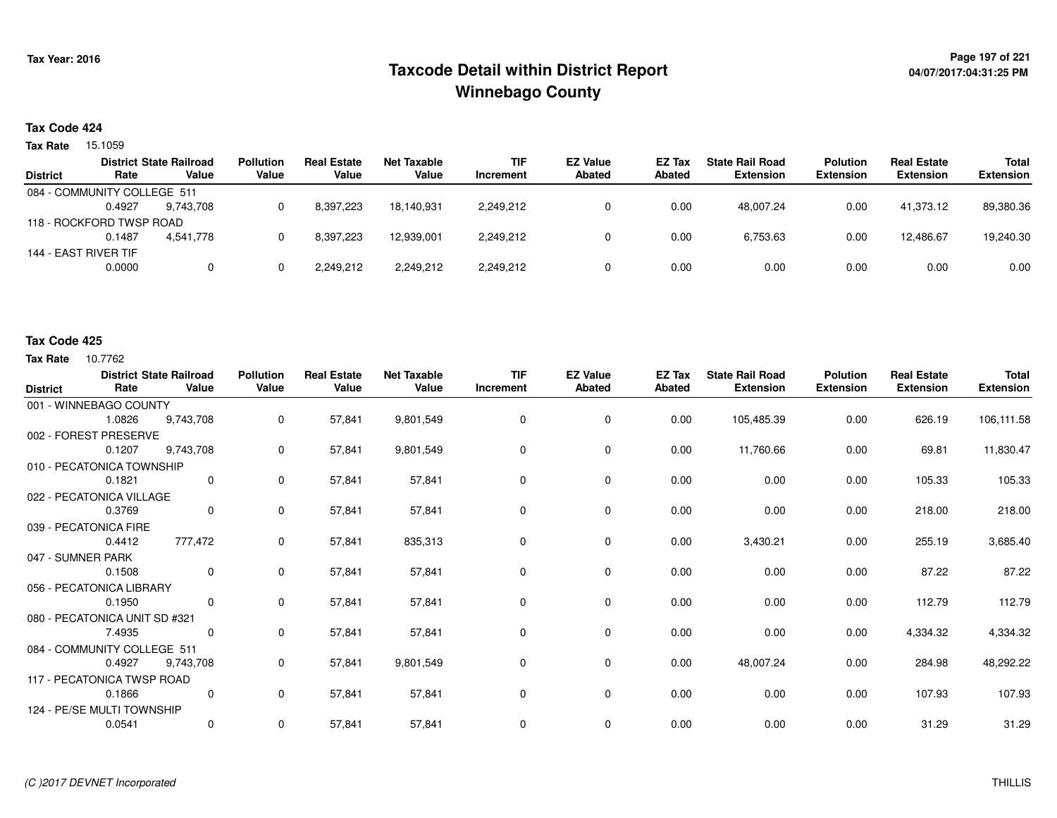Tax Year: 2016

# Taxcode Detail within District Report
## Winnebago County

04/07/2017:04:31:25 PM

**Tax Code 424**

**Tax Rate** 15.1059

| District | District Rate | State Railroad Value | Pollution Value | Real Estate Value | Net Taxable Value | TIF Increment | EZ Value Abated | EZ Tax Abated | State Rail Road Extension | Polution Extension | Real Estate Extension | Total Extension |
|---|---|---|---|---|---|---|---|---|---|---|---|---|
| 084 - COMMUNITY COLLEGE 511 | | | | | | | | | | | | |
| | 0.4927 | 9,743,708 | 0 | 8,397,223 | 18,140,931 | 2,249,212 | 0 | 0.00 | 48,007.24 | 0.00 | 41,373.12 | 89,380.36 |
| 118 - ROCKFORD TWSP ROAD | | | | | | | | | | | | |
| | 0.1487 | 4,541,778 | 0 | 8,397,223 | 12,939,001 | 2,249,212 | 0 | 0.00 | 6,753.63 | 0.00 | 12,486.67 | 19,240.30 |
| 144 - EAST RIVER TIF | | | | | | | | | | | | |
| | 0.0000 | 0 | 0 | 2,249,212 | 2,249,212 | 2,249,212 | 0 | 0.00 | 0.00 | 0.00 | 0.00 | 0.00 |

**Tax Code 425**

**Tax Rate** 10.7762

| District | District Rate | State Railroad Value | Pollution Value | Real Estate Value | Net Taxable Value | TIF Increment | EZ Value Abated | EZ Tax Abated | State Rail Road Extension | Polution Extension | Real Estate Extension | Total Extension |
|---|---|---|---|---|---|---|---|---|---|---|---|---|
| 001 - WINNEBAGO COUNTY | | | | | | | | | | | | |
| | 1.0826 | 9,743,708 | 0 | 57,841 | 9,801,549 | 0 | 0 | 0.00 | 105,485.39 | 0.00 | 626.19 | 106,111.58 |
| 002 - FOREST PRESERVE | | | | | | | | | | | | |
| | 0.1207 | 9,743,708 | 0 | 57,841 | 9,801,549 | 0 | 0 | 0.00 | 11,760.66 | 0.00 | 69.81 | 11,830.47 |
| 010 - PECATONICA TOWNSHIP | | | | | | | | | | | | |
| | 0.1821 | 0 | 0 | 57,841 | 57,841 | 0 | 0 | 0.00 | 0.00 | 0.00 | 105.33 | 105.33 |
| 022 - PECATONICA VILLAGE | | | | | | | | | | | | |
| | 0.3769 | 0 | 0 | 57,841 | 57,841 | 0 | 0 | 0.00 | 0.00 | 0.00 | 218.00 | 218.00 |
| 039 - PECATONICA FIRE | | | | | | | | | | | | |
| | 0.4412 | 777,472 | 0 | 57,841 | 835,313 | 0 | 0 | 0.00 | 3,430.21 | 0.00 | 255.19 | 3,685.40 |
| 047 - SUMNER PARK | | | | | | | | | | | | |
| | 0.1508 | 0 | 0 | 57,841 | 57,841 | 0 | 0 | 0.00 | 0.00 | 0.00 | 87.22 | 87.22 |
| 056 - PECATONICA LIBRARY | | | | | | | | | | | | |
| | 0.1950 | 0 | 0 | 57,841 | 57,841 | 0 | 0 | 0.00 | 0.00 | 0.00 | 112.79 | 112.79 |
| 080 - PECATONICA UNIT SD #321 | | | | | | | | | | | | |
| | 7.4935 | 0 | 0 | 57,841 | 57,841 | 0 | 0 | 0.00 | 0.00 | 0.00 | 4,334.32 | 4,334.32 |
| 084 - COMMUNITY COLLEGE 511 | | | | | | | | | | | | |
| | 0.4927 | 9,743,708 | 0 | 57,841 | 9,801,549 | 0 | 0 | 0.00 | 48,007.24 | 0.00 | 284.98 | 48,292.22 |
| 117 - PECATONICA TWSP ROAD | | | | | | | | | | | | |
| | 0.1866 | 0 | 0 | 57,841 | 57,841 | 0 | 0 | 0.00 | 0.00 | 0.00 | 107.93 | 107.93 |
| 124 - PE/SE MULTI TOWNSHIP | | | | | | | | | | | | |
| | 0.0541 | 0 | 0 | 57,841 | 57,841 | 0 | 0 | 0.00 | 0.00 | 0.00 | 31.29 | 31.29 |

(C )2017 DEVNET Incorporated

THILLIS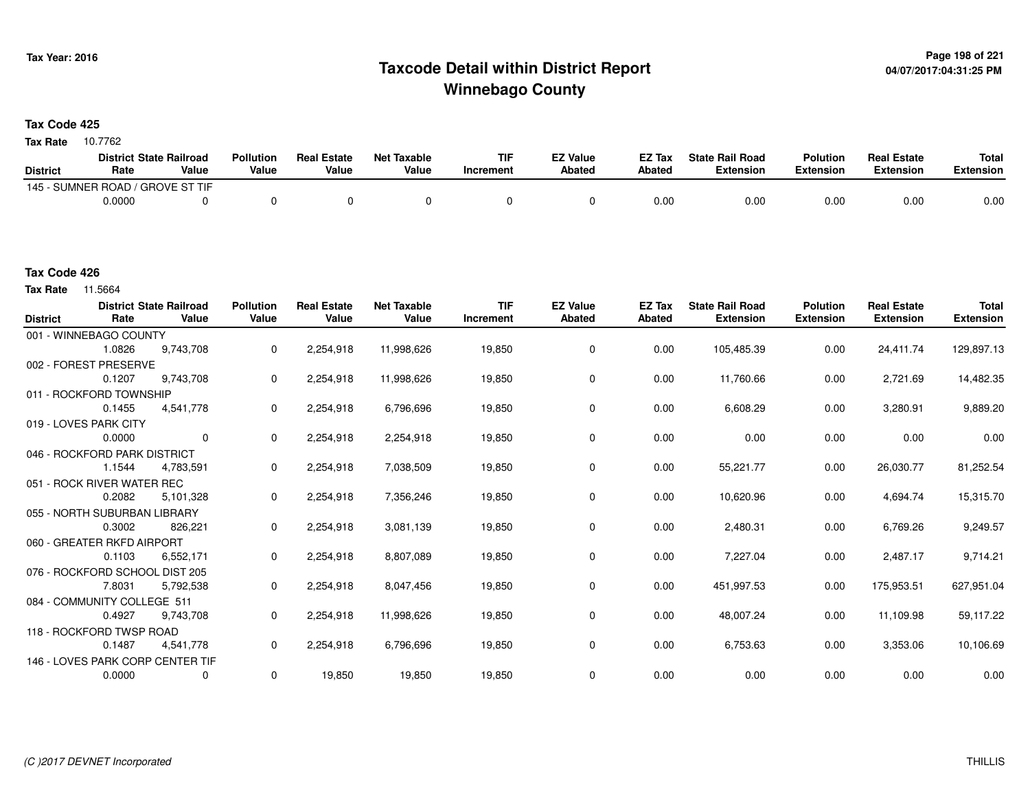# Taxcode Detail within District Report
# Winnebago County

Tax Year: 2016

04/07/2017:04:31:25 PM

**Tax Code 425**

**Tax Rate** 10.7762

| District | District Rate | State Railroad Value | Pollution Value | Real Estate Value | Net Taxable Value | TIF Increment | EZ Value Abated | EZ Tax Abated | State Rail Road Extension | Polution Extension | Real Estate Extension | Total Extension |
|---|---|---|---|---|---|---|---|---|---|---|---|---|
| 145 - SUMNER ROAD / GROVE ST TIF | 0.0000 | 0 | 0 | 0 | 0 | 0 | 0 | 0.00 | 0.00 | 0.00 | 0.00 | 0.00 |

**Tax Code 426**

**Tax Rate** 11.5664

| District | District Rate | State Railroad Value | Pollution Value | Real Estate Value | Net Taxable Value | TIF Increment | EZ Value Abated | EZ Tax Abated | State Rail Road Extension | Polution Extension | Real Estate Extension | Total Extension |
|---|---|---|---|---|---|---|---|---|---|---|---|---|
| 001 - WINNEBAGO COUNTY | 1.0826 | 9,743,708 | 0 | 2,254,918 | 11,998,626 | 19,850 | 0 | 0.00 | 105,485.39 | 0.00 | 24,411.74 | 129,897.13 |
| 002 - FOREST PRESERVE | 0.1207 | 9,743,708 | 0 | 2,254,918 | 11,998,626 | 19,850 | 0 | 0.00 | 11,760.66 | 0.00 | 2,721.69 | 14,482.35 |
| 011 - ROCKFORD TOWNSHIP | 0.1455 | 4,541,778 | 0 | 2,254,918 | 6,796,696 | 19,850 | 0 | 0.00 | 6,608.29 | 0.00 | 3,280.91 | 9,889.20 |
| 019 - LOVES PARK CITY | 0.0000 | 0 | 0 | 2,254,918 | 2,254,918 | 19,850 | 0 | 0.00 | 0.00 | 0.00 | 0.00 | 0.00 |
| 046 - ROCKFORD PARK DISTRICT | 1.1544 | 4,783,591 | 0 | 2,254,918 | 7,038,509 | 19,850 | 0 | 0.00 | 55,221.77 | 0.00 | 26,030.77 | 81,252.54 |
| 051 - ROCK RIVER WATER REC | 0.2082 | 5,101,328 | 0 | 2,254,918 | 7,356,246 | 19,850 | 0 | 0.00 | 10,620.96 | 0.00 | 4,694.74 | 15,315.70 |
| 055 - NORTH SUBURBAN LIBRARY | 0.3002 | 826,221 | 0 | 2,254,918 | 3,081,139 | 19,850 | 0 | 0.00 | 2,480.31 | 0.00 | 6,769.26 | 9,249.57 |
| 060 - GREATER RKFD AIRPORT | 0.1103 | 6,552,171 | 0 | 2,254,918 | 8,807,089 | 19,850 | 0 | 0.00 | 7,227.04 | 0.00 | 2,487.17 | 9,714.21 |
| 076 - ROCKFORD SCHOOL DIST 205 | 7.8031 | 5,792,538 | 0 | 2,254,918 | 8,047,456 | 19,850 | 0 | 0.00 | 451,997.53 | 0.00 | 175,953.51 | 627,951.04 |
| 084 - COMMUNITY COLLEGE 511 | 0.4927 | 9,743,708 | 0 | 2,254,918 | 11,998,626 | 19,850 | 0 | 0.00 | 48,007.24 | 0.00 | 11,109.98 | 59,117.22 |
| 118 - ROCKFORD TWSP ROAD | 0.1487 | 4,541,778 | 0 | 2,254,918 | 6,796,696 | 19,850 | 0 | 0.00 | 6,753.63 | 0.00 | 3,353.06 | 10,106.69 |
| 146 - LOVES PARK CORP CENTER TIF | 0.0000 | 0 | 0 | 19,850 | 19,850 | 19,850 | 0 | 0.00 | 0.00 | 0.00 | 0.00 | 0.00 |

(C )2017 DEVNET Incorporated THILLIS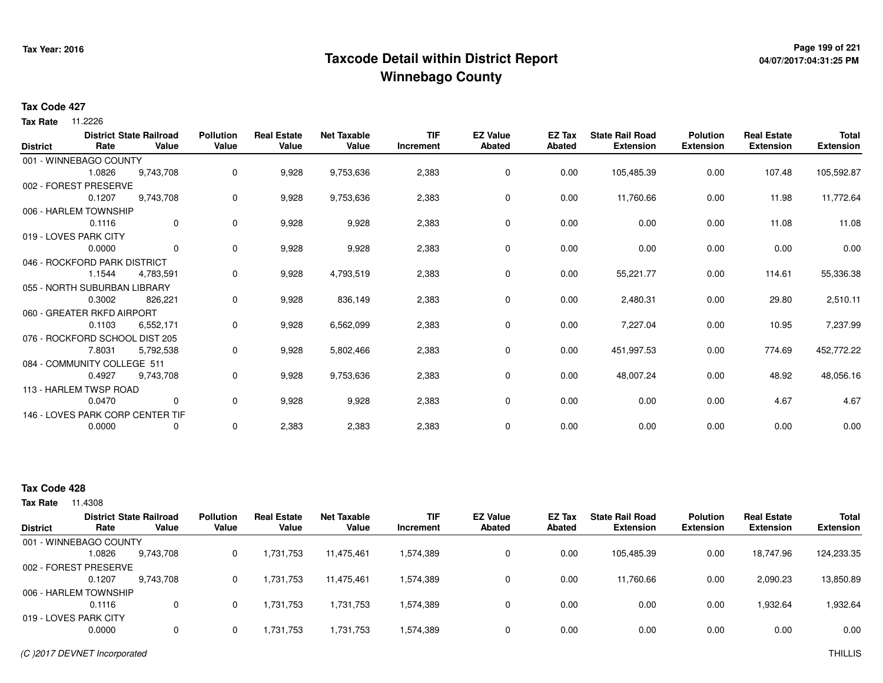# Taxcode Detail within District Report
# Winnebago County

Tax Year: 2016

**Tax Code 427**

**Tax Rate** 11.2226

| District | District Rate | State Railroad Value | Pollution Value | Real Estate Value | Net Taxable Value | TIF Increment | EZ Value Abated | EZ Tax Abated | State Rail Road Extension | Polution Extension | Real Estate Extension | Total Extension |
|---|---|---|---|---|---|---|---|---|---|---|---|---|
| 001 - WINNEBAGO COUNTY | 1.0826 | 9,743,708 | 0 | 9,928 | 9,753,636 | 2,383 | 0 | 0.00 | 105,485.39 | 0.00 | 107.48 | 105,592.87 |
| 002 - FOREST PRESERVE | 0.1207 | 9,743,708 | 0 | 9,928 | 9,753,636 | 2,383 | 0 | 0.00 | 11,760.66 | 0.00 | 11.98 | 11,772.64 |
| 006 - HARLEM TOWNSHIP | 0.1116 | 0 | 0 | 9,928 | 9,928 | 2,383 | 0 | 0.00 | 0.00 | 0.00 | 11.08 | 11.08 |
| 019 - LOVES PARK CITY | 0.0000 | 0 | 0 | 9,928 | 9,928 | 2,383 | 0 | 0.00 | 0.00 | 0.00 | 0.00 | 0.00 |
| 046 - ROCKFORD PARK DISTRICT | 1.1544 | 4,783,591 | 0 | 9,928 | 4,793,519 | 2,383 | 0 | 0.00 | 55,221.77 | 0.00 | 114.61 | 55,336.38 |
| 055 - NORTH SUBURBAN LIBRARY | 0.3002 | 826,221 | 0 | 9,928 | 836,149 | 2,383 | 0 | 0.00 | 2,480.31 | 0.00 | 29.80 | 2,510.11 |
| 060 - GREATER RKFD AIRPORT | 0.1103 | 6,552,171 | 0 | 9,928 | 6,562,099 | 2,383 | 0 | 0.00 | 7,227.04 | 0.00 | 10.95 | 7,237.99 |
| 076 - ROCKFORD SCHOOL DIST 205 | 7.8031 | 5,792,538 | 0 | 9,928 | 5,802,466 | 2,383 | 0 | 0.00 | 451,997.53 | 0.00 | 774.69 | 452,772.22 |
| 084 - COMMUNITY COLLEGE 511 | 0.4927 | 9,743,708 | 0 | 9,928 | 9,753,636 | 2,383 | 0 | 0.00 | 48,007.24 | 0.00 | 48.92 | 48,056.16 |
| 113 - HARLEM TWSP ROAD | 0.0470 | 0 | 0 | 9,928 | 9,928 | 2,383 | 0 | 0.00 | 0.00 | 0.00 | 4.67 | 4.67 |
| 146 - LOVES PARK CORP CENTER TIF | 0.0000 | 0 | 0 | 2,383 | 2,383 | 2,383 | 0 | 0.00 | 0.00 | 0.00 | 0.00 | 0.00 |

**Tax Code 428**

**Tax Rate** 11.4308

| District | District Rate | State Railroad Value | Pollution Value | Real Estate Value | Net Taxable Value | TIF Increment | EZ Value Abated | EZ Tax Abated | State Rail Road Extension | Polution Extension | Real Estate Extension | Total Extension |
|---|---|---|---|---|---|---|---|---|---|---|---|---|
| 001 - WINNEBAGO COUNTY | 1.0826 | 9,743,708 | 0 | 1,731,753 | 11,475,461 | 1,574,389 | 0 | 0.00 | 105,485.39 | 0.00 | 18,747.96 | 124,233.35 |
| 002 - FOREST PRESERVE | 0.1207 | 9,743,708 | 0 | 1,731,753 | 11,475,461 | 1,574,389 | 0 | 0.00 | 11,760.66 | 0.00 | 2,090.23 | 13,850.89 |
| 006 - HARLEM TOWNSHIP | 0.1116 | 0 | 0 | 1,731,753 | 1,731,753 | 1,574,389 | 0 | 0.00 | 0.00 | 0.00 | 1,932.64 | 1,932.64 |
| 019 - LOVES PARK CITY | 0.0000 | 0 | 0 | 1,731,753 | 1,731,753 | 1,574,389 | 0 | 0.00 | 0.00 | 0.00 | 0.00 | 0.00 |

*(C )2017 DEVNET Incorporated*

THILLIS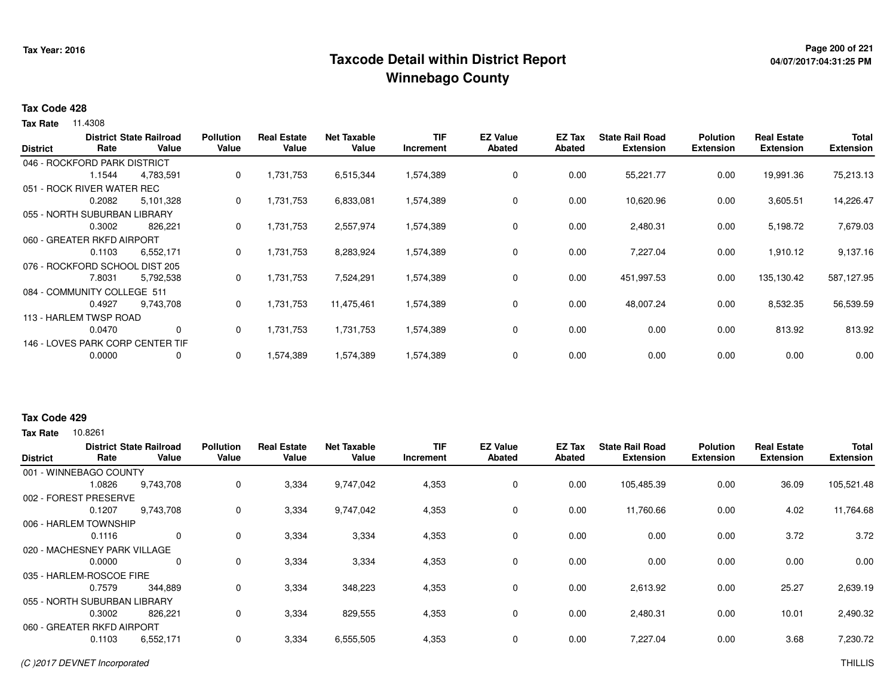**Tax Year: 2016**

# Taxcode Detail within District Report
## Winnebago County

### Tax Code 428

**Tax Rate** 11.4308

| District | District Rate | State Railroad Value | Pollution Value | Real Estate Value | Net Taxable Value | TIF Increment | EZ Value Abated | EZ Tax Abated | State Rail Road Extension | Polution Extension | Real Estate Extension | Total Extension |
|---|---|---|---|---|---|---|---|---|---|---|---|---|
| 046 - ROCKFORD PARK DISTRICT | 1.1544 | 4,783,591 | 0 | 1,731,753 | 6,515,344 | 1,574,389 | 0 | 0.00 | 55,221.77 | 0.00 | 19,991.36 | 75,213.13 |
| 051 - ROCK RIVER WATER REC | 0.2082 | 5,101,328 | 0 | 1,731,753 | 6,833,081 | 1,574,389 | 0 | 0.00 | 10,620.96 | 0.00 | 3,605.51 | 14,226.47 |
| 055 - NORTH SUBURBAN LIBRARY | 0.3002 | 826,221 | 0 | 1,731,753 | 2,557,974 | 1,574,389 | 0 | 0.00 | 2,480.31 | 0.00 | 5,198.72 | 7,679.03 |
| 060 - GREATER RKFD AIRPORT | 0.1103 | 6,552,171 | 0 | 1,731,753 | 8,283,924 | 1,574,389 | 0 | 0.00 | 7,227.04 | 0.00 | 1,910.12 | 9,137.16 |
| 076 - ROCKFORD SCHOOL DIST 205 | 7.8031 | 5,792,538 | 0 | 1,731,753 | 7,524,291 | 1,574,389 | 0 | 0.00 | 451,997.53 | 0.00 | 135,130.42 | 587,127.95 |
| 084 - COMMUNITY COLLEGE 511 | 0.4927 | 9,743,708 | 0 | 1,731,753 | 11,475,461 | 1,574,389 | 0 | 0.00 | 48,007.24 | 0.00 | 8,532.35 | 56,539.59 |
| 113 - HARLEM TWSP ROAD | 0.0470 | 0 | 0 | 1,731,753 | 1,731,753 | 1,574,389 | 0 | 0.00 | 0.00 | 0.00 | 813.92 | 813.92 |
| 146 - LOVES PARK CORP CENTER TIF | 0.0000 | 0 | 0 | 1,574,389 | 1,574,389 | 1,574,389 | 0 | 0.00 | 0.00 | 0.00 | 0.00 | 0.00 |

### Tax Code 429

**Tax Rate** 10.8261

| District | District Rate | State Railroad Value | Pollution Value | Real Estate Value | Net Taxable Value | TIF Increment | EZ Value Abated | EZ Tax Abated | State Rail Road Extension | Polution Extension | Real Estate Extension | Total Extension |
|---|---|---|---|---|---|---|---|---|---|---|---|---|
| 001 - WINNEBAGO COUNTY | 1.0826 | 9,743,708 | 0 | 3,334 | 9,747,042 | 4,353 | 0 | 0.00 | 105,485.39 | 0.00 | 36.09 | 105,521.48 |
| 002 - FOREST PRESERVE | 0.1207 | 9,743,708 | 0 | 3,334 | 9,747,042 | 4,353 | 0 | 0.00 | 11,760.66 | 0.00 | 4.02 | 11,764.68 |
| 006 - HARLEM TOWNSHIP | 0.1116 | 0 | 0 | 3,334 | 3,334 | 4,353 | 0 | 0.00 | 0.00 | 0.00 | 3.72 | 3.72 |
| 020 - MACHESNEY PARK VILLAGE | 0.0000 | 0 | 0 | 3,334 | 3,334 | 4,353 | 0 | 0.00 | 0.00 | 0.00 | 0.00 | 0.00 |
| 035 - HARLEM-ROSCOE FIRE | 0.7579 | 344,889 | 0 | 3,334 | 348,223 | 4,353 | 0 | 0.00 | 2,613.92 | 0.00 | 25.27 | 2,639.19 |
| 055 - NORTH SUBURBAN LIBRARY | 0.3002 | 826,221 | 0 | 3,334 | 829,555 | 4,353 | 0 | 0.00 | 2,480.31 | 0.00 | 10.01 | 2,490.32 |
| 060 - GREATER RKFD AIRPORT | 0.1103 | 6,552,171 | 0 | 3,334 | 6,555,505 | 4,353 | 0 | 0.00 | 7,227.04 | 0.00 | 3.68 | 7,230.72 |

*(C )2017 DEVNET Incorporated* THILLIS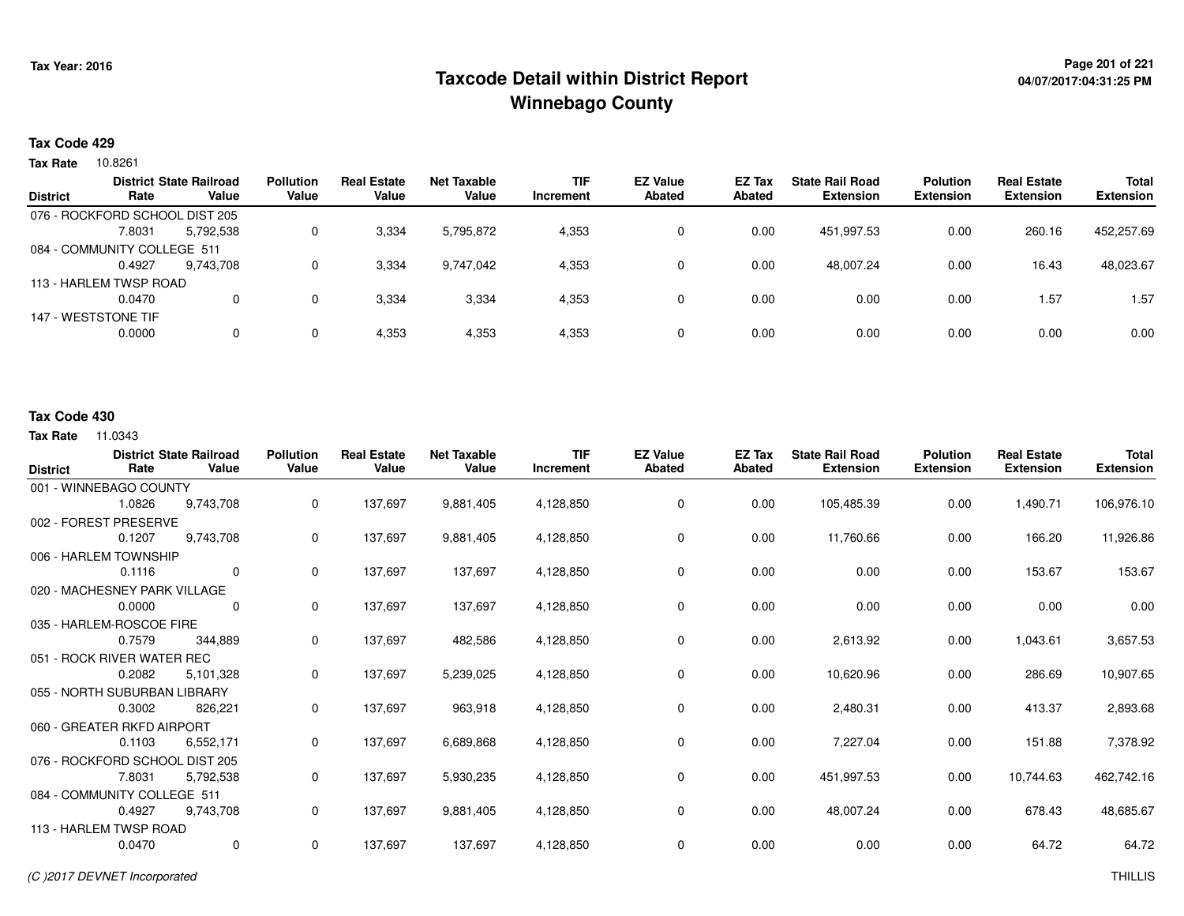# Taxcode Detail within District Report
## Winnebago County

Tax Year: 2016

04/07/2017:04:31:25 PM

**Tax Code 429**

**Tax Rate** 10.8261

| District | District Rate | State Railroad Value | Pollution Value | Real Estate Value | Net Taxable Value | TIF Increment | EZ Value Abated | EZ Tax Abated | State Rail Road Extension | Polution Extension | Real Estate Extension | Total Extension |
|---|---|---|---|---|---|---|---|---|---|---|---|---|
| 076 - ROCKFORD SCHOOL DIST 205 | 7.8031 | 5,792,538 | 0 | 3,334 | 5,795,872 | 4,353 | 0 | 0.00 | 451,997.53 | 0.00 | 260.16 | 452,257.69 |
| 084 - COMMUNITY COLLEGE 511 | 0.4927 | 9,743,708 | 0 | 3,334 | 9,747,042 | 4,353 | 0 | 0.00 | 48,007.24 | 0.00 | 16.43 | 48,023.67 |
| 113 - HARLEM TWSP ROAD | 0.0470 | 0 | 0 | 3,334 | 3,334 | 4,353 | 0 | 0.00 | 0.00 | 0.00 | 1.57 | 1.57 |
| 147 - WESTSTONE TIF | 0.0000 | 0 | 0 | 4,353 | 4,353 | 4,353 | 0 | 0.00 | 0.00 | 0.00 | 0.00 | 0.00 |

**Tax Code 430**

**Tax Rate** 11.0343

| District | District Rate | State Railroad Value | Pollution Value | Real Estate Value | Net Taxable Value | TIF Increment | EZ Value Abated | EZ Tax Abated | State Rail Road Extension | Polution Extension | Real Estate Extension | Total Extension |
|---|---|---|---|---|---|---|---|---|---|---|---|---|
| 001 - WINNEBAGO COUNTY | 1.0826 | 9,743,708 | 0 | 137,697 | 9,881,405 | 4,128,850 | 0 | 0.00 | 105,485.39 | 0.00 | 1,490.71 | 106,976.10 |
| 002 - FOREST PRESERVE | 0.1207 | 9,743,708 | 0 | 137,697 | 9,881,405 | 4,128,850 | 0 | 0.00 | 11,760.66 | 0.00 | 166.20 | 11,926.86 |
| 006 - HARLEM TOWNSHIP | 0.1116 | 0 | 0 | 137,697 | 137,697 | 4,128,850 | 0 | 0.00 | 0.00 | 0.00 | 153.67 | 153.67 |
| 020 - MACHESNEY PARK VILLAGE | 0.0000 | 0 | 0 | 137,697 | 137,697 | 4,128,850 | 0 | 0.00 | 0.00 | 0.00 | 0.00 | 0.00 |
| 035 - HARLEM-ROSCOE FIRE | 0.7579 | 344,889 | 0 | 137,697 | 482,586 | 4,128,850 | 0 | 0.00 | 2,613.92 | 0.00 | 1,043.61 | 3,657.53 |
| 051 - ROCK RIVER WATER REC | 0.2082 | 5,101,328 | 0 | 137,697 | 5,239,025 | 4,128,850 | 0 | 0.00 | 10,620.96 | 0.00 | 286.69 | 10,907.65 |
| 055 - NORTH SUBURBAN LIBRARY | 0.3002 | 826,221 | 0 | 137,697 | 963,918 | 4,128,850 | 0 | 0.00 | 2,480.31 | 0.00 | 413.37 | 2,893.68 |
| 060 - GREATER RKFD AIRPORT | 0.1103 | 6,552,171 | 0 | 137,697 | 6,689,868 | 4,128,850 | 0 | 0.00 | 7,227.04 | 0.00 | 151.88 | 7,378.92 |
| 076 - ROCKFORD SCHOOL DIST 205 | 7.8031 | 5,792,538 | 0 | 137,697 | 5,930,235 | 4,128,850 | 0 | 0.00 | 451,997.53 | 0.00 | 10,744.63 | 462,742.16 |
| 084 - COMMUNITY COLLEGE 511 | 0.4927 | 9,743,708 | 0 | 137,697 | 9,881,405 | 4,128,850 | 0 | 0.00 | 48,007.24 | 0.00 | 678.43 | 48,685.67 |
| 113 - HARLEM TWSP ROAD | 0.0470 | 0 | 0 | 137,697 | 137,697 | 4,128,850 | 0 | 0.00 | 0.00 | 0.00 | 64.72 | 64.72 |

(C )2017 DEVNET Incorporated

THILLIS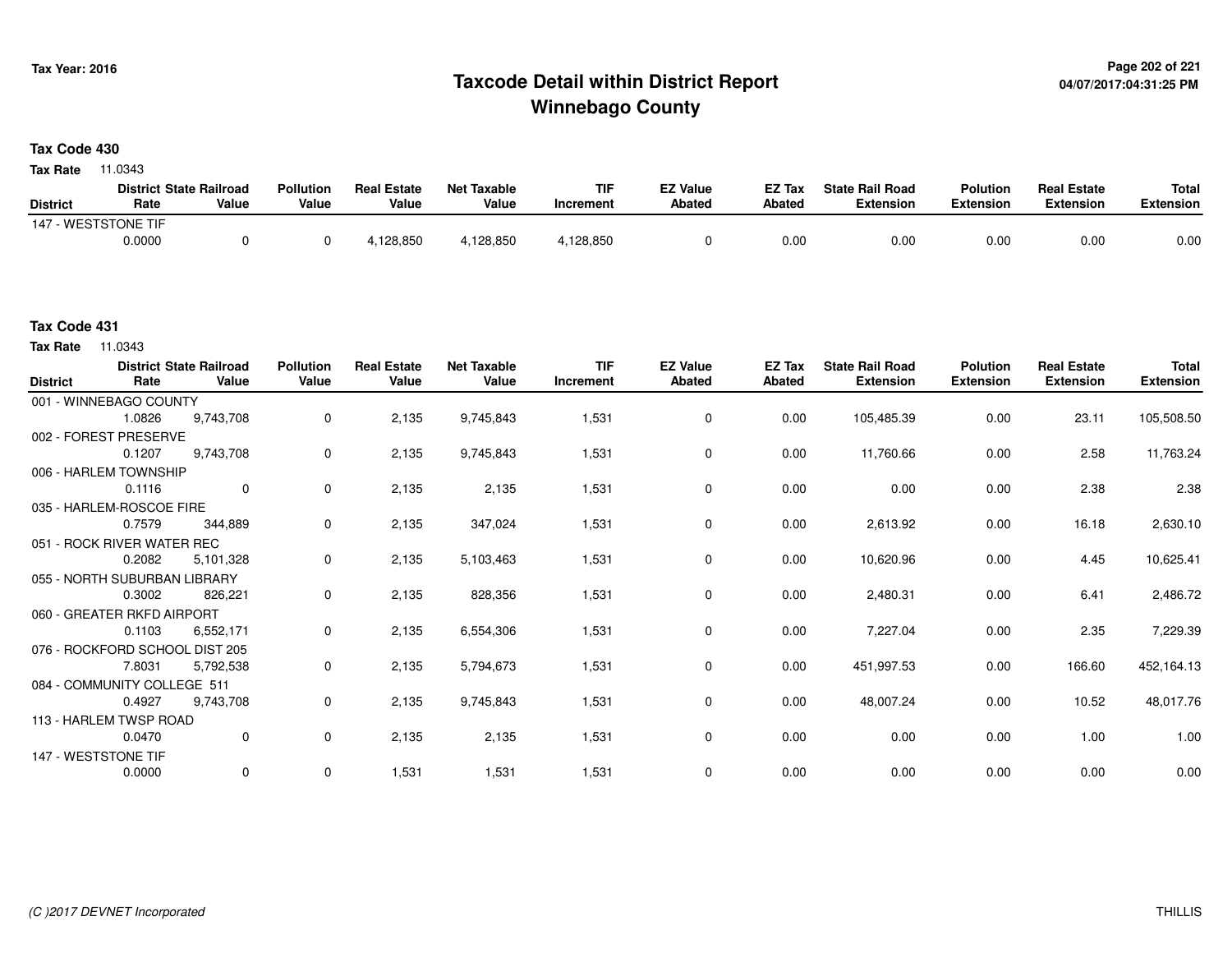# Taxcode Detail within District Report
# Winnebago County

Tax Year: 2016

**Tax Code 430**

**Tax Rate** 11.0343

| District | District Rate | State Railroad Value | Pollution Value | Real Estate Value | Net Taxable Value | TIF Increment | EZ Value Abated | EZ Tax Abated | State Rail Road Extension | Polution Extension | Real Estate Extension | Total Extension |
|---|---|---|---|---|---|---|---|---|---|---|---|---|
| 147 - WESTSTONE TIF | 0.0000 | 0 | 0 | 4,128,850 | 4,128,850 | 4,128,850 | 0 | 0.00 | 0.00 | 0.00 | 0.00 | 0.00 |

**Tax Code 431**

**Tax Rate** 11.0343

| District | District Rate | State Railroad Value | Pollution Value | Real Estate Value | Net Taxable Value | TIF Increment | EZ Value Abated | EZ Tax Abated | State Rail Road Extension | Polution Extension | Real Estate Extension | Total Extension |
|---|---|---|---|---|---|---|---|---|---|---|---|---|
| 001 - WINNEBAGO COUNTY | 1.0826 | 9,743,708 | 0 | 2,135 | 9,745,843 | 1,531 | 0 | 0.00 | 105,485.39 | 0.00 | 23.11 | 105,508.50 |
| 002 - FOREST PRESERVE | 0.1207 | 9,743,708 | 0 | 2,135 | 9,745,843 | 1,531 | 0 | 0.00 | 11,760.66 | 0.00 | 2.58 | 11,763.24 |
| 006 - HARLEM TOWNSHIP | 0.1116 | 0 | 0 | 2,135 | 2,135 | 1,531 | 0 | 0.00 | 0.00 | 0.00 | 2.38 | 2.38 |
| 035 - HARLEM-ROSCOE FIRE | 0.7579 | 344,889 | 0 | 2,135 | 347,024 | 1,531 | 0 | 0.00 | 2,613.92 | 0.00 | 16.18 | 2,630.10 |
| 051 - ROCK RIVER WATER REC | 0.2082 | 5,101,328 | 0 | 2,135 | 5,103,463 | 1,531 | 0 | 0.00 | 10,620.96 | 0.00 | 4.45 | 10,625.41 |
| 055 - NORTH SUBURBAN LIBRARY | 0.3002 | 826,221 | 0 | 2,135 | 828,356 | 1,531 | 0 | 0.00 | 2,480.31 | 0.00 | 6.41 | 2,486.72 |
| 060 - GREATER RKFD AIRPORT | 0.1103 | 6,552,171 | 0 | 2,135 | 6,554,306 | 1,531 | 0 | 0.00 | 7,227.04 | 0.00 | 2.35 | 7,229.39 |
| 076 - ROCKFORD SCHOOL DIST 205 | 7.8031 | 5,792,538 | 0 | 2,135 | 5,794,673 | 1,531 | 0 | 0.00 | 451,997.53 | 0.00 | 166.60 | 452,164.13 |
| 084 - COMMUNITY COLLEGE 511 | 0.4927 | 9,743,708 | 0 | 2,135 | 9,745,843 | 1,531 | 0 | 0.00 | 48,007.24 | 0.00 | 10.52 | 48,017.76 |
| 113 - HARLEM TWSP ROAD | 0.0470 | 0 | 0 | 2,135 | 2,135 | 1,531 | 0 | 0.00 | 0.00 | 0.00 | 1.00 | 1.00 |
| 147 - WESTSTONE TIF | 0.0000 | 0 | 0 | 1,531 | 1,531 | 1,531 | 0 | 0.00 | 0.00 | 0.00 | 0.00 | 0.00 |

*(C )2017 DEVNET Incorporated*

THILLIS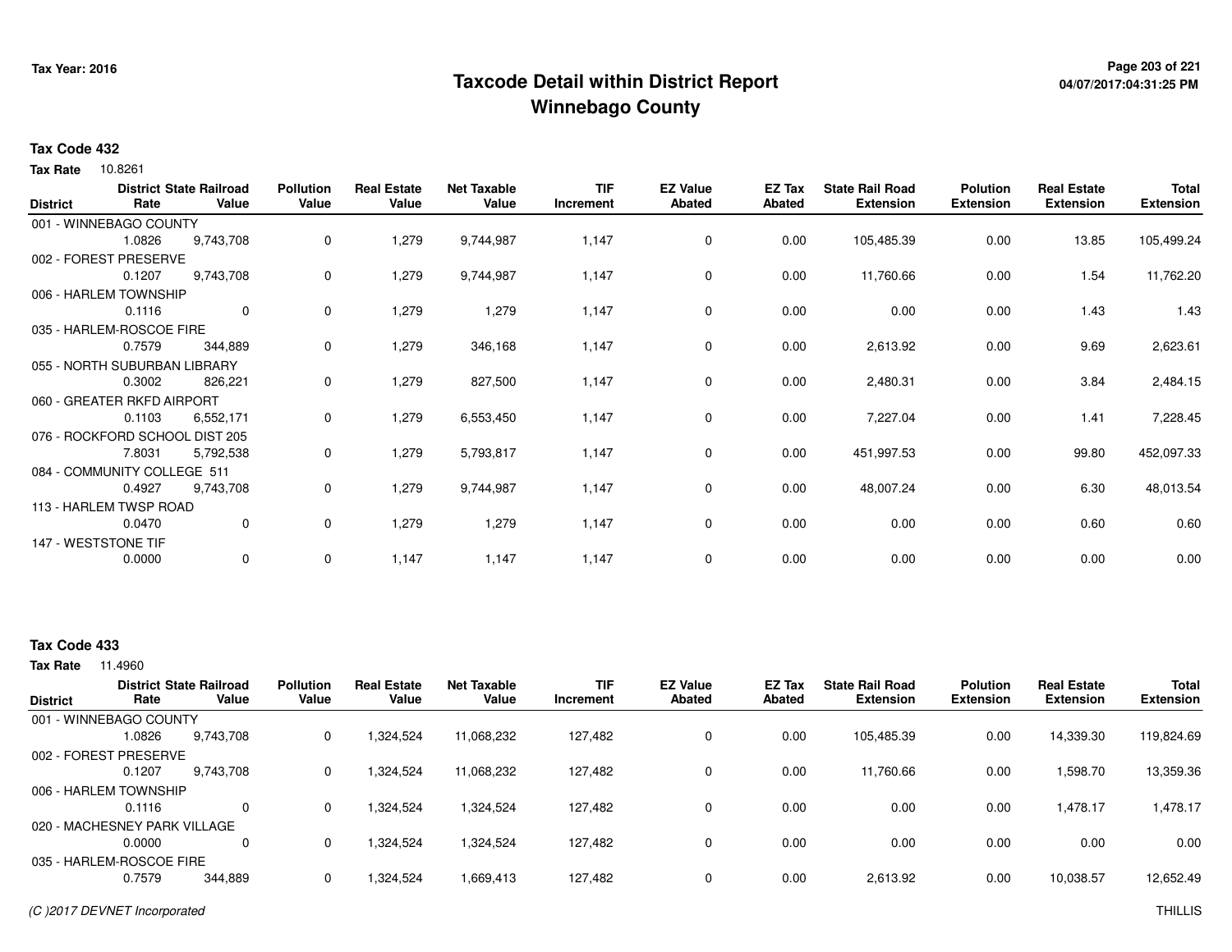# Taxcode Detail within District Report
# Winnebago County

Tax Year: 2016

**Tax Code 432**

**Tax Rate** 10.8261

| District | District Rate | State Railroad Value | Pollution Value | Real Estate Value | Net Taxable Value | TIF Increment | EZ Value Abated | EZ Tax Abated | State Rail Road Extension | Polution Extension | Real Estate Extension | Total Extension |
|---|---|---|---|---|---|---|---|---|---|---|---|---|
| 001 - WINNEBAGO COUNTY | | | | | | | | | | | | |
| | 1.0826 | 9,743,708 | 0 | 1,279 | 9,744,987 | 1,147 | 0 | 0.00 | 105,485.39 | 0.00 | 13.85 | 105,499.24 |
| 002 - FOREST PRESERVE | | | | | | | | | | | | |
| | 0.1207 | 9,743,708 | 0 | 1,279 | 9,744,987 | 1,147 | 0 | 0.00 | 11,760.66 | 0.00 | 1.54 | 11,762.20 |
| 006 - HARLEM TOWNSHIP | | | | | | | | | | | | |
| | 0.1116 | 0 | 0 | 1,279 | 1,279 | 1,147 | 0 | 0.00 | 0.00 | 0.00 | 1.43 | 1.43 |
| 035 - HARLEM-ROSCOE FIRE | | | | | | | | | | | | |
| | 0.7579 | 344,889 | 0 | 1,279 | 346,168 | 1,147 | 0 | 0.00 | 2,613.92 | 0.00 | 9.69 | 2,623.61 |
| 055 - NORTH SUBURBAN LIBRARY | | | | | | | | | | | | |
| | 0.3002 | 826,221 | 0 | 1,279 | 827,500 | 1,147 | 0 | 0.00 | 2,480.31 | 0.00 | 3.84 | 2,484.15 |
| 060 - GREATER RKFD AIRPORT | | | | | | | | | | | | |
| | 0.1103 | 6,552,171 | 0 | 1,279 | 6,553,450 | 1,147 | 0 | 0.00 | 7,227.04 | 0.00 | 1.41 | 7,228.45 |
| 076 - ROCKFORD SCHOOL DIST 205 | | | | | | | | | | | | |
| | 7.8031 | 5,792,538 | 0 | 1,279 | 5,793,817 | 1,147 | 0 | 0.00 | 451,997.53 | 0.00 | 99.80 | 452,097.33 |
| 084 - COMMUNITY COLLEGE 511 | | | | | | | | | | | | |
| | 0.4927 | 9,743,708 | 0 | 1,279 | 9,744,987 | 1,147 | 0 | 0.00 | 48,007.24 | 0.00 | 6.30 | 48,013.54 |
| 113 - HARLEM TWSP ROAD | | | | | | | | | | | | |
| | 0.0470 | 0 | 0 | 1,279 | 1,279 | 1,147 | 0 | 0.00 | 0.00 | 0.00 | 0.60 | 0.60 |
| 147 - WESTSTONE TIF | | | | | | | | | | | | |
| | 0.0000 | 0 | 0 | 1,147 | 1,147 | 1,147 | 0 | 0.00 | 0.00 | 0.00 | 0.00 | 0.00 |

**Tax Code 433**

**Tax Rate** 11.4960

| District | District Rate | State Railroad Value | Pollution Value | Real Estate Value | Net Taxable Value | TIF Increment | EZ Value Abated | EZ Tax Abated | State Rail Road Extension | Polution Extension | Real Estate Extension | Total Extension |
|---|---|---|---|---|---|---|---|---|---|---|---|---|
| 001 - WINNEBAGO COUNTY | | | | | | | | | | | | |
| | 1.0826 | 9,743,708 | 0 | 1,324,524 | 11,068,232 | 127,482 | 0 | 0.00 | 105,485.39 | 0.00 | 14,339.30 | 119,824.69 |
| 002 - FOREST PRESERVE | | | | | | | | | | | | |
| | 0.1207 | 9,743,708 | 0 | 1,324,524 | 11,068,232 | 127,482 | 0 | 0.00 | 11,760.66 | 0.00 | 1,598.70 | 13,359.36 |
| 006 - HARLEM TOWNSHIP | | | | | | | | | | | | |
| | 0.1116 | 0 | 0 | 1,324,524 | 1,324,524 | 127,482 | 0 | 0.00 | 0.00 | 0.00 | 1,478.17 | 1,478.17 |
| 020 - MACHESNEY PARK VILLAGE | | | | | | | | | | | | |
| | 0.0000 | 0 | 0 | 1,324,524 | 1,324,524 | 127,482 | 0 | 0.00 | 0.00 | 0.00 | 0.00 | 0.00 |
| 035 - HARLEM-ROSCOE FIRE | | | | | | | | | | | | |
| | 0.7579 | 344,889 | 0 | 1,324,524 | 1,669,413 | 127,482 | 0 | 0.00 | 2,613.92 | 0.00 | 10,038.57 | 12,652.49 |

*(C )2017 DEVNET Incorporated*

THILLIS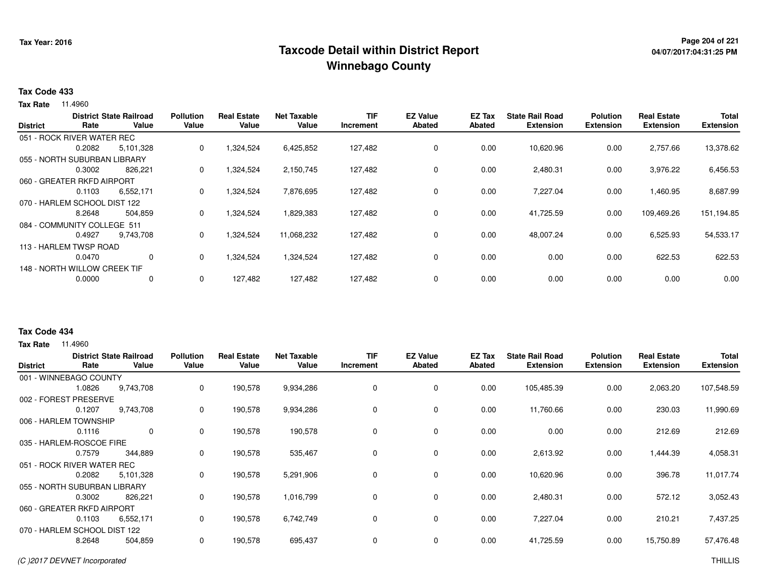## Taxcode Detail within District Report
## Winnebago County

**Tax Year: 2016**

### Tax Code 433

**Tax Rate** 11.4960

| District | District Rate | State Railroad Value | Pollution Value | Real Estate Value | Net Taxable Value | TIF Increment | EZ Value Abated | EZ Tax Abated | State Rail Road Extension | Polution Extension | Real Estate Extension | Total Extension |
|---|---|---|---|---|---|---|---|---|---|---|---|---|
| 051 - ROCK RIVER WATER REC | 0.2082 | 5,101,328 | 0 | 1,324,524 | 6,425,852 | 127,482 | 0 | 0.00 | 10,620.96 | 0.00 | 2,757.66 | 13,378.62 |
| 055 - NORTH SUBURBAN LIBRARY | 0.3002 | 826,221 | 0 | 1,324,524 | 2,150,745 | 127,482 | 0 | 0.00 | 2,480.31 | 0.00 | 3,976.22 | 6,456.53 |
| 060 - GREATER RKFD AIRPORT | 0.1103 | 6,552,171 | 0 | 1,324,524 | 7,876,695 | 127,482 | 0 | 0.00 | 7,227.04 | 0.00 | 1,460.95 | 8,687.99 |
| 070 - HARLEM SCHOOL DIST 122 | 8.2648 | 504,859 | 0 | 1,324,524 | 1,829,383 | 127,482 | 0 | 0.00 | 41,725.59 | 0.00 | 109,469.26 | 151,194.85 |
| 084 - COMMUNITY COLLEGE 511 | 0.4927 | 9,743,708 | 0 | 1,324,524 | 11,068,232 | 127,482 | 0 | 0.00 | 48,007.24 | 0.00 | 6,525.93 | 54,533.17 |
| 113 - HARLEM TWSP ROAD | 0.0470 | 0 | 0 | 1,324,524 | 1,324,524 | 127,482 | 0 | 0.00 | 0.00 | 0.00 | 622.53 | 622.53 |
| 148 - NORTH WILLOW CREEK TIF | 0.0000 | 0 | 0 | 127,482 | 127,482 | 127,482 | 0 | 0.00 | 0.00 | 0.00 | 0.00 | 0.00 |

### Tax Code 434

**Tax Rate** 11.4960

| District | District Rate | State Railroad Value | Pollution Value | Real Estate Value | Net Taxable Value | TIF Increment | EZ Value Abated | EZ Tax Abated | State Rail Road Extension | Polution Extension | Real Estate Extension | Total Extension |
|---|---|---|---|---|---|---|---|---|---|---|---|---|
| 001 - WINNEBAGO COUNTY | 1.0826 | 9,743,708 | 0 | 190,578 | 9,934,286 | 0 | 0 | 0.00 | 105,485.39 | 0.00 | 2,063.20 | 107,548.59 |
| 002 - FOREST PRESERVE | 0.1207 | 9,743,708 | 0 | 190,578 | 9,934,286 | 0 | 0 | 0.00 | 11,760.66 | 0.00 | 230.03 | 11,990.69 |
| 006 - HARLEM TOWNSHIP | 0.1116 | 0 | 0 | 190,578 | 190,578 | 0 | 0 | 0.00 | 0.00 | 0.00 | 212.69 | 212.69 |
| 035 - HARLEM-ROSCOE FIRE | 0.7579 | 344,889 | 0 | 190,578 | 535,467 | 0 | 0 | 0.00 | 2,613.92 | 0.00 | 1,444.39 | 4,058.31 |
| 051 - ROCK RIVER WATER REC | 0.2082 | 5,101,328 | 0 | 190,578 | 5,291,906 | 0 | 0 | 0.00 | 10,620.96 | 0.00 | 396.78 | 11,017.74 |
| 055 - NORTH SUBURBAN LIBRARY | 0.3002 | 826,221 | 0 | 190,578 | 1,016,799 | 0 | 0 | 0.00 | 2,480.31 | 0.00 | 572.12 | 3,052.43 |
| 060 - GREATER RKFD AIRPORT | 0.1103 | 6,552,171 | 0 | 190,578 | 6,742,749 | 0 | 0 | 0.00 | 7,227.04 | 0.00 | 210.21 | 7,437.25 |
| 070 - HARLEM SCHOOL DIST 122 | 8.2648 | 504,859 | 0 | 190,578 | 695,437 | 0 | 0 | 0.00 | 41,725.59 | 0.00 | 15,750.89 | 57,476.48 |

*(C )2017 DEVNET Incorporated* THILLIS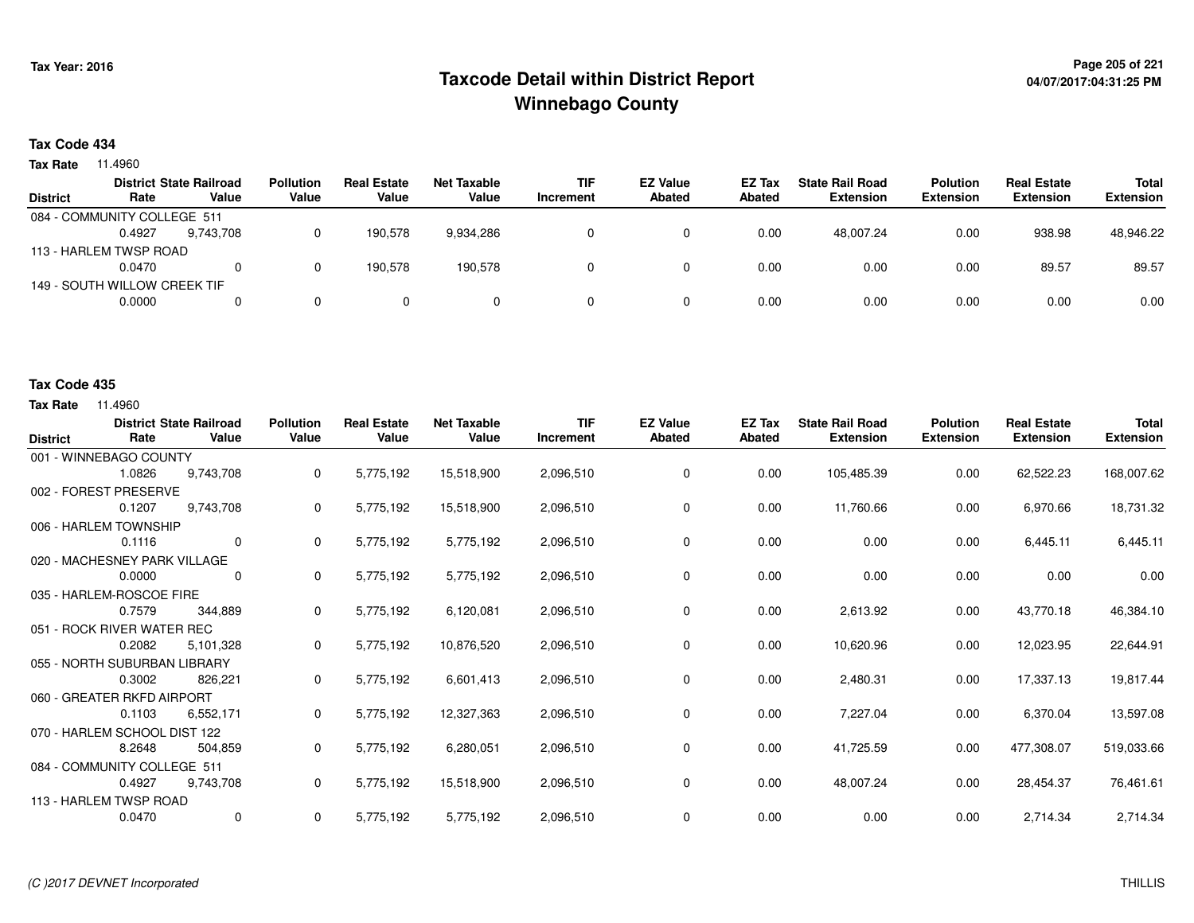# Taxcode Detail within District Report
## Winnebago County

Tax Year: 2016

04/07/2017:04:31:25 PM

**Tax Code 434**

**Tax Rate** 11.4960

| District | District Rate | State Railroad Value | Pollution Value | Real Estate Value | Net Taxable Value | TIF Increment | EZ Value Abated | EZ Tax Abated | State Rail Road Extension | Polution Extension | Real Estate Extension | Total Extension |
|---|---|---|---|---|---|---|---|---|---|---|---|---|
| 084 - COMMUNITY COLLEGE 511 | 0.4927 | 9,743,708 | 0 | 190,578 | 9,934,286 | 0 | 0 | 0.00 | 48,007.24 | 0.00 | 938.98 | 48,946.22 |
| 113 - HARLEM TWSP ROAD | 0.0470 | 0 | 0 | 190,578 | 190,578 | 0 | 0 | 0.00 | 0.00 | 0.00 | 89.57 | 89.57 |
| 149 - SOUTH WILLOW CREEK TIF | 0.0000 | 0 | 0 | 0 | 0 | 0 | 0 | 0.00 | 0.00 | 0.00 | 0.00 | 0.00 |

**Tax Code 435**

**Tax Rate** 11.4960

| District | District Rate | State Railroad Value | Pollution Value | Real Estate Value | Net Taxable Value | TIF Increment | EZ Value Abated | EZ Tax Abated | State Rail Road Extension | Polution Extension | Real Estate Extension | Total Extension |
|---|---|---|---|---|---|---|---|---|---|---|---|---|
| 001 - WINNEBAGO COUNTY | 1.0826 | 9,743,708 | 0 | 5,775,192 | 15,518,900 | 2,096,510 | 0 | 0.00 | 105,485.39 | 0.00 | 62,522.23 | 168,007.62 |
| 002 - FOREST PRESERVE | 0.1207 | 9,743,708 | 0 | 5,775,192 | 15,518,900 | 2,096,510 | 0 | 0.00 | 11,760.66 | 0.00 | 6,970.66 | 18,731.32 |
| 006 - HARLEM TOWNSHIP | 0.1116 | 0 | 0 | 5,775,192 | 5,775,192 | 2,096,510 | 0 | 0.00 | 0.00 | 0.00 | 6,445.11 | 6,445.11 |
| 020 - MACHESNEY PARK VILLAGE | 0.0000 | 0 | 0 | 5,775,192 | 5,775,192 | 2,096,510 | 0 | 0.00 | 0.00 | 0.00 | 0.00 | 0.00 |
| 035 - HARLEM-ROSCOE FIRE | 0.7579 | 344,889 | 0 | 5,775,192 | 6,120,081 | 2,096,510 | 0 | 0.00 | 2,613.92 | 0.00 | 43,770.18 | 46,384.10 |
| 051 - ROCK RIVER WATER REC | 0.2082 | 5,101,328 | 0 | 5,775,192 | 10,876,520 | 2,096,510 | 0 | 0.00 | 10,620.96 | 0.00 | 12,023.95 | 22,644.91 |
| 055 - NORTH SUBURBAN LIBRARY | 0.3002 | 826,221 | 0 | 5,775,192 | 6,601,413 | 2,096,510 | 0 | 0.00 | 2,480.31 | 0.00 | 17,337.13 | 19,817.44 |
| 060 - GREATER RKFD AIRPORT | 0.1103 | 6,552,171 | 0 | 5,775,192 | 12,327,363 | 2,096,510 | 0 | 0.00 | 7,227.04 | 0.00 | 6,370.04 | 13,597.08 |
| 070 - HARLEM SCHOOL DIST 122 | 8.2648 | 504,859 | 0 | 5,775,192 | 6,280,051 | 2,096,510 | 0 | 0.00 | 41,725.59 | 0.00 | 477,308.07 | 519,033.66 |
| 084 - COMMUNITY COLLEGE 511 | 0.4927 | 9,743,708 | 0 | 5,775,192 | 15,518,900 | 2,096,510 | 0 | 0.00 | 48,007.24 | 0.00 | 28,454.37 | 76,461.61 |
| 113 - HARLEM TWSP ROAD | 0.0470 | 0 | 0 | 5,775,192 | 5,775,192 | 2,096,510 | 0 | 0.00 | 0.00 | 0.00 | 2,714.34 | 2,714.34 |

*(C )2017 DEVNET Incorporated*

THILLIS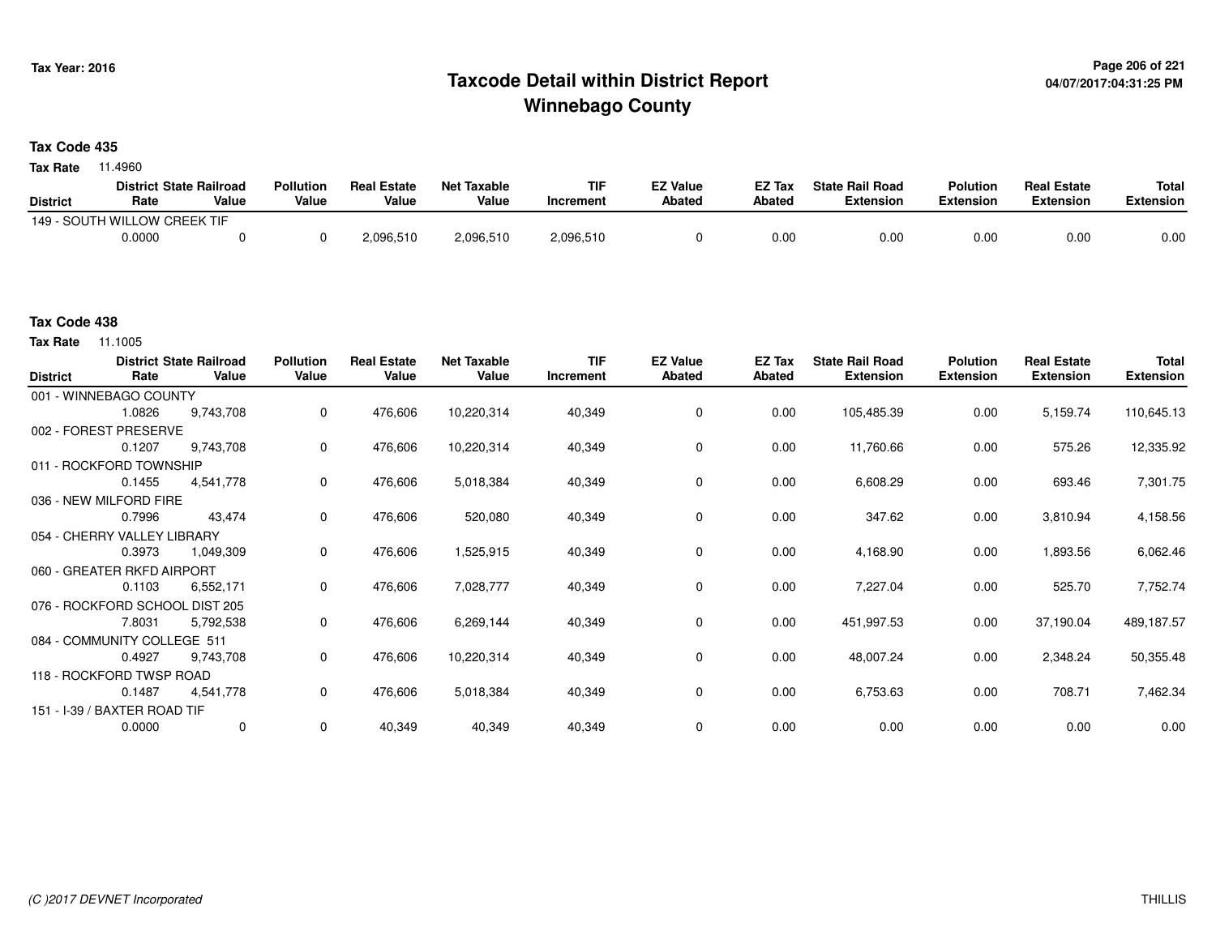# Taxcode Detail within District Report
# Winnebago County

Tax Year: 2016

04/07/2017:04:31:25 PM

**Tax Code 435**

**Tax Rate** 11.4960

| District | District Rate | State Railroad Value | Pollution Value | Real Estate Value | Net Taxable Value | TIF Increment | EZ Value Abated | EZ Tax Abated | State Rail Road Extension | Polution Extension | Real Estate Extension | Total Extension |
|---|---|---|---|---|---|---|---|---|---|---|---|---|
| 149 - SOUTH WILLOW CREEK TIF | 0.0000 | 0 | 0 | 2,096,510 | 2,096,510 | 2,096,510 | 0 | 0.00 | 0.00 | 0.00 | 0.00 | 0.00 |

**Tax Code 438**

**Tax Rate** 11.1005

| District | District Rate | State Railroad Value | Pollution Value | Real Estate Value | Net Taxable Value | TIF Increment | EZ Value Abated | EZ Tax Abated | State Rail Road Extension | Polution Extension | Real Estate Extension | Total Extension |
|---|---|---|---|---|---|---|---|---|---|---|---|---|
| 001 - WINNEBAGO COUNTY | 1.0826 | 9,743,708 | 0 | 476,606 | 10,220,314 | 40,349 | 0 | 0.00 | 105,485.39 | 0.00 | 5,159.74 | 110,645.13 |
| 002 - FOREST PRESERVE | 0.1207 | 9,743,708 | 0 | 476,606 | 10,220,314 | 40,349 | 0 | 0.00 | 11,760.66 | 0.00 | 575.26 | 12,335.92 |
| 011 - ROCKFORD TOWNSHIP | 0.1455 | 4,541,778 | 0 | 476,606 | 5,018,384 | 40,349 | 0 | 0.00 | 6,608.29 | 0.00 | 693.46 | 7,301.75 |
| 036 - NEW MILFORD FIRE | 0.7996 | 43,474 | 0 | 476,606 | 520,080 | 40,349 | 0 | 0.00 | 347.62 | 0.00 | 3,810.94 | 4,158.56 |
| 054 - CHERRY VALLEY LIBRARY | 0.3973 | 1,049,309 | 0 | 476,606 | 1,525,915 | 40,349 | 0 | 0.00 | 4,168.90 | 0.00 | 1,893.56 | 6,062.46 |
| 060 - GREATER RKFD AIRPORT | 0.1103 | 6,552,171 | 0 | 476,606 | 7,028,777 | 40,349 | 0 | 0.00 | 7,227.04 | 0.00 | 525.70 | 7,752.74 |
| 076 - ROCKFORD SCHOOL DIST 205 | 7.8031 | 5,792,538 | 0 | 476,606 | 6,269,144 | 40,349 | 0 | 0.00 | 451,997.53 | 0.00 | 37,190.04 | 489,187.57 |
| 084 - COMMUNITY COLLEGE 511 | 0.4927 | 9,743,708 | 0 | 476,606 | 10,220,314 | 40,349 | 0 | 0.00 | 48,007.24 | 0.00 | 2,348.24 | 50,355.48 |
| 118 - ROCKFORD TWSP ROAD | 0.1487 | 4,541,778 | 0 | 476,606 | 5,018,384 | 40,349 | 0 | 0.00 | 6,753.63 | 0.00 | 708.71 | 7,462.34 |
| 151 - I-39 / BAXTER ROAD TIF | 0.0000 | 0 | 0 | 40,349 | 40,349 | 40,349 | 0 | 0.00 | 0.00 | 0.00 | 0.00 | 0.00 |

(C )2017 DEVNET Incorporated

THILLIS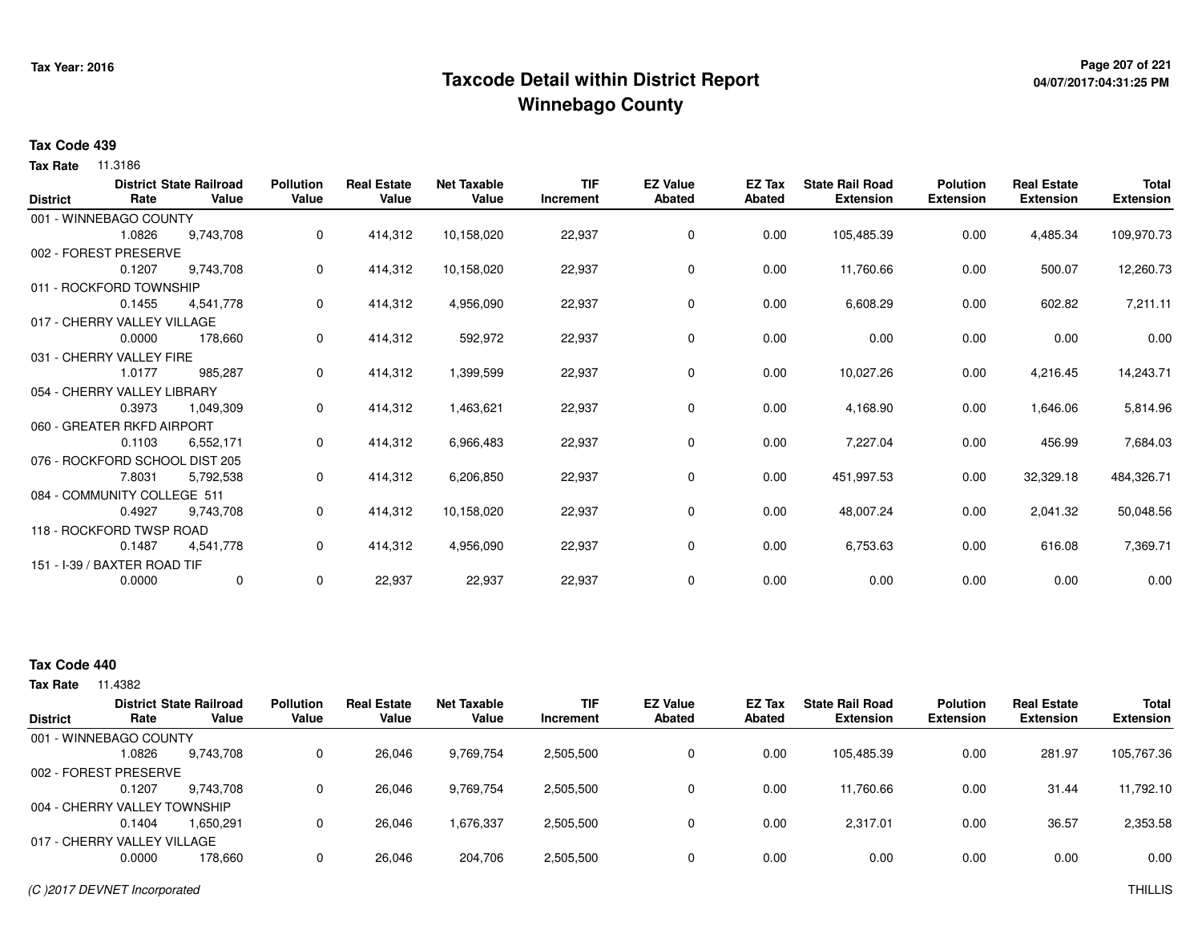# Taxcode Detail within District Report
## Winnebago County

Tax Year: 2016

04/07/2017:04:31:25 PM

**Tax Code 439**

**Tax Rate** 11.3186

| District | District State Railroad Rate | District State Railroad Value | Pollution Value | Real Estate Value | Net Taxable Value | TIF Increment | EZ Value Abated | EZ Tax Abated | State Rail Road Extension | Polution Extension | Real Estate Extension | Total Extension |
|---|---|---|---|---|---|---|---|---|---|---|---|---|
| 001 - WINNEBAGO COUNTY | 1.0826 | 9,743,708 | 0 | 414,312 | 10,158,020 | 22,937 | 0 | 0.00 | 105,485.39 | 0.00 | 4,485.34 | 109,970.73 |
| 002 - FOREST PRESERVE | 0.1207 | 9,743,708 | 0 | 414,312 | 10,158,020 | 22,937 | 0 | 0.00 | 11,760.66 | 0.00 | 500.07 | 12,260.73 |
| 011 - ROCKFORD TOWNSHIP | 0.1455 | 4,541,778 | 0 | 414,312 | 4,956,090 | 22,937 | 0 | 0.00 | 6,608.29 | 0.00 | 602.82 | 7,211.11 |
| 017 - CHERRY VALLEY VILLAGE | 0.0000 | 178,660 | 0 | 414,312 | 592,972 | 22,937 | 0 | 0.00 | 0.00 | 0.00 | 0.00 | 0.00 |
| 031 - CHERRY VALLEY FIRE | 1.0177 | 985,287 | 0 | 414,312 | 1,399,599 | 22,937 | 0 | 0.00 | 10,027.26 | 0.00 | 4,216.45 | 14,243.71 |
| 054 - CHERRY VALLEY LIBRARY | 0.3973 | 1,049,309 | 0 | 414,312 | 1,463,621 | 22,937 | 0 | 0.00 | 4,168.90 | 0.00 | 1,646.06 | 5,814.96 |
| 060 - GREATER RKFD AIRPORT | 0.1103 | 6,552,171 | 0 | 414,312 | 6,966,483 | 22,937 | 0 | 0.00 | 7,227.04 | 0.00 | 456.99 | 7,684.03 |
| 076 - ROCKFORD SCHOOL DIST 205 | 7.8031 | 5,792,538 | 0 | 414,312 | 6,206,850 | 22,937 | 0 | 0.00 | 451,997.53 | 0.00 | 32,329.18 | 484,326.71 |
| 084 - COMMUNITY COLLEGE 511 | 0.4927 | 9,743,708 | 0 | 414,312 | 10,158,020 | 22,937 | 0 | 0.00 | 48,007.24 | 0.00 | 2,041.32 | 50,048.56 |
| 118 - ROCKFORD TWSP ROAD | 0.1487 | 4,541,778 | 0 | 414,312 | 4,956,090 | 22,937 | 0 | 0.00 | 6,753.63 | 0.00 | 616.08 | 7,369.71 |
| 151 - I-39 / BAXTER ROAD TIF | 0.0000 | 0 | 0 | 22,937 | 22,937 | 22,937 | 0 | 0.00 | 0.00 | 0.00 | 0.00 | 0.00 |

**Tax Code 440**

**Tax Rate** 11.4382

| District | District State Railroad Rate | District State Railroad Value | Pollution Value | Real Estate Value | Net Taxable Value | TIF Increment | EZ Value Abated | EZ Tax Abated | State Rail Road Extension | Polution Extension | Real Estate Extension | Total Extension |
|---|---|---|---|---|---|---|---|---|---|---|---|---|
| 001 - WINNEBAGO COUNTY | 1.0826 | 9,743,708 | 0 | 26,046 | 9,769,754 | 2,505,500 | 0 | 0.00 | 105,485.39 | 0.00 | 281.97 | 105,767.36 |
| 002 - FOREST PRESERVE | 0.1207 | 9,743,708 | 0 | 26,046 | 9,769,754 | 2,505,500 | 0 | 0.00 | 11,760.66 | 0.00 | 31.44 | 11,792.10 |
| 004 - CHERRY VALLEY TOWNSHIP | 0.1404 | 1,650,291 | 0 | 26,046 | 1,676,337 | 2,505,500 | 0 | 0.00 | 2,317.01 | 0.00 | 36.57 | 2,353.58 |
| 017 - CHERRY VALLEY VILLAGE | 0.0000 | 178,660 | 0 | 26,046 | 204,706 | 2,505,500 | 0 | 0.00 | 0.00 | 0.00 | 0.00 | 0.00 |

*(C )2017 DEVNET Incorporated*

THILLIS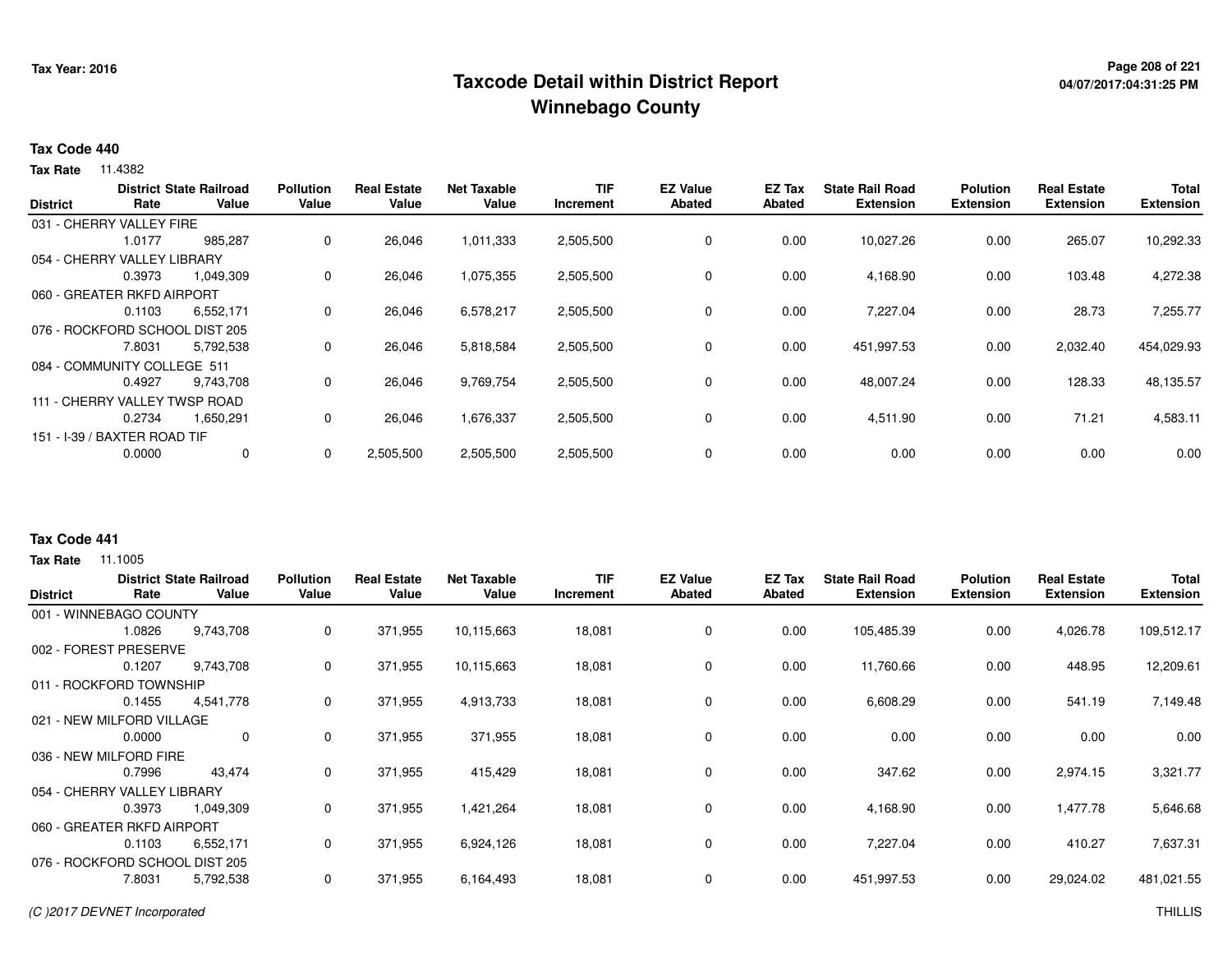# Taxcode Detail within District Report
## Winnebago County

**Tax Code 440**

**Tax Rate** 11.4382

| District | District Rate | State Railroad Value | Pollution Value | Real Estate Value | Net Taxable Value | TIF Increment | EZ Value Abated | EZ Tax Abated | State Rail Road Extension | Polution Extension | Real Estate Extension | Total Extension |
|---|---|---|---|---|---|---|---|---|---|---|---|---|
| 031 - CHERRY VALLEY FIRE | 1.0177 | 985,287 | 0 | 26,046 | 1,011,333 | 2,505,500 | 0 | 0.00 | 10,027.26 | 0.00 | 265.07 | 10,292.33 |
| 054 - CHERRY VALLEY LIBRARY | 0.3973 | 1,049,309 | 0 | 26,046 | 1,075,355 | 2,505,500 | 0 | 0.00 | 4,168.90 | 0.00 | 103.48 | 4,272.38 |
| 060 - GREATER RKFD AIRPORT | 0.1103 | 6,552,171 | 0 | 26,046 | 6,578,217 | 2,505,500 | 0 | 0.00 | 7,227.04 | 0.00 | 28.73 | 7,255.77 |
| 076 - ROCKFORD SCHOOL DIST 205 | 7.8031 | 5,792,538 | 0 | 26,046 | 5,818,584 | 2,505,500 | 0 | 0.00 | 451,997.53 | 0.00 | 2,032.40 | 454,029.93 |
| 084 - COMMUNITY COLLEGE 511 | 0.4927 | 9,743,708 | 0 | 26,046 | 9,769,754 | 2,505,500 | 0 | 0.00 | 48,007.24 | 0.00 | 128.33 | 48,135.57 |
| 111 - CHERRY VALLEY TWSP ROAD | 0.2734 | 1,650,291 | 0 | 26,046 | 1,676,337 | 2,505,500 | 0 | 0.00 | 4,511.90 | 0.00 | 71.21 | 4,583.11 |
| 151 - I-39 / BAXTER ROAD TIF | 0.0000 | 0 | 0 | 2,505,500 | 2,505,500 | 2,505,500 | 0 | 0.00 | 0.00 | 0.00 | 0.00 | 0.00 |

**Tax Code 441**

**Tax Rate** 11.1005

| District | District Rate | State Railroad Value | Pollution Value | Real Estate Value | Net Taxable Value | TIF Increment | EZ Value Abated | EZ Tax Abated | State Rail Road Extension | Polution Extension | Real Estate Extension | Total Extension |
|---|---|---|---|---|---|---|---|---|---|---|---|---|
| 001 - WINNEBAGO COUNTY | 1.0826 | 9,743,708 | 0 | 371,955 | 10,115,663 | 18,081 | 0 | 0.00 | 105,485.39 | 0.00 | 4,026.78 | 109,512.17 |
| 002 - FOREST PRESERVE | 0.1207 | 9,743,708 | 0 | 371,955 | 10,115,663 | 18,081 | 0 | 0.00 | 11,760.66 | 0.00 | 448.95 | 12,209.61 |
| 011 - ROCKFORD TOWNSHIP | 0.1455 | 4,541,778 | 0 | 371,955 | 4,913,733 | 18,081 | 0 | 0.00 | 6,608.29 | 0.00 | 541.19 | 7,149.48 |
| 021 - NEW MILFORD VILLAGE | 0.0000 | 0 | 0 | 371,955 | 371,955 | 18,081 | 0 | 0.00 | 0.00 | 0.00 | 0.00 | 0.00 |
| 036 - NEW MILFORD FIRE | 0.7996 | 43,474 | 0 | 371,955 | 415,429 | 18,081 | 0 | 0.00 | 347.62 | 0.00 | 2,974.15 | 3,321.77 |
| 054 - CHERRY VALLEY LIBRARY | 0.3973 | 1,049,309 | 0 | 371,955 | 1,421,264 | 18,081 | 0 | 0.00 | 4,168.90 | 0.00 | 1,477.78 | 5,646.68 |
| 060 - GREATER RKFD AIRPORT | 0.1103 | 6,552,171 | 0 | 371,955 | 6,924,126 | 18,081 | 0 | 0.00 | 7,227.04 | 0.00 | 410.27 | 7,637.31 |
| 076 - ROCKFORD SCHOOL DIST 205 | 7.8031 | 5,792,538 | 0 | 371,955 | 6,164,493 | 18,081 | 0 | 0.00 | 451,997.53 | 0.00 | 29,024.02 | 481,021.55 |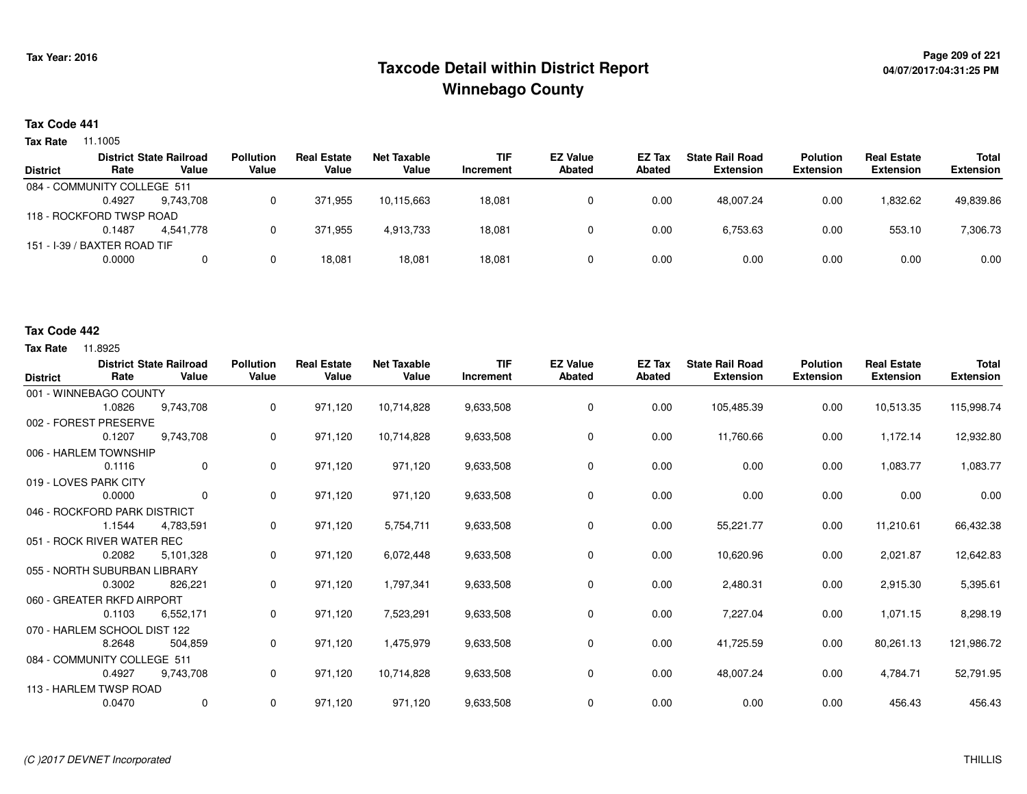# Taxcode Detail within District Report
# Winnebago County

Tax Year: 2016

04/07/2017:04:31:25 PM

**Tax Code 441**

**Tax Rate** 11.1005

| District | District Rate | State Railroad Value | Pollution Value | Real Estate Value | Net Taxable Value | TIF Increment | EZ Value Abated | EZ Tax Abated | State Rail Road Extension | Polution Extension | Real Estate Extension | Total Extension |
|---|---|---|---|---|---|---|---|---|---|---|---|---|
| 084 - COMMUNITY COLLEGE 511 | 0.4927 | 9,743,708 | 0 | 371,955 | 10,115,663 | 18,081 | 0 | 0.00 | 48,007.24 | 0.00 | 1,832.62 | 49,839.86 |
| 118 - ROCKFORD TWSP ROAD | 0.1487 | 4,541,778 | 0 | 371,955 | 4,913,733 | 18,081 | 0 | 0.00 | 6,753.63 | 0.00 | 553.10 | 7,306.73 |
| 151 - I-39 / BAXTER ROAD TIF | 0.0000 | 0 | 0 | 18,081 | 18,081 | 18,081 | 0 | 0.00 | 0.00 | 0.00 | 0.00 | 0.00 |

**Tax Code 442**

**Tax Rate** 11.8925

| District | District Rate | State Railroad Value | Pollution Value | Real Estate Value | Net Taxable Value | TIF Increment | EZ Value Abated | EZ Tax Abated | State Rail Road Extension | Polution Extension | Real Estate Extension | Total Extension |
|---|---|---|---|---|---|---|---|---|---|---|---|---|
| 001 - WINNEBAGO COUNTY | 1.0826 | 9,743,708 | 0 | 971,120 | 10,714,828 | 9,633,508 | 0 | 0.00 | 105,485.39 | 0.00 | 10,513.35 | 115,998.74 |
| 002 - FOREST PRESERVE | 0.1207 | 9,743,708 | 0 | 971,120 | 10,714,828 | 9,633,508 | 0 | 0.00 | 11,760.66 | 0.00 | 1,172.14 | 12,932.80 |
| 006 - HARLEM TOWNSHIP | 0.1116 | 0 | 0 | 971,120 | 971,120 | 9,633,508 | 0 | 0.00 | 0.00 | 0.00 | 1,083.77 | 1,083.77 |
| 019 - LOVES PARK CITY | 0.0000 | 0 | 0 | 971,120 | 971,120 | 9,633,508 | 0 | 0.00 | 0.00 | 0.00 | 0.00 | 0.00 |
| 046 - ROCKFORD PARK DISTRICT | 1.1544 | 4,783,591 | 0 | 971,120 | 5,754,711 | 9,633,508 | 0 | 0.00 | 55,221.77 | 0.00 | 11,210.61 | 66,432.38 |
| 051 - ROCK RIVER WATER REC | 0.2082 | 5,101,328 | 0 | 971,120 | 6,072,448 | 9,633,508 | 0 | 0.00 | 10,620.96 | 0.00 | 2,021.87 | 12,642.83 |
| 055 - NORTH SUBURBAN LIBRARY | 0.3002 | 826,221 | 0 | 971,120 | 1,797,341 | 9,633,508 | 0 | 0.00 | 2,480.31 | 0.00 | 2,915.30 | 5,395.61 |
| 060 - GREATER RKFD AIRPORT | 0.1103 | 6,552,171 | 0 | 971,120 | 7,523,291 | 9,633,508 | 0 | 0.00 | 7,227.04 | 0.00 | 1,071.15 | 8,298.19 |
| 070 - HARLEM SCHOOL DIST 122 | 8.2648 | 504,859 | 0 | 971,120 | 1,475,979 | 9,633,508 | 0 | 0.00 | 41,725.59 | 0.00 | 80,261.13 | 121,986.72 |
| 084 - COMMUNITY COLLEGE 511 | 0.4927 | 9,743,708 | 0 | 971,120 | 10,714,828 | 9,633,508 | 0 | 0.00 | 48,007.24 | 0.00 | 4,784.71 | 52,791.95 |
| 113 - HARLEM TWSP ROAD | 0.0470 | 0 | 0 | 971,120 | 971,120 | 9,633,508 | 0 | 0.00 | 0.00 | 0.00 | 456.43 | 456.43 |

*(C )2017 DEVNET Incorporated* THILLIS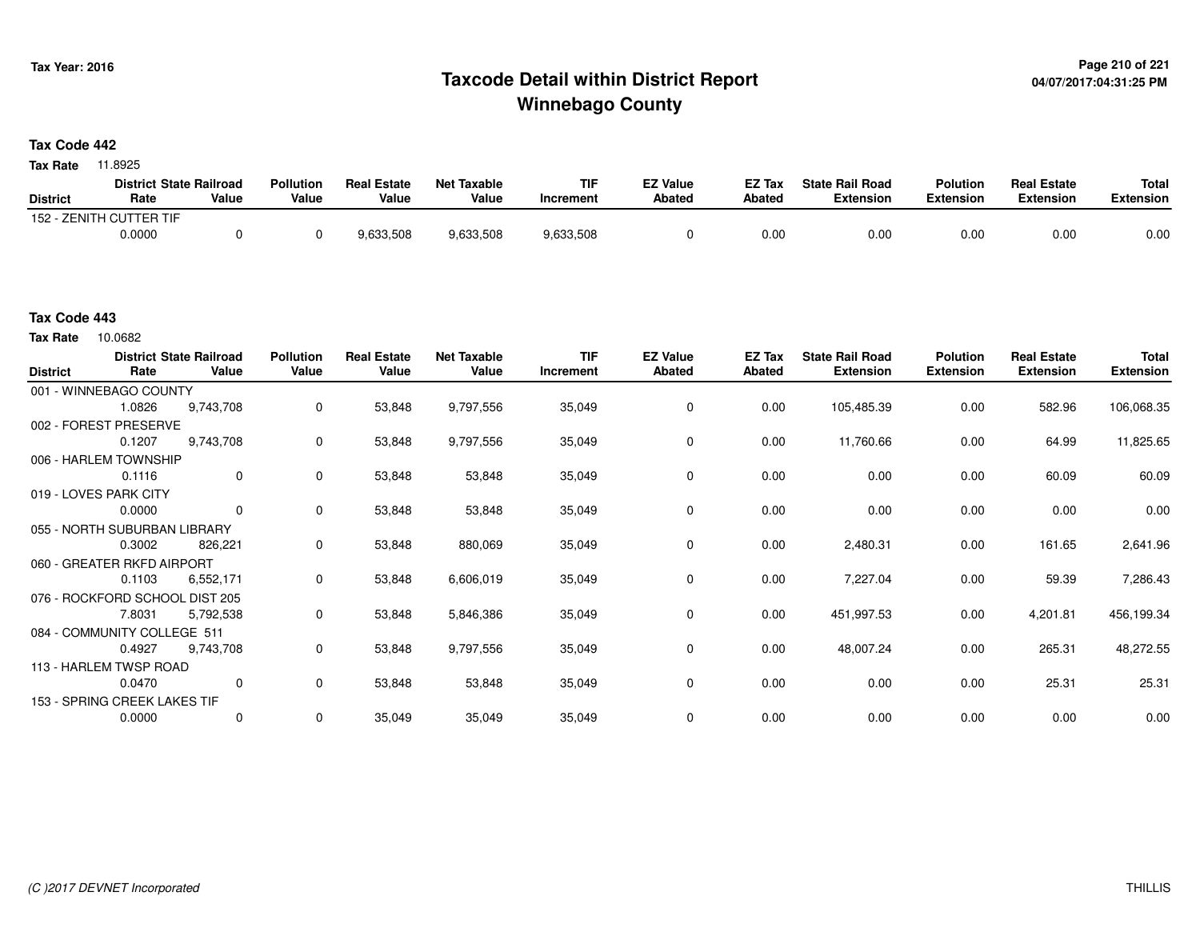# Taxcode Detail within District Report
# Winnebago County

Tax Year: 2016

04/07/2017:04:31:25 PM

**Tax Code 442**

**Tax Rate** 11.8925

| District | District Rate | State Railroad Value | Pollution Value | Real Estate Value | Net Taxable Value | TIF Increment | EZ Value Abated | EZ Tax Abated | State Rail Road Extension | Polution Extension | Real Estate Extension | Total Extension |
|---|---|---|---|---|---|---|---|---|---|---|---|---|
| 152 - ZENITH CUTTER TIF | 0.0000 | 0 | 0 | 9,633,508 | 9,633,508 | 9,633,508 | 0 | 0.00 | 0.00 | 0.00 | 0.00 | 0.00 |

**Tax Code 443**

**Tax Rate** 10.0682

| District | District Rate | State Railroad Value | Pollution Value | Real Estate Value | Net Taxable Value | TIF Increment | EZ Value Abated | EZ Tax Abated | State Rail Road Extension | Polution Extension | Real Estate Extension | Total Extension |
|---|---|---|---|---|---|---|---|---|---|---|---|---|
| 001 - WINNEBAGO COUNTY | 1.0826 | 9,743,708 | 0 | 53,848 | 9,797,556 | 35,049 | 0 | 0.00 | 105,485.39 | 0.00 | 582.96 | 106,068.35 |
| 002 - FOREST PRESERVE | 0.1207 | 9,743,708 | 0 | 53,848 | 9,797,556 | 35,049 | 0 | 0.00 | 11,760.66 | 0.00 | 64.99 | 11,825.65 |
| 006 - HARLEM TOWNSHIP | 0.1116 | 0 | 0 | 53,848 | 53,848 | 35,049 | 0 | 0.00 | 0.00 | 0.00 | 60.09 | 60.09 |
| 019 - LOVES PARK CITY | 0.0000 | 0 | 0 | 53,848 | 53,848 | 35,049 | 0 | 0.00 | 0.00 | 0.00 | 0.00 | 0.00 |
| 055 - NORTH SUBURBAN LIBRARY | 0.3002 | 826,221 | 0 | 53,848 | 880,069 | 35,049 | 0 | 0.00 | 2,480.31 | 0.00 | 161.65 | 2,641.96 |
| 060 - GREATER RKFD AIRPORT | 0.1103 | 6,552,171 | 0 | 53,848 | 6,606,019 | 35,049 | 0 | 0.00 | 7,227.04 | 0.00 | 59.39 | 7,286.43 |
| 076 - ROCKFORD SCHOOL DIST 205 | 7.8031 | 5,792,538 | 0 | 53,848 | 5,846,386 | 35,049 | 0 | 0.00 | 451,997.53 | 0.00 | 4,201.81 | 456,199.34 |
| 084 - COMMUNITY COLLEGE 511 | 0.4927 | 9,743,708 | 0 | 53,848 | 9,797,556 | 35,049 | 0 | 0.00 | 48,007.24 | 0.00 | 265.31 | 48,272.55 |
| 113 - HARLEM TWSP ROAD | 0.0470 | 0 | 0 | 53,848 | 53,848 | 35,049 | 0 | 0.00 | 0.00 | 0.00 | 25.31 | 25.31 |
| 153 - SPRING CREEK LAKES TIF | 0.0000 | 0 | 0 | 35,049 | 35,049 | 35,049 | 0 | 0.00 | 0.00 | 0.00 | 0.00 | 0.00 |

*(C )2017 DEVNET Incorporated*

THILLIS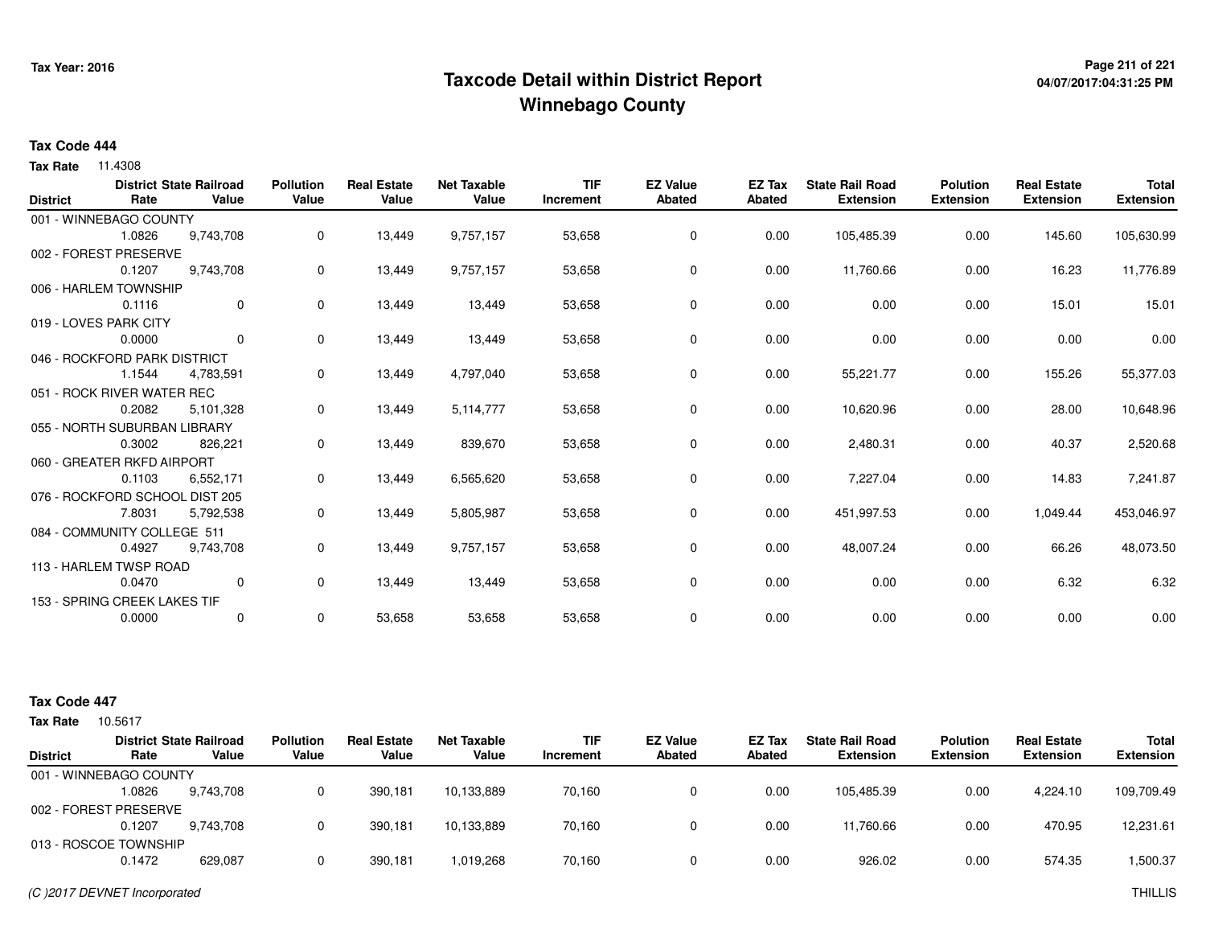# Taxcode Detail within District Report
## Winnebago County

Tax Year: 2016

04/07/2017:04:31:25 PM

**Tax Code 444**

**Tax Rate** 11.4308

| District | District Rate | State Railroad Value | Pollution Value | Real Estate Value | Net Taxable Value | TIF Increment | EZ Value Abated | EZ Tax Abated | State Rail Road Extension | Polution Extension | Real Estate Extension | Total Extension |
|---|---|---|---|---|---|---|---|---|---|---|---|---|
| 001 - WINNEBAGO COUNTY | 1.0826 | 9,743,708 | 0 | 13,449 | 9,757,157 | 53,658 | 0 | 0.00 | 105,485.39 | 0.00 | 145.60 | 105,630.99 |
| 002 - FOREST PRESERVE | 0.1207 | 9,743,708 | 0 | 13,449 | 9,757,157 | 53,658 | 0 | 0.00 | 11,760.66 | 0.00 | 16.23 | 11,776.89 |
| 006 - HARLEM TOWNSHIP | 0.1116 | 0 | 0 | 13,449 | 13,449 | 53,658 | 0 | 0.00 | 0.00 | 0.00 | 15.01 | 15.01 |
| 019 - LOVES PARK CITY | 0.0000 | 0 | 0 | 13,449 | 13,449 | 53,658 | 0 | 0.00 | 0.00 | 0.00 | 0.00 | 0.00 |
| 046 - ROCKFORD PARK DISTRICT | 1.1544 | 4,783,591 | 0 | 13,449 | 4,797,040 | 53,658 | 0 | 0.00 | 55,221.77 | 0.00 | 155.26 | 55,377.03 |
| 051 - ROCK RIVER WATER REC | 0.2082 | 5,101,328 | 0 | 13,449 | 5,114,777 | 53,658 | 0 | 0.00 | 10,620.96 | 0.00 | 28.00 | 10,648.96 |
| 055 - NORTH SUBURBAN LIBRARY | 0.3002 | 826,221 | 0 | 13,449 | 839,670 | 53,658 | 0 | 0.00 | 2,480.31 | 0.00 | 40.37 | 2,520.68 |
| 060 - GREATER RKFD AIRPORT | 0.1103 | 6,552,171 | 0 | 13,449 | 6,565,620 | 53,658 | 0 | 0.00 | 7,227.04 | 0.00 | 14.83 | 7,241.87 |
| 076 - ROCKFORD SCHOOL DIST 205 | 7.8031 | 5,792,538 | 0 | 13,449 | 5,805,987 | 53,658 | 0 | 0.00 | 451,997.53 | 0.00 | 1,049.44 | 453,046.97 |
| 084 - COMMUNITY COLLEGE 511 | 0.4927 | 9,743,708 | 0 | 13,449 | 9,757,157 | 53,658 | 0 | 0.00 | 48,007.24 | 0.00 | 66.26 | 48,073.50 |
| 113 - HARLEM TWSP ROAD | 0.0470 | 0 | 0 | 13,449 | 13,449 | 53,658 | 0 | 0.00 | 0.00 | 0.00 | 6.32 | 6.32 |
| 153 - SPRING CREEK LAKES TIF | 0.0000 | 0 | 0 | 53,658 | 53,658 | 53,658 | 0 | 0.00 | 0.00 | 0.00 | 0.00 | 0.00 |

**Tax Code 447**

**Tax Rate** 10.5617

| District | District Rate | State Railroad Value | Pollution Value | Real Estate Value | Net Taxable Value | TIF Increment | EZ Value Abated | EZ Tax Abated | State Rail Road Extension | Polution Extension | Real Estate Extension | Total Extension |
|---|---|---|---|---|---|---|---|---|---|---|---|---|
| 001 - WINNEBAGO COUNTY | 1.0826 | 9,743,708 | 0 | 390,181 | 10,133,889 | 70,160 | 0 | 0.00 | 105,485.39 | 0.00 | 4,224.10 | 109,709.49 |
| 002 - FOREST PRESERVE | 0.1207 | 9,743,708 | 0 | 390,181 | 10,133,889 | 70,160 | 0 | 0.00 | 11,760.66 | 0.00 | 470.95 | 12,231.61 |
| 013 - ROSCOE TOWNSHIP | 0.1472 | 629,087 | 0 | 390,181 | 1,019,268 | 70,160 | 0 | 0.00 | 926.02 | 0.00 | 574.35 | 1,500.37 |

*(C )2017 DEVNET Incorporated* THILLIS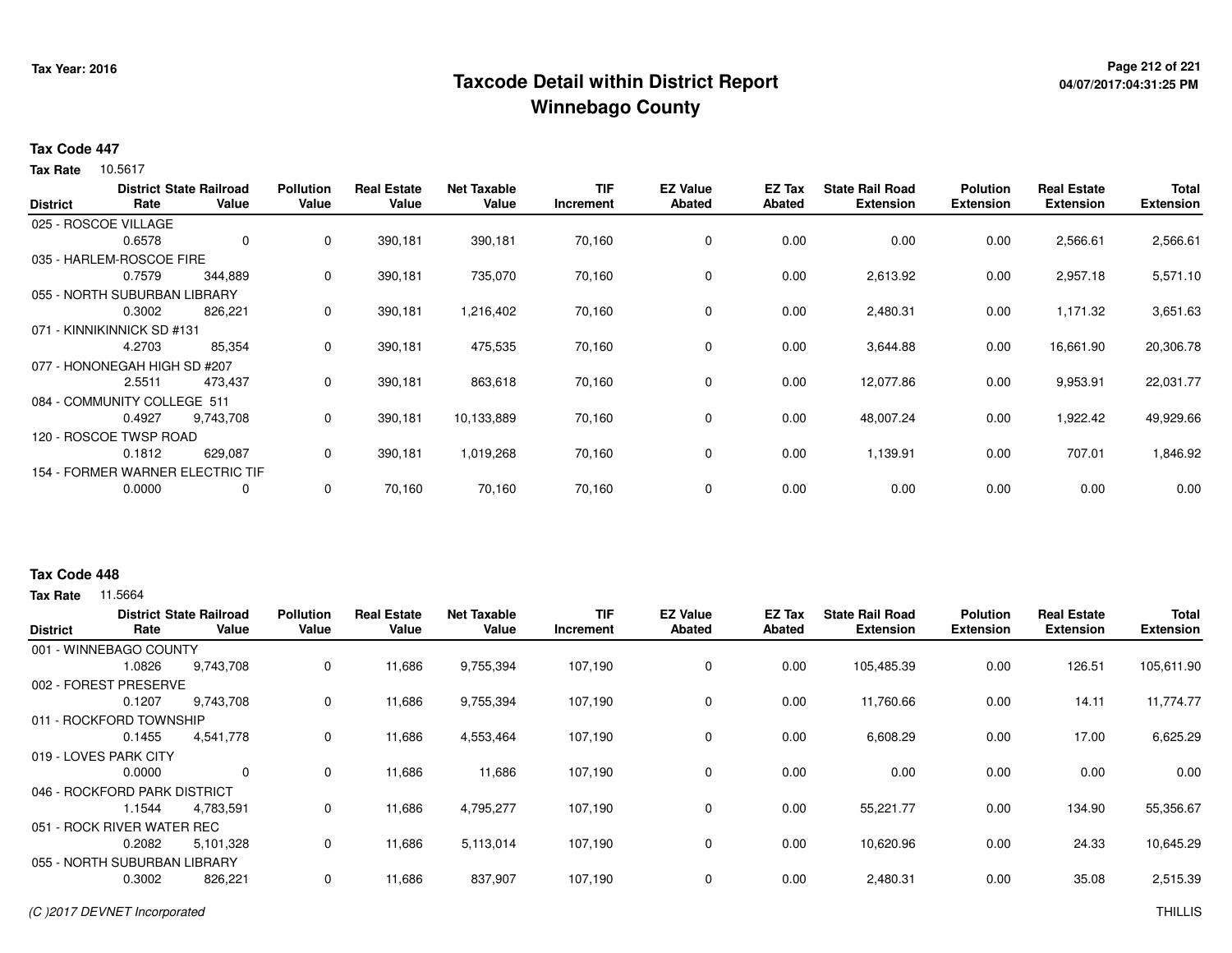# Taxcode Detail within District Report
## Winnebago County

Tax Year: 2016

### Tax Code 447

**Tax Rate** 10.5617

| District | District Rate | State Railroad Value | Pollution Value | Real Estate Value | Net Taxable Value | TIF Increment | EZ Value Abated | EZ Tax Abated | State Rail Road Extension | Polution Extension | Real Estate Extension | Total Extension |
|---|---|---|---|---|---|---|---|---|---|---|---|---|
| 025 - ROSCOE VILLAGE | | | | | | | | | | | | |
| | 0.6578 | 0 | 0 | 390,181 | 390,181 | 70,160 | 0 | 0.00 | 0.00 | 0.00 | 2,566.61 | 2,566.61 |
| 035 - HARLEM-ROSCOE FIRE | | | | | | | | | | | | |
| | 0.7579 | 344,889 | 0 | 390,181 | 735,070 | 70,160 | 0 | 0.00 | 2,613.92 | 0.00 | 2,957.18 | 5,571.10 |
| 055 - NORTH SUBURBAN LIBRARY | | | | | | | | | | | | |
| | 0.3002 | 826,221 | 0 | 390,181 | 1,216,402 | 70,160 | 0 | 0.00 | 2,480.31 | 0.00 | 1,171.32 | 3,651.63 |
| 071 - KINNIKINNICK SD #131 | | | | | | | | | | | | |
| | 4.2703 | 85,354 | 0 | 390,181 | 475,535 | 70,160 | 0 | 0.00 | 3,644.88 | 0.00 | 16,661.90 | 20,306.78 |
| 077 - HONONEGAH HIGH SD #207 | | | | | | | | | | | | |
| | 2.5511 | 473,437 | 0 | 390,181 | 863,618 | 70,160 | 0 | 0.00 | 12,077.86 | 0.00 | 9,953.91 | 22,031.77 |
| 084 - COMMUNITY COLLEGE 511 | | | | | | | | | | | | |
| | 0.4927 | 9,743,708 | 0 | 390,181 | 10,133,889 | 70,160 | 0 | 0.00 | 48,007.24 | 0.00 | 1,922.42 | 49,929.66 |
| 120 - ROSCOE TWSP ROAD | | | | | | | | | | | | |
| | 0.1812 | 629,087 | 0 | 390,181 | 1,019,268 | 70,160 | 0 | 0.00 | 1,139.91 | 0.00 | 707.01 | 1,846.92 |
| 154 - FORMER WARNER ELECTRIC TIF | | | | | | | | | | | | |
| | 0.0000 | 0 | 0 | 70,160 | 70,160 | 70,160 | 0 | 0.00 | 0.00 | 0.00 | 0.00 | 0.00 |

### Tax Code 448

**Tax Rate** 11.5664

| District | District Rate | State Railroad Value | Pollution Value | Real Estate Value | Net Taxable Value | TIF Increment | EZ Value Abated | EZ Tax Abated | State Rail Road Extension | Polution Extension | Real Estate Extension | Total Extension |
|---|---|---|---|---|---|---|---|---|---|---|---|---|
| 001 - WINNEBAGO COUNTY | | | | | | | | | | | | |
| | 1.0826 | 9,743,708 | 0 | 11,686 | 9,755,394 | 107,190 | 0 | 0.00 | 105,485.39 | 0.00 | 126.51 | 105,611.90 |
| 002 - FOREST PRESERVE | | | | | | | | | | | | |
| | 0.1207 | 9,743,708 | 0 | 11,686 | 9,755,394 | 107,190 | 0 | 0.00 | 11,760.66 | 0.00 | 14.11 | 11,774.77 |
| 011 - ROCKFORD TOWNSHIP | | | | | | | | | | | | |
| | 0.1455 | 4,541,778 | 0 | 11,686 | 4,553,464 | 107,190 | 0 | 0.00 | 6,608.29 | 0.00 | 17.00 | 6,625.29 |
| 019 - LOVES PARK CITY | | | | | | | | | | | | |
| | 0.0000 | 0 | 0 | 11,686 | 11,686 | 107,190 | 0 | 0.00 | 0.00 | 0.00 | 0.00 | 0.00 |
| 046 - ROCKFORD PARK DISTRICT | | | | | | | | | | | | |
| | 1.1544 | 4,783,591 | 0 | 11,686 | 4,795,277 | 107,190 | 0 | 0.00 | 55,221.77 | 0.00 | 134.90 | 55,356.67 |
| 051 - ROCK RIVER WATER REC | | | | | | | | | | | | |
| | 0.2082 | 5,101,328 | 0 | 11,686 | 5,113,014 | 107,190 | 0 | 0.00 | 10,620.96 | 0.00 | 24.33 | 10,645.29 |
| 055 - NORTH SUBURBAN LIBRARY | | | | | | | | | | | | |
| | 0.3002 | 826,221 | 0 | 11,686 | 837,907 | 107,190 | 0 | 0.00 | 2,480.31 | 0.00 | 35.08 | 2,515.39 |

(C )2017 DEVNET Incorporated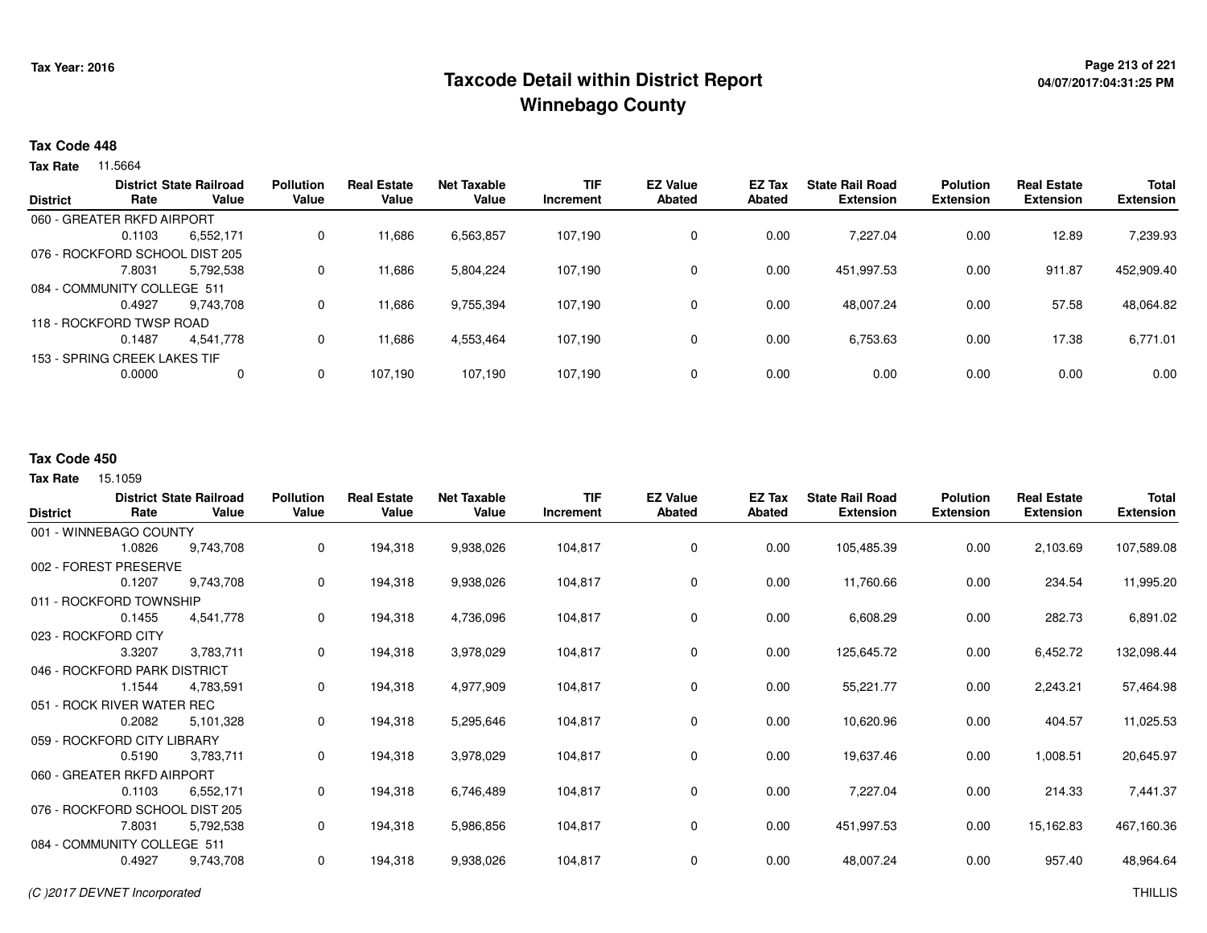# Taxcode Detail within District Report
# Winnebago County

Tax Year: 2016

04/07/2017:04:31:25 PM

**Tax Code 448**

**Tax Rate** 11.5664

| District | District Rate | State Railroad Value | Pollution Value | Real Estate Value | Net Taxable Value | TIF Increment | EZ Value Abated | EZ Tax Abated | State Rail Road Extension | Polution Extension | Real Estate Extension | Total Extension |
|---|---|---|---|---|---|---|---|---|---|---|---|---|
| 060 - GREATER RKFD AIRPORT | 0.1103 | 6,552,171 | 0 | 11,686 | 6,563,857 | 107,190 | 0 | 0.00 | 7,227.04 | 0.00 | 12.89 | 7,239.93 |
| 076 - ROCKFORD SCHOOL DIST 205 | 7.8031 | 5,792,538 | 0 | 11,686 | 5,804,224 | 107,190 | 0 | 0.00 | 451,997.53 | 0.00 | 911.87 | 452,909.40 |
| 084 - COMMUNITY COLLEGE 511 | 0.4927 | 9,743,708 | 0 | 11,686 | 9,755,394 | 107,190 | 0 | 0.00 | 48,007.24 | 0.00 | 57.58 | 48,064.82 |
| 118 - ROCKFORD TWSP ROAD | 0.1487 | 4,541,778 | 0 | 11,686 | 4,553,464 | 107,190 | 0 | 0.00 | 6,753.63 | 0.00 | 17.38 | 6,771.01 |
| 153 - SPRING CREEK LAKES TIF | 0.0000 | 0 | 0 | 107,190 | 107,190 | 107,190 | 0 | 0.00 | 0.00 | 0.00 | 0.00 | 0.00 |

**Tax Code 450**

**Tax Rate** 15.1059

| District | District Rate | State Railroad Value | Pollution Value | Real Estate Value | Net Taxable Value | TIF Increment | EZ Value Abated | EZ Tax Abated | State Rail Road Extension | Polution Extension | Real Estate Extension | Total Extension |
|---|---|---|---|---|---|---|---|---|---|---|---|---|
| 001 - WINNEBAGO COUNTY | 1.0826 | 9,743,708 | 0 | 194,318 | 9,938,026 | 104,817 | 0 | 0.00 | 105,485.39 | 0.00 | 2,103.69 | 107,589.08 |
| 002 - FOREST PRESERVE | 0.1207 | 9,743,708 | 0 | 194,318 | 9,938,026 | 104,817 | 0 | 0.00 | 11,760.66 | 0.00 | 234.54 | 11,995.20 |
| 011 - ROCKFORD TOWNSHIP | 0.1455 | 4,541,778 | 0 | 194,318 | 4,736,096 | 104,817 | 0 | 0.00 | 6,608.29 | 0.00 | 282.73 | 6,891.02 |
| 023 - ROCKFORD CITY | 3.3207 | 3,783,711 | 0 | 194,318 | 3,978,029 | 104,817 | 0 | 0.00 | 125,645.72 | 0.00 | 6,452.72 | 132,098.44 |
| 046 - ROCKFORD PARK DISTRICT | 1.1544 | 4,783,591 | 0 | 194,318 | 4,977,909 | 104,817 | 0 | 0.00 | 55,221.77 | 0.00 | 2,243.21 | 57,464.98 |
| 051 - ROCK RIVER WATER REC | 0.2082 | 5,101,328 | 0 | 194,318 | 5,295,646 | 104,817 | 0 | 0.00 | 10,620.96 | 0.00 | 404.57 | 11,025.53 |
| 059 - ROCKFORD CITY LIBRARY | 0.5190 | 3,783,711 | 0 | 194,318 | 3,978,029 | 104,817 | 0 | 0.00 | 19,637.46 | 0.00 | 1,008.51 | 20,645.97 |
| 060 - GREATER RKFD AIRPORT | 0.1103 | 6,552,171 | 0 | 194,318 | 6,746,489 | 104,817 | 0 | 0.00 | 7,227.04 | 0.00 | 214.33 | 7,441.37 |
| 076 - ROCKFORD SCHOOL DIST 205 | 7.8031 | 5,792,538 | 0 | 194,318 | 5,986,856 | 104,817 | 0 | 0.00 | 451,997.53 | 0.00 | 15,162.83 | 467,160.36 |
| 084 - COMMUNITY COLLEGE 511 | 0.4927 | 9,743,708 | 0 | 194,318 | 9,938,026 | 104,817 | 0 | 0.00 | 48,007.24 | 0.00 | 957.40 | 48,964.64 |

*(C )2017 DEVNET Incorporated* THILLIS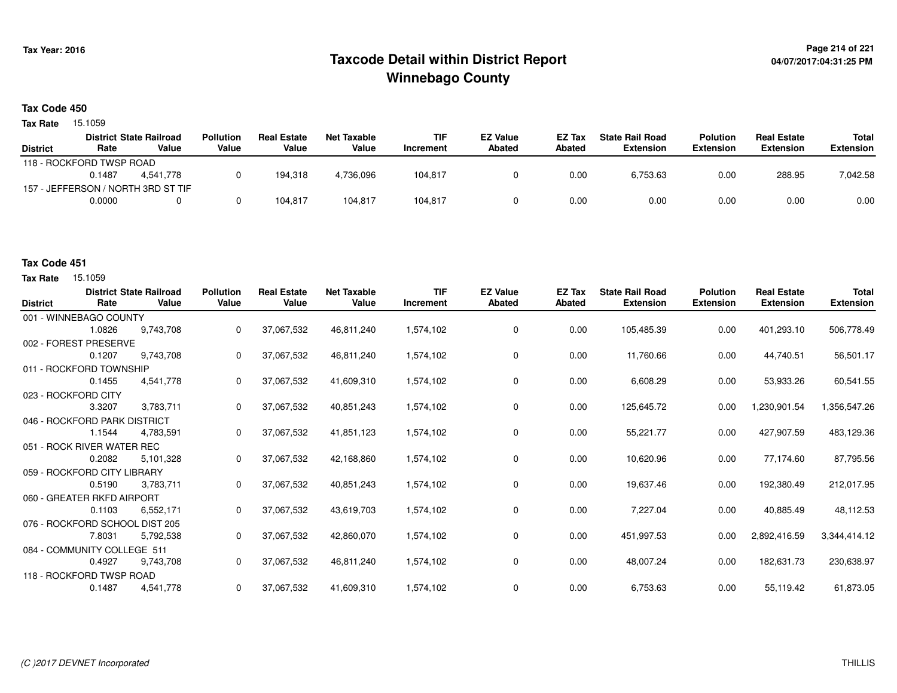# Taxcode Detail within District Report
# Winnebago County

Tax Year: 2016

04/07/2017:04:31:25 PM

### Tax Code 450

**Tax Rate** 15.1059

| District | District Rate | State Railroad Value | Pollution Value | Real Estate Value | Net Taxable Value | TIF Increment | EZ Value Abated | EZ Tax Abated | State Rail Road Extension | Polution Extension | Real Estate Extension | Total Extension |
|---|---|---|---|---|---|---|---|---|---|---|---|---|
| 118 - ROCKFORD TWSP ROAD | 0.1487 | 4,541,778 | 0 | 194,318 | 4,736,096 | 104,817 | 0 | 0.00 | 6,753.63 | 0.00 | 288.95 | 7,042.58 |
| 157 - JEFFERSON / NORTH 3RD ST TIF | 0.0000 | 0 | 0 | 104,817 | 104,817 | 104,817 | 0 | 0.00 | 0.00 | 0.00 | 0.00 | 0.00 |

### Tax Code 451

**Tax Rate** 15.1059

| District | District Rate | State Railroad Value | Pollution Value | Real Estate Value | Net Taxable Value | TIF Increment | EZ Value Abated | EZ Tax Abated | State Rail Road Extension | Polution Extension | Real Estate Extension | Total Extension |
|---|---|---|---|---|---|---|---|---|---|---|---|---|
| 001 - WINNEBAGO COUNTY | 1.0826 | 9,743,708 | 0 | 37,067,532 | 46,811,240 | 1,574,102 | 0 | 0.00 | 105,485.39 | 0.00 | 401,293.10 | 506,778.49 |
| 002 - FOREST PRESERVE | 0.1207 | 9,743,708 | 0 | 37,067,532 | 46,811,240 | 1,574,102 | 0 | 0.00 | 11,760.66 | 0.00 | 44,740.51 | 56,501.17 |
| 011 - ROCKFORD TOWNSHIP | 0.1455 | 4,541,778 | 0 | 37,067,532 | 41,609,310 | 1,574,102 | 0 | 0.00 | 6,608.29 | 0.00 | 53,933.26 | 60,541.55 |
| 023 - ROCKFORD CITY | 3.3207 | 3,783,711 | 0 | 37,067,532 | 40,851,243 | 1,574,102 | 0 | 0.00 | 125,645.72 | 0.00 | 1,230,901.54 | 1,356,547.26 |
| 046 - ROCKFORD PARK DISTRICT | 1.1544 | 4,783,591 | 0 | 37,067,532 | 41,851,123 | 1,574,102 | 0 | 0.00 | 55,221.77 | 0.00 | 427,907.59 | 483,129.36 |
| 051 - ROCK RIVER WATER REC | 0.2082 | 5,101,328 | 0 | 37,067,532 | 42,168,860 | 1,574,102 | 0 | 0.00 | 10,620.96 | 0.00 | 77,174.60 | 87,795.56 |
| 059 - ROCKFORD CITY LIBRARY | 0.5190 | 3,783,711 | 0 | 37,067,532 | 40,851,243 | 1,574,102 | 0 | 0.00 | 19,637.46 | 0.00 | 192,380.49 | 212,017.95 |
| 060 - GREATER RKFD AIRPORT | 0.1103 | 6,552,171 | 0 | 37,067,532 | 43,619,703 | 1,574,102 | 0 | 0.00 | 7,227.04 | 0.00 | 40,885.49 | 48,112.53 |
| 076 - ROCKFORD SCHOOL DIST 205 | 7.8031 | 5,792,538 | 0 | 37,067,532 | 42,860,070 | 1,574,102 | 0 | 0.00 | 451,997.53 | 0.00 | 2,892,416.59 | 3,344,414.12 |
| 084 - COMMUNITY COLLEGE 511 | 0.4927 | 9,743,708 | 0 | 37,067,532 | 46,811,240 | 1,574,102 | 0 | 0.00 | 48,007.24 | 0.00 | 182,631.73 | 230,638.97 |
| 118 - ROCKFORD TWSP ROAD | 0.1487 | 4,541,778 | 0 | 37,067,532 | 41,609,310 | 1,574,102 | 0 | 0.00 | 6,753.63 | 0.00 | 55,119.42 | 61,873.05 |

(C )2017 DEVNET Incorporated

THILLIS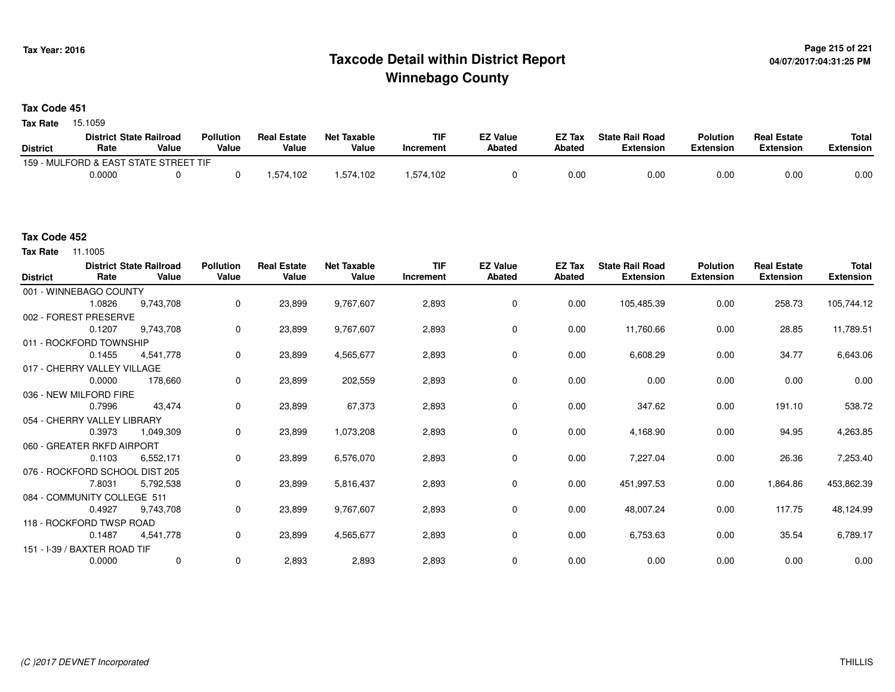Tax Year: 2016

# Taxcode Detail within District Report
## Winnebago County

04/07/2017:04:31:25 PM

**Tax Code 451**

**Tax Rate** 15.1059

| District | District Rate | State Railroad Value | Pollution Value | Real Estate Value | Net Taxable Value | TIF Increment | EZ Value Abated | EZ Tax Abated | State Rail Road Extension | Polution Extension | Real Estate Extension | Total Extension |
|---|---|---|---|---|---|---|---|---|---|---|---|---|
| 159 - MULFORD & EAST STATE STREET TIF | | | | | | | | | | | | |
| | 0.0000 | 0 | 0 | 1,574,102 | 1,574,102 | 1,574,102 | 0 | 0.00 | 0.00 | 0.00 | 0.00 | 0.00 |

**Tax Code 452**

**Tax Rate** 11.1005

| District | District Rate | State Railroad Value | Pollution Value | Real Estate Value | Net Taxable Value | TIF Increment | EZ Value Abated | EZ Tax Abated | State Rail Road Extension | Polution Extension | Real Estate Extension | Total Extension |
|---|---|---|---|---|---|---|---|---|---|---|---|---|
| 001 - WINNEBAGO COUNTY | | | | | | | | | | | | |
| | 1.0826 | 9,743,708 | 0 | 23,899 | 9,767,607 | 2,893 | 0 | 0.00 | 105,485.39 | 0.00 | 258.73 | 105,744.12 |
| 002 - FOREST PRESERVE | | | | | | | | | | | | |
| | 0.1207 | 9,743,708 | 0 | 23,899 | 9,767,607 | 2,893 | 0 | 0.00 | 11,760.66 | 0.00 | 28.85 | 11,789.51 |
| 011 - ROCKFORD TOWNSHIP | | | | | | | | | | | | |
| | 0.1455 | 4,541,778 | 0 | 23,899 | 4,565,677 | 2,893 | 0 | 0.00 | 6,608.29 | 0.00 | 34.77 | 6,643.06 |
| 017 - CHERRY VALLEY VILLAGE | | | | | | | | | | | | |
| | 0.0000 | 178,660 | 0 | 23,899 | 202,559 | 2,893 | 0 | 0.00 | 0.00 | 0.00 | 0.00 | 0.00 |
| 036 - NEW MILFORD FIRE | | | | | | | | | | | | |
| | 0.7996 | 43,474 | 0 | 23,899 | 67,373 | 2,893 | 0 | 0.00 | 347.62 | 0.00 | 191.10 | 538.72 |
| 054 - CHERRY VALLEY LIBRARY | | | | | | | | | | | | |
| | 0.3973 | 1,049,309 | 0 | 23,899 | 1,073,208 | 2,893 | 0 | 0.00 | 4,168.90 | 0.00 | 94.95 | 4,263.85 |
| 060 - GREATER RKFD AIRPORT | | | | | | | | | | | | |
| | 0.1103 | 6,552,171 | 0 | 23,899 | 6,576,070 | 2,893 | 0 | 0.00 | 7,227.04 | 0.00 | 26.36 | 7,253.40 |
| 076 - ROCKFORD SCHOOL DIST 205 | | | | | | | | | | | | |
| | 7.8031 | 5,792,538 | 0 | 23,899 | 5,816,437 | 2,893 | 0 | 0.00 | 451,997.53 | 0.00 | 1,864.86 | 453,862.39 |
| 084 - COMMUNITY COLLEGE 511 | | | | | | | | | | | | |
| | 0.4927 | 9,743,708 | 0 | 23,899 | 9,767,607 | 2,893 | 0 | 0.00 | 48,007.24 | 0.00 | 117.75 | 48,124.99 |
| 118 - ROCKFORD TWSP ROAD | | | | | | | | | | | | |
| | 0.1487 | 4,541,778 | 0 | 23,899 | 4,565,677 | 2,893 | 0 | 0.00 | 6,753.63 | 0.00 | 35.54 | 6,789.17 |
| 151 - I-39 / BAXTER ROAD TIF | | | | | | | | | | | | |
| | 0.0000 | 0 | 0 | 2,893 | 2,893 | 2,893 | 0 | 0.00 | 0.00 | 0.00 | 0.00 | 0.00 |

(C )2017 DEVNET Incorporated THILLIS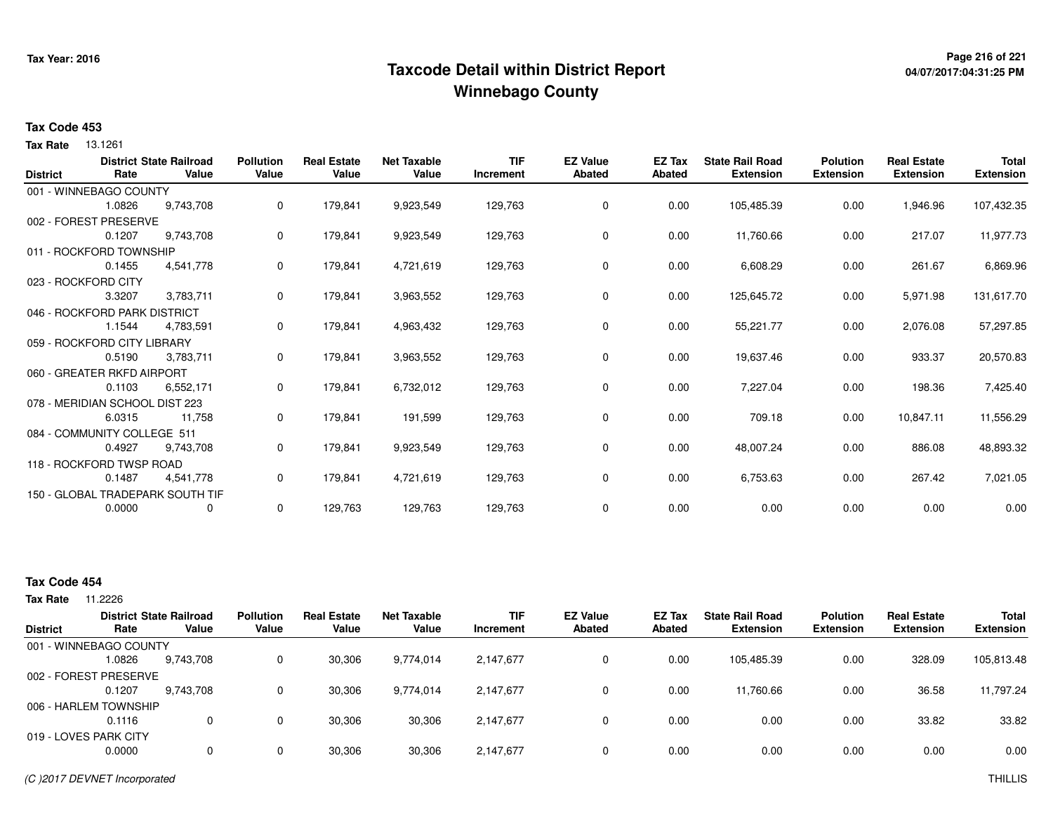**Tax Year: 2016**

# Taxcode Detail within District Report
## Winnebago County

**Tax Code 453**

**Tax Rate** 13.1261

| District | District Rate | State Railroad Value | Pollution Value | Real Estate Value | Net Taxable Value | TIF Increment | EZ Value Abated | EZ Tax Abated | State Rail Road Extension | Polution Extension | Real Estate Extension | Total Extension |
|---|---|---|---|---|---|---|---|---|---|---|---|---|
| 001 - WINNEBAGO COUNTY | | | | | | | | | | | | |
| | 1.0826 | 9,743,708 | 0 | 179,841 | 9,923,549 | 129,763 | 0 | 0.00 | 105,485.39 | 0.00 | 1,946.96 | 107,432.35 |
| 002 - FOREST PRESERVE | | | | | | | | | | | | |
| | 0.1207 | 9,743,708 | 0 | 179,841 | 9,923,549 | 129,763 | 0 | 0.00 | 11,760.66 | 0.00 | 217.07 | 11,977.73 |
| 011 - ROCKFORD TOWNSHIP | | | | | | | | | | | | |
| | 0.1455 | 4,541,778 | 0 | 179,841 | 4,721,619 | 129,763 | 0 | 0.00 | 6,608.29 | 0.00 | 261.67 | 6,869.96 |
| 023 - ROCKFORD CITY | | | | | | | | | | | | |
| | 3.3207 | 3,783,711 | 0 | 179,841 | 3,963,552 | 129,763 | 0 | 0.00 | 125,645.72 | 0.00 | 5,971.98 | 131,617.70 |
| 046 - ROCKFORD PARK DISTRICT | | | | | | | | | | | | |
| | 1.1544 | 4,783,591 | 0 | 179,841 | 4,963,432 | 129,763 | 0 | 0.00 | 55,221.77 | 0.00 | 2,076.08 | 57,297.85 |
| 059 - ROCKFORD CITY LIBRARY | | | | | | | | | | | | |
| | 0.5190 | 3,783,711 | 0 | 179,841 | 3,963,552 | 129,763 | 0 | 0.00 | 19,637.46 | 0.00 | 933.37 | 20,570.83 |
| 060 - GREATER RKFD AIRPORT | | | | | | | | | | | | |
| | 0.1103 | 6,552,171 | 0 | 179,841 | 6,732,012 | 129,763 | 0 | 0.00 | 7,227.04 | 0.00 | 198.36 | 7,425.40 |
| 078 - MERIDIAN SCHOOL DIST 223 | | | | | | | | | | | | |
| | 6.0315 | 11,758 | 0 | 179,841 | 191,599 | 129,763 | 0 | 0.00 | 709.18 | 0.00 | 10,847.11 | 11,556.29 |
| 084 - COMMUNITY COLLEGE 511 | | | | | | | | | | | | |
| | 0.4927 | 9,743,708 | 0 | 179,841 | 9,923,549 | 129,763 | 0 | 0.00 | 48,007.24 | 0.00 | 886.08 | 48,893.32 |
| 118 - ROCKFORD TWSP ROAD | | | | | | | | | | | | |
| | 0.1487 | 4,541,778 | 0 | 179,841 | 4,721,619 | 129,763 | 0 | 0.00 | 6,753.63 | 0.00 | 267.42 | 7,021.05 |
| 150 - GLOBAL TRADEPARK SOUTH TIF | | | | | | | | | | | | |
| | 0.0000 | 0 | 0 | 129,763 | 129,763 | 129,763 | 0 | 0.00 | 0.00 | 0.00 | 0.00 | 0.00 |

**Tax Code 454**

**Tax Rate** 11.2226

| District | District Rate | State Railroad Value | Pollution Value | Real Estate Value | Net Taxable Value | TIF Increment | EZ Value Abated | EZ Tax Abated | State Rail Road Extension | Polution Extension | Real Estate Extension | Total Extension |
|---|---|---|---|---|---|---|---|---|---|---|---|---|
| 001 - WINNEBAGO COUNTY | | | | | | | | | | | | |
| | 1.0826 | 9,743,708 | 0 | 30,306 | 9,774,014 | 2,147,677 | 0 | 0.00 | 105,485.39 | 0.00 | 328.09 | 105,813.48 |
| 002 - FOREST PRESERVE | | | | | | | | | | | | |
| | 0.1207 | 9,743,708 | 0 | 30,306 | 9,774,014 | 2,147,677 | 0 | 0.00 | 11,760.66 | 0.00 | 36.58 | 11,797.24 |
| 006 - HARLEM TOWNSHIP | | | | | | | | | | | | |
| | 0.1116 | 0 | 0 | 30,306 | 30,306 | 2,147,677 | 0 | 0.00 | 0.00 | 0.00 | 33.82 | 33.82 |
| 019 - LOVES PARK CITY | | | | | | | | | | | | |
| | 0.0000 | 0 | 0 | 30,306 | 30,306 | 2,147,677 | 0 | 0.00 | 0.00 | 0.00 | 0.00 | 0.00 |

(C )2017 DEVNET Incorporated THILLIS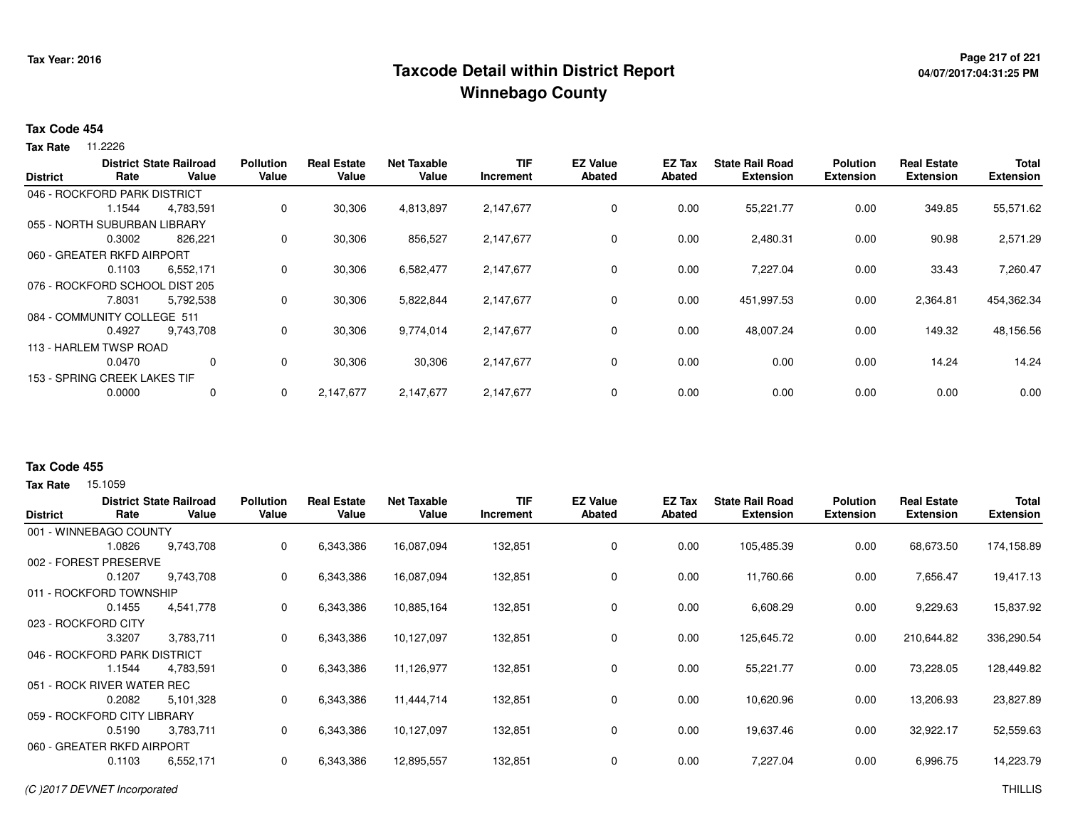Tax Year: 2016

# Taxcode Detail within District Report
## Winnebago County

**Tax Code 454**

**Tax Rate** 11.2226

| District | District Rate | State Railroad Value | Pollution Value | Real Estate Value | Net Taxable Value | TIF Increment | EZ Value Abated | EZ Tax Abated | State Rail Road Extension | Polution Extension | Real Estate Extension | Total Extension |
|---|---|---|---|---|---|---|---|---|---|---|---|---|
| 046 - ROCKFORD PARK DISTRICT | | | | | | | | | | | | |
| | 1.1544 | 4,783,591 | 0 | 30,306 | 4,813,897 | 2,147,677 | 0 | 0.00 | 55,221.77 | 0.00 | 349.85 | 55,571.62 |
| 055 - NORTH SUBURBAN LIBRARY | | | | | | | | | | | | |
| | 0.3002 | 826,221 | 0 | 30,306 | 856,527 | 2,147,677 | 0 | 0.00 | 2,480.31 | 0.00 | 90.98 | 2,571.29 |
| 060 - GREATER RKFD AIRPORT | | | | | | | | | | | | |
| | 0.1103 | 6,552,171 | 0 | 30,306 | 6,582,477 | 2,147,677 | 0 | 0.00 | 7,227.04 | 0.00 | 33.43 | 7,260.47 |
| 076 - ROCKFORD SCHOOL DIST 205 | | | | | | | | | | | | |
| | 7.8031 | 5,792,538 | 0 | 30,306 | 5,822,844 | 2,147,677 | 0 | 0.00 | 451,997.53 | 0.00 | 2,364.81 | 454,362.34 |
| 084 - COMMUNITY COLLEGE 511 | | | | | | | | | | | | |
| | 0.4927 | 9,743,708 | 0 | 30,306 | 9,774,014 | 2,147,677 | 0 | 0.00 | 48,007.24 | 0.00 | 149.32 | 48,156.56 |
| 113 - HARLEM TWSP ROAD | | | | | | | | | | | | |
| | 0.0470 | 0 | 0 | 30,306 | 30,306 | 2,147,677 | 0 | 0.00 | 0.00 | 0.00 | 14.24 | 14.24 |
| 153 - SPRING CREEK LAKES TIF | | | | | | | | | | | | |
| | 0.0000 | 0 | 0 | 2,147,677 | 2,147,677 | 2,147,677 | 0 | 0.00 | 0.00 | 0.00 | 0.00 | 0.00 |

**Tax Code 455**

**Tax Rate** 15.1059

| District | District Rate | State Railroad Value | Pollution Value | Real Estate Value | Net Taxable Value | TIF Increment | EZ Value Abated | EZ Tax Abated | State Rail Road Extension | Polution Extension | Real Estate Extension | Total Extension |
|---|---|---|---|---|---|---|---|---|---|---|---|---|
| 001 - WINNEBAGO COUNTY | | | | | | | | | | | | |
| | 1.0826 | 9,743,708 | 0 | 6,343,386 | 16,087,094 | 132,851 | 0 | 0.00 | 105,485.39 | 0.00 | 68,673.50 | 174,158.89 |
| 002 - FOREST PRESERVE | | | | | | | | | | | | |
| | 0.1207 | 9,743,708 | 0 | 6,343,386 | 16,087,094 | 132,851 | 0 | 0.00 | 11,760.66 | 0.00 | 7,656.47 | 19,417.13 |
| 011 - ROCKFORD TOWNSHIP | | | | | | | | | | | | |
| | 0.1455 | 4,541,778 | 0 | 6,343,386 | 10,885,164 | 132,851 | 0 | 0.00 | 6,608.29 | 0.00 | 9,229.63 | 15,837.92 |
| 023 - ROCKFORD CITY | | | | | | | | | | | | |
| | 3.3207 | 3,783,711 | 0 | 6,343,386 | 10,127,097 | 132,851 | 0 | 0.00 | 125,645.72 | 0.00 | 210,644.82 | 336,290.54 |
| 046 - ROCKFORD PARK DISTRICT | | | | | | | | | | | | |
| | 1.1544 | 4,783,591 | 0 | 6,343,386 | 11,126,977 | 132,851 | 0 | 0.00 | 55,221.77 | 0.00 | 73,228.05 | 128,449.82 |
| 051 - ROCK RIVER WATER REC | | | | | | | | | | | | |
| | 0.2082 | 5,101,328 | 0 | 6,343,386 | 11,444,714 | 132,851 | 0 | 0.00 | 10,620.96 | 0.00 | 13,206.93 | 23,827.89 |
| 059 - ROCKFORD CITY LIBRARY | | | | | | | | | | | | |
| | 0.5190 | 3,783,711 | 0 | 6,343,386 | 10,127,097 | 132,851 | 0 | 0.00 | 19,637.46 | 0.00 | 32,922.17 | 52,559.63 |
| 060 - GREATER RKFD AIRPORT | | | | | | | | | | | | |
| | 0.1103 | 6,552,171 | 0 | 6,343,386 | 12,895,557 | 132,851 | 0 | 0.00 | 7,227.04 | 0.00 | 6,996.75 | 14,223.79 |

(C )2017 DEVNET Incorporated THILLIS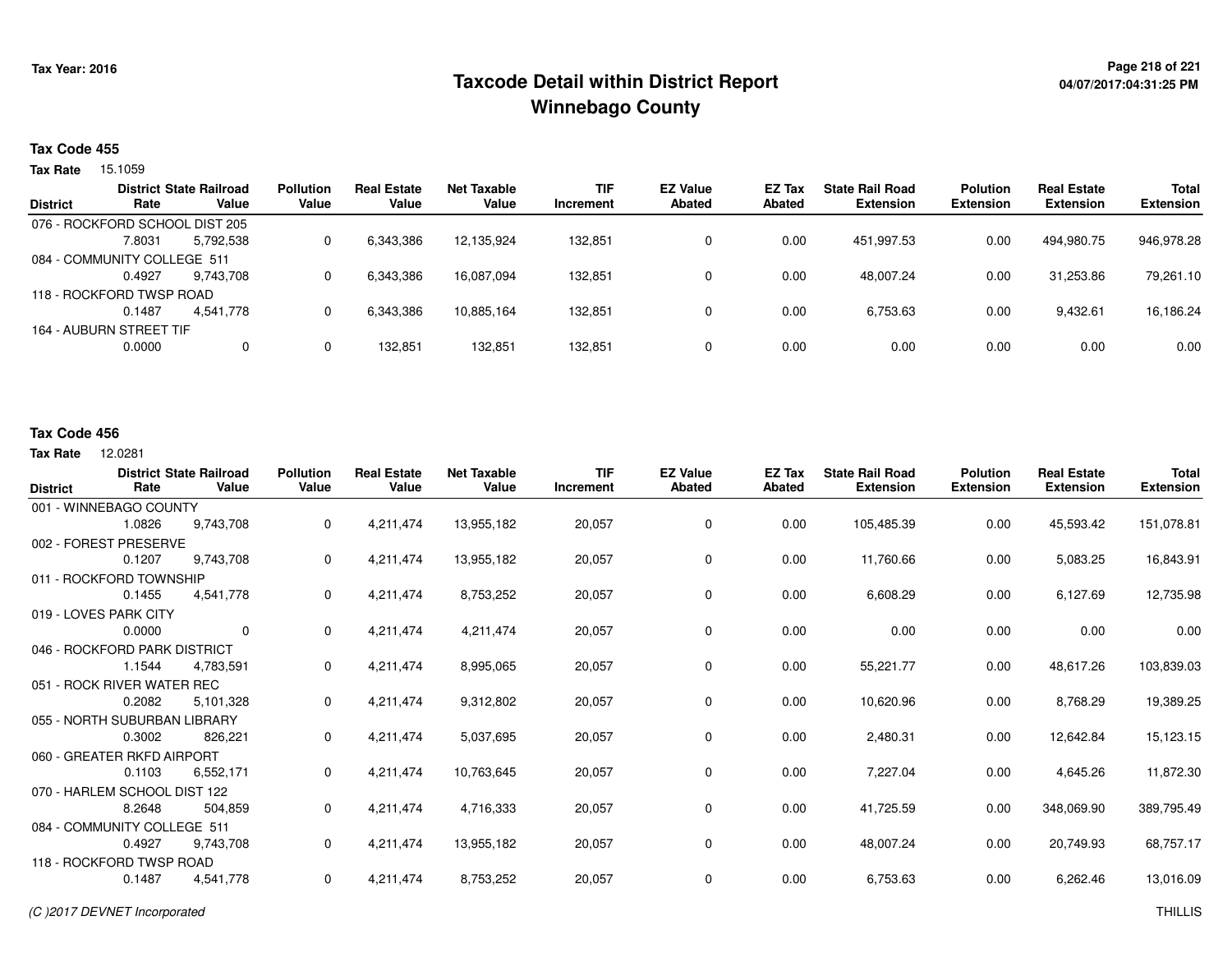# Taxcode Detail within District Report
## Winnebago County

**Tax Year: 2016**

**Tax Code 455**

**Tax Rate** 15.1059

| District | District Rate | State Railroad Value | Pollution Value | Real Estate Value | Net Taxable Value | TIF Increment | EZ Value Abated | EZ Tax Abated | State Rail Road Extension | Polution Extension | Real Estate Extension | Total Extension |
|---|---|---|---|---|---|---|---|---|---|---|---|---|
| 076 - ROCKFORD SCHOOL DIST 205 | 7.8031 | 5,792,538 | 0 | 6,343,386 | 12,135,924 | 132,851 | 0 | 0.00 | 451,997.53 | 0.00 | 494,980.75 | 946,978.28 |
| 084 - COMMUNITY COLLEGE 511 | 0.4927 | 9,743,708 | 0 | 6,343,386 | 16,087,094 | 132,851 | 0 | 0.00 | 48,007.24 | 0.00 | 31,253.86 | 79,261.10 |
| 118 - ROCKFORD TWSP ROAD | 0.1487 | 4,541,778 | 0 | 6,343,386 | 10,885,164 | 132,851 | 0 | 0.00 | 6,753.63 | 0.00 | 9,432.61 | 16,186.24 |
| 164 - AUBURN STREET TIF | 0.0000 | 0 | 0 | 132,851 | 132,851 | 132,851 | 0 | 0.00 | 0.00 | 0.00 | 0.00 | 0.00 |

**Tax Code 456**

**Tax Rate** 12.0281

| District | District Rate | State Railroad Value | Pollution Value | Real Estate Value | Net Taxable Value | TIF Increment | EZ Value Abated | EZ Tax Abated | State Rail Road Extension | Polution Extension | Real Estate Extension | Total Extension |
|---|---|---|---|---|---|---|---|---|---|---|---|---|
| 001 - WINNEBAGO COUNTY | 1.0826 | 9,743,708 | 0 | 4,211,474 | 13,955,182 | 20,057 | 0 | 0.00 | 105,485.39 | 0.00 | 45,593.42 | 151,078.81 |
| 002 - FOREST PRESERVE | 0.1207 | 9,743,708 | 0 | 4,211,474 | 13,955,182 | 20,057 | 0 | 0.00 | 11,760.66 | 0.00 | 5,083.25 | 16,843.91 |
| 011 - ROCKFORD TOWNSHIP | 0.1455 | 4,541,778 | 0 | 4,211,474 | 8,753,252 | 20,057 | 0 | 0.00 | 6,608.29 | 0.00 | 6,127.69 | 12,735.98 |
| 019 - LOVES PARK CITY | 0.0000 | 0 | 0 | 4,211,474 | 4,211,474 | 20,057 | 0 | 0.00 | 0.00 | 0.00 | 0.00 | 0.00 |
| 046 - ROCKFORD PARK DISTRICT | 1.1544 | 4,783,591 | 0 | 4,211,474 | 8,995,065 | 20,057 | 0 | 0.00 | 55,221.77 | 0.00 | 48,617.26 | 103,839.03 |
| 051 - ROCK RIVER WATER REC | 0.2082 | 5,101,328 | 0 | 4,211,474 | 9,312,802 | 20,057 | 0 | 0.00 | 10,620.96 | 0.00 | 8,768.29 | 19,389.25 |
| 055 - NORTH SUBURBAN LIBRARY | 0.3002 | 826,221 | 0 | 4,211,474 | 5,037,695 | 20,057 | 0 | 0.00 | 2,480.31 | 0.00 | 12,642.84 | 15,123.15 |
| 060 - GREATER RKFD AIRPORT | 0.1103 | 6,552,171 | 0 | 4,211,474 | 10,763,645 | 20,057 | 0 | 0.00 | 7,227.04 | 0.00 | 4,645.26 | 11,872.30 |
| 070 - HARLEM SCHOOL DIST 122 | 8.2648 | 504,859 | 0 | 4,211,474 | 4,716,333 | 20,057 | 0 | 0.00 | 41,725.59 | 0.00 | 348,069.90 | 389,795.49 |
| 084 - COMMUNITY COLLEGE 511 | 0.4927 | 9,743,708 | 0 | 4,211,474 | 13,955,182 | 20,057 | 0 | 0.00 | 48,007.24 | 0.00 | 20,749.93 | 68,757.17 |
| 118 - ROCKFORD TWSP ROAD | 0.1487 | 4,541,778 | 0 | 4,211,474 | 8,753,252 | 20,057 | 0 | 0.00 | 6,753.63 | 0.00 | 6,262.46 | 13,016.09 |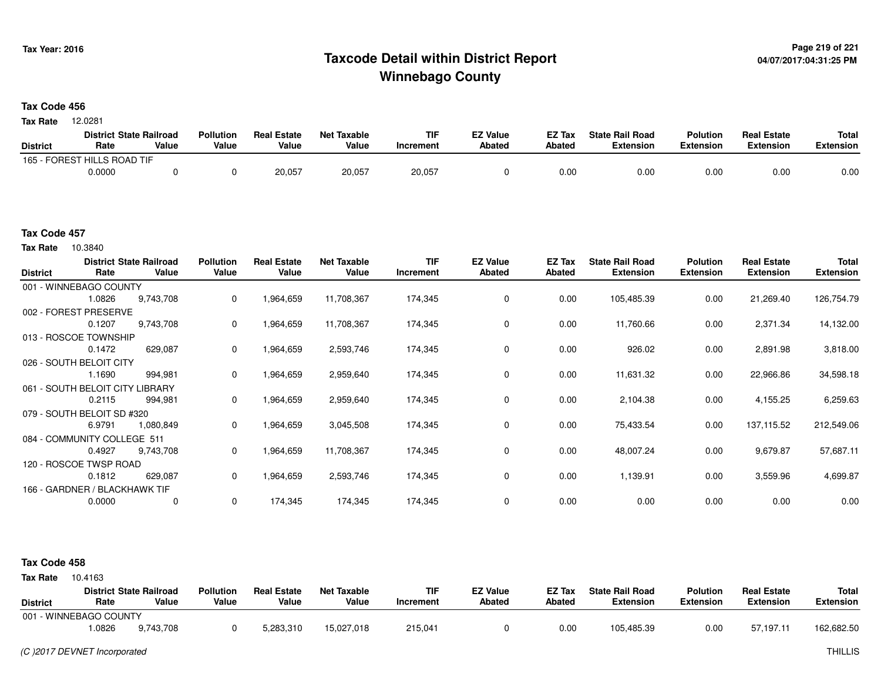# Taxcode Detail within District Report
# Winnebago County

Tax Year: 2016

## Tax Code 456

**Tax Rate** 12.0281

| District | District Rate | State Railroad Value | Pollution Value | Real Estate Value | Net Taxable Value | TIF Increment | EZ Value Abated | EZ Tax Abated | State Rail Road Extension | Polution Extension | Real Estate Extension | Total Extension |
|---|---|---|---|---|---|---|---|---|---|---|---|---|
| 165 - FOREST HILLS ROAD TIF | 0.0000 | 0 | 0 | 20,057 | 20,057 | 20,057 | 0 | 0.00 | 0.00 | 0.00 | 0.00 | 0.00 |

## Tax Code 457

**Tax Rate** 10.3840

| District | District Rate | State Railroad Value | Pollution Value | Real Estate Value | Net Taxable Value | TIF Increment | EZ Value Abated | EZ Tax Abated | State Rail Road Extension | Polution Extension | Real Estate Extension | Total Extension |
|---|---|---|---|---|---|---|---|---|---|---|---|---|
| 001 - WINNEBAGO COUNTY | 1.0826 | 9,743,708 | 0 | 1,964,659 | 11,708,367 | 174,345 | 0 | 0.00 | 105,485.39 | 0.00 | 21,269.40 | 126,754.79 |
| 002 - FOREST PRESERVE | 0.1207 | 9,743,708 | 0 | 1,964,659 | 11,708,367 | 174,345 | 0 | 0.00 | 11,760.66 | 0.00 | 2,371.34 | 14,132.00 |
| 013 - ROSCOE TOWNSHIP | 0.1472 | 629,087 | 0 | 1,964,659 | 2,593,746 | 174,345 | 0 | 0.00 | 926.02 | 0.00 | 2,891.98 | 3,818.00 |
| 026 - SOUTH BELOIT CITY | 1.1690 | 994,981 | 0 | 1,964,659 | 2,959,640 | 174,345 | 0 | 0.00 | 11,631.32 | 0.00 | 22,966.86 | 34,598.18 |
| 061 - SOUTH BELOIT CITY LIBRARY | 0.2115 | 994,981 | 0 | 1,964,659 | 2,959,640 | 174,345 | 0 | 0.00 | 2,104.38 | 0.00 | 4,155.25 | 6,259.63 |
| 079 - SOUTH BELOIT SD #320 | 6.9791 | 1,080,849 | 0 | 1,964,659 | 3,045,508 | 174,345 | 0 | 0.00 | 75,433.54 | 0.00 | 137,115.52 | 212,549.06 |
| 084 - COMMUNITY COLLEGE 511 | 0.4927 | 9,743,708 | 0 | 1,964,659 | 11,708,367 | 174,345 | 0 | 0.00 | 48,007.24 | 0.00 | 9,679.87 | 57,687.11 |
| 120 - ROSCOE TWSP ROAD | 0.1812 | 629,087 | 0 | 1,964,659 | 2,593,746 | 174,345 | 0 | 0.00 | 1,139.91 | 0.00 | 3,559.96 | 4,699.87 |
| 166 - GARDNER / BLACKHAWK TIF | 0.0000 | 0 | 0 | 174,345 | 174,345 | 174,345 | 0 | 0.00 | 0.00 | 0.00 | 0.00 | 0.00 |

## Tax Code 458

**Tax Rate** 10.4163

| District | District Rate | State Railroad Value | Pollution Value | Real Estate Value | Net Taxable Value | TIF Increment | EZ Value Abated | EZ Tax Abated | State Rail Road Extension | Polution Extension | Real Estate Extension | Total Extension |
|---|---|---|---|---|---|---|---|---|---|---|---|---|
| 001 - WINNEBAGO COUNTY | 1.0826 | 9,743,708 | 0 | 5,283,310 | 15,027,018 | 215,041 | 0 | 0.00 | 105,485.39 | 0.00 | 57,197.11 | 162,682.50 |

*(C )2017 DEVNET Incorporated* THILLIS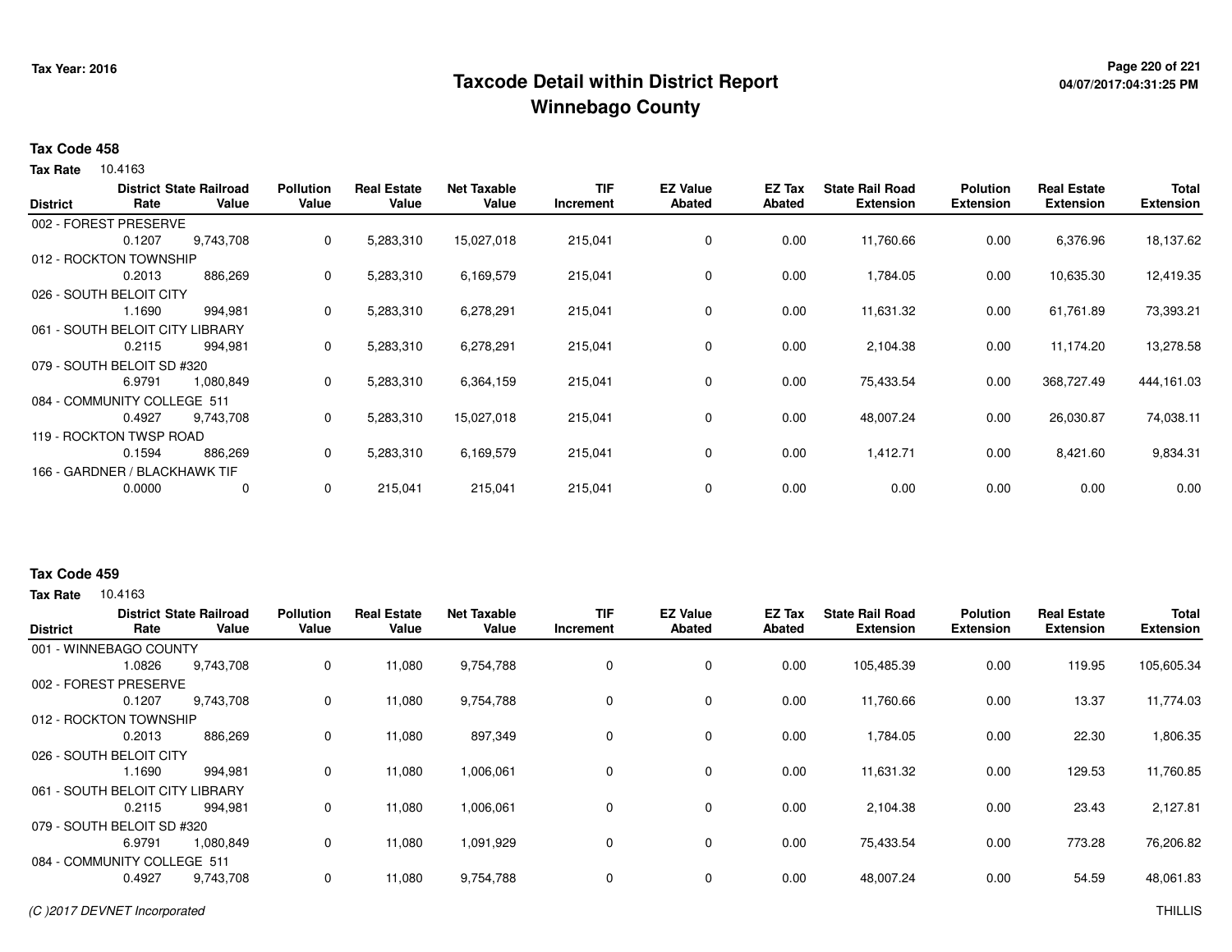Tax Year: 2016

# Taxcode Detail within District Report
## Winnebago County

**Tax Code 458**

**Tax Rate** 10.4163

| District | District Rate | State Railroad Value | Pollution Value | Real Estate Value | Net Taxable Value | TIF Increment | EZ Value Abated | EZ Tax Abated | State Rail Road Extension | Polution Extension | Real Estate Extension | Total Extension |
|---|---|---|---|---|---|---|---|---|---|---|---|---|
| 002 - FOREST PRESERVE | | | | | | | | | | | | |
| | 0.1207 | 9,743,708 | 0 | 5,283,310 | 15,027,018 | 215,041 | 0 | 0.00 | 11,760.66 | 0.00 | 6,376.96 | 18,137.62 |
| 012 - ROCKTON TOWNSHIP | | | | | | | | | | | | |
| | 0.2013 | 886,269 | 0 | 5,283,310 | 6,169,579 | 215,041 | 0 | 0.00 | 1,784.05 | 0.00 | 10,635.30 | 12,419.35 |
| 026 - SOUTH BELOIT CITY | | | | | | | | | | | | |
| | 1.1690 | 994,981 | 0 | 5,283,310 | 6,278,291 | 215,041 | 0 | 0.00 | 11,631.32 | 0.00 | 61,761.89 | 73,393.21 |
| 061 - SOUTH BELOIT CITY LIBRARY | | | | | | | | | | | | |
| | 0.2115 | 994,981 | 0 | 5,283,310 | 6,278,291 | 215,041 | 0 | 0.00 | 2,104.38 | 0.00 | 11,174.20 | 13,278.58 |
| 079 - SOUTH BELOIT SD #320 | | | | | | | | | | | | |
| | 6.9791 | 1,080,849 | 0 | 5,283,310 | 6,364,159 | 215,041 | 0 | 0.00 | 75,433.54 | 0.00 | 368,727.49 | 444,161.03 |
| 084 - COMMUNITY COLLEGE 511 | | | | | | | | | | | | |
| | 0.4927 | 9,743,708 | 0 | 5,283,310 | 15,027,018 | 215,041 | 0 | 0.00 | 48,007.24 | 0.00 | 26,030.87 | 74,038.11 |
| 119 - ROCKTON TWSP ROAD | | | | | | | | | | | | |
| | 0.1594 | 886,269 | 0 | 5,283,310 | 6,169,579 | 215,041 | 0 | 0.00 | 1,412.71 | 0.00 | 8,421.60 | 9,834.31 |
| 166 - GARDNER / BLACKHAWK TIF | | | | | | | | | | | | |
| | 0.0000 | 0 | 0 | 215,041 | 215,041 | 215,041 | 0 | 0.00 | 0.00 | 0.00 | 0.00 | 0.00 |

**Tax Code 459**

**Tax Rate** 10.4163

| District | District Rate | State Railroad Value | Pollution Value | Real Estate Value | Net Taxable Value | TIF Increment | EZ Value Abated | EZ Tax Abated | State Rail Road Extension | Polution Extension | Real Estate Extension | Total Extension |
|---|---|---|---|---|---|---|---|---|---|---|---|---|
| 001 - WINNEBAGO COUNTY | | | | | | | | | | | | |
| | 1.0826 | 9,743,708 | 0 | 11,080 | 9,754,788 | 0 | 0 | 0.00 | 105,485.39 | 0.00 | 119.95 | 105,605.34 |
| 002 - FOREST PRESERVE | | | | | | | | | | | | |
| | 0.1207 | 9,743,708 | 0 | 11,080 | 9,754,788 | 0 | 0 | 0.00 | 11,760.66 | 0.00 | 13.37 | 11,774.03 |
| 012 - ROCKTON TOWNSHIP | | | | | | | | | | | | |
| | 0.2013 | 886,269 | 0 | 11,080 | 897,349 | 0 | 0 | 0.00 | 1,784.05 | 0.00 | 22.30 | 1,806.35 |
| 026 - SOUTH BELOIT CITY | | | | | | | | | | | | |
| | 1.1690 | 994,981 | 0 | 11,080 | 1,006,061 | 0 | 0 | 0.00 | 11,631.32 | 0.00 | 129.53 | 11,760.85 |
| 061 - SOUTH BELOIT CITY LIBRARY | | | | | | | | | | | | |
| | 0.2115 | 994,981 | 0 | 11,080 | 1,006,061 | 0 | 0 | 0.00 | 2,104.38 | 0.00 | 23.43 | 2,127.81 |
| 079 - SOUTH BELOIT SD #320 | | | | | | | | | | | | |
| | 6.9791 | 1,080,849 | 0 | 11,080 | 1,091,929 | 0 | 0 | 0.00 | 75,433.54 | 0.00 | 773.28 | 76,206.82 |
| 084 - COMMUNITY COLLEGE 511 | | | | | | | | | | | | |
| | 0.4927 | 9,743,708 | 0 | 11,080 | 9,754,788 | 0 | 0 | 0.00 | 48,007.24 | 0.00 | 54.59 | 48,061.83 |

(C )2017 DEVNET Incorporated THILLIS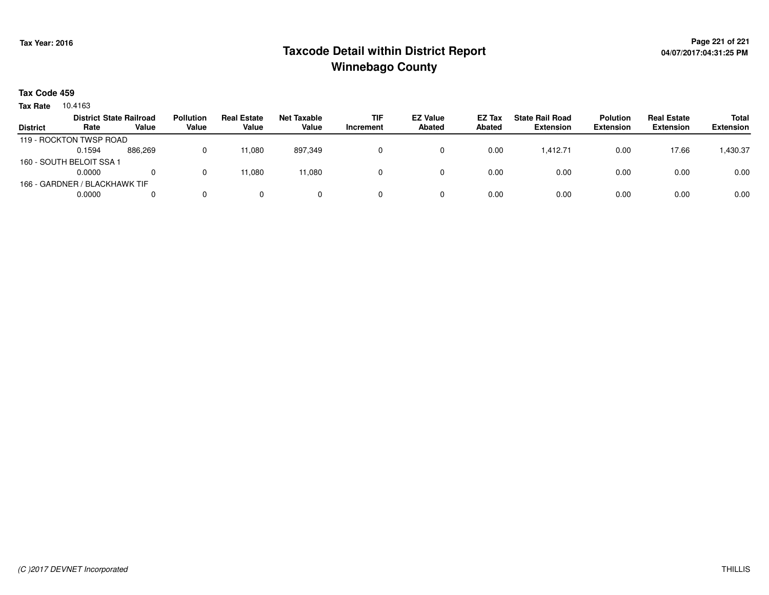# Taxcode Detail within District Report
# Winnebago County

Tax Year: 2016

**Tax Code 459**

**Tax Rate** 10.4163

| District | District Rate | State Railroad Value | Pollution Value | Real Estate Value | Net Taxable Value | TIF Increment | EZ Value Abated | EZ Tax Abated | State Rail Road Extension | Polution Extension | Real Estate Extension | Total Extension |
|---|---|---|---|---|---|---|---|---|---|---|---|---|
| 119 - ROCKTON TWSP ROAD | | | | | | | | | | | | |
| | 0.1594 | 886,269 | 0 | 11,080 | 897,349 | 0 | 0 | 0.00 | 1,412.71 | 0.00 | 17.66 | 1,430.37 |
| 160 - SOUTH BELOIT SSA 1 | | | | | | | | | | | | |
| | 0.0000 | 0 | 0 | 11,080 | 11,080 | 0 | 0 | 0.00 | 0.00 | 0.00 | 0.00 | 0.00 |
| 166 - GARDNER / BLACKHAWK TIF | | | | | | | | | | | | |
| | 0.0000 | 0 | 0 | 0 | 0 | 0 | 0 | 0.00 | 0.00 | 0.00 | 0.00 | 0.00 |

*(C )2017 DEVNET Incorporated*

THILLIS